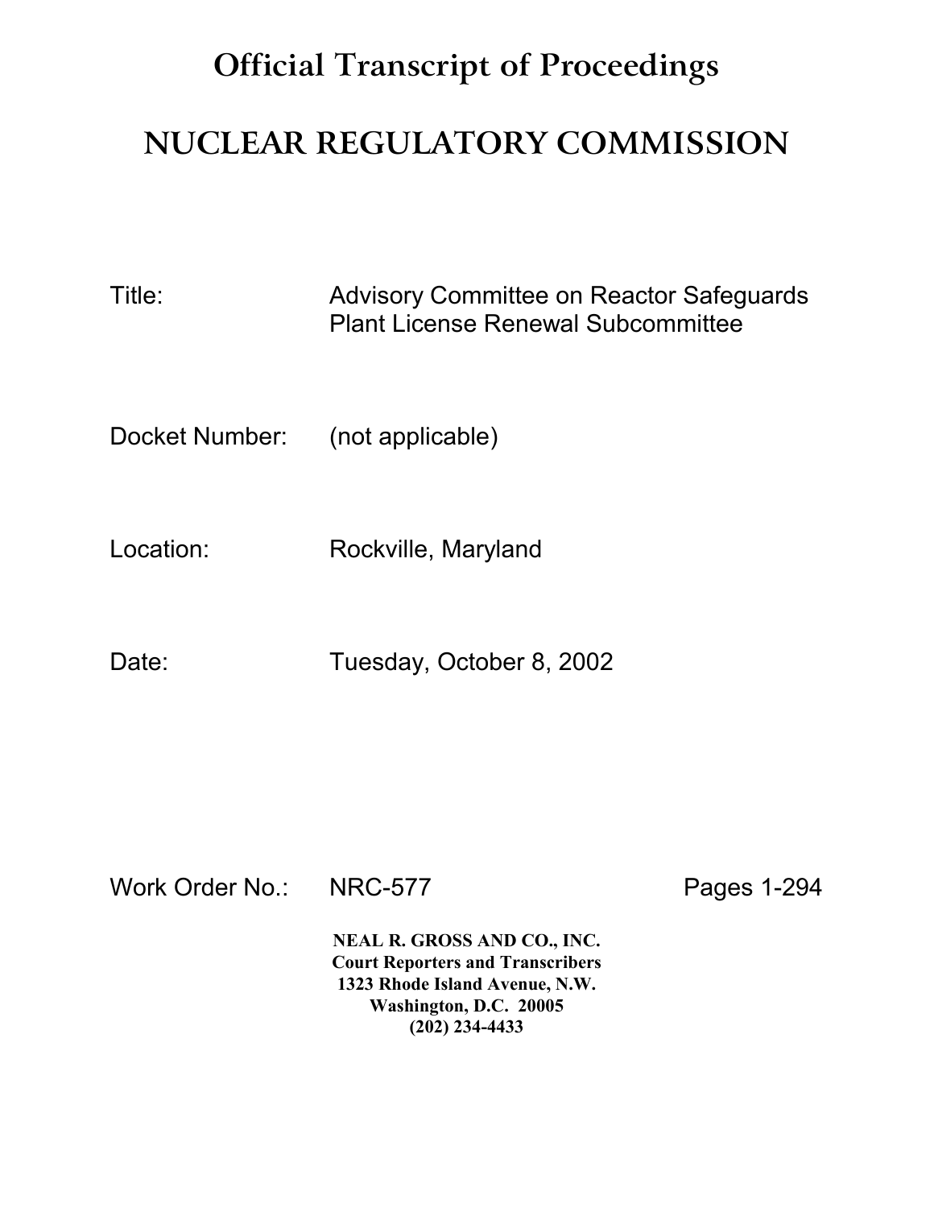# Official Transcript of Proceedings

# NUCLEAR REGULATORY COMMISSION

Title: Advisory Committee on Reactor Safeguards
Plant License Renewal Subcommittee

Docket Number: (not applicable)

Location: Rockville, Maryland

Date: Tuesday, October 8, 2002

Work Order No.: NRC-577 Pages 1-294

**NEAL R. GROSS AND CO., INC.**
**Court Reporters and Transcribers**
**1323 Rhode Island Avenue, N.W.**
**Washington, D.C. 20005**
**(202) 234-4433**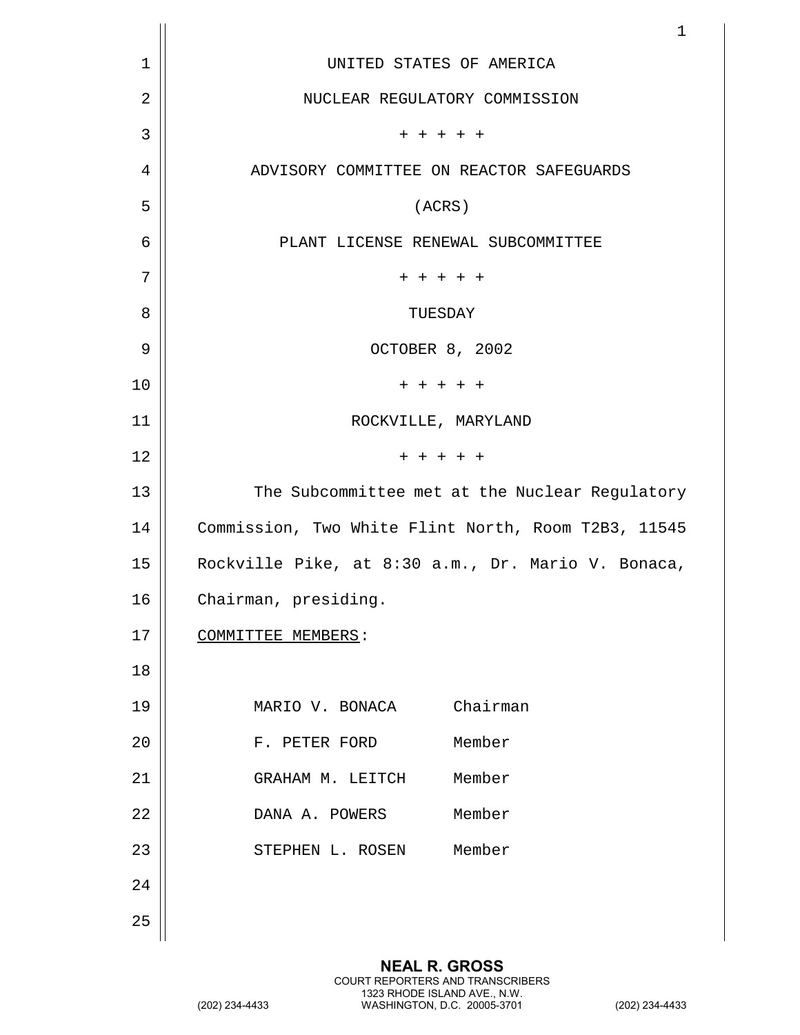UNITED STATES OF AMERICA

NUCLEAR REGULATORY COMMISSION

+ + + + +

ADVISORY COMMITTEE ON REACTOR SAFEGUARDS

(ACRS)

PLANT LICENSE RENEWAL SUBCOMMITTEE

+ + + + +

TUESDAY

OCTOBER 8, 2002

+ + + + +

ROCKVILLE, MARYLAND

+ + + + +

The Subcommittee met at the Nuclear Regulatory Commission, Two White Flint North, Room T2B3, 11545 Rockville Pike, at 8:30 a.m., Dr. Mario V. Bonaca, Chairman, presiding.

COMMITTEE MEMBERS:

| | |
|---|---|
| MARIO V. BONACA | Chairman |
| F. PETER FORD | Member |
| GRAHAM M. LEITCH | Member |
| DANA A. POWERS | Member |
| STEPHEN L. ROSEN | Member |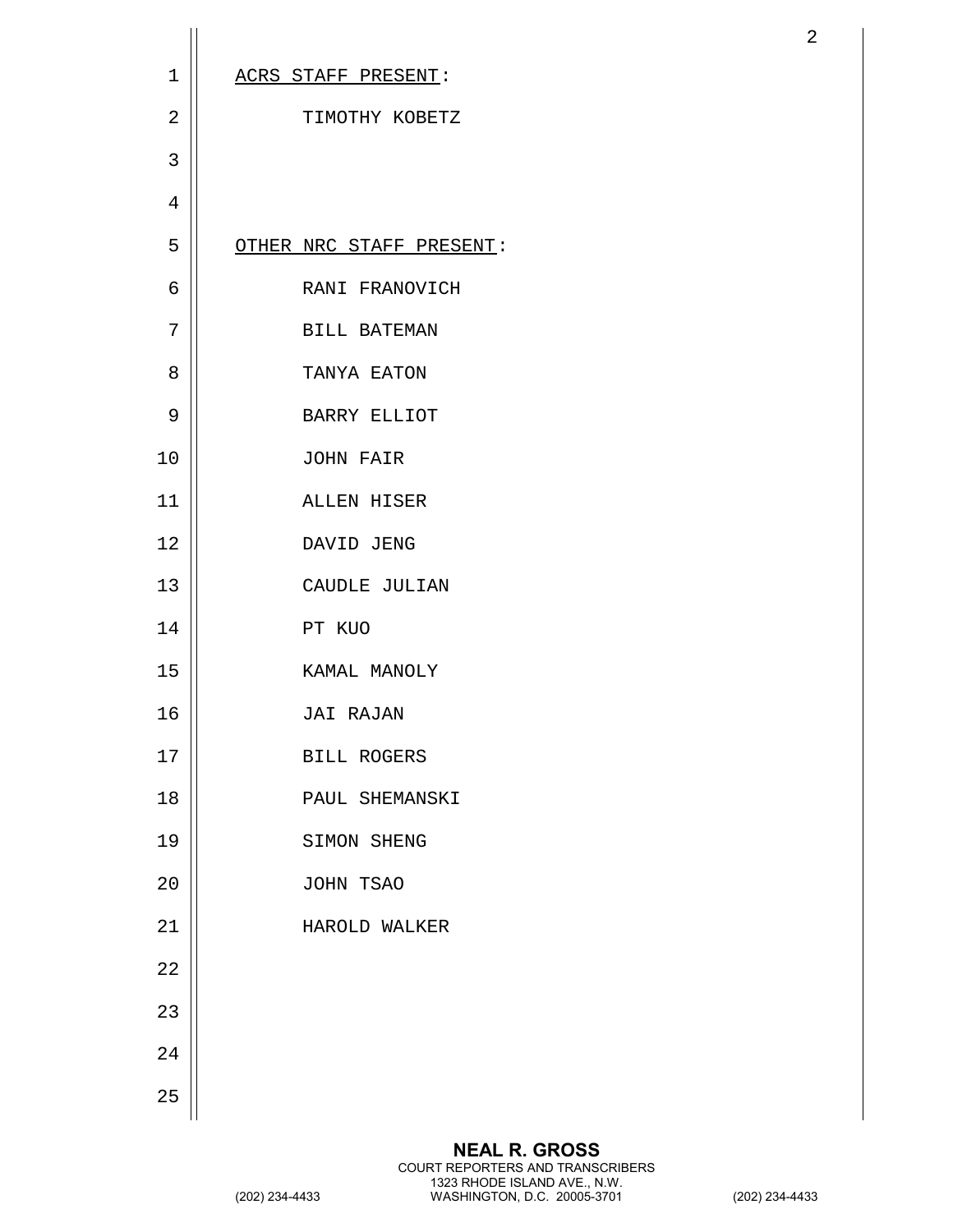ACRS STAFF PRESENT:

TIMOTHY KOBETZ

OTHER NRC STAFF PRESENT:

RANI FRANOVICH
BILL BATEMAN
TANYA EATON
BARRY ELLIOT
JOHN FAIR
ALLEN HISER
DAVID JENG
CAUDLE JULIAN
PT KUO
KAMAL MANOLY
JAI RAJAN
BILL ROGERS
PAUL SHEMANSKI
SIMON SHENG
JOHN TSAO
HAROLD WALKER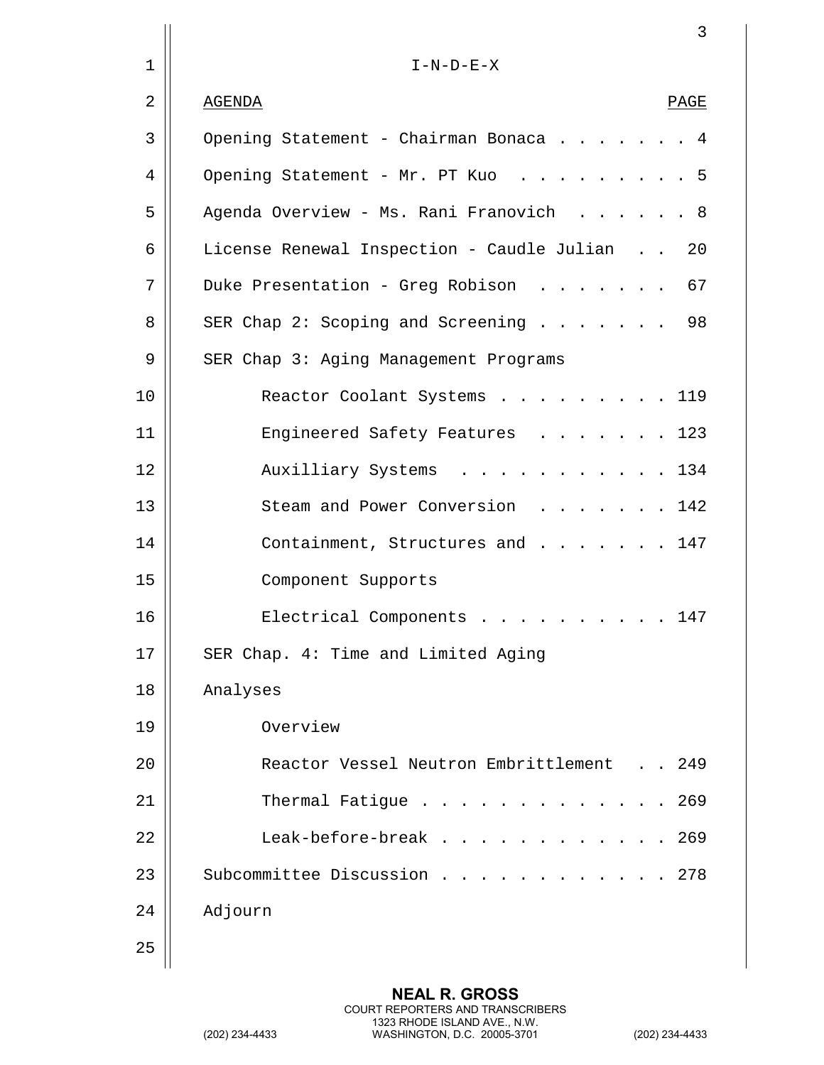# I-N-D-E-X

| AGENDA | PAGE |
|---|---|
| Opening Statement - Chairman Bonaca | 4 |
| Opening Statement - Mr. PT Kuo | 5 |
| Agenda Overview - Ms. Rani Franovich | 8 |
| License Renewal Inspection - Caudle Julian | 20 |
| Duke Presentation - Greg Robison | 67 |
| SER Chap 2: Scoping and Screening | 98 |
| SER Chap 3: Aging Management Programs | |
| Reactor Coolant Systems | 119 |
| Engineered Safety Features | 123 |
| Auxilliary Systems | 134 |
| Steam and Power Conversion | 142 |
| Containment, Structures and Component Supports | 147 |
| Electrical Components | 147 |
| SER Chap. 4: Time and Limited Aging Analyses | |
| Overview | |
| Reactor Vessel Neutron Embrittlement | 249 |
| Thermal Fatigue | 269 |
| Leak-before-break | 269 |
| Subcommittee Discussion | 278 |
| Adjourn | |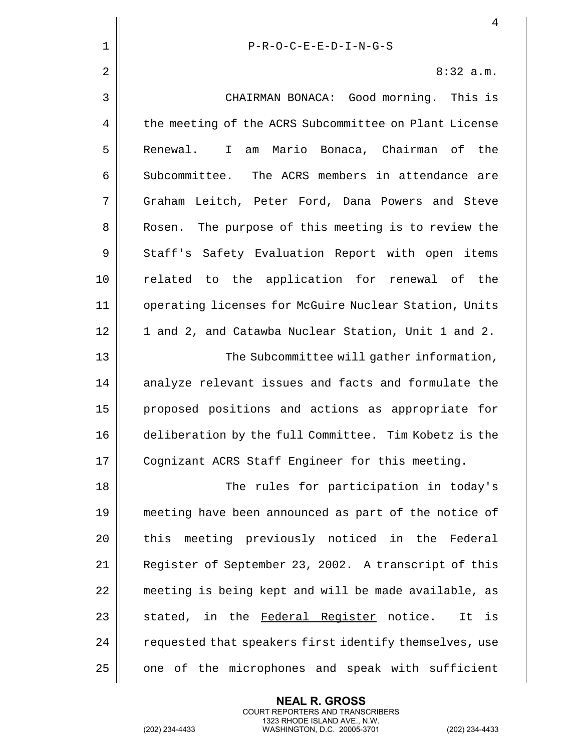P-R-O-C-E-E-D-I-N-G-S

8:32 a.m.

CHAIRMAN BONACA: Good morning. This is the meeting of the ACRS Subcommittee on Plant License Renewal. I am Mario Bonaca, Chairman of the Subcommittee. The ACRS members in attendance are Graham Leitch, Peter Ford, Dana Powers and Steve Rosen. The purpose of this meeting is to review the Staff's Safety Evaluation Report with open items related to the application for renewal of the operating licenses for McGuire Nuclear Station, Units 1 and 2, and Catawba Nuclear Station, Unit 1 and 2.

The Subcommittee will gather information, analyze relevant issues and facts and formulate the proposed positions and actions as appropriate for deliberation by the full Committee. Tim Kobetz is the Cognizant ACRS Staff Engineer for this meeting.

The rules for participation in today's meeting have been announced as part of the notice of this meeting previously noticed in the Federal Register of September 23, 2002. A transcript of this meeting is being kept and will be made available, as stated, in the Federal Register notice. It is requested that speakers first identify themselves, use one of the microphones and speak with sufficient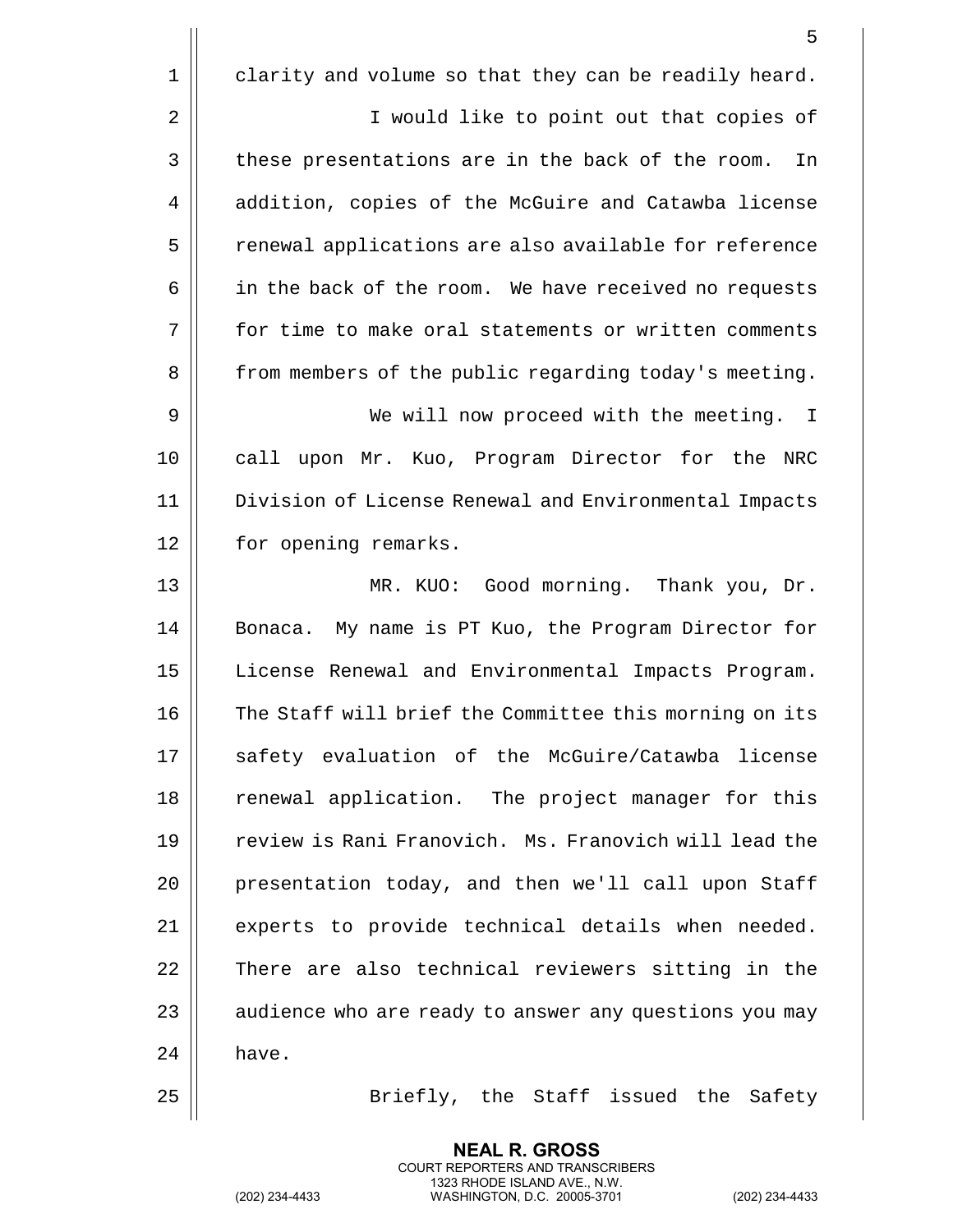clarity and volume so that they can be readily heard.

I would like to point out that copies of these presentations are in the back of the room. In addition, copies of the McGuire and Catawba license renewal applications are also available for reference in the back of the room. We have received no requests for time to make oral statements or written comments from members of the public regarding today's meeting.

We will now proceed with the meeting. I call upon Mr. Kuo, Program Director for the NRC Division of License Renewal and Environmental Impacts for opening remarks.

MR. KUO: Good morning. Thank you, Dr. Bonaca. My name is PT Kuo, the Program Director for License Renewal and Environmental Impacts Program. The Staff will brief the Committee this morning on its safety evaluation of the McGuire/Catawba license renewal application. The project manager for this review is Rani Franovich. Ms. Franovich will lead the presentation today, and then we'll call upon Staff experts to provide technical details when needed. There are also technical reviewers sitting in the audience who are ready to answer any questions you may have.

Briefly, the Staff issued the Safety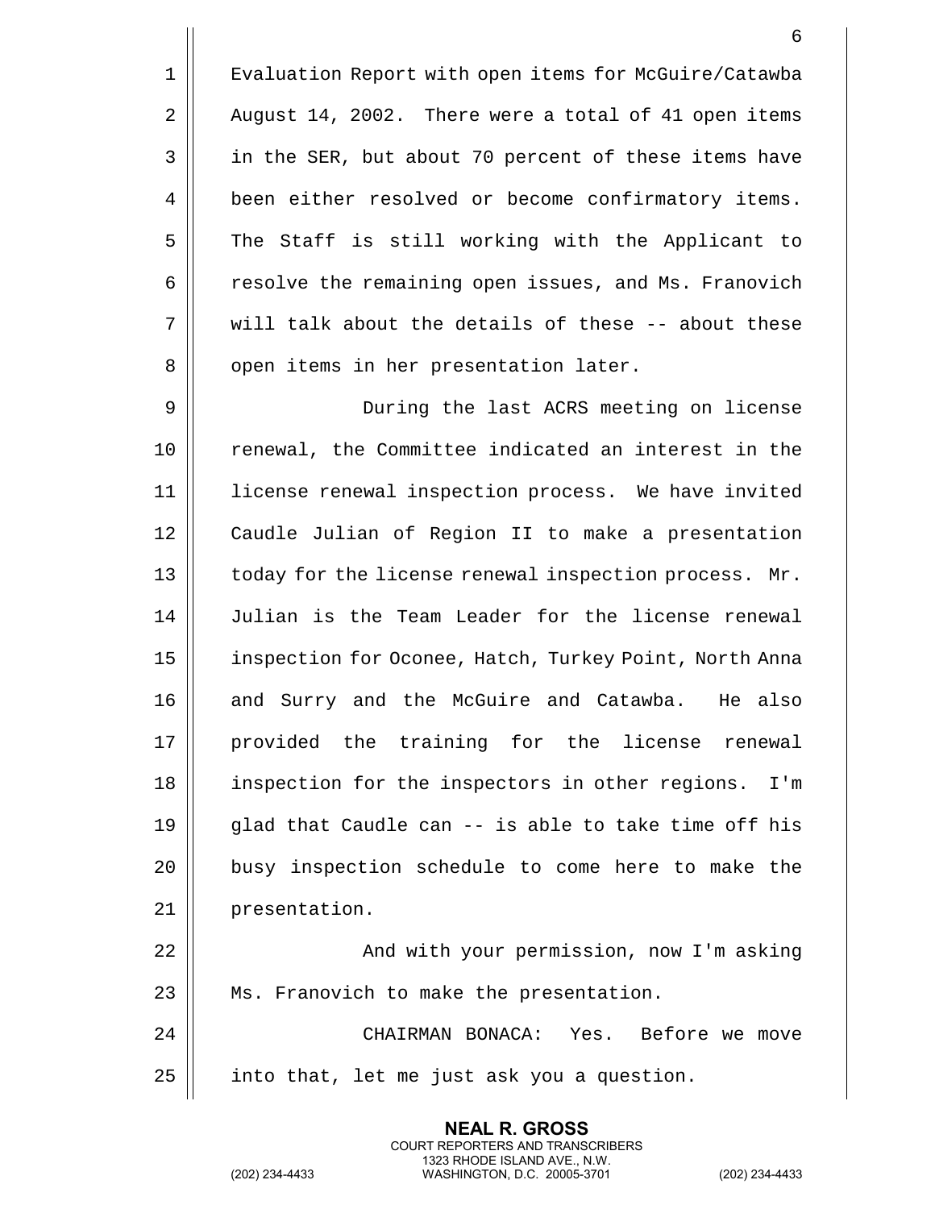Evaluation Report with open items for McGuire/Catawba August 14, 2002. There were a total of 41 open items in the SER, but about 70 percent of these items have been either resolved or become confirmatory items. The Staff is still working with the Applicant to resolve the remaining open issues, and Ms. Franovich will talk about the details of these -- about these open items in her presentation later.

During the last ACRS meeting on license renewal, the Committee indicated an interest in the license renewal inspection process. We have invited Caudle Julian of Region II to make a presentation today for the license renewal inspection process. Mr. Julian is the Team Leader for the license renewal inspection for Oconee, Hatch, Turkey Point, North Anna and Surry and the McGuire and Catawba. He also provided the training for the license renewal inspection for the inspectors in other regions. I'm glad that Caudle can -- is able to take time off his busy inspection schedule to come here to make the presentation.

And with your permission, now I'm asking Ms. Franovich to make the presentation.

CHAIRMAN BONACA: Yes. Before we move into that, let me just ask you a question.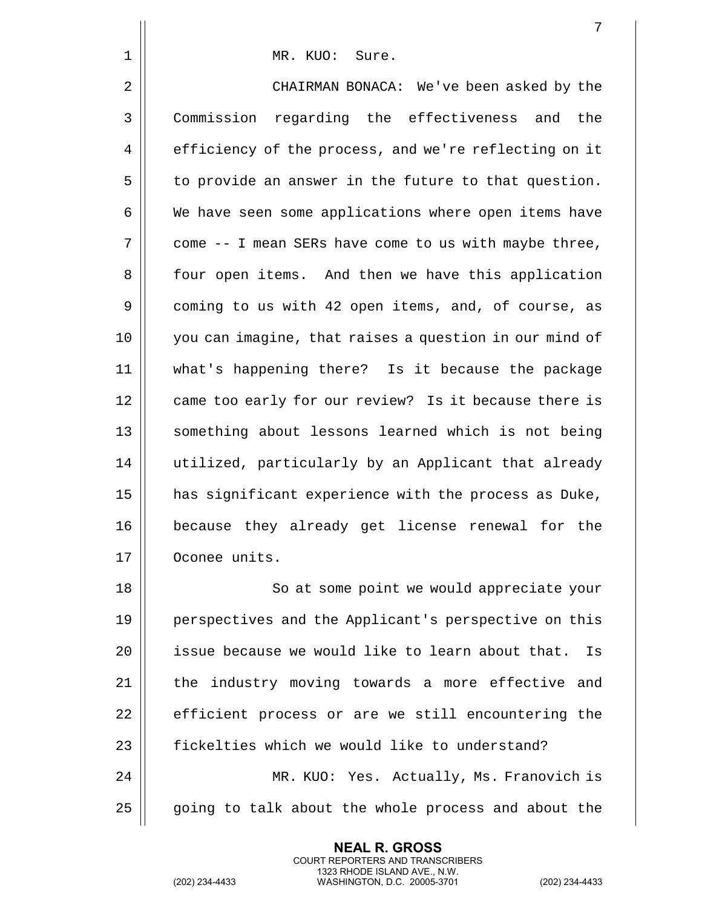MR. KUO: Sure.

CHAIRMAN BONACA: We've been asked by the Commission regarding the effectiveness and the efficiency of the process, and we're reflecting on it to provide an answer in the future to that question. We have seen some applications where open items have come -- I mean SERs have come to us with maybe three, four open items. And then we have this application coming to us with 42 open items, and, of course, as you can imagine, that raises a question in our mind of what's happening there? Is it because the package came too early for our review? Is it because there is something about lessons learned which is not being utilized, particularly by an Applicant that already has significant experience with the process as Duke, because they already get license renewal for the Oconee units.

So at some point we would appreciate your perspectives and the Applicant's perspective on this issue because we would like to learn about that. Is the industry moving towards a more effective and efficient process or are we still encountering the fickelties which we would like to understand?

MR. KUO: Yes. Actually, Ms. Franovich is going to talk about the whole process and about the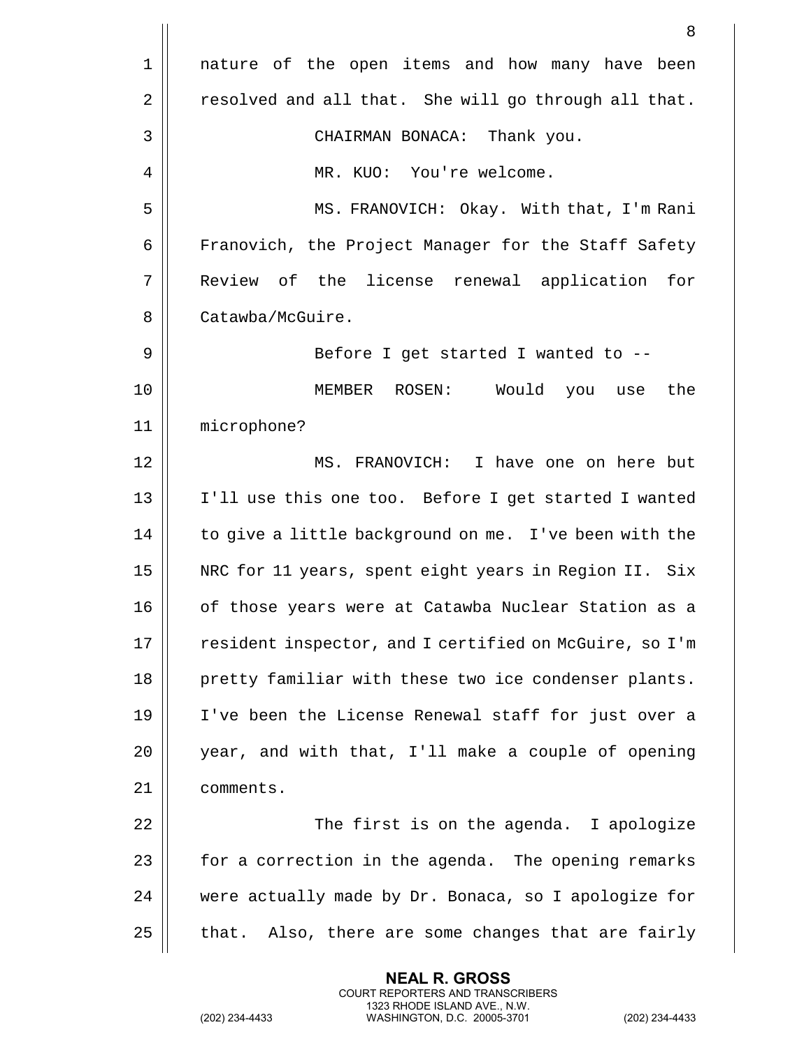nature of the open items and how many have been resolved and all that. She will go through all that.

CHAIRMAN BONACA: Thank you.

MR. KUO: You're welcome.

MS. FRANOVICH: Okay. With that, I'm Rani Franovich, the Project Manager for the Staff Safety Review of the license renewal application for Catawba/McGuire.

Before I get started I wanted to --

MEMBER ROSEN: Would you use the microphone?

MS. FRANOVICH: I have one on here but I'll use this one too. Before I get started I wanted to give a little background on me. I've been with the NRC for 11 years, spent eight years in Region II. Six of those years were at Catawba Nuclear Station as a resident inspector, and I certified on McGuire, so I'm pretty familiar with these two ice condenser plants. I've been the License Renewal staff for just over a year, and with that, I'll make a couple of opening comments.

The first is on the agenda. I apologize for a correction in the agenda. The opening remarks were actually made by Dr. Bonaca, so I apologize for that. Also, there are some changes that are fairly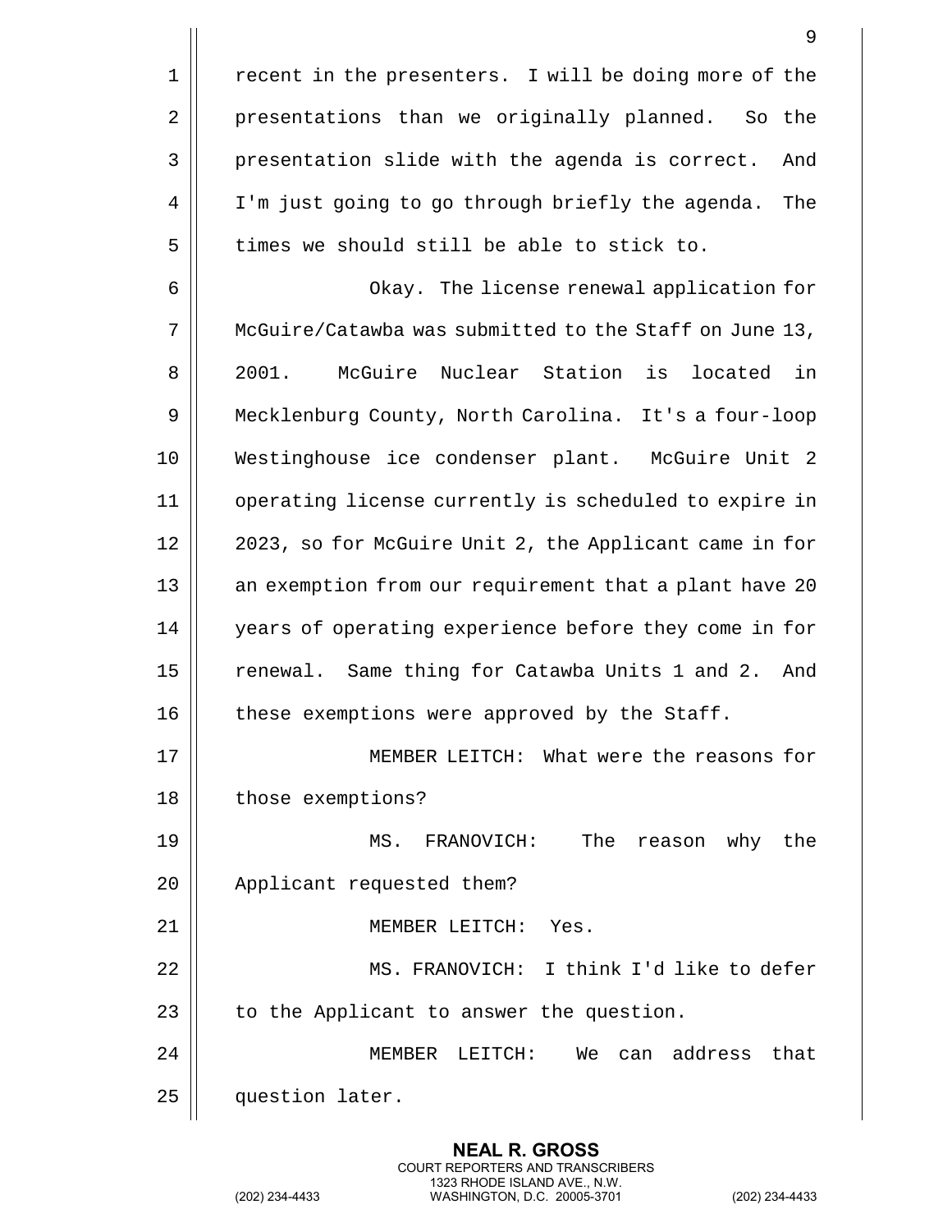recent in the presenters. I will be doing more of the presentations than we originally planned. So the presentation slide with the agenda is correct. And I'm just going to go through briefly the agenda. The times we should still be able to stick to.

Okay. The license renewal application for McGuire/Catawba was submitted to the Staff on June 13, 2001. McGuire Nuclear Station is located in Mecklenburg County, North Carolina. It's a four-loop Westinghouse ice condenser plant. McGuire Unit 2 operating license currently is scheduled to expire in 2023, so for McGuire Unit 2, the Applicant came in for an exemption from our requirement that a plant have 20 years of operating experience before they come in for renewal. Same thing for Catawba Units 1 and 2. And these exemptions were approved by the Staff.

MEMBER LEITCH: What were the reasons for those exemptions?

MS. FRANOVICH: The reason why the Applicant requested them?

MEMBER LEITCH: Yes.

MS. FRANOVICH: I think I'd like to defer to the Applicant to answer the question.

MEMBER LEITCH: We can address that question later.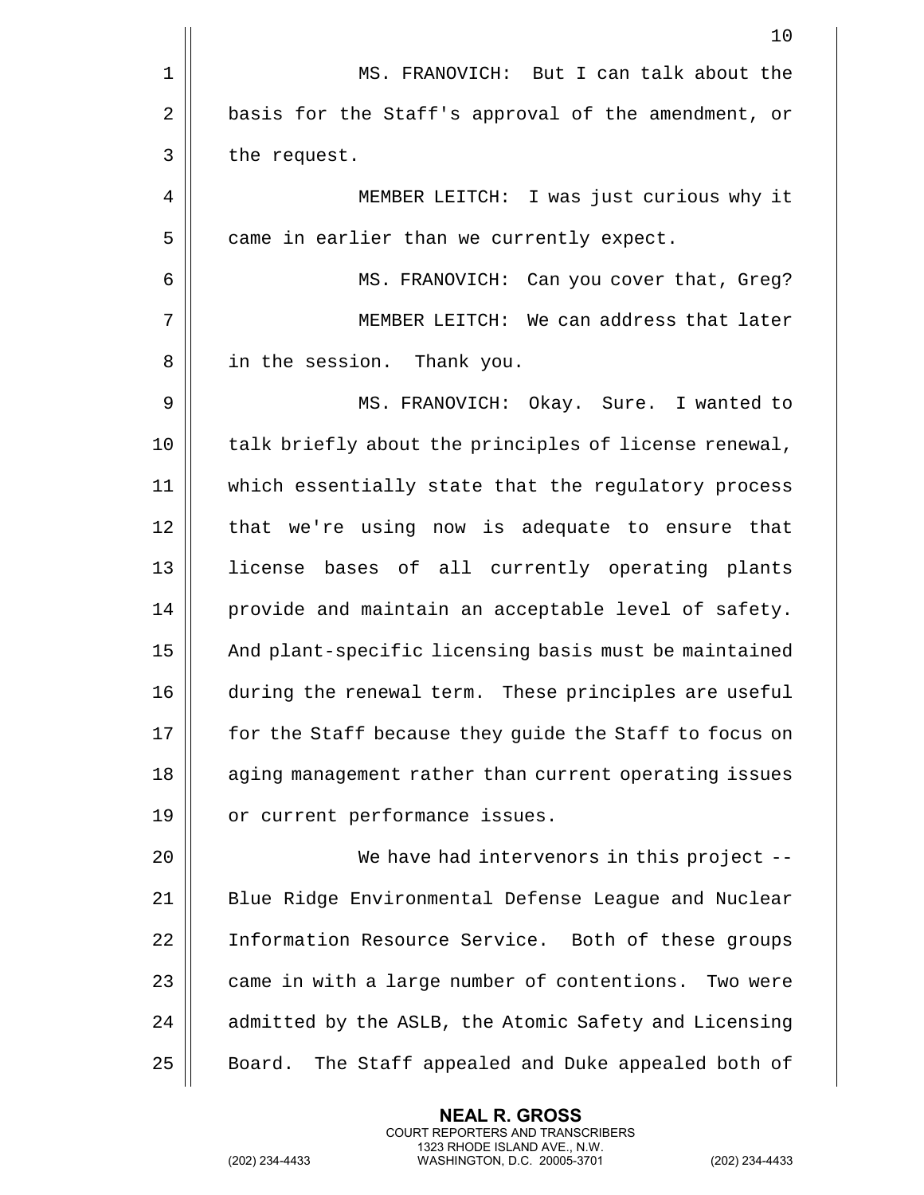MS. FRANOVICH: But I can talk about the basis for the Staff's approval of the amendment, or the request.

MEMBER LEITCH: I was just curious why it came in earlier than we currently expect.

MS. FRANOVICH: Can you cover that, Greg?

MEMBER LEITCH: We can address that later in the session. Thank you.

MS. FRANOVICH: Okay. Sure. I wanted to talk briefly about the principles of license renewal, which essentially state that the regulatory process that we're using now is adequate to ensure that license bases of all currently operating plants provide and maintain an acceptable level of safety. And plant-specific licensing basis must be maintained during the renewal term. These principles are useful for the Staff because they guide the Staff to focus on aging management rather than current operating issues or current performance issues.

We have had intervenors in this project -- Blue Ridge Environmental Defense League and Nuclear Information Resource Service. Both of these groups came in with a large number of contentions. Two were admitted by the ASLB, the Atomic Safety and Licensing Board. The Staff appealed and Duke appealed both of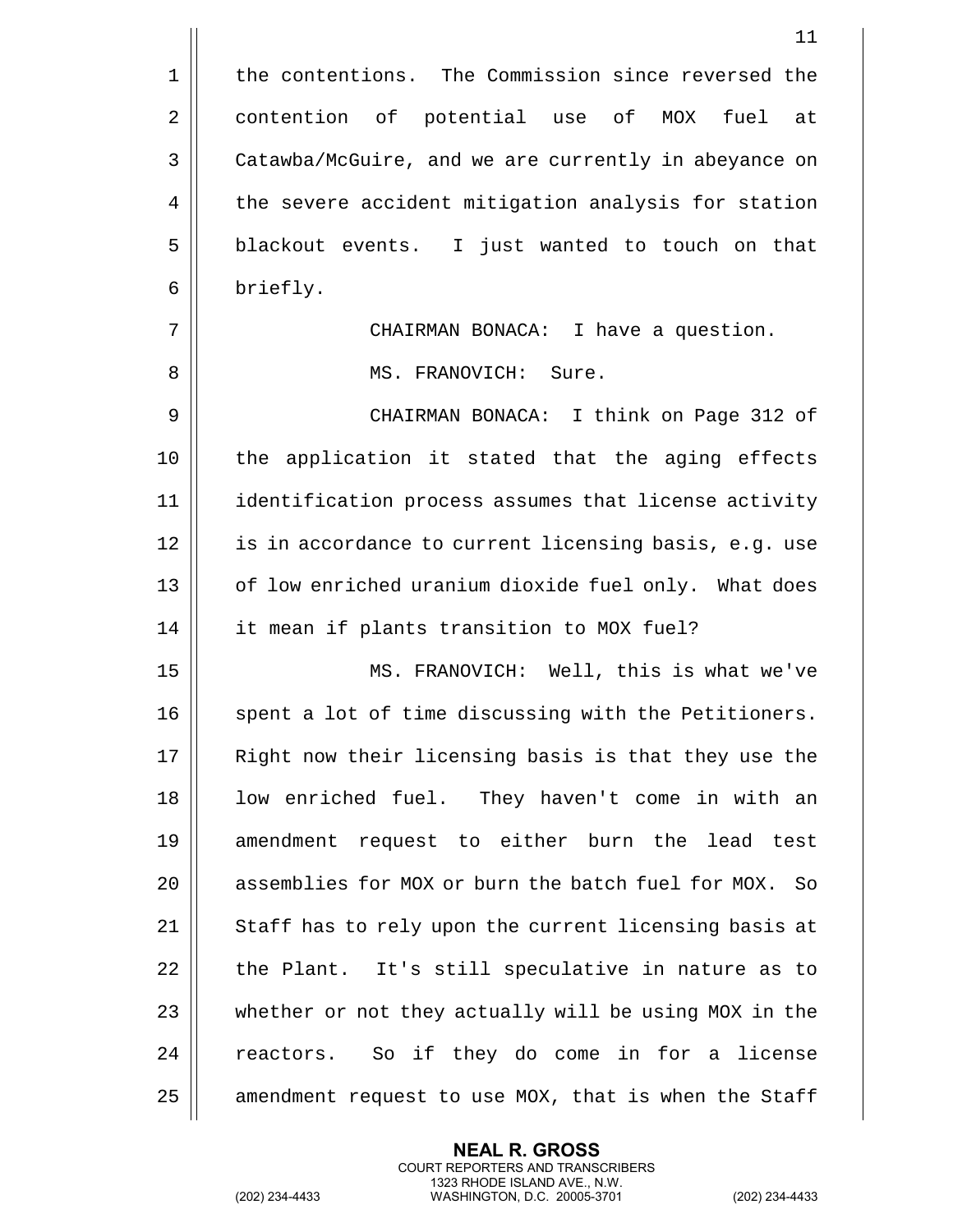the contentions. The Commission since reversed the contention of potential use of MOX fuel at Catawba/McGuire, and we are currently in abeyance on the severe accident mitigation analysis for station blackout events. I just wanted to touch on that briefly.

CHAIRMAN BONACA: I have a question.

MS. FRANOVICH: Sure.

CHAIRMAN BONACA: I think on Page 312 of the application it stated that the aging effects identification process assumes that license activity is in accordance to current licensing basis, e.g. use of low enriched uranium dioxide fuel only. What does it mean if plants transition to MOX fuel?

MS. FRANOVICH: Well, this is what we've spent a lot of time discussing with the Petitioners. Right now their licensing basis is that they use the low enriched fuel. They haven't come in with an amendment request to either burn the lead test assemblies for MOX or burn the batch fuel for MOX. So Staff has to rely upon the current licensing basis at the Plant. It's still speculative in nature as to whether or not they actually will be using MOX in the reactors. So if they do come in for a license amendment request to use MOX, that is when the Staff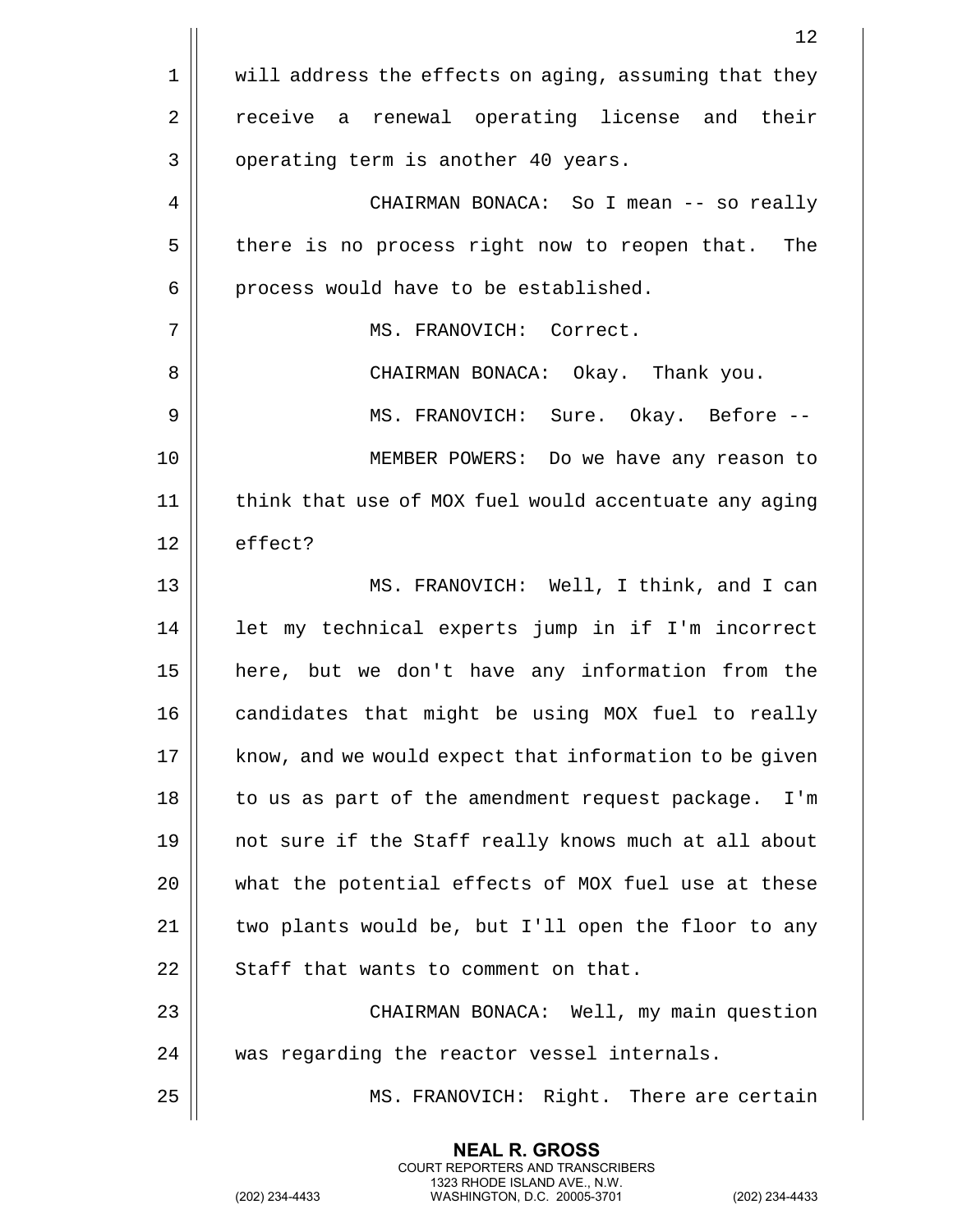will address the effects on aging, assuming that they receive a renewal operating license and their operating term is another 40 years.

CHAIRMAN BONACA: So I mean -- so really there is no process right now to reopen that. The process would have to be established.

MS. FRANOVICH: Correct.

CHAIRMAN BONACA: Okay. Thank you.

MS. FRANOVICH: Sure. Okay. Before --

MEMBER POWERS: Do we have any reason to think that use of MOX fuel would accentuate any aging effect?

MS. FRANOVICH: Well, I think, and I can let my technical experts jump in if I'm incorrect here, but we don't have any information from the candidates that might be using MOX fuel to really know, and we would expect that information to be given to us as part of the amendment request package. I'm not sure if the Staff really knows much at all about what the potential effects of MOX fuel use at these two plants would be, but I'll open the floor to any Staff that wants to comment on that.

CHAIRMAN BONACA: Well, my main question was regarding the reactor vessel internals.

MS. FRANOVICH: Right. There are certain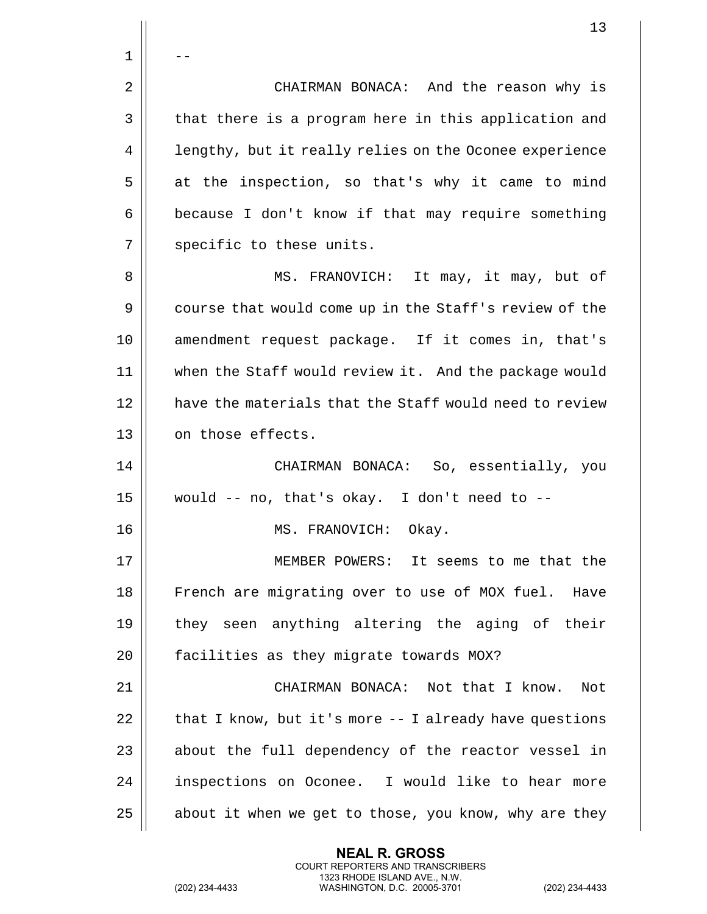--

CHAIRMAN BONACA: And the reason why is that there is a program here in this application and lengthy, but it really relies on the Oconee experience at the inspection, so that's why it came to mind because I don't know if that may require something specific to these units.

MS. FRANOVICH: It may, it may, but of course that would come up in the Staff's review of the amendment request package. If it comes in, that's when the Staff would review it. And the package would have the materials that the Staff would need to review on those effects.

CHAIRMAN BONACA: So, essentially, you would -- no, that's okay. I don't need to --

MS. FRANOVICH: Okay.

MEMBER POWERS: It seems to me that the French are migrating over to use of MOX fuel. Have they seen anything altering the aging of their facilities as they migrate towards MOX?

CHAIRMAN BONACA: Not that I know. Not that I know, but it's more -- I already have questions about the full dependency of the reactor vessel in inspections on Oconee. I would like to hear more about it when we get to those, you know, why are they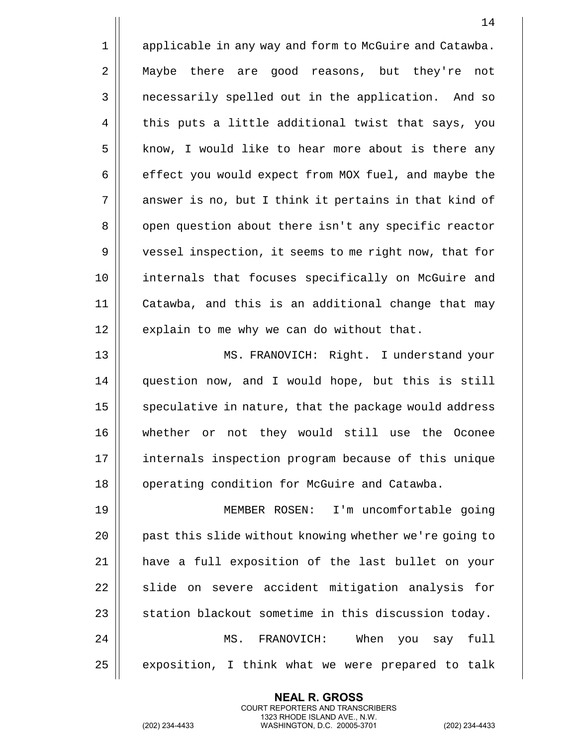applicable in any way and form to McGuire and Catawba. Maybe there are good reasons, but they're not necessarily spelled out in the application. And so this puts a little additional twist that says, you know, I would like to hear more about is there any effect you would expect from MOX fuel, and maybe the answer is no, but I think it pertains in that kind of open question about there isn't any specific reactor vessel inspection, it seems to me right now, that for internals that focuses specifically on McGuire and Catawba, and this is an additional change that may explain to me why we can do without that.

MS. FRANOVICH: Right. I understand your question now, and I would hope, but this is still speculative in nature, that the package would address whether or not they would still use the Oconee internals inspection program because of this unique operating condition for McGuire and Catawba.

MEMBER ROSEN: I'm uncomfortable going past this slide without knowing whether we're going to have a full exposition of the last bullet on your slide on severe accident mitigation analysis for station blackout sometime in this discussion today.

MS. FRANOVICH: When you say full exposition, I think what we were prepared to talk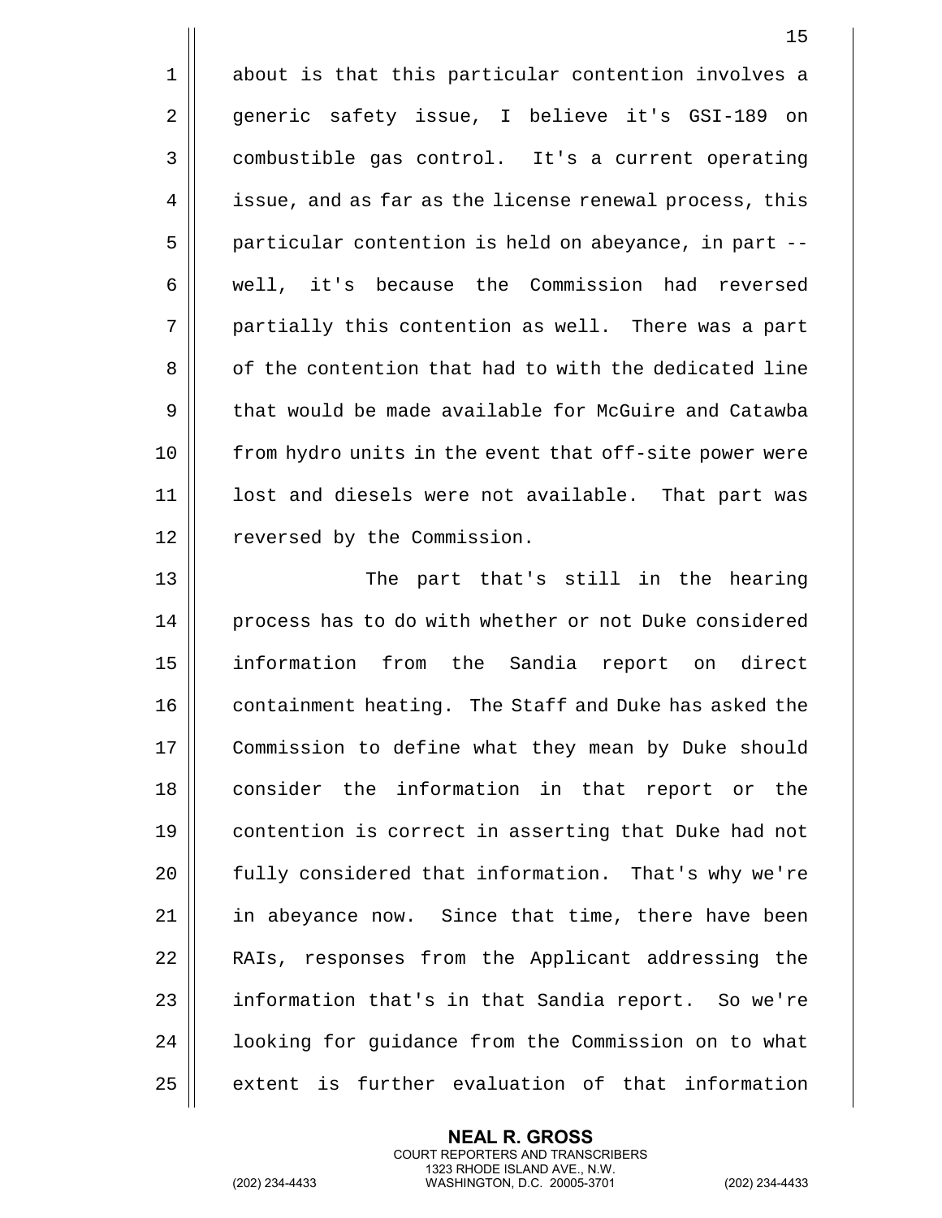about is that this particular contention involves a generic safety issue, I believe it's GSI-189 on combustible gas control. It's a current operating issue, and as far as the license renewal process, this particular contention is held on abeyance, in part -- well, it's because the Commission had reversed partially this contention as well. There was a part of the contention that had to with the dedicated line that would be made available for McGuire and Catawba from hydro units in the event that off-site power were lost and diesels were not available. That part was reversed by the Commission.

The part that's still in the hearing process has to do with whether or not Duke considered information from the Sandia report on direct containment heating. The Staff and Duke has asked the Commission to define what they mean by Duke should consider the information in that report or the contention is correct in asserting that Duke had not fully considered that information. That's why we're in abeyance now. Since that time, there have been RAIs, responses from the Applicant addressing the information that's in that Sandia report. So we're looking for guidance from the Commission on to what extent is further evaluation of that information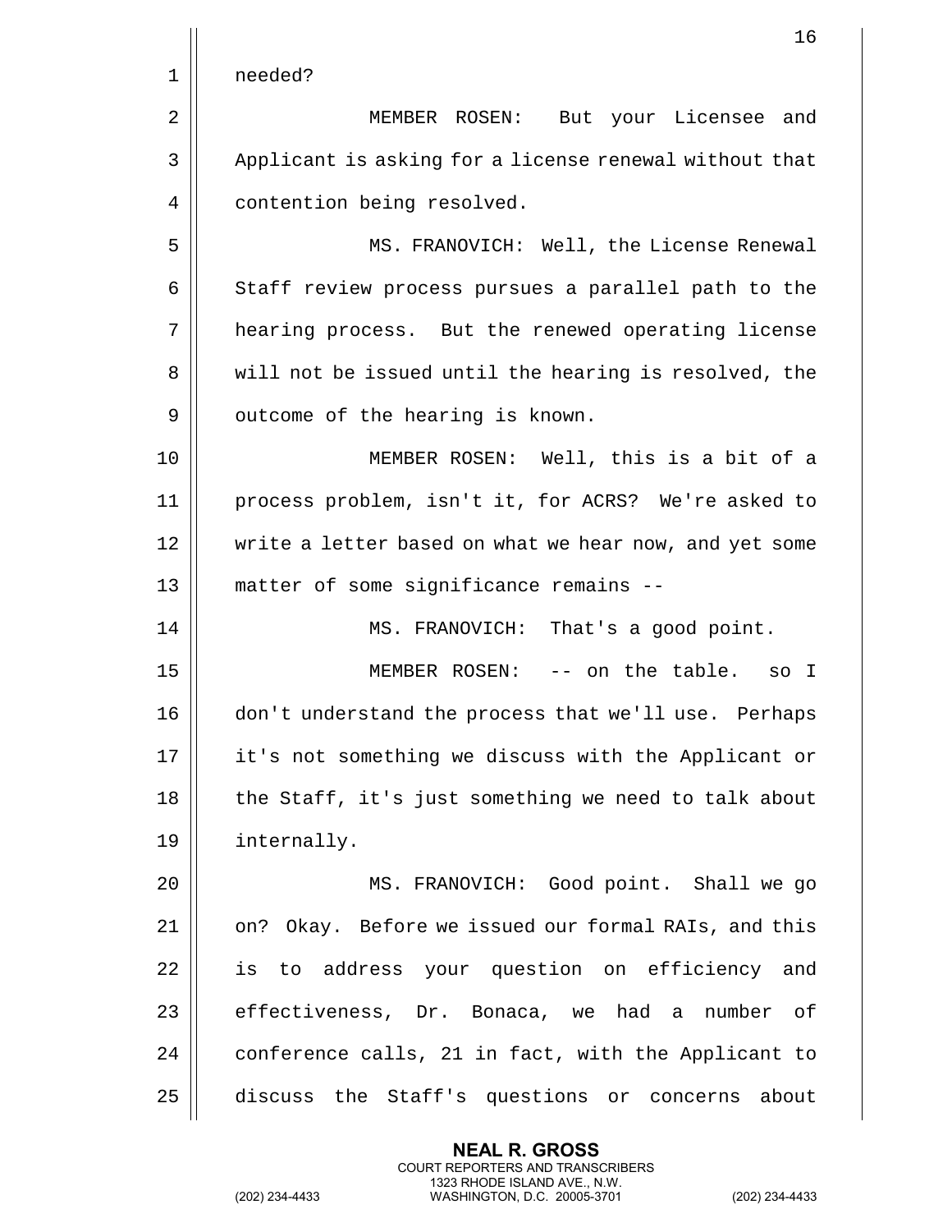needed?

MEMBER ROSEN: But your Licensee and Applicant is asking for a license renewal without that contention being resolved.

MS. FRANOVICH: Well, the License Renewal Staff review process pursues a parallel path to the hearing process. But the renewed operating license will not be issued until the hearing is resolved, the outcome of the hearing is known.

MEMBER ROSEN: Well, this is a bit of a process problem, isn't it, for ACRS? We're asked to write a letter based on what we hear now, and yet some matter of some significance remains --

MS. FRANOVICH: That's a good point.

MEMBER ROSEN: -- on the table. so I don't understand the process that we'll use. Perhaps it's not something we discuss with the Applicant or the Staff, it's just something we need to talk about internally.

MS. FRANOVICH: Good point. Shall we go on? Okay. Before we issued our formal RAIs, and this is to address your question on efficiency and effectiveness, Dr. Bonaca, we had a number of conference calls, 21 in fact, with the Applicant to discuss the Staff's questions or concerns about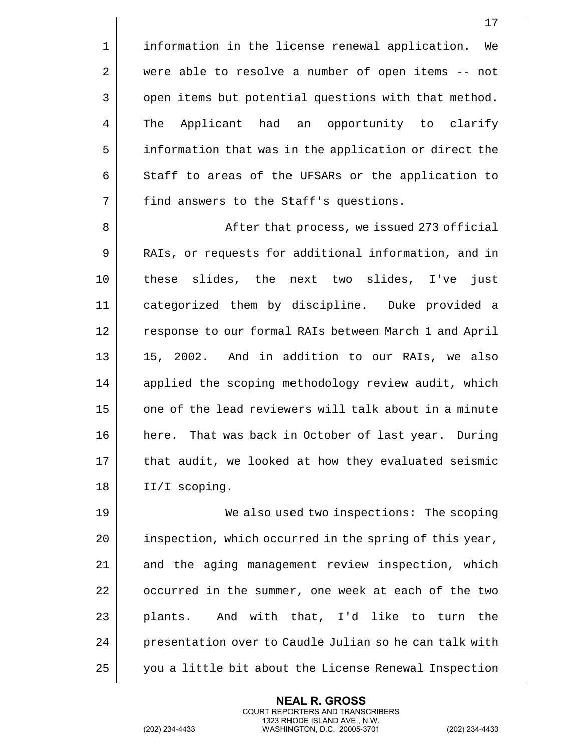information in the license renewal application. We were able to resolve a number of open items -- not open items but potential questions with that method. The Applicant had an opportunity to clarify information that was in the application or direct the Staff to areas of the UFSARs or the application to find answers to the Staff's questions.

After that process, we issued 273 official RAIs, or requests for additional information, and in these slides, the next two slides, I've just categorized them by discipline. Duke provided a response to our formal RAIs between March 1 and April 15, 2002. And in addition to our RAIs, we also applied the scoping methodology review audit, which one of the lead reviewers will talk about in a minute here. That was back in October of last year. During that audit, we looked at how they evaluated seismic II/I scoping.

We also used two inspections: The scoping inspection, which occurred in the spring of this year, and the aging management review inspection, which occurred in the summer, one week at each of the two plants. And with that, I'd like to turn the presentation over to Caudle Julian so he can talk with you a little bit about the License Renewal Inspection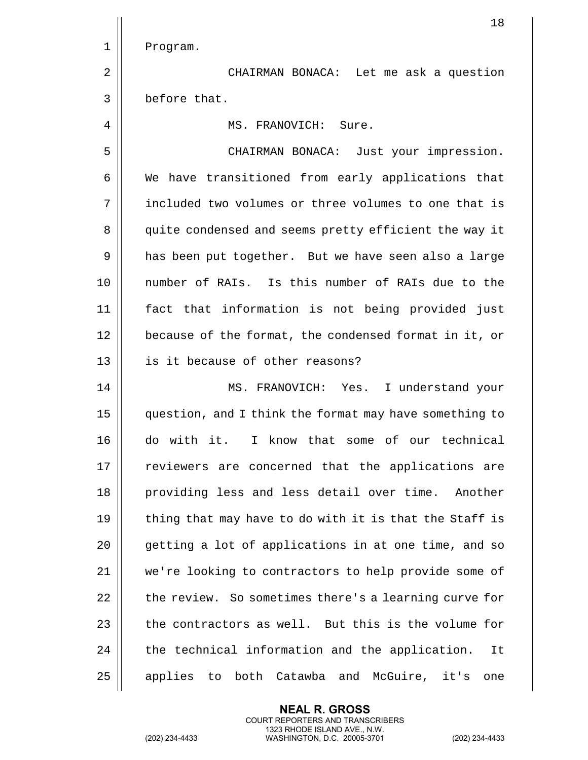Program.

CHAIRMAN BONACA: Let me ask a question before that.

MS. FRANOVICH: Sure.

CHAIRMAN BONACA: Just your impression. We have transitioned from early applications that included two volumes or three volumes to one that is quite condensed and seems pretty efficient the way it has been put together. But we have seen also a large number of RAIs. Is this number of RAIs due to the fact that information is not being provided just because of the format, the condensed format in it, or is it because of other reasons?

MS. FRANOVICH: Yes. I understand your question, and I think the format may have something to do with it. I know that some of our technical reviewers are concerned that the applications are providing less and less detail over time. Another thing that may have to do with it is that the Staff is getting a lot of applications in at one time, and so we're looking to contractors to help provide some of the review. So sometimes there's a learning curve for the contractors as well. But this is the volume for the technical information and the application. It applies to both Catawba and McGuire, it's one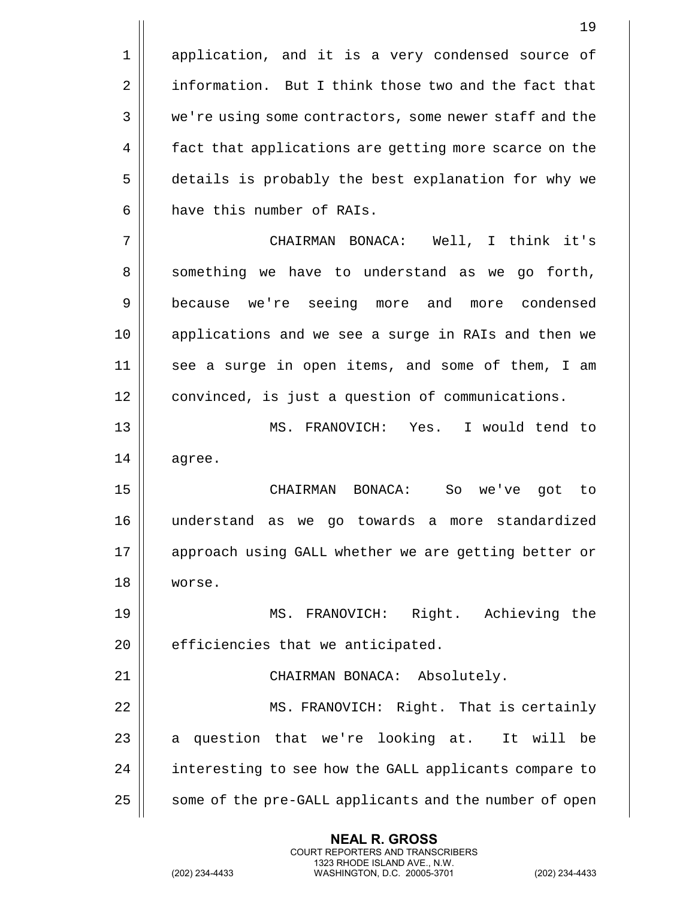application, and it is a very condensed source of information. But I think those two and the fact that we're using some contractors, some newer staff and the fact that applications are getting more scarce on the details is probably the best explanation for why we have this number of RAIs.

CHAIRMAN BONACA: Well, I think it's something we have to understand as we go forth, because we're seeing more and more condensed applications and we see a surge in RAIs and then we see a surge in open items, and some of them, I am convinced, is just a question of communications.

MS. FRANOVICH: Yes. I would tend to agree.

CHAIRMAN BONACA: So we've got to understand as we go towards a more standardized approach using GALL whether we are getting better or worse.

MS. FRANOVICH: Right. Achieving the efficiencies that we anticipated.

CHAIRMAN BONACA: Absolutely.

MS. FRANOVICH: Right. That is certainly a question that we're looking at. It will be interesting to see how the GALL applicants compare to some of the pre-GALL applicants and the number of open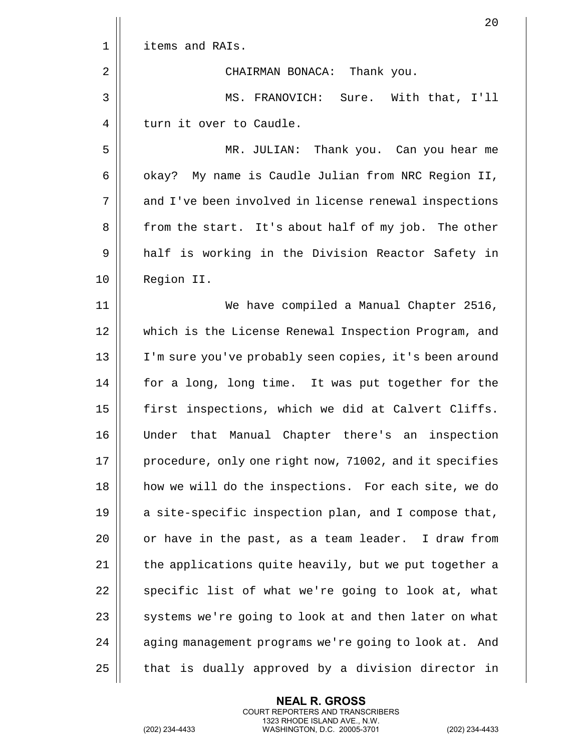items and RAIs.

CHAIRMAN BONACA: Thank you.

MS. FRANOVICH: Sure. With that, I'll turn it over to Caudle.

MR. JULIAN: Thank you. Can you hear me okay? My name is Caudle Julian from NRC Region II, and I've been involved in license renewal inspections from the start. It's about half of my job. The other half is working in the Division Reactor Safety in Region II.

We have compiled a Manual Chapter 2516, which is the License Renewal Inspection Program, and I'm sure you've probably seen copies, it's been around for a long, long time. It was put together for the first inspections, which we did at Calvert Cliffs. Under that Manual Chapter there's an inspection procedure, only one right now, 71002, and it specifies how we will do the inspections. For each site, we do a site-specific inspection plan, and I compose that, or have in the past, as a team leader. I draw from the applications quite heavily, but we put together a specific list of what we're going to look at, what systems we're going to look at and then later on what aging management programs we're going to look at. And that is dually approved by a division director in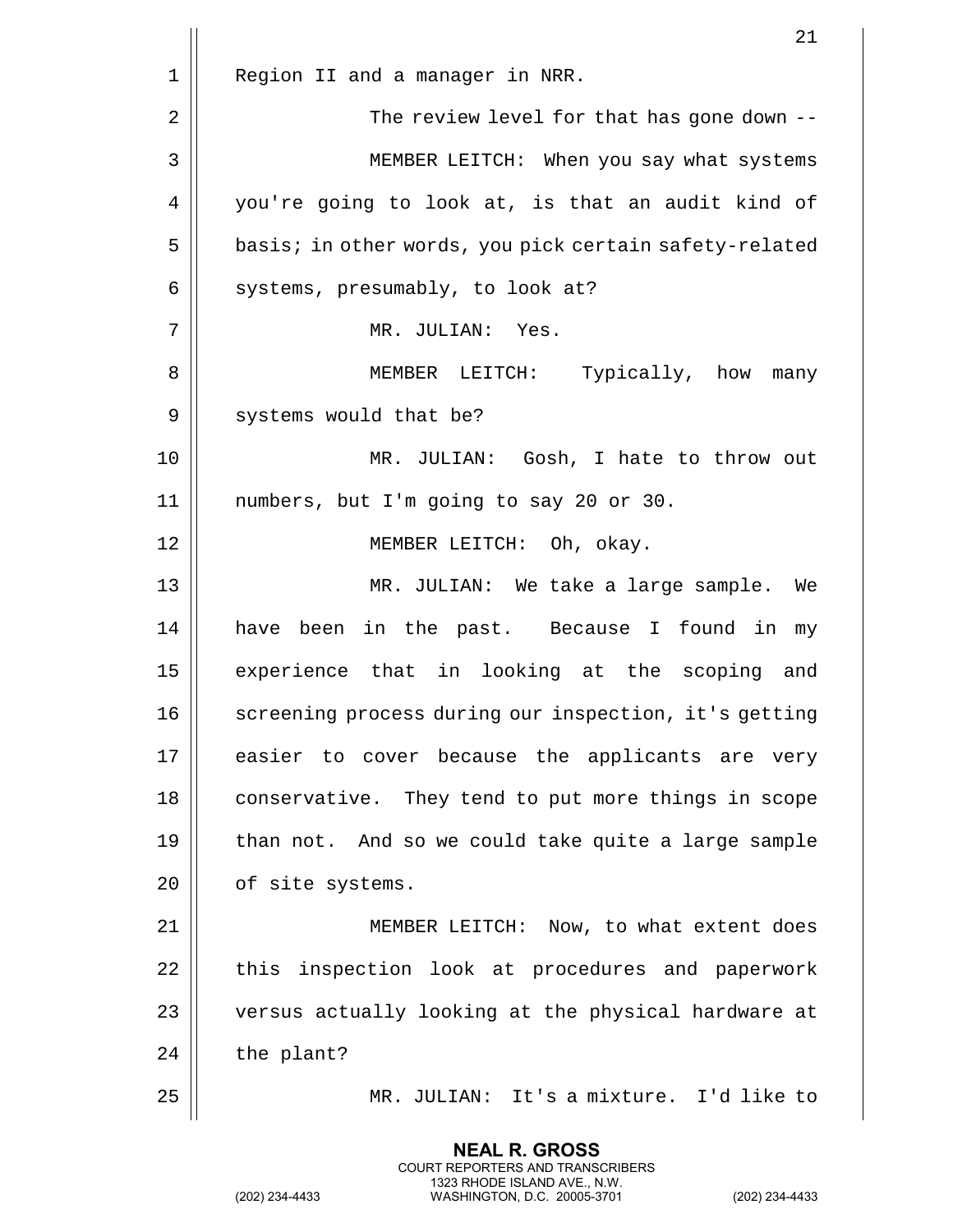Region II and a manager in NRR.

The review level for that has gone down --

MEMBER LEITCH: When you say what systems you're going to look at, is that an audit kind of basis; in other words, you pick certain safety-related systems, presumably, to look at?

MR. JULIAN: Yes.

MEMBER LEITCH: Typically, how many systems would that be?

MR. JULIAN: Gosh, I hate to throw out numbers, but I'm going to say 20 or 30.

MEMBER LEITCH: Oh, okay.

MR. JULIAN: We take a large sample. We have been in the past. Because I found in my experience that in looking at the scoping and screening process during our inspection, it's getting easier to cover because the applicants are very conservative. They tend to put more things in scope than not. And so we could take quite a large sample of site systems.

MEMBER LEITCH: Now, to what extent does this inspection look at procedures and paperwork versus actually looking at the physical hardware at the plant?

MR. JULIAN: It's a mixture. I'd like to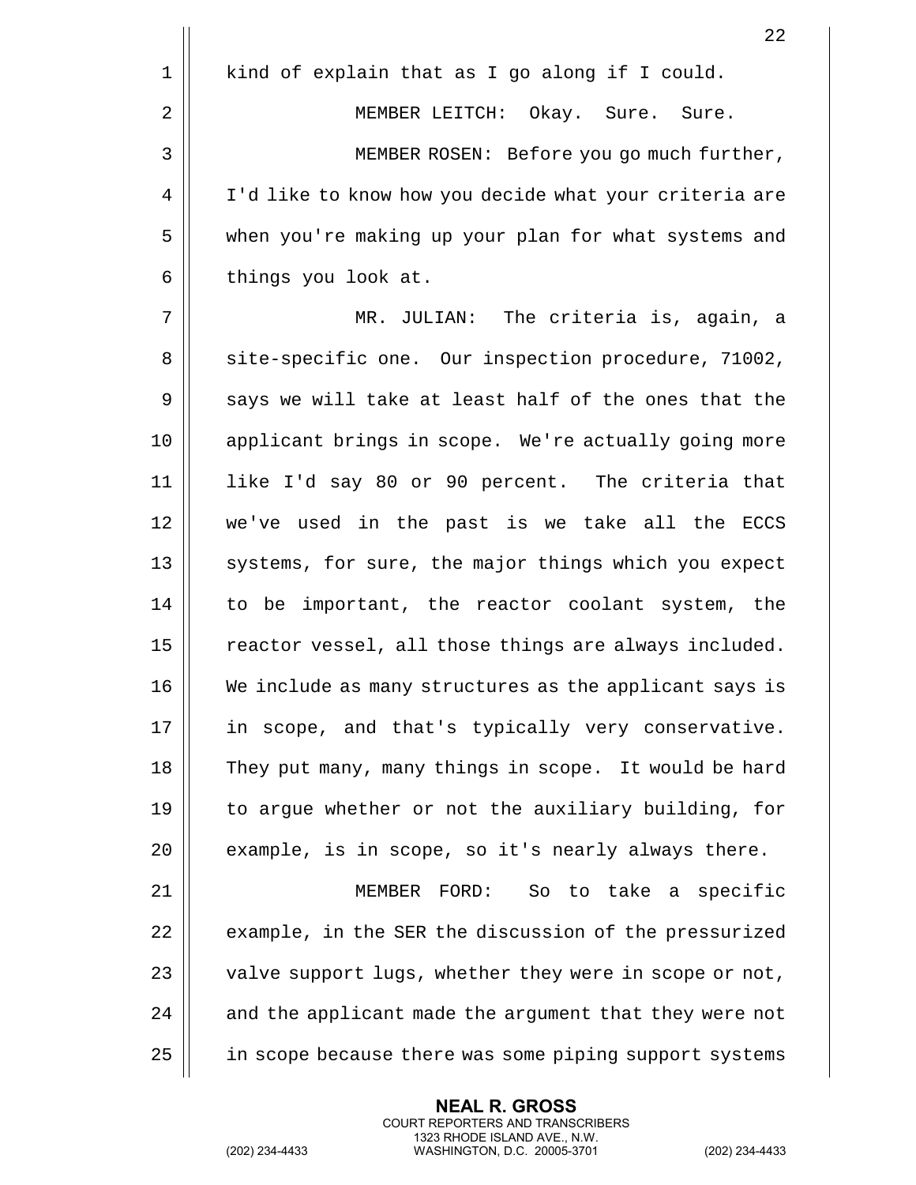kind of explain that as I go along if I could.

MEMBER LEITCH: Okay. Sure. Sure.

MEMBER ROSEN: Before you go much further, I'd like to know how you decide what your criteria are when you're making up your plan for what systems and things you look at.

MR. JULIAN: The criteria is, again, a site-specific one. Our inspection procedure, 71002, says we will take at least half of the ones that the applicant brings in scope. We're actually going more like I'd say 80 or 90 percent. The criteria that we've used in the past is we take all the ECCS systems, for sure, the major things which you expect to be important, the reactor coolant system, the reactor vessel, all those things are always included. We include as many structures as the applicant says is in scope, and that's typically very conservative. They put many, many things in scope. It would be hard to argue whether or not the auxiliary building, for example, is in scope, so it's nearly always there.

MEMBER FORD: So to take a specific example, in the SER the discussion of the pressurized valve support lugs, whether they were in scope or not, and the applicant made the argument that they were not in scope because there was some piping support systems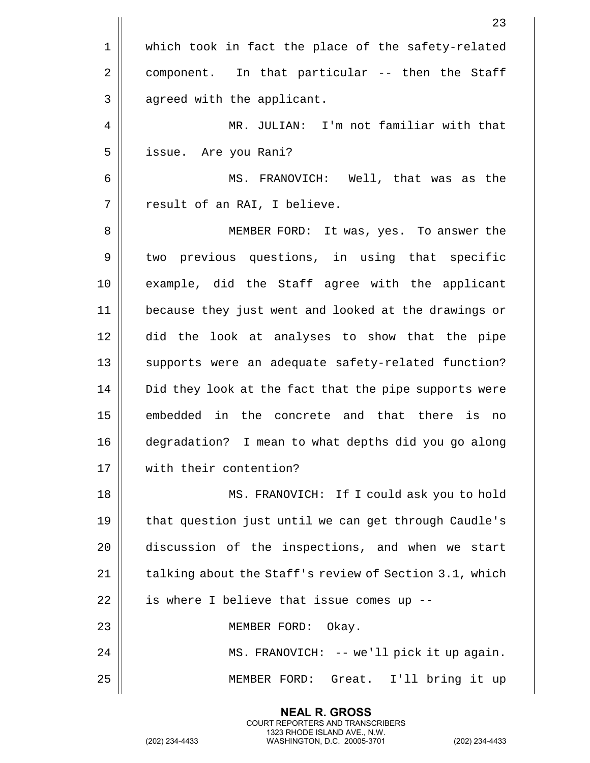which took in fact the place of the safety-related component. In that particular -- then the Staff agreed with the applicant.

MR. JULIAN: I'm not familiar with that issue. Are you Rani?

MS. FRANOVICH: Well, that was as the result of an RAI, I believe.

MEMBER FORD: It was, yes. To answer the two previous questions, in using that specific example, did the Staff agree with the applicant because they just went and looked at the drawings or did the look at analyses to show that the pipe supports were an adequate safety-related function? Did they look at the fact that the pipe supports were embedded in the concrete and that there is no degradation? I mean to what depths did you go along with their contention?

MS. FRANOVICH: If I could ask you to hold that question just until we can get through Caudle's discussion of the inspections, and when we start talking about the Staff's review of Section 3.1, which is where I believe that issue comes up --

MEMBER FORD: Okay.

MS. FRANOVICH: -- we'll pick it up again.

MEMBER FORD: Great. I'll bring it up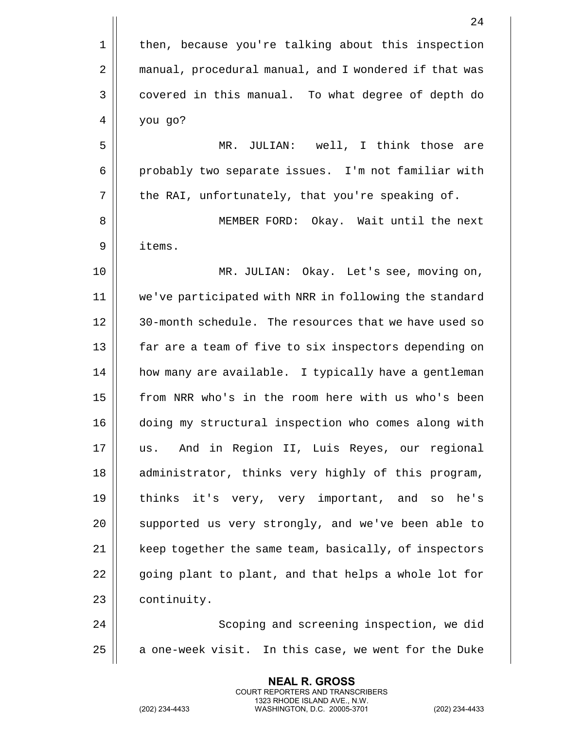then, because you're talking about this inspection manual, procedural manual, and I wondered if that was covered in this manual. To what degree of depth do you go?

MR. JULIAN: well, I think those are probably two separate issues. I'm not familiar with the RAI, unfortunately, that you're speaking of.

MEMBER FORD: Okay. Wait until the next items.

MR. JULIAN: Okay. Let's see, moving on, we've participated with NRR in following the standard 30-month schedule. The resources that we have used so far are a team of five to six inspectors depending on how many are available. I typically have a gentleman from NRR who's in the room here with us who's been doing my structural inspection who comes along with us. And in Region II, Luis Reyes, our regional administrator, thinks very highly of this program, thinks it's very, very important, and so he's supported us very strongly, and we've been able to keep together the same team, basically, of inspectors going plant to plant, and that helps a whole lot for continuity.

Scoping and screening inspection, we did a one-week visit. In this case, we went for the Duke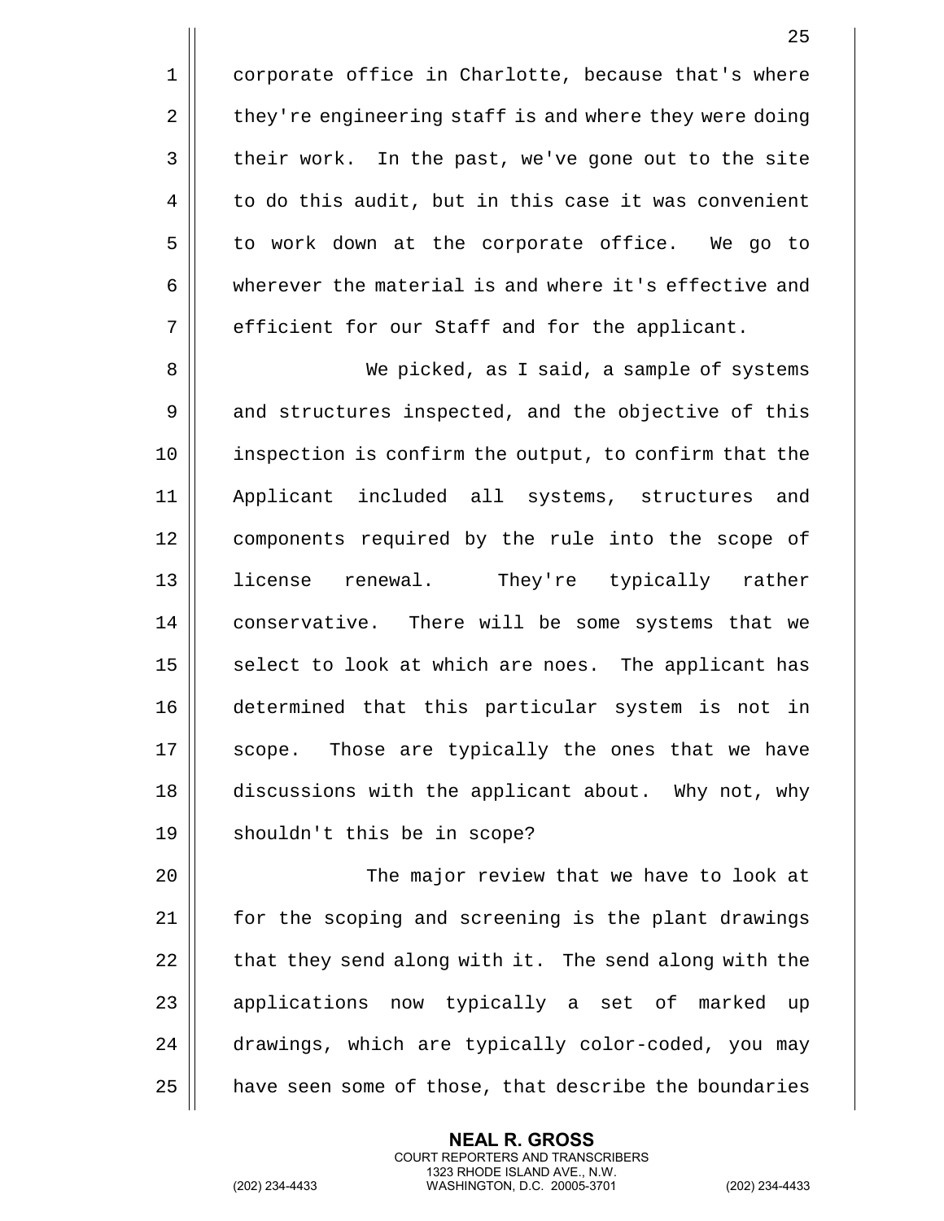corporate office in Charlotte, because that's where they're engineering staff is and where they were doing their work. In the past, we've gone out to the site to do this audit, but in this case it was convenient to work down at the corporate office. We go to wherever the material is and where it's effective and efficient for our Staff and for the applicant.

We picked, as I said, a sample of systems and structures inspected, and the objective of this inspection is confirm the output, to confirm that the Applicant included all systems, structures and components required by the rule into the scope of license renewal. They're typically rather conservative. There will be some systems that we select to look at which are noes. The applicant has determined that this particular system is not in scope. Those are typically the ones that we have discussions with the applicant about. Why not, why shouldn't this be in scope?

The major review that we have to look at for the scoping and screening is the plant drawings that they send along with it. The send along with the applications now typically a set of marked up drawings, which are typically color-coded, you may have seen some of those, that describe the boundaries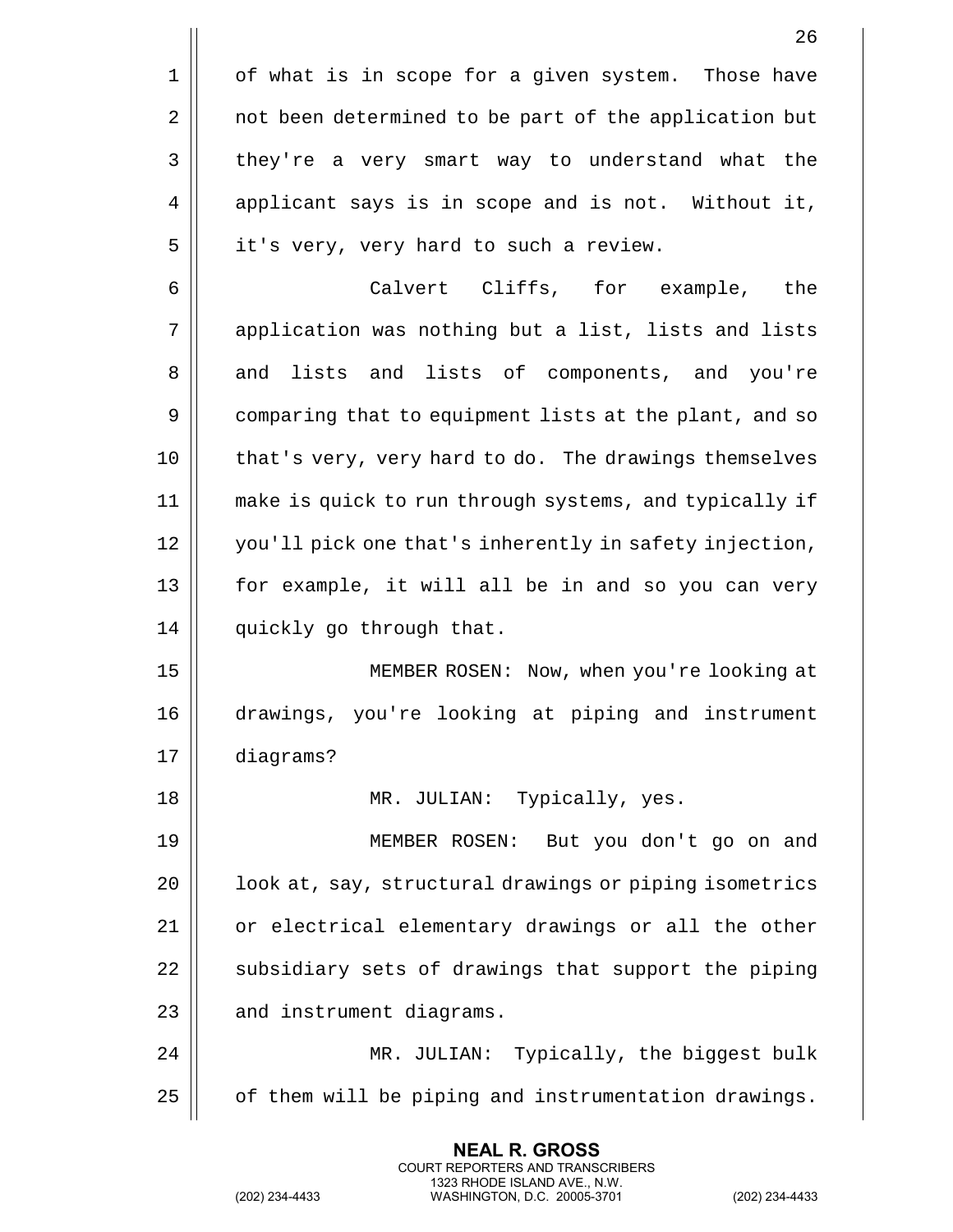of what is in scope for a given system. Those have not been determined to be part of the application but they're a very smart way to understand what the applicant says is in scope and is not. Without it, it's very, very hard to such a review.

Calvert Cliffs, for example, the application was nothing but a list, lists and lists and lists and lists of components, and you're comparing that to equipment lists at the plant, and so that's very, very hard to do. The drawings themselves make is quick to run through systems, and typically if you'll pick one that's inherently in safety injection, for example, it will all be in and so you can very quickly go through that.

MEMBER ROSEN: Now, when you're looking at drawings, you're looking at piping and instrument diagrams?

MR. JULIAN: Typically, yes.

MEMBER ROSEN: But you don't go on and look at, say, structural drawings or piping isometrics or electrical elementary drawings or all the other subsidiary sets of drawings that support the piping and instrument diagrams.

MR. JULIAN: Typically, the biggest bulk of them will be piping and instrumentation drawings.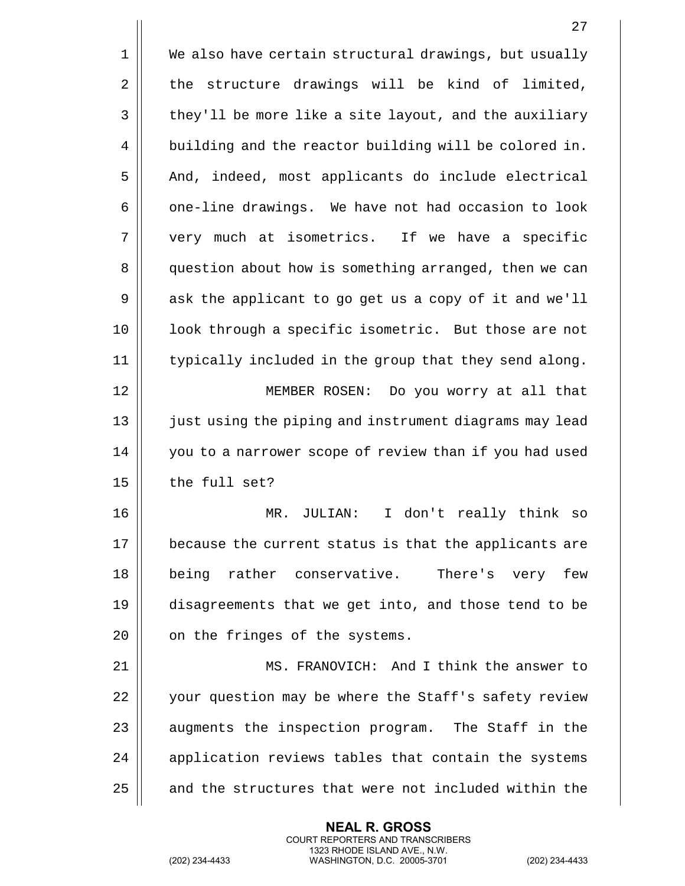We also have certain structural drawings, but usually the structure drawings will be kind of limited, they'll be more like a site layout, and the auxiliary building and the reactor building will be colored in. And, indeed, most applicants do include electrical one-line drawings. We have not had occasion to look very much at isometrics. If we have a specific question about how is something arranged, then we can ask the applicant to go get us a copy of it and we'll look through a specific isometric. But those are not typically included in the group that they send along.

MEMBER ROSEN: Do you worry at all that just using the piping and instrument diagrams may lead you to a narrower scope of review than if you had used the full set?

MR. JULIAN: I don't really think so because the current status is that the applicants are being rather conservative. There's very few disagreements that we get into, and those tend to be on the fringes of the systems.

MS. FRANOVICH: And I think the answer to your question may be where the Staff's safety review augments the inspection program. The Staff in the application reviews tables that contain the systems and the structures that were not included within the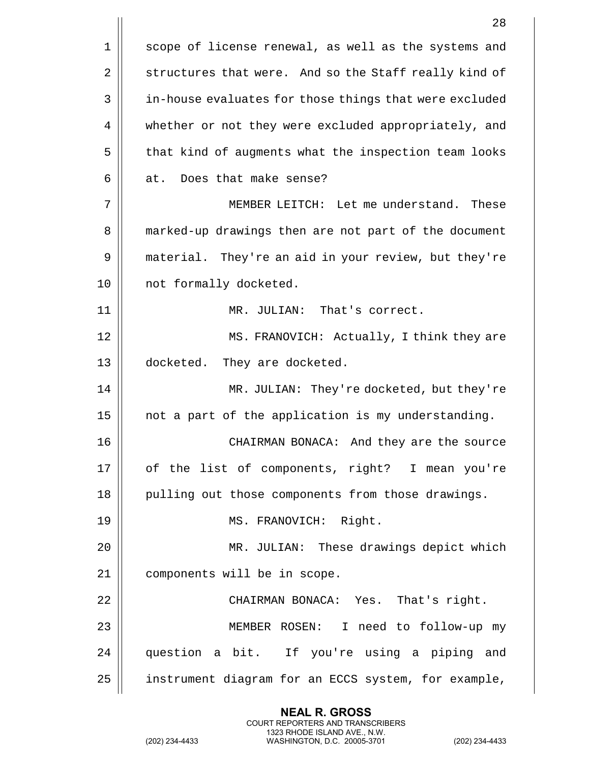scope of license renewal, as well as the systems and structures that were. And so the Staff really kind of in-house evaluates for those things that were excluded whether or not they were excluded appropriately, and that kind of augments what the inspection team looks at. Does that make sense?

MEMBER LEITCH: Let me understand. These marked-up drawings then are not part of the document material. They're an aid in your review, but they're not formally docketed.

MR. JULIAN: That's correct.

MS. FRANOVICH: Actually, I think they are docketed. They are docketed.

MR. JULIAN: They're docketed, but they're not a part of the application is my understanding.

CHAIRMAN BONACA: And they are the source of the list of components, right? I mean you're pulling out those components from those drawings.

MS. FRANOVICH: Right.

MR. JULIAN: These drawings depict which components will be in scope.

CHAIRMAN BONACA: Yes. That's right.

MEMBER ROSEN: I need to follow-up my question a bit. If you're using a piping and instrument diagram for an ECCS system, for example,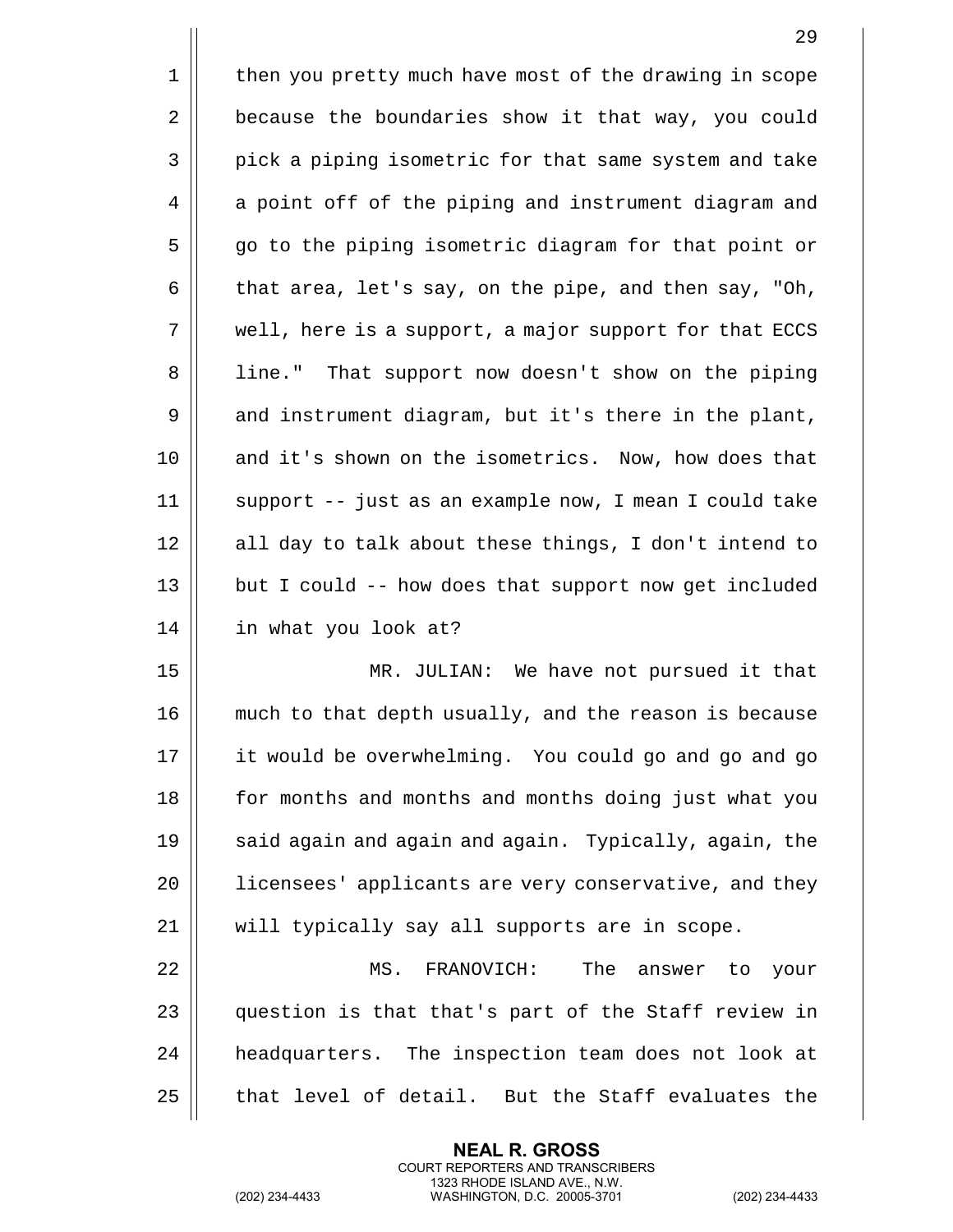then you pretty much have most of the drawing in scope because the boundaries show it that way, you could pick a piping isometric for that same system and take a point off of the piping and instrument diagram and go to the piping isometric diagram for that point or that area, let's say, on the pipe, and then say, "Oh, well, here is a support, a major support for that ECCS line." That support now doesn't show on the piping and instrument diagram, but it's there in the plant, and it's shown on the isometrics. Now, how does that support -- just as an example now, I mean I could take all day to talk about these things, I don't intend to but I could -- how does that support now get included in what you look at?

MR. JULIAN: We have not pursued it that much to that depth usually, and the reason is because it would be overwhelming. You could go and go and go for months and months and months doing just what you said again and again and again. Typically, again, the licensees' applicants are very conservative, and they will typically say all supports are in scope.

MS. FRANOVICH: The answer to your question is that that's part of the Staff review in headquarters. The inspection team does not look at that level of detail. But the Staff evaluates the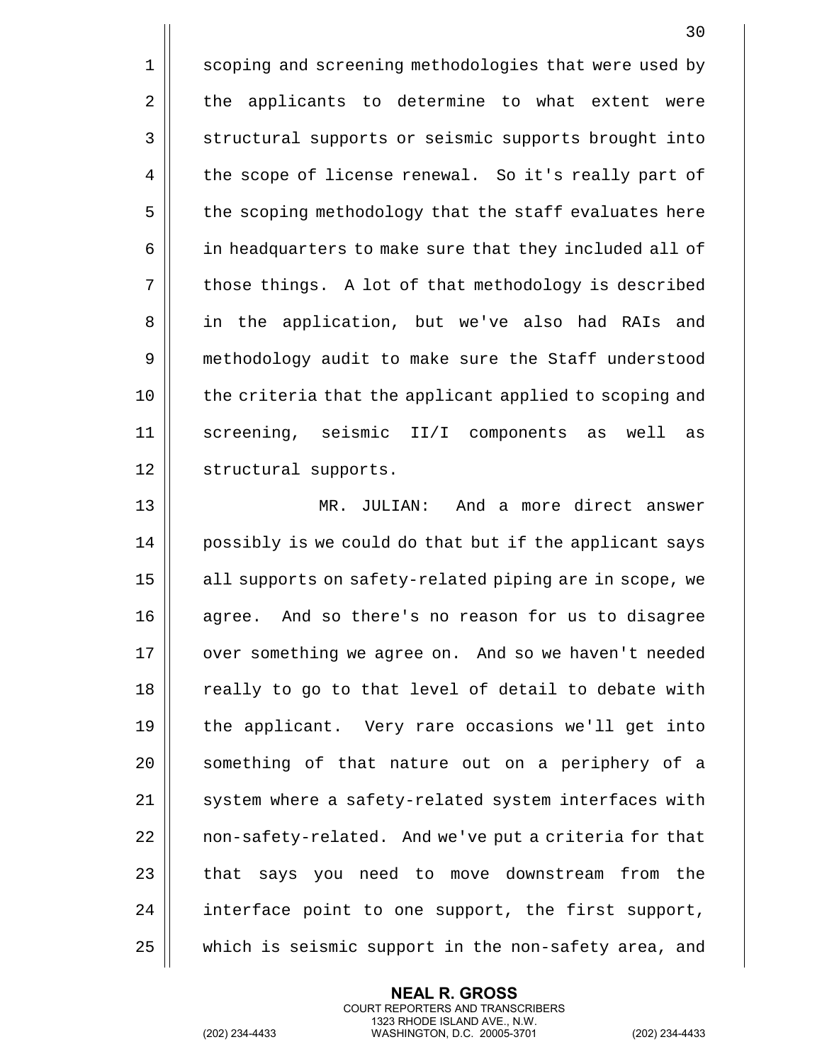scoping and screening methodologies that were used by the applicants to determine to what extent were structural supports or seismic supports brought into the scope of license renewal. So it's really part of the scoping methodology that the staff evaluates here in headquarters to make sure that they included all of those things. A lot of that methodology is described in the application, but we've also had RAIs and methodology audit to make sure the Staff understood the criteria that the applicant applied to scoping and screening, seismic II/I components as well as structural supports.

MR. JULIAN: And a more direct answer possibly is we could do that but if the applicant says all supports on safety-related piping are in scope, we agree. And so there's no reason for us to disagree over something we agree on. And so we haven't needed really to go to that level of detail to debate with the applicant. Very rare occasions we'll get into something of that nature out on a periphery of a system where a safety-related system interfaces with non-safety-related. And we've put a criteria for that that says you need to move downstream from the interface point to one support, the first support, which is seismic support in the non-safety area, and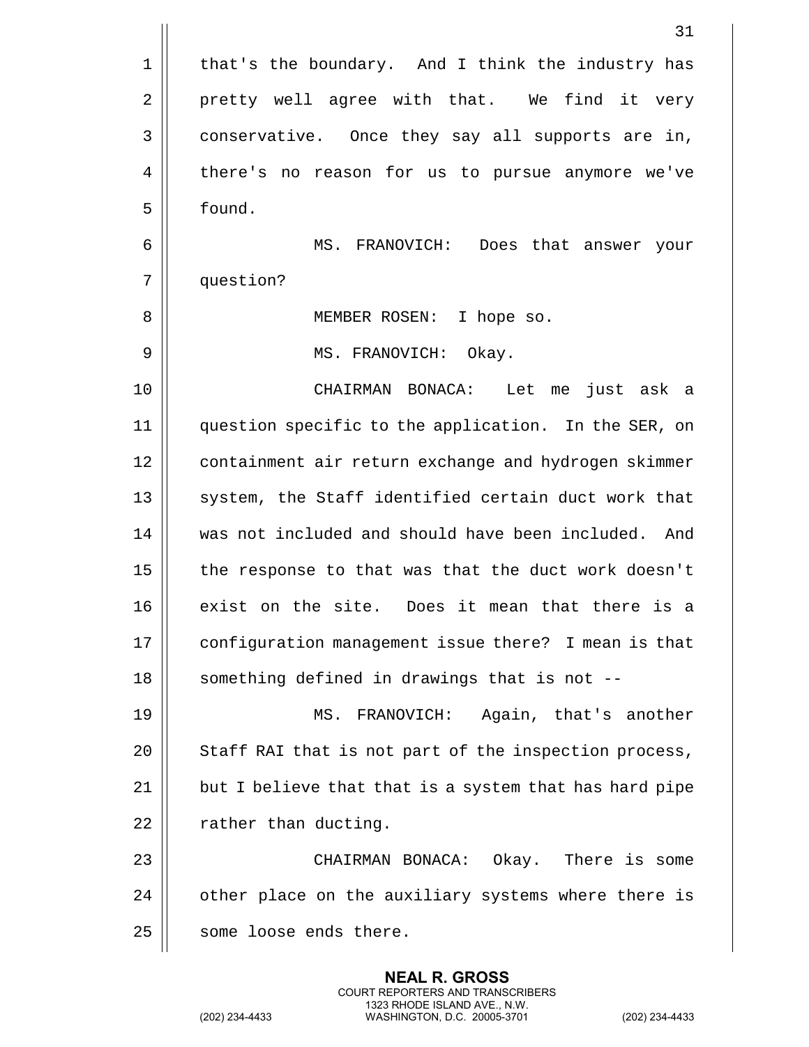that's the boundary. And I think the industry has pretty well agree with that. We find it very conservative. Once they say all supports are in, there's no reason for us to pursue anymore we've found.

MS. FRANOVICH: Does that answer your question?

MEMBER ROSEN: I hope so.

MS. FRANOVICH: Okay.

CHAIRMAN BONACA: Let me just ask a question specific to the application. In the SER, on containment air return exchange and hydrogen skimmer system, the Staff identified certain duct work that was not included and should have been included. And the response to that was that the duct work doesn't exist on the site. Does it mean that there is a configuration management issue there? I mean is that something defined in drawings that is not --

MS. FRANOVICH: Again, that's another Staff RAI that is not part of the inspection process, but I believe that that is a system that has hard pipe rather than ducting.

CHAIRMAN BONACA: Okay. There is some other place on the auxiliary systems where there is some loose ends there.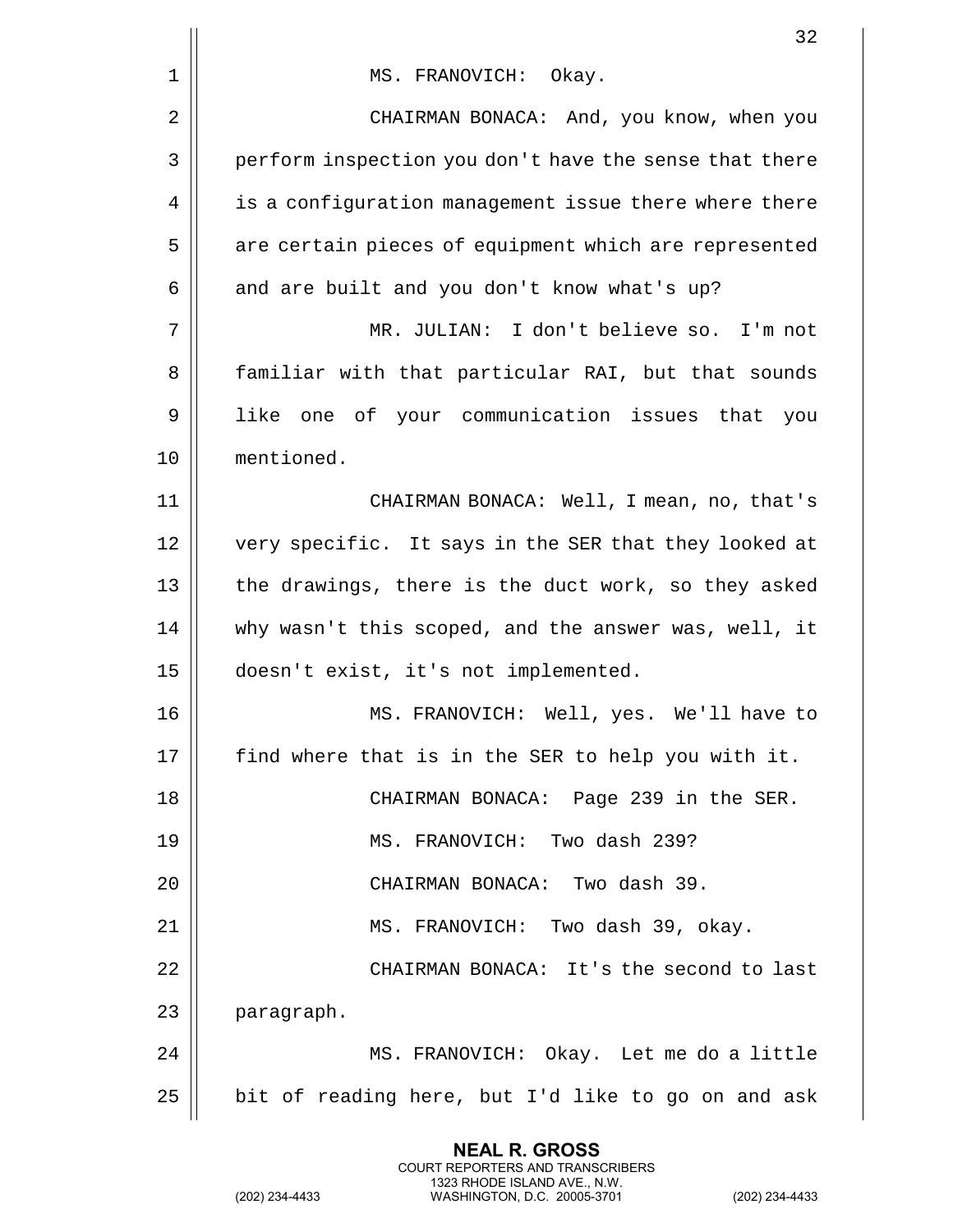MS. FRANOVICH: Okay.

CHAIRMAN BONACA: And, you know, when you perform inspection you don't have the sense that there is a configuration management issue there where there are certain pieces of equipment which are represented and are built and you don't know what's up?

MR. JULIAN: I don't believe so. I'm not familiar with that particular RAI, but that sounds like one of your communication issues that you mentioned.

CHAIRMAN BONACA: Well, I mean, no, that's very specific. It says in the SER that they looked at the drawings, there is the duct work, so they asked why wasn't this scoped, and the answer was, well, it doesn't exist, it's not implemented.

MS. FRANOVICH: Well, yes. We'll have to find where that is in the SER to help you with it.

CHAIRMAN BONACA: Page 239 in the SER.

MS. FRANOVICH: Two dash 239?

CHAIRMAN BONACA: Two dash 39.

MS. FRANOVICH: Two dash 39, okay.

CHAIRMAN BONACA: It's the second to last paragraph.

MS. FRANOVICH: Okay. Let me do a little bit of reading here, but I'd like to go on and ask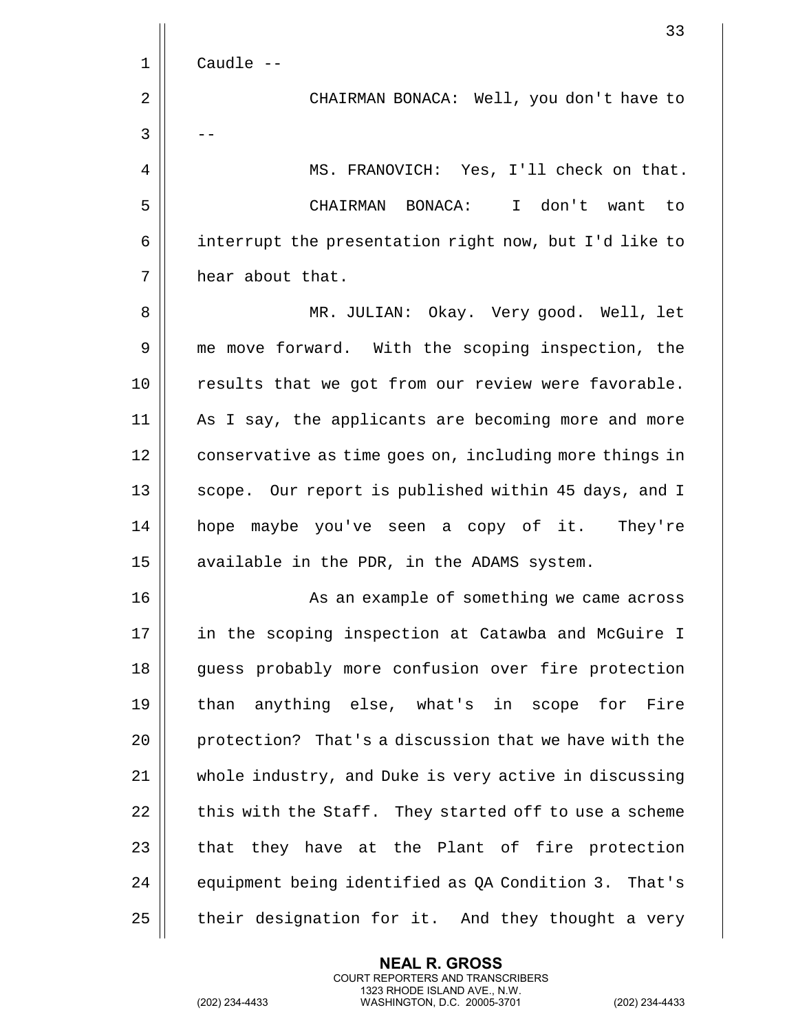Caudle --

CHAIRMAN BONACA: Well, you don't have to --

MS. FRANOVICH: Yes, I'll check on that.

CHAIRMAN BONACA: I don't want to interrupt the presentation right now, but I'd like to hear about that.

MR. JULIAN: Okay. Very good. Well, let me move forward. With the scoping inspection, the results that we got from our review were favorable. As I say, the applicants are becoming more and more conservative as time goes on, including more things in scope. Our report is published within 45 days, and I hope maybe you've seen a copy of it. They're available in the PDR, in the ADAMS system.

As an example of something we came across in the scoping inspection at Catawba and McGuire I guess probably more confusion over fire protection than anything else, what's in scope for Fire protection? That's a discussion that we have with the whole industry, and Duke is very active in discussing this with the Staff. They started off to use a scheme that they have at the Plant of fire protection equipment being identified as QA Condition 3. That's their designation for it. And they thought a very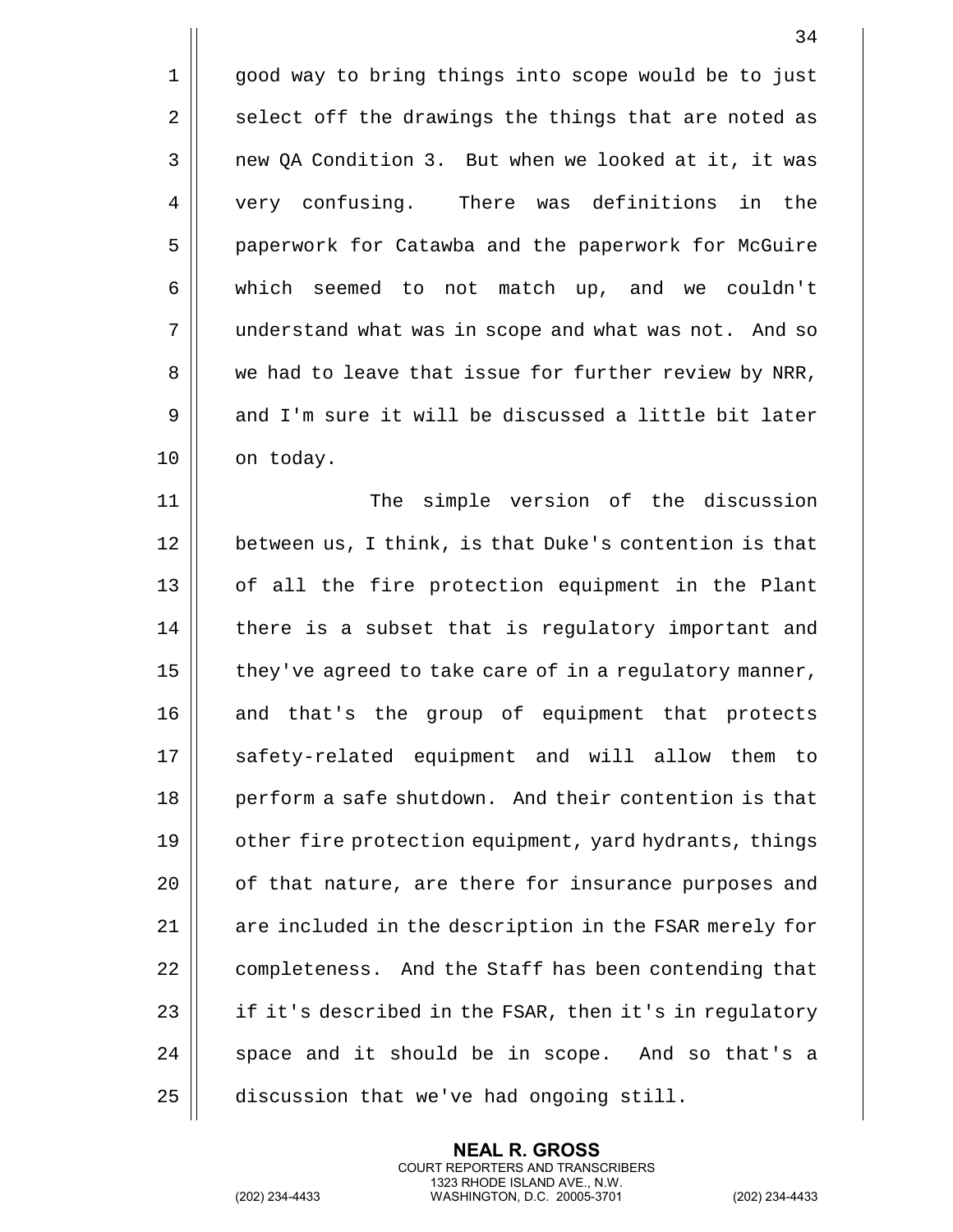good way to bring things into scope would be to just select off the drawings the things that are noted as new QA Condition 3. But when we looked at it, it was very confusing. There was definitions in the paperwork for Catawba and the paperwork for McGuire which seemed to not match up, and we couldn't understand what was in scope and what was not. And so we had to leave that issue for further review by NRR, and I'm sure it will be discussed a little bit later on today.

The simple version of the discussion between us, I think, is that Duke's contention is that of all the fire protection equipment in the Plant there is a subset that is regulatory important and they've agreed to take care of in a regulatory manner, and that's the group of equipment that protects safety-related equipment and will allow them to perform a safe shutdown. And their contention is that other fire protection equipment, yard hydrants, things of that nature, are there for insurance purposes and are included in the description in the FSAR merely for completeness. And the Staff has been contending that if it's described in the FSAR, then it's in regulatory space and it should be in scope. And so that's a discussion that we've had ongoing still.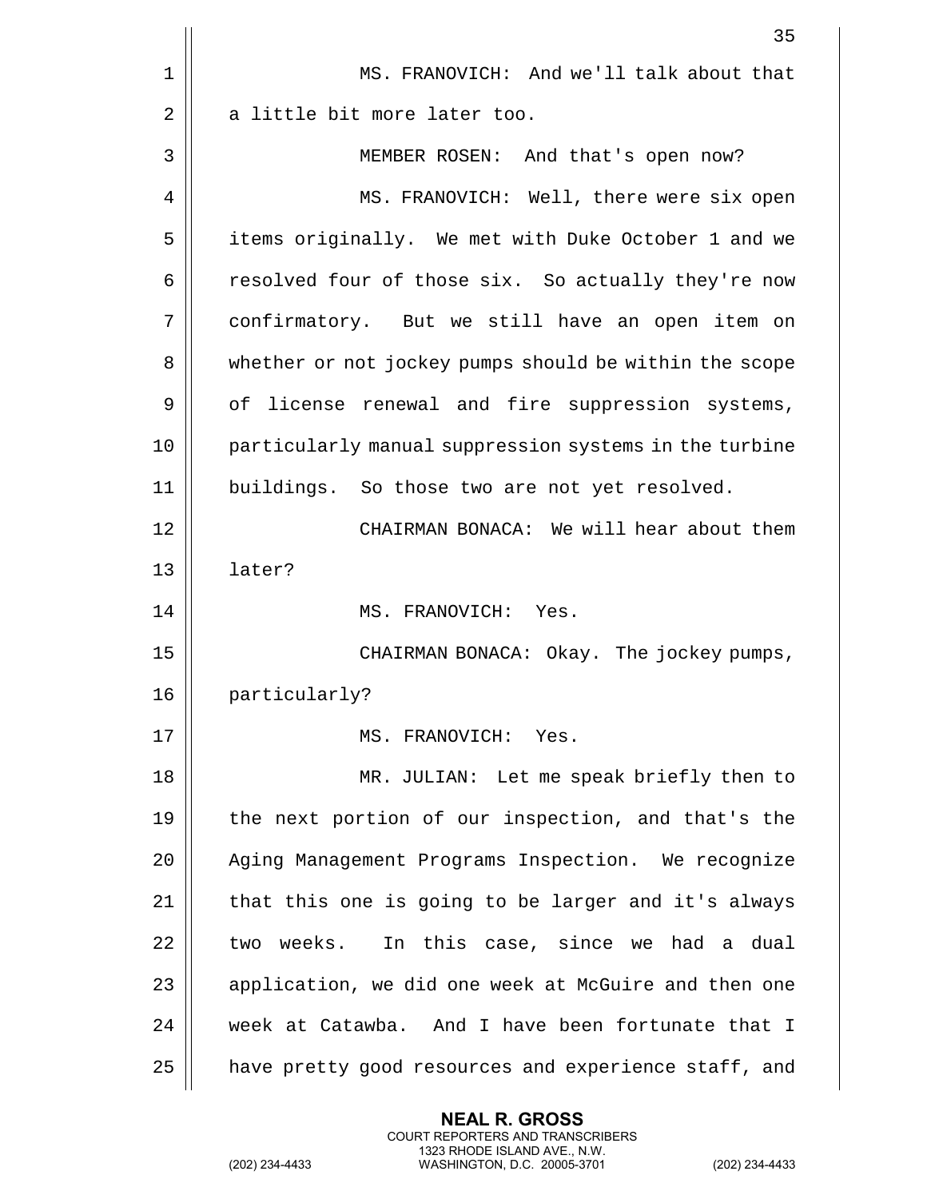MS. FRANOVICH: And we'll talk about that a little bit more later too.

MEMBER ROSEN: And that's open now?

MS. FRANOVICH: Well, there were six open items originally. We met with Duke October 1 and we resolved four of those six. So actually they're now confirmatory. But we still have an open item on whether or not jockey pumps should be within the scope of license renewal and fire suppression systems, particularly manual suppression systems in the turbine buildings. So those two are not yet resolved.

CHAIRMAN BONACA: We will hear about them later?

MS. FRANOVICH: Yes.

CHAIRMAN BONACA: Okay. The jockey pumps, particularly?

MS. FRANOVICH: Yes.

MR. JULIAN: Let me speak briefly then to the next portion of our inspection, and that's the Aging Management Programs Inspection. We recognize that this one is going to be larger and it's always two weeks. In this case, since we had a dual application, we did one week at McGuire and then one week at Catawba. And I have been fortunate that I have pretty good resources and experience staff, and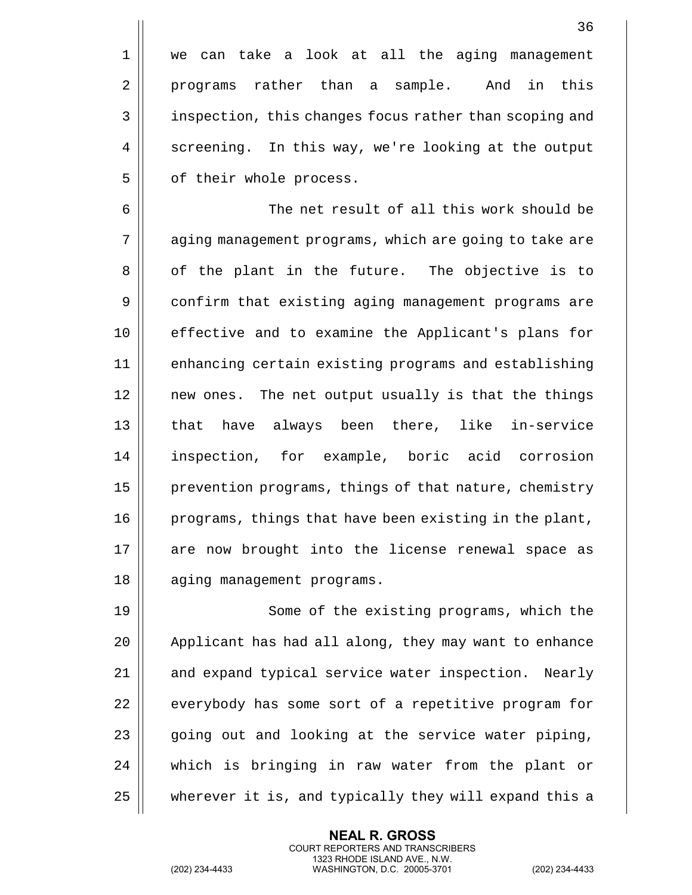we can take a look at all the aging management programs rather than a sample. And in this inspection, this changes focus rather than scoping and screening. In this way, we're looking at the output of their whole process.

The net result of all this work should be aging management programs, which are going to take are of the plant in the future. The objective is to confirm that existing aging management programs are effective and to examine the Applicant's plans for enhancing certain existing programs and establishing new ones. The net output usually is that the things that have always been there, like in-service inspection, for example, boric acid corrosion prevention programs, things of that nature, chemistry programs, things that have been existing in the plant, are now brought into the license renewal space as aging management programs.

Some of the existing programs, which the Applicant has had all along, they may want to enhance and expand typical service water inspection. Nearly everybody has some sort of a repetitive program for going out and looking at the service water piping, which is bringing in raw water from the plant or wherever it is, and typically they will expand this a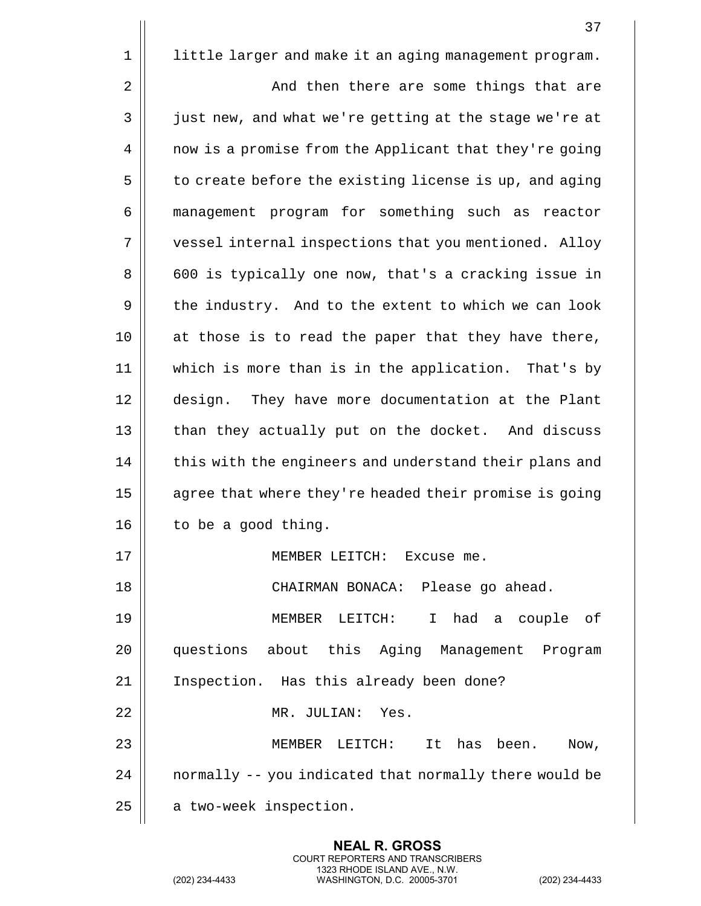little larger and make it an aging management program.

And then there are some things that are just new, and what we're getting at the stage we're at now is a promise from the Applicant that they're going to create before the existing license is up, and aging management program for something such as reactor vessel internal inspections that you mentioned. Alloy 600 is typically one now, that's a cracking issue in the industry. And to the extent to which we can look at those is to read the paper that they have there, which is more than is in the application. That's by design. They have more documentation at the Plant than they actually put on the docket. And discuss this with the engineers and understand their plans and agree that where they're headed their promise is going to be a good thing.

MEMBER LEITCH: Excuse me.

CHAIRMAN BONACA: Please go ahead.

MEMBER LEITCH: I had a couple of questions about this Aging Management Program Inspection. Has this already been done?

MR. JULIAN: Yes.

MEMBER LEITCH: It has been. Now, normally -- you indicated that normally there would be a two-week inspection.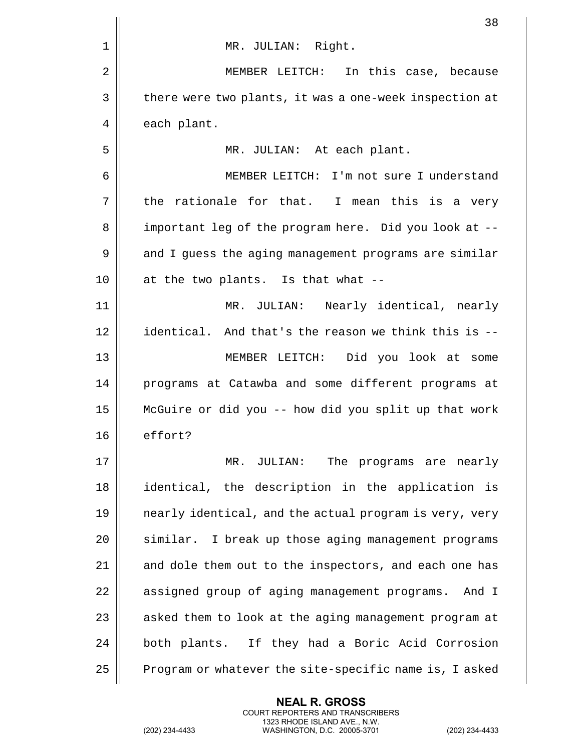MR. JULIAN: Right.

MEMBER LEITCH: In this case, because there were two plants, it was a one-week inspection at each plant.

MR. JULIAN: At each plant.

MEMBER LEITCH: I'm not sure I understand the rationale for that. I mean this is a very important leg of the program here. Did you look at -- and I guess the aging management programs are similar at the two plants. Is that what --

MR. JULIAN: Nearly identical, nearly identical. And that's the reason we think this is --

MEMBER LEITCH: Did you look at some programs at Catawba and some different programs at McGuire or did you -- how did you split up that work effort?

MR. JULIAN: The programs are nearly identical, the description in the application is nearly identical, and the actual program is very, very similar. I break up those aging management programs and dole them out to the inspectors, and each one has assigned group of aging management programs. And I asked them to look at the aging management program at both plants. If they had a Boric Acid Corrosion Program or whatever the site-specific name is, I asked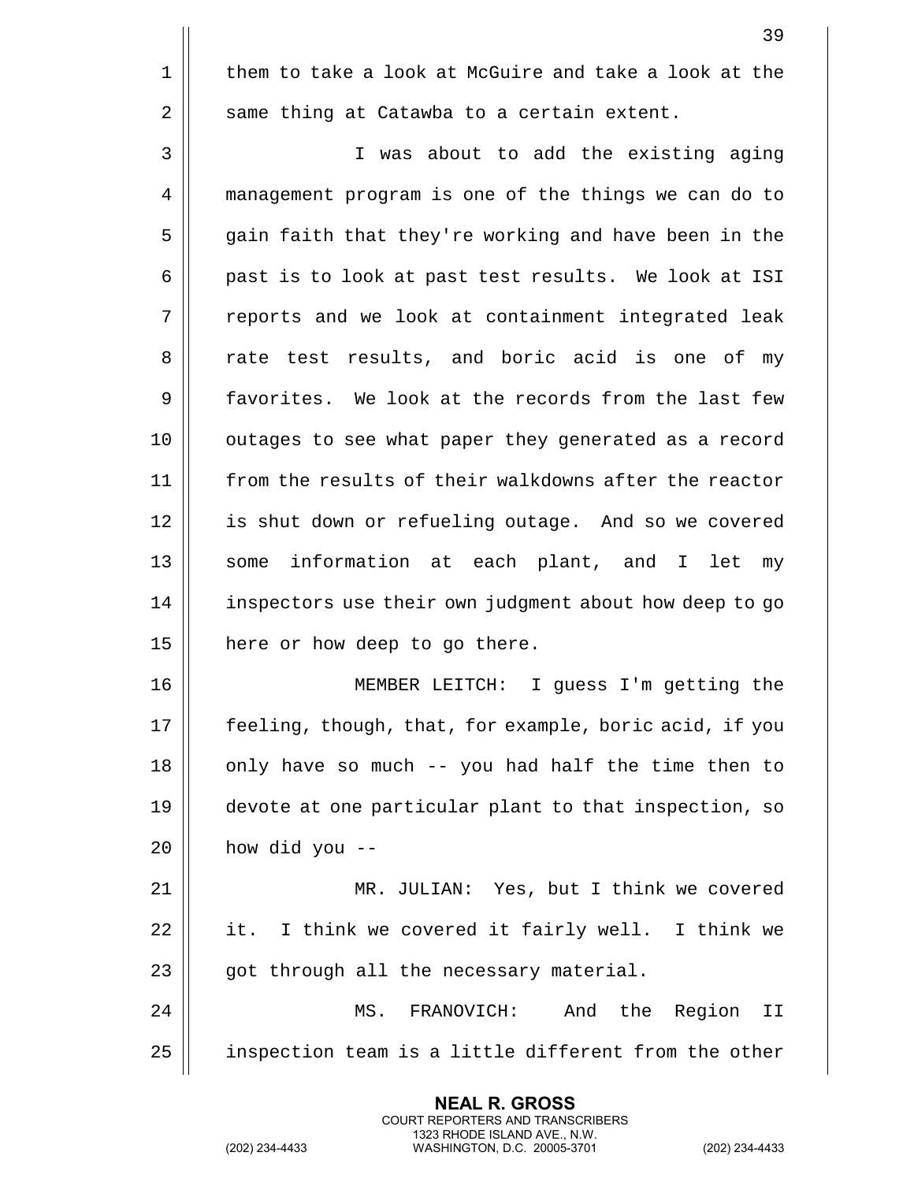them to take a look at McGuire and take a look at the same thing at Catawba to a certain extent.

I was about to add the existing aging management program is one of the things we can do to gain faith that they're working and have been in the past is to look at past test results. We look at ISI reports and we look at containment integrated leak rate test results, and boric acid is one of my favorites. We look at the records from the last few outages to see what paper they generated as a record from the results of their walkdowns after the reactor is shut down or refueling outage. And so we covered some information at each plant, and I let my inspectors use their own judgment about how deep to go here or how deep to go there.

MEMBER LEITCH: I guess I'm getting the feeling, though, that, for example, boric acid, if you only have so much -- you had half the time then to devote at one particular plant to that inspection, so how did you --

MR. JULIAN: Yes, but I think we covered it. I think we covered it fairly well. I think we got through all the necessary material.

MS. FRANOVICH: And the Region II inspection team is a little different from the other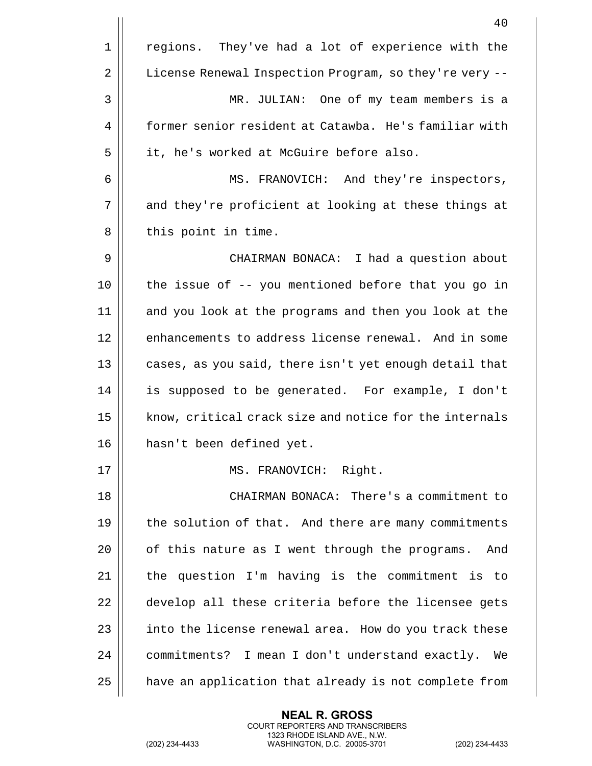regions. They've had a lot of experience with the License Renewal Inspection Program, so they're very --

MR. JULIAN: One of my team members is a former senior resident at Catawba. He's familiar with it, he's worked at McGuire before also.

MS. FRANOVICH: And they're inspectors, and they're proficient at looking at these things at this point in time.

CHAIRMAN BONACA: I had a question about the issue of -- you mentioned before that you go in and you look at the programs and then you look at the enhancements to address license renewal. And in some cases, as you said, there isn't yet enough detail that is supposed to be generated. For example, I don't know, critical crack size and notice for the internals hasn't been defined yet.

MS. FRANOVICH: Right.

CHAIRMAN BONACA: There's a commitment to the solution of that. And there are many commitments of this nature as I went through the programs. And the question I'm having is the commitment is to develop all these criteria before the licensee gets into the license renewal area. How do you track these commitments? I mean I don't understand exactly. We have an application that already is not complete from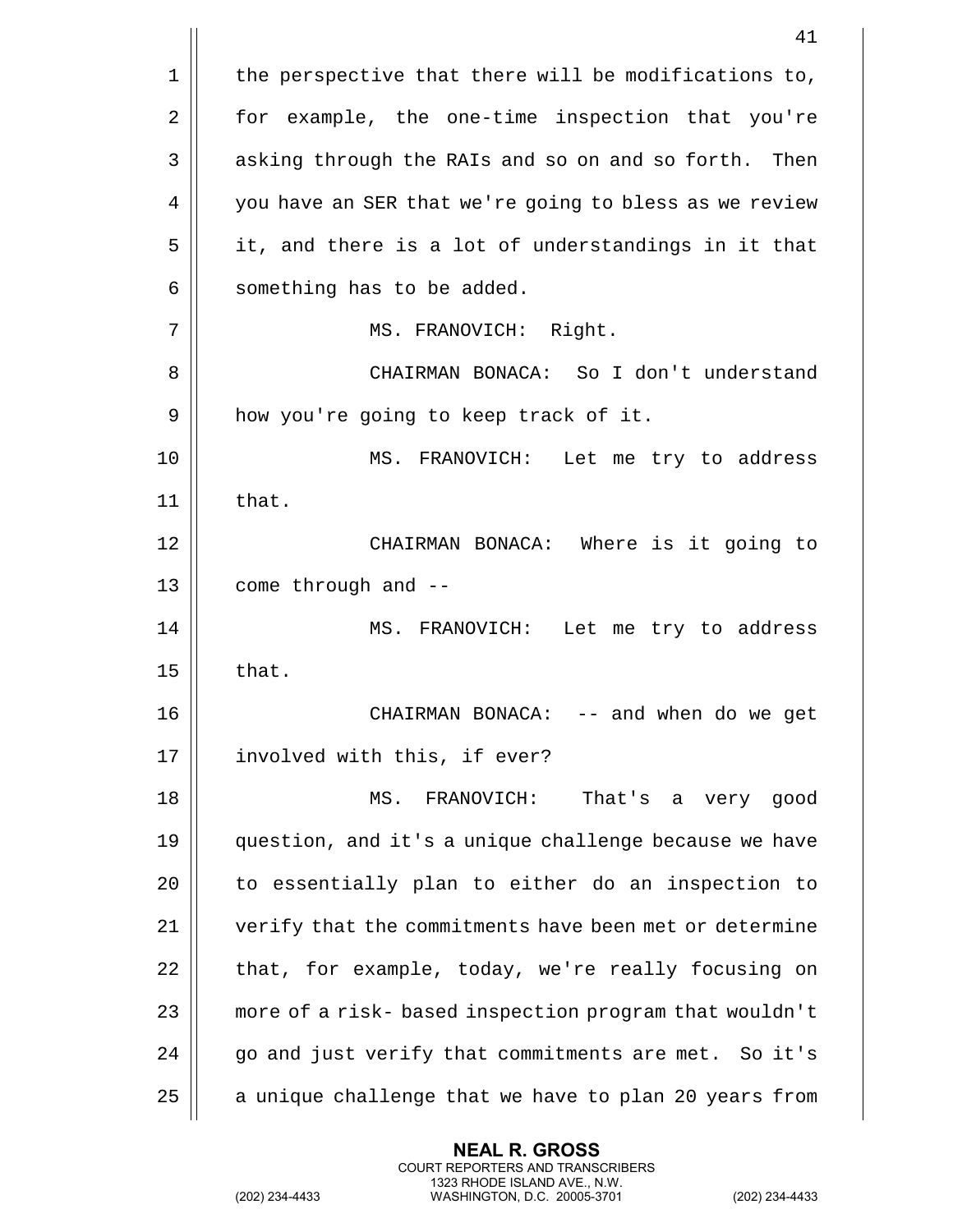the perspective that there will be modifications to, for example, the one-time inspection that you're asking through the RAIs and so on and so forth. Then you have an SER that we're going to bless as we review it, and there is a lot of understandings in it that something has to be added.

MS. FRANOVICH: Right.

CHAIRMAN BONACA: So I don't understand how you're going to keep track of it.

MS. FRANOVICH: Let me try to address that.

CHAIRMAN BONACA: Where is it going to come through and --

MS. FRANOVICH: Let me try to address that.

CHAIRMAN BONACA: -- and when do we get involved with this, if ever?

MS. FRANOVICH: That's a very good question, and it's a unique challenge because we have to essentially plan to either do an inspection to verify that the commitments have been met or determine that, for example, today, we're really focusing on more of a risk- based inspection program that wouldn't go and just verify that commitments are met. So it's a unique challenge that we have to plan 20 years from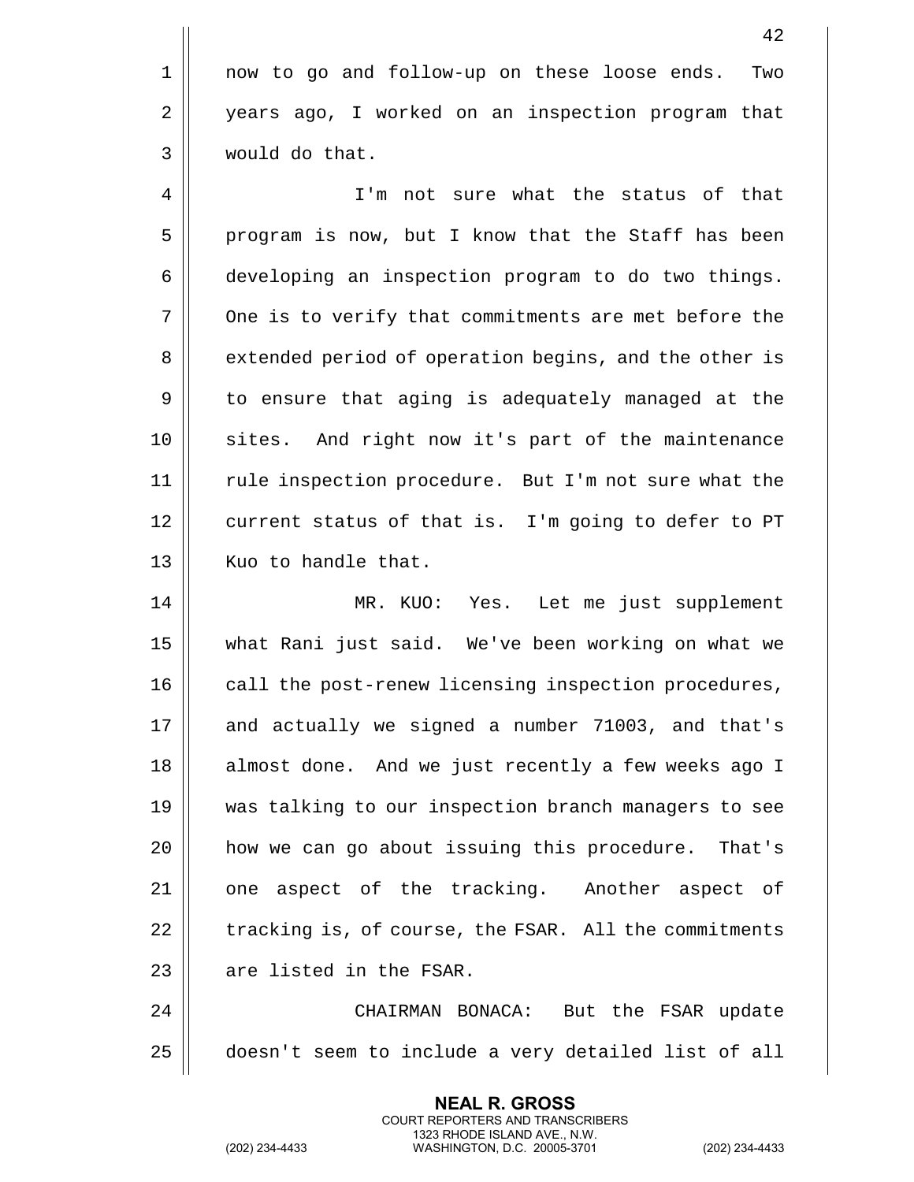now to go and follow-up on these loose ends. Two years ago, I worked on an inspection program that would do that.

I'm not sure what the status of that program is now, but I know that the Staff has been developing an inspection program to do two things. One is to verify that commitments are met before the extended period of operation begins, and the other is to ensure that aging is adequately managed at the sites. And right now it's part of the maintenance rule inspection procedure. But I'm not sure what the current status of that is. I'm going to defer to PT Kuo to handle that.

MR. KUO: Yes. Let me just supplement what Rani just said. We've been working on what we call the post-renew licensing inspection procedures, and actually we signed a number 71003, and that's almost done. And we just recently a few weeks ago I was talking to our inspection branch managers to see how we can go about issuing this procedure. That's one aspect of the tracking. Another aspect of tracking is, of course, the FSAR. All the commitments are listed in the FSAR.

CHAIRMAN BONACA: But the FSAR update doesn't seem to include a very detailed list of all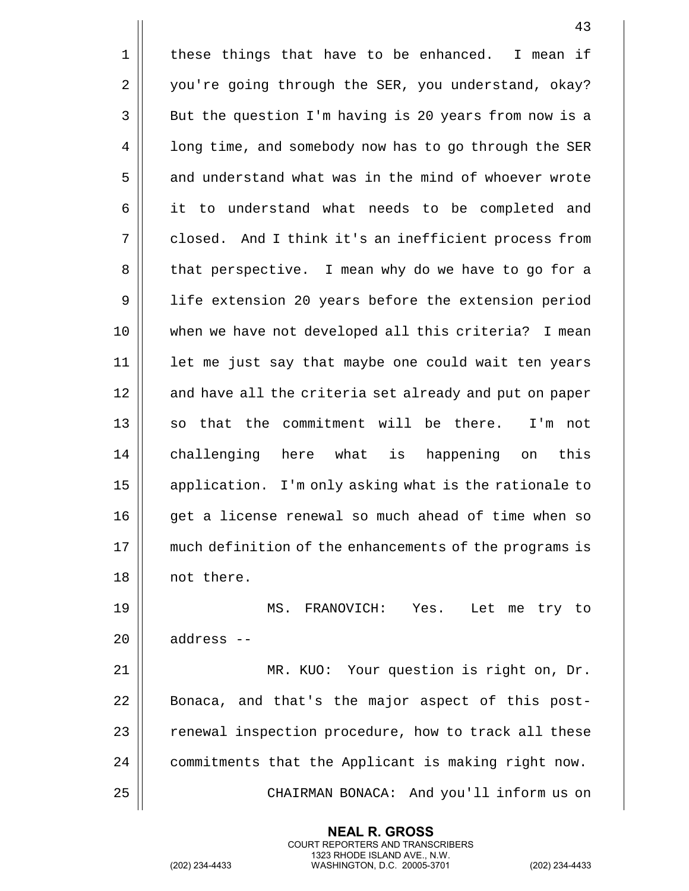these things that have to be enhanced. I mean if you're going through the SER, you understand, okay? But the question I'm having is 20 years from now is a long time, and somebody now has to go through the SER and understand what was in the mind of whoever wrote it to understand what needs to be completed and closed. And I think it's an inefficient process from that perspective. I mean why do we have to go for a life extension 20 years before the extension period when we have not developed all this criteria? I mean let me just say that maybe one could wait ten years and have all the criteria set already and put on paper so that the commitment will be there. I'm not challenging here what is happening on this application. I'm only asking what is the rationale to get a license renewal so much ahead of time when so much definition of the enhancements of the programs is not there.

MS. FRANOVICH: Yes. Let me try to address --

MR. KUO: Your question is right on, Dr. Bonaca, and that's the major aspect of this post-renewal inspection procedure, how to track all these commitments that the Applicant is making right now.

CHAIRMAN BONACA: And you'll inform us on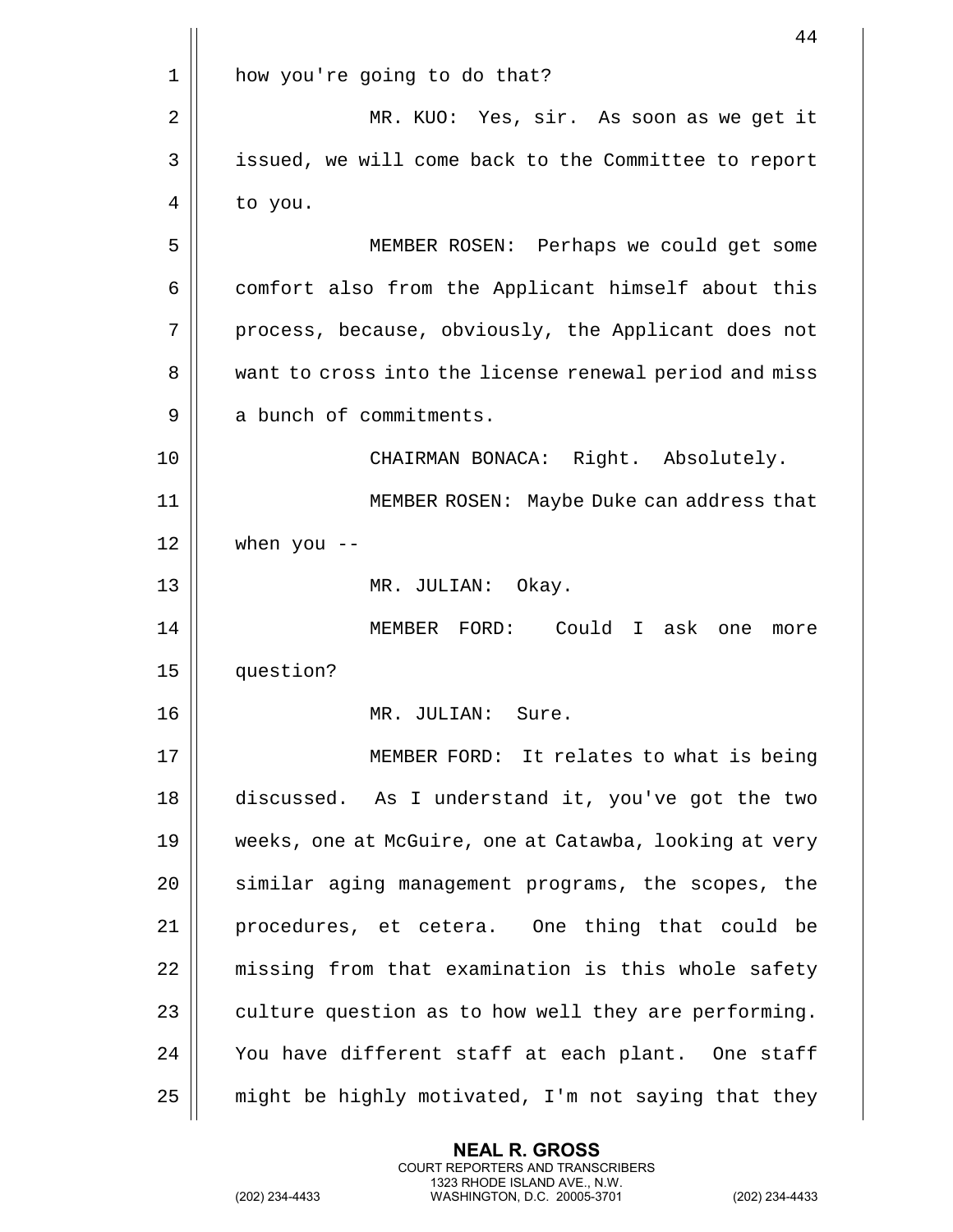how you're going to do that?

MR. KUO: Yes, sir. As soon as we get it issued, we will come back to the Committee to report to you.

MEMBER ROSEN: Perhaps we could get some comfort also from the Applicant himself about this process, because, obviously, the Applicant does not want to cross into the license renewal period and miss a bunch of commitments.

CHAIRMAN BONACA: Right. Absolutely.

MEMBER ROSEN: Maybe Duke can address that when you --

MR. JULIAN: Okay.

MEMBER FORD: Could I ask one more question?

MR. JULIAN: Sure.

MEMBER FORD: It relates to what is being discussed. As I understand it, you've got the two weeks, one at McGuire, one at Catawba, looking at very similar aging management programs, the scopes, the procedures, et cetera. One thing that could be missing from that examination is this whole safety culture question as to how well they are performing. You have different staff at each plant. One staff might be highly motivated, I'm not saying that they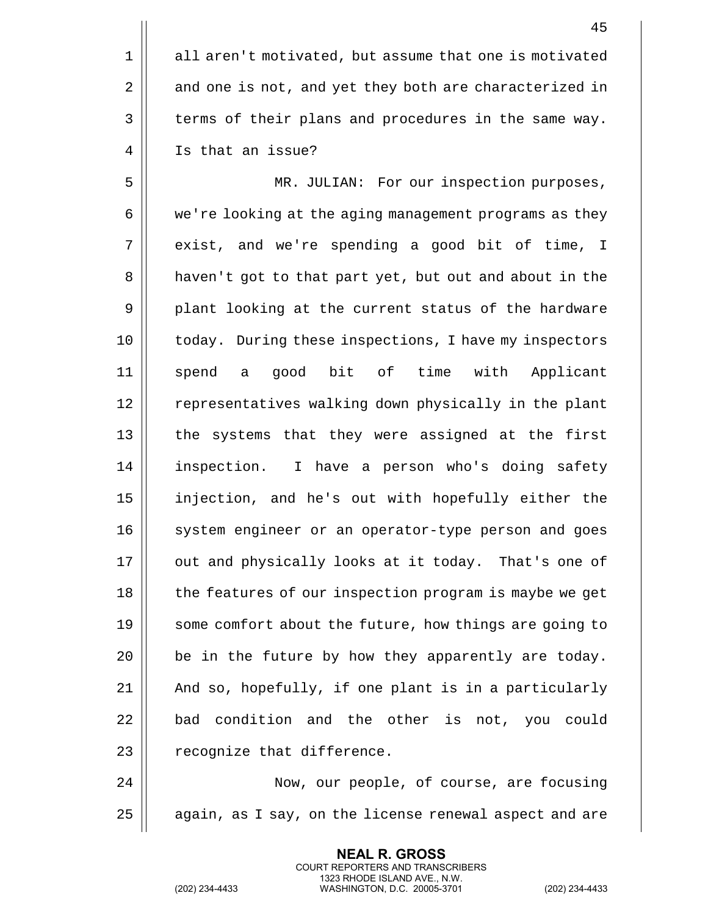all aren't motivated, but assume that one is motivated and one is not, and yet they both are characterized in terms of their plans and procedures in the same way. Is that an issue?

MR. JULIAN: For our inspection purposes, we're looking at the aging management programs as they exist, and we're spending a good bit of time, I haven't got to that part yet, but out and about in the plant looking at the current status of the hardware today. During these inspections, I have my inspectors spend a good bit of time with Applicant representatives walking down physically in the plant the systems that they were assigned at the first inspection. I have a person who's doing safety injection, and he's out with hopefully either the system engineer or an operator-type person and goes out and physically looks at it today. That's one of the features of our inspection program is maybe we get some comfort about the future, how things are going to be in the future by how they apparently are today. And so, hopefully, if one plant is in a particularly bad condition and the other is not, you could recognize that difference.

Now, our people, of course, are focusing again, as I say, on the license renewal aspect and are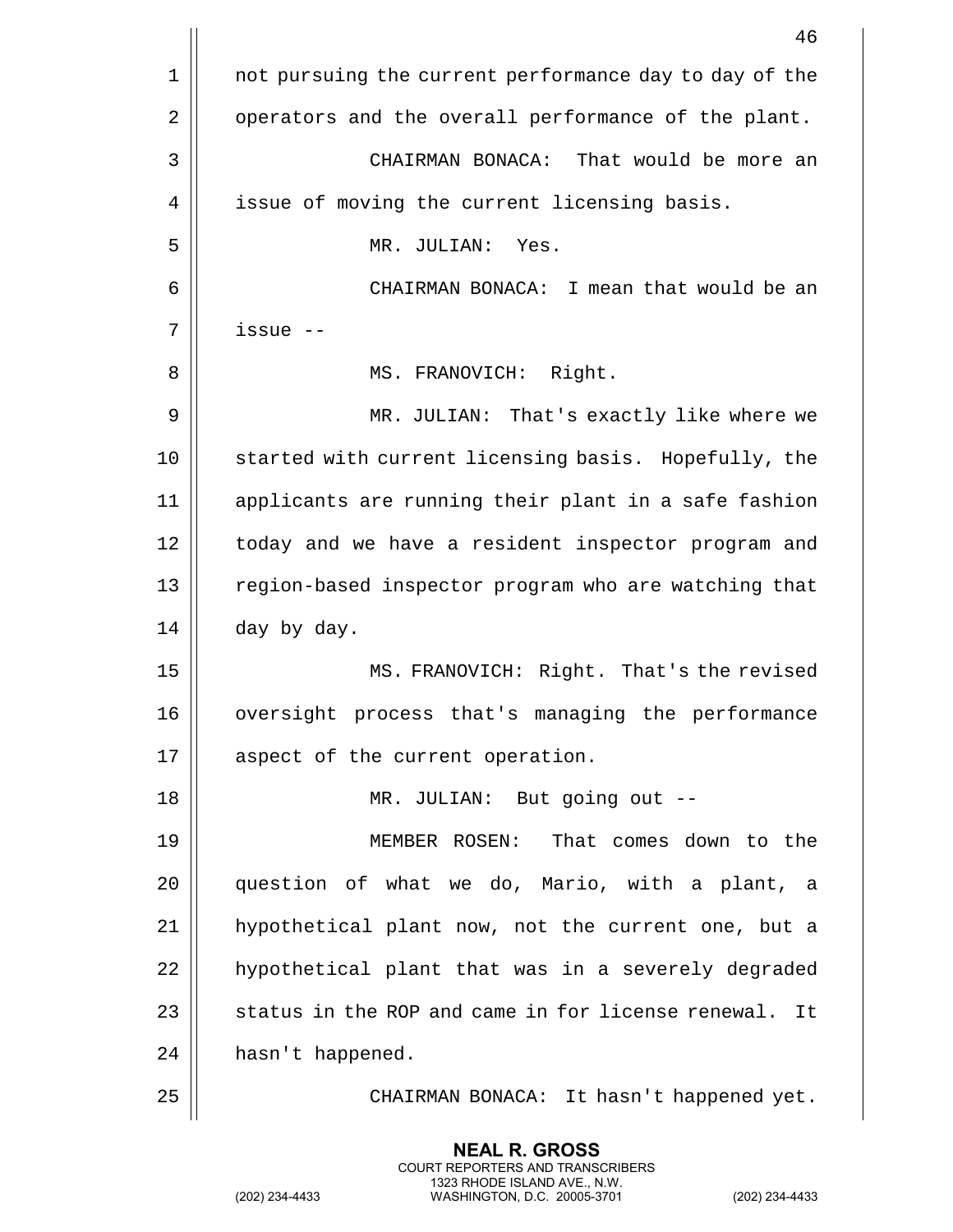not pursuing the current performance day to day of the operators and the overall performance of the plant.

CHAIRMAN BONACA: That would be more an issue of moving the current licensing basis.

MR. JULIAN: Yes.

CHAIRMAN BONACA: I mean that would be an issue --

MS. FRANOVICH: Right.

MR. JULIAN: That's exactly like where we started with current licensing basis. Hopefully, the applicants are running their plant in a safe fashion today and we have a resident inspector program and region-based inspector program who are watching that day by day.

MS. FRANOVICH: Right. That's the revised oversight process that's managing the performance aspect of the current operation.

MR. JULIAN: But going out --

MEMBER ROSEN: That comes down to the question of what we do, Mario, with a plant, a hypothetical plant now, not the current one, but a hypothetical plant that was in a severely degraded status in the ROP and came in for license renewal. It hasn't happened.

CHAIRMAN BONACA: It hasn't happened yet.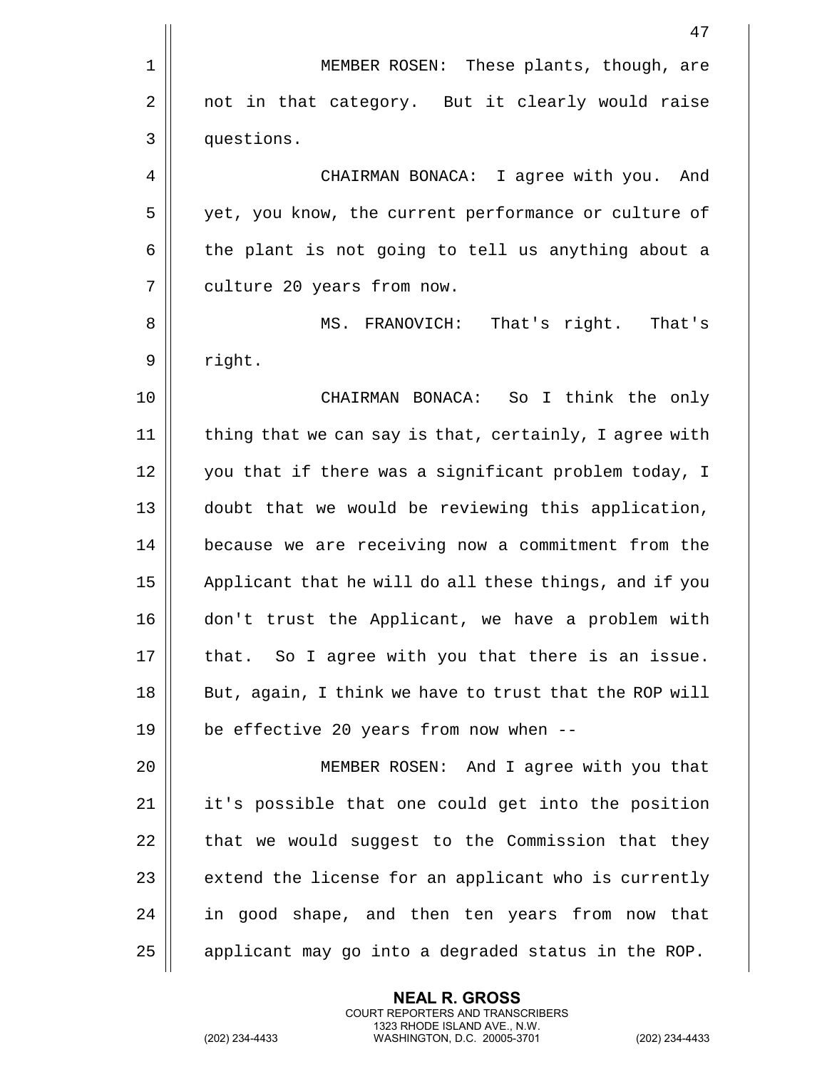MEMBER ROSEN: These plants, though, are not in that category. But it clearly would raise questions.

CHAIRMAN BONACA: I agree with you. And yet, you know, the current performance or culture of the plant is not going to tell us anything about a culture 20 years from now.

MS. FRANOVICH: That's right. That's right.

CHAIRMAN BONACA: So I think the only thing that we can say is that, certainly, I agree with you that if there was a significant problem today, I doubt that we would be reviewing this application, because we are receiving now a commitment from the Applicant that he will do all these things, and if you don't trust the Applicant, we have a problem with that. So I agree with you that there is an issue. But, again, I think we have to trust that the ROP will be effective 20 years from now when --

MEMBER ROSEN: And I agree with you that it's possible that one could get into the position that we would suggest to the Commission that they extend the license for an applicant who is currently in good shape, and then ten years from now that applicant may go into a degraded status in the ROP.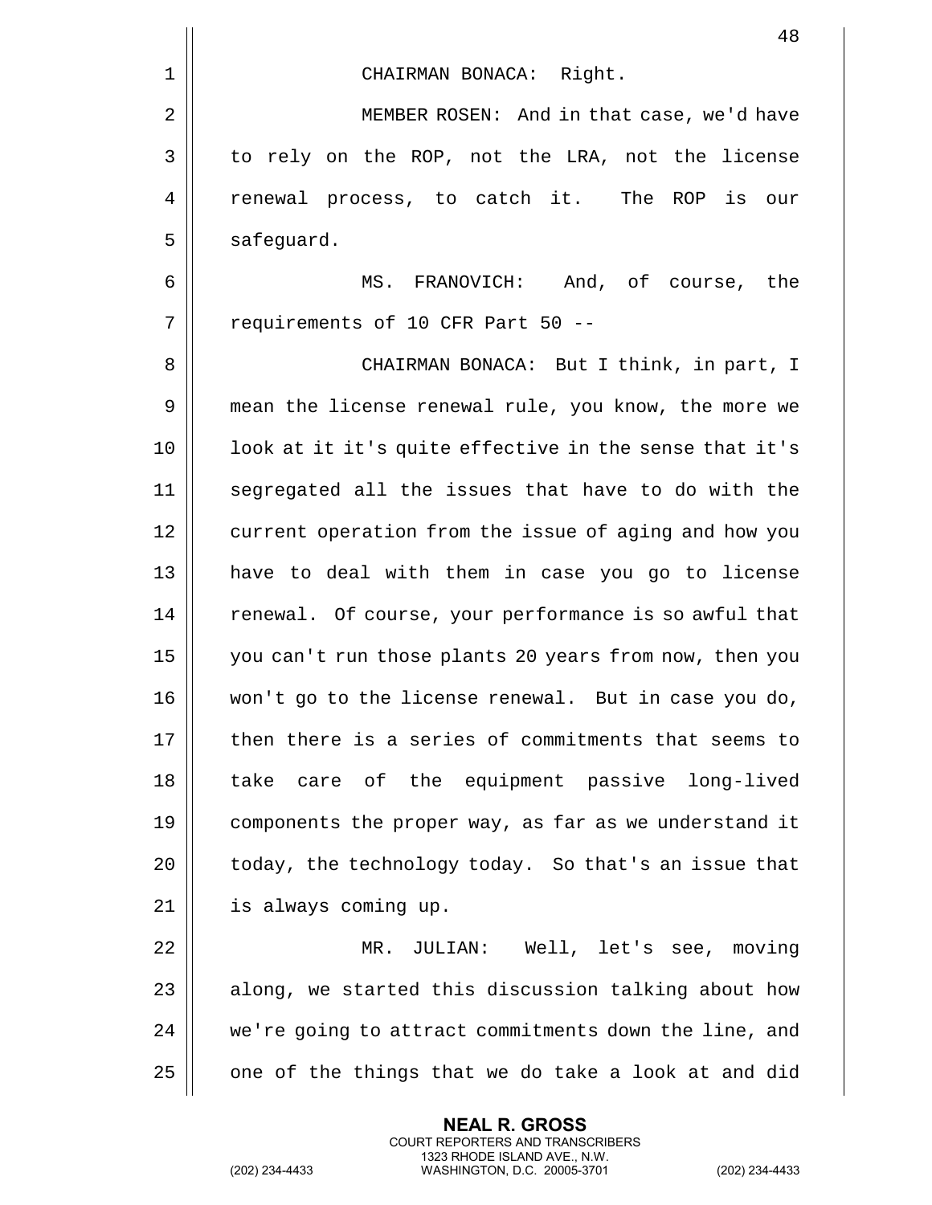CHAIRMAN BONACA: Right.

MEMBER ROSEN: And in that case, we'd have to rely on the ROP, not the LRA, not the license renewal process, to catch it. The ROP is our safeguard.

MS. FRANOVICH: And, of course, the requirements of 10 CFR Part 50 --

CHAIRMAN BONACA: But I think, in part, I mean the license renewal rule, you know, the more we look at it it's quite effective in the sense that it's segregated all the issues that have to do with the current operation from the issue of aging and how you have to deal with them in case you go to license renewal. Of course, your performance is so awful that you can't run those plants 20 years from now, then you won't go to the license renewal. But in case you do, then there is a series of commitments that seems to take care of the equipment passive long-lived components the proper way, as far as we understand it today, the technology today. So that's an issue that is always coming up.

MR. JULIAN: Well, let's see, moving along, we started this discussion talking about how we're going to attract commitments down the line, and one of the things that we do take a look at and did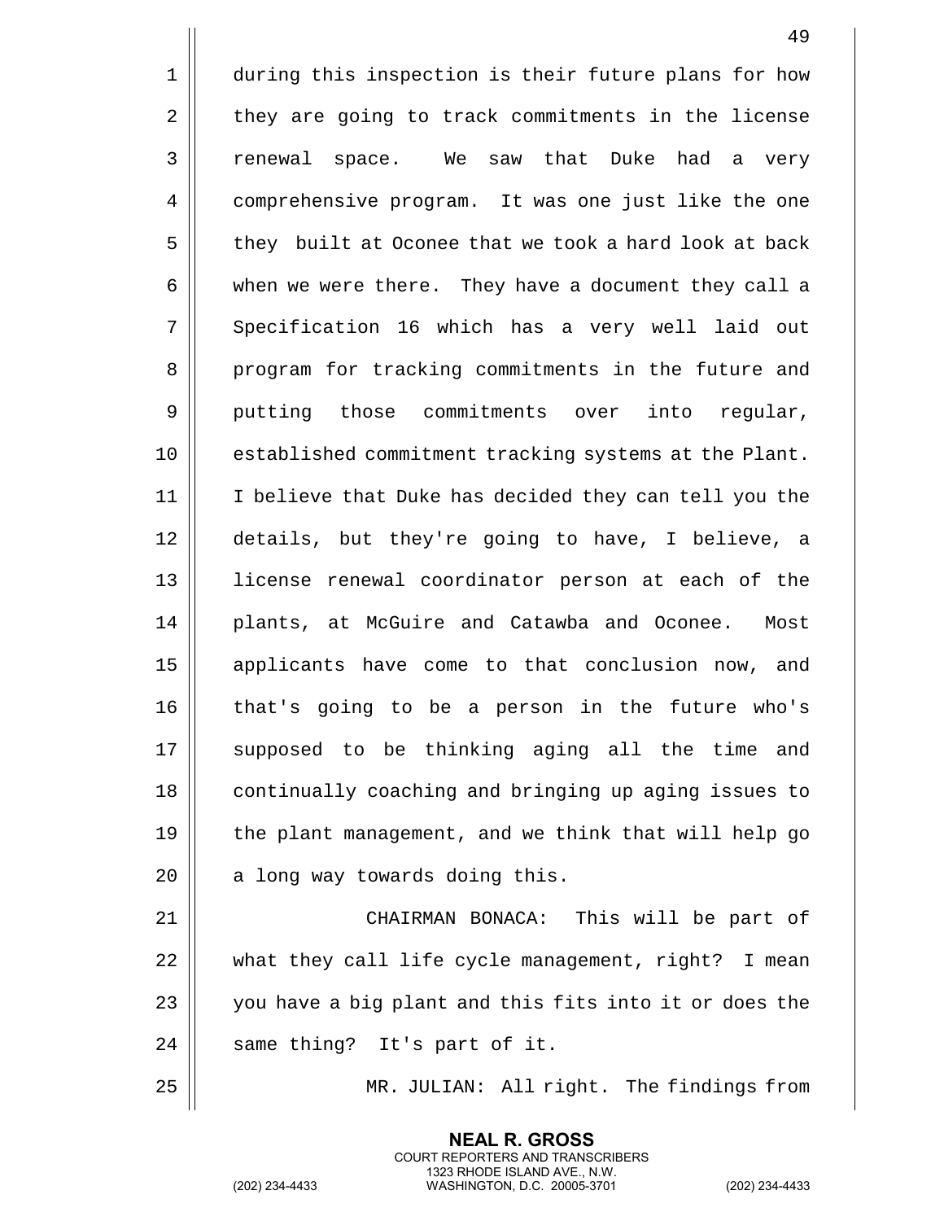during this inspection is their future plans for how they are going to track commitments in the license renewal space. We saw that Duke had a very comprehensive program. It was one just like the one they built at Oconee that we took a hard look at back when we were there. They have a document they call a Specification 16 which has a very well laid out program for tracking commitments in the future and putting those commitments over into regular, established commitment tracking systems at the Plant. I believe that Duke has decided they can tell you the details, but they're going to have, I believe, a license renewal coordinator person at each of the plants, at McGuire and Catawba and Oconee. Most applicants have come to that conclusion now, and that's going to be a person in the future who's supposed to be thinking aging all the time and continually coaching and bringing up aging issues to the plant management, and we think that will help go a long way towards doing this.

CHAIRMAN BONACA: This will be part of what they call life cycle management, right? I mean you have a big plant and this fits into it or does the same thing? It's part of it.

MR. JULIAN: All right. The findings from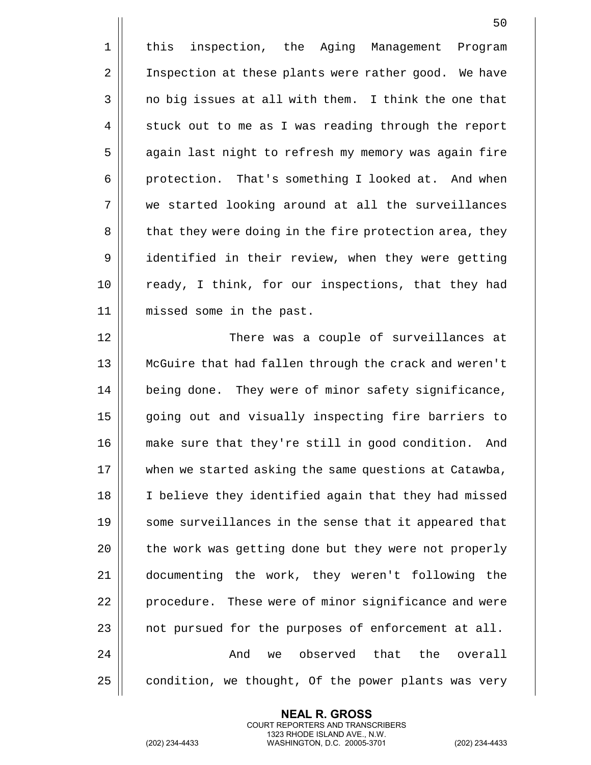this inspection, the Aging Management Program Inspection at these plants were rather good. We have no big issues at all with them. I think the one that stuck out to me as I was reading through the report again last night to refresh my memory was again fire protection. That's something I looked at. And when we started looking around at all the surveillances that they were doing in the fire protection area, they identified in their review, when they were getting ready, I think, for our inspections, that they had missed some in the past.

There was a couple of surveillances at McGuire that had fallen through the crack and weren't being done. They were of minor safety significance, going out and visually inspecting fire barriers to make sure that they're still in good condition. And when we started asking the same questions at Catawba, I believe they identified again that they had missed some surveillances in the sense that it appeared that the work was getting done but they were not properly documenting the work, they weren't following the procedure. These were of minor significance and were not pursued for the purposes of enforcement at all.

And we observed that the overall condition, we thought, Of the power plants was very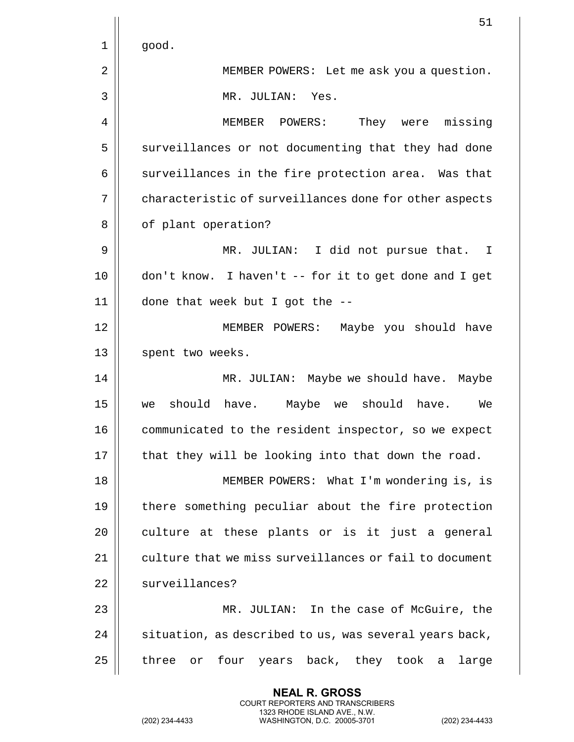good.

MEMBER POWERS: Let me ask you a question.

MR. JULIAN: Yes.

MEMBER POWERS: They were missing surveillances or not documenting that they had done surveillances in the fire protection area. Was that characteristic of surveillances done for other aspects of plant operation?

MR. JULIAN: I did not pursue that. I don't know. I haven't -- for it to get done and I get done that week but I got the --

MEMBER POWERS: Maybe you should have spent two weeks.

MR. JULIAN: Maybe we should have. Maybe we should have. Maybe we should have. We communicated to the resident inspector, so we expect that they will be looking into that down the road.

MEMBER POWERS: What I'm wondering is, is there something peculiar about the fire protection culture at these plants or is it just a general culture that we miss surveillances or fail to document surveillances?

MR. JULIAN: In the case of McGuire, the situation, as described to us, was several years back, three or four years back, they took a large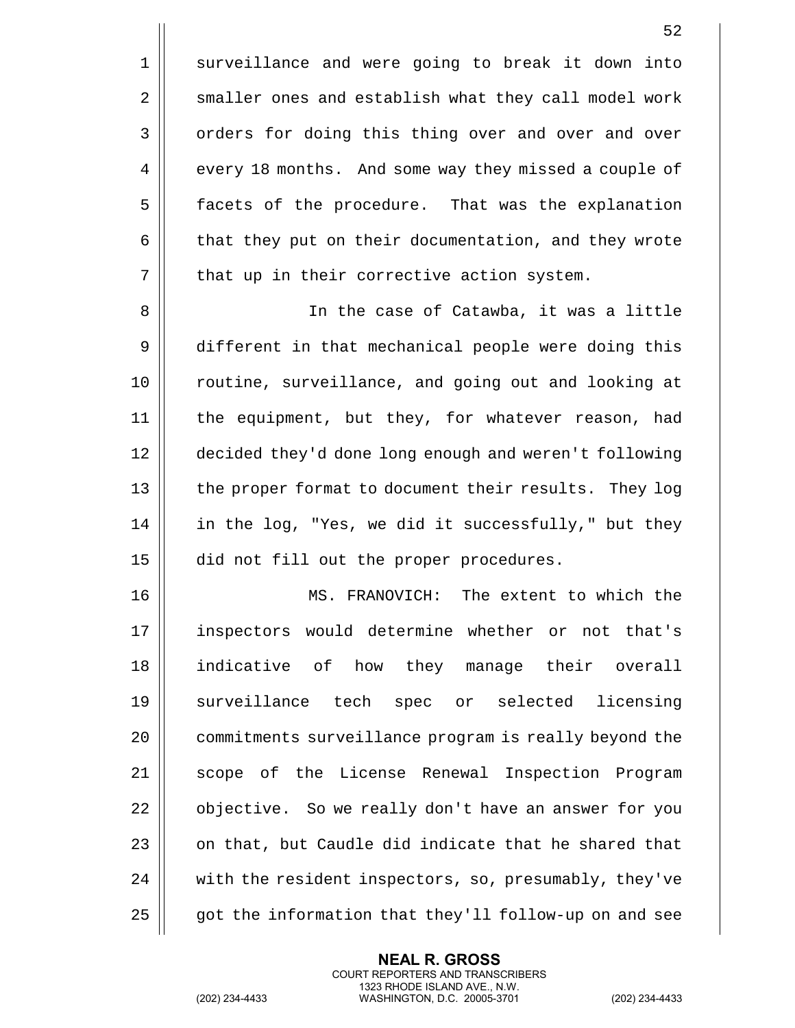surveillance and were going to break it down into smaller ones and establish what they call model work orders for doing this thing over and over and over every 18 months. And some way they missed a couple of facets of the procedure. That was the explanation that they put on their documentation, and they wrote that up in their corrective action system.

In the case of Catawba, it was a little different in that mechanical people were doing this routine, surveillance, and going out and looking at the equipment, but they, for whatever reason, had decided they'd done long enough and weren't following the proper format to document their results. They log in the log, "Yes, we did it successfully," but they did not fill out the proper procedures.

MS. FRANOVICH: The extent to which the inspectors would determine whether or not that's indicative of how they manage their overall surveillance tech spec or selected licensing commitments surveillance program is really beyond the scope of the License Renewal Inspection Program objective. So we really don't have an answer for you on that, but Caudle did indicate that he shared that with the resident inspectors, so, presumably, they've got the information that they'll follow-up on and see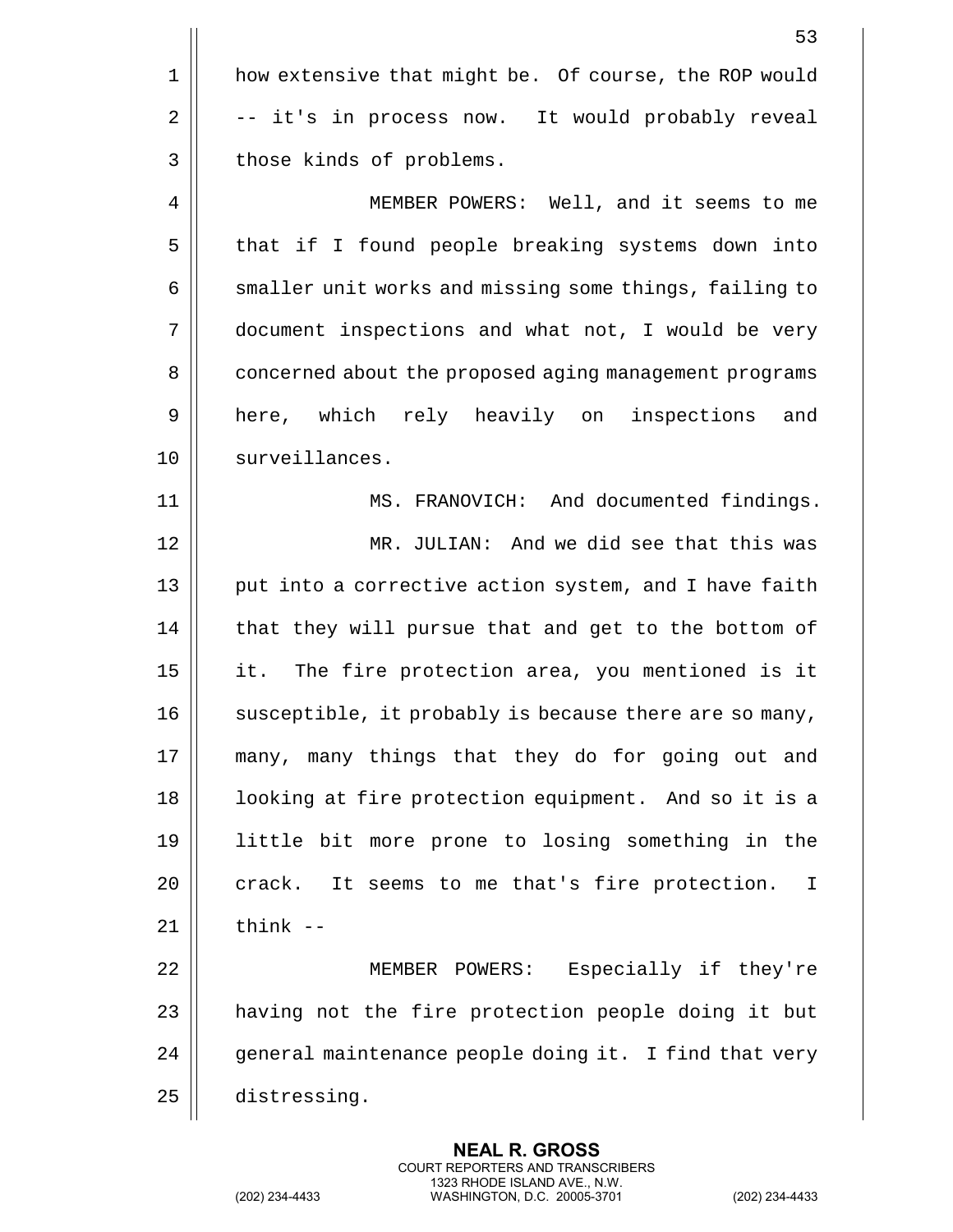how extensive that might be. Of course, the ROP would -- it's in process now. It would probably reveal those kinds of problems.

MEMBER POWERS: Well, and it seems to me that if I found people breaking systems down into smaller unit works and missing some things, failing to document inspections and what not, I would be very concerned about the proposed aging management programs here, which rely heavily on inspections and surveillances.

MS. FRANOVICH: And documented findings.

MR. JULIAN: And we did see that this was put into a corrective action system, and I have faith that they will pursue that and get to the bottom of it. The fire protection area, you mentioned is it susceptible, it probably is because there are so many, many, many things that they do for going out and looking at fire protection equipment. And so it is a little bit more prone to losing something in the crack. It seems to me that's fire protection. I think --

MEMBER POWERS: Especially if they're having not the fire protection people doing it but general maintenance people doing it. I find that very distressing.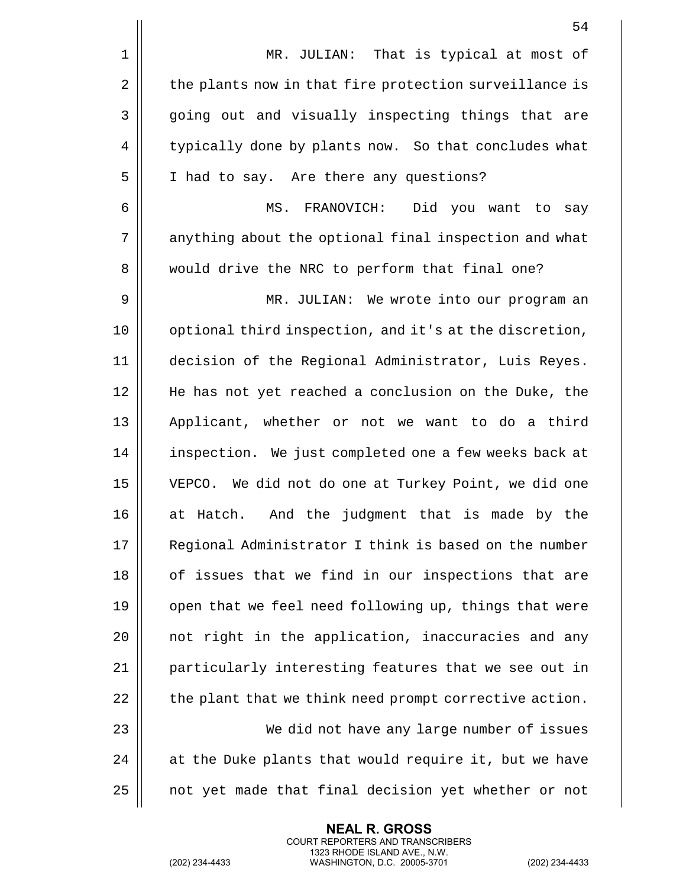MR. JULIAN: That is typical at most of the plants now in that fire protection surveillance is going out and visually inspecting things that are typically done by plants now. So that concludes what I had to say. Are there any questions?

MS. FRANOVICH: Did you want to say anything about the optional final inspection and what would drive the NRC to perform that final one?

MR. JULIAN: We wrote into our program an optional third inspection, and it's at the discretion, decision of the Regional Administrator, Luis Reyes. He has not yet reached a conclusion on the Duke, the Applicant, whether or not we want to do a third inspection. We just completed one a few weeks back at VEPCO. We did not do one at Turkey Point, we did one at Hatch. And the judgment that is made by the Regional Administrator I think is based on the number of issues that we find in our inspections that are open that we feel need following up, things that were not right in the application, inaccuracies and any particularly interesting features that we see out in the plant that we think need prompt corrective action.

We did not have any large number of issues at the Duke plants that would require it, but we have not yet made that final decision yet whether or not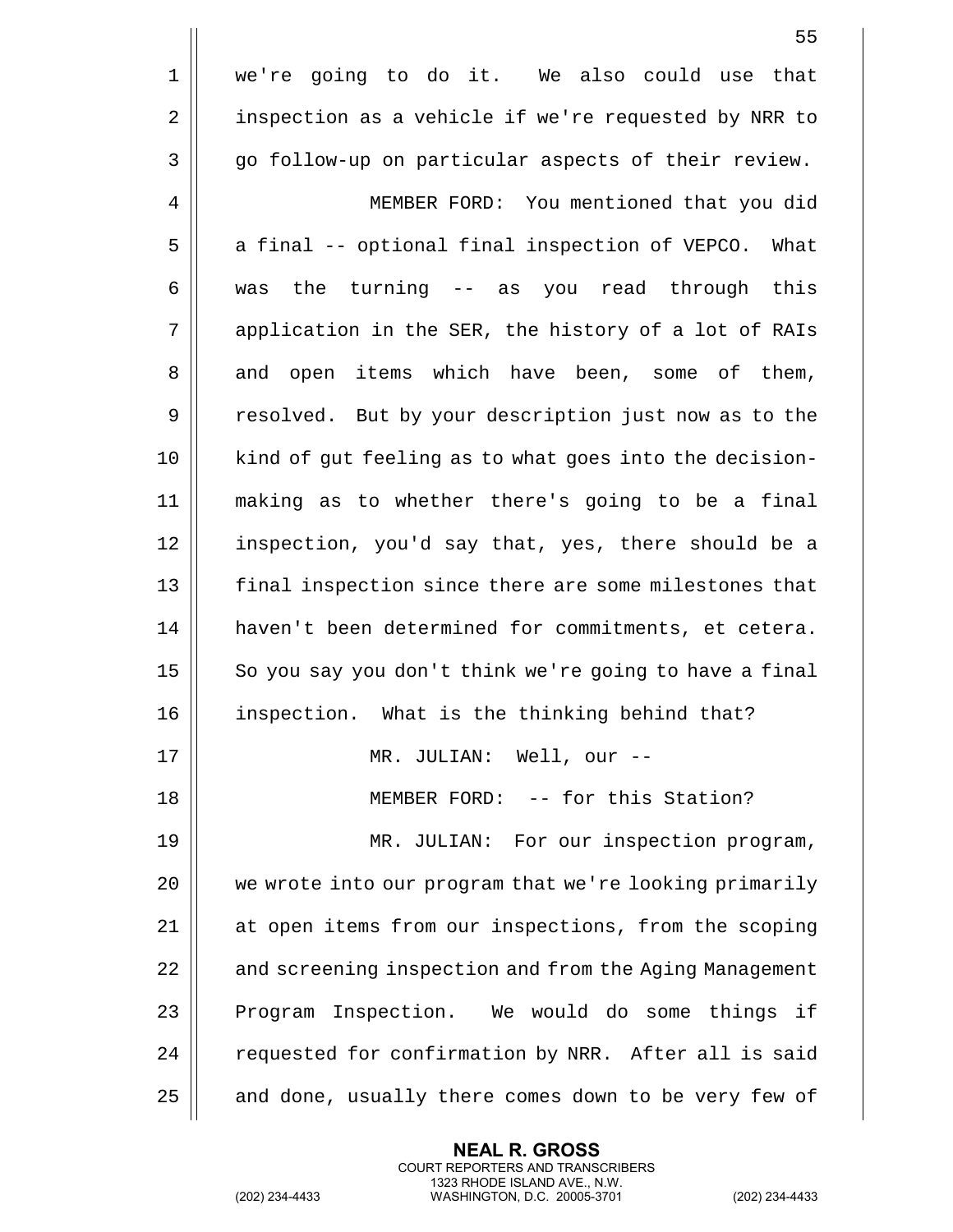we're going to do it. We also could use that inspection as a vehicle if we're requested by NRR to go follow-up on particular aspects of their review.

MEMBER FORD: You mentioned that you did a final -- optional final inspection of VEPCO. What was the turning -- as you read through this application in the SER, the history of a lot of RAIs and open items which have been, some of them, resolved. But by your description just now as to the kind of gut feeling as to what goes into the decision-making as to whether there's going to be a final inspection, you'd say that, yes, there should be a final inspection since there are some milestones that haven't been determined for commitments, et cetera. So you say you don't think we're going to have a final inspection. What is the thinking behind that?

MR. JULIAN: Well, our --

MEMBER FORD: -- for this Station?

MR. JULIAN: For our inspection program, we wrote into our program that we're looking primarily at open items from our inspections, from the scoping and screening inspection and from the Aging Management Program Inspection. We would do some things if requested for confirmation by NRR. After all is said and done, usually there comes down to be very few of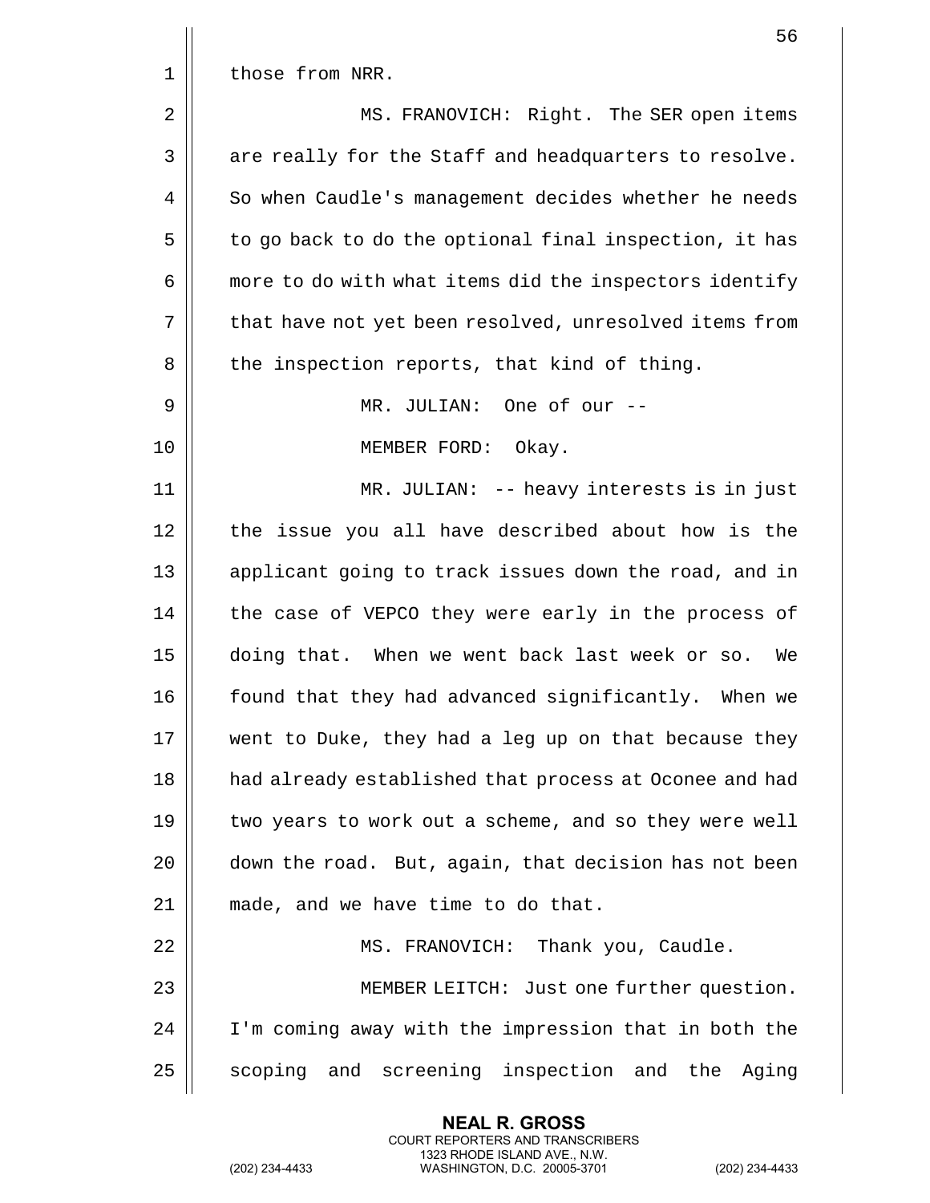those from NRR.

MS. FRANOVICH: Right. The SER open items are really for the Staff and headquarters to resolve. So when Caudle's management decides whether he needs to go back to do the optional final inspection, it has more to do with what items did the inspectors identify that have not yet been resolved, unresolved items from the inspection reports, that kind of thing.

MR. JULIAN: One of our --

MEMBER FORD: Okay.

MR. JULIAN: -- heavy interests is in just the issue you all have described about how is the applicant going to track issues down the road, and in the case of VEPCO they were early in the process of doing that. When we went back last week or so. We found that they had advanced significantly. When we went to Duke, they had a leg up on that because they had already established that process at Oconee and had two years to work out a scheme, and so they were well down the road. But, again, that decision has not been made, and we have time to do that.

MS. FRANOVICH: Thank you, Caudle.

MEMBER LEITCH: Just one further question. I'm coming away with the impression that in both the scoping and screening inspection and the Aging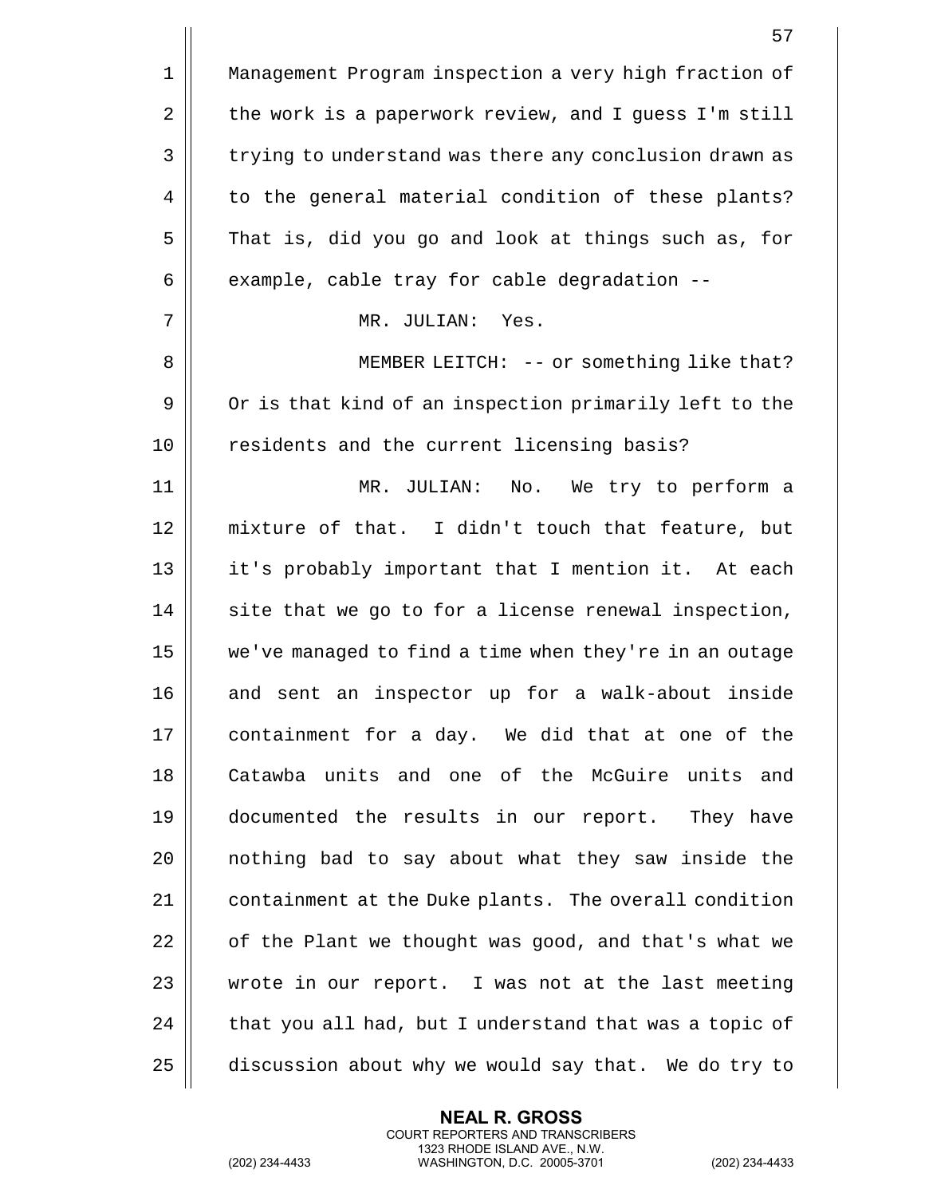Management Program inspection a very high fraction of the work is a paperwork review, and I guess I'm still trying to understand was there any conclusion drawn as to the general material condition of these plants? That is, did you go and look at things such as, for example, cable tray for cable degradation --

MR. JULIAN: Yes.

MEMBER LEITCH: -- or something like that? Or is that kind of an inspection primarily left to the residents and the current licensing basis?

MR. JULIAN: No. We try to perform a mixture of that. I didn't touch that feature, but it's probably important that I mention it. At each site that we go to for a license renewal inspection, we've managed to find a time when they're in an outage and sent an inspector up for a walk-about inside containment for a day. We did that at one of the Catawba units and one of the McGuire units and documented the results in our report. They have nothing bad to say about what they saw inside the containment at the Duke plants. The overall condition of the Plant we thought was good, and that's what we wrote in our report. I was not at the last meeting that you all had, but I understand that was a topic of discussion about why we would say that. We do try to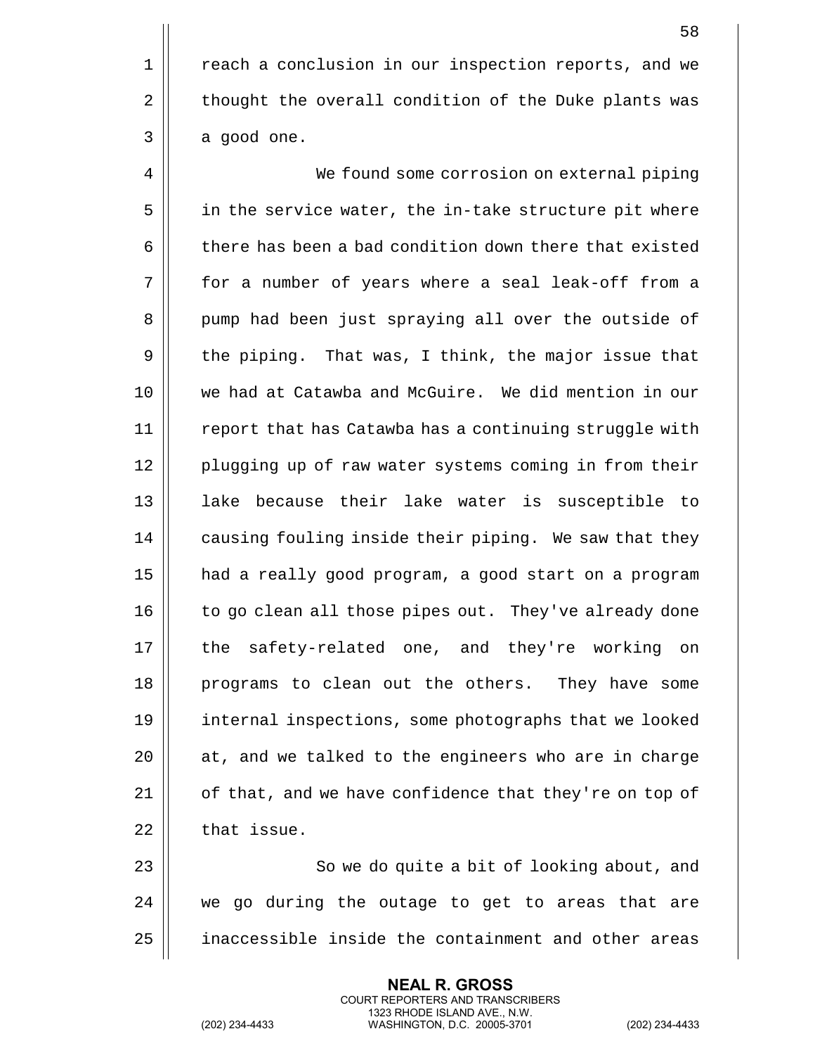reach a conclusion in our inspection reports, and we thought the overall condition of the Duke plants was a good one.

We found some corrosion on external piping in the service water, the in-take structure pit where there has been a bad condition down there that existed for a number of years where a seal leak-off from a pump had been just spraying all over the outside of the piping. That was, I think, the major issue that we had at Catawba and McGuire. We did mention in our report that has Catawba has a continuing struggle with plugging up of raw water systems coming in from their lake because their lake water is susceptible to causing fouling inside their piping. We saw that they had a really good program, a good start on a program to go clean all those pipes out. They've already done the safety-related one, and they're working on programs to clean out the others. They have some internal inspections, some photographs that we looked at, and we talked to the engineers who are in charge of that, and we have confidence that they're on top of that issue.

So we do quite a bit of looking about, and we go during the outage to get to areas that are inaccessible inside the containment and other areas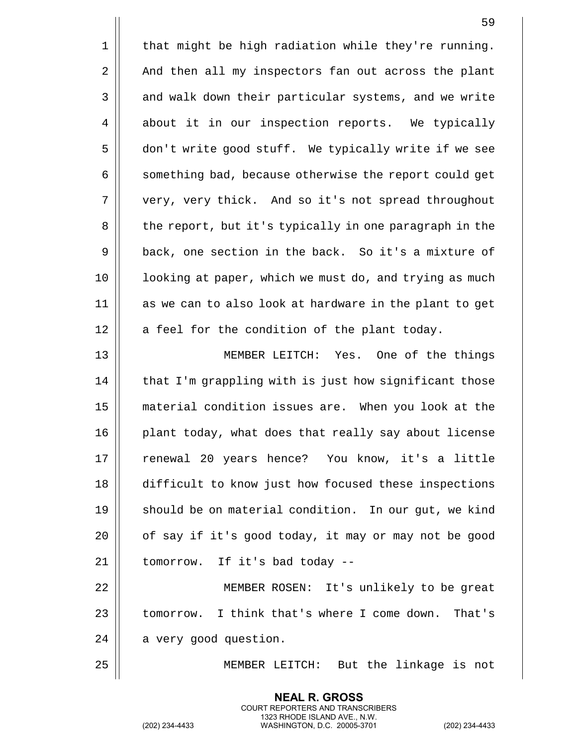that might be high radiation while they're running. And then all my inspectors fan out across the plant and walk down their particular systems, and we write about it in our inspection reports. We typically don't write good stuff. We typically write if we see something bad, because otherwise the report could get very, very thick. And so it's not spread throughout the report, but it's typically in one paragraph in the back, one section in the back. So it's a mixture of looking at paper, which we must do, and trying as much as we can to also look at hardware in the plant to get a feel for the condition of the plant today.

MEMBER LEITCH: Yes. One of the things that I'm grappling with is just how significant those material condition issues are. When you look at the plant today, what does that really say about license renewal 20 years hence? You know, it's a little difficult to know just how focused these inspections should be on material condition. In our gut, we kind of say if it's good today, it may or may not be good tomorrow. If it's bad today --

MEMBER ROSEN: It's unlikely to be great tomorrow. I think that's where I come down. That's a very good question.

MEMBER LEITCH: But the linkage is not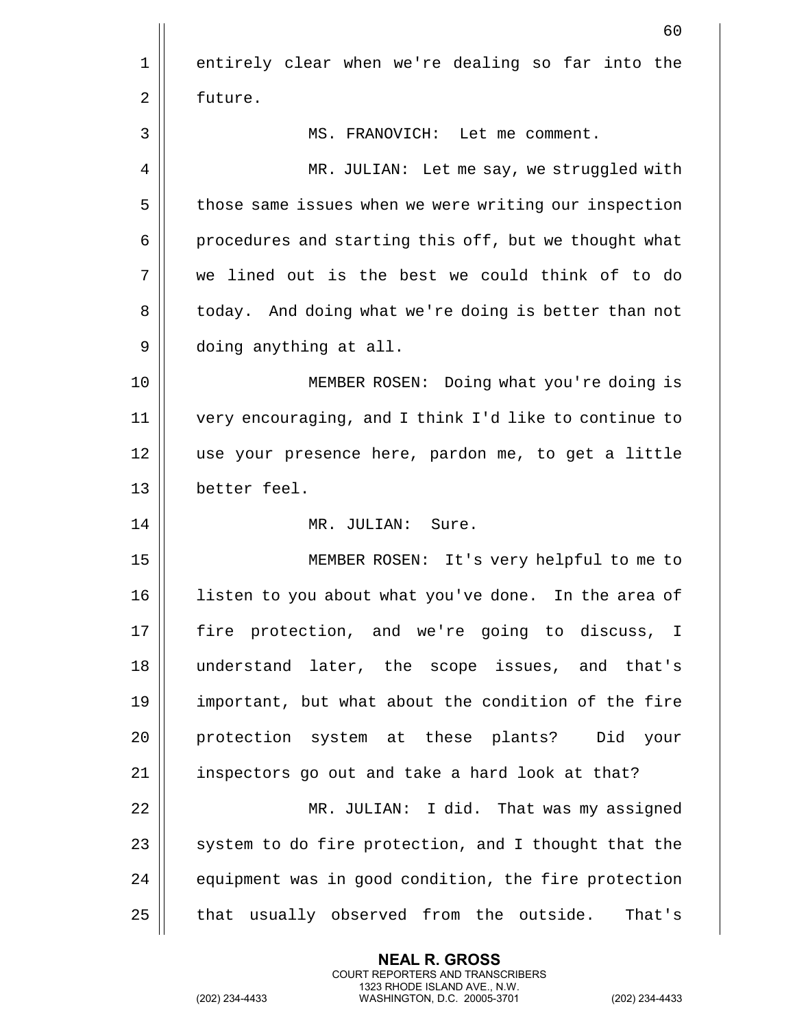entirely clear when we're dealing so far into the future.

MS. FRANOVICH: Let me comment.

MR. JULIAN: Let me say, we struggled with those same issues when we were writing our inspection procedures and starting this off, but we thought what we lined out is the best we could think of to do today. And doing what we're doing is better than not doing anything at all.

MEMBER ROSEN: Doing what you're doing is very encouraging, and I think I'd like to continue to use your presence here, pardon me, to get a little better feel.

MR. JULIAN: Sure.

MEMBER ROSEN: It's very helpful to me to listen to you about what you've done. In the area of fire protection, and we're going to discuss, I understand later, the scope issues, and that's important, but what about the condition of the fire protection system at these plants? Did your inspectors go out and take a hard look at that?

MR. JULIAN: I did. That was my assigned system to do fire protection, and I thought that the equipment was in good condition, the fire protection that usually observed from the outside. That's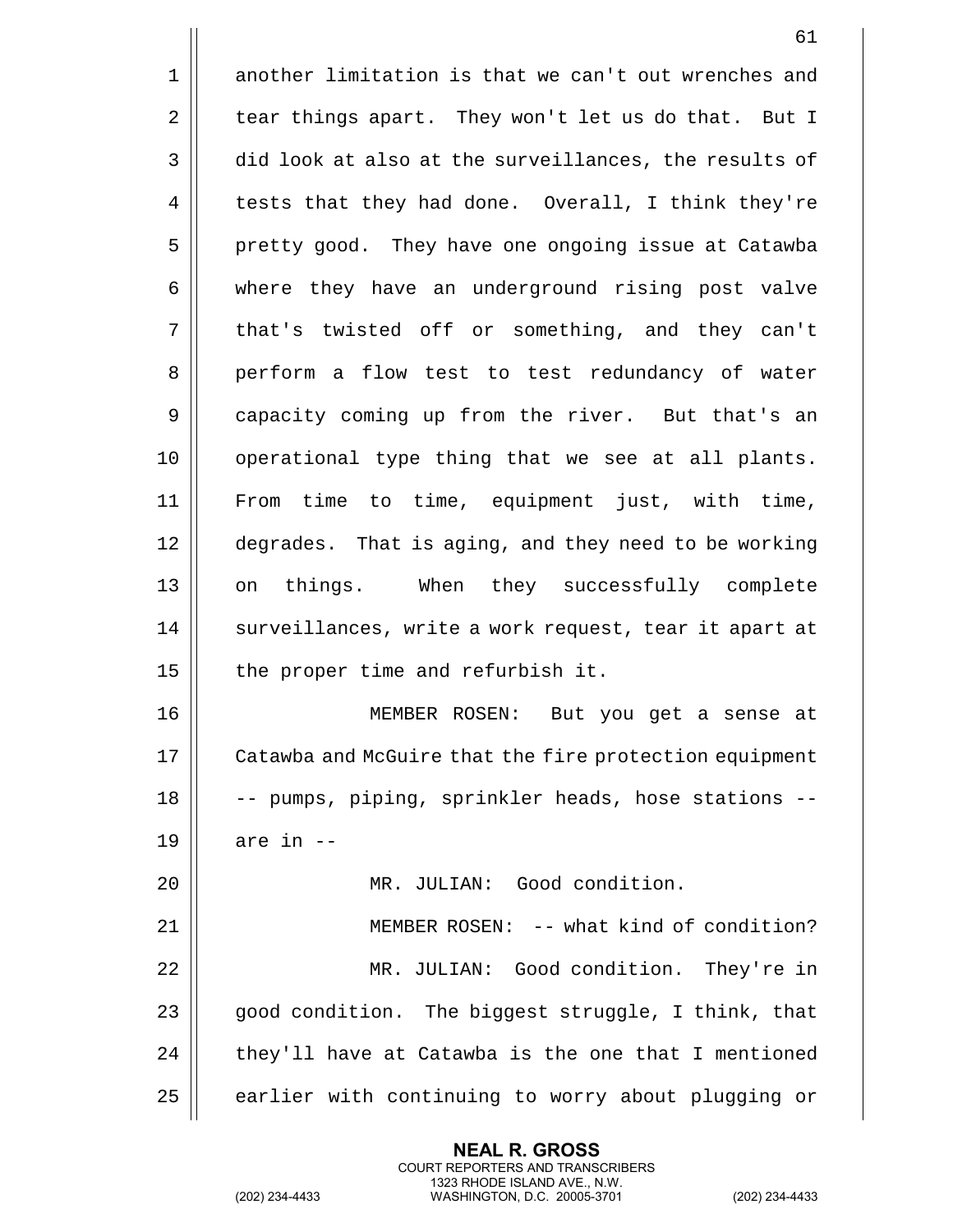another limitation is that we can't out wrenches and tear things apart. They won't let us do that. But I did look at also at the surveillances, the results of tests that they had done. Overall, I think they're pretty good. They have one ongoing issue at Catawba where they have an underground rising post valve that's twisted off or something, and they can't perform a flow test to test redundancy of water capacity coming up from the river. But that's an operational type thing that we see at all plants. From time to time, equipment just, with time, degrades. That is aging, and they need to be working on things. When they successfully complete surveillances, write a work request, tear it apart at the proper time and refurbish it.

MEMBER ROSEN: But you get a sense at Catawba and McGuire that the fire protection equipment -- pumps, piping, sprinkler heads, hose stations -- are in --

MR. JULIAN: Good condition.

MEMBER ROSEN: -- what kind of condition?

MR. JULIAN: Good condition. They're in good condition. The biggest struggle, I think, that they'll have at Catawba is the one that I mentioned earlier with continuing to worry about plugging or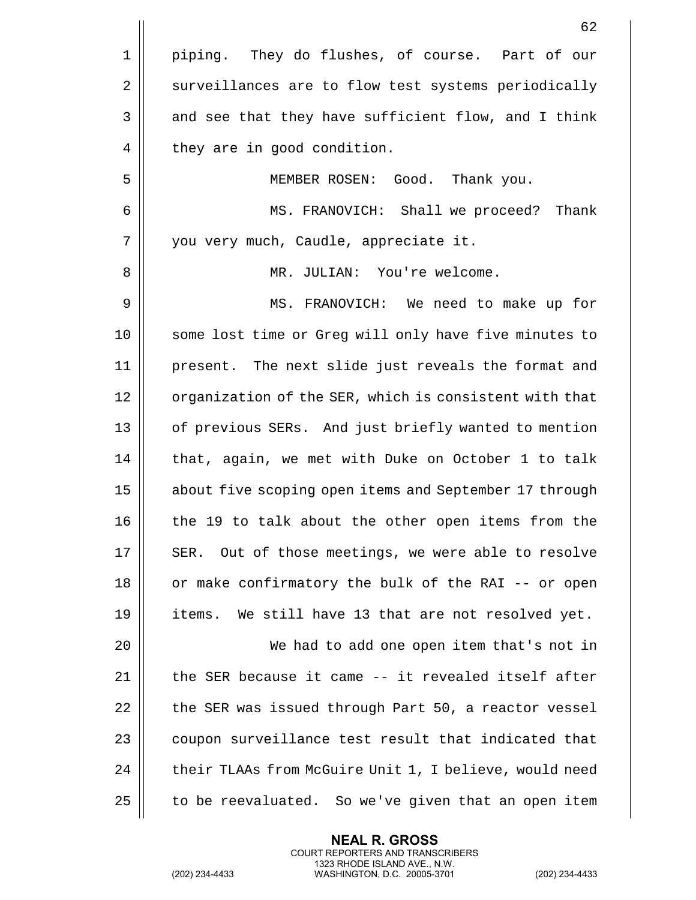piping. They do flushes, of course. Part of our surveillances are to flow test systems periodically and see that they have sufficient flow, and I think they are in good condition.

MEMBER ROSEN: Good. Thank you.

MS. FRANOVICH: Shall we proceed? Thank you very much, Caudle, appreciate it.

MR. JULIAN: You're welcome.

MS. FRANOVICH: We need to make up for some lost time or Greg will only have five minutes to present. The next slide just reveals the format and organization of the SER, which is consistent with that of previous SERs. And just briefly wanted to mention that, again, we met with Duke on October 1 to talk about five scoping open items and September 17 through the 19 to talk about the other open items from the SER. Out of those meetings, we were able to resolve or make confirmatory the bulk of the RAI -- or open items. We still have 13 that are not resolved yet.

We had to add one open item that's not in the SER because it came -- it revealed itself after the SER was issued through Part 50, a reactor vessel coupon surveillance test result that indicated that their TLAAs from McGuire Unit 1, I believe, would need to be reevaluated. So we've given that an open item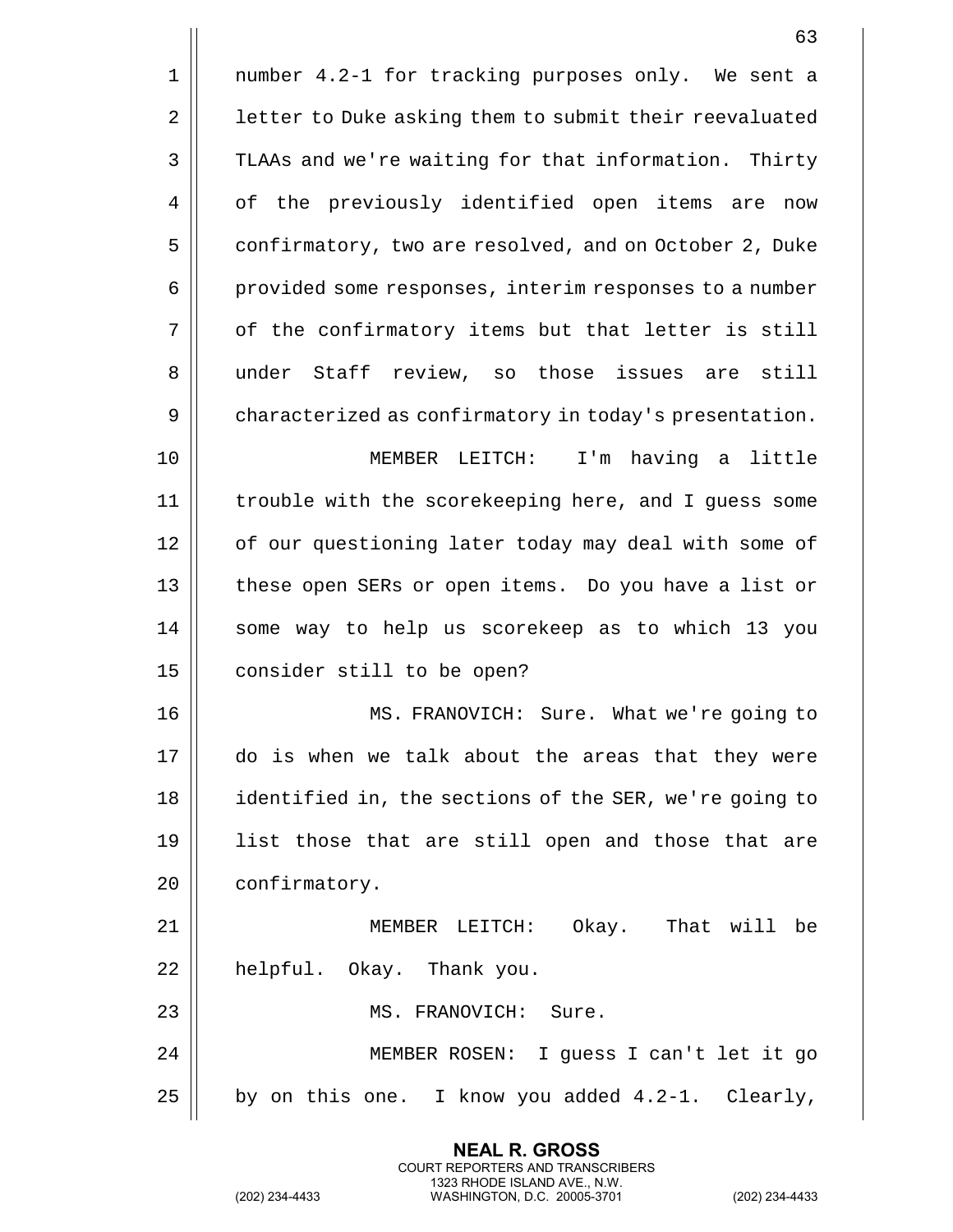number 4.2-1 for tracking purposes only. We sent a letter to Duke asking them to submit their reevaluated TLAAs and we're waiting for that information. Thirty of the previously identified open items are now confirmatory, two are resolved, and on October 2, Duke provided some responses, interim responses to a number of the confirmatory items but that letter is still under Staff review, so those issues are still characterized as confirmatory in today's presentation.

MEMBER LEITCH: I'm having a little trouble with the scorekeeping here, and I guess some of our questioning later today may deal with some of these open SERs or open items. Do you have a list or some way to help us scorekeep as to which 13 you consider still to be open?

MS. FRANOVICH: Sure. What we're going to do is when we talk about the areas that they were identified in, the sections of the SER, we're going to list those that are still open and those that are confirmatory.

MEMBER LEITCH: Okay. That will be helpful. Okay. Thank you.

MS. FRANOVICH: Sure.

MEMBER ROSEN: I guess I can't let it go by on this one. I know you added 4.2-1. Clearly,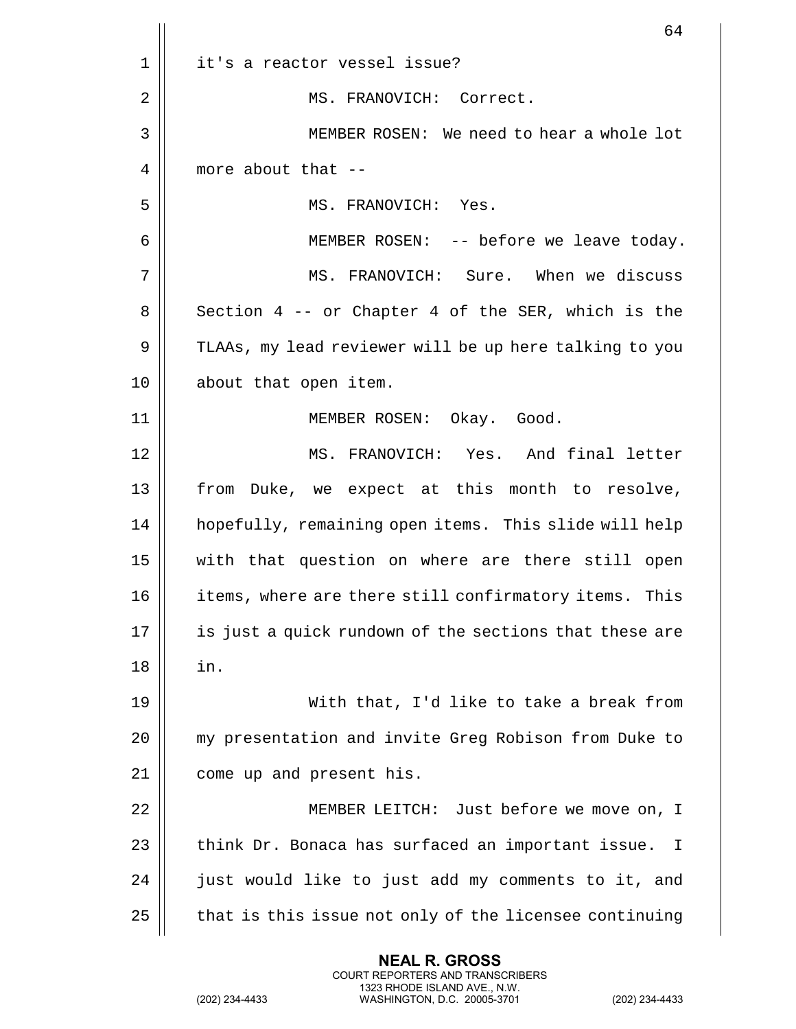it's a reactor vessel issue?

MS. FRANOVICH: Correct.

MEMBER ROSEN: We need to hear a whole lot more about that --

MS. FRANOVICH: Yes.

MEMBER ROSEN: -- before we leave today.

MS. FRANOVICH: Sure. When we discuss Section 4 -- or Chapter 4 of the SER, which is the TLAAs, my lead reviewer will be up here talking to you about that open item.

MEMBER ROSEN: Okay. Good.

MS. FRANOVICH: Yes. And final letter from Duke, we expect at this month to resolve, hopefully, remaining open items. This slide will help with that question on where are there still open items, where are there still confirmatory items. This is just a quick rundown of the sections that these are in.

With that, I'd like to take a break from my presentation and invite Greg Robison from Duke to come up and present his.

MEMBER LEITCH: Just before we move on, I think Dr. Bonaca has surfaced an important issue. I just would like to just add my comments to it, and that is this issue not only of the licensee continuing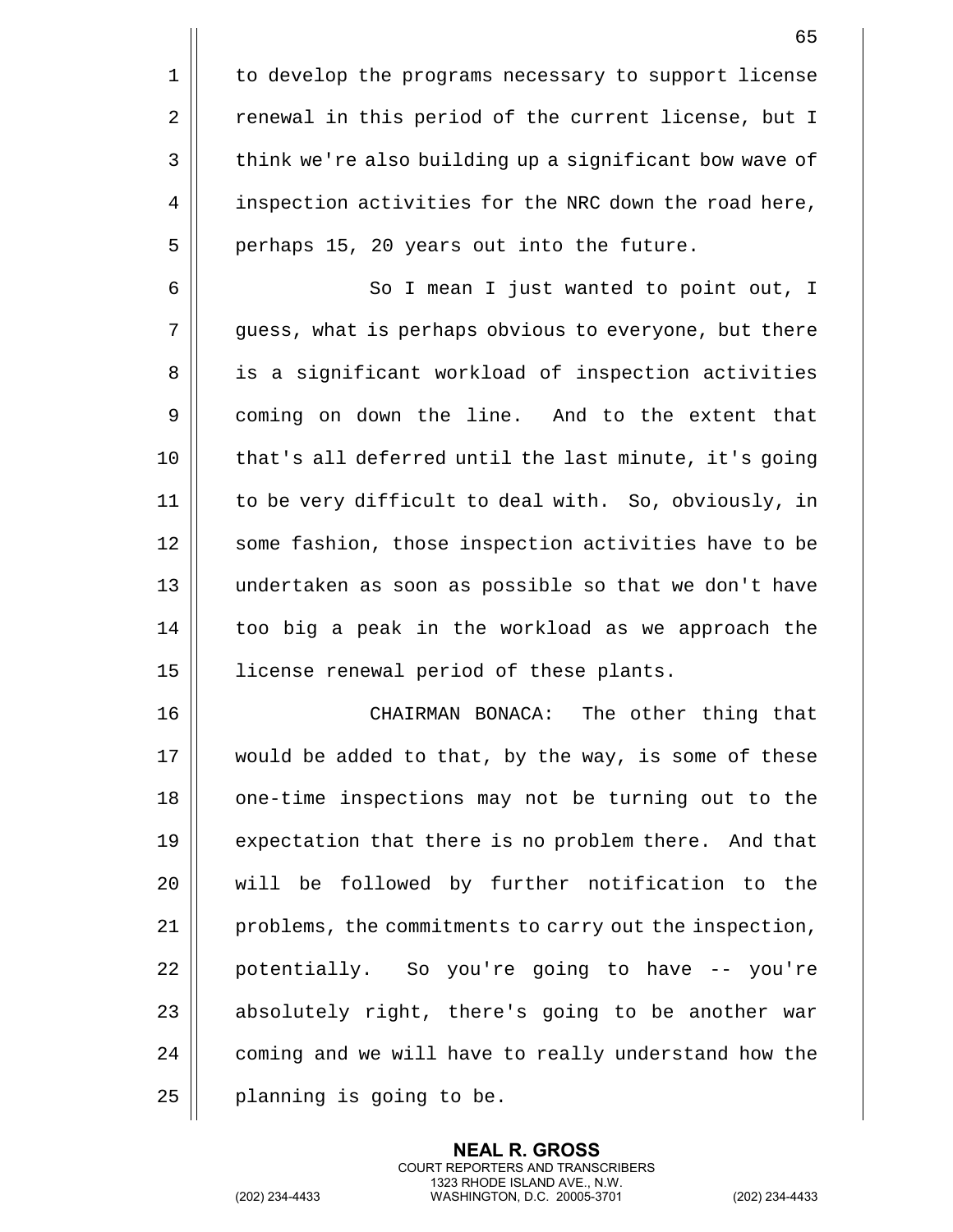to develop the programs necessary to support license renewal in this period of the current license, but I think we're also building up a significant bow wave of inspection activities for the NRC down the road here, perhaps 15, 20 years out into the future.

So I mean I just wanted to point out, I guess, what is perhaps obvious to everyone, but there is a significant workload of inspection activities coming on down the line. And to the extent that that's all deferred until the last minute, it's going to be very difficult to deal with. So, obviously, in some fashion, those inspection activities have to be undertaken as soon as possible so that we don't have too big a peak in the workload as we approach the license renewal period of these plants.

CHAIRMAN BONACA: The other thing that would be added to that, by the way, is some of these one-time inspections may not be turning out to the expectation that there is no problem there. And that will be followed by further notification to the problems, the commitments to carry out the inspection, potentially. So you're going to have -- you're absolutely right, there's going to be another war coming and we will have to really understand how the planning is going to be.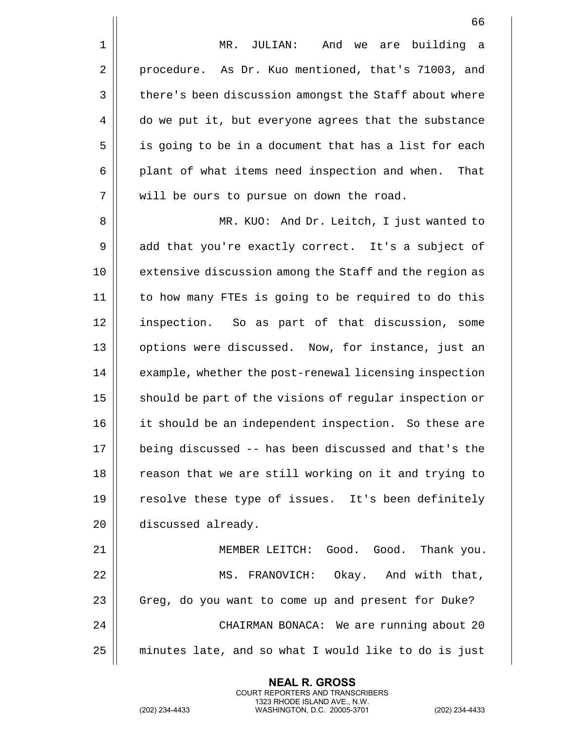MR. JULIAN: And we are building a procedure. As Dr. Kuo mentioned, that's 71003, and there's been discussion amongst the Staff about where do we put it, but everyone agrees that the substance is going to be in a document that has a list for each plant of what items need inspection and when. That will be ours to pursue on down the road.

MR. KUO: And Dr. Leitch, I just wanted to add that you're exactly correct. It's a subject of extensive discussion among the Staff and the region as to how many FTEs is going to be required to do this inspection. So as part of that discussion, some options were discussed. Now, for instance, just an example, whether the post-renewal licensing inspection should be part of the visions of regular inspection or it should be an independent inspection. So these are being discussed -- has been discussed and that's the reason that we are still working on it and trying to resolve these type of issues. It's been definitely discussed already.

MEMBER LEITCH: Good. Good. Thank you.

MS. FRANOVICH: Okay. And with that, Greg, do you want to come up and present for Duke?

CHAIRMAN BONACA: We are running about 20 minutes late, and so what I would like to do is just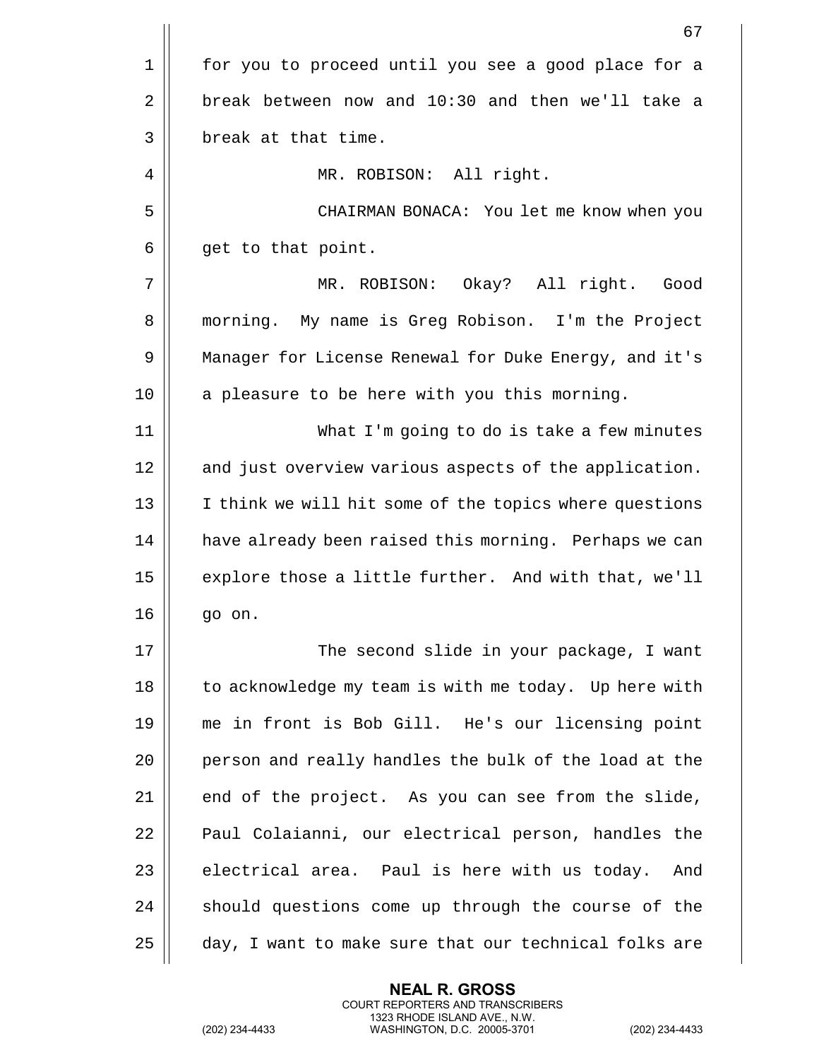for you to proceed until you see a good place for a break between now and 10:30 and then we'll take a break at that time.

MR. ROBISON: All right.

CHAIRMAN BONACA: You let me know when you get to that point.

MR. ROBISON: Okay? All right. Good morning. My name is Greg Robison. I'm the Project Manager for License Renewal for Duke Energy, and it's a pleasure to be here with you this morning.

What I'm going to do is take a few minutes and just overview various aspects of the application. I think we will hit some of the topics where questions have already been raised this morning. Perhaps we can explore those a little further. And with that, we'll go on.

The second slide in your package, I want to acknowledge my team is with me today. Up here with me in front is Bob Gill. He's our licensing point person and really handles the bulk of the load at the end of the project. As you can see from the slide, Paul Colaianni, our electrical person, handles the electrical area. Paul is here with us today. And should questions come up through the course of the day, I want to make sure that our technical folks are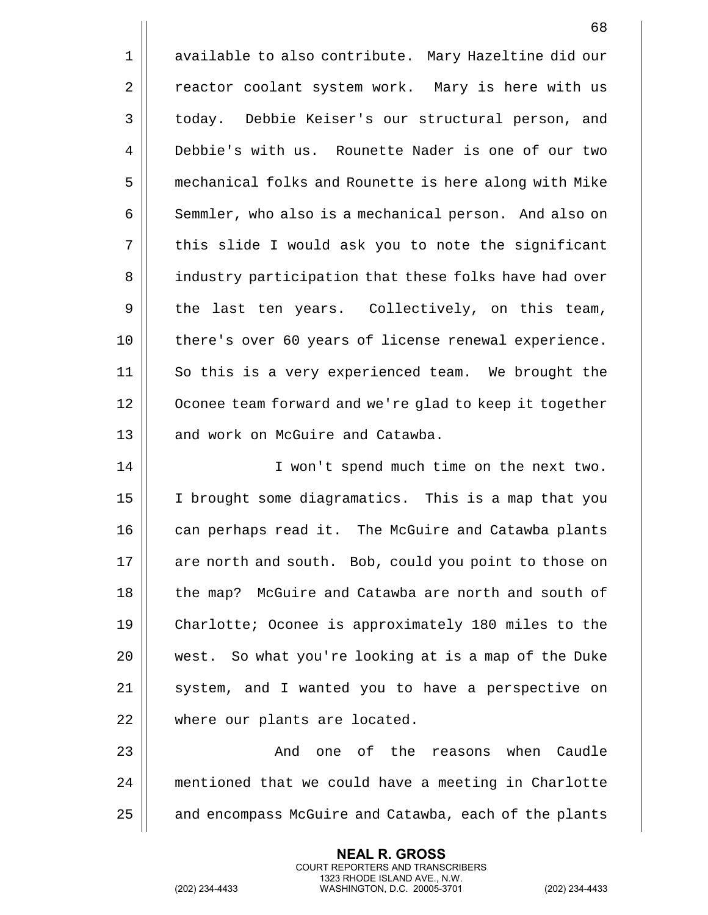available to also contribute. Mary Hazeltine did our reactor coolant system work. Mary is here with us today. Debbie Keiser's our structural person, and Debbie's with us. Rounette Nader is one of our two mechanical folks and Rounette is here along with Mike Semmler, who also is a mechanical person. And also on this slide I would ask you to note the significant industry participation that these folks have had over the last ten years. Collectively, on this team, there's over 60 years of license renewal experience. So this is a very experienced team. We brought the Oconee team forward and we're glad to keep it together and work on McGuire and Catawba.

I won't spend much time on the next two. I brought some diagramatics. This is a map that you can perhaps read it. The McGuire and Catawba plants are north and south. Bob, could you point to those on the map? McGuire and Catawba are north and south of Charlotte; Oconee is approximately 180 miles to the west. So what you're looking at is a map of the Duke system, and I wanted you to have a perspective on where our plants are located.

And one of the reasons when Caudle mentioned that we could have a meeting in Charlotte and encompass McGuire and Catawba, each of the plants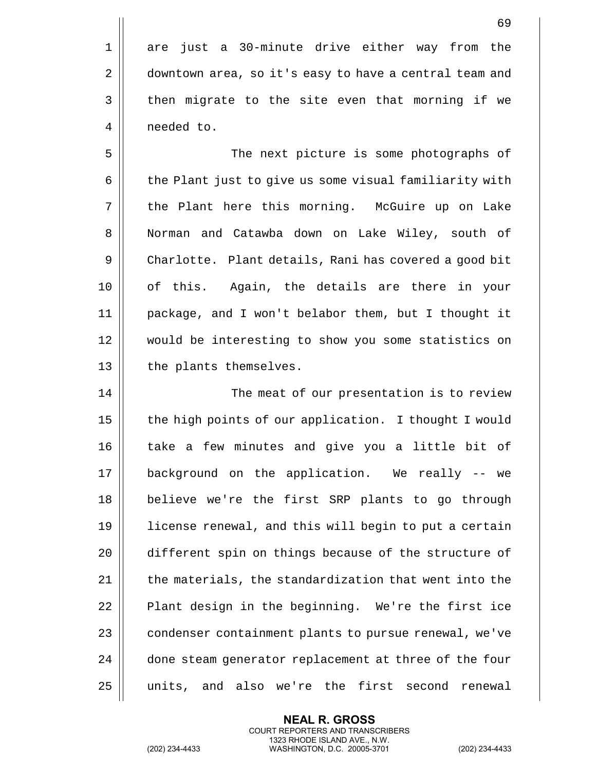are just a 30-minute drive either way from the downtown area, so it's easy to have a central team and then migrate to the site even that morning if we needed to.

The next picture is some photographs of the Plant just to give us some visual familiarity with the Plant here this morning. McGuire up on Lake Norman and Catawba down on Lake Wiley, south of Charlotte. Plant details, Rani has covered a good bit of this. Again, the details are there in your package, and I won't belabor them, but I thought it would be interesting to show you some statistics on the plants themselves.

The meat of our presentation is to review the high points of our application. I thought I would take a few minutes and give you a little bit of background on the application. We really -- we believe we're the first SRP plants to go through license renewal, and this will begin to put a certain different spin on things because of the structure of the materials, the standardization that went into the Plant design in the beginning. We're the first ice condenser containment plants to pursue renewal, we've done steam generator replacement at three of the four units, and also we're the first second renewal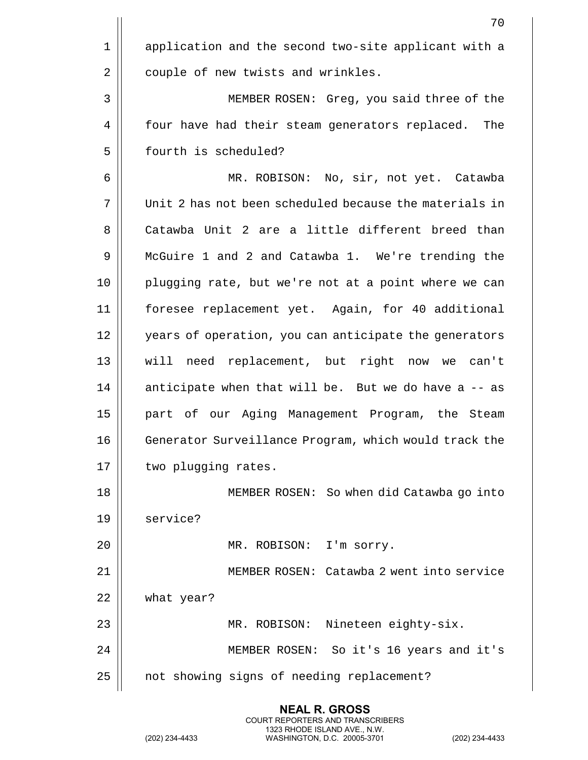application and the second two-site applicant with a couple of new twists and wrinkles.

MEMBER ROSEN: Greg, you said three of the four have had their steam generators replaced. The fourth is scheduled?

MR. ROBISON: No, sir, not yet. Catawba Unit 2 has not been scheduled because the materials in Catawba Unit 2 are a little different breed than McGuire 1 and 2 and Catawba 1. We're trending the plugging rate, but we're not at a point where we can foresee replacement yet. Again, for 40 additional years of operation, you can anticipate the generators will need replacement, but right now we can't anticipate when that will be. But we do have a -- as part of our Aging Management Program, the Steam Generator Surveillance Program, which would track the two plugging rates.

MEMBER ROSEN: So when did Catawba go into service?

MR. ROBISON: I'm sorry.

MEMBER ROSEN: Catawba 2 went into service what year?

MR. ROBISON: Nineteen eighty-six.

MEMBER ROSEN: So it's 16 years and it's not showing signs of needing replacement?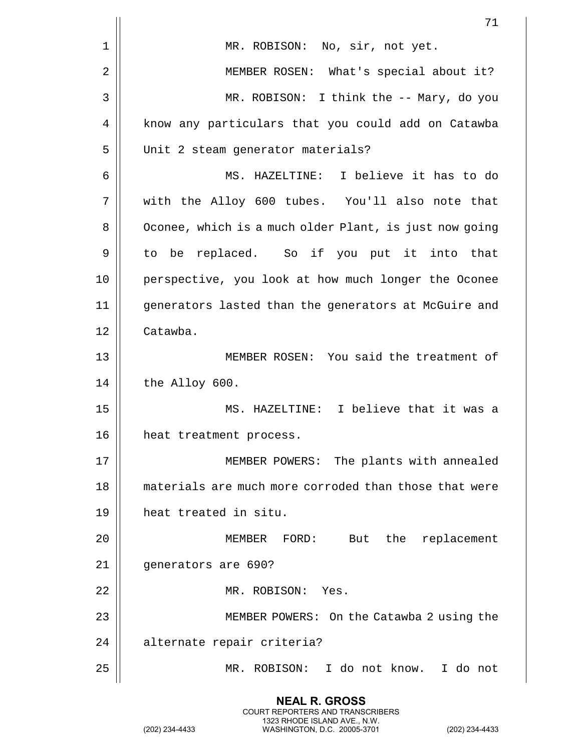MR. ROBISON: No, sir, not yet.

MEMBER ROSEN: What's special about it?

MR. ROBISON: I think the -- Mary, do you know any particulars that you could add on Catawba Unit 2 steam generator materials?

MS. HAZELTINE: I believe it has to do with the Alloy 600 tubes. You'll also note that Oconee, which is a much older Plant, is just now going to be replaced. So if you put it into that perspective, you look at how much longer the Oconee generators lasted than the generators at McGuire and Catawba.

MEMBER ROSEN: You said the treatment of the Alloy 600.

MS. HAZELTINE: I believe that it was a heat treatment process.

MEMBER POWERS: The plants with annealed materials are much more corroded than those that were heat treated in situ.

MEMBER FORD: But the replacement generators are 690?

MR. ROBISON: Yes.

MEMBER POWERS: On the Catawba 2 using the alternate repair criteria?

MR. ROBISON: I do not know. I do not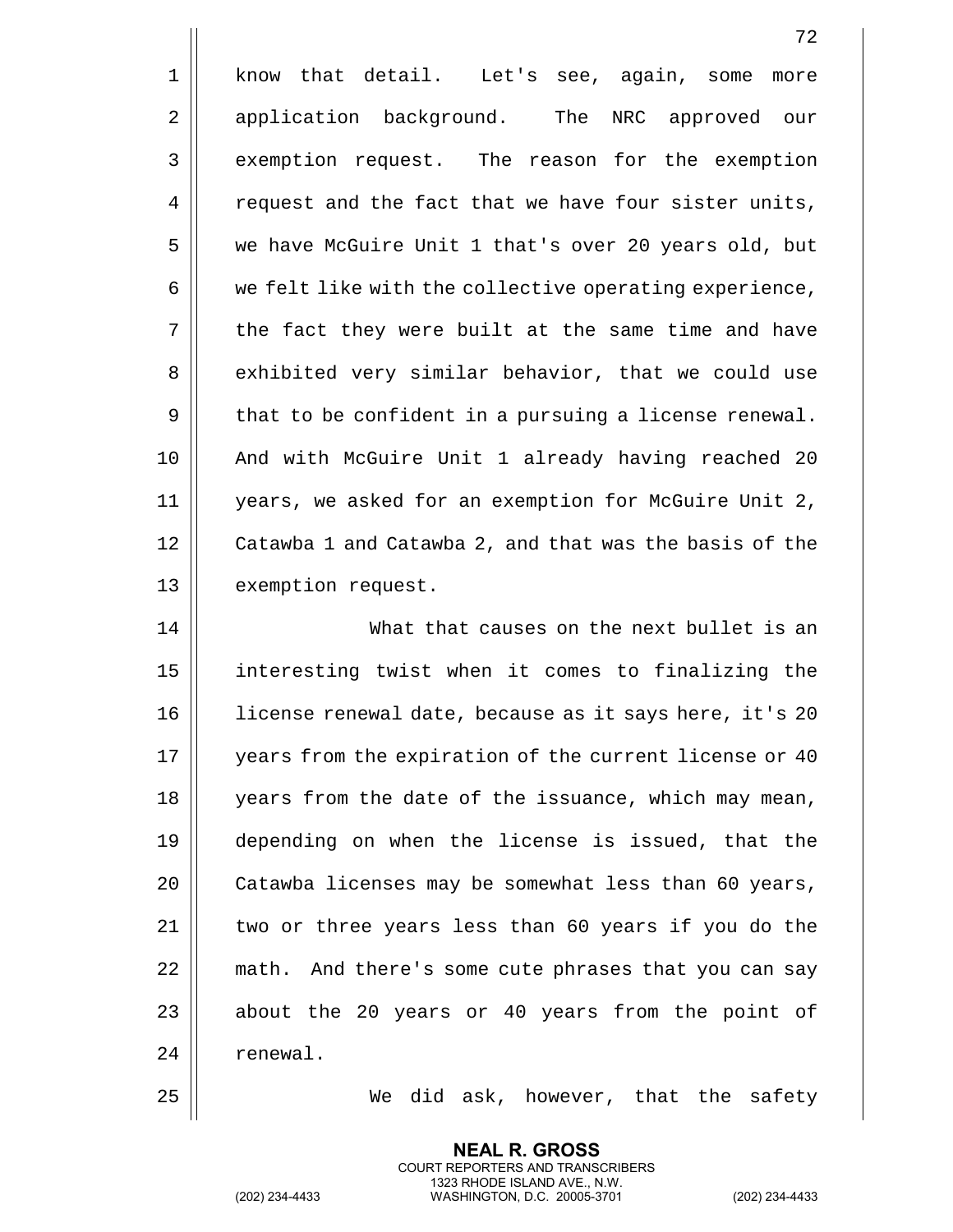know that detail. Let's see, again, some more application background. The NRC approved our exemption request. The reason for the exemption request and the fact that we have four sister units, we have McGuire Unit 1 that's over 20 years old, but we felt like with the collective operating experience, the fact they were built at the same time and have exhibited very similar behavior, that we could use that to be confident in a pursuing a license renewal. And with McGuire Unit 1 already having reached 20 years, we asked for an exemption for McGuire Unit 2, Catawba 1 and Catawba 2, and that was the basis of the exemption request.

What that causes on the next bullet is an interesting twist when it comes to finalizing the license renewal date, because as it says here, it's 20 years from the expiration of the current license or 40 years from the date of the issuance, which may mean, depending on when the license is issued, that the Catawba licenses may be somewhat less than 60 years, two or three years less than 60 years if you do the math. And there's some cute phrases that you can say about the 20 years or 40 years from the point of renewal.

We did ask, however, that the safety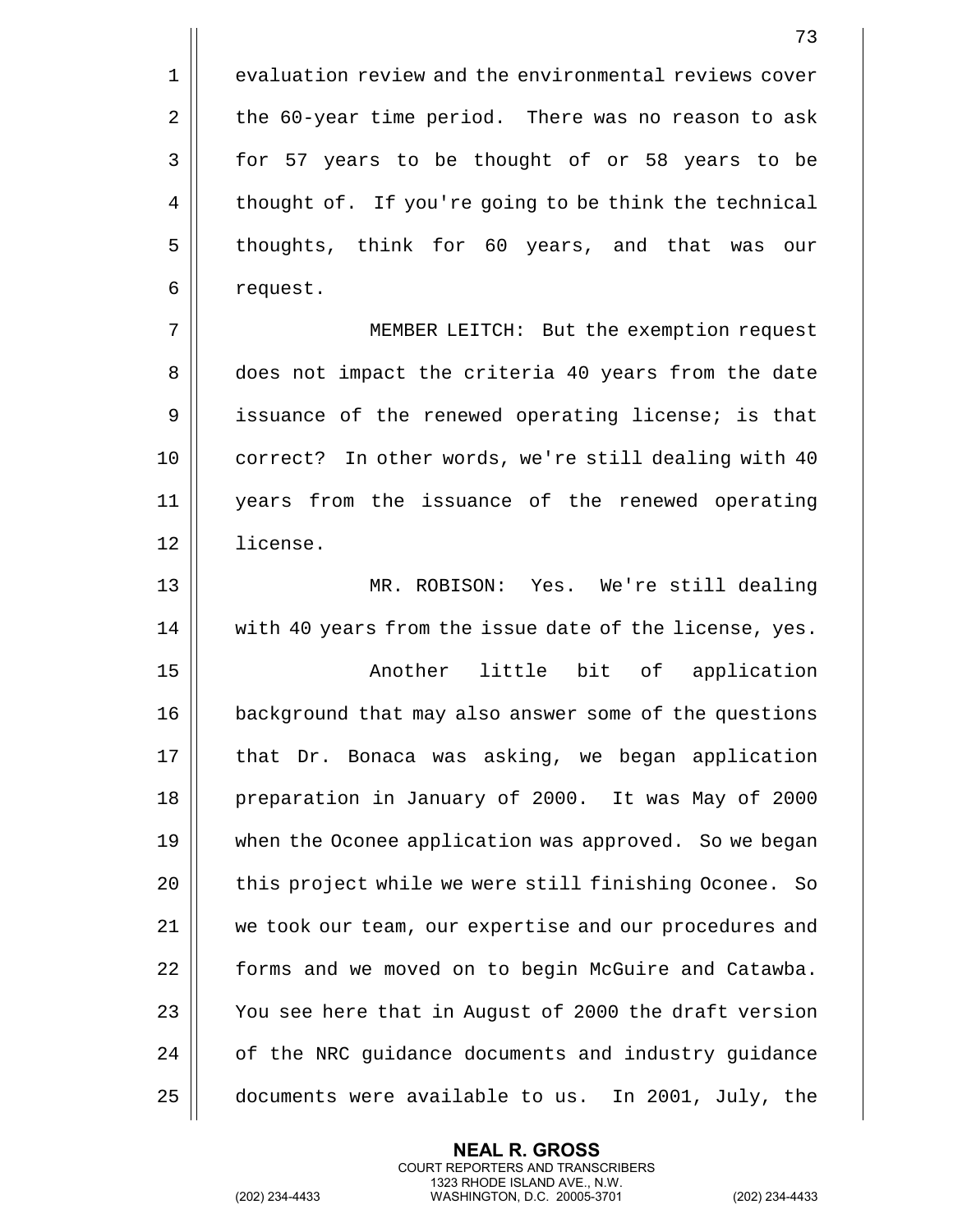evaluation review and the environmental reviews cover the 60-year time period. There was no reason to ask for 57 years to be thought of or 58 years to be thought of. If you're going to be think the technical thoughts, think for 60 years, and that was our request.

MEMBER LEITCH: But the exemption request does not impact the criteria 40 years from the date issuance of the renewed operating license; is that correct? In other words, we're still dealing with 40 years from the issuance of the renewed operating license.

MR. ROBISON: Yes. We're still dealing with 40 years from the issue date of the license, yes.

Another little bit of application background that may also answer some of the questions that Dr. Bonaca was asking, we began application preparation in January of 2000. It was May of 2000 when the Oconee application was approved. So we began this project while we were still finishing Oconee. So we took our team, our expertise and our procedures and forms and we moved on to begin McGuire and Catawba. You see here that in August of 2000 the draft version of the NRC guidance documents and industry guidance documents were available to us. In 2001, July, the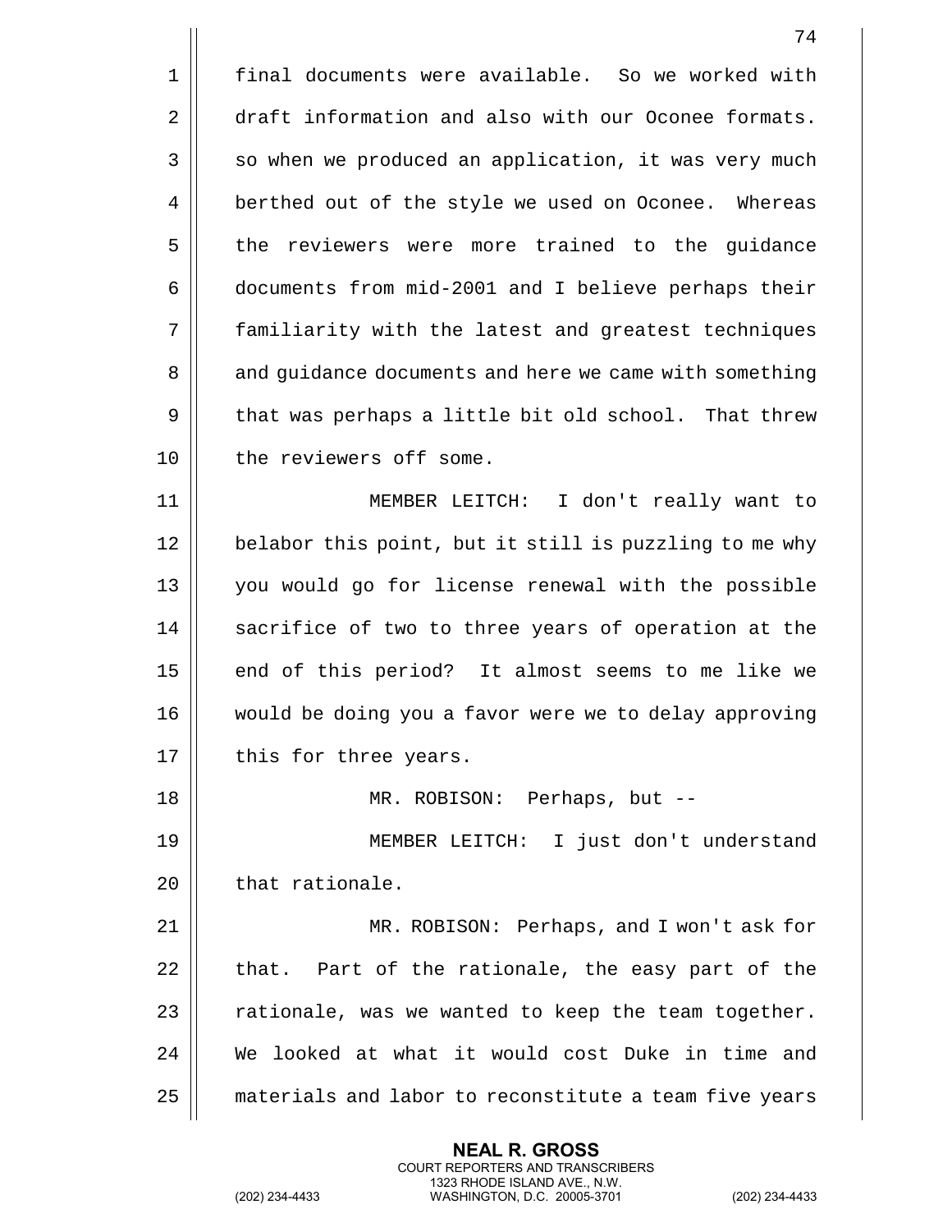final documents were available. So we worked with draft information and also with our Oconee formats. so when we produced an application, it was very much berthed out of the style we used on Oconee. Whereas the reviewers were more trained to the guidance documents from mid-2001 and I believe perhaps their familiarity with the latest and greatest techniques and guidance documents and here we came with something that was perhaps a little bit old school. That threw the reviewers off some.

MEMBER LEITCH: I don't really want to belabor this point, but it still is puzzling to me why you would go for license renewal with the possible sacrifice of two to three years of operation at the end of this period? It almost seems to me like we would be doing you a favor were we to delay approving this for three years.

MR. ROBISON: Perhaps, but --

MEMBER LEITCH: I just don't understand that rationale.

MR. ROBISON: Perhaps, and I won't ask for that. Part of the rationale, the easy part of the rationale, was we wanted to keep the team together. We looked at what it would cost Duke in time and materials and labor to reconstitute a team five years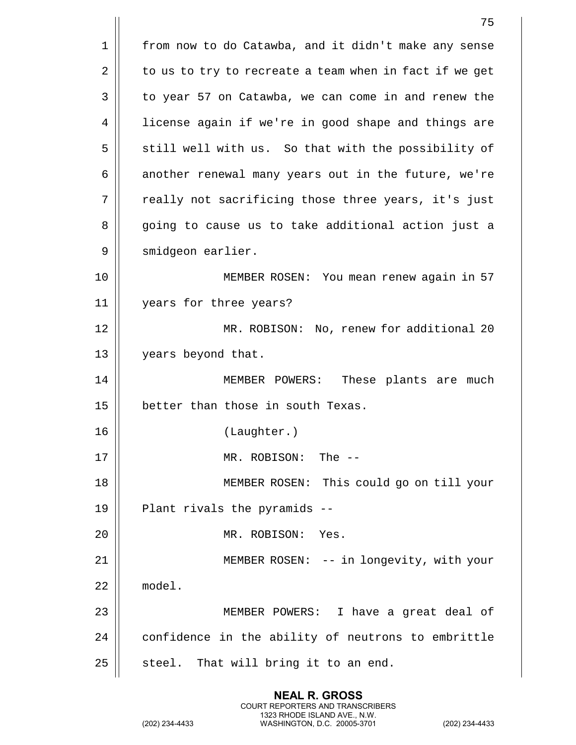from now to do Catawba, and it didn't make any sense to us to try to recreate a team when in fact if we get to year 57 on Catawba, we can come in and renew the license again if we're in good shape and things are still well with us. So that with the possibility of another renewal many years out in the future, we're really not sacrificing those three years, it's just going to cause us to take additional action just a smidgeon earlier.

MEMBER ROSEN: You mean renew again in 57 years for three years?

MR. ROBISON: No, renew for additional 20 years beyond that.

MEMBER POWERS: These plants are much better than those in south Texas.

(Laughter.)

MR. ROBISON: The --

MEMBER ROSEN: This could go on till your Plant rivals the pyramids --

MR. ROBISON: Yes.

MEMBER ROSEN: -- in longevity, with your model.

MEMBER POWERS: I have a great deal of confidence in the ability of neutrons to embrittle steel. That will bring it to an end.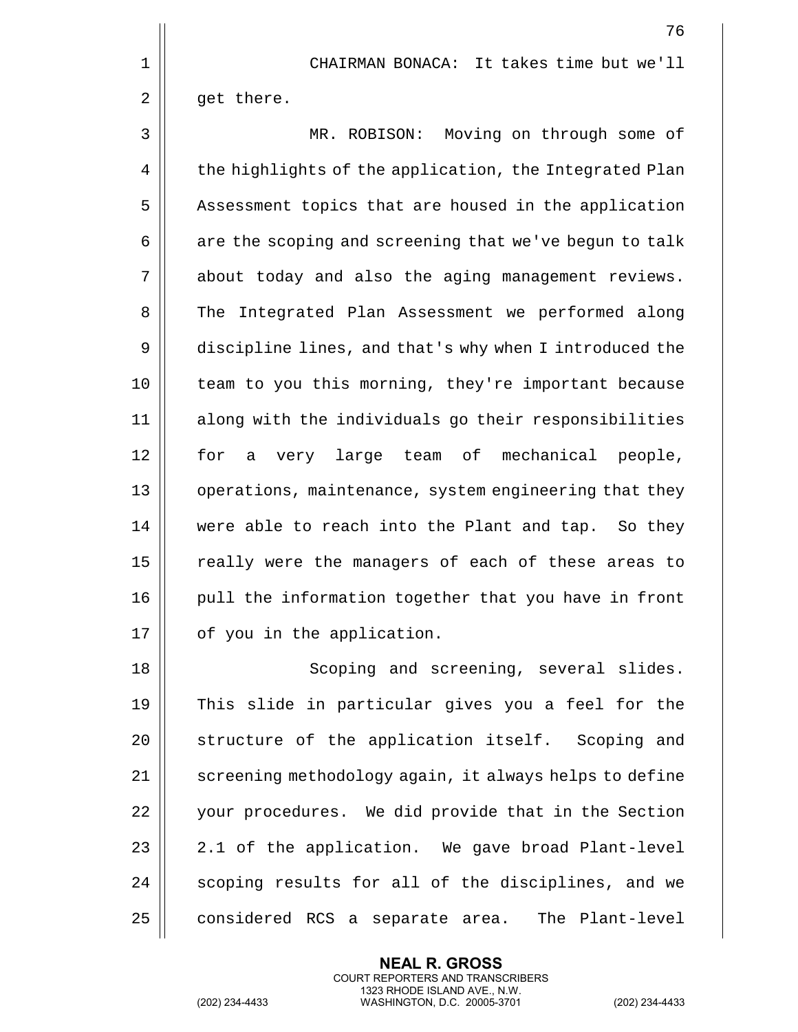CHAIRMAN BONACA: It takes time but we'll get there.

MR. ROBISON: Moving on through some of the highlights of the application, the Integrated Plan Assessment topics that are housed in the application are the scoping and screening that we've begun to talk about today and also the aging management reviews. The Integrated Plan Assessment we performed along discipline lines, and that's why when I introduced the team to you this morning, they're important because along with the individuals go their responsibilities for a very large team of mechanical people, operations, maintenance, system engineering that they were able to reach into the Plant and tap. So they really were the managers of each of these areas to pull the information together that you have in front of you in the application.

Scoping and screening, several slides. This slide in particular gives you a feel for the structure of the application itself. Scoping and screening methodology again, it always helps to define your procedures. We did provide that in the Section 2.1 of the application. We gave broad Plant-level scoping results for all of the disciplines, and we considered RCS a separate area. The Plant-level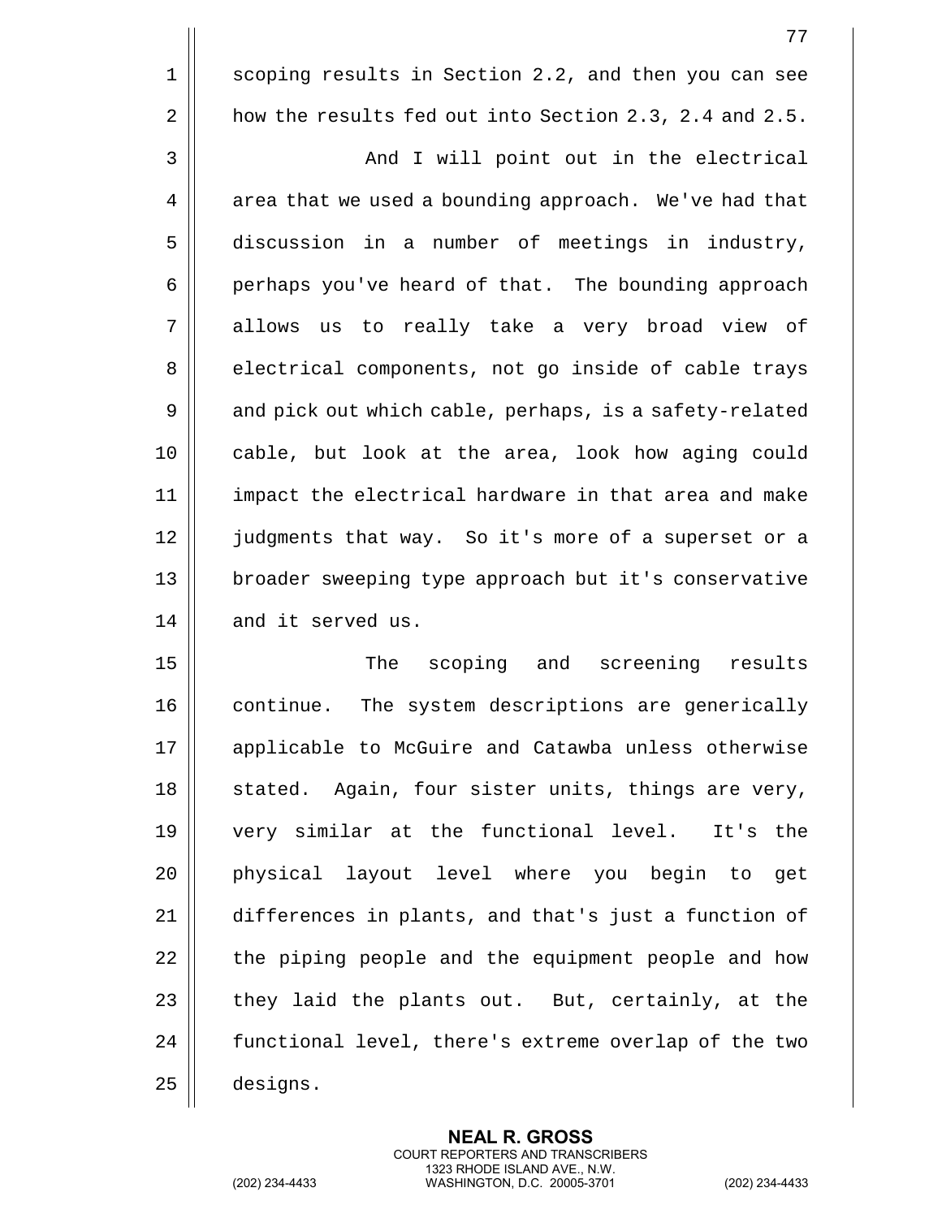scoping results in Section 2.2, and then you can see how the results fed out into Section 2.3, 2.4 and 2.5.

And I will point out in the electrical area that we used a bounding approach. We've had that discussion in a number of meetings in industry, perhaps you've heard of that. The bounding approach allows us to really take a very broad view of electrical components, not go inside of cable trays and pick out which cable, perhaps, is a safety-related cable, but look at the area, look how aging could impact the electrical hardware in that area and make judgments that way. So it's more of a superset or a broader sweeping type approach but it's conservative and it served us.

The scoping and screening results continue. The system descriptions are generically applicable to McGuire and Catawba unless otherwise stated. Again, four sister units, things are very, very similar at the functional level. It's the physical layout level where you begin to get differences in plants, and that's just a function of the piping people and the equipment people and how they laid the plants out. But, certainly, at the functional level, there's extreme overlap of the two designs.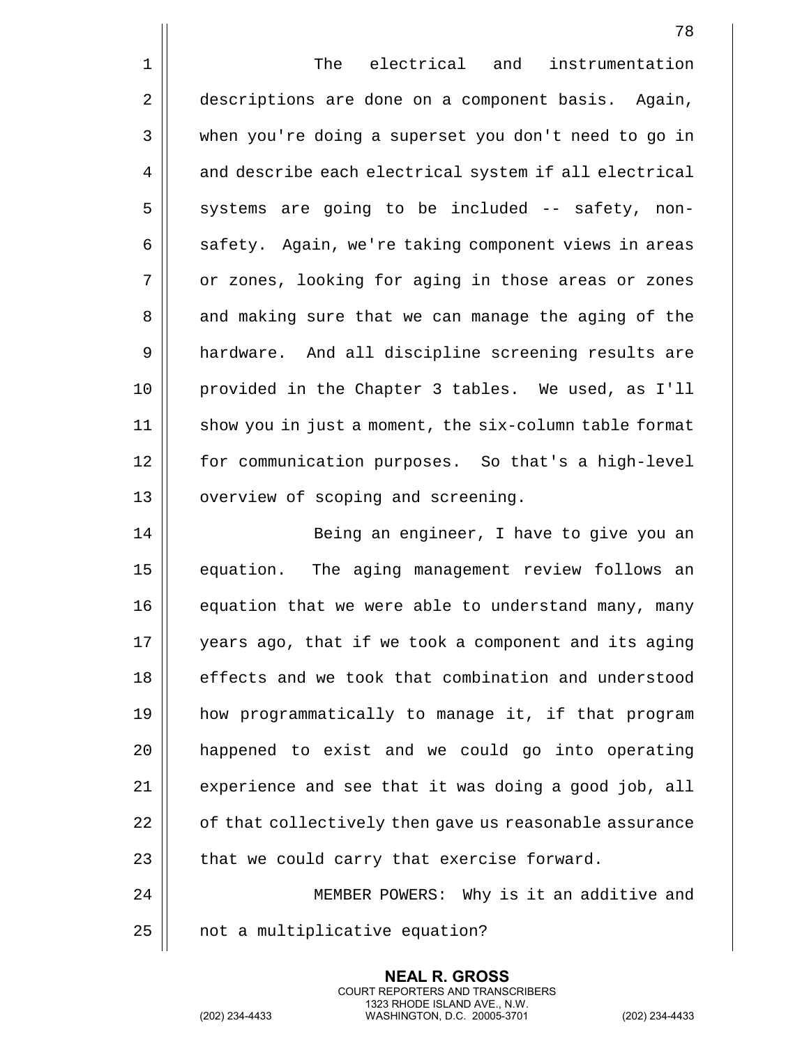The electrical and instrumentation descriptions are done on a component basis. Again, when you're doing a superset you don't need to go in and describe each electrical system if all electrical systems are going to be included -- safety, non-safety. Again, we're taking component views in areas or zones, looking for aging in those areas or zones and making sure that we can manage the aging of the hardware. And all discipline screening results are provided in the Chapter 3 tables. We used, as I'll show you in just a moment, the six-column table format for communication purposes. So that's a high-level overview of scoping and screening.

Being an engineer, I have to give you an equation. The aging management review follows an equation that we were able to understand many, many years ago, that if we took a component and its aging effects and we took that combination and understood how programmatically to manage it, if that program happened to exist and we could go into operating experience and see that it was doing a good job, all of that collectively then gave us reasonable assurance that we could carry that exercise forward.

MEMBER POWERS: Why is it an additive and not a multiplicative equation?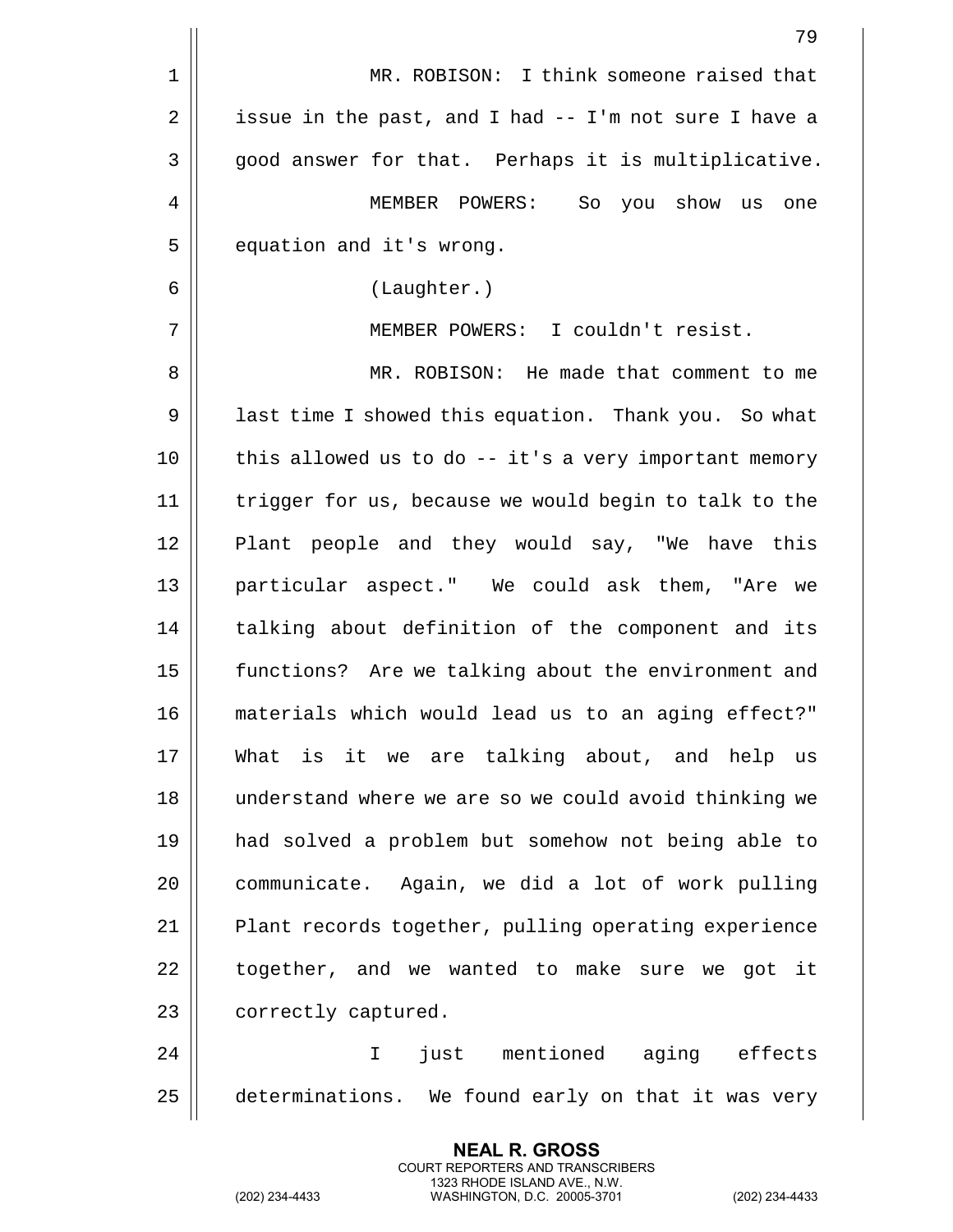MR. ROBISON: I think someone raised that issue in the past, and I had -- I'm not sure I have a good answer for that. Perhaps it is multiplicative.

MEMBER POWERS: So you show us one equation and it's wrong.

(Laughter.)

MEMBER POWERS: I couldn't resist.

MR. ROBISON: He made that comment to me last time I showed this equation. Thank you. So what this allowed us to do -- it's a very important memory trigger for us, because we would begin to talk to the Plant people and they would say, "We have this particular aspect." We could ask them, "Are we talking about definition of the component and its functions? Are we talking about the environment and materials which would lead us to an aging effect?" What is it we are talking about, and help us understand where we are so we could avoid thinking we had solved a problem but somehow not being able to communicate. Again, we did a lot of work pulling Plant records together, pulling operating experience together, and we wanted to make sure we got it correctly captured.

I just mentioned aging effects determinations. We found early on that it was very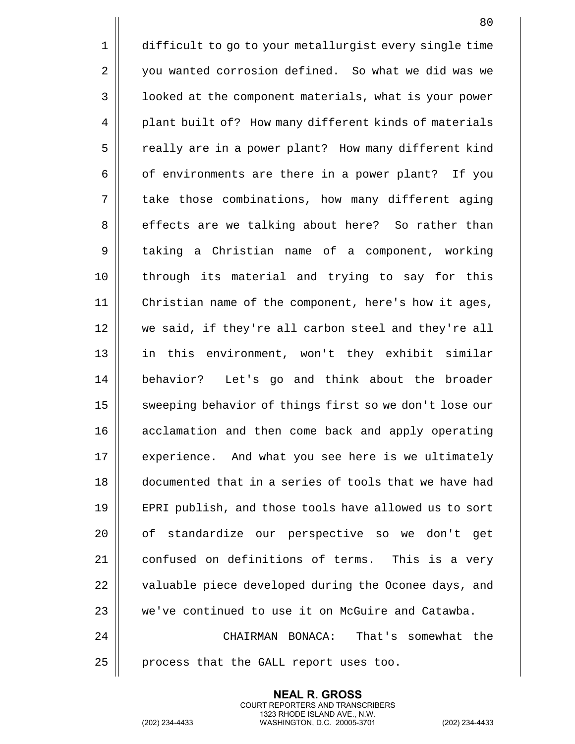difficult to go to your metallurgist every single time you wanted corrosion defined. So what we did was we looked at the component materials, what is your power plant built of? How many different kinds of materials really are in a power plant? How many different kind of environments are there in a power plant? If you take those combinations, how many different aging effects are we talking about here? So rather than taking a Christian name of a component, working through its material and trying to say for this Christian name of the component, here's how it ages, we said, if they're all carbon steel and they're all in this environment, won't they exhibit similar behavior? Let's go and think about the broader sweeping behavior of things first so we don't lose our acclamation and then come back and apply operating experience. And what you see here is we ultimately documented that in a series of tools that we have had EPRI publish, and those tools have allowed us to sort of standardize our perspective so we don't get confused on definitions of terms. This is a very valuable piece developed during the Oconee days, and we've continued to use it on McGuire and Catawba.

CHAIRMAN BONACA: That's somewhat the process that the GALL report uses too.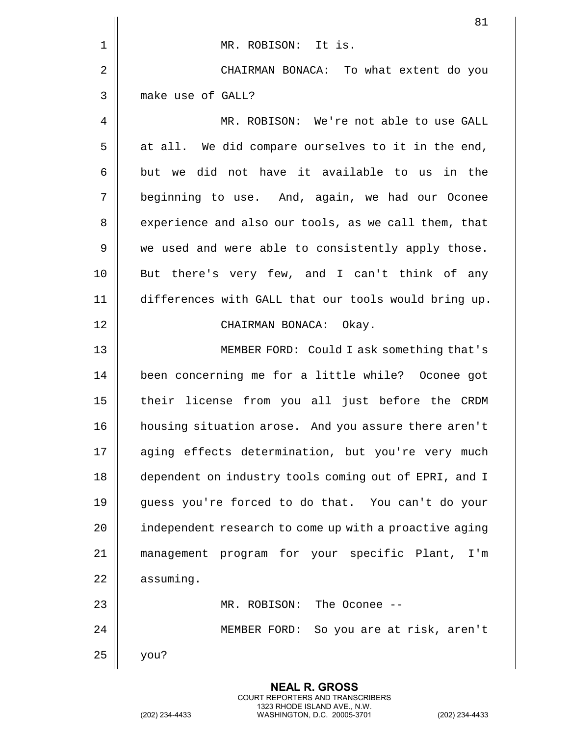MR. ROBISON: It is.

CHAIRMAN BONACA: To what extent do you make use of GALL?

MR. ROBISON: We're not able to use GALL at all. We did compare ourselves to it in the end, but we did not have it available to us in the beginning to use. And, again, we had our Oconee experience and also our tools, as we call them, that we used and were able to consistently apply those. But there's very few, and I can't think of any differences with GALL that our tools would bring up.

CHAIRMAN BONACA: Okay.

MEMBER FORD: Could I ask something that's been concerning me for a little while? Oconee got their license from you all just before the CRDM housing situation arose. And you assure there aren't aging effects determination, but you're very much dependent on industry tools coming out of EPRI, and I guess you're forced to do that. You can't do your independent research to come up with a proactive aging management program for your specific Plant, I'm assuming.

MR. ROBISON: The Oconee --

MEMBER FORD: So you are at risk, aren't you?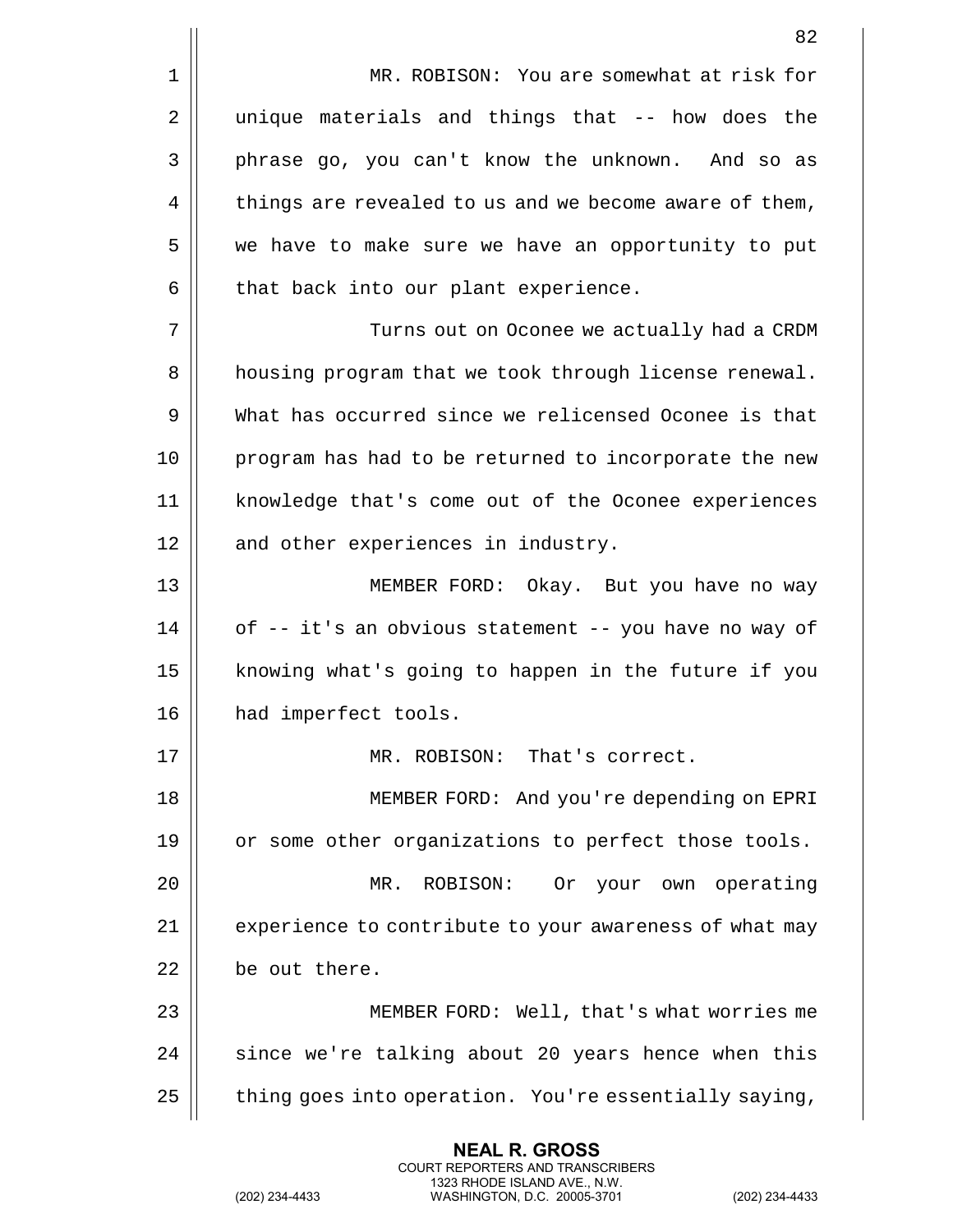MR. ROBISON: You are somewhat at risk for unique materials and things that -- how does the phrase go, you can't know the unknown. And so as things are revealed to us and we become aware of them, we have to make sure we have an opportunity to put that back into our plant experience.

Turns out on Oconee we actually had a CRDM housing program that we took through license renewal. What has occurred since we relicensed Oconee is that program has had to be returned to incorporate the new knowledge that's come out of the Oconee experiences and other experiences in industry.

MEMBER FORD: Okay. But you have no way of -- it's an obvious statement -- you have no way of knowing what's going to happen in the future if you had imperfect tools.

MR. ROBISON: That's correct.

MEMBER FORD: And you're depending on EPRI or some other organizations to perfect those tools.

MR. ROBISON: Or your own operating experience to contribute to your awareness of what may be out there.

MEMBER FORD: Well, that's what worries me since we're talking about 20 years hence when this thing goes into operation. You're essentially saying,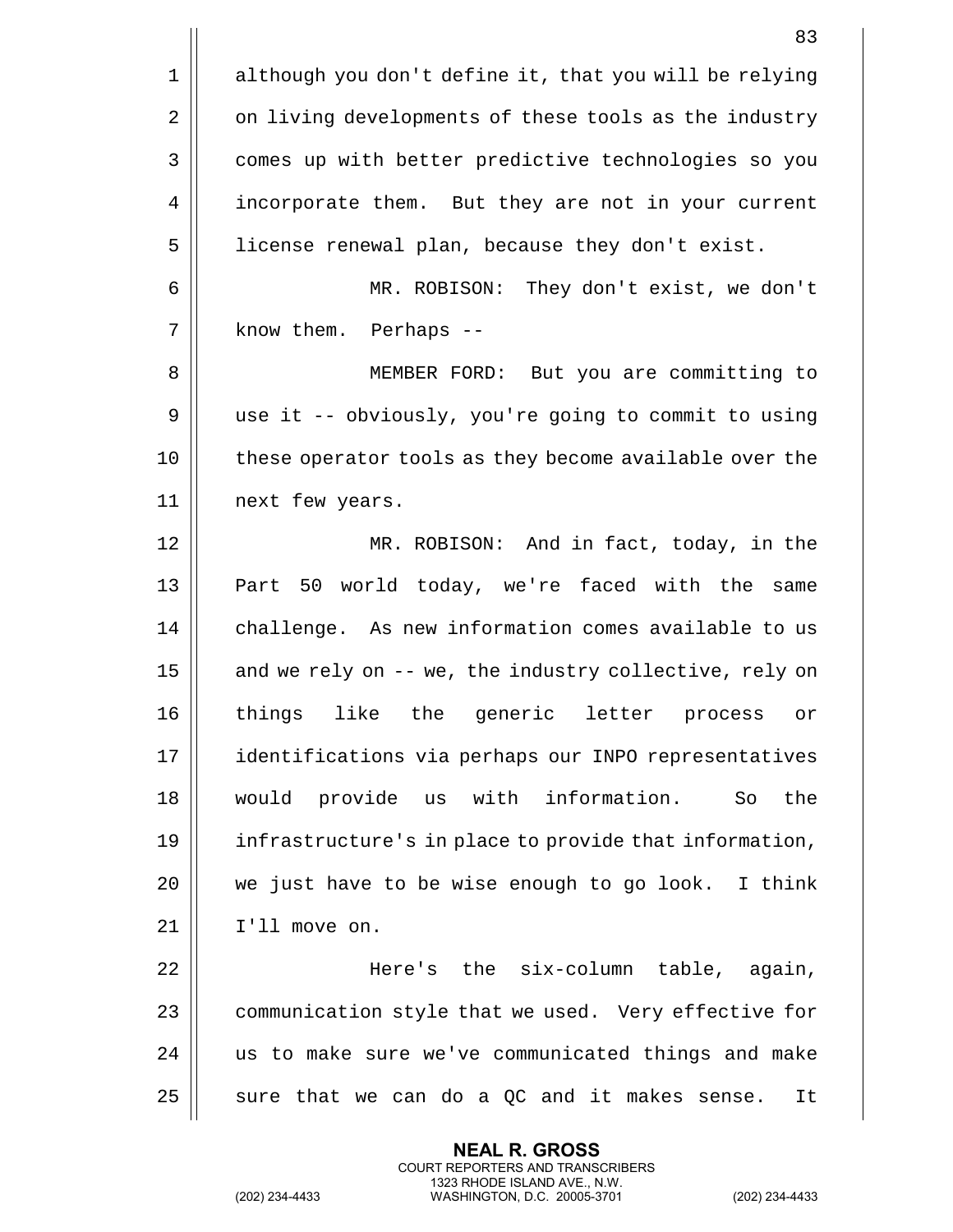although you don't define it, that you will be relying on living developments of these tools as the industry comes up with better predictive technologies so you incorporate them. But they are not in your current license renewal plan, because they don't exist.

MR. ROBISON: They don't exist, we don't know them. Perhaps --

MEMBER FORD: But you are committing to use it -- obviously, you're going to commit to using these operator tools as they become available over the next few years.

MR. ROBISON: And in fact, today, in the Part 50 world today, we're faced with the same challenge. As new information comes available to us and we rely on -- we, the industry collective, rely on things like the generic letter process or identifications via perhaps our INPO representatives would provide us with information. So the infrastructure's in place to provide that information, we just have to be wise enough to go look. I think I'll move on.

Here's the six-column table, again, communication style that we used. Very effective for us to make sure we've communicated things and make sure that we can do a QC and it makes sense. It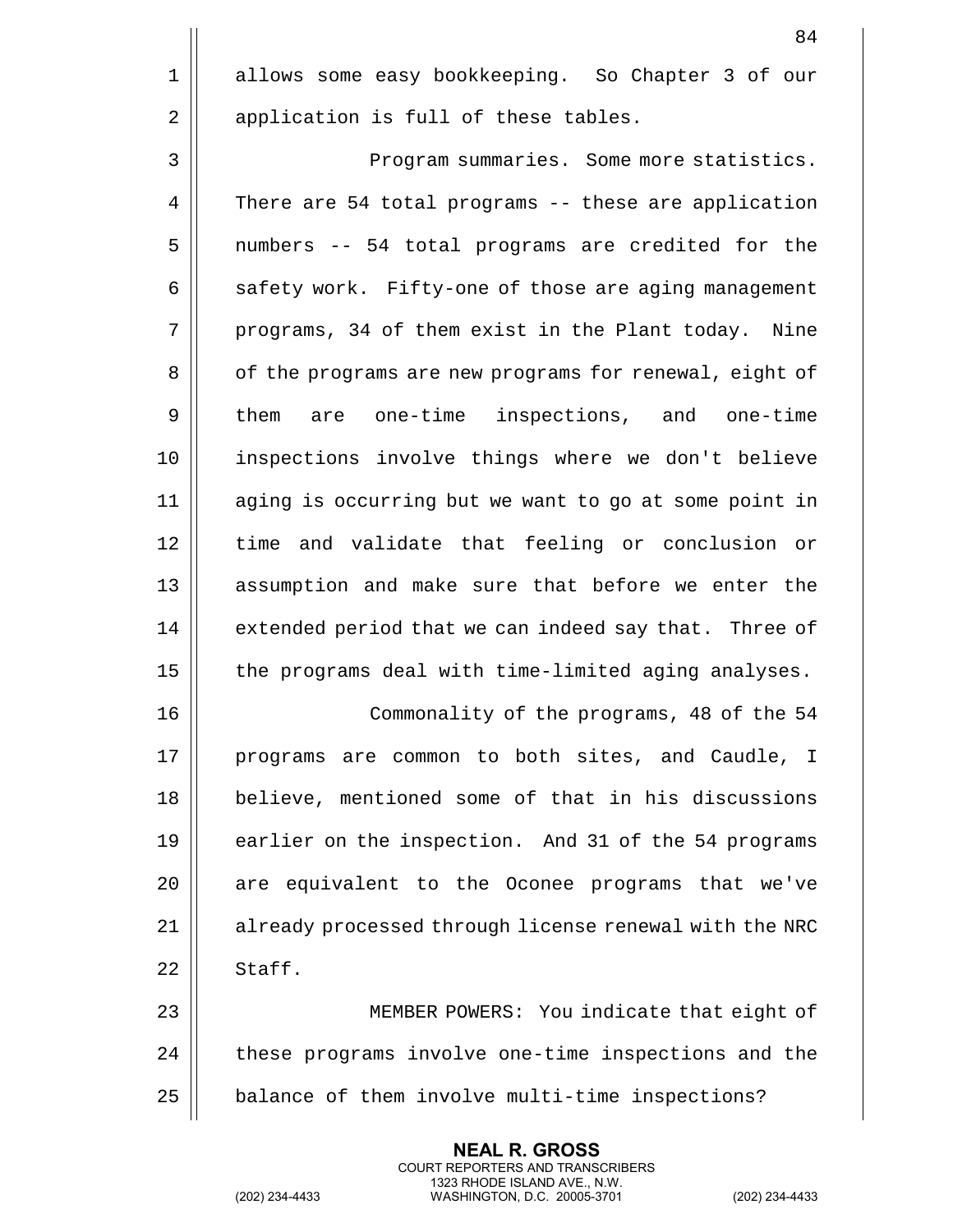allows some easy bookkeeping. So Chapter 3 of our application is full of these tables.

Program summaries. Some more statistics. There are 54 total programs -- these are application numbers -- 54 total programs are credited for the safety work. Fifty-one of those are aging management programs, 34 of them exist in the Plant today. Nine of the programs are new programs for renewal, eight of them are one-time inspections, and one-time inspections involve things where we don't believe aging is occurring but we want to go at some point in time and validate that feeling or conclusion or assumption and make sure that before we enter the extended period that we can indeed say that. Three of the programs deal with time-limited aging analyses.

Commonality of the programs, 48 of the 54 programs are common to both sites, and Caudle, I believe, mentioned some of that in his discussions earlier on the inspection. And 31 of the 54 programs are equivalent to the Oconee programs that we've already processed through license renewal with the NRC Staff.

MEMBER POWERS: You indicate that eight of these programs involve one-time inspections and the balance of them involve multi-time inspections?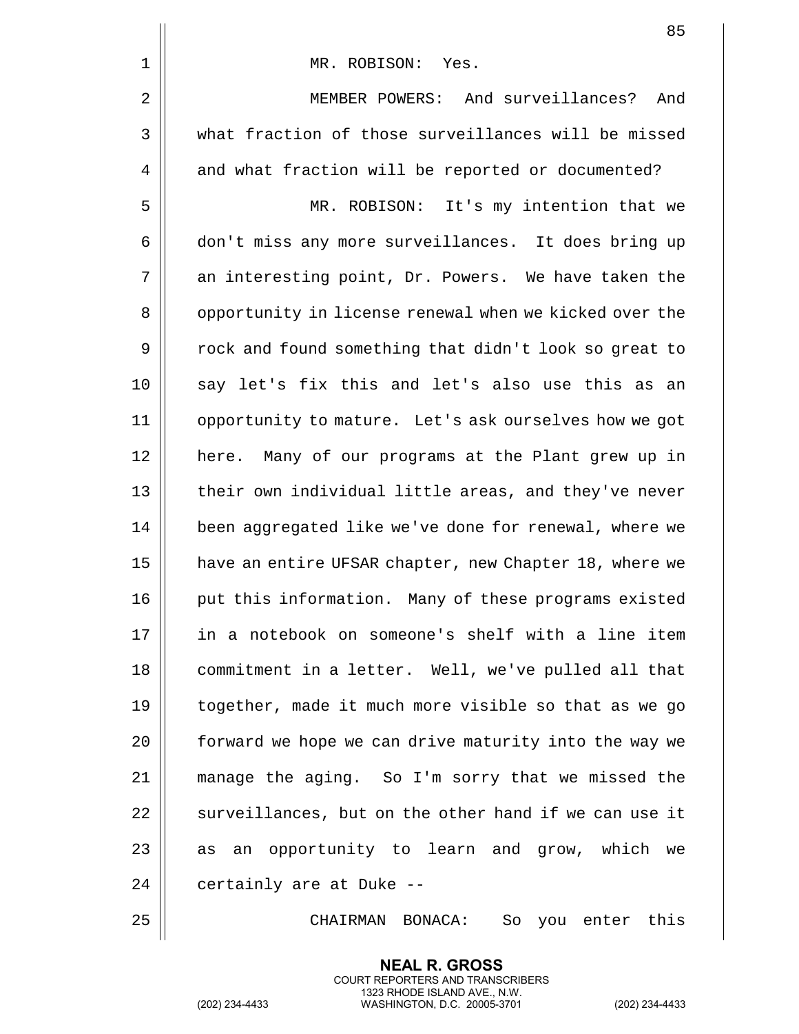MR. ROBISON: Yes.

MEMBER POWERS: And surveillances? And what fraction of those surveillances will be missed and what fraction will be reported or documented?

MR. ROBISON: It's my intention that we don't miss any more surveillances. It does bring up an interesting point, Dr. Powers. We have taken the opportunity in license renewal when we kicked over the rock and found something that didn't look so great to say let's fix this and let's also use this as an opportunity to mature. Let's ask ourselves how we got here. Many of our programs at the Plant grew up in their own individual little areas, and they've never been aggregated like we've done for renewal, where we have an entire UFSAR chapter, new Chapter 18, where we put this information. Many of these programs existed in a notebook on someone's shelf with a line item commitment in a letter. Well, we've pulled all that together, made it much more visible so that as we go forward we hope we can drive maturity into the way we manage the aging. So I'm sorry that we missed the surveillances, but on the other hand if we can use it as an opportunity to learn and grow, which we certainly are at Duke --

CHAIRMAN BONACA: So you enter this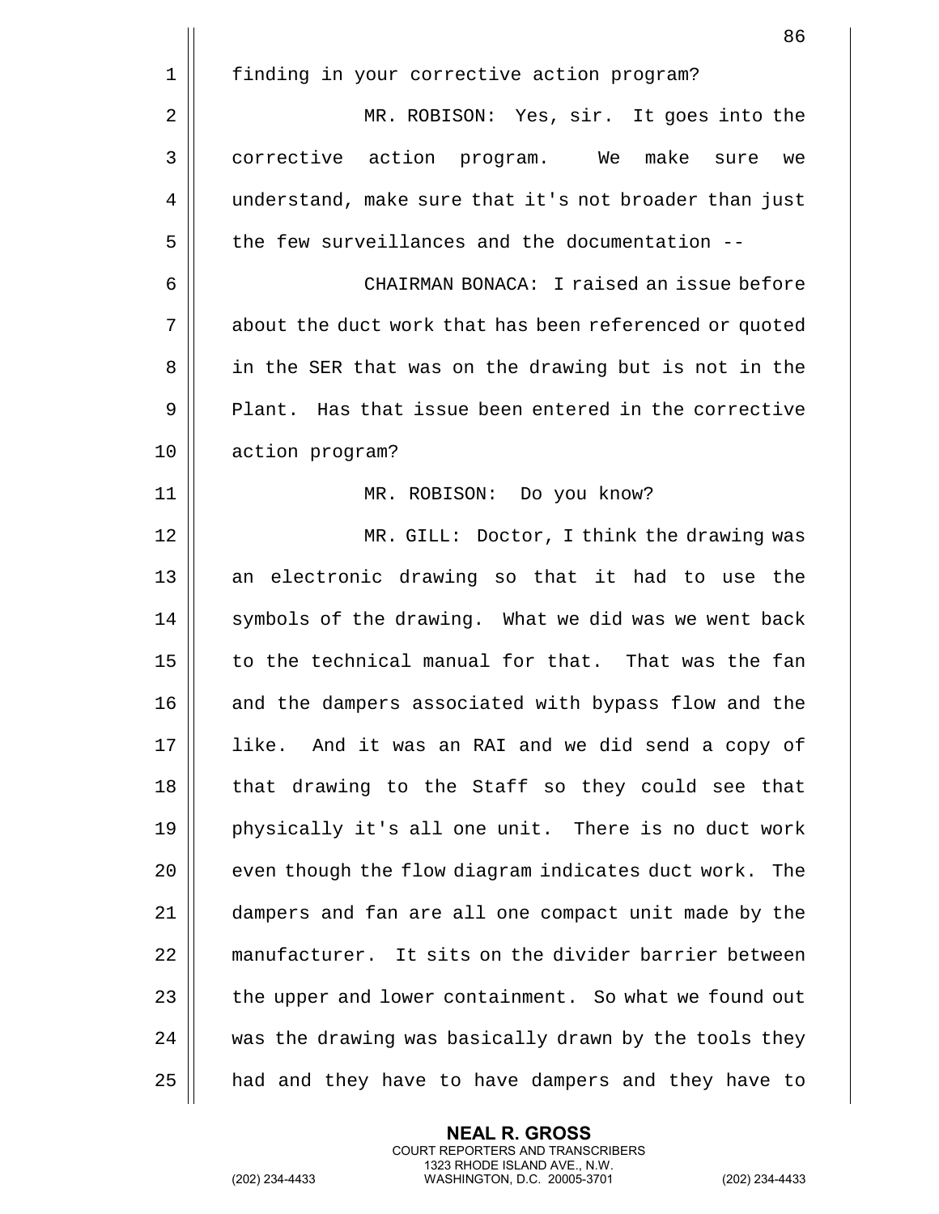finding in your corrective action program?

MR. ROBISON: Yes, sir. It goes into the corrective action program. We make sure we understand, make sure that it's not broader than just the few surveillances and the documentation --

CHAIRMAN BONACA: I raised an issue before about the duct work that has been referenced or quoted in the SER that was on the drawing but is not in the Plant. Has that issue been entered in the corrective action program?

MR. ROBISON: Do you know?

MR. GILL: Doctor, I think the drawing was an electronic drawing so that it had to use the symbols of the drawing. What we did was we went back to the technical manual for that. That was the fan and the dampers associated with bypass flow and the like. And it was an RAI and we did send a copy of that drawing to the Staff so they could see that physically it's all one unit. There is no duct work even though the flow diagram indicates duct work. The dampers and fan are all one compact unit made by the manufacturer. It sits on the divider barrier between the upper and lower containment. So what we found out was the drawing was basically drawn by the tools they had and they have to have dampers and they have to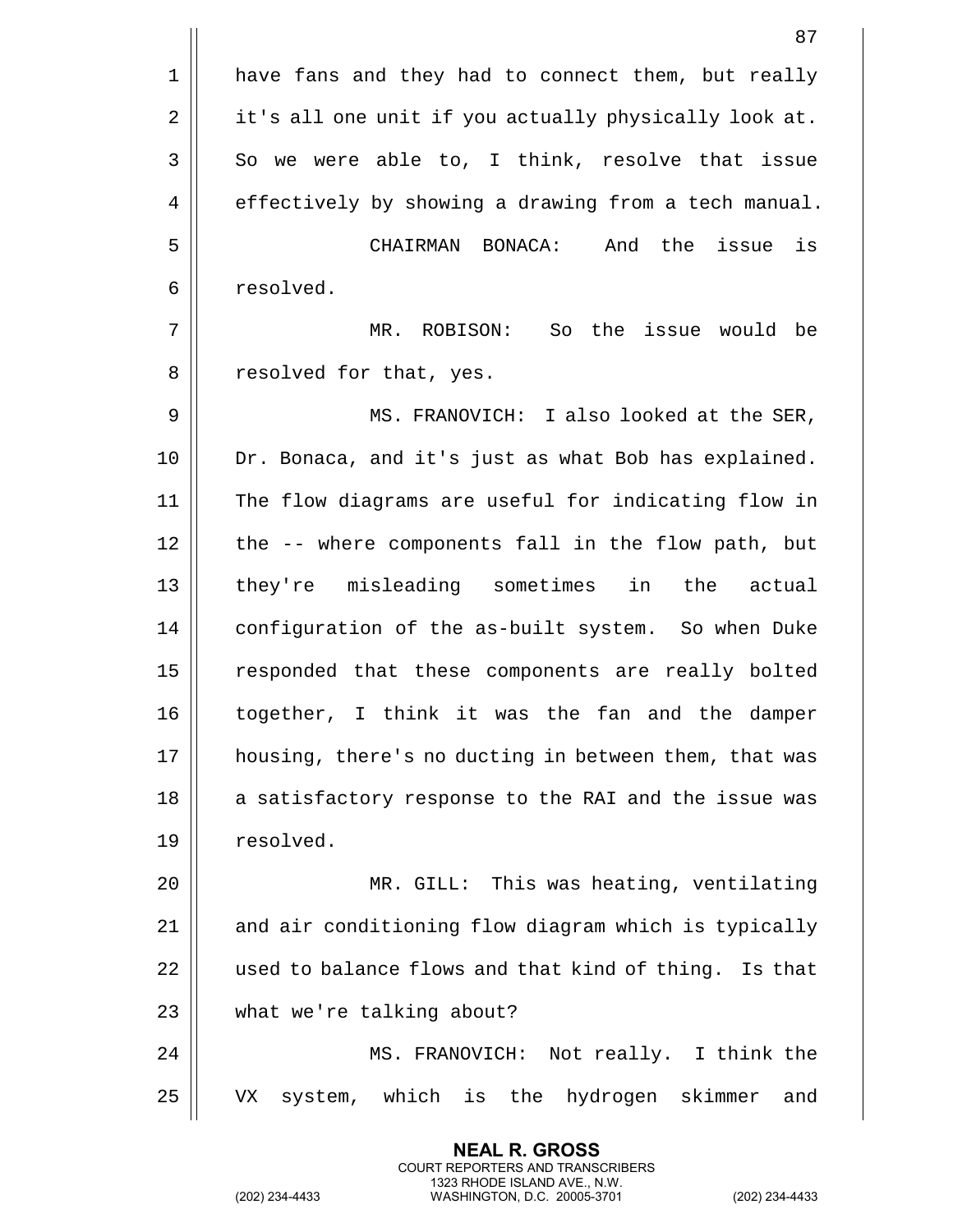have fans and they had to connect them, but really it's all one unit if you actually physically look at. So we were able to, I think, resolve that issue effectively by showing a drawing from a tech manual.

CHAIRMAN BONACA: And the issue is resolved.

MR. ROBISON: So the issue would be resolved for that, yes.

MS. FRANOVICH: I also looked at the SER, Dr. Bonaca, and it's just as what Bob has explained. The flow diagrams are useful for indicating flow in the -- where components fall in the flow path, but they're misleading sometimes in the actual configuration of the as-built system. So when Duke responded that these components are really bolted together, I think it was the fan and the damper housing, there's no ducting in between them, that was a satisfactory response to the RAI and the issue was resolved.

MR. GILL: This was heating, ventilating and air conditioning flow diagram which is typically used to balance flows and that kind of thing. Is that what we're talking about?

MS. FRANOVICH: Not really. I think the VX system, which is the hydrogen skimmer and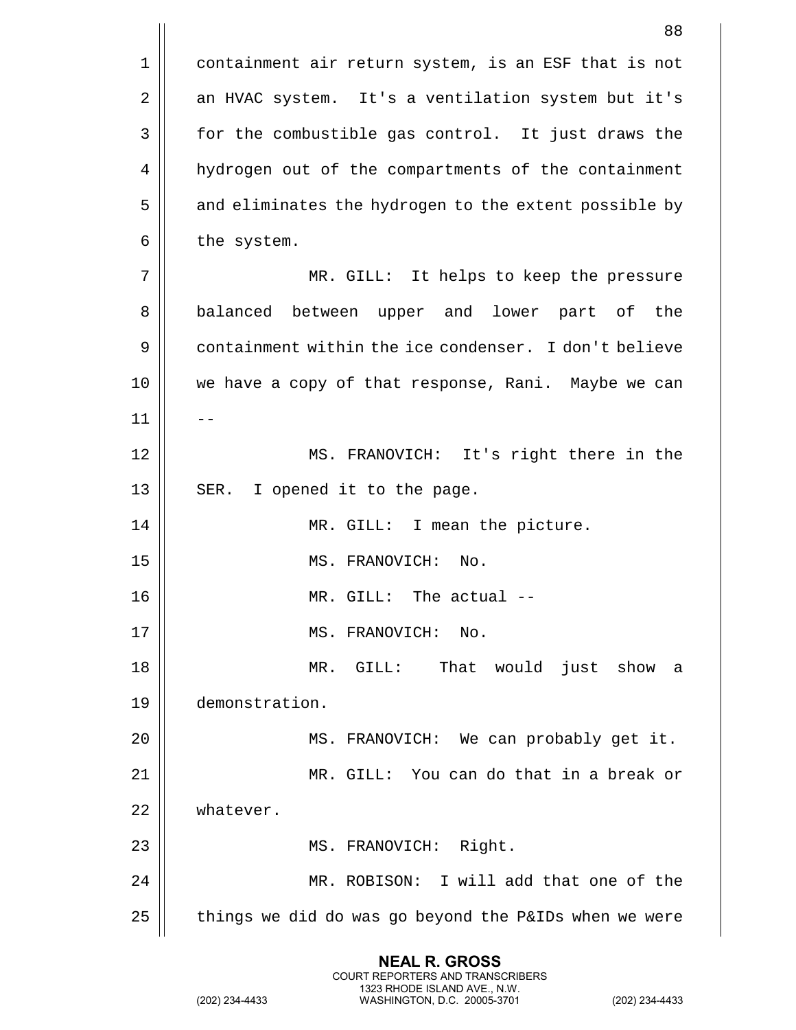containment air return system, is an ESF that is not an HVAC system. It's a ventilation system but it's for the combustible gas control. It just draws the hydrogen out of the compartments of the containment and eliminates the hydrogen to the extent possible by the system.

MR. GILL: It helps to keep the pressure balanced between upper and lower part of the containment within the ice condenser. I don't believe we have a copy of that response, Rani. Maybe we can --

MS. FRANOVICH: It's right there in the SER. I opened it to the page.

MR. GILL: I mean the picture.

MS. FRANOVICH: No.

MR. GILL: The actual --

MS. FRANOVICH: No.

MR. GILL: That would just show a demonstration.

MS. FRANOVICH: We can probably get it.

MR. GILL: You can do that in a break or whatever.

MS. FRANOVICH: Right.

MR. ROBISON: I will add that one of the things we did do was go beyond the P&IDs when we were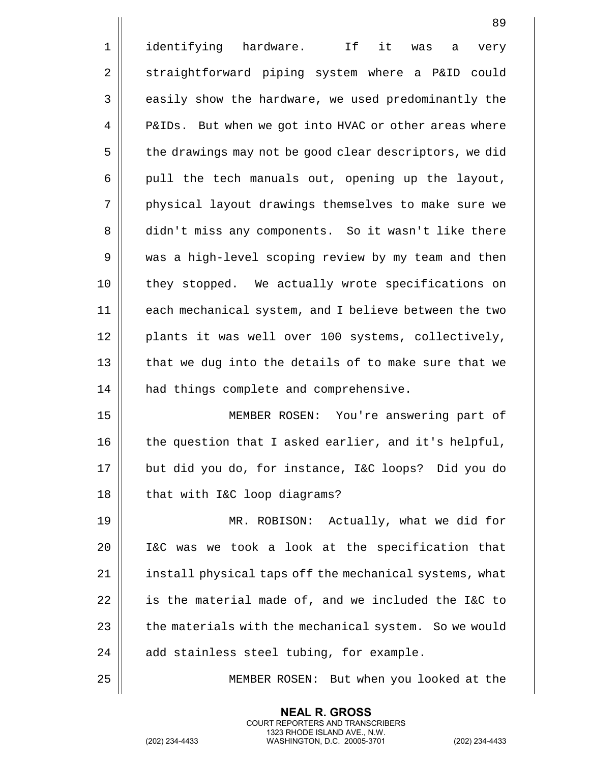identifying hardware. If it was a very straightforward piping system where a P&ID could easily show the hardware, we used predominantly the P&IDs. But when we got into HVAC or other areas where the drawings may not be good clear descriptors, we did pull the tech manuals out, opening up the layout, physical layout drawings themselves to make sure we didn't miss any components. So it wasn't like there was a high-level scoping review by my team and then they stopped. We actually wrote specifications on each mechanical system, and I believe between the two plants it was well over 100 systems, collectively, that we dug into the details of to make sure that we had things complete and comprehensive.

MEMBER ROSEN: You're answering part of the question that I asked earlier, and it's helpful, but did you do, for instance, I&C loops? Did you do that with I&C loop diagrams?

MR. ROBISON: Actually, what we did for I&C was we took a look at the specification that install physical taps off the mechanical systems, what is the material made of, and we included the I&C to the materials with the mechanical system. So we would add stainless steel tubing, for example.

MEMBER ROSEN: But when you looked at the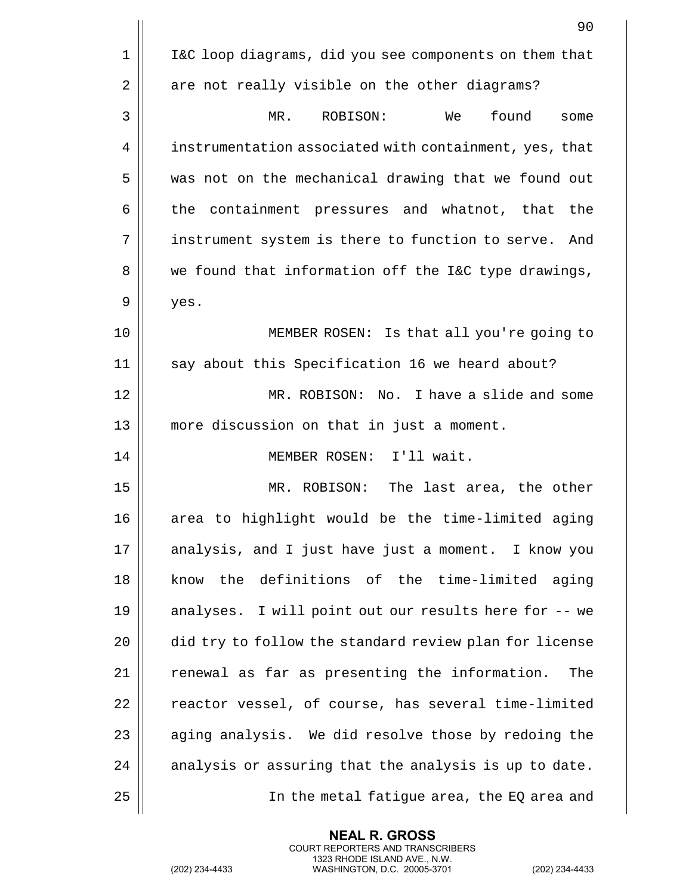I&C loop diagrams, did you see components on them that are not really visible on the other diagrams?

MR. ROBISON: We found some instrumentation associated with containment, yes, that was not on the mechanical drawing that we found out the containment pressures and whatnot, that the instrument system is there to function to serve. And we found that information off the I&C type drawings, yes.

MEMBER ROSEN: Is that all you're going to say about this Specification 16 we heard about?

MR. ROBISON: No. I have a slide and some more discussion on that in just a moment.

MEMBER ROSEN: I'll wait.

MR. ROBISON: The last area, the other area to highlight would be the time-limited aging analysis, and I just have just a moment. I know you know the definitions of the time-limited aging analyses. I will point out our results here for -- we did try to follow the standard review plan for license renewal as far as presenting the information. The reactor vessel, of course, has several time-limited aging analysis. We did resolve those by redoing the analysis or assuring that the analysis is up to date.

In the metal fatigue area, the EQ area and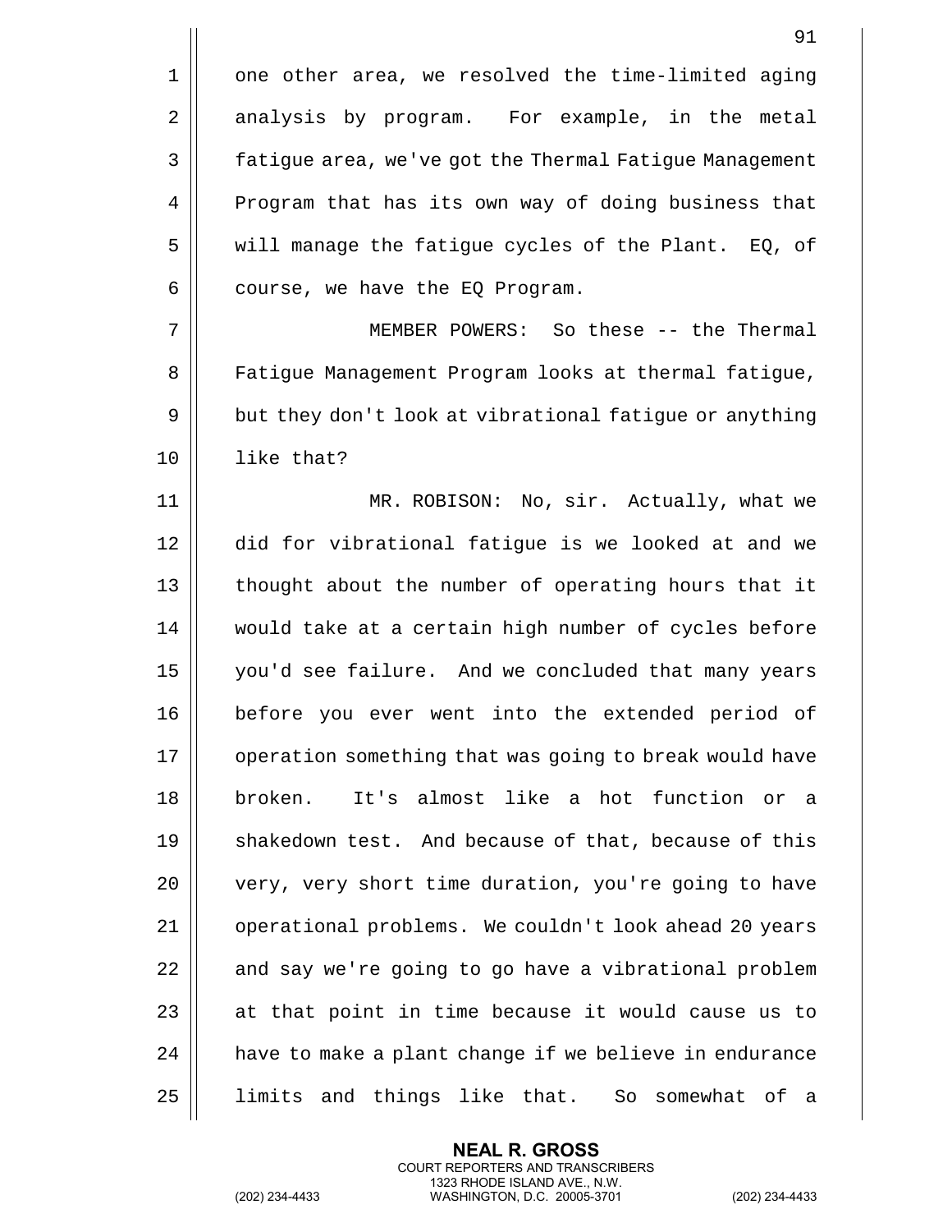one other area, we resolved the time-limited aging analysis by program. For example, in the metal fatigue area, we've got the Thermal Fatigue Management Program that has its own way of doing business that will manage the fatigue cycles of the Plant. EQ, of course, we have the EQ Program.

MEMBER POWERS: So these -- the Thermal Fatigue Management Program looks at thermal fatigue, but they don't look at vibrational fatigue or anything like that?

MR. ROBISON: No, sir. Actually, what we did for vibrational fatigue is we looked at and we thought about the number of operating hours that it would take at a certain high number of cycles before you'd see failure. And we concluded that many years before you ever went into the extended period of operation something that was going to break would have broken. It's almost like a hot function or a shakedown test. And because of that, because of this very, very short time duration, you're going to have operational problems. We couldn't look ahead 20 years and say we're going to go have a vibrational problem at that point in time because it would cause us to have to make a plant change if we believe in endurance limits and things like that. So somewhat of a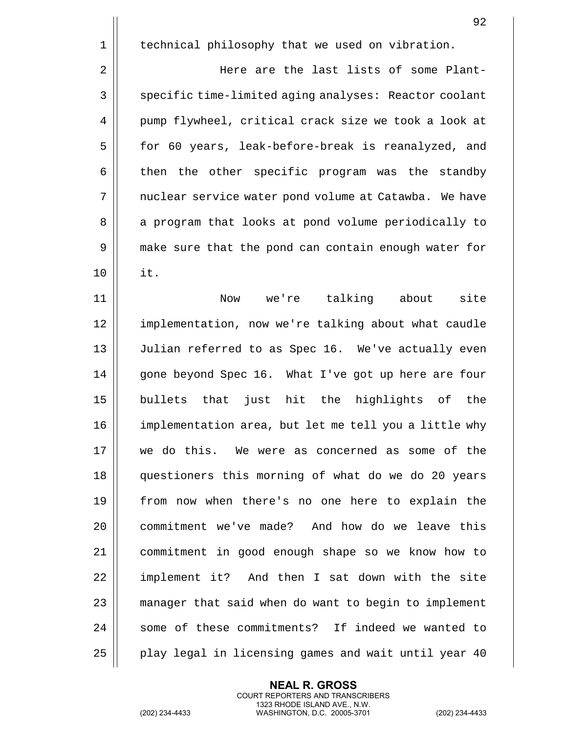technical philosophy that we used on vibration.

Here are the last lists of some Plant-specific time-limited aging analyses: Reactor coolant pump flywheel, critical crack size we took a look at for 60 years, leak-before-break is reanalyzed, and then the other specific program was the standby nuclear service water pond volume at Catawba. We have a program that looks at pond volume periodically to make sure that the pond can contain enough water for it.

Now we're talking about site implementation, now we're talking about what caudle Julian referred to as Spec 16. We've actually even gone beyond Spec 16. What I've got up here are four bullets that just hit the highlights of the implementation area, but let me tell you a little why we do this. We were as concerned as some of the questioners this morning of what do we do 20 years from now when there's no one here to explain the commitment we've made? And how do we leave this commitment in good enough shape so we know how to implement it? And then I sat down with the site manager that said when do want to begin to implement some of these commitments? If indeed we wanted to play legal in licensing games and wait until year 40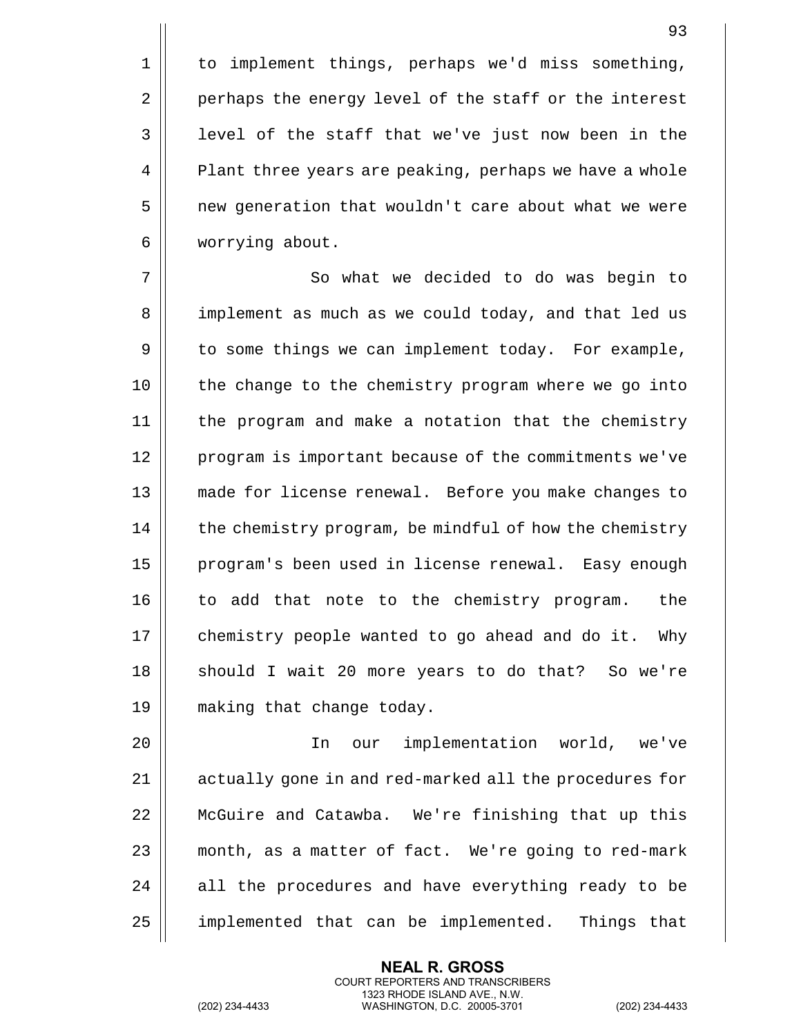to implement things, perhaps we'd miss something, perhaps the energy level of the staff or the interest level of the staff that we've just now been in the Plant three years are peaking, perhaps we have a whole new generation that wouldn't care about what we were worrying about.

So what we decided to do was begin to implement as much as we could today, and that led us to some things we can implement today. For example, the change to the chemistry program where we go into the program and make a notation that the chemistry program is important because of the commitments we've made for license renewal. Before you make changes to the chemistry program, be mindful of how the chemistry program's been used in license renewal. Easy enough to add that note to the chemistry program. the chemistry people wanted to go ahead and do it. Why should I wait 20 more years to do that? So we're making that change today.

In our implementation world, we've actually gone in and red-marked all the procedures for McGuire and Catawba. We're finishing that up this month, as a matter of fact. We're going to red-mark all the procedures and have everything ready to be implemented that can be implemented. Things that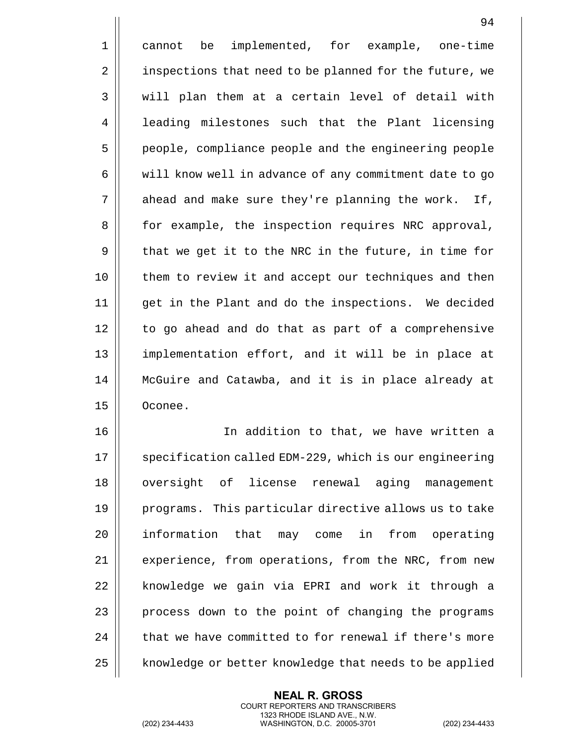cannot be implemented, for example, one-time inspections that need to be planned for the future, we will plan them at a certain level of detail with leading milestones such that the Plant licensing people, compliance people and the engineering people will know well in advance of any commitment date to go ahead and make sure they're planning the work. If, for example, the inspection requires NRC approval, that we get it to the NRC in the future, in time for them to review it and accept our techniques and then get in the Plant and do the inspections. We decided to go ahead and do that as part of a comprehensive implementation effort, and it will be in place at McGuire and Catawba, and it is in place already at Oconee.

In addition to that, we have written a specification called EDM-229, which is our engineering oversight of license renewal aging management programs. This particular directive allows us to take information that may come in from operating experience, from operations, from the NRC, from new knowledge we gain via EPRI and work it through a process down to the point of changing the programs that we have committed to for renewal if there's more knowledge or better knowledge that needs to be applied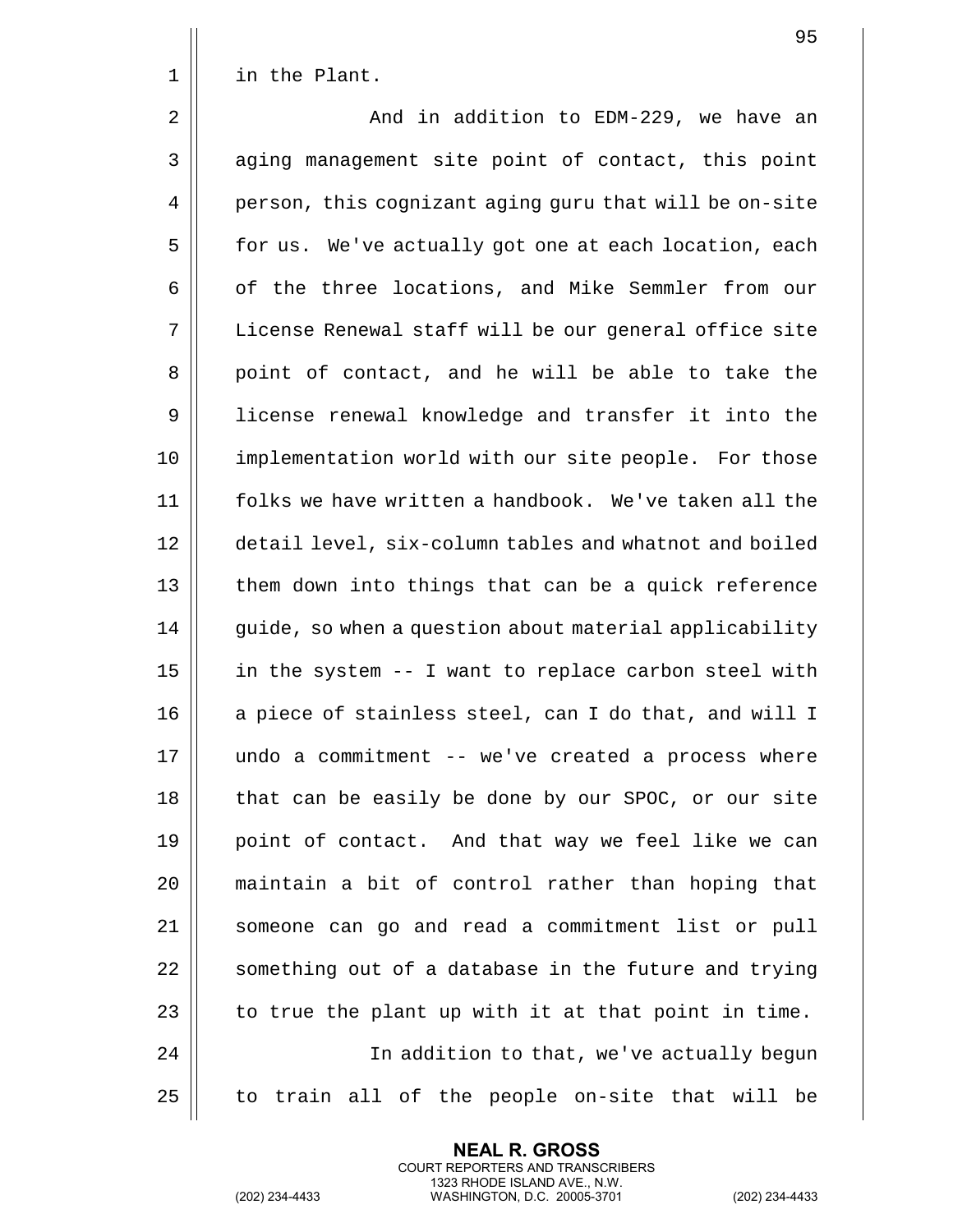in the Plant.

And in addition to EDM-229, we have an aging management site point of contact, this point person, this cognizant aging guru that will be on-site for us. We've actually got one at each location, each of the three locations, and Mike Semmler from our License Renewal staff will be our general office site point of contact, and he will be able to take the license renewal knowledge and transfer it into the implementation world with our site people. For those folks we have written a handbook. We've taken all the detail level, six-column tables and whatnot and boiled them down into things that can be a quick reference guide, so when a question about material applicability in the system -- I want to replace carbon steel with a piece of stainless steel, can I do that, and will I undo a commitment -- we've created a process where that can be easily be done by our SPOC, or our site point of contact. And that way we feel like we can maintain a bit of control rather than hoping that someone can go and read a commitment list or pull something out of a database in the future and trying to true the plant up with it at that point in time.

In addition to that, we've actually begun to train all of the people on-site that will be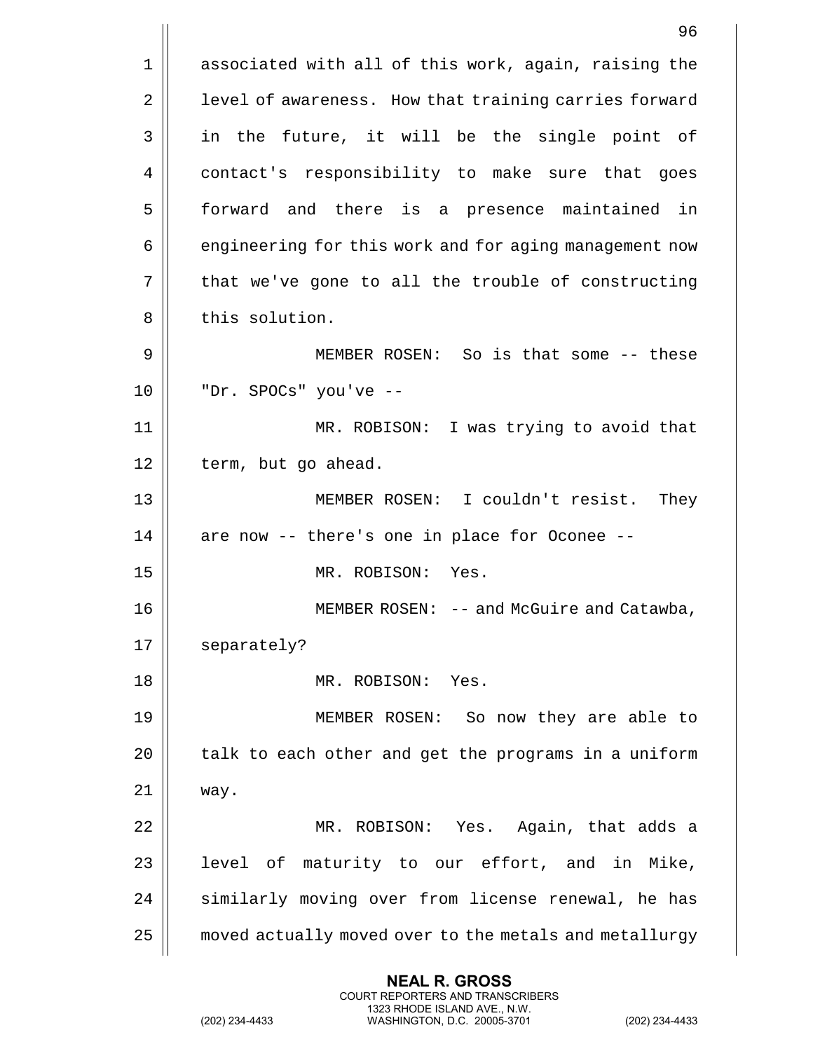associated with all of this work, again, raising the level of awareness. How that training carries forward in the future, it will be the single point of contact's responsibility to make sure that goes forward and there is a presence maintained in engineering for this work and for aging management now that we've gone to all the trouble of constructing this solution.

MEMBER ROSEN: So is that some -- these "Dr. SPOCs" you've --

MR. ROBISON: I was trying to avoid that term, but go ahead.

MEMBER ROSEN: I couldn't resist. They are now -- there's one in place for Oconee --

MR. ROBISON: Yes.

MEMBER ROSEN: -- and McGuire and Catawba, separately?

MR. ROBISON: Yes.

MEMBER ROSEN: So now they are able to talk to each other and get the programs in a uniform way.

MR. ROBISON: Yes. Again, that adds a level of maturity to our effort, and in Mike, similarly moving over from license renewal, he has moved actually moved over to the metals and metallurgy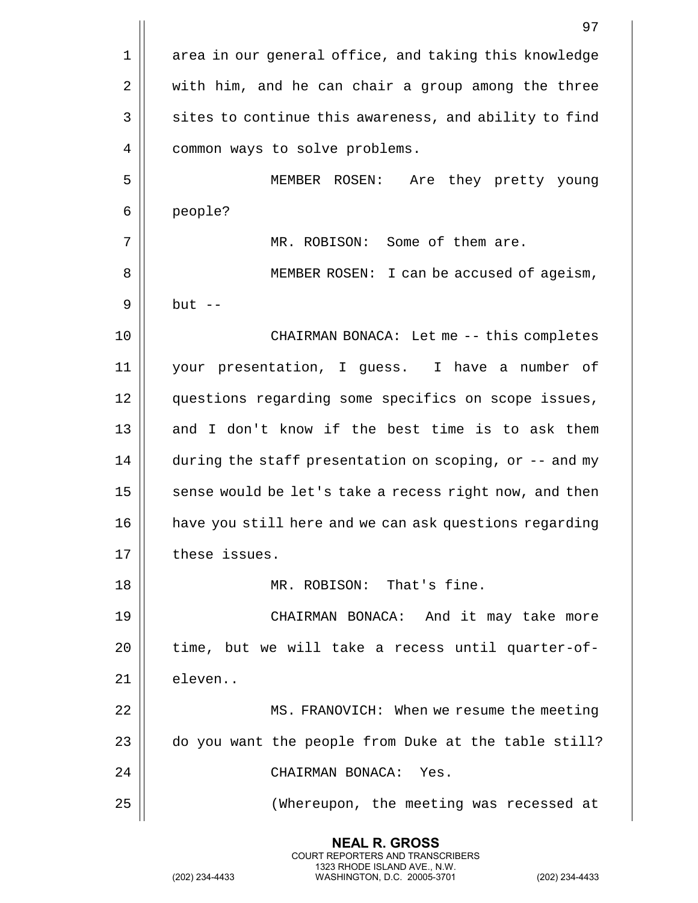area in our general office, and taking this knowledge with him, and he can chair a group among the three sites to continue this awareness, and ability to find common ways to solve problems.

MEMBER ROSEN: Are they pretty young people?

MR. ROBISON: Some of them are.

MEMBER ROSEN: I can be accused of ageism, but --

CHAIRMAN BONACA: Let me -- this completes your presentation, I guess. I have a number of questions regarding some specifics on scope issues, and I don't know if the best time is to ask them during the staff presentation on scoping, or -- and my sense would be let's take a recess right now, and then have you still here and we can ask questions regarding these issues.

MR. ROBISON: That's fine.

CHAIRMAN BONACA: And it may take more time, but we will take a recess until quarter-of-eleven..

MS. FRANOVICH: When we resume the meeting do you want the people from Duke at the table still?

CHAIRMAN BONACA: Yes.

(Whereupon, the meeting was recessed at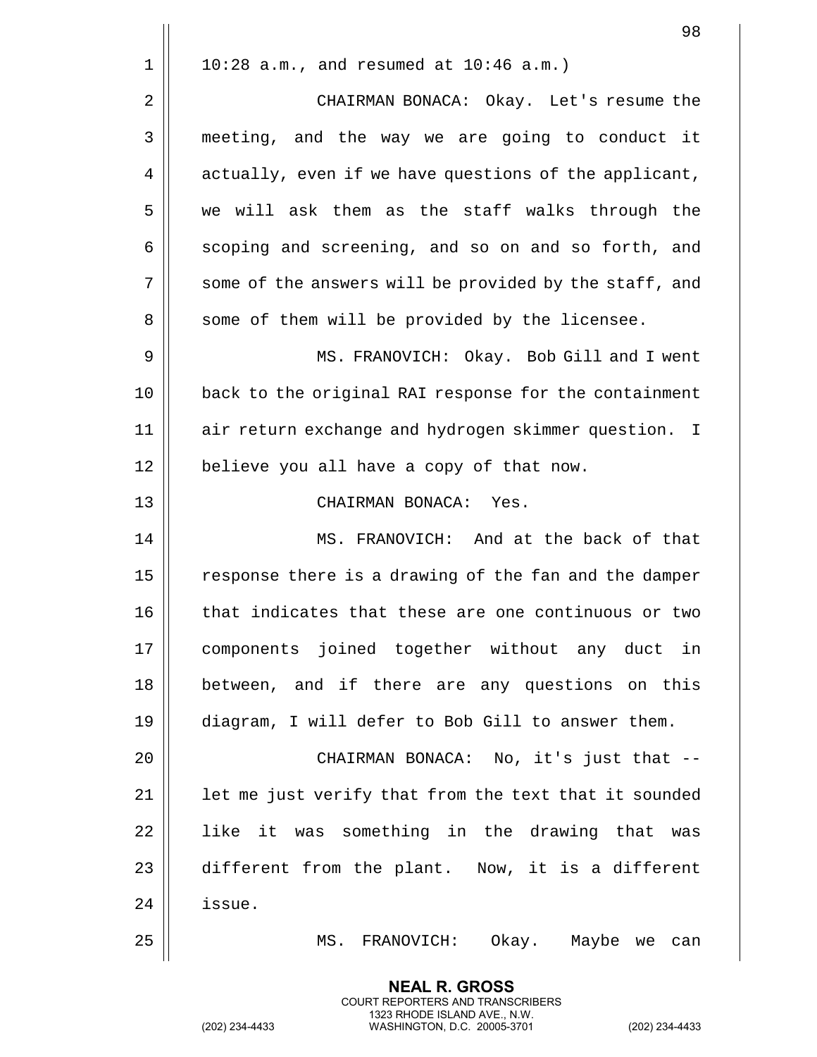10:28 a.m., and resumed at 10:46 a.m.)

CHAIRMAN BONACA: Okay. Let's resume the meeting, and the way we are going to conduct it actually, even if we have questions of the applicant, we will ask them as the staff walks through the scoping and screening, and so on and so forth, and some of the answers will be provided by the staff, and some of them will be provided by the licensee.

MS. FRANOVICH: Okay. Bob Gill and I went back to the original RAI response for the containment air return exchange and hydrogen skimmer question. I believe you all have a copy of that now.

CHAIRMAN BONACA: Yes.

MS. FRANOVICH: And at the back of that response there is a drawing of the fan and the damper that indicates that these are one continuous or two components joined together without any duct in between, and if there are any questions on this diagram, I will defer to Bob Gill to answer them.

CHAIRMAN BONACA: No, it's just that -- let me just verify that from the text that it sounded like it was something in the drawing that was different from the plant. Now, it is a different issue.

MS. FRANOVICH: Okay. Maybe we can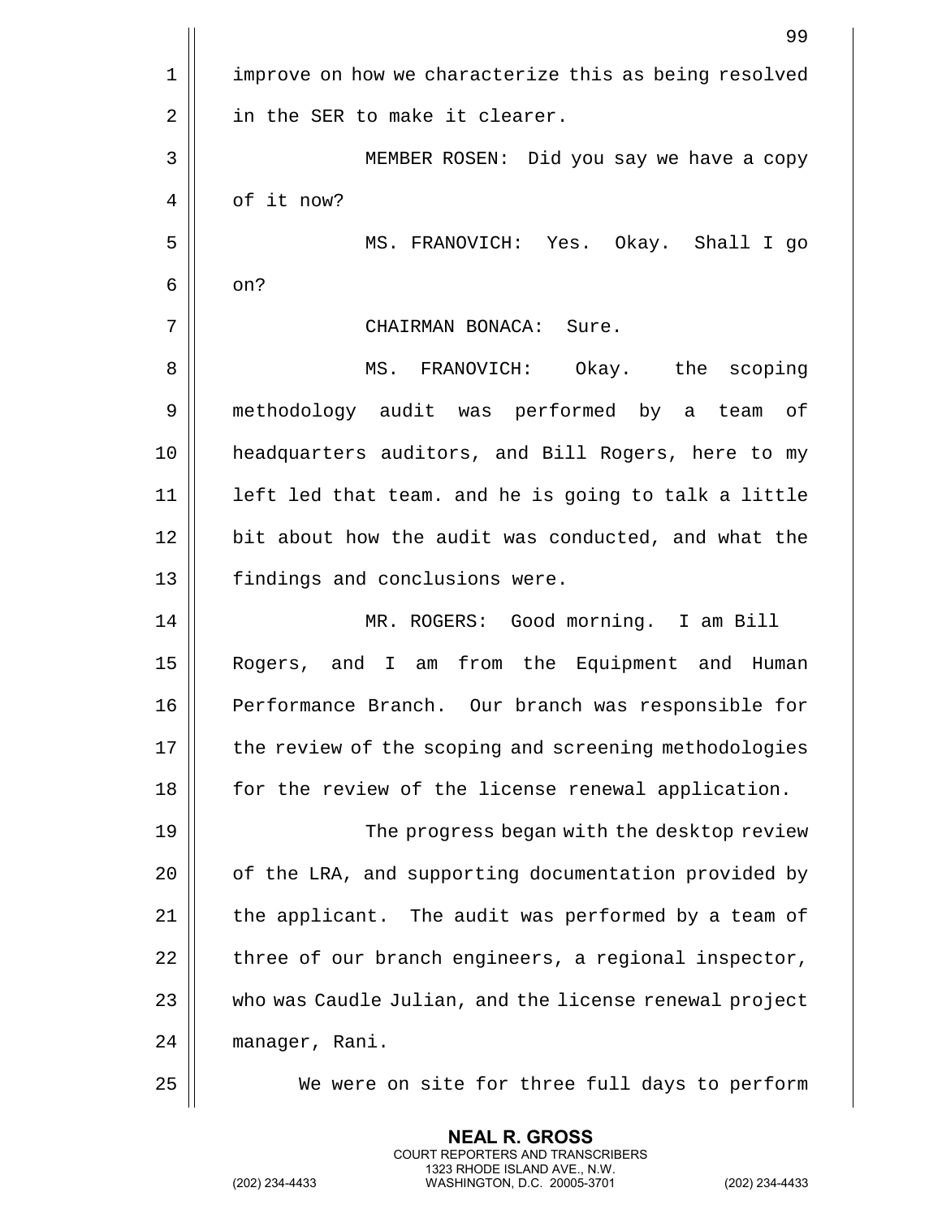improve on how we characterize this as being resolved in the SER to make it clearer.

MEMBER ROSEN: Did you say we have a copy of it now?

MS. FRANOVICH: Yes. Okay. Shall I go on?

CHAIRMAN BONACA: Sure.

MS. FRANOVICH: Okay. the scoping methodology audit was performed by a team of headquarters auditors, and Bill Rogers, here to my left led that team. and he is going to talk a little bit about how the audit was conducted, and what the findings and conclusions were.

MR. ROGERS: Good morning. I am Bill Rogers, and I am from the Equipment and Human Performance Branch. Our branch was responsible for the review of the scoping and screening methodologies for the review of the license renewal application.

The progress began with the desktop review of the LRA, and supporting documentation provided by the applicant. The audit was performed by a team of three of our branch engineers, a regional inspector, who was Caudle Julian, and the license renewal project manager, Rani.

We were on site for three full days to perform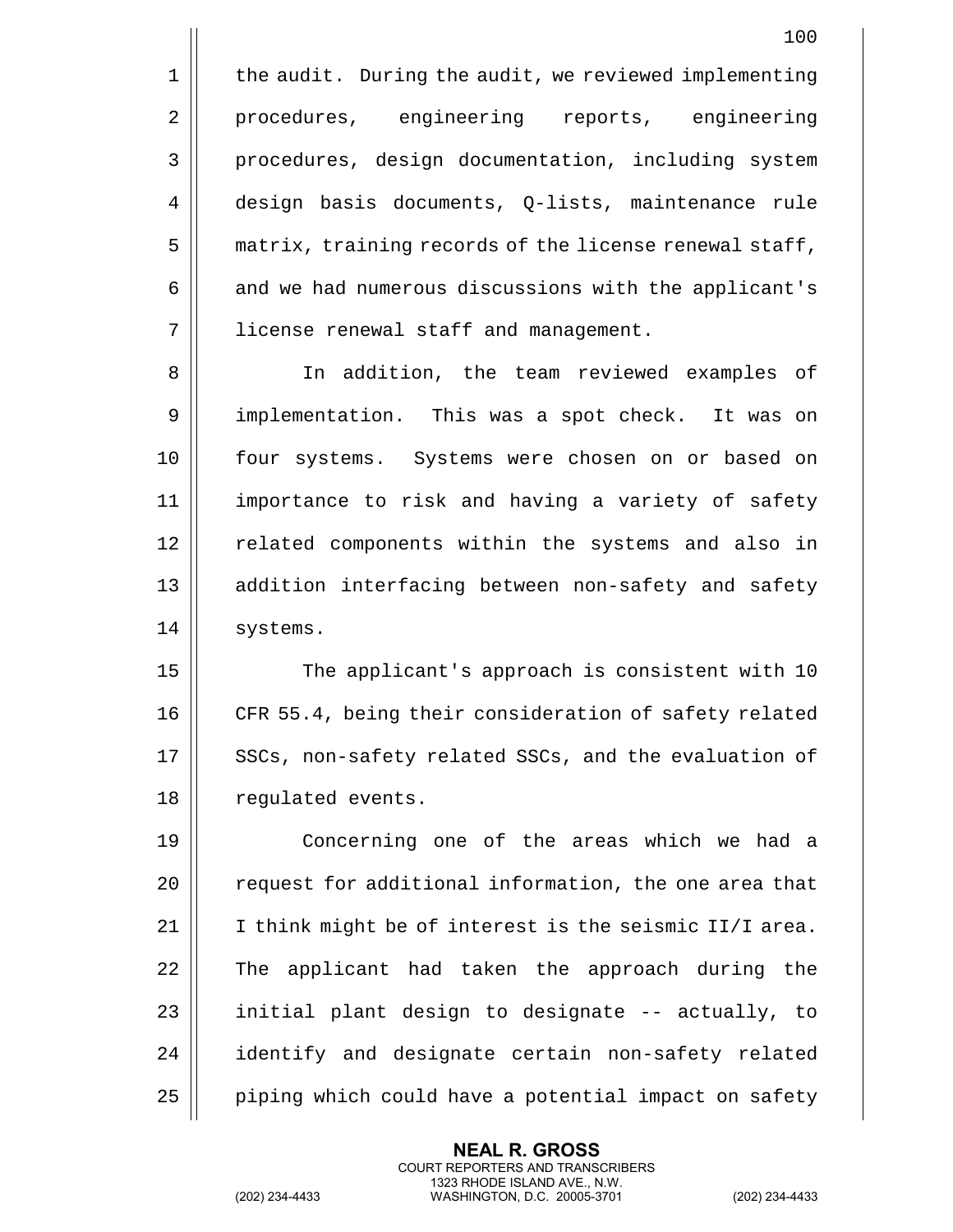the audit. During the audit, we reviewed implementing procedures, engineering reports, engineering procedures, design documentation, including system design basis documents, Q-lists, maintenance rule matrix, training records of the license renewal staff, and we had numerous discussions with the applicant's license renewal staff and management.

In addition, the team reviewed examples of implementation. This was a spot check. It was on four systems. Systems were chosen on or based on importance to risk and having a variety of safety related components within the systems and also in addition interfacing between non-safety and safety systems.

The applicant's approach is consistent with 10 CFR 55.4, being their consideration of safety related SSCs, non-safety related SSCs, and the evaluation of regulated events.

Concerning one of the areas which we had a request for additional information, the one area that I think might be of interest is the seismic II/I area. The applicant had taken the approach during the initial plant design to designate -- actually, to identify and designate certain non-safety related piping which could have a potential impact on safety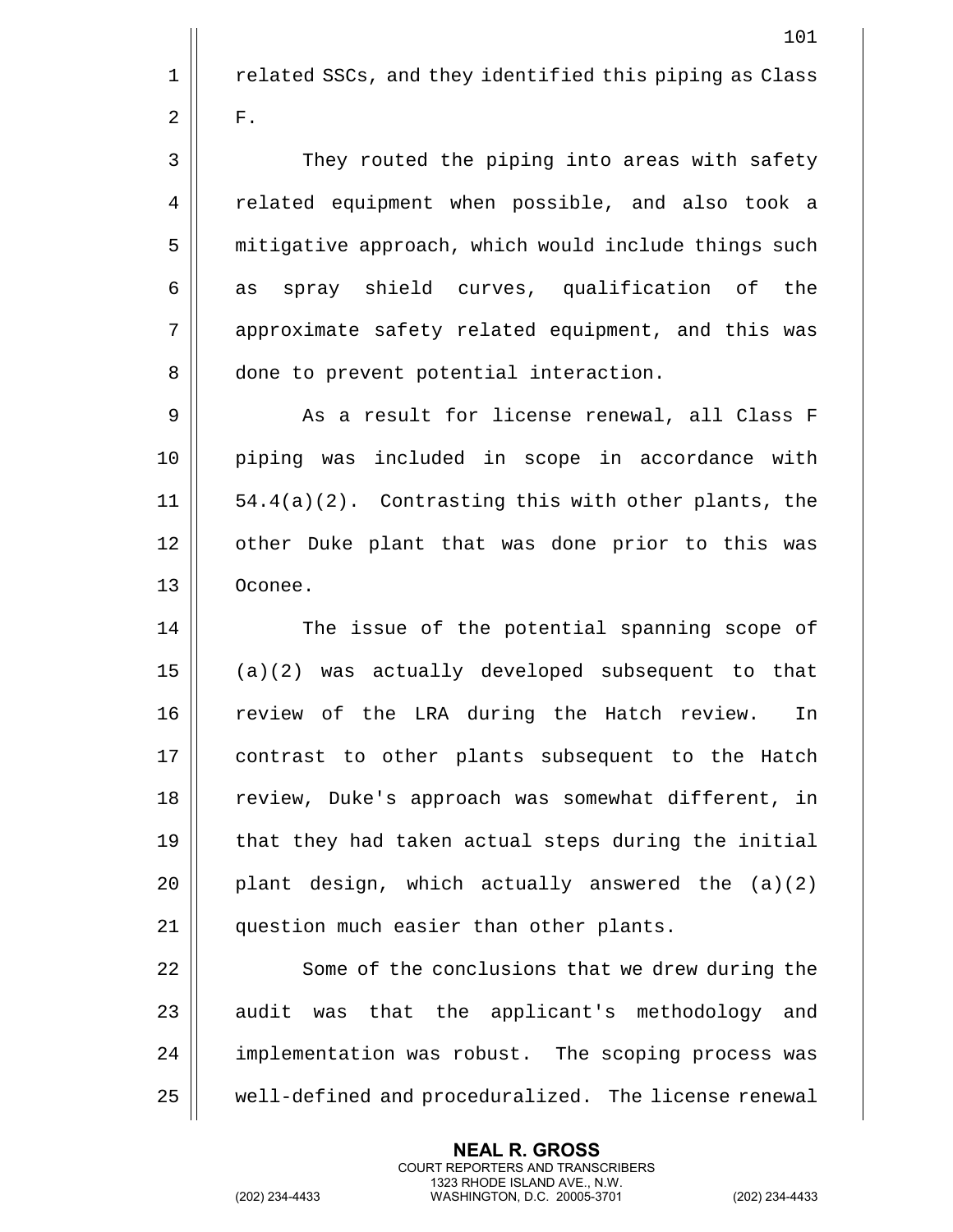related SSCs, and they identified this piping as Class F.

They routed the piping into areas with safety related equipment when possible, and also took a mitigative approach, which would include things such as spray shield curves, qualification of the approximate safety related equipment, and this was done to prevent potential interaction.

As a result for license renewal, all Class F piping was included in scope in accordance with 54.4(a)(2). Contrasting this with other plants, the other Duke plant that was done prior to this was Oconee.

The issue of the potential spanning scope of (a)(2) was actually developed subsequent to that review of the LRA during the Hatch review. In contrast to other plants subsequent to the Hatch review, Duke's approach was somewhat different, in that they had taken actual steps during the initial plant design, which actually answered the (a)(2) question much easier than other plants.

Some of the conclusions that we drew during the audit was that the applicant's methodology and implementation was robust. The scoping process was well-defined and proceduralized. The license renewal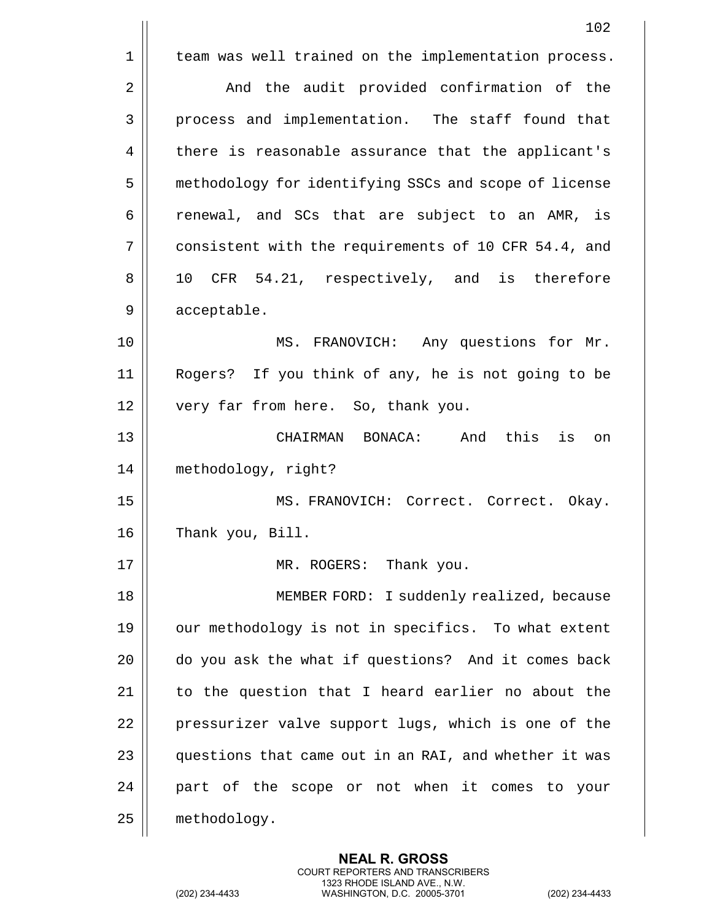team was well trained on the implementation process.

And the audit provided confirmation of the process and implementation. The staff found that there is reasonable assurance that the applicant's methodology for identifying SSCs and scope of license renewal, and SCs that are subject to an AMR, is consistent with the requirements of 10 CFR 54.4, and 10 CFR 54.21, respectively, and is therefore acceptable.

MS. FRANOVICH: Any questions for Mr. Rogers? If you think of any, he is not going to be very far from here. So, thank you.

CHAIRMAN BONACA: And this is on methodology, right?

MS. FRANOVICH: Correct. Correct. Okay. Thank you, Bill.

MR. ROGERS: Thank you.

MEMBER FORD: I suddenly realized, because our methodology is not in specifics. To what extent do you ask the what if questions? And it comes back to the question that I heard earlier no about the pressurizer valve support lugs, which is one of the questions that came out in an RAI, and whether it was part of the scope or not when it comes to your methodology.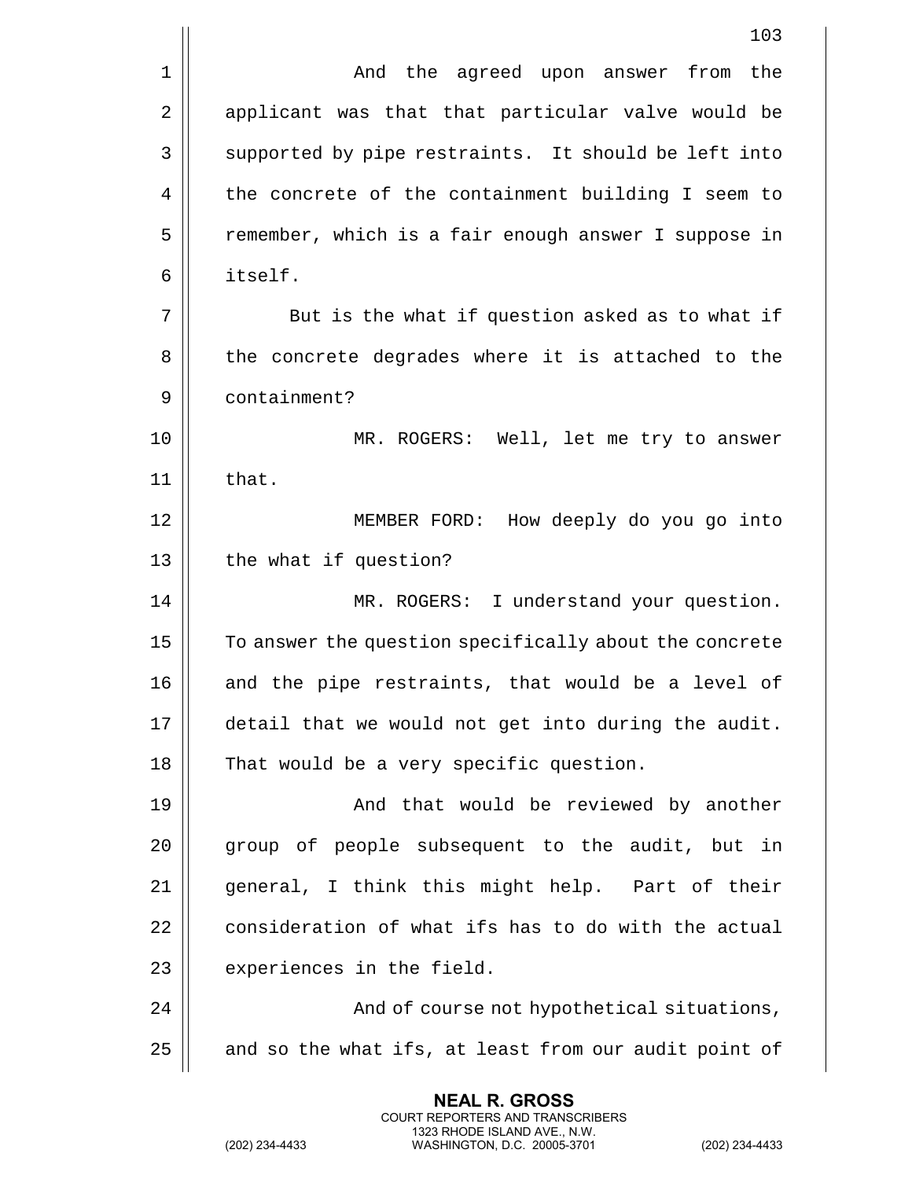And the agreed upon answer from the applicant was that that particular valve would be supported by pipe restraints. It should be left into the concrete of the containment building I seem to remember, which is a fair enough answer I suppose in itself.

But is the what if question asked as to what if the concrete degrades where it is attached to the containment?

MR. ROGERS: Well, let me try to answer that.

MEMBER FORD: How deeply do you go into the what if question?

MR. ROGERS: I understand your question. To answer the question specifically about the concrete and the pipe restraints, that would be a level of detail that we would not get into during the audit. That would be a very specific question.

And that would be reviewed by another group of people subsequent to the audit, but in general, I think this might help. Part of their consideration of what ifs has to do with the actual experiences in the field.

And of course not hypothetical situations, and so the what ifs, at least from our audit point of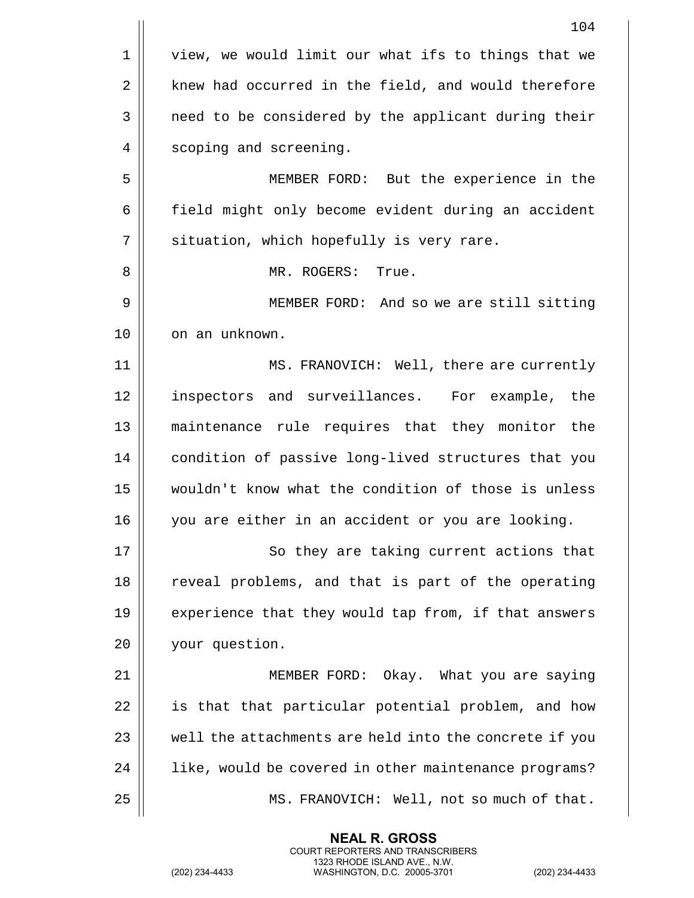view, we would limit our what ifs to things that we knew had occurred in the field, and would therefore need to be considered by the applicant during their scoping and screening.

MEMBER FORD: But the experience in the field might only become evident during an accident situation, which hopefully is very rare.

MR. ROGERS: True.

MEMBER FORD: And so we are still sitting on an unknown.

MS. FRANOVICH: Well, there are currently inspectors and surveillances. For example, the maintenance rule requires that they monitor the condition of passive long-lived structures that you wouldn't know what the condition of those is unless you are either in an accident or you are looking.

So they are taking current actions that reveal problems, and that is part of the operating experience that they would tap from, if that answers your question.

MEMBER FORD: Okay. What you are saying is that that particular potential problem, and how well the attachments are held into the concrete if you like, would be covered in other maintenance programs?

MS. FRANOVICH: Well, not so much of that.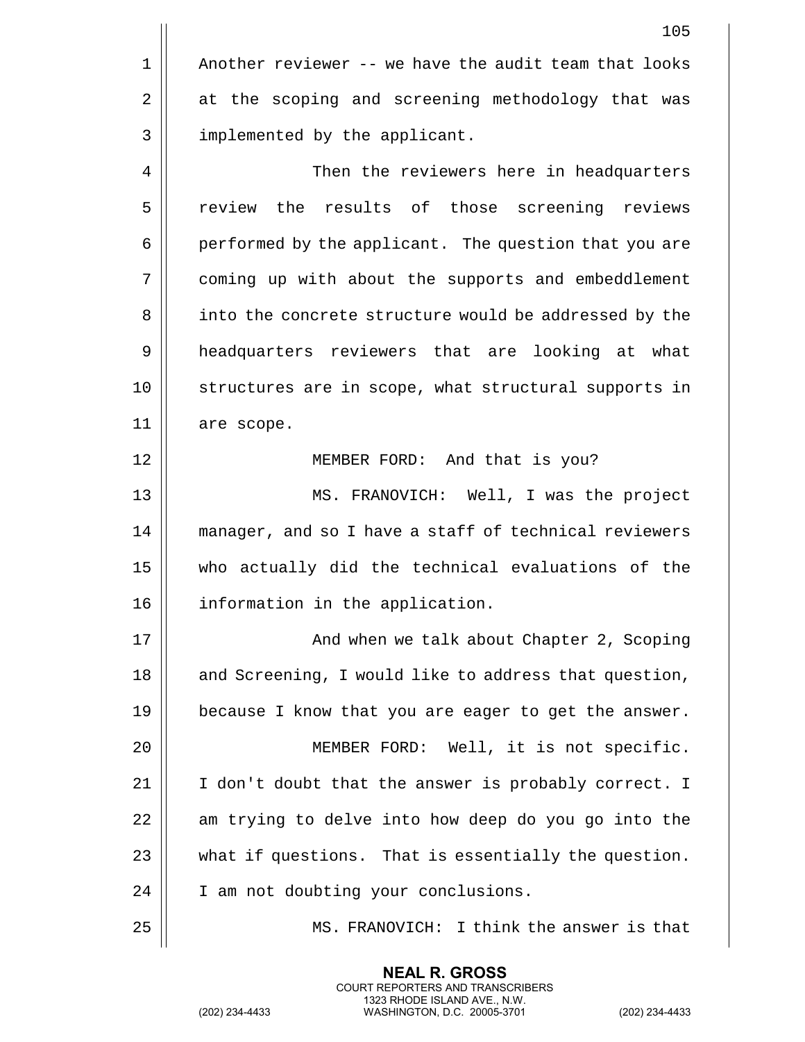Another reviewer -- we have the audit team that looks at the scoping and screening methodology that was implemented by the applicant.

Then the reviewers here in headquarters review the results of those screening reviews performed by the applicant. The question that you are coming up with about the supports and embeddlement into the concrete structure would be addressed by the headquarters reviewers that are looking at what structures are in scope, what structural supports in are scope.

MEMBER FORD: And that is you?

MS. FRANOVICH: Well, I was the project manager, and so I have a staff of technical reviewers who actually did the technical evaluations of the information in the application.

And when we talk about Chapter 2, Scoping and Screening, I would like to address that question, because I know that you are eager to get the answer.

MEMBER FORD: Well, it is not specific. I don't doubt that the answer is probably correct. I am trying to delve into how deep do you go into the what if questions. That is essentially the question. I am not doubting your conclusions.

MS. FRANOVICH: I think the answer is that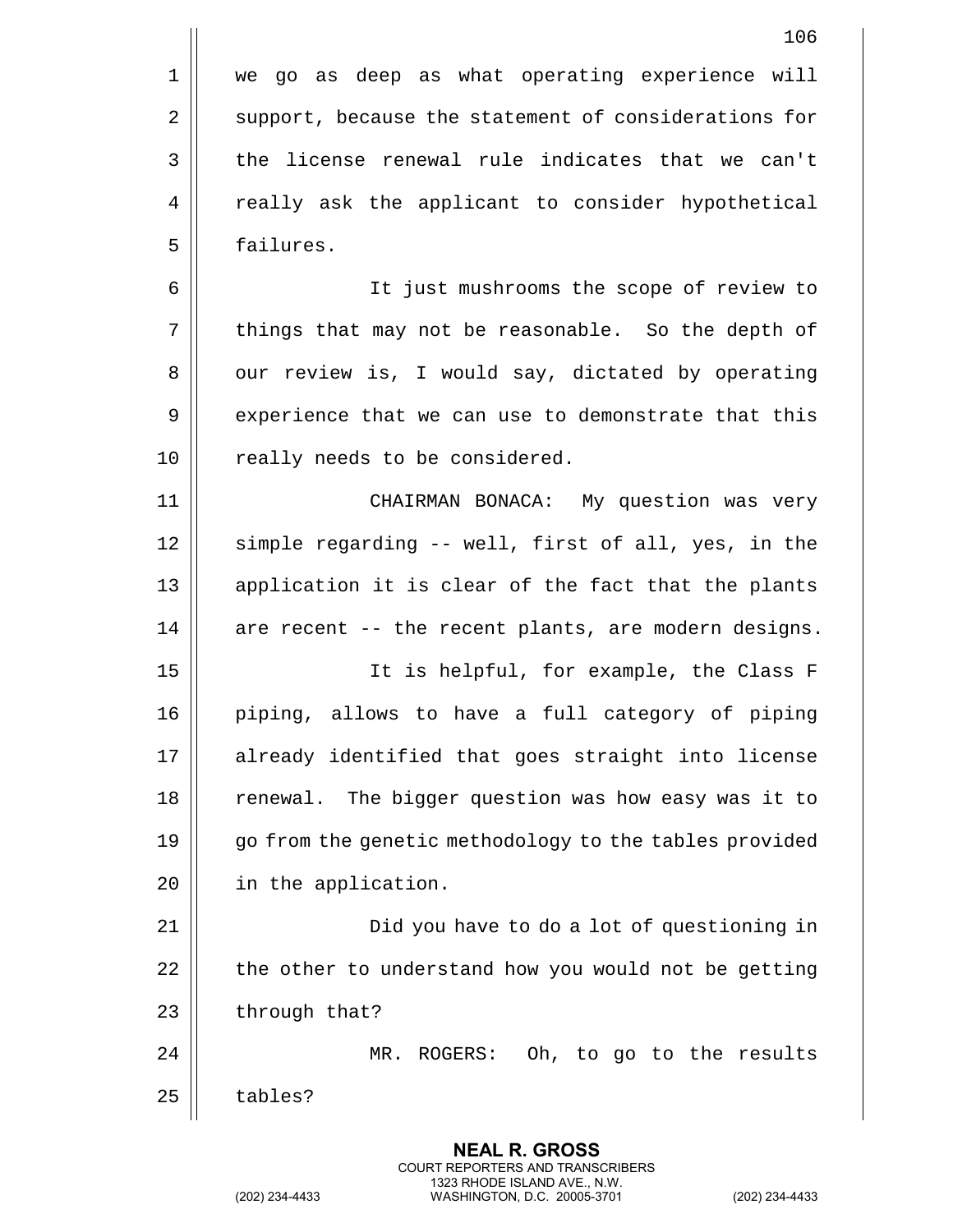we go as deep as what operating experience will support, because the statement of considerations for the license renewal rule indicates that we can't really ask the applicant to consider hypothetical failures.

It just mushrooms the scope of review to things that may not be reasonable. So the depth of our review is, I would say, dictated by operating experience that we can use to demonstrate that this really needs to be considered.

CHAIRMAN BONACA: My question was very simple regarding -- well, first of all, yes, in the application it is clear of the fact that the plants are recent -- the recent plants, are modern designs.

It is helpful, for example, the Class F piping, allows to have a full category of piping already identified that goes straight into license renewal. The bigger question was how easy was it to go from the genetic methodology to the tables provided in the application.

Did you have to do a lot of questioning in the other to understand how you would not be getting through that?

MR. ROGERS: Oh, to go to the results tables?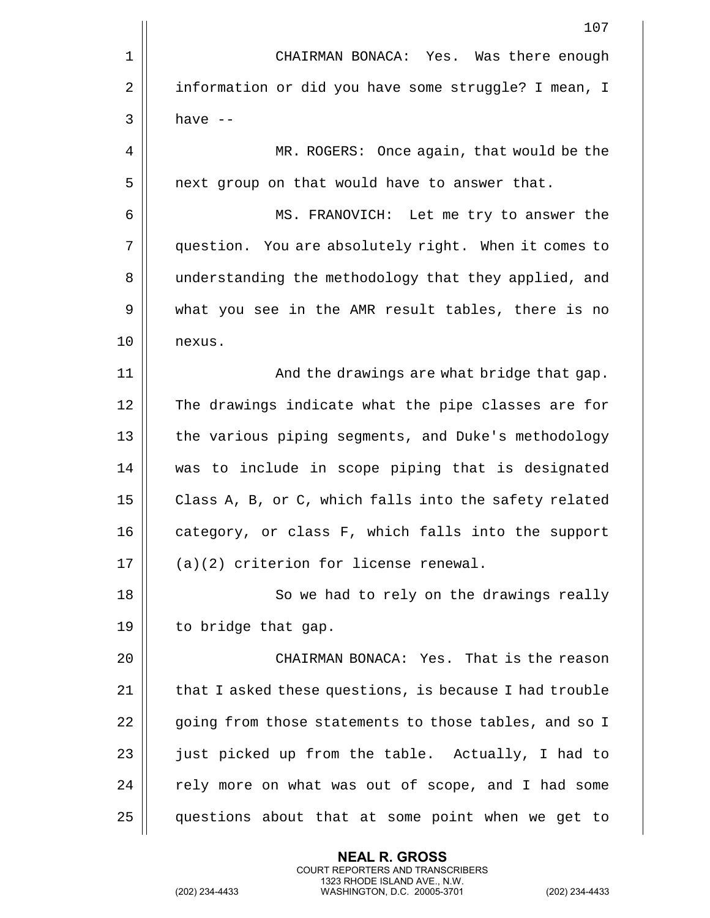CHAIRMAN BONACA: Yes. Was there enough information or did you have some struggle? I mean, I have --

MR. ROGERS: Once again, that would be the next group on that would have to answer that.

MS. FRANOVICH: Let me try to answer the question. You are absolutely right. When it comes to understanding the methodology that they applied, and what you see in the AMR result tables, there is no nexus.

And the drawings are what bridge that gap. The drawings indicate what the pipe classes are for the various piping segments, and Duke's methodology was to include in scope piping that is designated Class A, B, or C, which falls into the safety related category, or class F, which falls into the support (a)(2) criterion for license renewal.

So we had to rely on the drawings really to bridge that gap.

CHAIRMAN BONACA: Yes. That is the reason that I asked these questions, is because I had trouble going from those statements to those tables, and so I just picked up from the table. Actually, I had to rely more on what was out of scope, and I had some questions about that at some point when we get to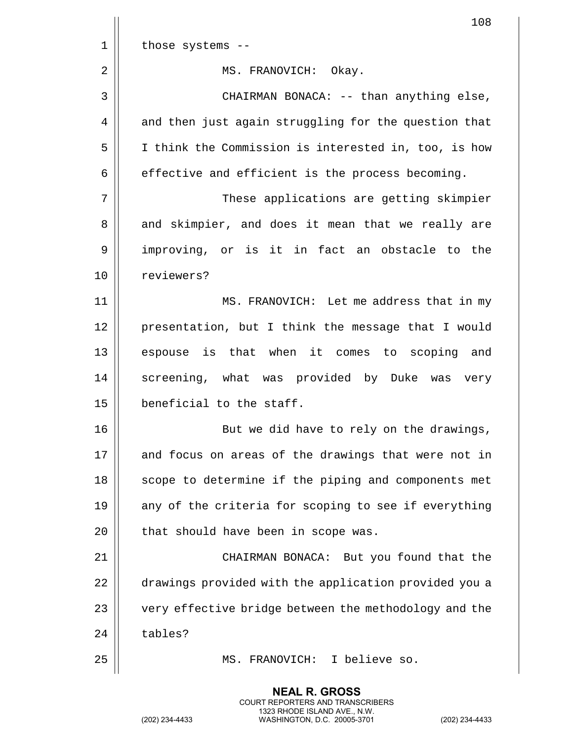those systems --

MS. FRANOVICH: Okay.

CHAIRMAN BONACA: -- than anything else, and then just again struggling for the question that I think the Commission is interested in, too, is how effective and efficient is the process becoming.

These applications are getting skimpier and skimpier, and does it mean that we really are improving, or is it in fact an obstacle to the reviewers?

MS. FRANOVICH: Let me address that in my presentation, but I think the message that I would espouse is that when it comes to scoping and screening, what was provided by Duke was very beneficial to the staff.

But we did have to rely on the drawings, and focus on areas of the drawings that were not in scope to determine if the piping and components met any of the criteria for scoping to see if everything that should have been in scope was.

CHAIRMAN BONACA: But you found that the drawings provided with the application provided you a very effective bridge between the methodology and the tables?

MS. FRANOVICH: I believe so.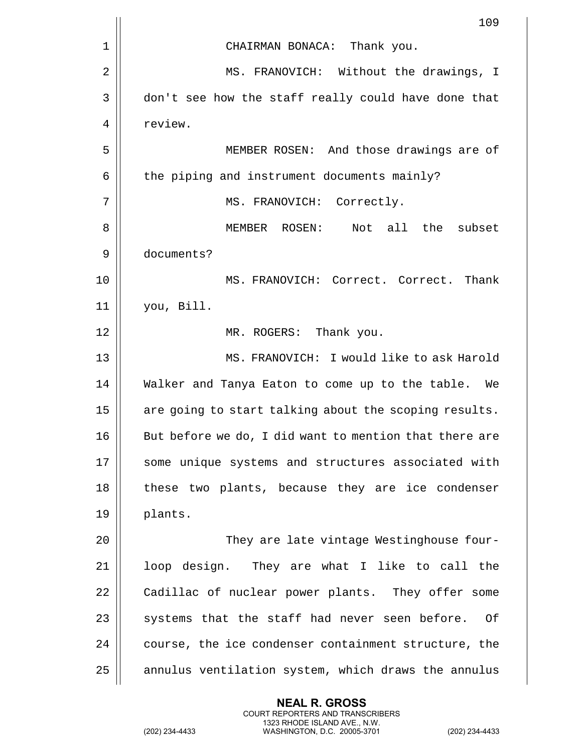CHAIRMAN BONACA: Thank you.

MS. FRANOVICH: Without the drawings, I don't see how the staff really could have done that review.

MEMBER ROSEN: And those drawings are of the piping and instrument documents mainly?

MS. FRANOVICH: Correctly.

MEMBER ROSEN: Not all the subset documents?

MS. FRANOVICH: Correct. Correct. Thank you, Bill.

MR. ROGERS: Thank you.

MS. FRANOVICH: I would like to ask Harold Walker and Tanya Eaton to come up to the table. We are going to start talking about the scoping results. But before we do, I did want to mention that there are some unique systems and structures associated with these two plants, because they are ice condenser plants.

They are late vintage Westinghouse four-loop design. They are what I like to call the Cadillac of nuclear power plants. They offer some systems that the staff had never seen before. Of course, the ice condenser containment structure, the annulus ventilation system, which draws the annulus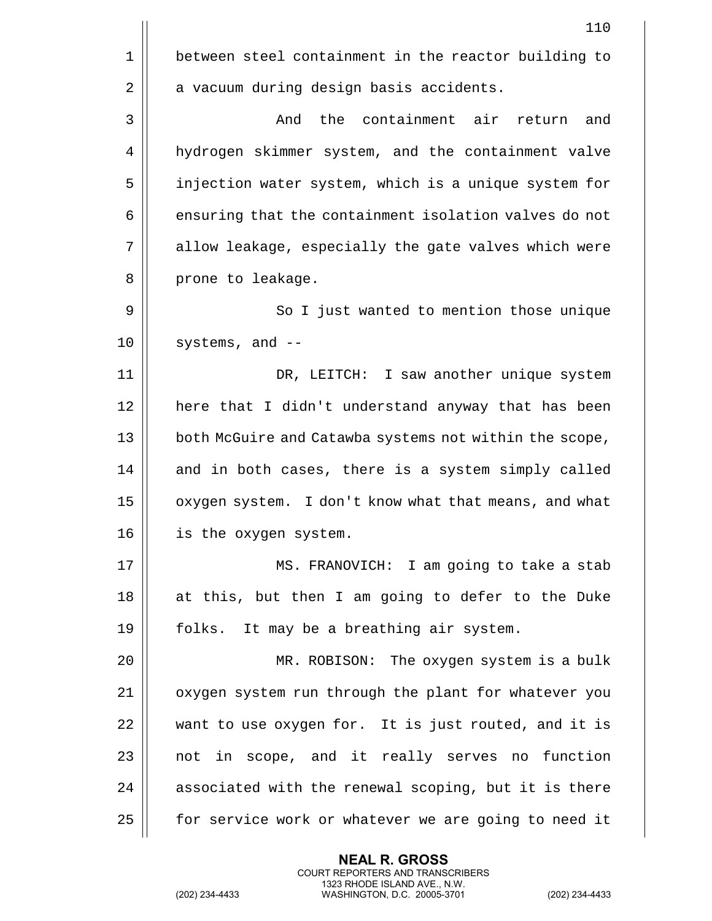between steel containment in the reactor building to a vacuum during design basis accidents.

And the containment air return and hydrogen skimmer system, and the containment valve injection water system, which is a unique system for ensuring that the containment isolation valves do not allow leakage, especially the gate valves which were prone to leakage.

So I just wanted to mention those unique systems, and --

DR, LEITCH: I saw another unique system here that I didn't understand anyway that has been both McGuire and Catawba systems not within the scope, and in both cases, there is a system simply called oxygen system. I don't know what that means, and what is the oxygen system.

MS. FRANOVICH: I am going to take a stab at this, but then I am going to defer to the Duke folks. It may be a breathing air system.

MR. ROBISON: The oxygen system is a bulk oxygen system run through the plant for whatever you want to use oxygen for. It is just routed, and it is not in scope, and it really serves no function associated with the renewal scoping, but it is there for service work or whatever we are going to need it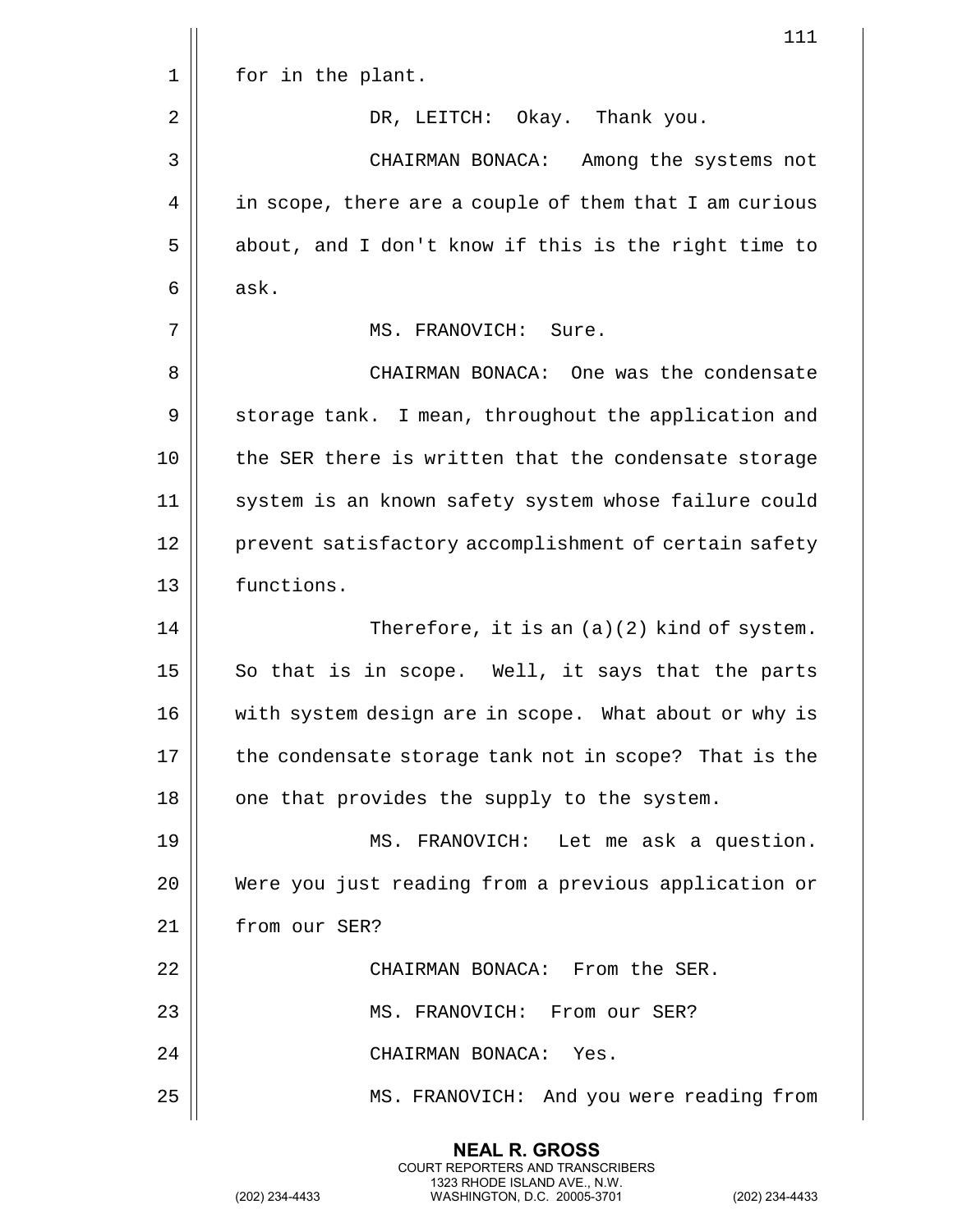for in the plant.

DR, LEITCH: Okay. Thank you.

CHAIRMAN BONACA: Among the systems not in scope, there are a couple of them that I am curious about, and I don't know if this is the right time to ask.

MS. FRANOVICH: Sure.

CHAIRMAN BONACA: One was the condensate storage tank. I mean, throughout the application and the SER there is written that the condensate storage system is an known safety system whose failure could prevent satisfactory accomplishment of certain safety functions.

Therefore, it is an (a)(2) kind of system. So that is in scope. Well, it says that the parts with system design are in scope. What about or why is the condensate storage tank not in scope? That is the one that provides the supply to the system.

MS. FRANOVICH: Let me ask a question. Were you just reading from a previous application or from our SER?

CHAIRMAN BONACA: From the SER.

MS. FRANOVICH: From our SER?

CHAIRMAN BONACA: Yes.

MS. FRANOVICH: And you were reading from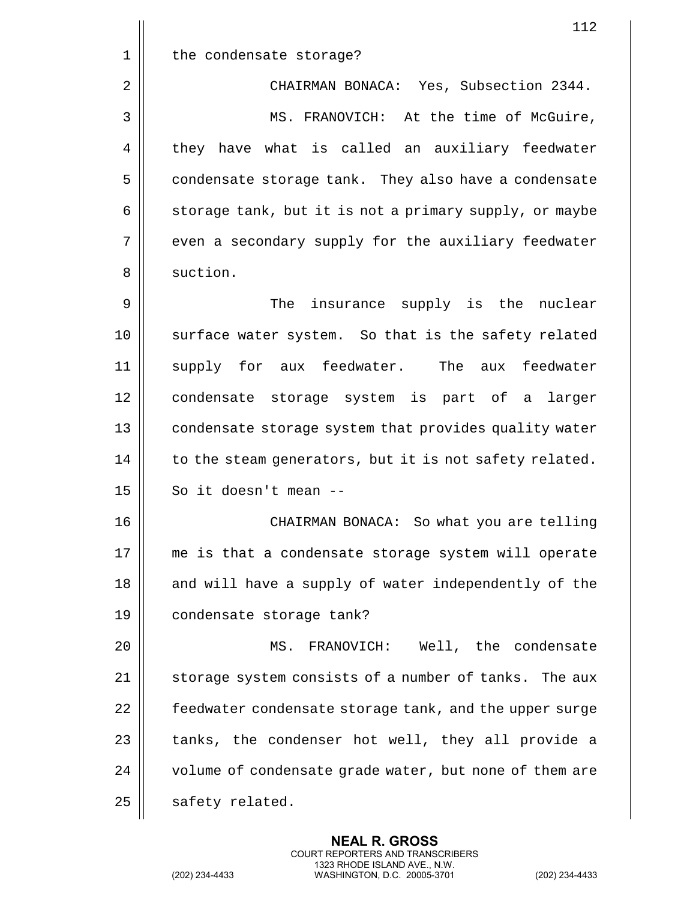the condensate storage?

CHAIRMAN BONACA: Yes, Subsection 2344.

MS. FRANOVICH: At the time of McGuire, they have what is called an auxiliary feedwater condensate storage tank. They also have a condensate storage tank, but it is not a primary supply, or maybe even a secondary supply for the auxiliary feedwater suction.

The insurance supply is the nuclear surface water system. So that is the safety related supply for aux feedwater. The aux feedwater condensate storage system is part of a larger condensate storage system that provides quality water to the steam generators, but it is not safety related. So it doesn't mean --

CHAIRMAN BONACA: So what you are telling me is that a condensate storage system will operate and will have a supply of water independently of the condensate storage tank?

MS. FRANOVICH: Well, the condensate storage system consists of a number of tanks. The aux feedwater condensate storage tank, and the upper surge tanks, the condenser hot well, they all provide a volume of condensate grade water, but none of them are safety related.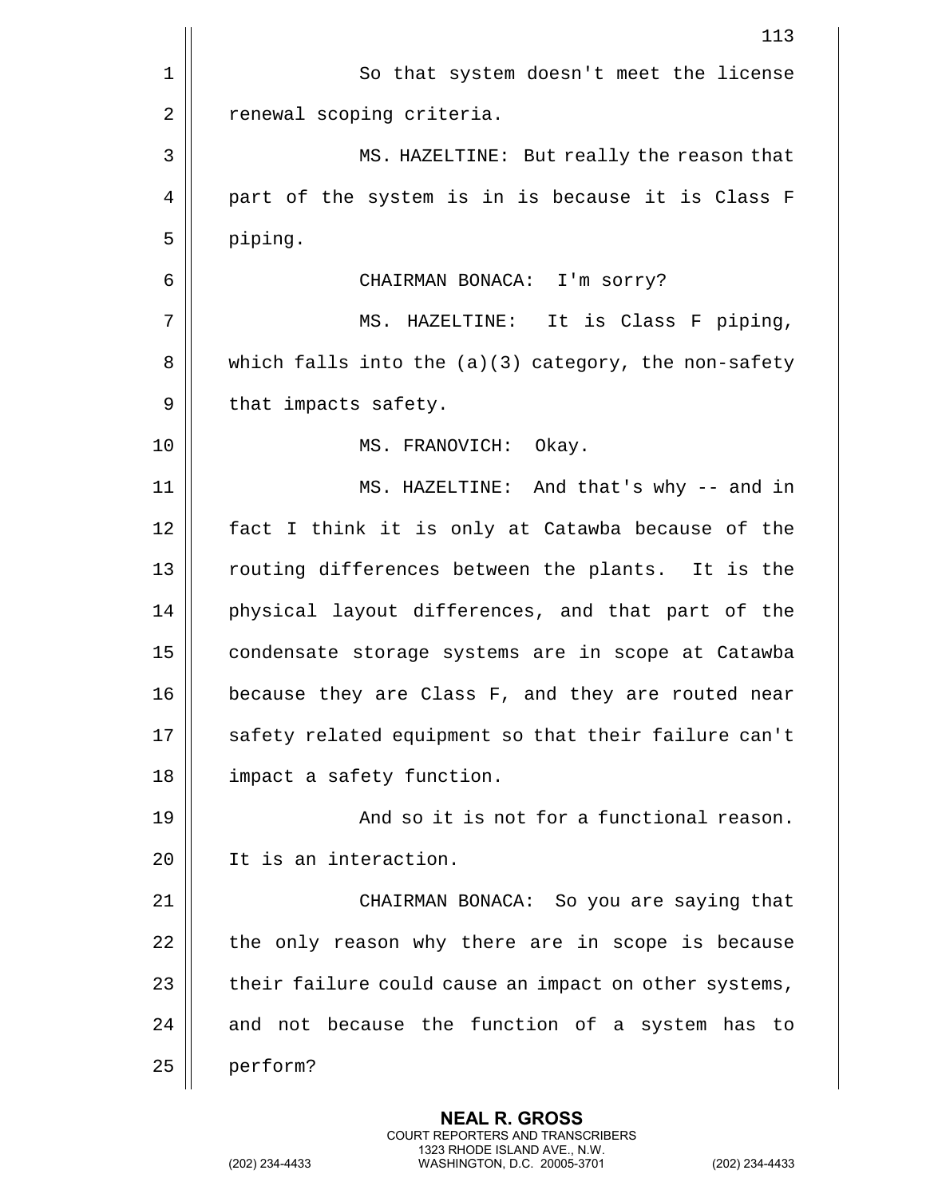So that system doesn't meet the license renewal scoping criteria.

MS. HAZELTINE: But really the reason that part of the system is in is because it is Class F piping.

CHAIRMAN BONACA: I'm sorry?

MS. HAZELTINE: It is Class F piping, which falls into the (a)(3) category, the non-safety that impacts safety.

MS. FRANOVICH: Okay.

MS. HAZELTINE: And that's why -- and in fact I think it is only at Catawba because of the routing differences between the plants. It is the physical layout differences, and that part of the condensate storage systems are in scope at Catawba because they are Class F, and they are routed near safety related equipment so that their failure can't impact a safety function.

And so it is not for a functional reason. It is an interaction.

CHAIRMAN BONACA: So you are saying that the only reason why there are in scope is because their failure could cause an impact on other systems, and not because the function of a system has to perform?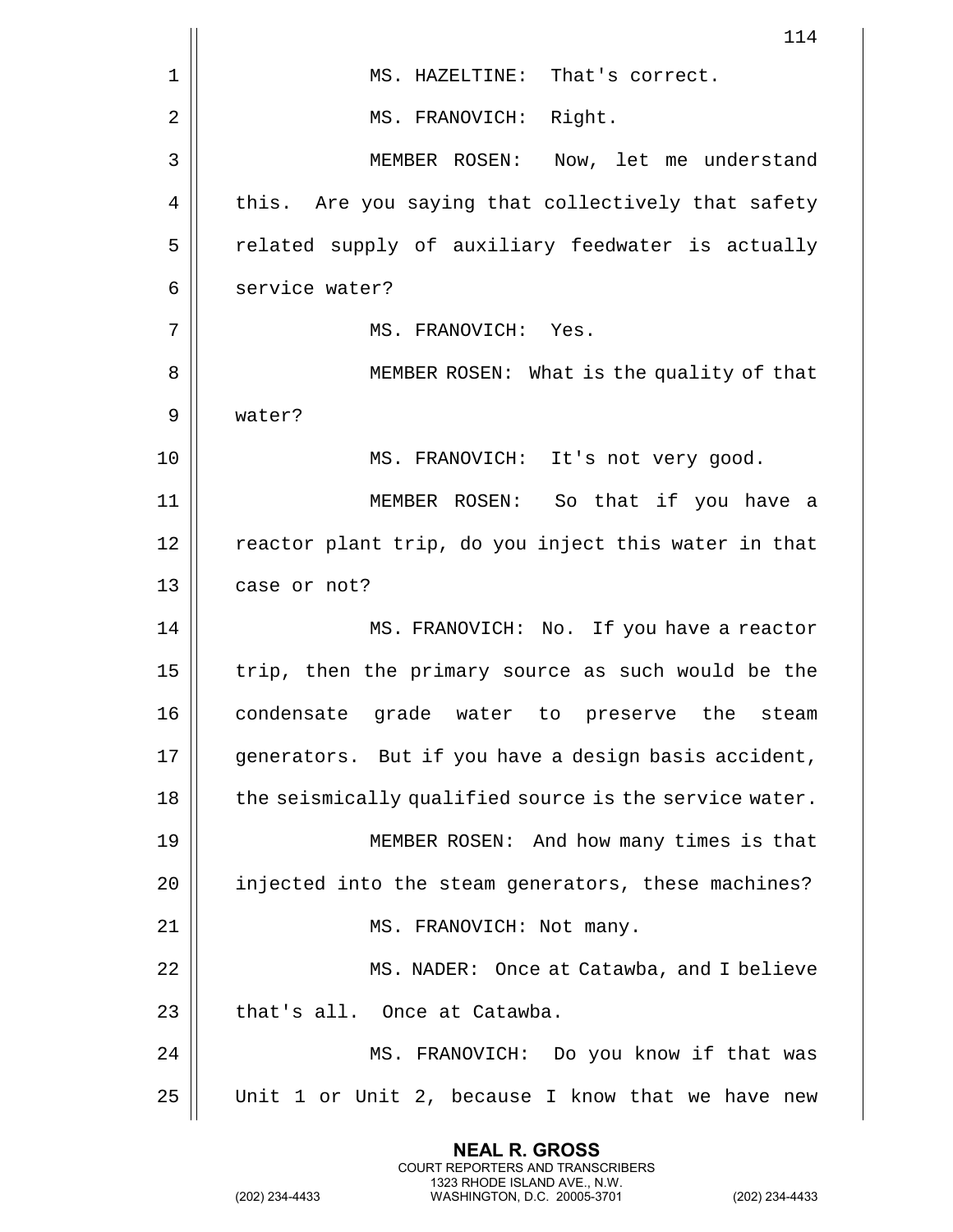MS. HAZELTINE: That's correct.

MS. FRANOVICH: Right.

MEMBER ROSEN: Now, let me understand this. Are you saying that collectively that safety related supply of auxiliary feedwater is actually service water?

MS. FRANOVICH: Yes.

MEMBER ROSEN: What is the quality of that water?

MS. FRANOVICH: It's not very good.

MEMBER ROSEN: So that if you have a reactor plant trip, do you inject this water in that case or not?

MS. FRANOVICH: No. If you have a reactor trip, then the primary source as such would be the condensate grade water to preserve the steam generators. But if you have a design basis accident, the seismically qualified source is the service water.

MEMBER ROSEN: And how many times is that injected into the steam generators, these machines?

MS. FRANOVICH: Not many.

MS. NADER: Once at Catawba, and I believe that's all. Once at Catawba.

MS. FRANOVICH: Do you know if that was Unit 1 or Unit 2, because I know that we have new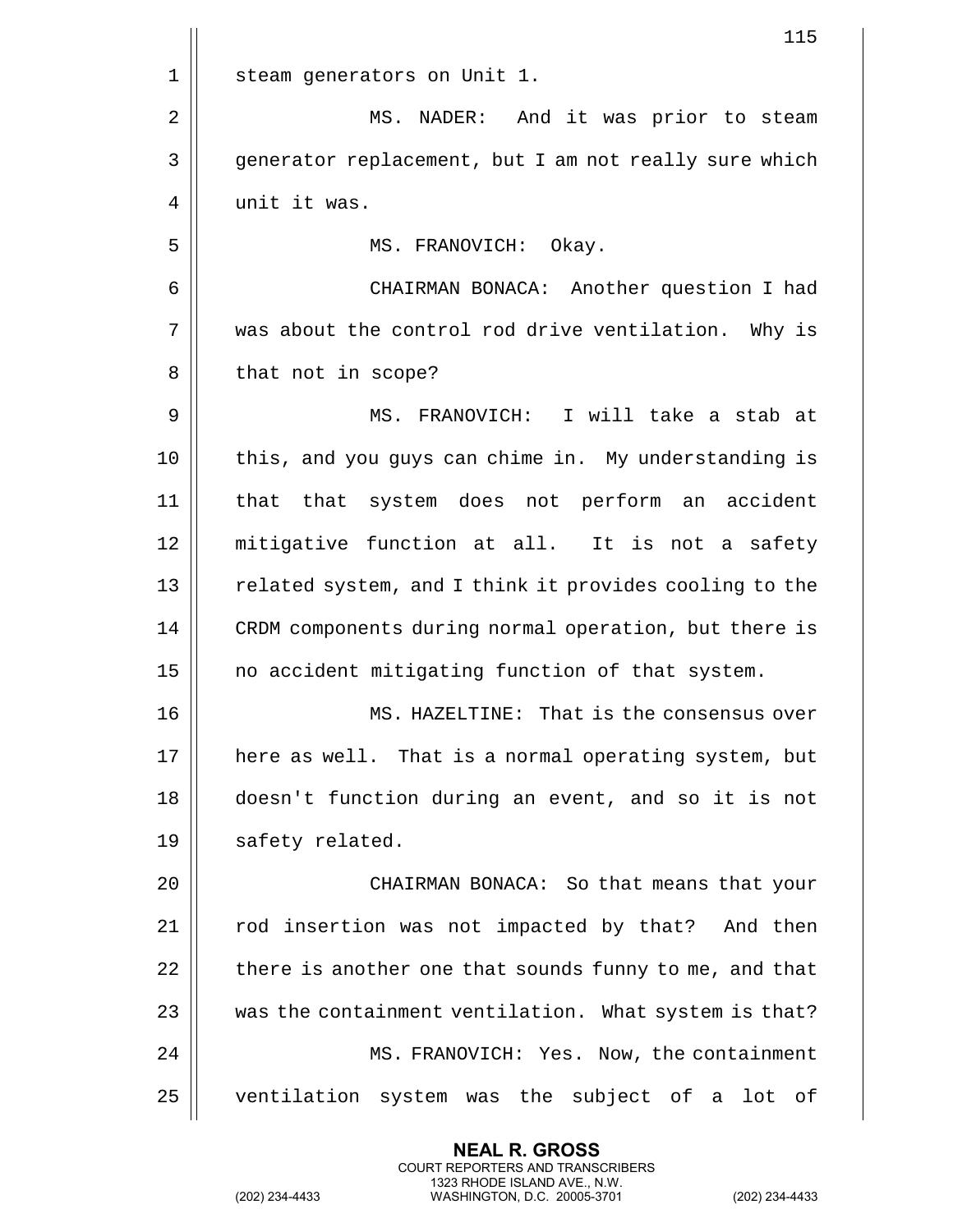steam generators on Unit 1.

MS. NADER: And it was prior to steam generator replacement, but I am not really sure which unit it was.

MS. FRANOVICH: Okay.

CHAIRMAN BONACA: Another question I had was about the control rod drive ventilation. Why is that not in scope?

MS. FRANOVICH: I will take a stab at this, and you guys can chime in. My understanding is that that system does not perform an accident mitigative function at all. It is not a safety related system, and I think it provides cooling to the CRDM components during normal operation, but there is no accident mitigating function of that system.

MS. HAZELTINE: That is the consensus over here as well. That is a normal operating system, but doesn't function during an event, and so it is not safety related.

CHAIRMAN BONACA: So that means that your rod insertion was not impacted by that? And then there is another one that sounds funny to me, and that was the containment ventilation. What system is that?

MS. FRANOVICH: Yes. Now, the containment ventilation system was the subject of a lot of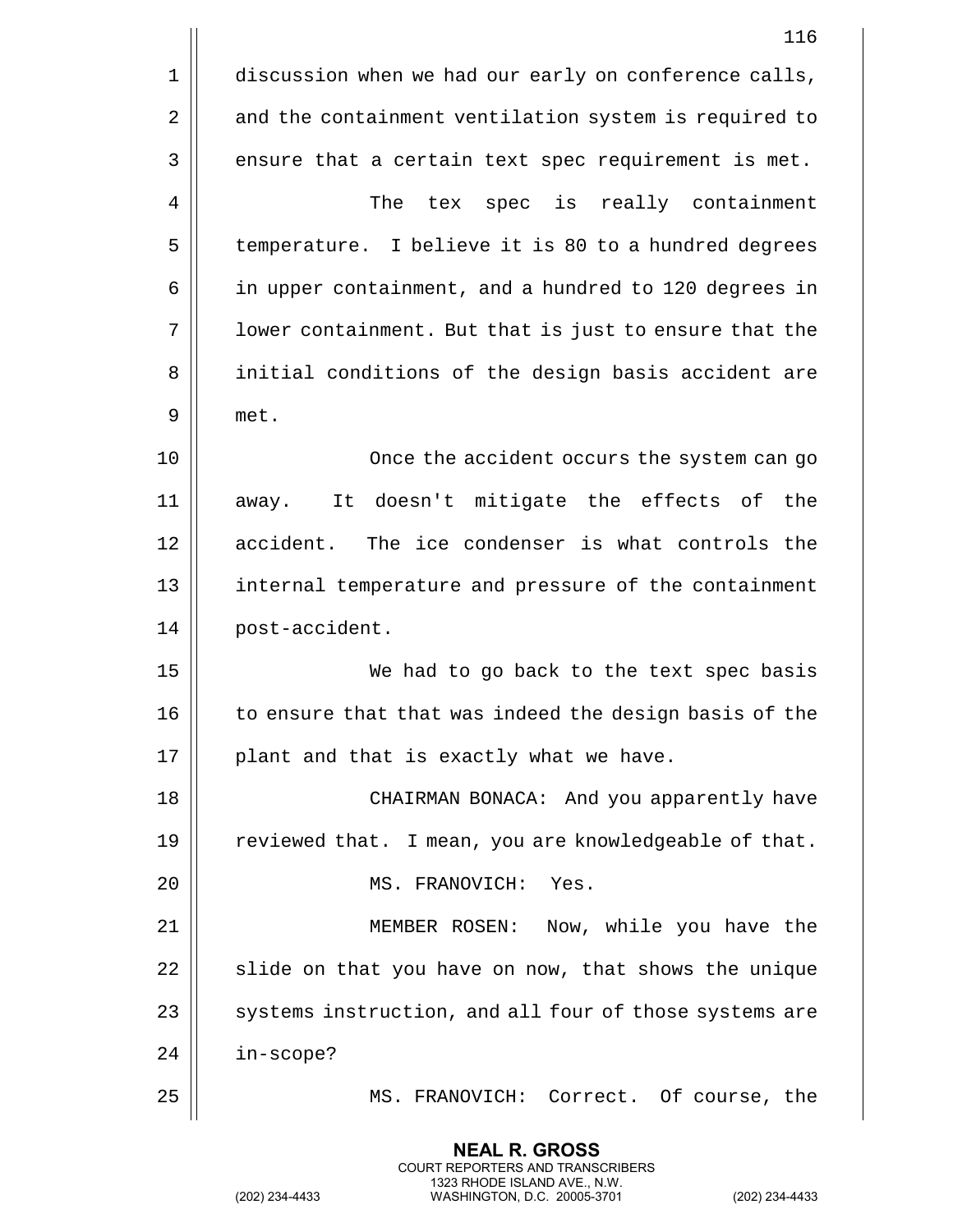discussion when we had our early on conference calls, and the containment ventilation system is required to ensure that a certain text spec requirement is met.

The tex spec is really containment temperature. I believe it is 80 to a hundred degrees in upper containment, and a hundred to 120 degrees in lower containment. But that is just to ensure that the initial conditions of the design basis accident are met.

Once the accident occurs the system can go away. It doesn't mitigate the effects of the accident. The ice condenser is what controls the internal temperature and pressure of the containment post-accident.

We had to go back to the text spec basis to ensure that that was indeed the design basis of the plant and that is exactly what we have.

CHAIRMAN BONACA: And you apparently have reviewed that. I mean, you are knowledgeable of that.

MS. FRANOVICH: Yes.

MEMBER ROSEN: Now, while you have the slide on that you have on now, that shows the unique systems instruction, and all four of those systems are in-scope?

MS. FRANOVICH: Correct. Of course, the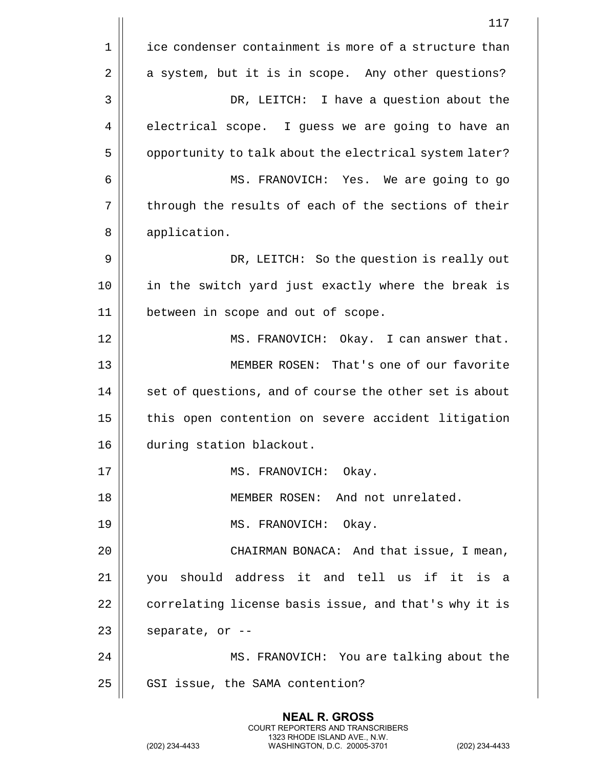ice condenser containment is more of a structure than a system, but it is in scope. Any other questions?

DR, LEITCH: I have a question about the electrical scope. I guess we are going to have an opportunity to talk about the electrical system later?

MS. FRANOVICH: Yes. We are going to go through the results of each of the sections of their application.

DR, LEITCH: So the question is really out in the switch yard just exactly where the break is between in scope and out of scope.

MS. FRANOVICH: Okay. I can answer that.

MEMBER ROSEN: That's one of our favorite set of questions, and of course the other set is about this open contention on severe accident litigation during station blackout.

MS. FRANOVICH: Okay.

MEMBER ROSEN: And not unrelated.

MS. FRANOVICH: Okay.

CHAIRMAN BONACA: And that issue, I mean, you should address it and tell us if it is a correlating license basis issue, and that's why it is separate, or --

MS. FRANOVICH: You are talking about the GSI issue, the SAMA contention?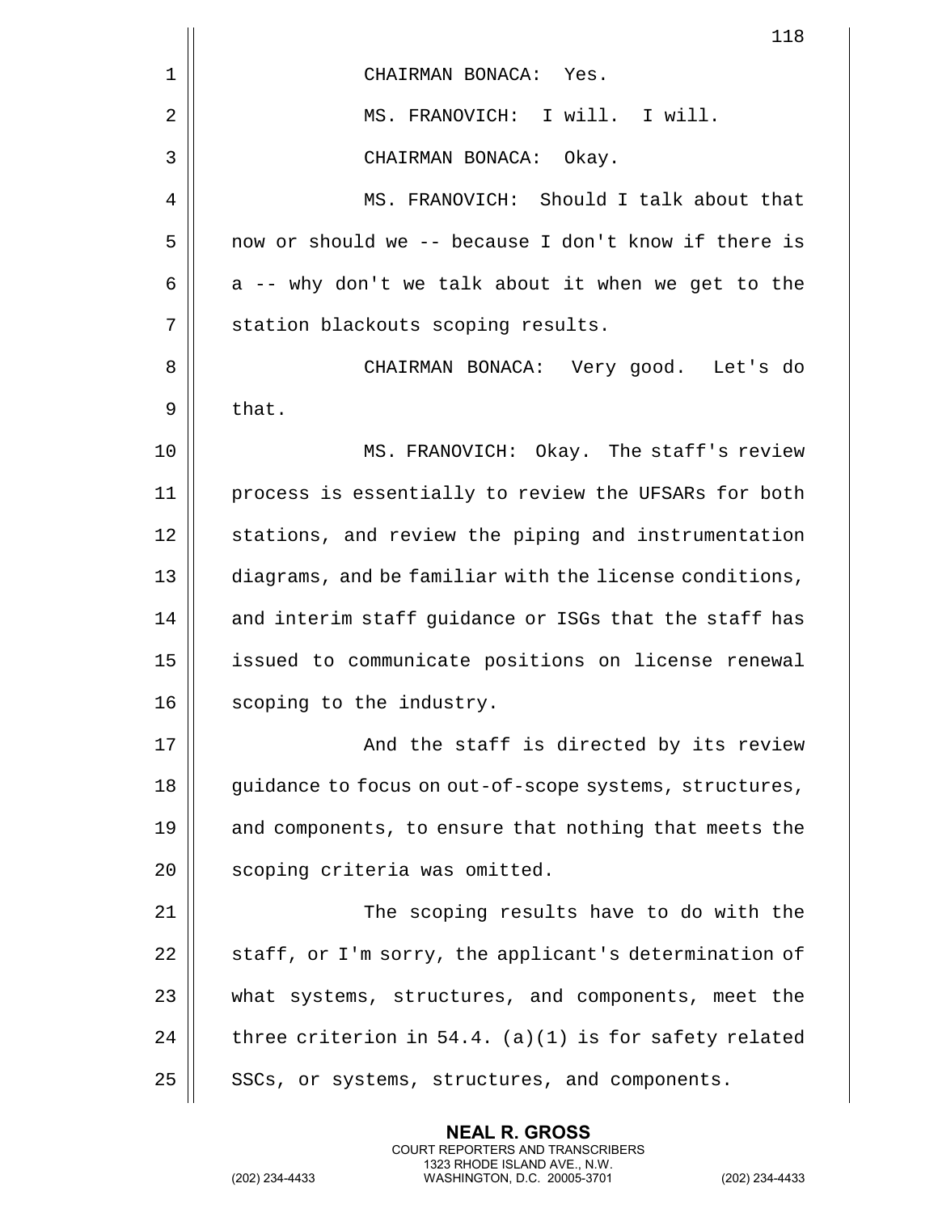CHAIRMAN BONACA: Yes.

MS. FRANOVICH: I will. I will.

CHAIRMAN BONACA: Okay.

MS. FRANOVICH: Should I talk about that now or should we -- because I don't know if there is a -- why don't we talk about it when we get to the station blackouts scoping results.

CHAIRMAN BONACA: Very good. Let's do that.

MS. FRANOVICH: Okay. The staff's review process is essentially to review the UFSARs for both stations, and review the piping and instrumentation diagrams, and be familiar with the license conditions, and interim staff guidance or ISGs that the staff has issued to communicate positions on license renewal scoping to the industry.

And the staff is directed by its review guidance to focus on out-of-scope systems, structures, and components, to ensure that nothing that meets the scoping criteria was omitted.

The scoping results have to do with the staff, or I'm sorry, the applicant's determination of what systems, structures, and components, meet the three criterion in 54.4. (a)(1) is for safety related SSCs, or systems, structures, and components.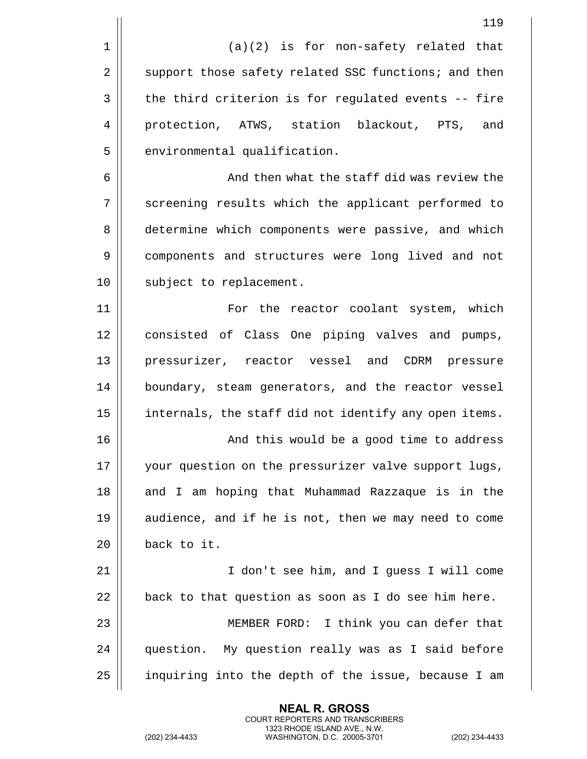(a)(2) is for non-safety related that support those safety related SSC functions; and then the third criterion is for regulated events -- fire protection, ATWS, station blackout, PTS, and environmental qualification.

And then what the staff did was review the screening results which the applicant performed to determine which components were passive, and which components and structures were long lived and not subject to replacement.

For the reactor coolant system, which consisted of Class One piping valves and pumps, pressurizer, reactor vessel and CDRM pressure boundary, steam generators, and the reactor vessel internals, the staff did not identify any open items.

And this would be a good time to address your question on the pressurizer valve support lugs, and I am hoping that Muhammad Razzaque is in the audience, and if he is not, then we may need to come back to it.

I don't see him, and I guess I will come back to that question as soon as I do see him here.

MEMBER FORD: I think you can defer that question. My question really was as I said before inquiring into the depth of the issue, because I am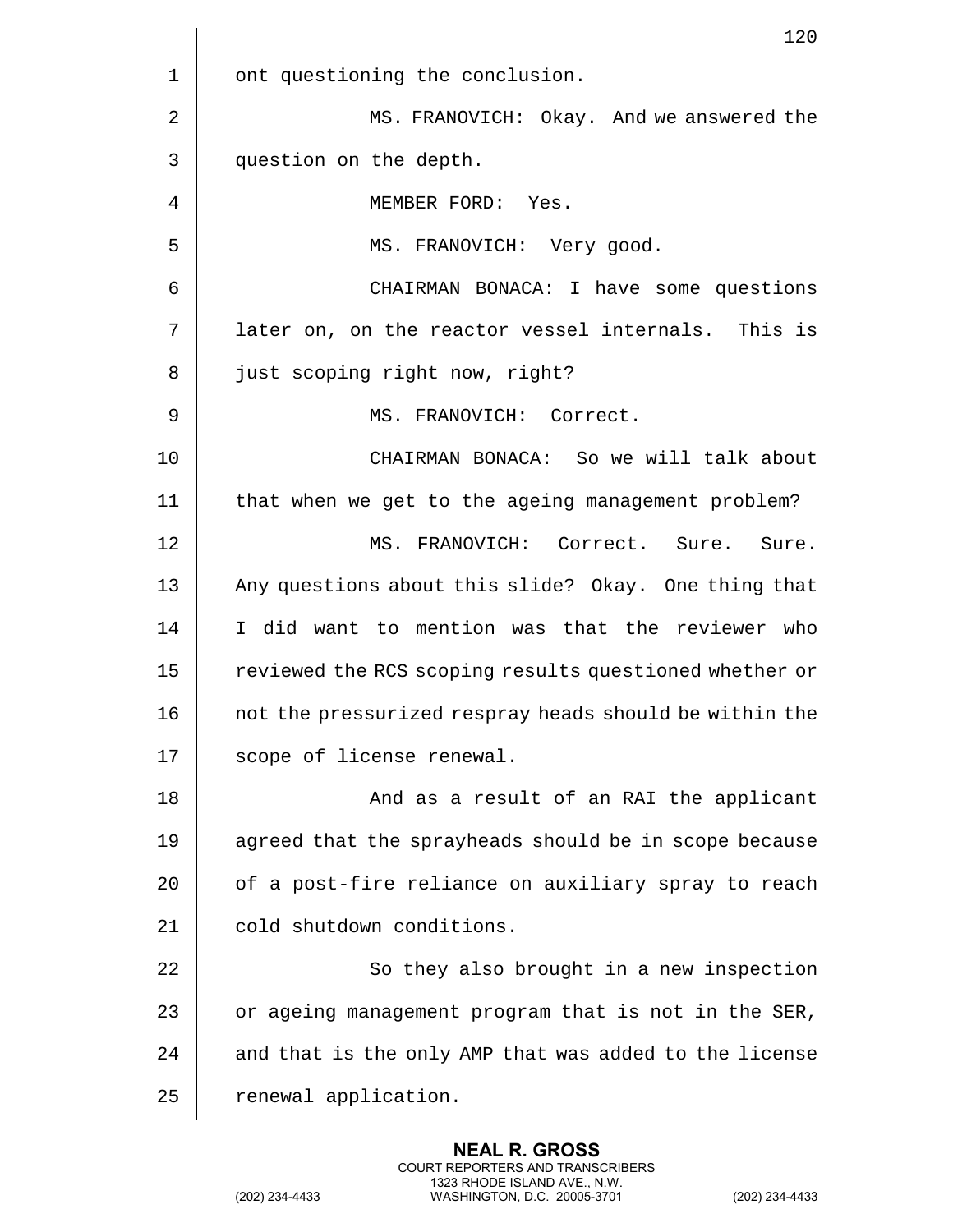ont questioning the conclusion.

MS. FRANOVICH: Okay. And we answered the question on the depth.

MEMBER FORD: Yes.

MS. FRANOVICH: Very good.

CHAIRMAN BONACA: I have some questions later on, on the reactor vessel internals. This is just scoping right now, right?

MS. FRANOVICH: Correct.

CHAIRMAN BONACA: So we will talk about that when we get to the ageing management problem?

MS. FRANOVICH: Correct. Sure. Sure. Any questions about this slide? Okay. One thing that I did want to mention was that the reviewer who reviewed the RCS scoping results questioned whether or not the pressurized respray heads should be within the scope of license renewal.

And as a result of an RAI the applicant agreed that the sprayheads should be in scope because of a post-fire reliance on auxiliary spray to reach cold shutdown conditions.

So they also brought in a new inspection or ageing management program that is not in the SER, and that is the only AMP that was added to the license renewal application.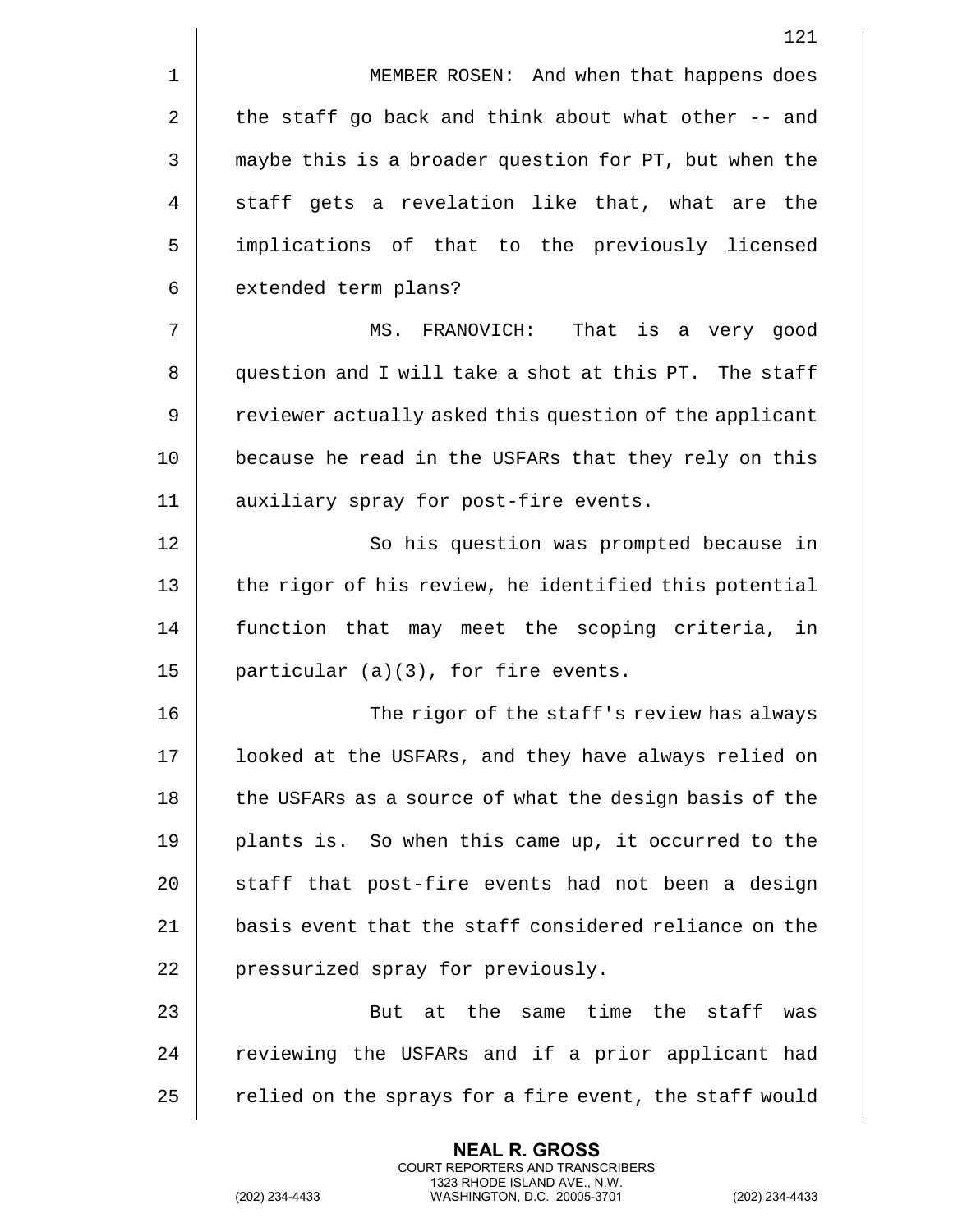MEMBER ROSEN: And when that happens does the staff go back and think about what other -- and maybe this is a broader question for PT, but when the staff gets a revelation like that, what are the implications of that to the previously licensed extended term plans?

MS. FRANOVICH: That is a very good question and I will take a shot at this PT. The staff reviewer actually asked this question of the applicant because he read in the USFARs that they rely on this auxiliary spray for post-fire events.

So his question was prompted because in the rigor of his review, he identified this potential function that may meet the scoping criteria, in particular (a)(3), for fire events.

The rigor of the staff's review has always looked at the USFARs, and they have always relied on the USFARs as a source of what the design basis of the plants is. So when this came up, it occurred to the staff that post-fire events had not been a design basis event that the staff considered reliance on the pressurized spray for previously.

But at the same time the staff was reviewing the USFARs and if a prior applicant had relied on the sprays for a fire event, the staff would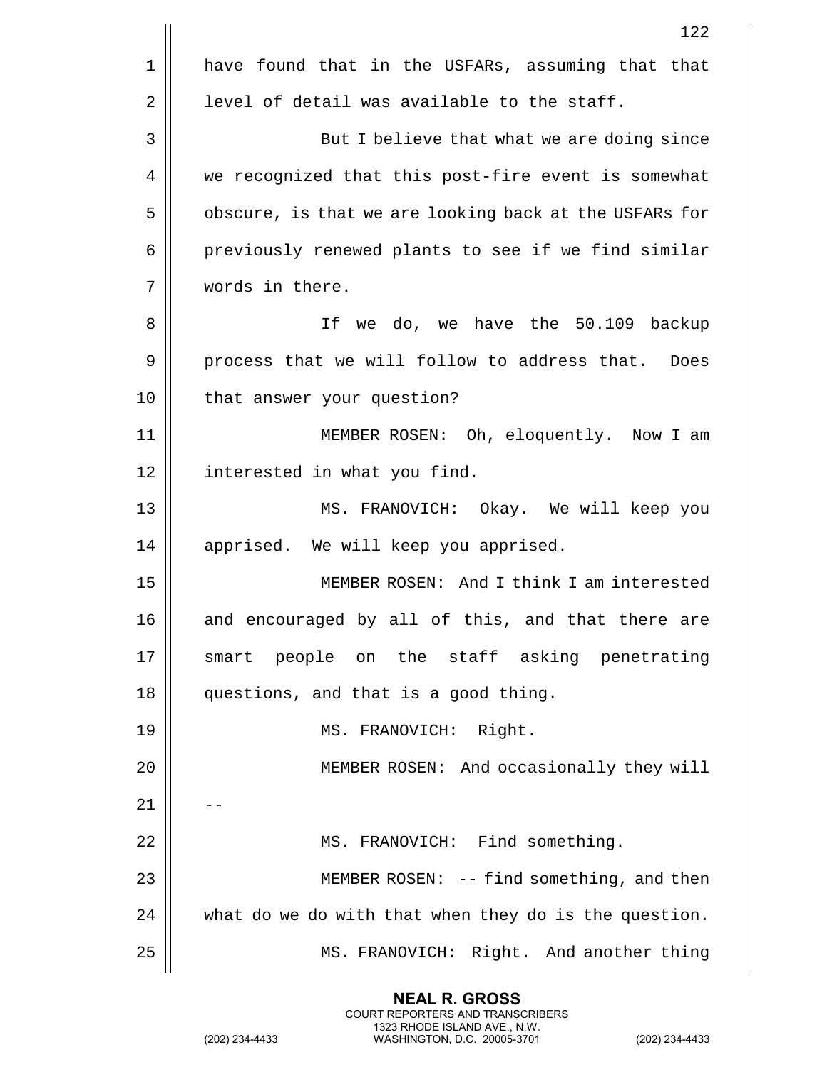have found that in the USFARs, assuming that that level of detail was available to the staff.

But I believe that what we are doing since we recognized that this post-fire event is somewhat obscure, is that we are looking back at the USFARs for previously renewed plants to see if we find similar words in there.

If we do, we have the 50.109 backup process that we will follow to address that. Does that answer your question?

MEMBER ROSEN: Oh, eloquently. Now I am interested in what you find.

MS. FRANOVICH: Okay. We will keep you apprised. We will keep you apprised.

MEMBER ROSEN: And I think I am interested and encouraged by all of this, and that there are smart people on the staff asking penetrating questions, and that is a good thing.

MS. FRANOVICH: Right.

MEMBER ROSEN: And occasionally they will --

MS. FRANOVICH: Find something.

MEMBER ROSEN: -- find something, and then what do we do with that when they do is the question.

MS. FRANOVICH: Right. And another thing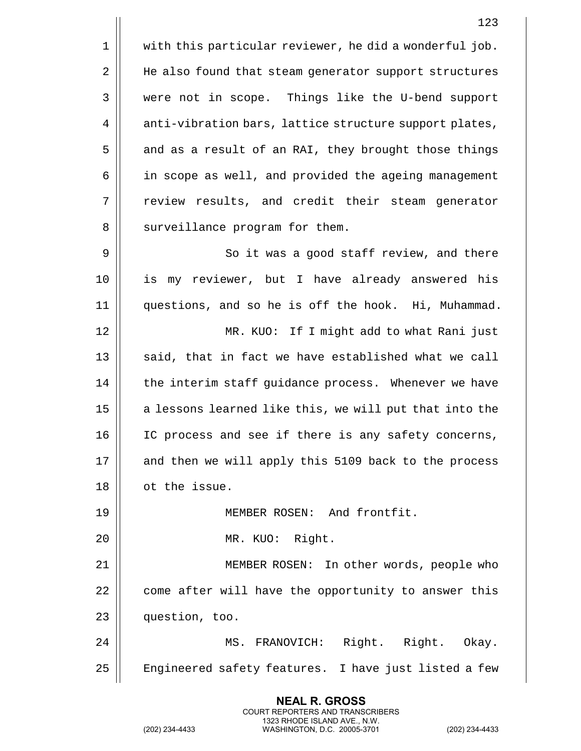with this particular reviewer, he did a wonderful job. He also found that steam generator support structures were not in scope. Things like the U-bend support anti-vibration bars, lattice structure support plates, and as a result of an RAI, they brought those things in scope as well, and provided the ageing management review results, and credit their steam generator surveillance program for them.

So it was a good staff review, and there is my reviewer, but I have already answered his questions, and so he is off the hook. Hi, Muhammad.

MR. KUO: If I might add to what Rani just said, that in fact we have established what we call the interim staff guidance process. Whenever we have a lessons learned like this, we will put that into the IC process and see if there is any safety concerns, and then we will apply this 5109 back to the process ot the issue.

MEMBER ROSEN: And frontfit.

MR. KUO: Right.

MEMBER ROSEN: In other words, people who come after will have the opportunity to answer this question, too.

MS. FRANOVICH: Right. Right. Okay. Engineered safety features. I have just listed a few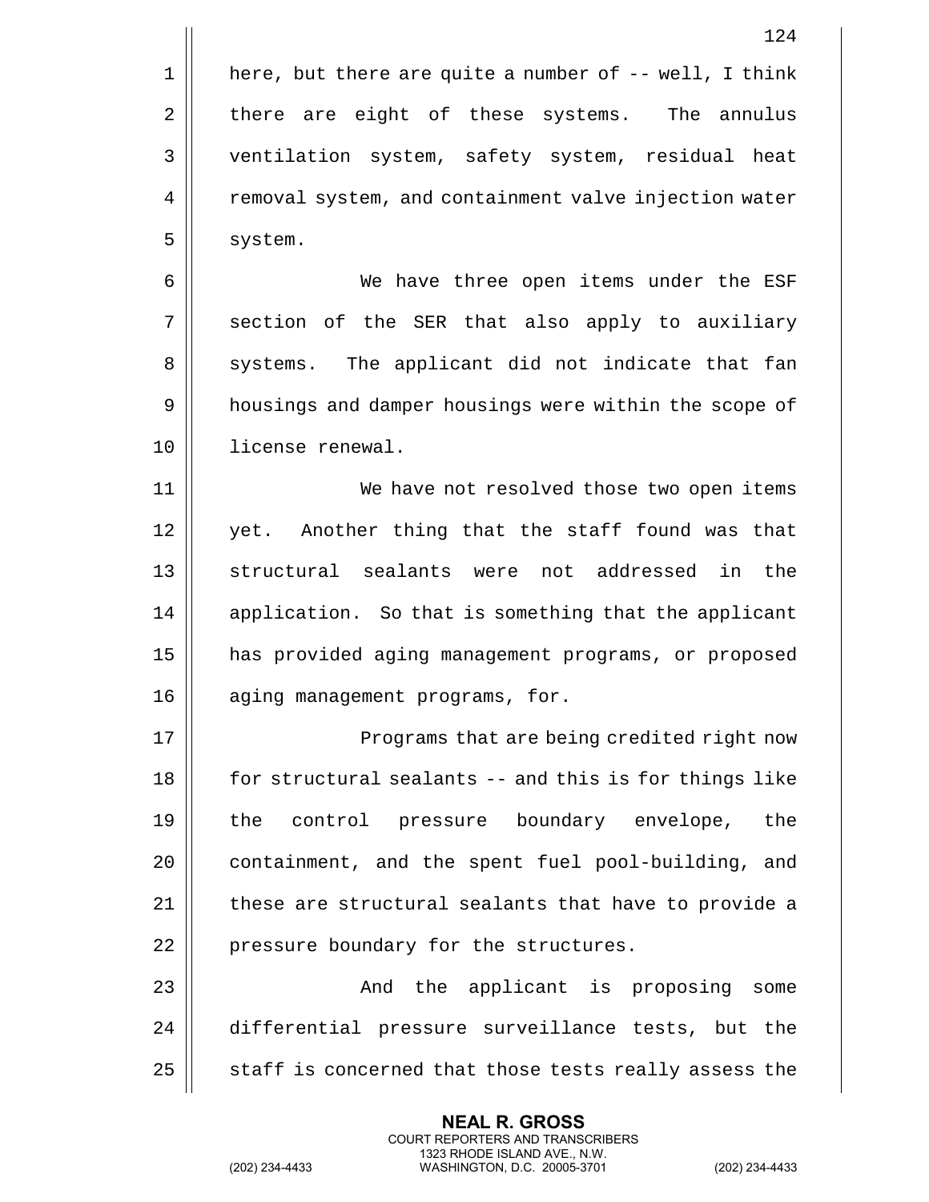here, but there are quite a number of -- well, I think there are eight of these systems. The annulus ventilation system, safety system, residual heat removal system, and containment valve injection water system.

We have three open items under the ESF section of the SER that also apply to auxiliary systems. The applicant did not indicate that fan housings and damper housings were within the scope of license renewal.

We have not resolved those two open items yet. Another thing that the staff found was that structural sealants were not addressed in the application. So that is something that the applicant has provided aging management programs, or proposed aging management programs, for.

Programs that are being credited right now for structural sealants -- and this is for things like the control pressure boundary envelope, the containment, and the spent fuel pool-building, and these are structural sealants that have to provide a pressure boundary for the structures.

And the applicant is proposing some differential pressure surveillance tests, but the staff is concerned that those tests really assess the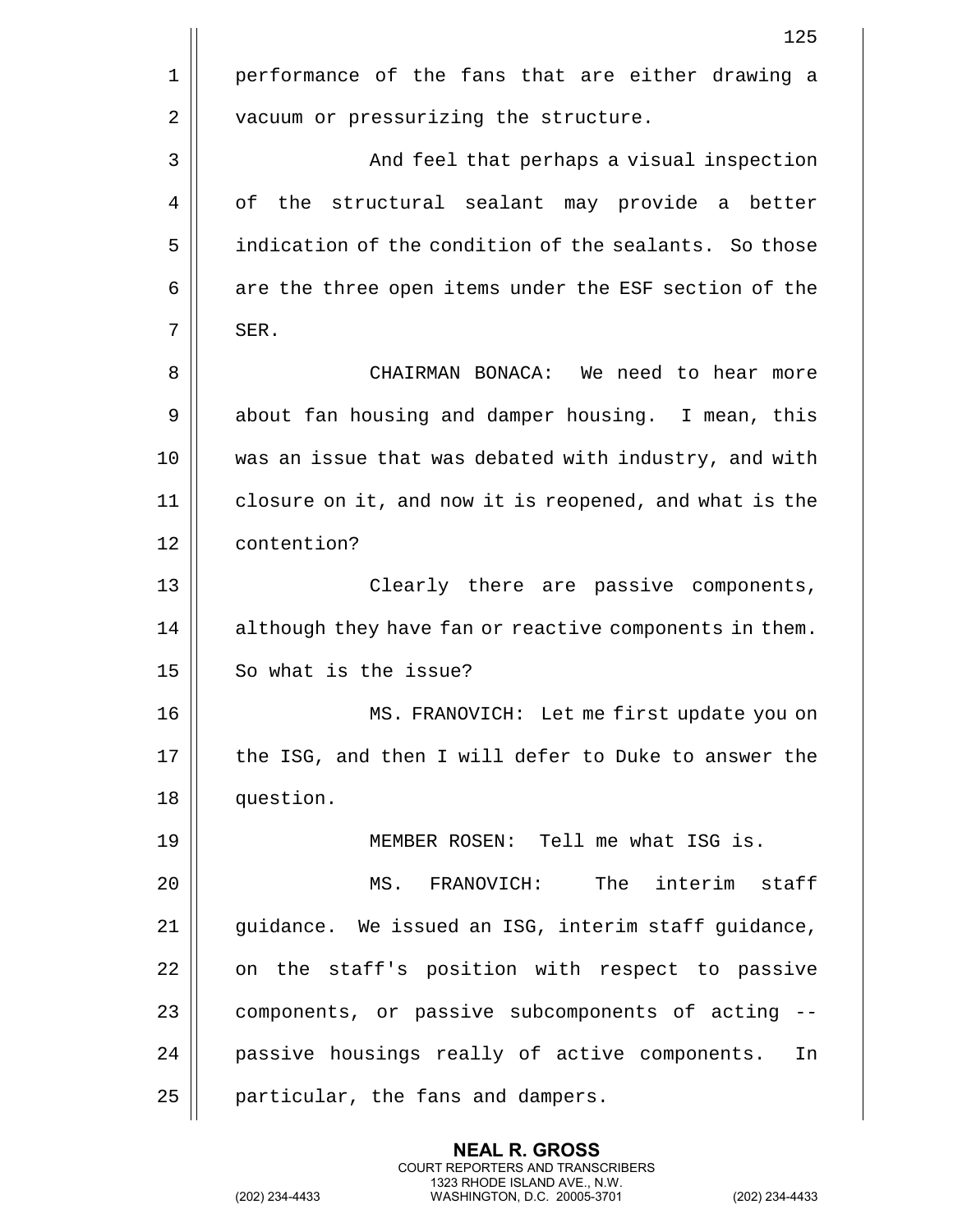performance of the fans that are either drawing a vacuum or pressurizing the structure.

And feel that perhaps a visual inspection of the structural sealant may provide a better indication of the condition of the sealants. So those are the three open items under the ESF section of the SER.

CHAIRMAN BONACA: We need to hear more about fan housing and damper housing. I mean, this was an issue that was debated with industry, and with closure on it, and now it is reopened, and what is the contention?

Clearly there are passive components, although they have fan or reactive components in them. So what is the issue?

MS. FRANOVICH: Let me first update you on the ISG, and then I will defer to Duke to answer the question.

MEMBER ROSEN: Tell me what ISG is.

MS. FRANOVICH: The interim staff guidance. We issued an ISG, interim staff guidance, on the staff's position with respect to passive components, or passive subcomponents of acting -- passive housings really of active components. In particular, the fans and dampers.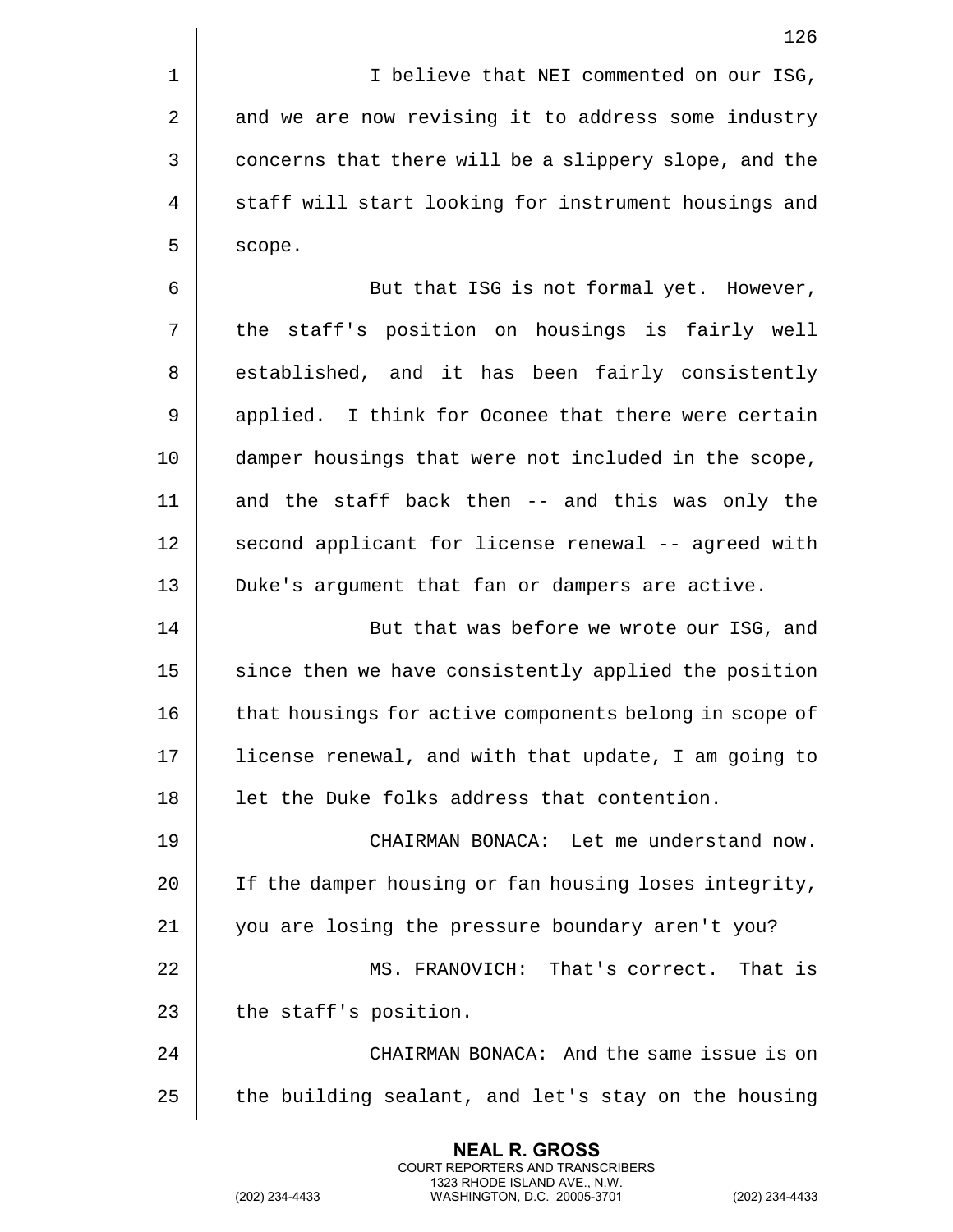I believe that NEI commented on our ISG, and we are now revising it to address some industry concerns that there will be a slippery slope, and the staff will start looking for instrument housings and scope.

But that ISG is not formal yet. However, the staff's position on housings is fairly well established, and it has been fairly consistently applied. I think for Oconee that there were certain damper housings that were not included in the scope, and the staff back then -- and this was only the second applicant for license renewal -- agreed with Duke's argument that fan or dampers are active.

But that was before we wrote our ISG, and since then we have consistently applied the position that housings for active components belong in scope of license renewal, and with that update, I am going to let the Duke folks address that contention.

CHAIRMAN BONACA: Let me understand now. If the damper housing or fan housing loses integrity, you are losing the pressure boundary aren't you?

MS. FRANOVICH: That's correct. That is the staff's position.

CHAIRMAN BONACA: And the same issue is on the building sealant, and let's stay on the housing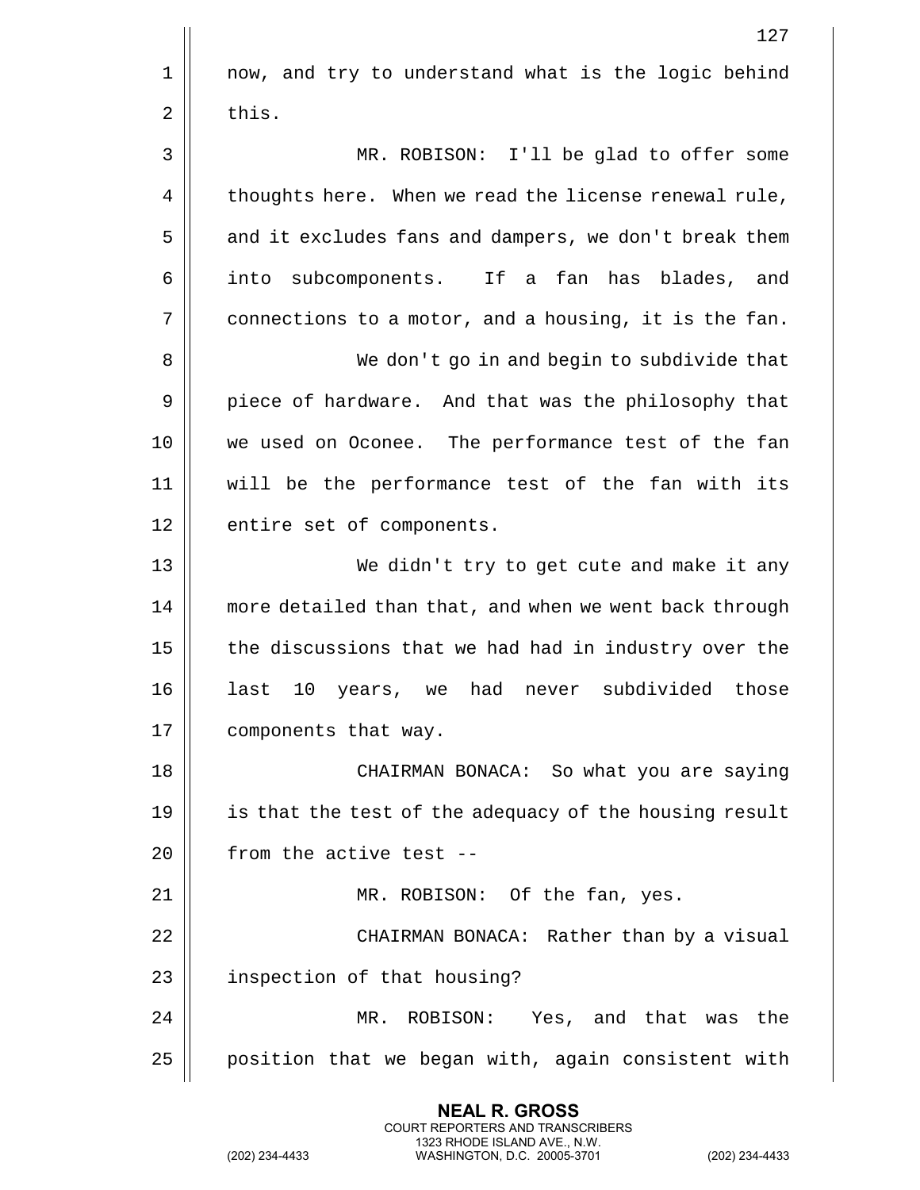now, and try to understand what is the logic behind this.

MR. ROBISON: I'll be glad to offer some thoughts here. When we read the license renewal rule, and it excludes fans and dampers, we don't break them into subcomponents. If a fan has blades, and connections to a motor, and a housing, it is the fan.

We don't go in and begin to subdivide that piece of hardware. And that was the philosophy that we used on Oconee. The performance test of the fan will be the performance test of the fan with its entire set of components.

We didn't try to get cute and make it any more detailed than that, and when we went back through the discussions that we had had in industry over the last 10 years, we had never subdivided those components that way.

CHAIRMAN BONACA: So what you are saying is that the test of the adequacy of the housing result from the active test --

MR. ROBISON: Of the fan, yes.

CHAIRMAN BONACA: Rather than by a visual inspection of that housing?

MR. ROBISON: Yes, and that was the position that we began with, again consistent with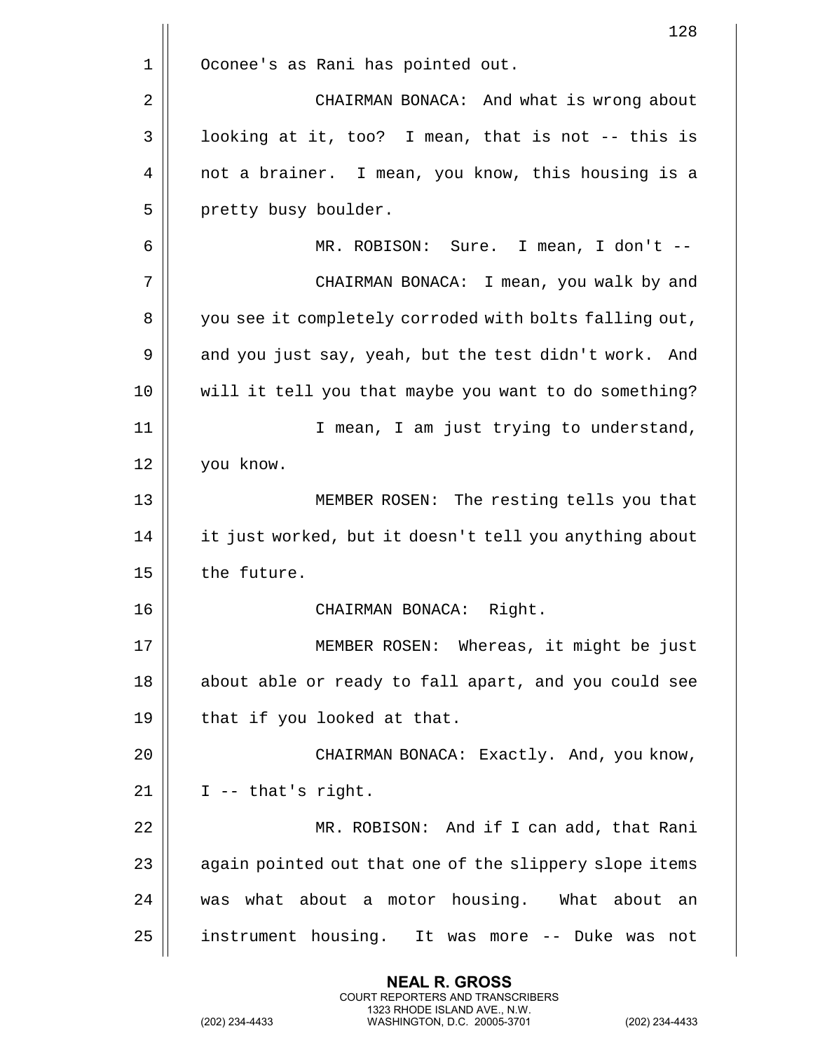Oconee's as Rani has pointed out.

CHAIRMAN BONACA: And what is wrong about looking at it, too? I mean, that is not -- this is not a brainer. I mean, you know, this housing is a pretty busy boulder.

MR. ROBISON: Sure. I mean, I don't --

CHAIRMAN BONACA: I mean, you walk by and you see it completely corroded with bolts falling out, and you just say, yeah, but the test didn't work. And will it tell you that maybe you want to do something?

I mean, I am just trying to understand, you know.

MEMBER ROSEN: The resting tells you that it just worked, but it doesn't tell you anything about the future.

CHAIRMAN BONACA: Right.

MEMBER ROSEN: Whereas, it might be just about able or ready to fall apart, and you could see that if you looked at that.

CHAIRMAN BONACA: Exactly. And, you know, I -- that's right.

MR. ROBISON: And if I can add, that Rani again pointed out that one of the slippery slope items was what about a motor housing. What about an instrument housing. It was more -- Duke was not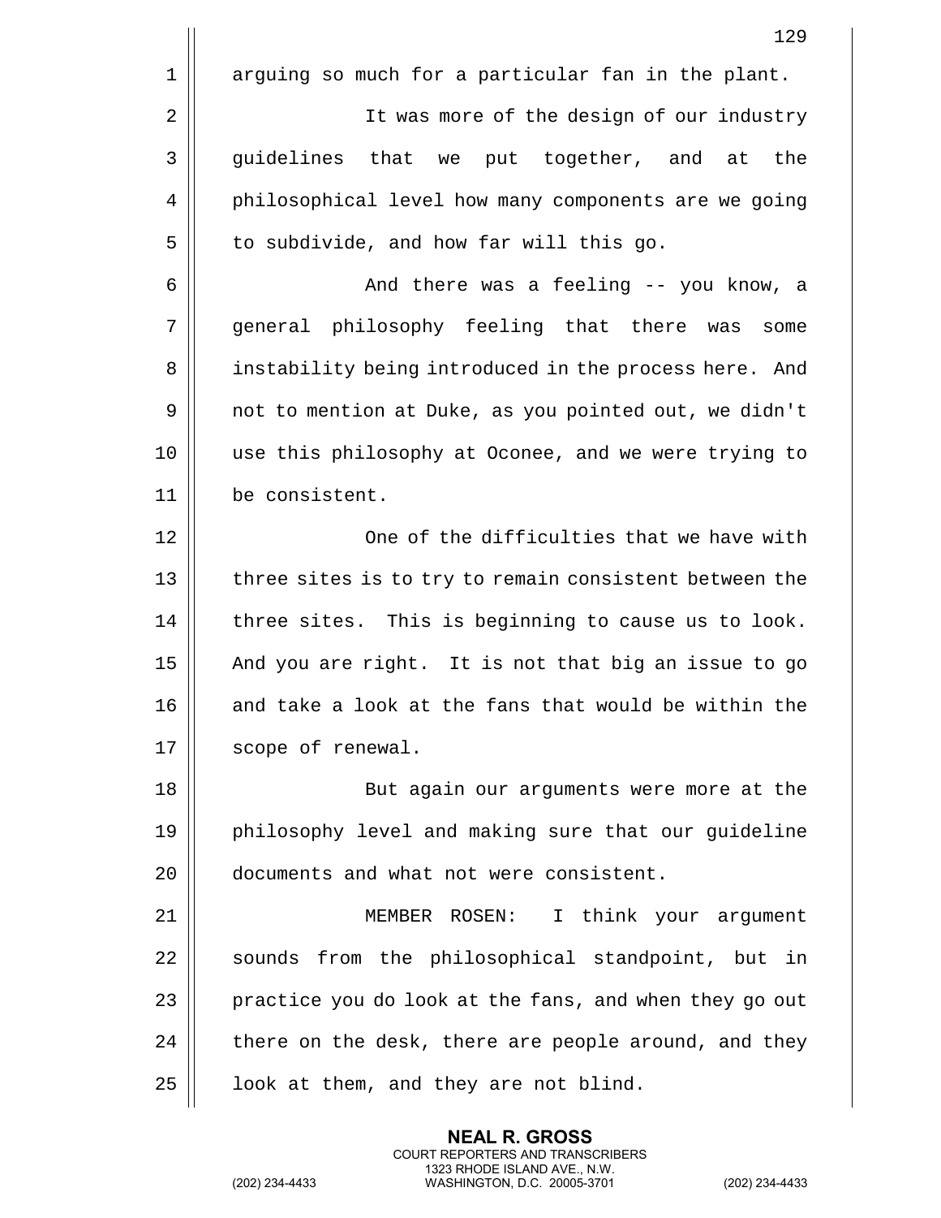arguing so much for a particular fan in the plant.

It was more of the design of our industry guidelines that we put together, and at the philosophical level how many components are we going to subdivide, and how far will this go.

And there was a feeling -- you know, a general philosophy feeling that there was some instability being introduced in the process here. And not to mention at Duke, as you pointed out, we didn't use this philosophy at Oconee, and we were trying to be consistent.

One of the difficulties that we have with three sites is to try to remain consistent between the three sites. This is beginning to cause us to look. And you are right. It is not that big an issue to go and take a look at the fans that would be within the scope of renewal.

But again our arguments were more at the philosophy level and making sure that our guideline documents and what not were consistent.

MEMBER ROSEN: I think your argument sounds from the philosophical standpoint, but in practice you do look at the fans, and when they go out there on the desk, there are people around, and they look at them, and they are not blind.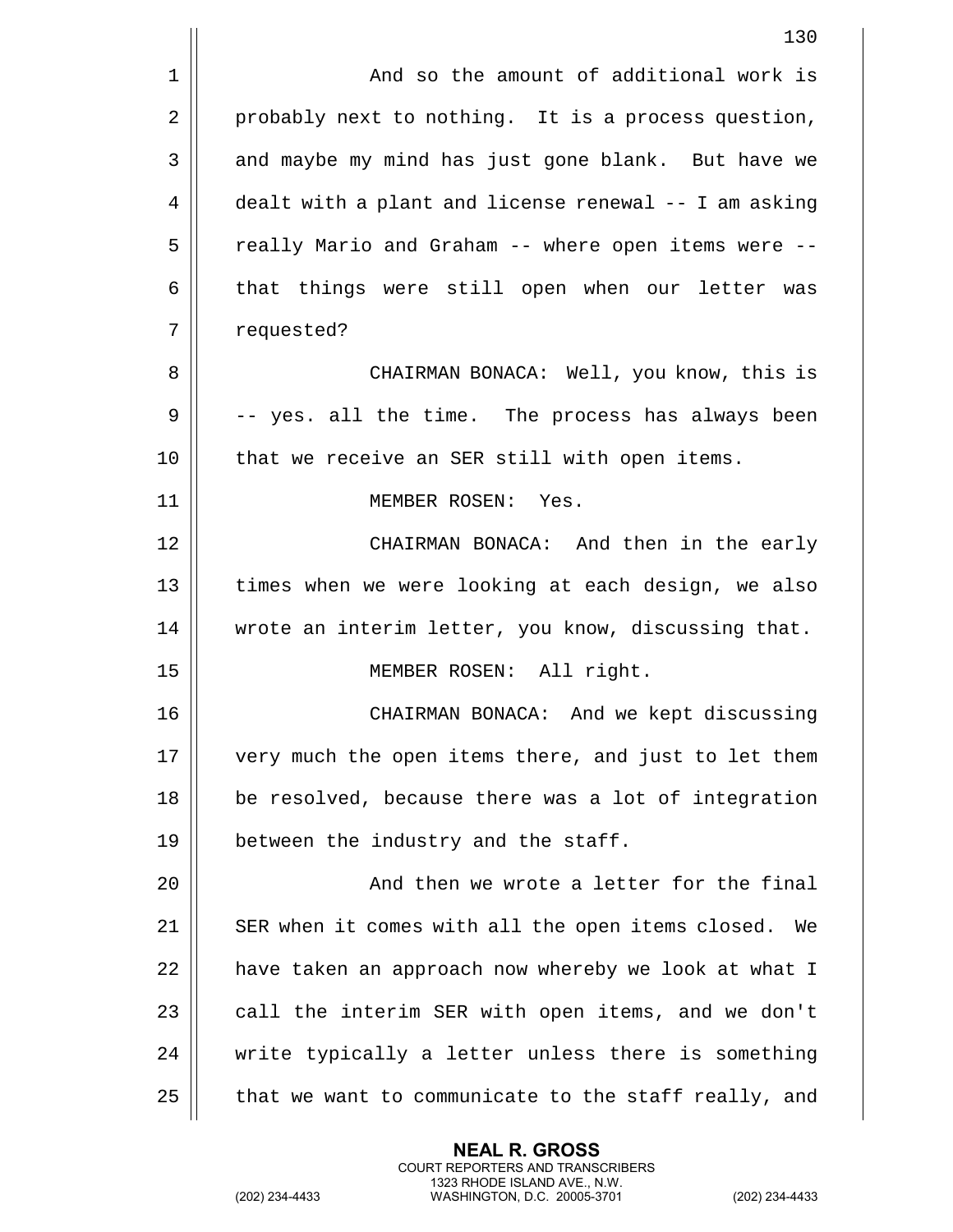And so the amount of additional work is probably next to nothing. It is a process question, and maybe my mind has just gone blank. But have we dealt with a plant and license renewal -- I am asking really Mario and Graham -- where open items were -- that things were still open when our letter was requested?

CHAIRMAN BONACA: Well, you know, this is -- yes. all the time. The process has always been that we receive an SER still with open items.

MEMBER ROSEN: Yes.

CHAIRMAN BONACA: And then in the early times when we were looking at each design, we also wrote an interim letter, you know, discussing that.

MEMBER ROSEN: All right.

CHAIRMAN BONACA: And we kept discussing very much the open items there, and just to let them be resolved, because there was a lot of integration between the industry and the staff.

And then we wrote a letter for the final SER when it comes with all the open items closed. We have taken an approach now whereby we look at what I call the interim SER with open items, and we don't write typically a letter unless there is something that we want to communicate to the staff really, and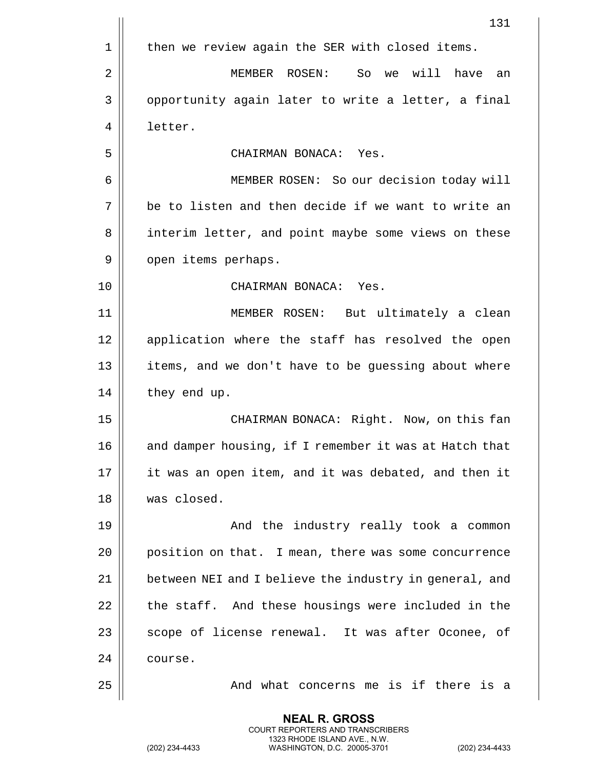then we review again the SER with closed items.

MEMBER ROSEN: So we will have an opportunity again later to write a letter, a final letter.

CHAIRMAN BONACA: Yes.

MEMBER ROSEN: So our decision today will be to listen and then decide if we want to write an interim letter, and point maybe some views on these open items perhaps.

CHAIRMAN BONACA: Yes.

MEMBER ROSEN: But ultimately a clean application where the staff has resolved the open items, and we don't have to be guessing about where they end up.

CHAIRMAN BONACA: Right. Now, on this fan and damper housing, if I remember it was at Hatch that it was an open item, and it was debated, and then it was closed.

And the industry really took a common position on that. I mean, there was some concurrence between NEI and I believe the industry in general, and the staff. And these housings were included in the scope of license renewal. It was after Oconee, of course.

And what concerns me is if there is a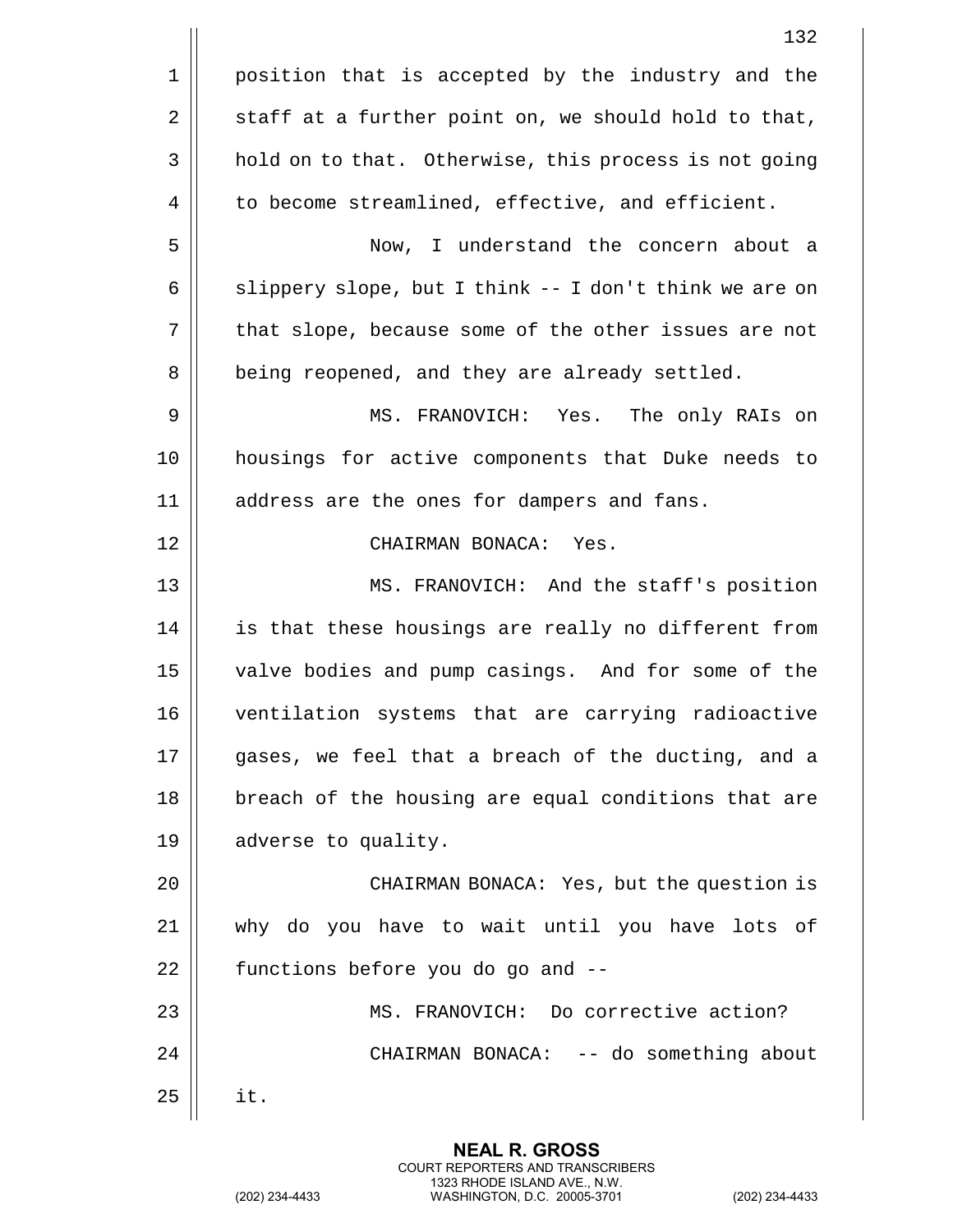position that is accepted by the industry and the staff at a further point on, we should hold to that, hold on to that. Otherwise, this process is not going to become streamlined, effective, and efficient.

Now, I understand the concern about a slippery slope, but I think -- I don't think we are on that slope, because some of the other issues are not being reopened, and they are already settled.

MS. FRANOVICH: Yes. The only RAIs on housings for active components that Duke needs to address are the ones for dampers and fans.

CHAIRMAN BONACA: Yes.

MS. FRANOVICH: And the staff's position is that these housings are really no different from valve bodies and pump casings. And for some of the ventilation systems that are carrying radioactive gases, we feel that a breach of the ducting, and a breach of the housing are equal conditions that are adverse to quality.

CHAIRMAN BONACA: Yes, but the question is why do you have to wait until you have lots of functions before you do go and --

MS. FRANOVICH: Do corrective action?

CHAIRMAN BONACA: -- do something about it.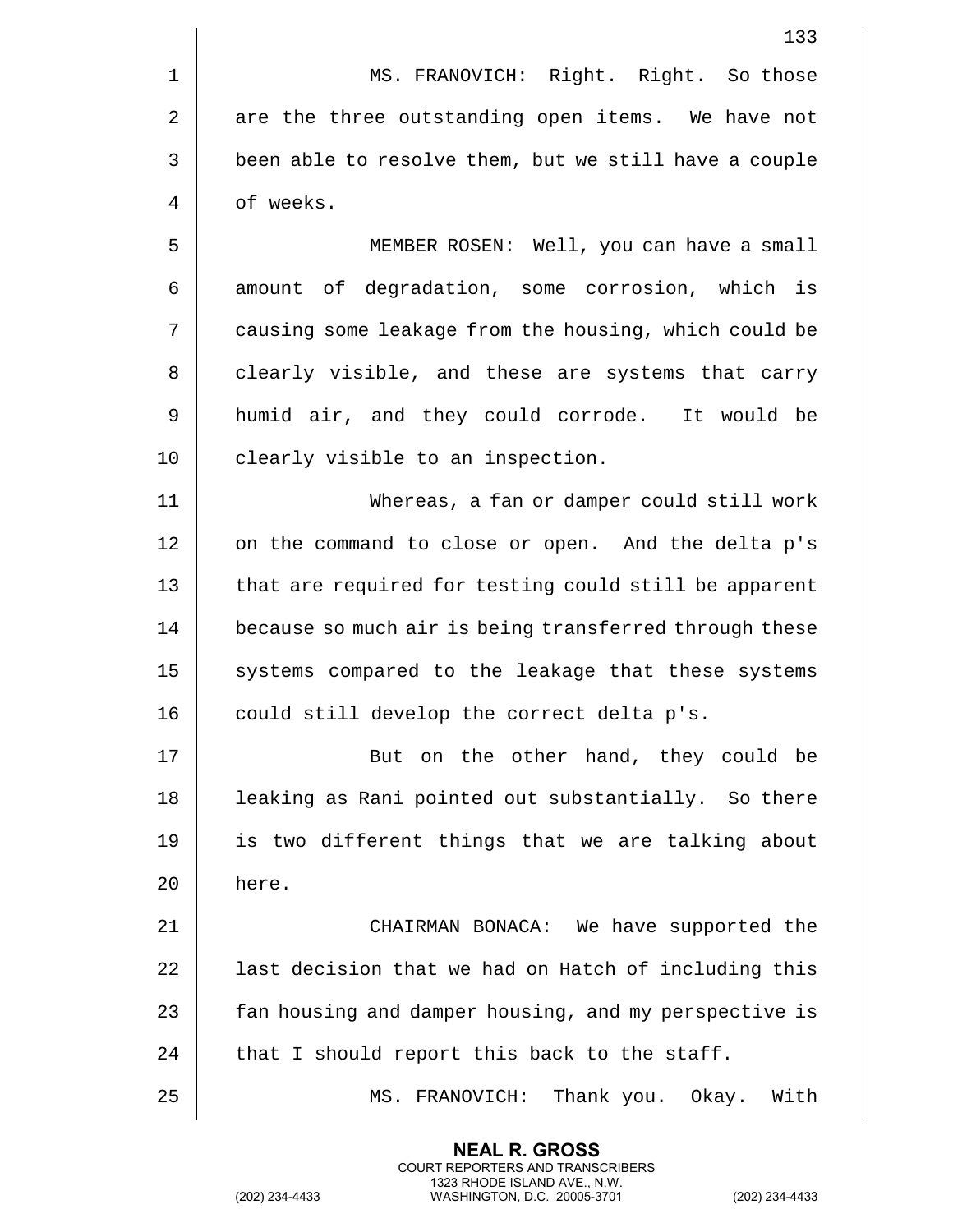MS. FRANOVICH: Right. Right. So those are the three outstanding open items. We have not been able to resolve them, but we still have a couple of weeks.

MEMBER ROSEN: Well, you can have a small amount of degradation, some corrosion, which is causing some leakage from the housing, which could be clearly visible, and these are systems that carry humid air, and they could corrode. It would be clearly visible to an inspection.

Whereas, a fan or damper could still work on the command to close or open. And the delta p's that are required for testing could still be apparent because so much air is being transferred through these systems compared to the leakage that these systems could still develop the correct delta p's.

But on the other hand, they could be leaking as Rani pointed out substantially. So there is two different things that we are talking about here.

CHAIRMAN BONACA: We have supported the last decision that we had on Hatch of including this fan housing and damper housing, and my perspective is that I should report this back to the staff.

MS. FRANOVICH: Thank you. Okay. With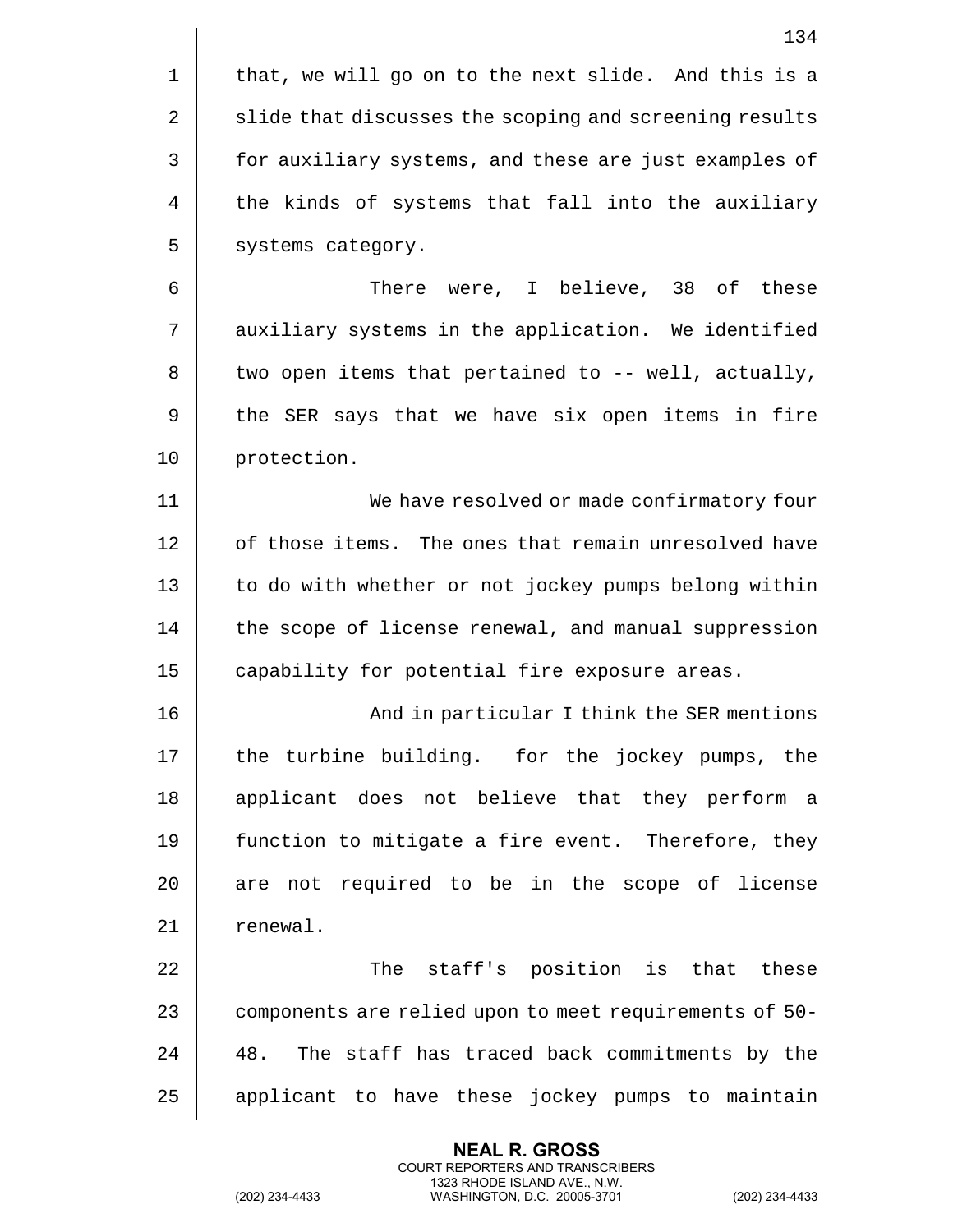that, we will go on to the next slide. And this is a slide that discusses the scoping and screening results for auxiliary systems, and these are just examples of the kinds of systems that fall into the auxiliary systems category.

There were, I believe, 38 of these auxiliary systems in the application. We identified two open items that pertained to -- well, actually, the SER says that we have six open items in fire protection.

We have resolved or made confirmatory four of those items. The ones that remain unresolved have to do with whether or not jockey pumps belong within the scope of license renewal, and manual suppression capability for potential fire exposure areas.

And in particular I think the SER mentions the turbine building. for the jockey pumps, the applicant does not believe that they perform a function to mitigate a fire event. Therefore, they are not required to be in the scope of license renewal.

The staff's position is that these components are relied upon to meet requirements of 50-48. The staff has traced back commitments by the applicant to have these jockey pumps to maintain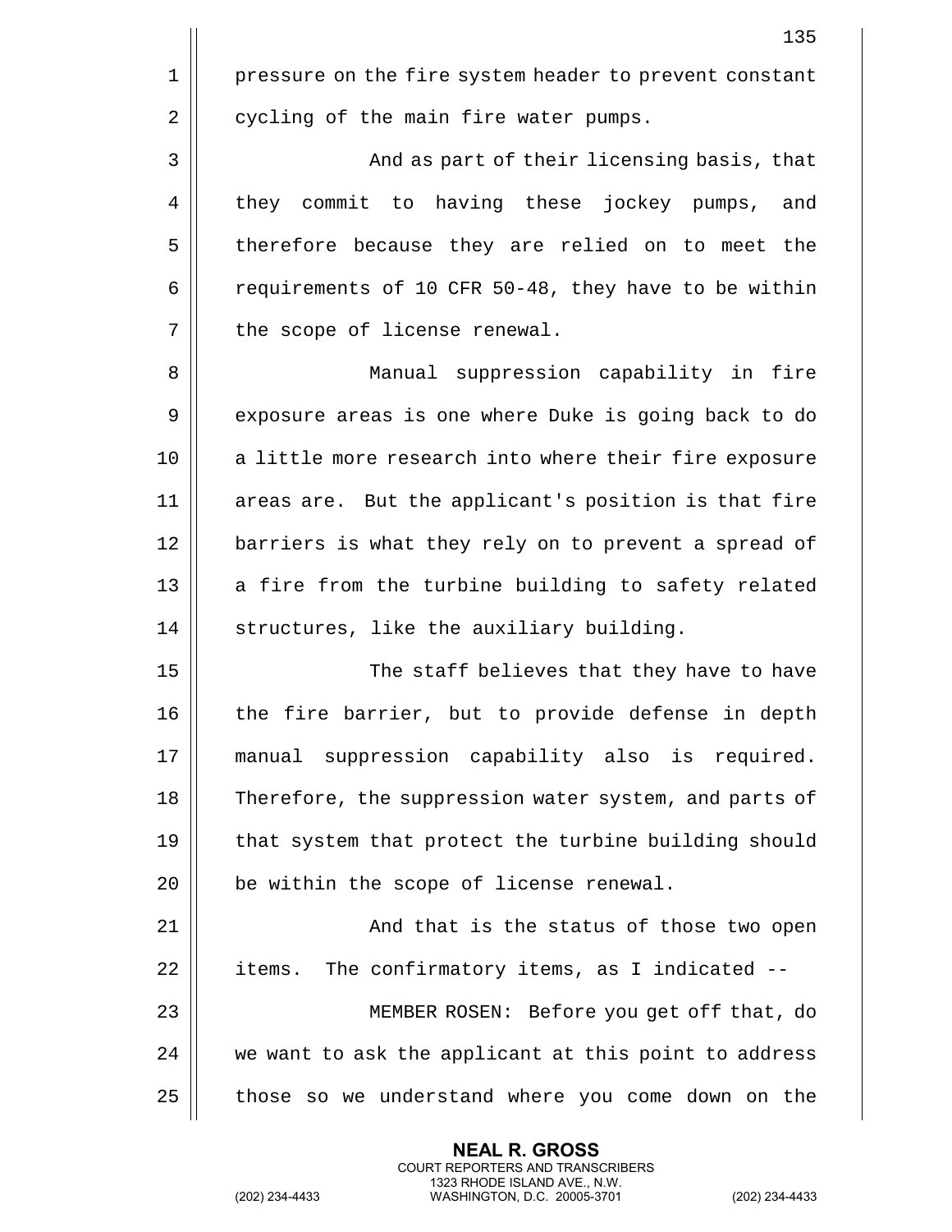pressure on the fire system header to prevent constant cycling of the main fire water pumps.

And as part of their licensing basis, that they commit to having these jockey pumps, and therefore because they are relied on to meet the requirements of 10 CFR 50-48, they have to be within the scope of license renewal.

Manual suppression capability in fire exposure areas is one where Duke is going back to do a little more research into where their fire exposure areas are. But the applicant's position is that fire barriers is what they rely on to prevent a spread of a fire from the turbine building to safety related structures, like the auxiliary building.

The staff believes that they have to have the fire barrier, but to provide defense in depth manual suppression capability also is required. Therefore, the suppression water system, and parts of that system that protect the turbine building should be within the scope of license renewal.

And that is the status of those two open items. The confirmatory items, as I indicated --

MEMBER ROSEN: Before you get off that, do we want to ask the applicant at this point to address those so we understand where you come down on the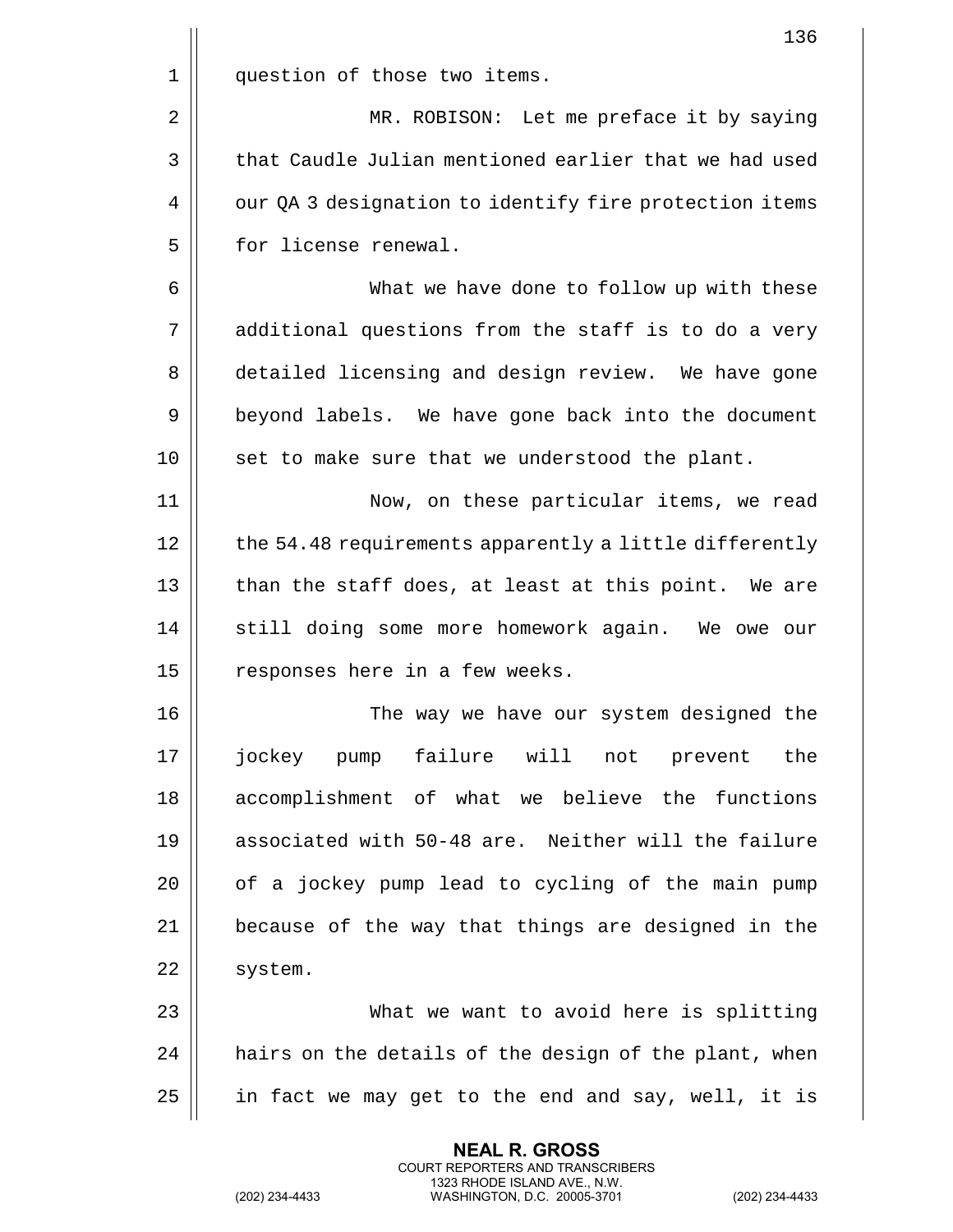question of those two items.

MR. ROBISON: Let me preface it by saying that Caudle Julian mentioned earlier that we had used our QA 3 designation to identify fire protection items for license renewal.

What we have done to follow up with these additional questions from the staff is to do a very detailed licensing and design review. We have gone beyond labels. We have gone back into the document set to make sure that we understood the plant.

Now, on these particular items, we read the 54.48 requirements apparently a little differently than the staff does, at least at this point. We are still doing some more homework again. We owe our responses here in a few weeks.

The way we have our system designed the jockey pump failure will not prevent the accomplishment of what we believe the functions associated with 50-48 are. Neither will the failure of a jockey pump lead to cycling of the main pump because of the way that things are designed in the system.

What we want to avoid here is splitting hairs on the details of the design of the plant, when in fact we may get to the end and say, well, it is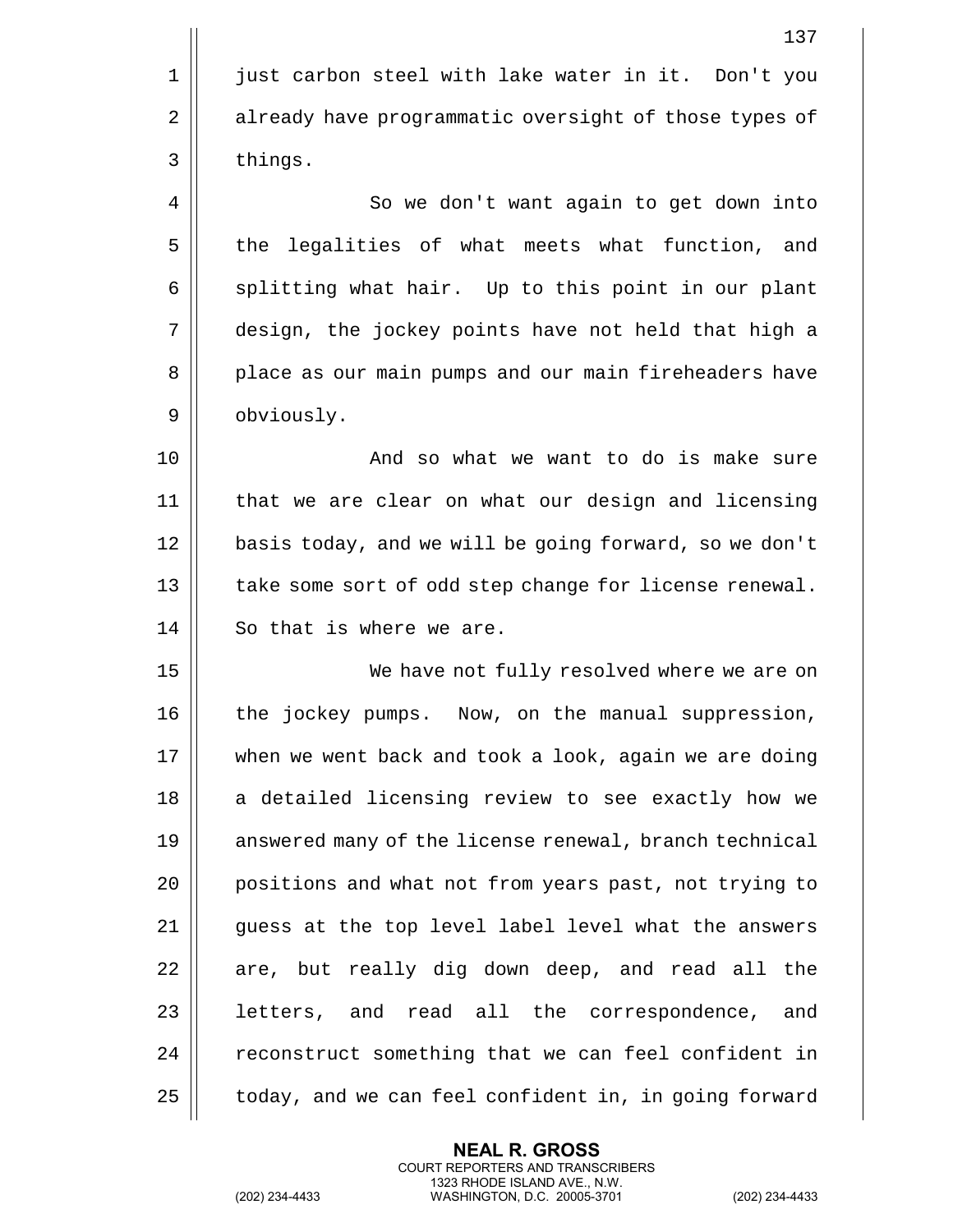just carbon steel with lake water in it. Don't you already have programmatic oversight of those types of things.

So we don't want again to get down into the legalities of what meets what function, and splitting what hair. Up to this point in our plant design, the jockey points have not held that high a place as our main pumps and our main fireheaders have obviously.

And so what we want to do is make sure that we are clear on what our design and licensing basis today, and we will be going forward, so we don't take some sort of odd step change for license renewal. So that is where we are.

We have not fully resolved where we are on the jockey pumps. Now, on the manual suppression, when we went back and took a look, again we are doing a detailed licensing review to see exactly how we answered many of the license renewal, branch technical positions and what not from years past, not trying to guess at the top level label level what the answers are, but really dig down deep, and read all the letters, and read all the correspondence, and reconstruct something that we can feel confident in today, and we can feel confident in, in going forward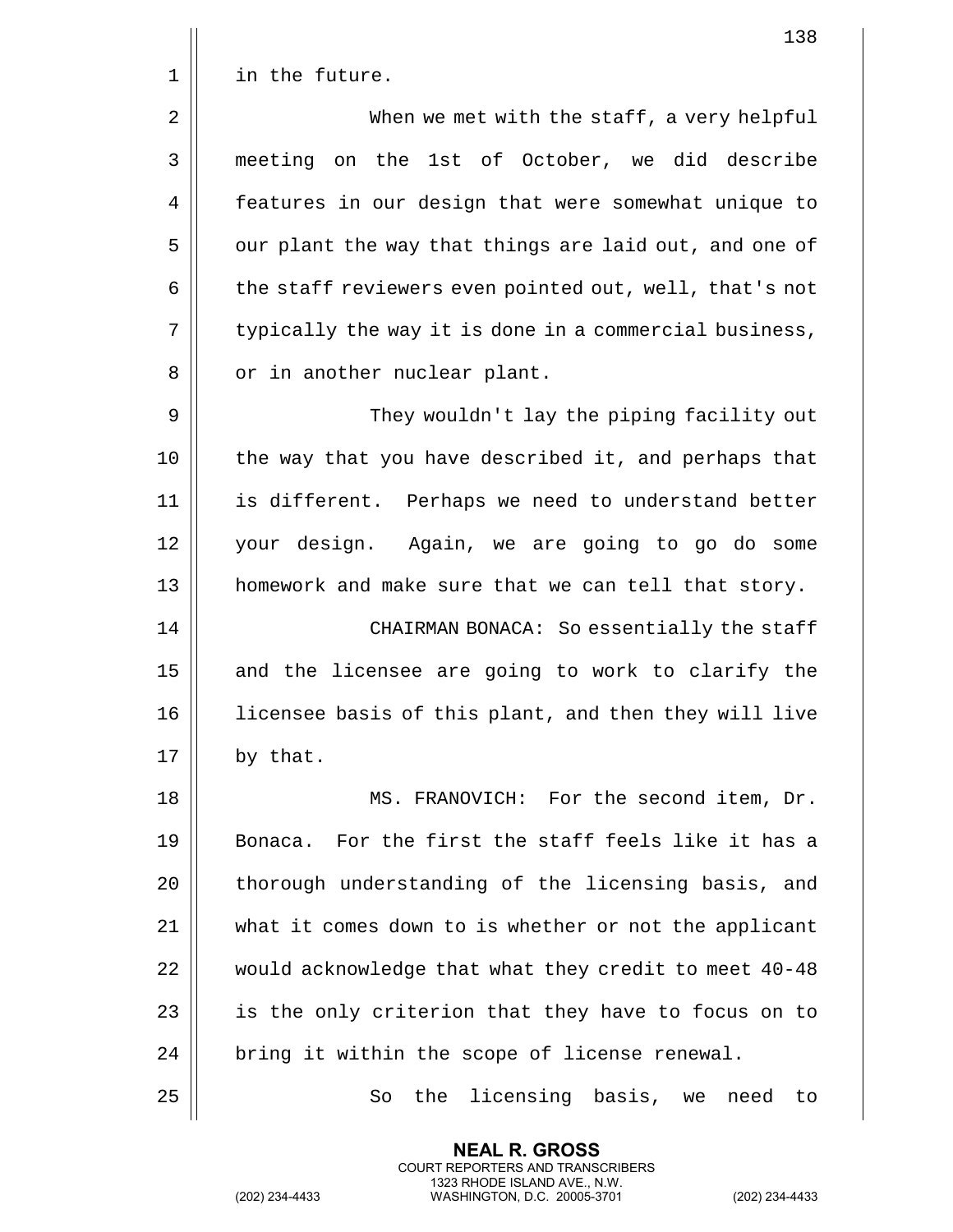in the future.

When we met with the staff, a very helpful meeting on the 1st of October, we did describe features in our design that were somewhat unique to our plant the way that things are laid out, and one of the staff reviewers even pointed out, well, that's not typically the way it is done in a commercial business, or in another nuclear plant.

They wouldn't lay the piping facility out the way that you have described it, and perhaps that is different. Perhaps we need to understand better your design. Again, we are going to go do some homework and make sure that we can tell that story.

CHAIRMAN BONACA: So essentially the staff and the licensee are going to work to clarify the licensee basis of this plant, and then they will live by that.

MS. FRANOVICH: For the second item, Dr. Bonaca. For the first the staff feels like it has a thorough understanding of the licensing basis, and what it comes down to is whether or not the applicant would acknowledge that what they credit to meet 40-48 is the only criterion that they have to focus on to bring it within the scope of license renewal.

So the licensing basis, we need to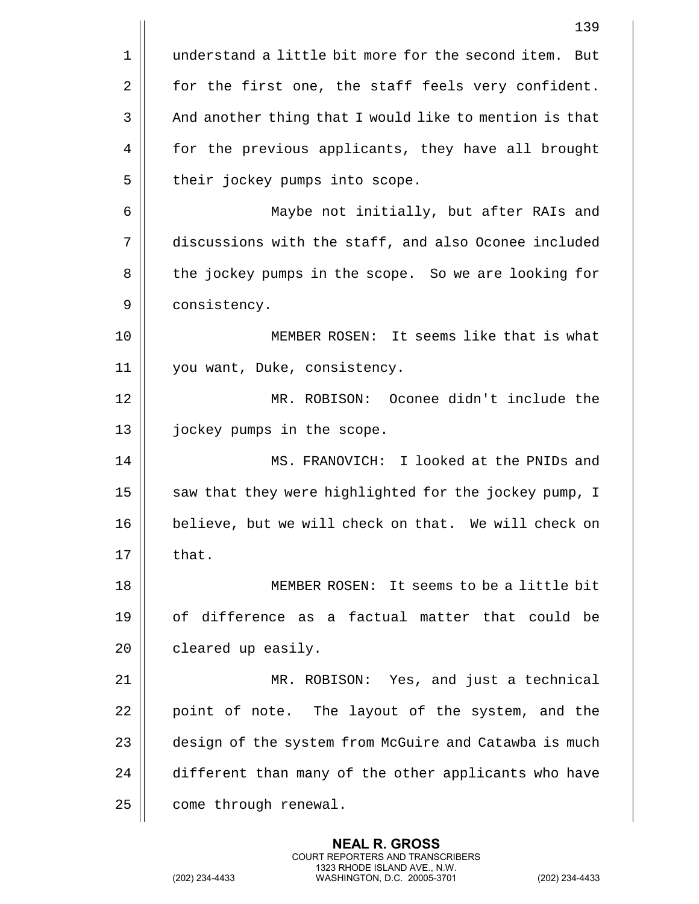understand a little bit more for the second item. But for the first one, the staff feels very confident. And another thing that I would like to mention is that for the previous applicants, they have all brought their jockey pumps into scope.

Maybe not initially, but after RAIs and discussions with the staff, and also Oconee included the jockey pumps in the scope. So we are looking for consistency.

MEMBER ROSEN: It seems like that is what you want, Duke, consistency.

MR. ROBISON: Oconee didn't include the jockey pumps in the scope.

MS. FRANOVICH: I looked at the PNIDs and saw that they were highlighted for the jockey pump, I believe, but we will check on that. We will check on that.

MEMBER ROSEN: It seems to be a little bit of difference as a factual matter that could be cleared up easily.

MR. ROBISON: Yes, and just a technical point of note. The layout of the system, and the design of the system from McGuire and Catawba is much different than many of the other applicants who have come through renewal.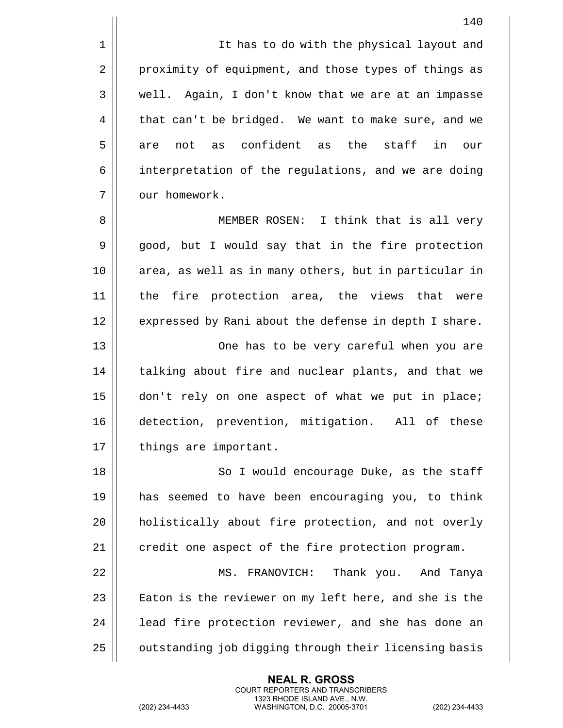It has to do with the physical layout and proximity of equipment, and those types of things as well. Again, I don't know that we are at an impasse that can't be bridged. We want to make sure, and we are not as confident as the staff in our interpretation of the regulations, and we are doing our homework.

MEMBER ROSEN: I think that is all very good, but I would say that in the fire protection area, as well as in many others, but in particular in the fire protection area, the views that were expressed by Rani about the defense in depth I share.

One has to be very careful when you are talking about fire and nuclear plants, and that we don't rely on one aspect of what we put in place; detection, prevention, mitigation. All of these things are important.

So I would encourage Duke, as the staff has seemed to have been encouraging you, to think holistically about fire protection, and not overly credit one aspect of the fire protection program.

MS. FRANOVICH: Thank you. And Tanya Eaton is the reviewer on my left here, and she is the lead fire protection reviewer, and she has done an outstanding job digging through their licensing basis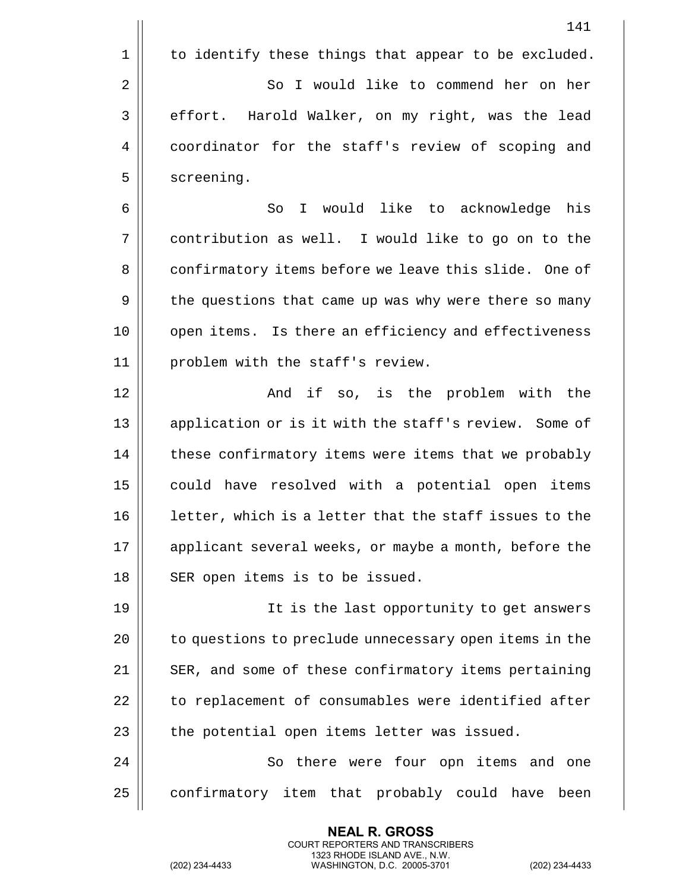to identify these things that appear to be excluded.

So I would like to commend her on her effort. Harold Walker, on my right, was the lead coordinator for the staff's review of scoping and screening.

So I would like to acknowledge his contribution as well. I would like to go on to the confirmatory items before we leave this slide. One of the questions that came up was why were there so many open items. Is there an efficiency and effectiveness problem with the staff's review.

And if so, is the problem with the application or is it with the staff's review. Some of these confirmatory items were items that we probably could have resolved with a potential open items letter, which is a letter that the staff issues to the applicant several weeks, or maybe a month, before the SER open items is to be issued.

It is the last opportunity to get answers to questions to preclude unnecessary open items in the SER, and some of these confirmatory items pertaining to replacement of consumables were identified after the potential open items letter was issued.

So there were four opn items and one confirmatory item that probably could have been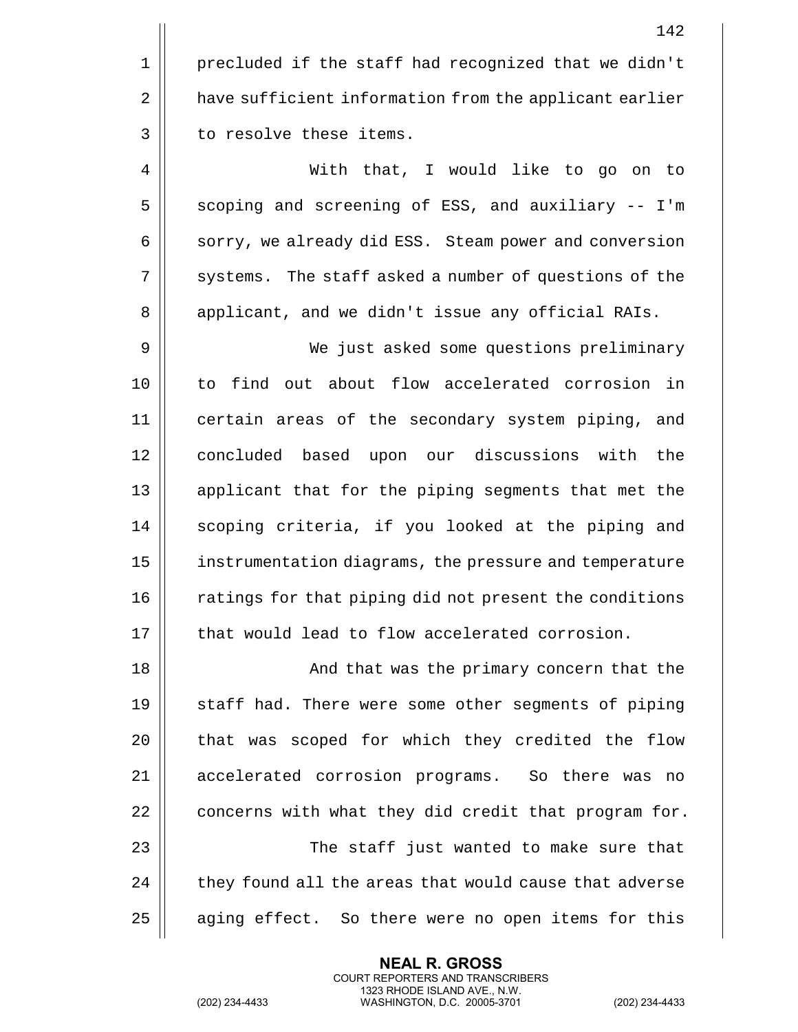precluded if the staff had recognized that we didn't have sufficient information from the applicant earlier to resolve these items.

With that, I would like to go on to scoping and screening of ESS, and auxiliary -- I'm sorry, we already did ESS. Steam power and conversion systems. The staff asked a number of questions of the applicant, and we didn't issue any official RAIs.

We just asked some questions preliminary to find out about flow accelerated corrosion in certain areas of the secondary system piping, and concluded based upon our discussions with the applicant that for the piping segments that met the scoping criteria, if you looked at the piping and instrumentation diagrams, the pressure and temperature ratings for that piping did not present the conditions that would lead to flow accelerated corrosion.

And that was the primary concern that the staff had. There were some other segments of piping that was scoped for which they credited the flow accelerated corrosion programs. So there was no concerns with what they did credit that program for.

The staff just wanted to make sure that they found all the areas that would cause that adverse aging effect. So there were no open items for this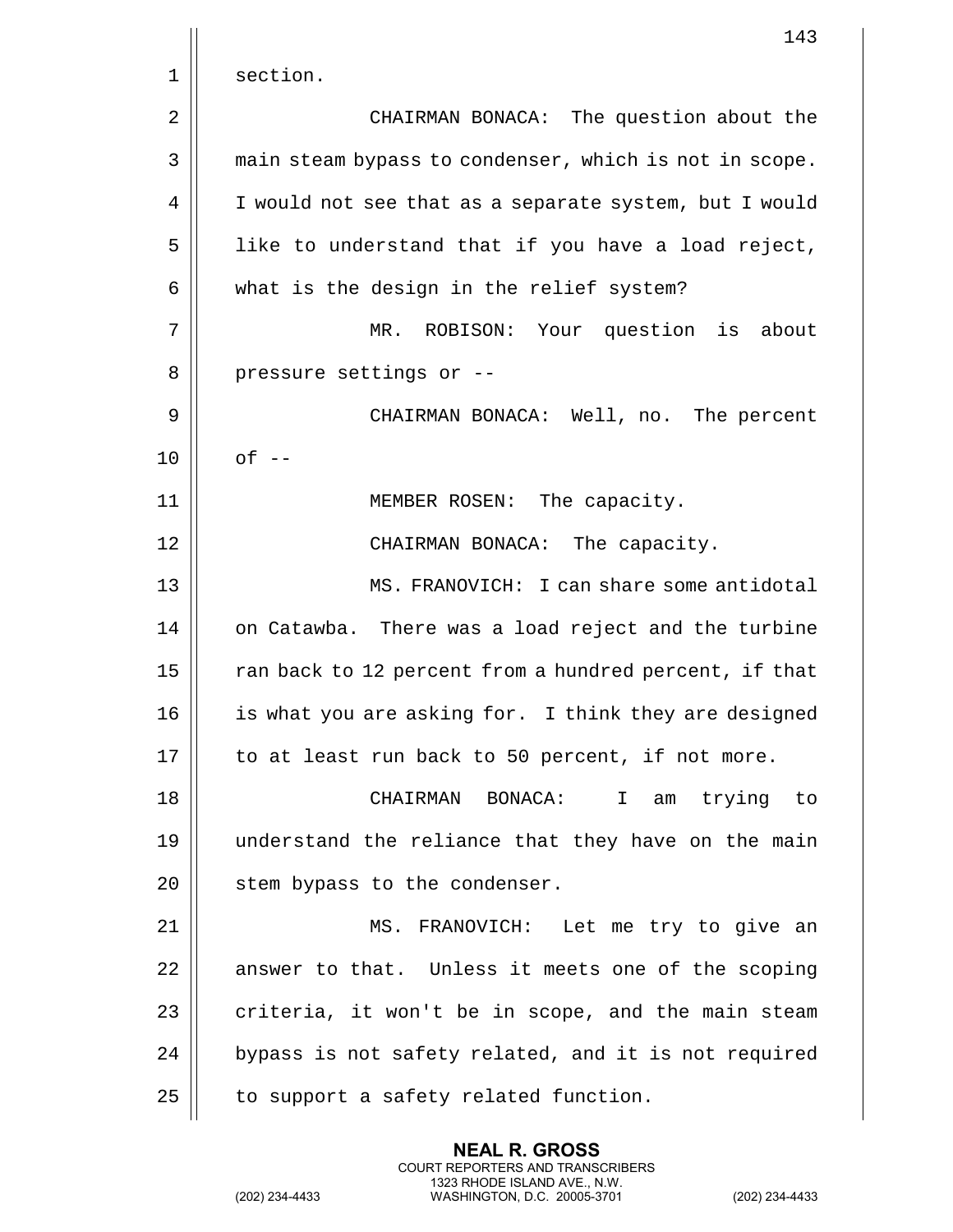section.

CHAIRMAN BONACA: The question about the main steam bypass to condenser, which is not in scope. I would not see that as a separate system, but I would like to understand that if you have a load reject, what is the design in the relief system?

MR. ROBISON: Your question is about pressure settings or --

CHAIRMAN BONACA: Well, no. The percent of --

MEMBER ROSEN: The capacity.

CHAIRMAN BONACA: The capacity.

MS. FRANOVICH: I can share some antidotal on Catawba. There was a load reject and the turbine ran back to 12 percent from a hundred percent, if that is what you are asking for. I think they are designed to at least run back to 50 percent, if not more.

CHAIRMAN BONACA: I am trying to understand the reliance that they have on the main stem bypass to the condenser.

MS. FRANOVICH: Let me try to give an answer to that. Unless it meets one of the scoping criteria, it won't be in scope, and the main steam bypass is not safety related, and it is not required to support a safety related function.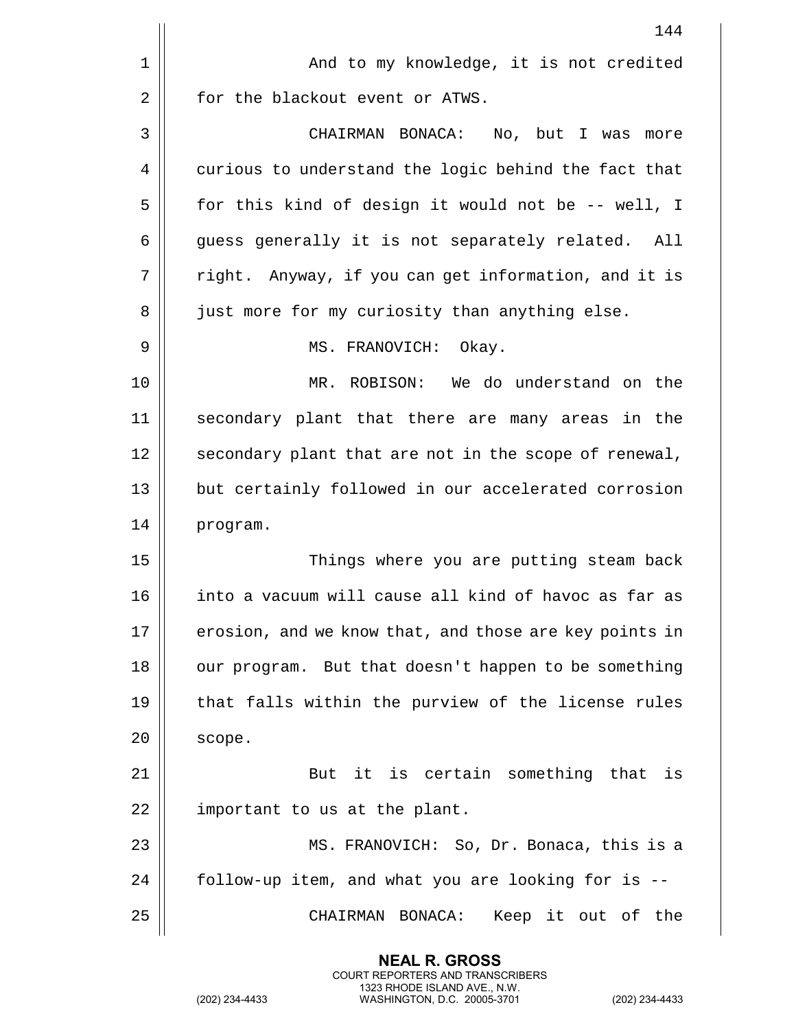And to my knowledge, it is not credited for the blackout event or ATWS.

CHAIRMAN BONACA: No, but I was more curious to understand the logic behind the fact that for this kind of design it would not be -- well, I guess generally it is not separately related. All right. Anyway, if you can get information, and it is just more for my curiosity than anything else.

MS. FRANOVICH: Okay.

MR. ROBISON: We do understand on the secondary plant that there are many areas in the secondary plant that are not in the scope of renewal, but certainly followed in our accelerated corrosion program.

Things where you are putting steam back into a vacuum will cause all kind of havoc as far as erosion, and we know that, and those are key points in our program. But that doesn't happen to be something that falls within the purview of the license rules scope.

But it is certain something that is important to us at the plant.

MS. FRANOVICH: So, Dr. Bonaca, this is a follow-up item, and what you are looking for is --

CHAIRMAN BONACA: Keep it out of the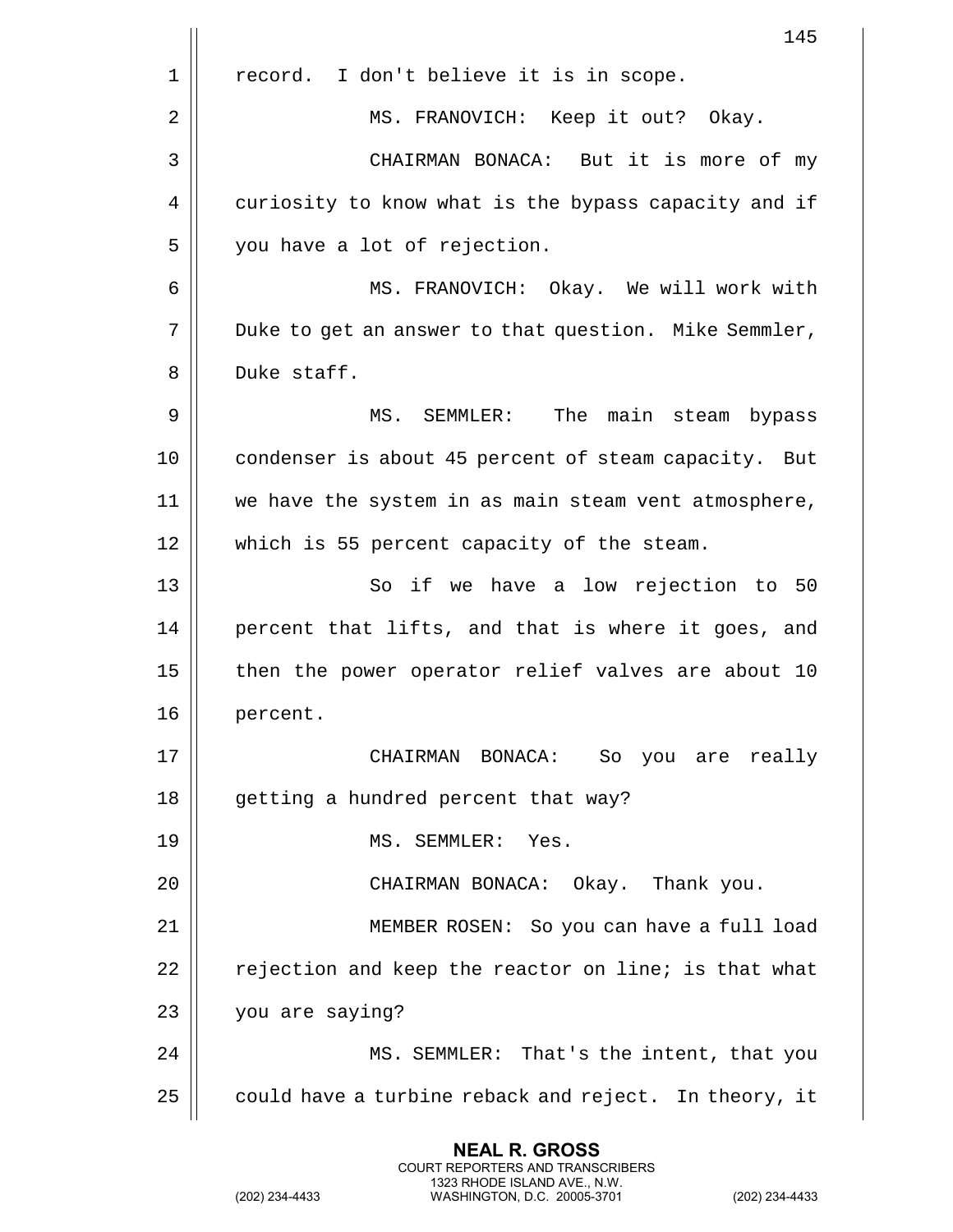record. I don't believe it is in scope.

MS. FRANOVICH: Keep it out? Okay.

CHAIRMAN BONACA: But it is more of my curiosity to know what is the bypass capacity and if you have a lot of rejection.

MS. FRANOVICH: Okay. We will work with Duke to get an answer to that question. Mike Semmler, Duke staff.

MS. SEMMLER: The main steam bypass condenser is about 45 percent of steam capacity. But we have the system in as main steam vent atmosphere, which is 55 percent capacity of the steam.

So if we have a low rejection to 50 percent that lifts, and that is where it goes, and then the power operator relief valves are about 10 percent.

CHAIRMAN BONACA: So you are really getting a hundred percent that way?

MS. SEMMLER: Yes.

CHAIRMAN BONACA: Okay. Thank you.

MEMBER ROSEN: So you can have a full load rejection and keep the reactor on line; is that what you are saying?

MS. SEMMLER: That's the intent, that you could have a turbine reback and reject. In theory, it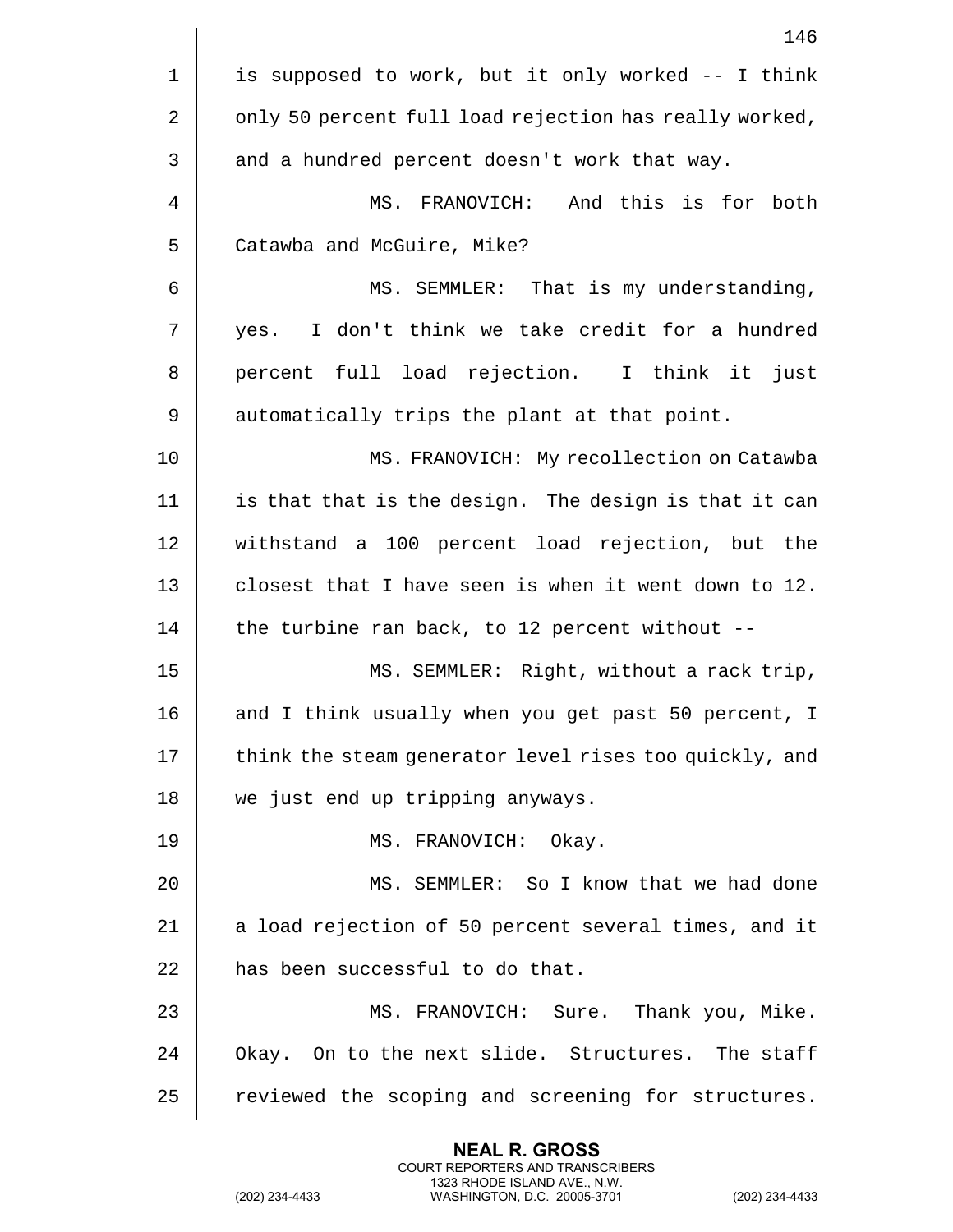is supposed to work, but it only worked -- I think only 50 percent full load rejection has really worked, and a hundred percent doesn't work that way.

MS. FRANOVICH: And this is for both Catawba and McGuire, Mike?

MS. SEMMLER: That is my understanding, yes. I don't think we take credit for a hundred percent full load rejection. I think it just automatically trips the plant at that point.

MS. FRANOVICH: My recollection on Catawba is that that is the design. The design is that it can withstand a 100 percent load rejection, but the closest that I have seen is when it went down to 12. the turbine ran back, to 12 percent without --

MS. SEMMLER: Right, without a rack trip, and I think usually when you get past 50 percent, I think the steam generator level rises too quickly, and we just end up tripping anyways.

MS. FRANOVICH: Okay.

MS. SEMMLER: So I know that we had done a load rejection of 50 percent several times, and it has been successful to do that.

MS. FRANOVICH: Sure. Thank you, Mike. Okay. On to the next slide. Structures. The staff reviewed the scoping and screening for structures.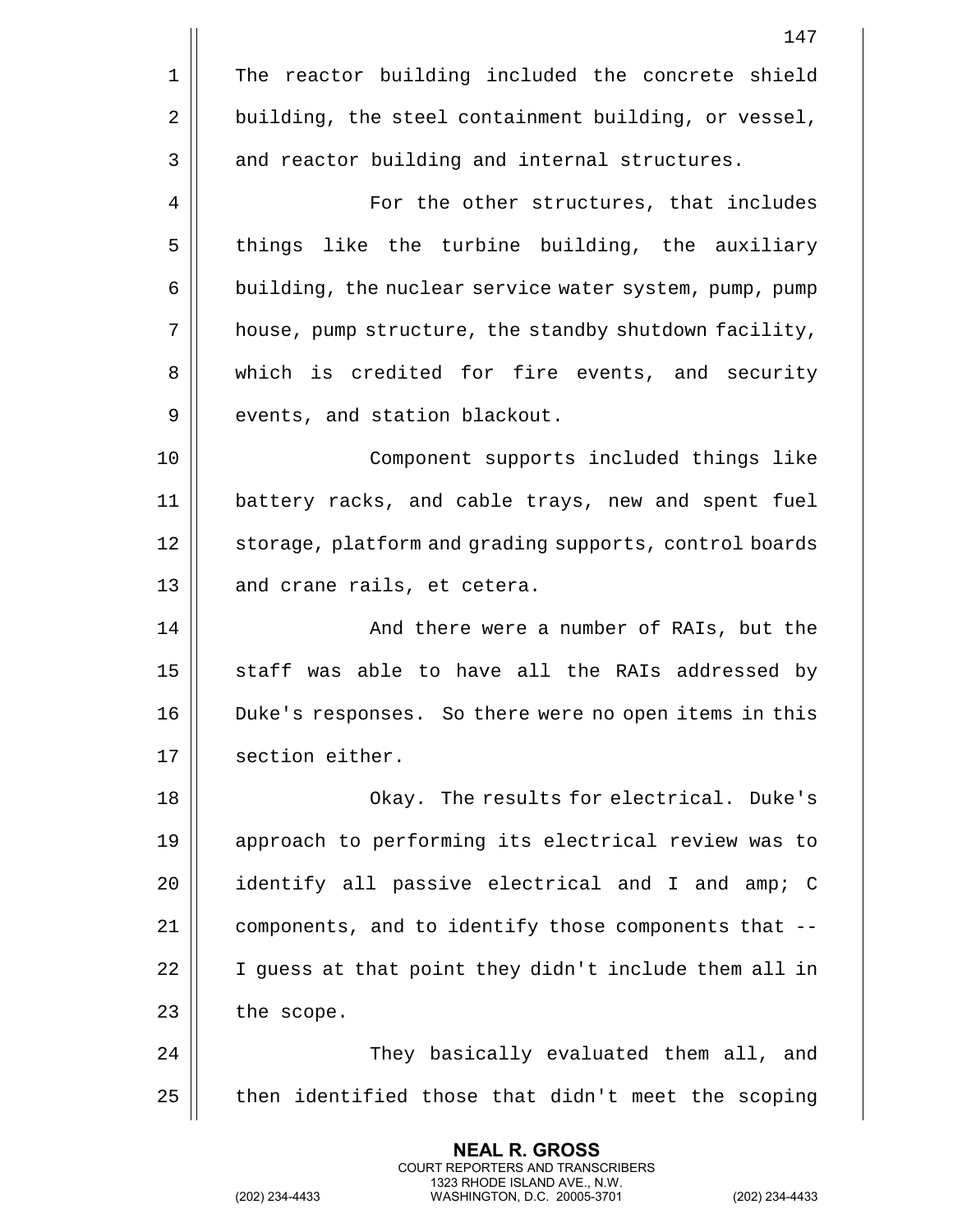The reactor building included the concrete shield building, the steel containment building, or vessel, and reactor building and internal structures.

For the other structures, that includes things like the turbine building, the auxiliary building, the nuclear service water system, pump, pump house, pump structure, the standby shutdown facility, which is credited for fire events, and security events, and station blackout.

Component supports included things like battery racks, and cable trays, new and spent fuel storage, platform and grading supports, control boards and crane rails, et cetera.

And there were a number of RAIs, but the staff was able to have all the RAIs addressed by Duke's responses. So there were no open items in this section either.

Okay. The results for electrical. Duke's approach to performing its electrical review was to identify all passive electrical and I and amp; C components, and to identify those components that -- I guess at that point they didn't include them all in the scope.

They basically evaluated them all, and then identified those that didn't meet the scoping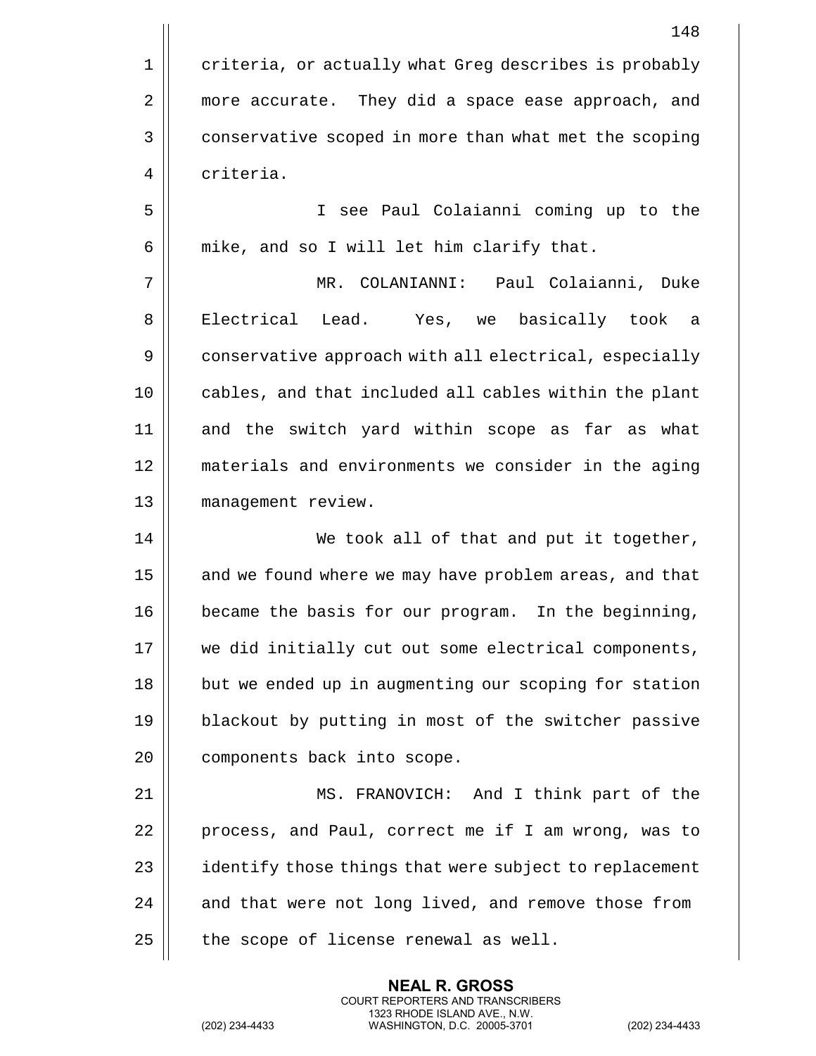criteria, or actually what Greg describes is probably more accurate. They did a space ease approach, and conservative scoped in more than what met the scoping criteria.

I see Paul Colaianni coming up to the mike, and so I will let him clarify that.

MR. COLANIANNI: Paul Colaianni, Duke Electrical Lead. Yes, we basically took a conservative approach with all electrical, especially cables, and that included all cables within the plant and the switch yard within scope as far as what materials and environments we consider in the aging management review.

We took all of that and put it together, and we found where we may have problem areas, and that became the basis for our program. In the beginning, we did initially cut out some electrical components, but we ended up in augmenting our scoping for station blackout by putting in most of the switcher passive components back into scope.

MS. FRANOVICH: And I think part of the process, and Paul, correct me if I am wrong, was to identify those things that were subject to replacement and that were not long lived, and remove those from the scope of license renewal as well.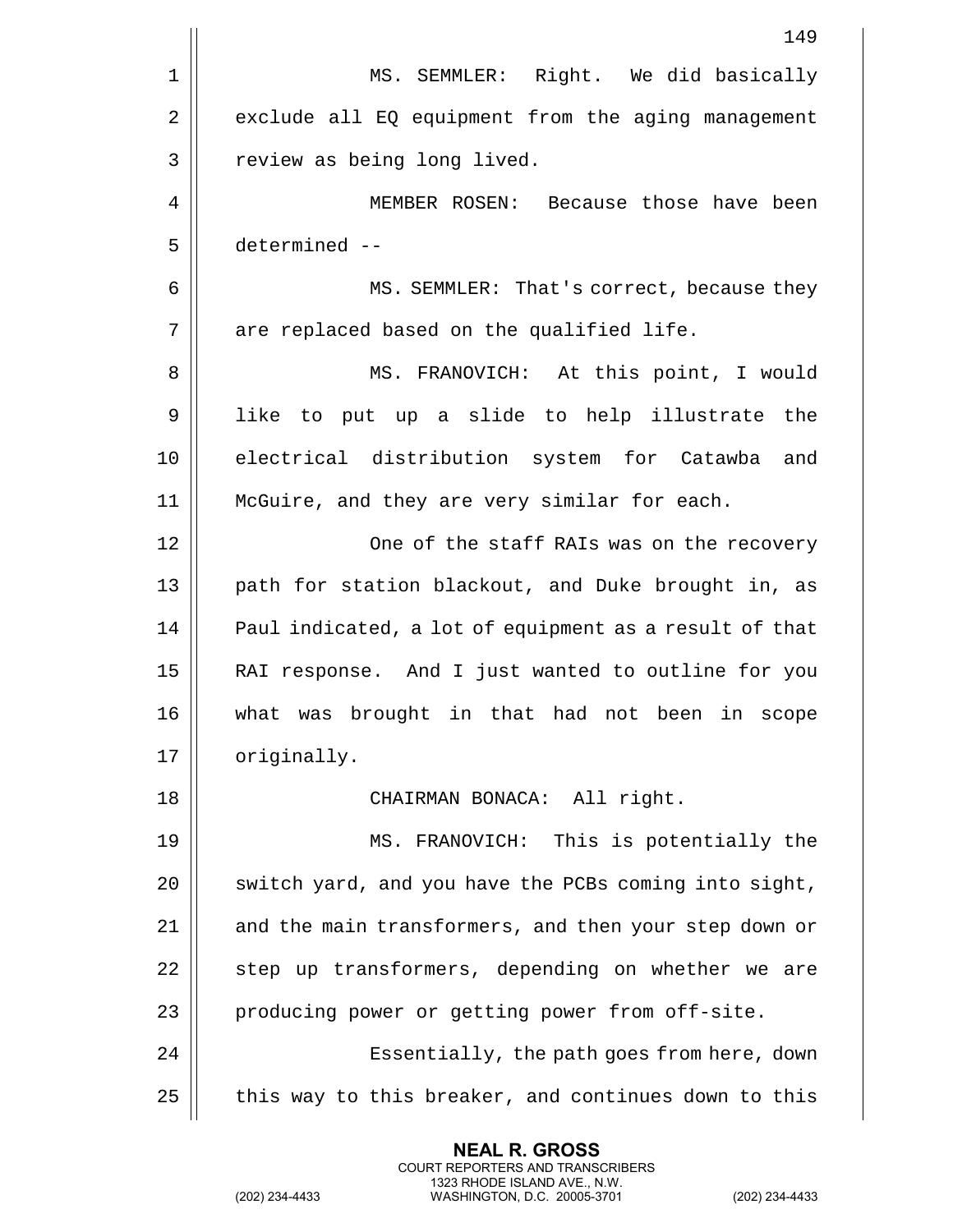MS. SEMMLER: Right. We did basically exclude all EQ equipment from the aging management review as being long lived.

MEMBER ROSEN: Because those have been determined --

MS. SEMMLER: That's correct, because they are replaced based on the qualified life.

MS. FRANOVICH: At this point, I would like to put up a slide to help illustrate the electrical distribution system for Catawba and McGuire, and they are very similar for each.

One of the staff RAIs was on the recovery path for station blackout, and Duke brought in, as Paul indicated, a lot of equipment as a result of that RAI response. And I just wanted to outline for you what was brought in that had not been in scope originally.

CHAIRMAN BONACA: All right.

MS. FRANOVICH: This is potentially the switch yard, and you have the PCBs coming into sight, and the main transformers, and then your step down or step up transformers, depending on whether we are producing power or getting power from off-site.

Essentially, the path goes from here, down this way to this breaker, and continues down to this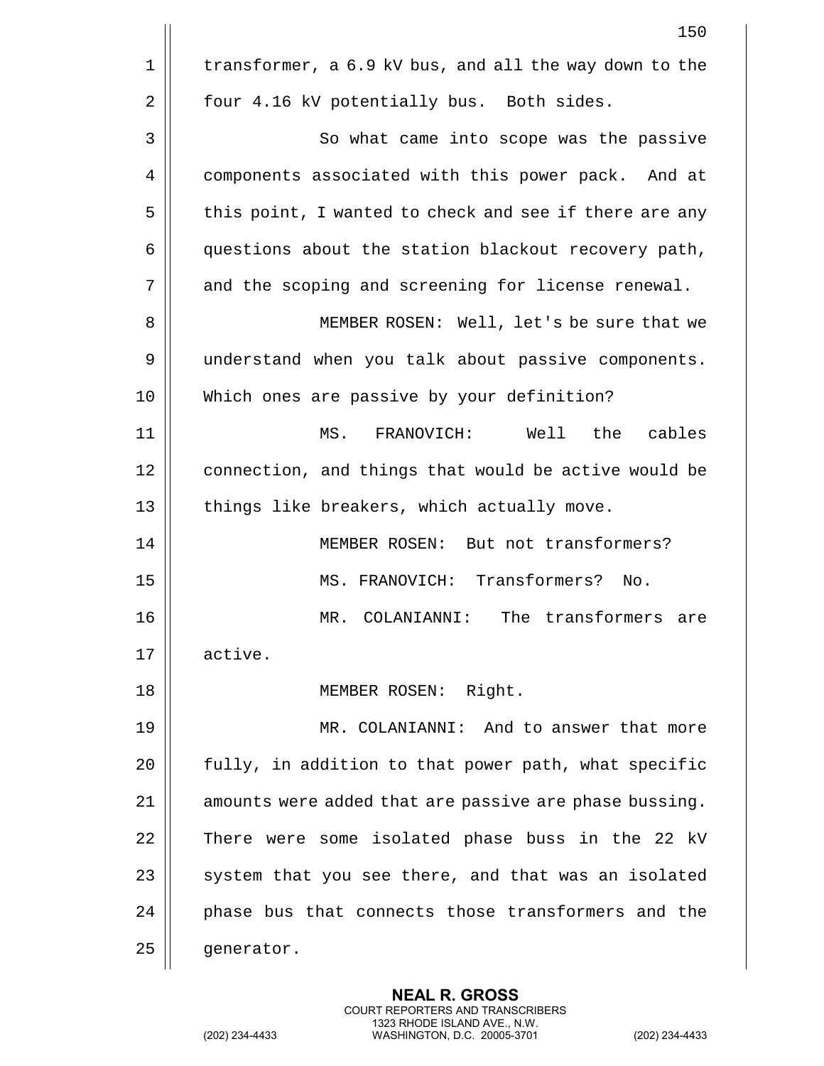transformer, a 6.9 kV bus, and all the way down to the four 4.16 kV potentially bus. Both sides.

So what came into scope was the passive components associated with this power pack. And at this point, I wanted to check and see if there are any questions about the station blackout recovery path, and the scoping and screening for license renewal.

MEMBER ROSEN: Well, let's be sure that we understand when you talk about passive components. Which ones are passive by your definition?

MS. FRANOVICH: Well the cables connection, and things that would be active would be things like breakers, which actually move.

MEMBER ROSEN: But not transformers?

MS. FRANOVICH: Transformers? No.

MR. COLANIANNI: The transformers are active.

MEMBER ROSEN: Right.

MR. COLANIANNI: And to answer that more fully, in addition to that power path, what specific amounts were added that are passive are phase bussing. There were some isolated phase buss in the 22 kV system that you see there, and that was an isolated phase bus that connects those transformers and the generator.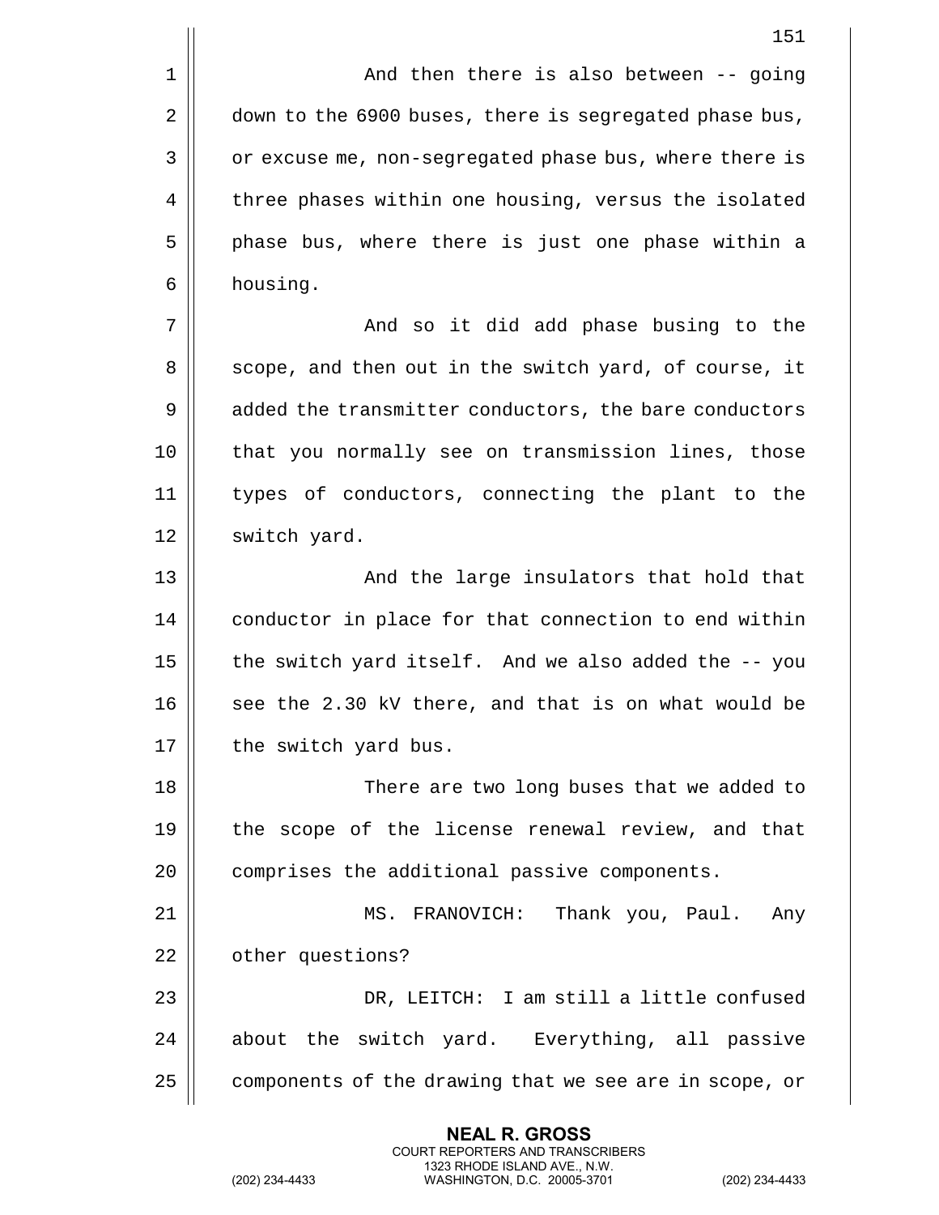And then there is also between -- going down to the 6900 buses, there is segregated phase bus, or excuse me, non-segregated phase bus, where there is three phases within one housing, versus the isolated phase bus, where there is just one phase within a housing.

And so it did add phase busing to the scope, and then out in the switch yard, of course, it added the transmitter conductors, the bare conductors that you normally see on transmission lines, those types of conductors, connecting the plant to the switch yard.

And the large insulators that hold that conductor in place for that connection to end within the switch yard itself. And we also added the -- you see the 2.30 kV there, and that is on what would be the switch yard bus.

There are two long buses that we added to the scope of the license renewal review, and that comprises the additional passive components.

MS. FRANOVICH: Thank you, Paul. Any other questions?

DR, LEITCH: I am still a little confused about the switch yard. Everything, all passive components of the drawing that we see are in scope, or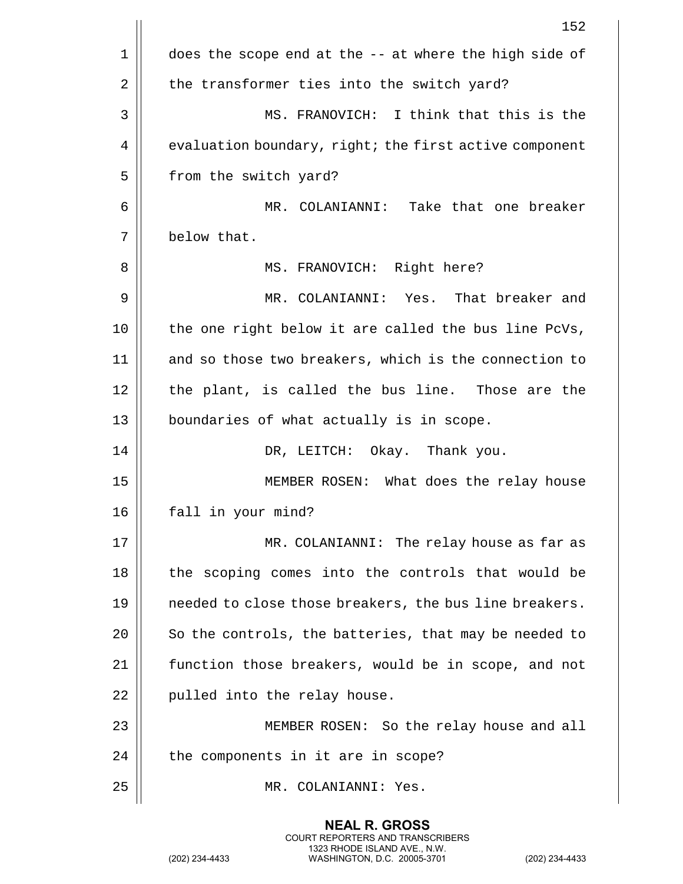does the scope end at the -- at where the high side of the transformer ties into the switch yard?

MS. FRANOVICH: I think that this is the evaluation boundary, right; the first active component from the switch yard?

MR. COLANIANNI: Take that one breaker below that.

MS. FRANOVICH: Right here?

MR. COLANIANNI: Yes. That breaker and the one right below it are called the bus line PcVs, and so those two breakers, which is the connection to the plant, is called the bus line. Those are the boundaries of what actually is in scope.

DR, LEITCH: Okay. Thank you.

MEMBER ROSEN: What does the relay house fall in your mind?

MR. COLANIANNI: The relay house as far as the scoping comes into the controls that would be needed to close those breakers, the bus line breakers. So the controls, the batteries, that may be needed to function those breakers, would be in scope, and not pulled into the relay house.

MEMBER ROSEN: So the relay house and all the components in it are in scope?

MR. COLANIANNI: Yes.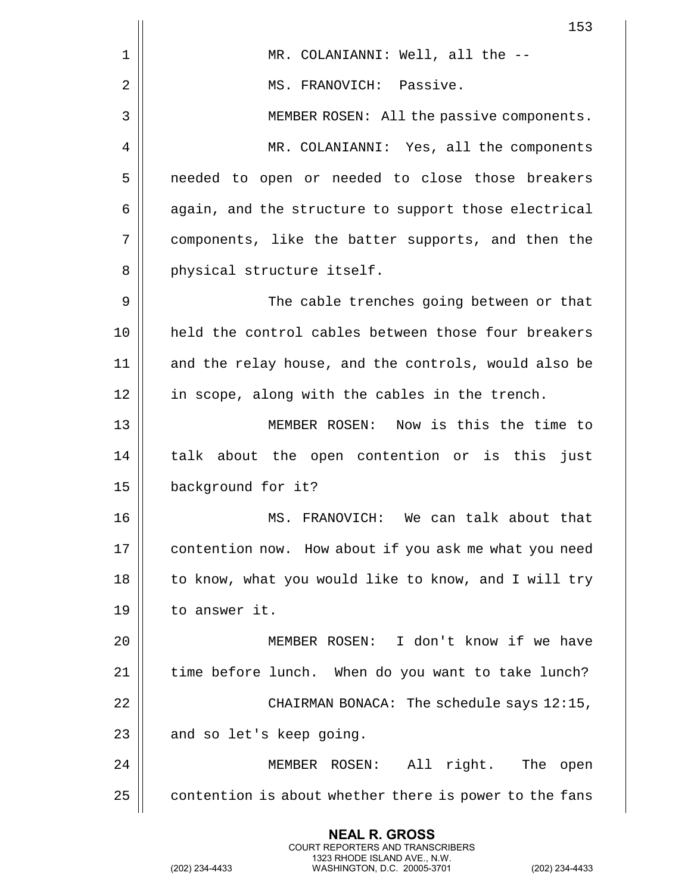MR. COLANIANNI: Well, all the --

MS. FRANOVICH: Passive.

MEMBER ROSEN: All the passive components.

MR. COLANIANNI: Yes, all the components needed to open or needed to close those breakers again, and the structure to support those electrical components, like the batter supports, and then the physical structure itself.

The cable trenches going between or that held the control cables between those four breakers and the relay house, and the controls, would also be in scope, along with the cables in the trench.

MEMBER ROSEN: Now is this the time to talk about the open contention or is this just background for it?

MS. FRANOVICH: We can talk about that contention now. How about if you ask me what you need to know, what you would like to know, and I will try to answer it.

MEMBER ROSEN: I don't know if we have time before lunch. When do you want to take lunch?

CHAIRMAN BONACA: The schedule says 12:15, and so let's keep going.

MEMBER ROSEN: All right. The open contention is about whether there is power to the fans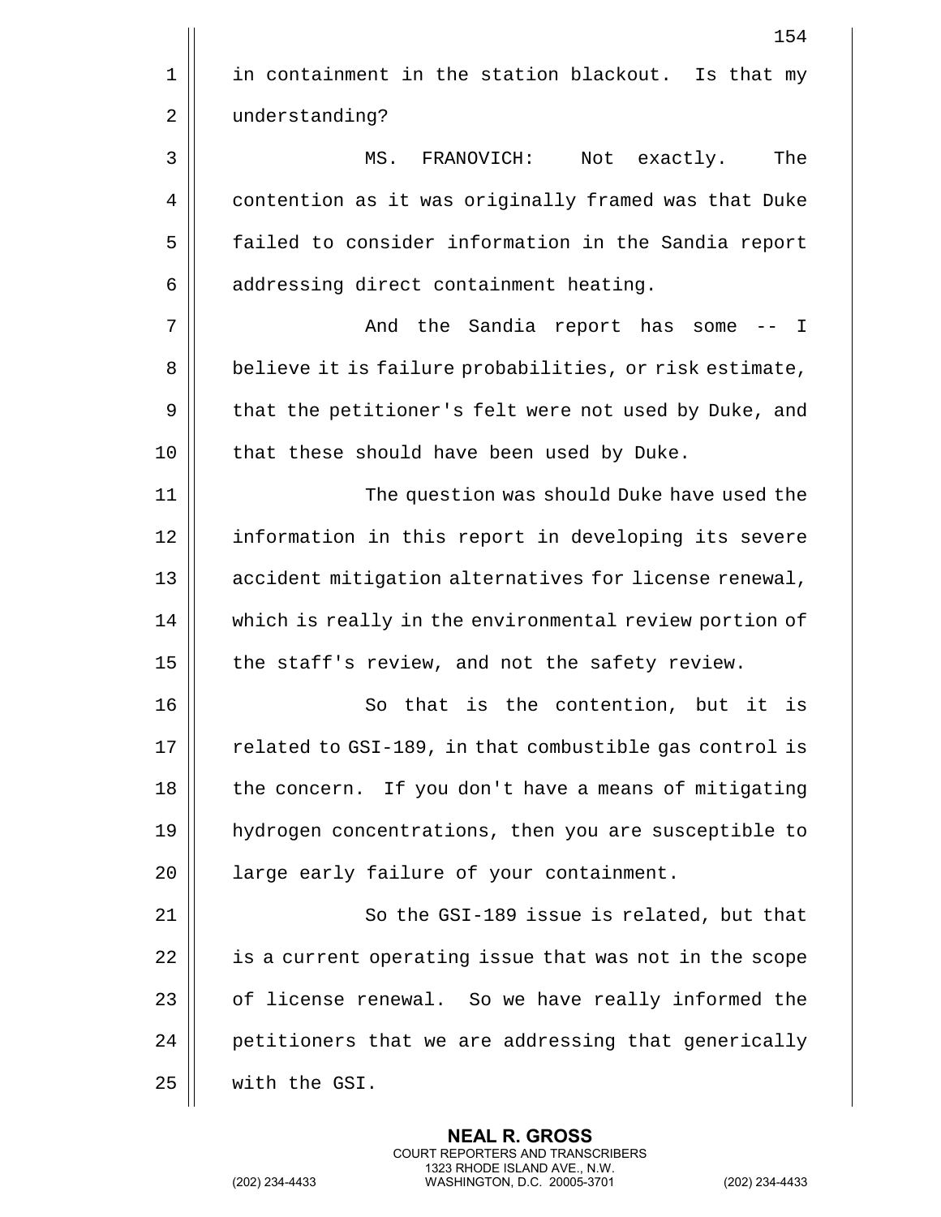in containment in the station blackout. Is that my understanding?

MS. FRANOVICH: Not exactly. The contention as it was originally framed was that Duke failed to consider information in the Sandia report addressing direct containment heating.

And the Sandia report has some -- I believe it is failure probabilities, or risk estimate, that the petitioner's felt were not used by Duke, and that these should have been used by Duke.

The question was should Duke have used the information in this report in developing its severe accident mitigation alternatives for license renewal, which is really in the environmental review portion of the staff's review, and not the safety review.

So that is the contention, but it is related to GSI-189, in that combustible gas control is the concern. If you don't have a means of mitigating hydrogen concentrations, then you are susceptible to large early failure of your containment.

So the GSI-189 issue is related, but that is a current operating issue that was not in the scope of license renewal. So we have really informed the petitioners that we are addressing that generically with the GSI.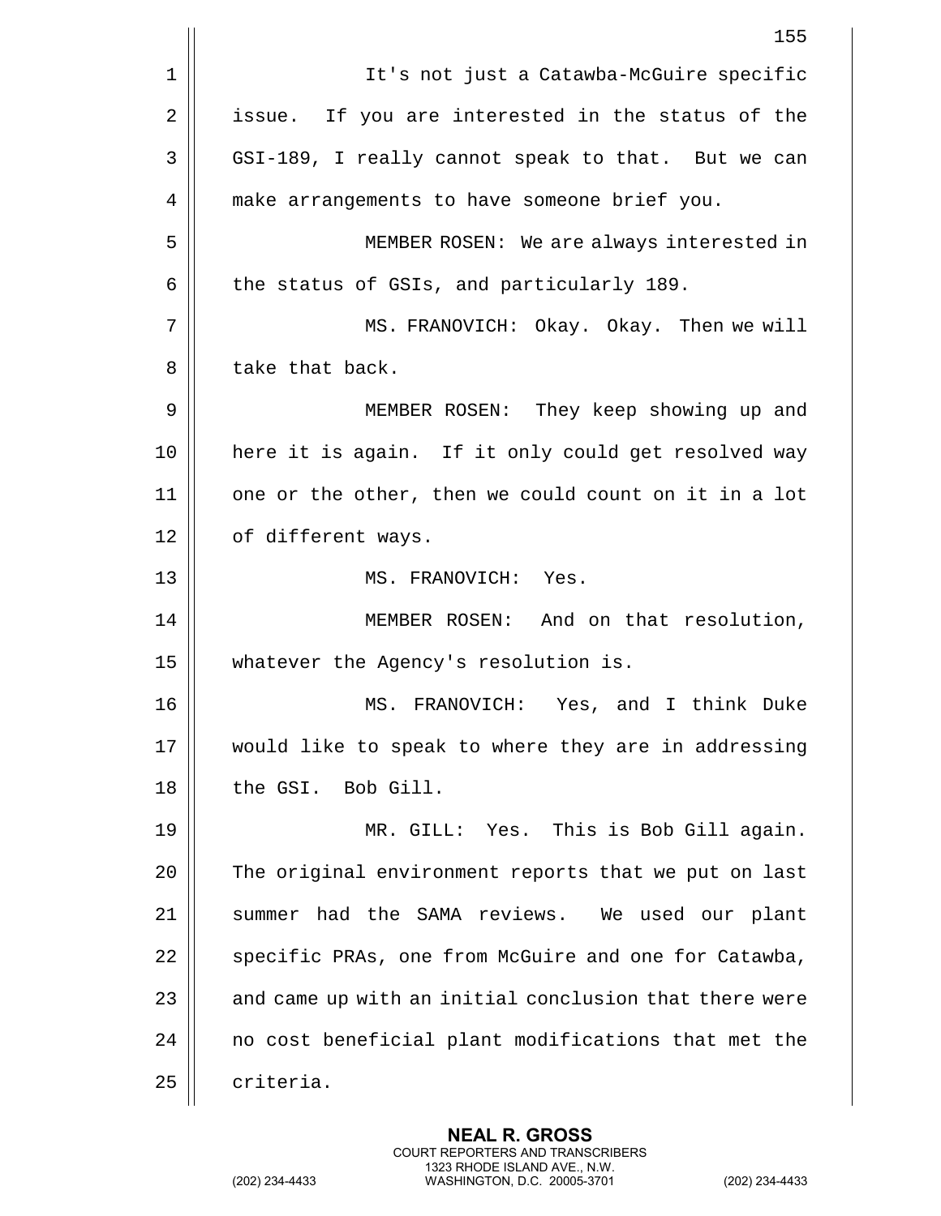It's not just a Catawba-McGuire specific issue. If you are interested in the status of the GSI-189, I really cannot speak to that. But we can make arrangements to have someone brief you.

MEMBER ROSEN: We are always interested in the status of GSIs, and particularly 189.

MS. FRANOVICH: Okay. Okay. Then we will take that back.

MEMBER ROSEN: They keep showing up and here it is again. If it only could get resolved way one or the other, then we could count on it in a lot of different ways.

MS. FRANOVICH: Yes.

MEMBER ROSEN: And on that resolution, whatever the Agency's resolution is.

MS. FRANOVICH: Yes, and I think Duke would like to speak to where they are in addressing the GSI. Bob Gill.

MR. GILL: Yes. This is Bob Gill again. The original environment reports that we put on last summer had the SAMA reviews. We used our plant specific PRAs, one from McGuire and one for Catawba, and came up with an initial conclusion that there were no cost beneficial plant modifications that met the criteria.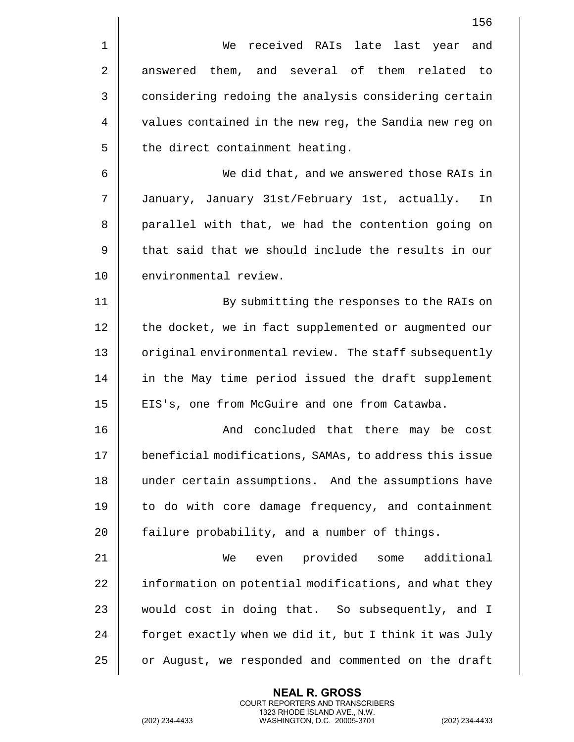We received RAIs late last year and answered them, and several of them related to considering redoing the analysis considering certain values contained in the new reg, the Sandia new reg on the direct containment heating.

We did that, and we answered those RAIs in January, January 31st/February 1st, actually. In parallel with that, we had the contention going on that said that we should include the results in our environmental review.

By submitting the responses to the RAIs on the docket, we in fact supplemented or augmented our original environmental review. The staff subsequently in the May time period issued the draft supplement EIS's, one from McGuire and one from Catawba.

And concluded that there may be cost beneficial modifications, SAMAs, to address this issue under certain assumptions. And the assumptions have to do with core damage frequency, and containment failure probability, and a number of things.

We even provided some additional information on potential modifications, and what they would cost in doing that. So subsequently, and I forget exactly when we did it, but I think it was July or August, we responded and commented on the draft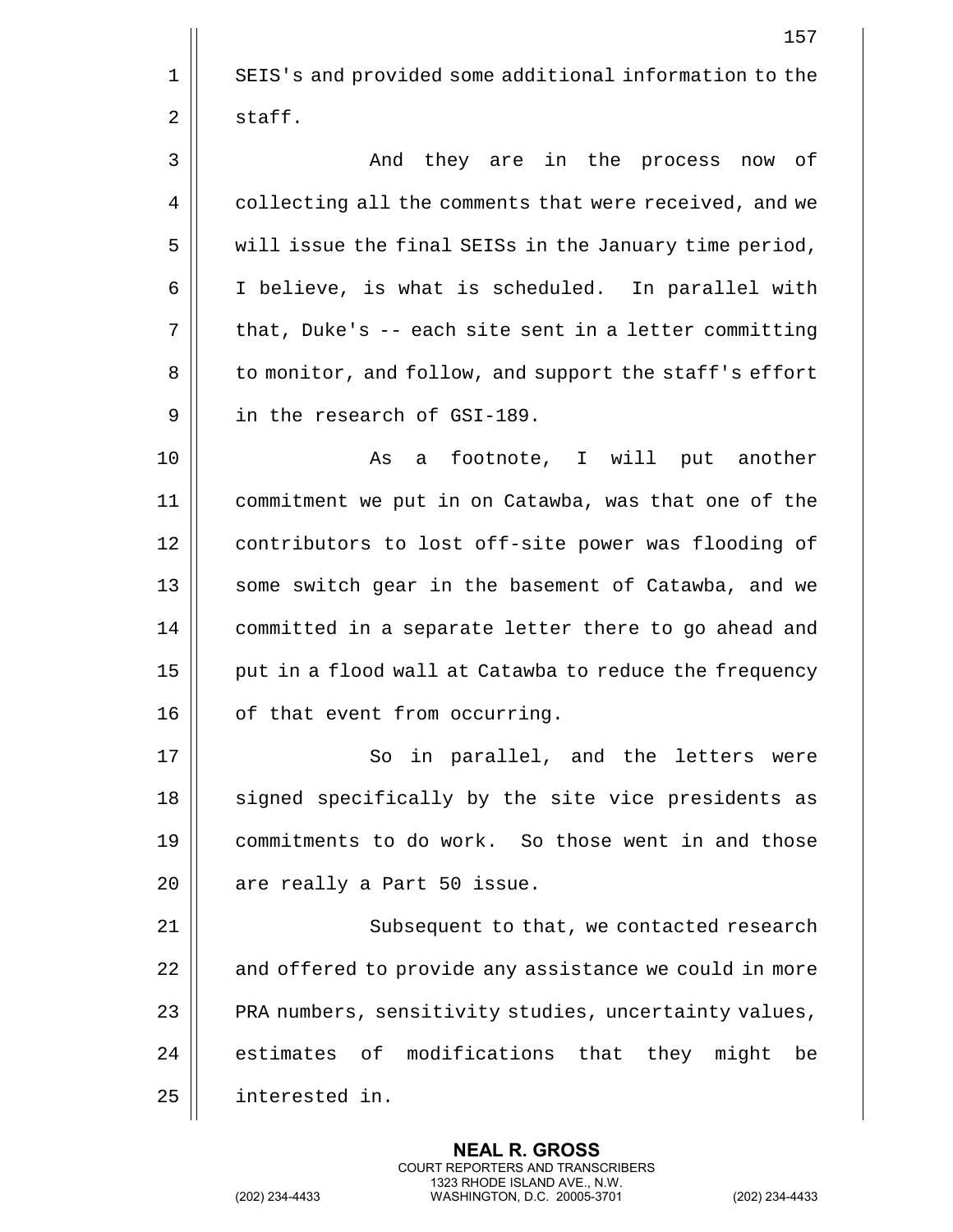SEIS's and provided some additional information to the staff.

And they are in the process now of collecting all the comments that were received, and we will issue the final SEISs in the January time period, I believe, is what is scheduled. In parallel with that, Duke's -- each site sent in a letter committing to monitor, and follow, and support the staff's effort in the research of GSI-189.

As a footnote, I will put another commitment we put in on Catawba, was that one of the contributors to lost off-site power was flooding of some switch gear in the basement of Catawba, and we committed in a separate letter there to go ahead and put in a flood wall at Catawba to reduce the frequency of that event from occurring.

So in parallel, and the letters were signed specifically by the site vice presidents as commitments to do work. So those went in and those are really a Part 50 issue.

Subsequent to that, we contacted research and offered to provide any assistance we could in more PRA numbers, sensitivity studies, uncertainty values, estimates of modifications that they might be interested in.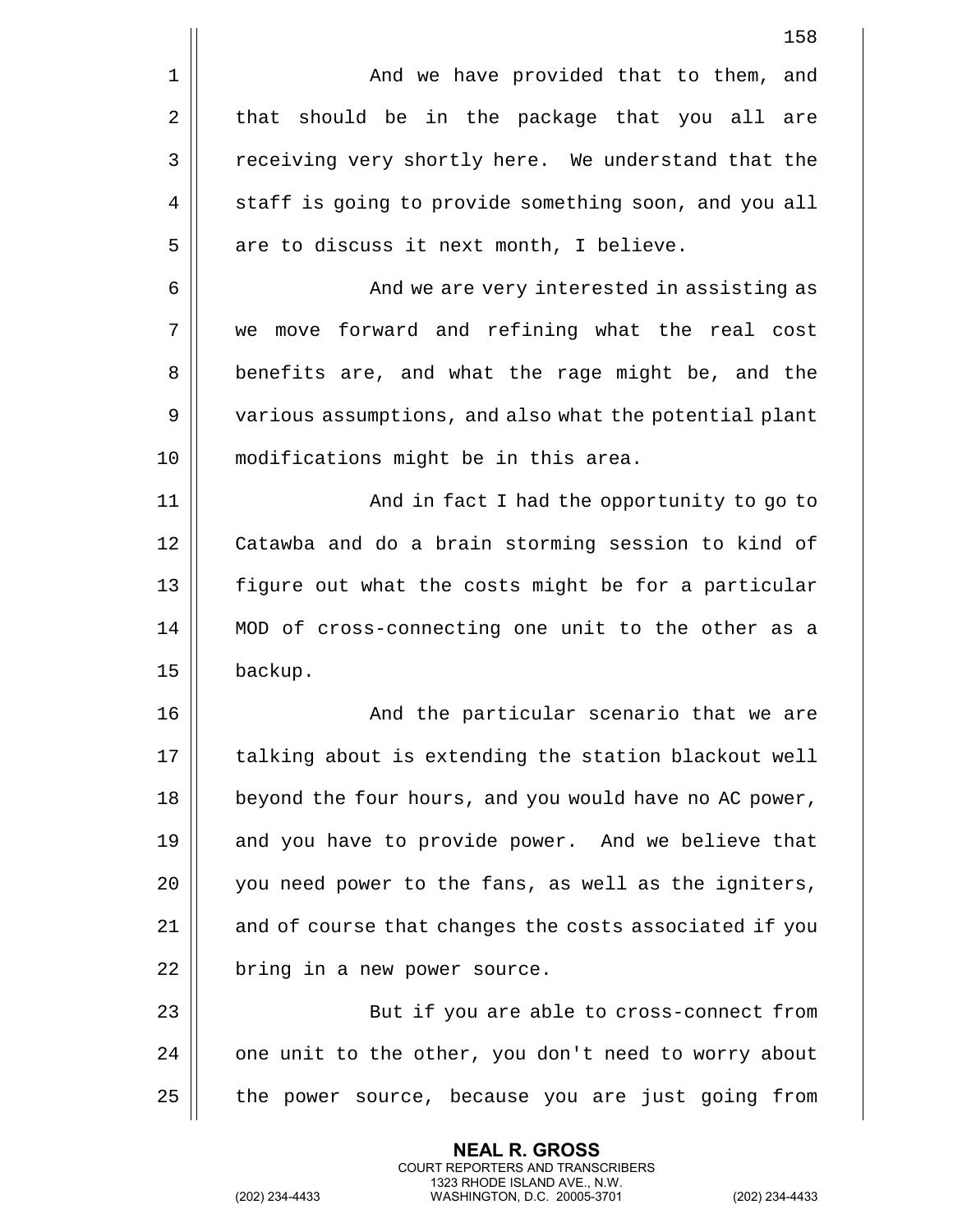And we have provided that to them, and that should be in the package that you all are receiving very shortly here. We understand that the staff is going to provide something soon, and you all are to discuss it next month, I believe.

And we are very interested in assisting as we move forward and refining what the real cost benefits are, and what the rage might be, and the various assumptions, and also what the potential plant modifications might be in this area.

And in fact I had the opportunity to go to Catawba and do a brain storming session to kind of figure out what the costs might be for a particular MOD of cross-connecting one unit to the other as a backup.

And the particular scenario that we are talking about is extending the station blackout well beyond the four hours, and you would have no AC power, and you have to provide power. And we believe that you need power to the fans, as well as the igniters, and of course that changes the costs associated if you bring in a new power source.

But if you are able to cross-connect from one unit to the other, you don't need to worry about the power source, because you are just going from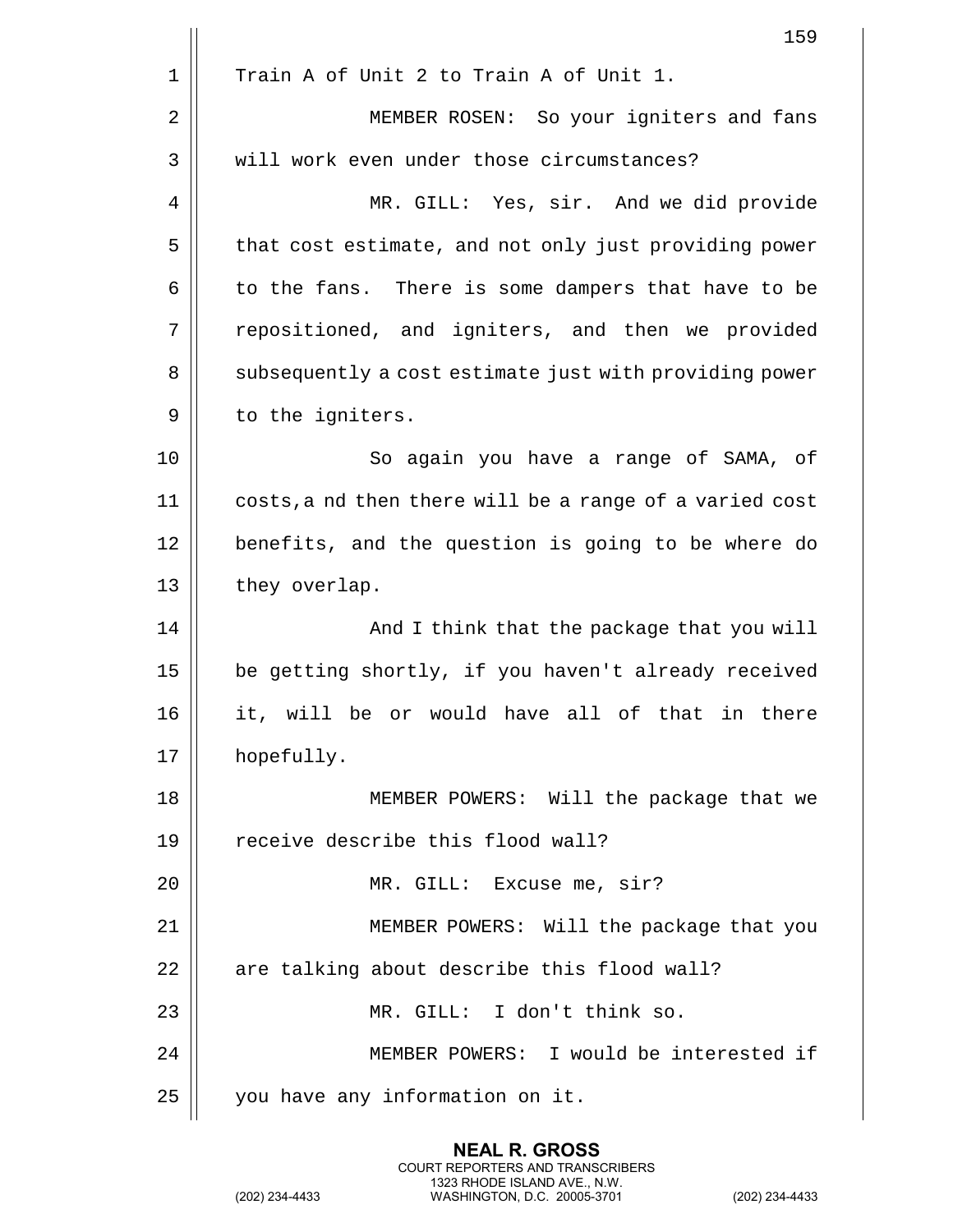Train A of Unit 2 to Train A of Unit 1.

MEMBER ROSEN: So your igniters and fans will work even under those circumstances?

MR. GILL: Yes, sir. And we did provide that cost estimate, and not only just providing power to the fans. There is some dampers that have to be repositioned, and igniters, and then we provided subsequently a cost estimate just with providing power to the igniters.

So again you have a range of SAMA, of costs,a nd then there will be a range of a varied cost benefits, and the question is going to be where do they overlap.

And I think that the package that you will be getting shortly, if you haven't already received it, will be or would have all of that in there hopefully.

MEMBER POWERS: Will the package that we receive describe this flood wall?

MR. GILL: Excuse me, sir?

MEMBER POWERS: Will the package that you are talking about describe this flood wall?

MR. GILL: I don't think so.

MEMBER POWERS: I would be interested if you have any information on it.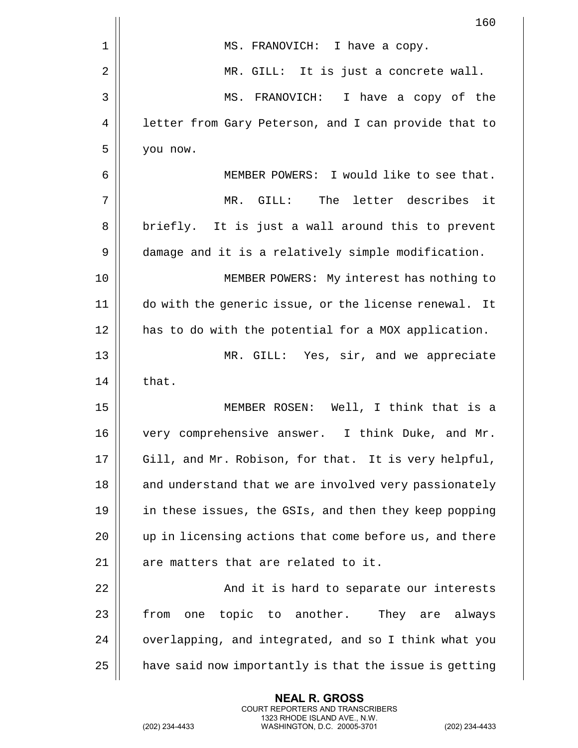MS. FRANOVICH: I have a copy.

MR. GILL: It is just a concrete wall.

MS. FRANOVICH: I have a copy of the letter from Gary Peterson, and I can provide that to you now.

MEMBER POWERS: I would like to see that.

MR. GILL: The letter describes it briefly. It is just a wall around this to prevent damage and it is a relatively simple modification.

MEMBER POWERS: My interest has nothing to do with the generic issue, or the license renewal. It has to do with the potential for a MOX application.

MR. GILL: Yes, sir, and we appreciate that.

MEMBER ROSEN: Well, I think that is a very comprehensive answer. I think Duke, and Mr. Gill, and Mr. Robison, for that. It is very helpful, and understand that we are involved very passionately in these issues, the GSIs, and then they keep popping up in licensing actions that come before us, and there are matters that are related to it.

And it is hard to separate our interests from one topic to another. They are always overlapping, and integrated, and so I think what you have said now importantly is that the issue is getting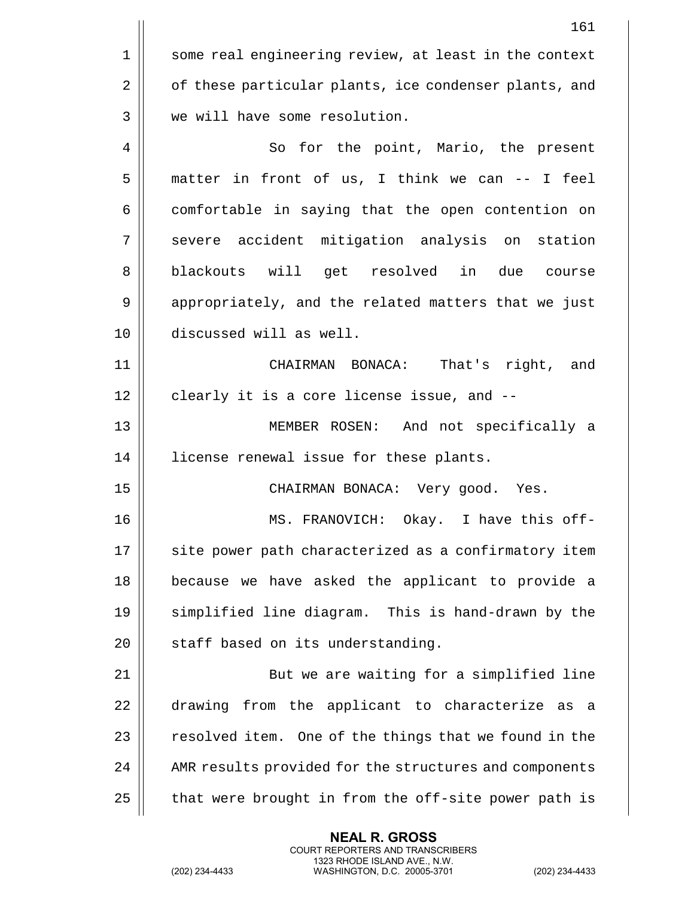some real engineering review, at least in the context of these particular plants, ice condenser plants, and we will have some resolution.

So for the point, Mario, the present matter in front of us, I think we can -- I feel comfortable in saying that the open contention on severe accident mitigation analysis on station blackouts will get resolved in due course appropriately, and the related matters that we just discussed will as well.

CHAIRMAN BONACA: That's right, and clearly it is a core license issue, and --

MEMBER ROSEN: And not specifically a license renewal issue for these plants.

CHAIRMAN BONACA: Very good. Yes.

MS. FRANOVICH: Okay. I have this off-site power path characterized as a confirmatory item because we have asked the applicant to provide a simplified line diagram. This is hand-drawn by the staff based on its understanding.

But we are waiting for a simplified line drawing from the applicant to characterize as a resolved item. One of the things that we found in the AMR results provided for the structures and components that were brought in from the off-site power path is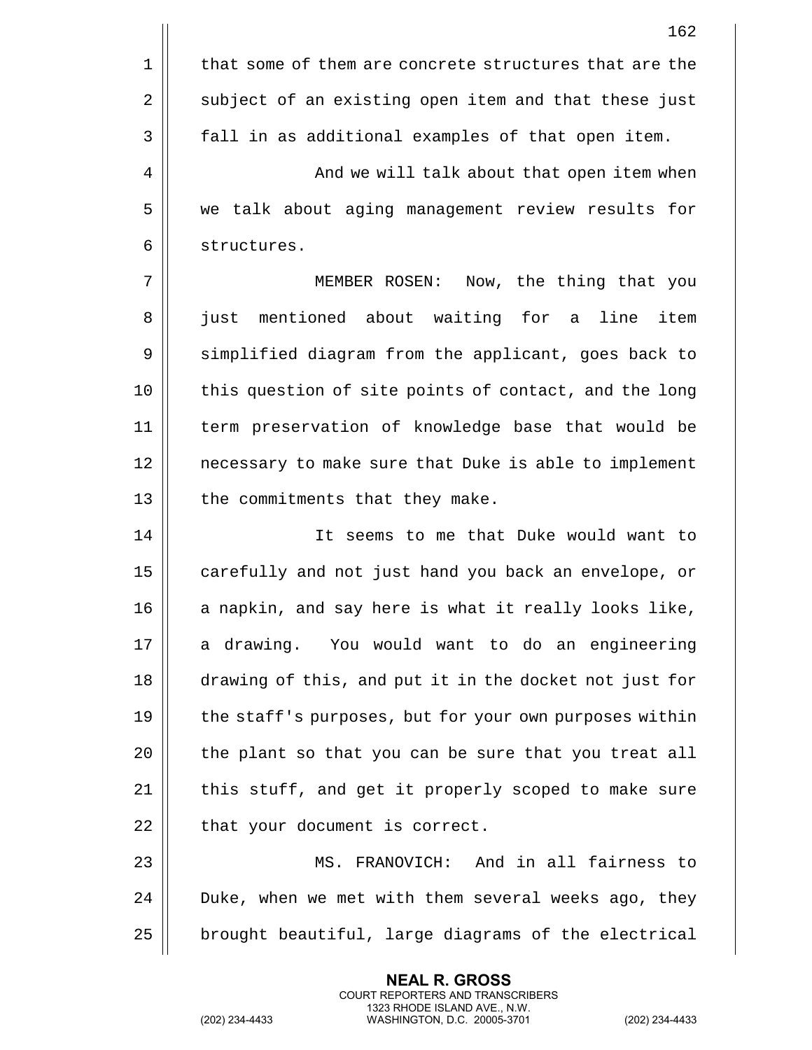that some of them are concrete structures that are the subject of an existing open item and that these just fall in as additional examples of that open item.

And we will talk about that open item when we talk about aging management review results for structures.

MEMBER ROSEN: Now, the thing that you just mentioned about waiting for a line item simplified diagram from the applicant, goes back to this question of site points of contact, and the long term preservation of knowledge base that would be necessary to make sure that Duke is able to implement the commitments that they make.

It seems to me that Duke would want to carefully and not just hand you back an envelope, or a napkin, and say here is what it really looks like, a drawing. You would want to do an engineering drawing of this, and put it in the docket not just for the staff's purposes, but for your own purposes within the plant so that you can be sure that you treat all this stuff, and get it properly scoped to make sure that your document is correct.

MS. FRANOVICH: And in all fairness to Duke, when we met with them several weeks ago, they brought beautiful, large diagrams of the electrical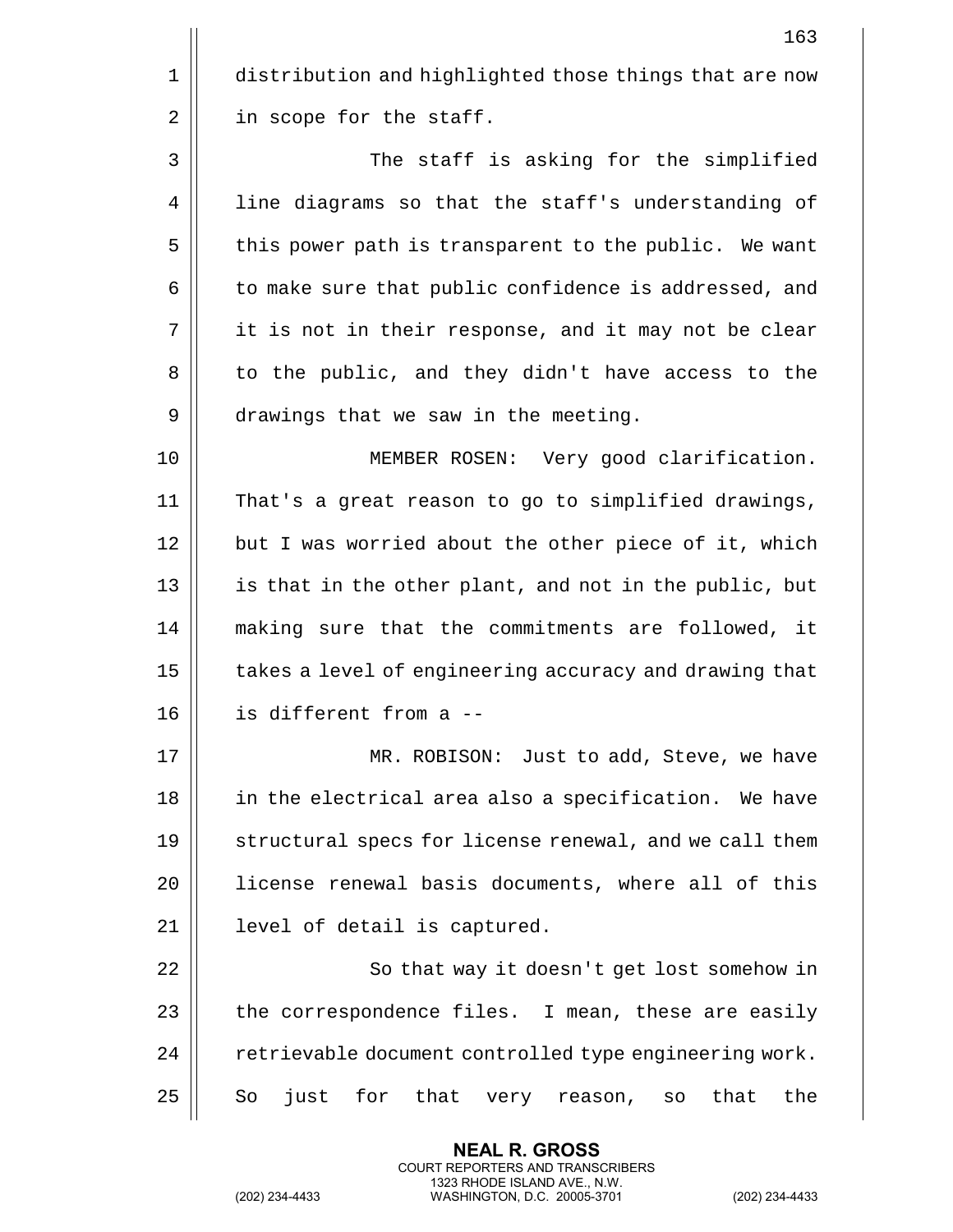distribution and highlighted those things that are now in scope for the staff.

The staff is asking for the simplified line diagrams so that the staff's understanding of this power path is transparent to the public. We want to make sure that public confidence is addressed, and it is not in their response, and it may not be clear to the public, and they didn't have access to the drawings that we saw in the meeting.

MEMBER ROSEN: Very good clarification. That's a great reason to go to simplified drawings, but I was worried about the other piece of it, which is that in the other plant, and not in the public, but making sure that the commitments are followed, it takes a level of engineering accuracy and drawing that is different from a --

MR. ROBISON: Just to add, Steve, we have in the electrical area also a specification. We have structural specs for license renewal, and we call them license renewal basis documents, where all of this level of detail is captured.

So that way it doesn't get lost somehow in the correspondence files. I mean, these are easily retrievable document controlled type engineering work. So just for that very reason, so that the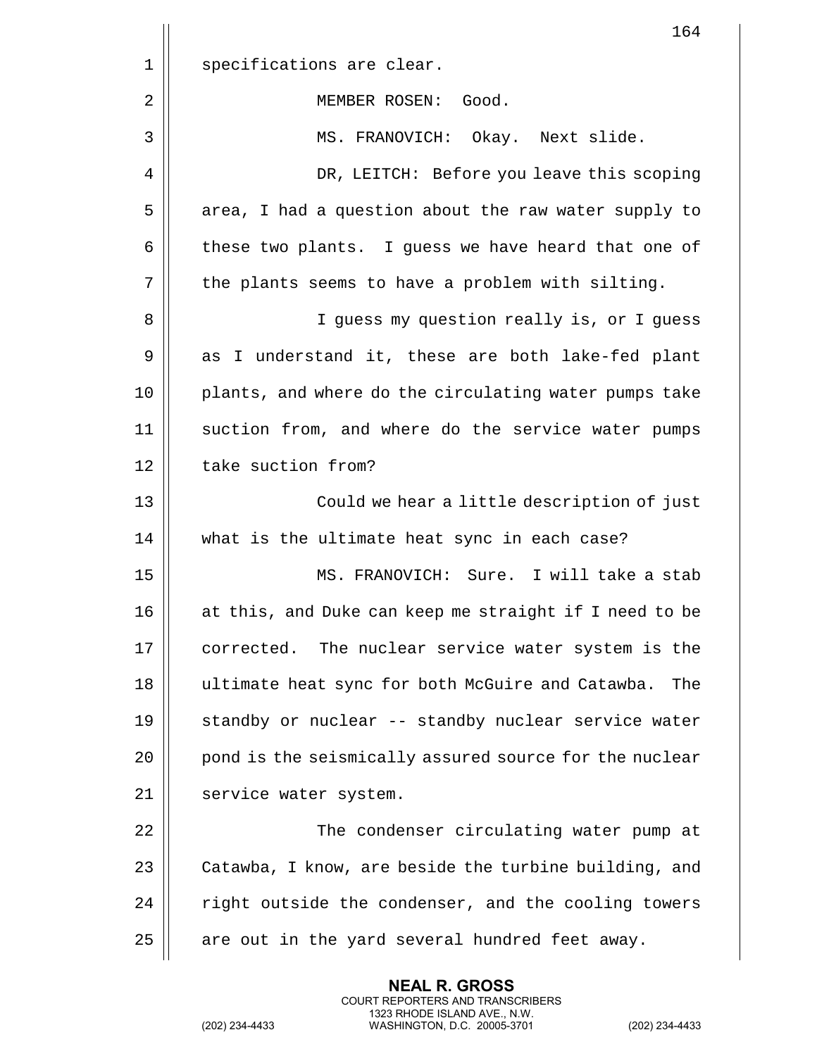specifications are clear.

MEMBER ROSEN: Good.

MS. FRANOVICH: Okay. Next slide.

DR, LEITCH: Before you leave this scoping area, I had a question about the raw water supply to these two plants. I guess we have heard that one of the plants seems to have a problem with silting.

I guess my question really is, or I guess as I understand it, these are both lake-fed plant plants, and where do the circulating water pumps take suction from, and where do the service water pumps take suction from?

Could we hear a little description of just what is the ultimate heat sync in each case?

MS. FRANOVICH: Sure. I will take a stab at this, and Duke can keep me straight if I need to be corrected. The nuclear service water system is the ultimate heat sync for both McGuire and Catawba. The standby or nuclear -- standby nuclear service water pond is the seismically assured source for the nuclear service water system.

The condenser circulating water pump at Catawba, I know, are beside the turbine building, and right outside the condenser, and the cooling towers are out in the yard several hundred feet away.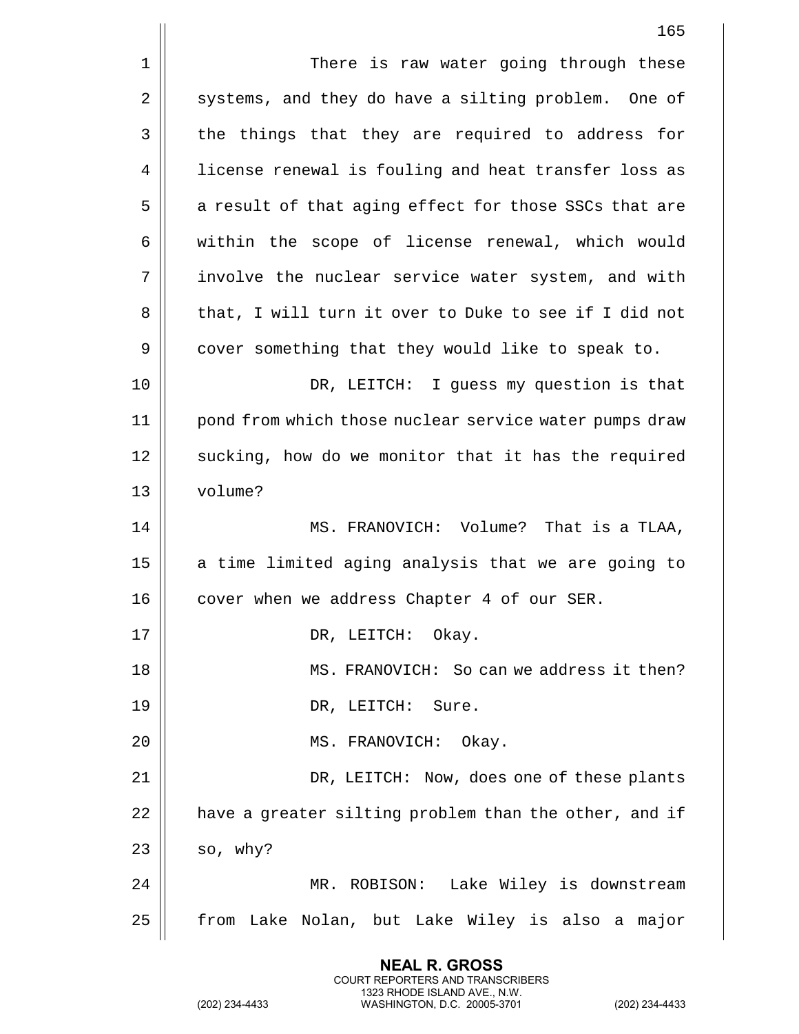There is raw water going through these systems, and they do have a silting problem. One of the things that they are required to address for license renewal is fouling and heat transfer loss as a result of that aging effect for those SSCs that are within the scope of license renewal, which would involve the nuclear service water system, and with that, I will turn it over to Duke to see if I did not cover something that they would like to speak to.

DR, LEITCH: I guess my question is that pond from which those nuclear service water pumps draw sucking, how do we monitor that it has the required volume?

MS. FRANOVICH: Volume? That is a TLAA, a time limited aging analysis that we are going to cover when we address Chapter 4 of our SER.

DR, LEITCH: Okay.

MS. FRANOVICH: So can we address it then?

DR, LEITCH: Sure.

MS. FRANOVICH: Okay.

DR, LEITCH: Now, does one of these plants have a greater silting problem than the other, and if so, why?

MR. ROBISON: Lake Wiley is downstream from Lake Nolan, but Lake Wiley is also a major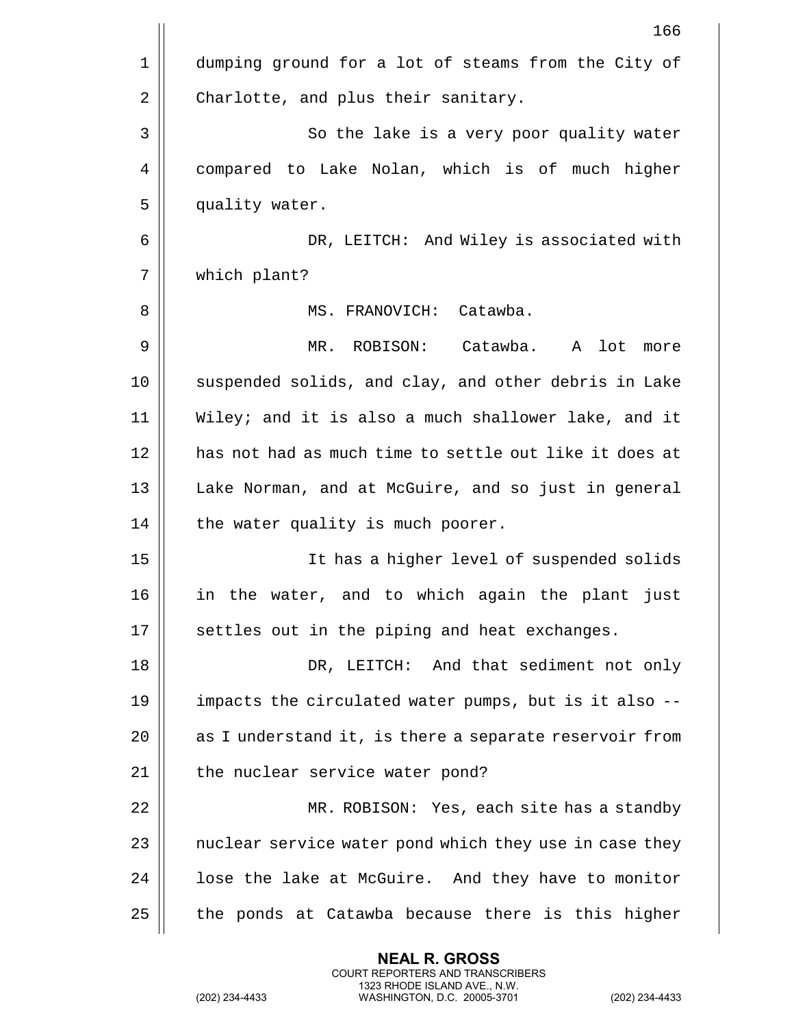dumping ground for a lot of steams from the City of Charlotte, and plus their sanitary.

So the lake is a very poor quality water compared to Lake Nolan, which is of much higher quality water.

DR, LEITCH: And Wiley is associated with which plant?

MS. FRANOVICH: Catawba.

MR. ROBISON: Catawba. A lot more suspended solids, and clay, and other debris in Lake Wiley; and it is also a much shallower lake, and it has not had as much time to settle out like it does at Lake Norman, and at McGuire, and so just in general the water quality is much poorer.

It has a higher level of suspended solids in the water, and to which again the plant just settles out in the piping and heat exchanges.

DR, LEITCH: And that sediment not only impacts the circulated water pumps, but is it also -- as I understand it, is there a separate reservoir from the nuclear service water pond?

MR. ROBISON: Yes, each site has a standby nuclear service water pond which they use in case they lose the lake at McGuire. And they have to monitor the ponds at Catawba because there is this higher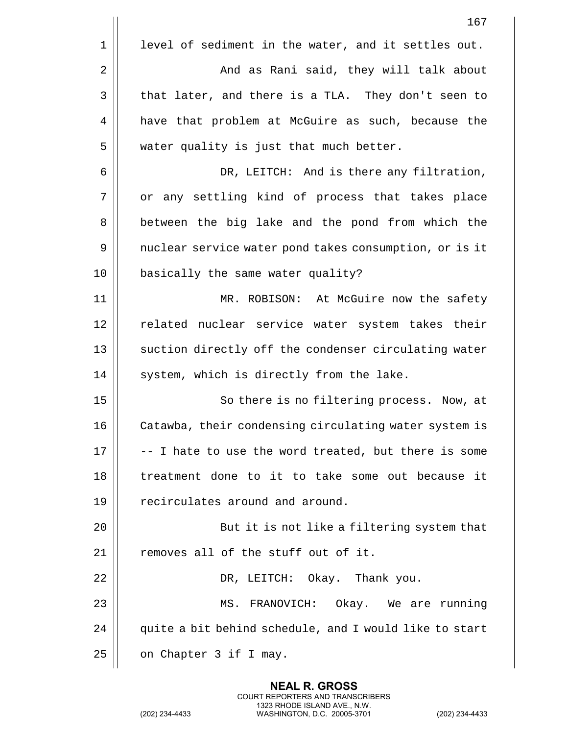level of sediment in the water, and it settles out.

And as Rani said, they will talk about that later, and there is a TLA. They don't seen to have that problem at McGuire as such, because the water quality is just that much better.

DR, LEITCH: And is there any filtration, or any settling kind of process that takes place between the big lake and the pond from which the nuclear service water pond takes consumption, or is it basically the same water quality?

MR. ROBISON: At McGuire now the safety related nuclear service water system takes their suction directly off the condenser circulating water system, which is directly from the lake.

So there is no filtering process. Now, at Catawba, their condensing circulating water system is -- I hate to use the word treated, but there is some treatment done to it to take some out because it recirculates around and around.

But it is not like a filtering system that removes all of the stuff out of it.

DR, LEITCH: Okay. Thank you.

MS. FRANOVICH: Okay. We are running quite a bit behind schedule, and I would like to start on Chapter 3 if I may.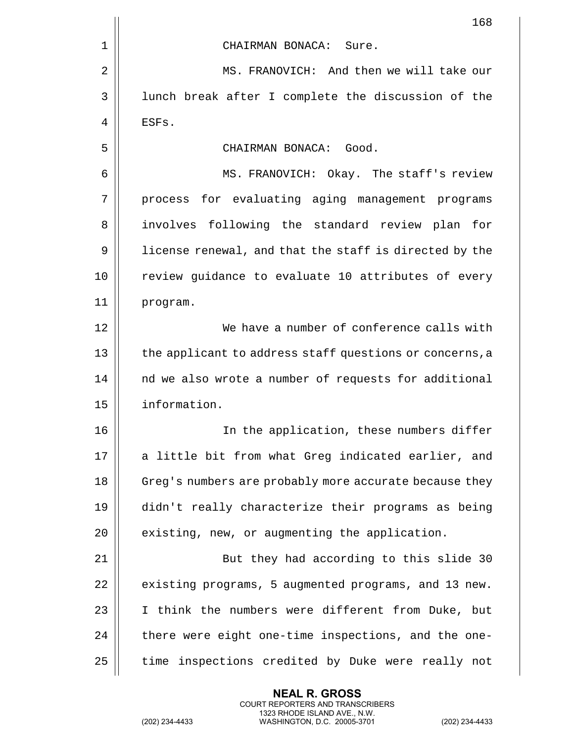CHAIRMAN BONACA: Sure.

MS. FRANOVICH: And then we will take our lunch break after I complete the discussion of the ESFs.

CHAIRMAN BONACA: Good.

MS. FRANOVICH: Okay. The staff's review process for evaluating aging management programs involves following the standard review plan for license renewal, and that the staff is directed by the review guidance to evaluate 10 attributes of every program.

We have a number of conference calls with the applicant to address staff questions or concerns,a nd we also wrote a number of requests for additional information.

In the application, these numbers differ a little bit from what Greg indicated earlier, and Greg's numbers are probably more accurate because they didn't really characterize their programs as being existing, new, or augmenting the application.

But they had according to this slide 30 existing programs, 5 augmented programs, and 13 new. I think the numbers were different from Duke, but there were eight one-time inspections, and the one-time inspections credited by Duke were really not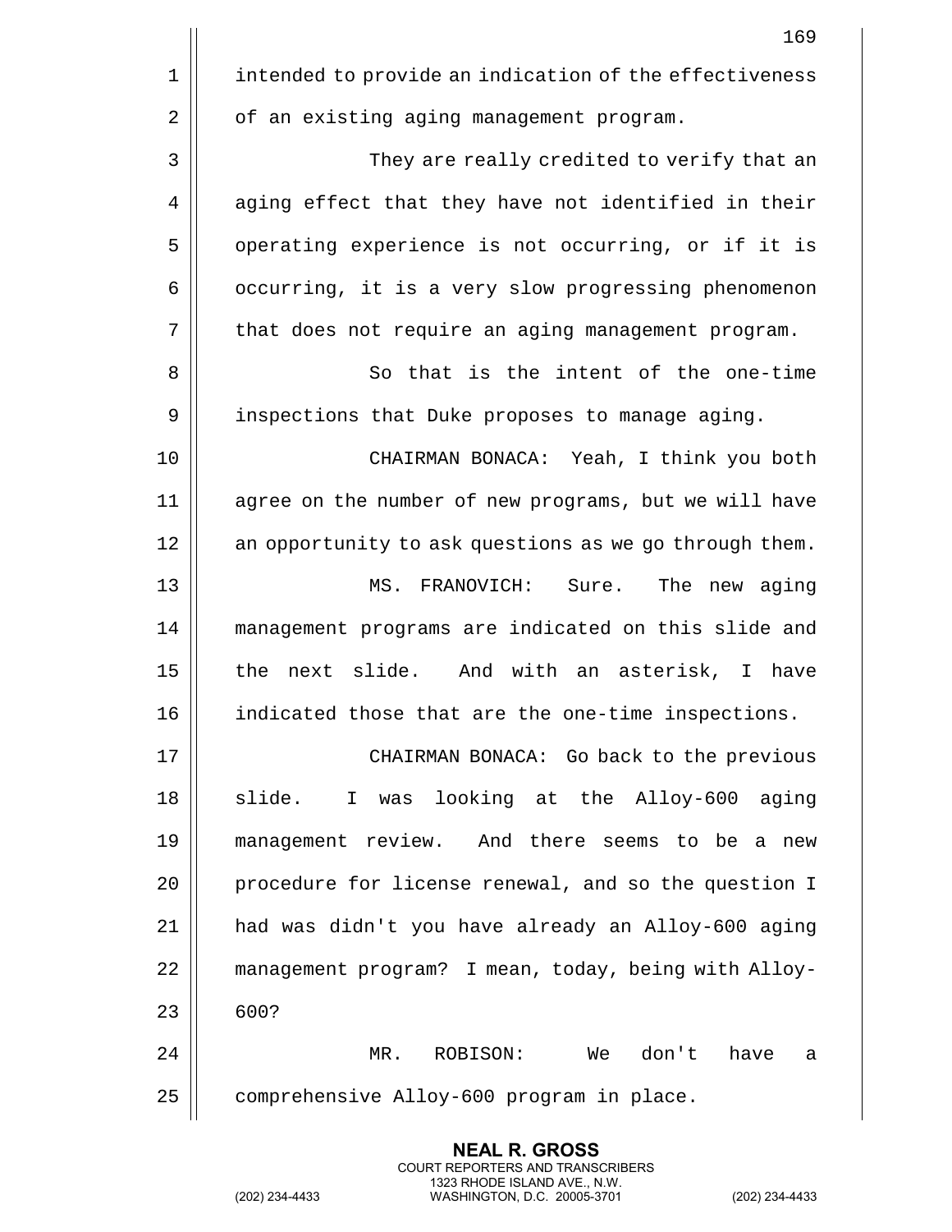intended to provide an indication of the effectiveness of an existing aging management program.

They are really credited to verify that an aging effect that they have not identified in their operating experience is not occurring, or if it is occurring, it is a very slow progressing phenomenon that does not require an aging management program.

So that is the intent of the one-time inspections that Duke proposes to manage aging.

CHAIRMAN BONACA: Yeah, I think you both agree on the number of new programs, but we will have an opportunity to ask questions as we go through them.

MS. FRANOVICH: Sure. The new aging management programs are indicated on this slide and the next slide. And with an asterisk, I have indicated those that are the one-time inspections.

CHAIRMAN BONACA: Go back to the previous slide. I was looking at the Alloy-600 aging management review. And there seems to be a new procedure for license renewal, and so the question I had was didn't you have already an Alloy-600 aging management program? I mean, today, being with Alloy-600?

MR. ROBISON: We don't have a comprehensive Alloy-600 program in place.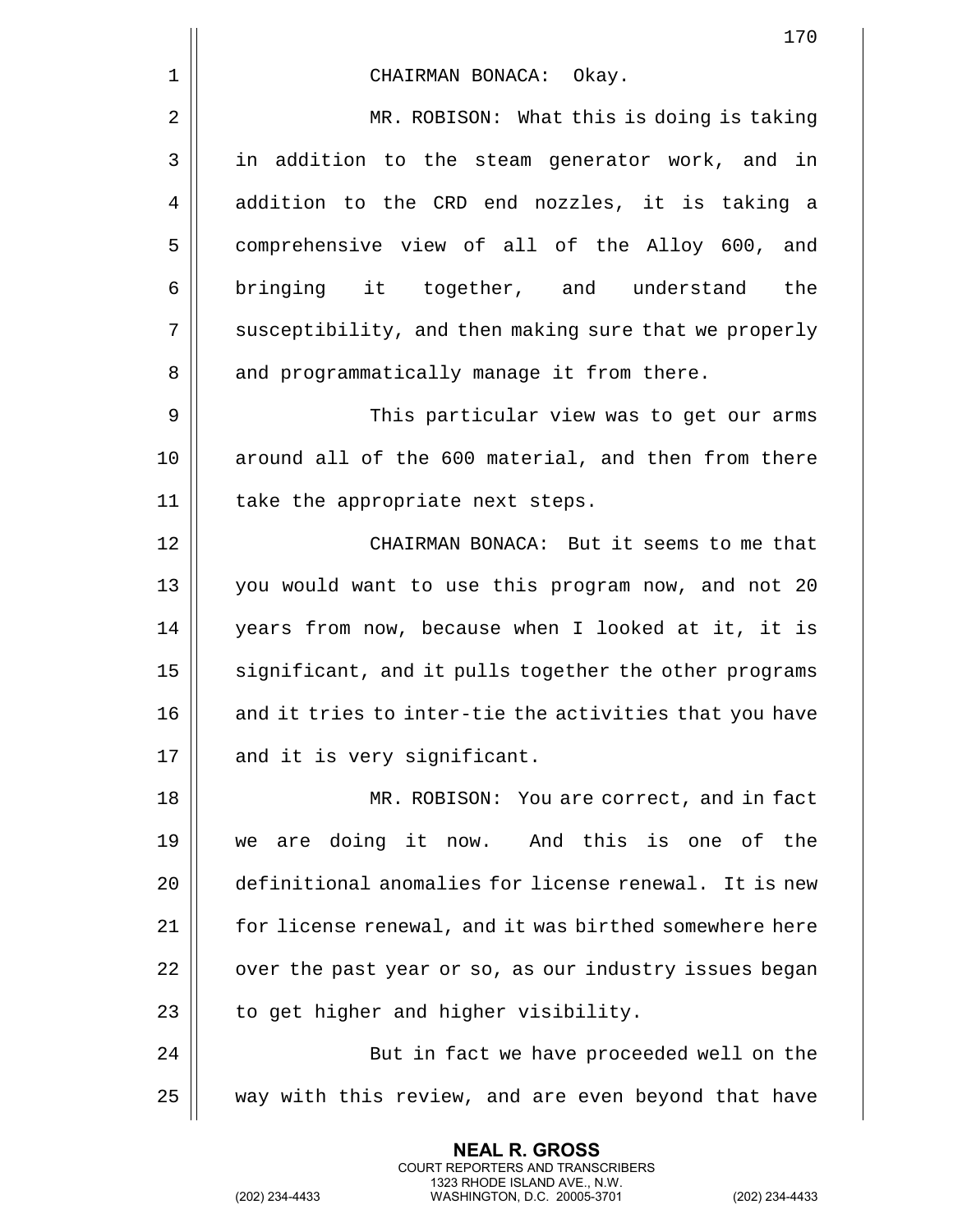CHAIRMAN BONACA: Okay.

MR. ROBISON: What this is doing is taking in addition to the steam generator work, and in addition to the CRD end nozzles, it is taking a comprehensive view of all of the Alloy 600, and bringing it together, and understand the susceptibility, and then making sure that we properly and programmatically manage it from there.

This particular view was to get our arms around all of the 600 material, and then from there take the appropriate next steps.

CHAIRMAN BONACA: But it seems to me that you would want to use this program now, and not 20 years from now, because when I looked at it, it is significant, and it pulls together the other programs and it tries to inter-tie the activities that you have and it is very significant.

MR. ROBISON: You are correct, and in fact we are doing it now. And this is one of the definitional anomalies for license renewal. It is new for license renewal, and it was birthed somewhere here over the past year or so, as our industry issues began to get higher and higher visibility.

But in fact we have proceeded well on the way with this review, and are even beyond that have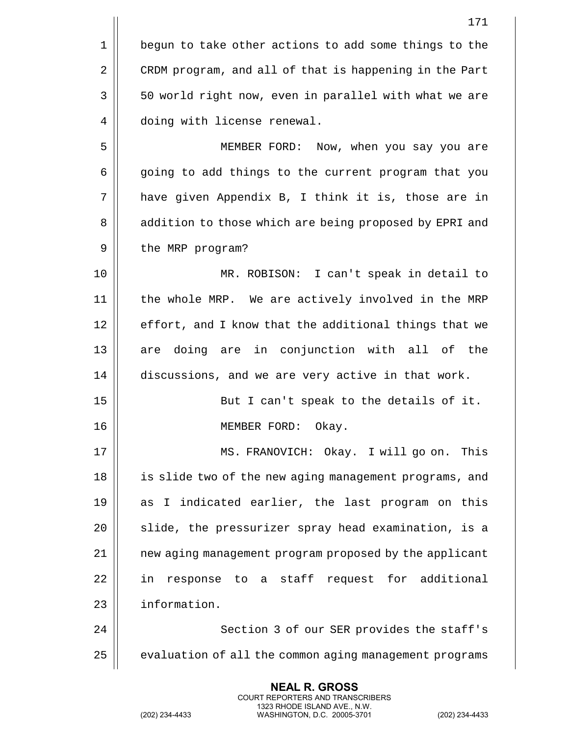begun to take other actions to add some things to the CRDM program, and all of that is happening in the Part 50 world right now, even in parallel with what we are doing with license renewal.

MEMBER FORD: Now, when you say you are going to add things to the current program that you have given Appendix B, I think it is, those are in addition to those which are being proposed by EPRI and the MRP program?

MR. ROBISON: I can't speak in detail to the whole MRP. We are actively involved in the MRP effort, and I know that the additional things that we are doing are in conjunction with all of the discussions, and we are very active in that work.

But I can't speak to the details of it.

MEMBER FORD: Okay.

MS. FRANOVICH: Okay. I will go on. This is slide two of the new aging management programs, and as I indicated earlier, the last program on this slide, the pressurizer spray head examination, is a new aging management program proposed by the applicant in response to a staff request for additional information.

Section 3 of our SER provides the staff's evaluation of all the common aging management programs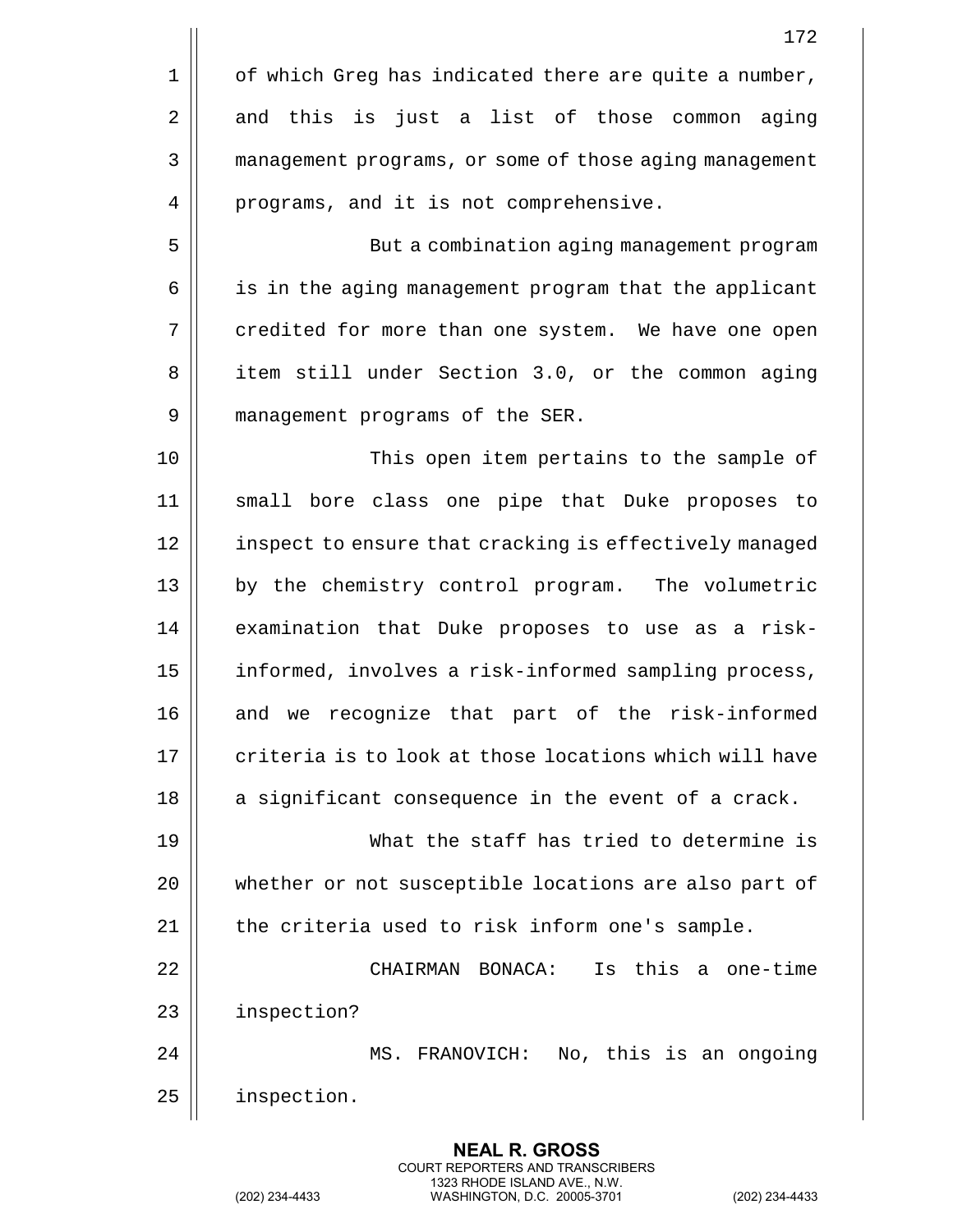of which Greg has indicated there are quite a number, and this is just a list of those common aging management programs, or some of those aging management programs, and it is not comprehensive.

But a combination aging management program is in the aging management program that the applicant credited for more than one system. We have one open item still under Section 3.0, or the common aging management programs of the SER.

This open item pertains to the sample of small bore class one pipe that Duke proposes to inspect to ensure that cracking is effectively managed by the chemistry control program. The volumetric examination that Duke proposes to use as a risk-informed, involves a risk-informed sampling process, and we recognize that part of the risk-informed criteria is to look at those locations which will have a significant consequence in the event of a crack.

What the staff has tried to determine is whether or not susceptible locations are also part of the criteria used to risk inform one's sample.

CHAIRMAN BONACA: Is this a one-time inspection?

MS. FRANOVICH: No, this is an ongoing inspection.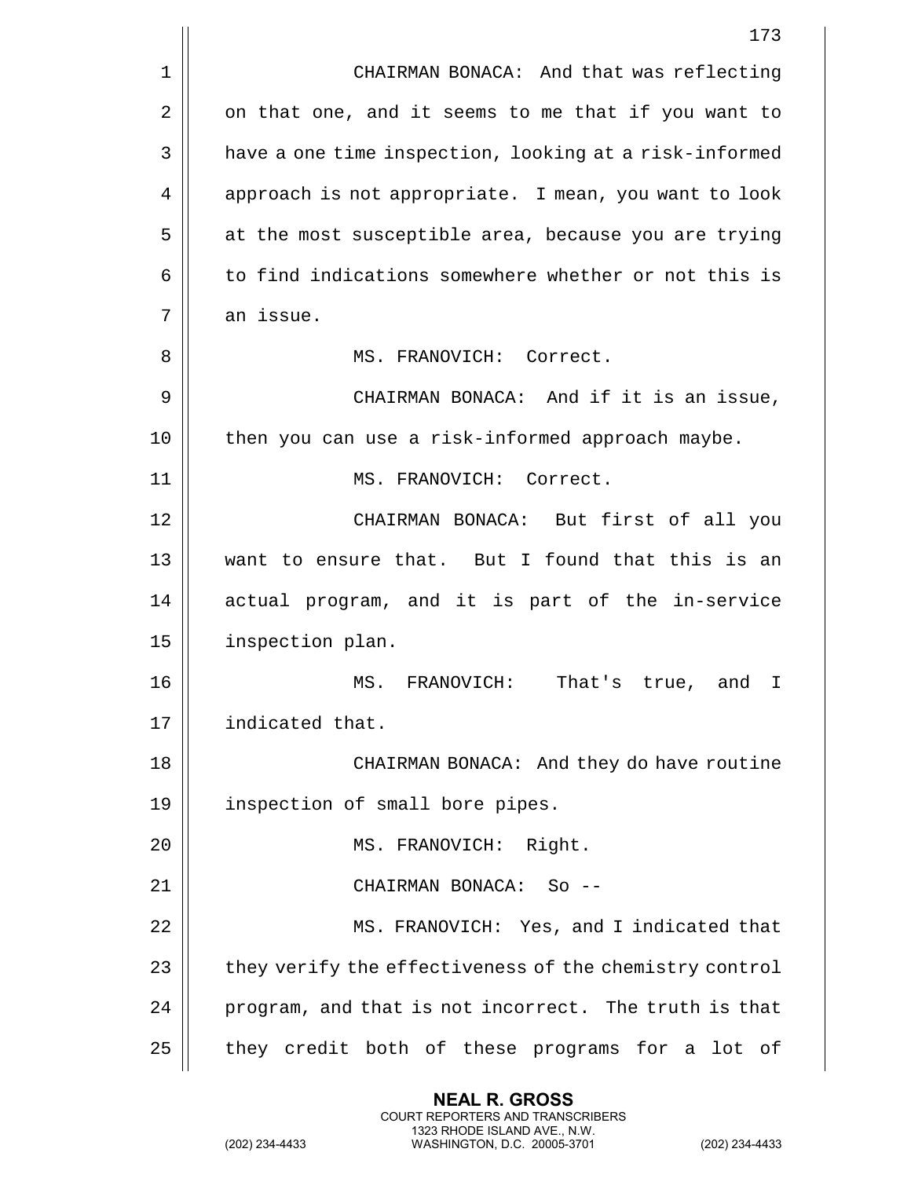CHAIRMAN BONACA: And that was reflecting on that one, and it seems to me that if you want to have a one time inspection, looking at a risk-informed approach is not appropriate. I mean, you want to look at the most susceptible area, because you are trying to find indications somewhere whether or not this is an issue.

MS. FRANOVICH: Correct.

CHAIRMAN BONACA: And if it is an issue, then you can use a risk-informed approach maybe.

MS. FRANOVICH: Correct.

CHAIRMAN BONACA: But first of all you want to ensure that. But I found that this is an actual program, and it is part of the in-service inspection plan.

MS. FRANOVICH: That's true, and I indicated that.

CHAIRMAN BONACA: And they do have routine inspection of small bore pipes.

MS. FRANOVICH: Right.

CHAIRMAN BONACA: So --

MS. FRANOVICH: Yes, and I indicated that they verify the effectiveness of the chemistry control program, and that is not incorrect. The truth is that they credit both of these programs for a lot of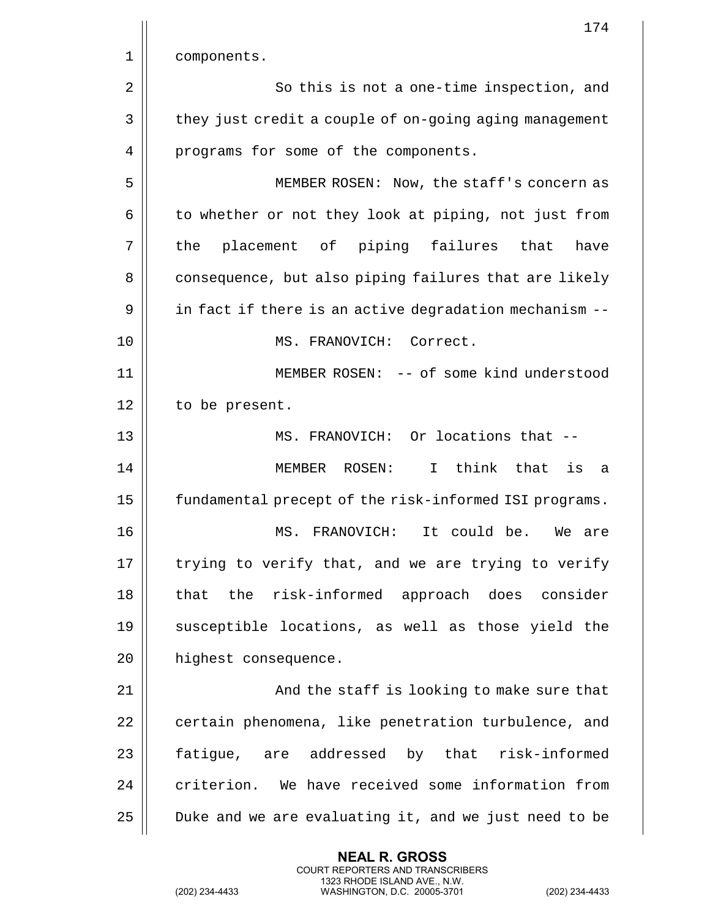components.

So this is not a one-time inspection, and they just credit a couple of on-going aging management programs for some of the components.

MEMBER ROSEN: Now, the staff's concern as to whether or not they look at piping, not just from the placement of piping failures that have consequence, but also piping failures that are likely in fact if there is an active degradation mechanism --

MS. FRANOVICH: Correct.

MEMBER ROSEN: -- of some kind understood to be present.

MS. FRANOVICH: Or locations that --

MEMBER ROSEN: I think that is a fundamental precept of the risk-informed ISI programs.

MS. FRANOVICH: It could be. We are trying to verify that, and we are trying to verify that the risk-informed approach does consider susceptible locations, as well as those yield the highest consequence.

And the staff is looking to make sure that certain phenomena, like penetration turbulence, and fatigue, are addressed by that risk-informed criterion. We have received some information from Duke and we are evaluating it, and we just need to be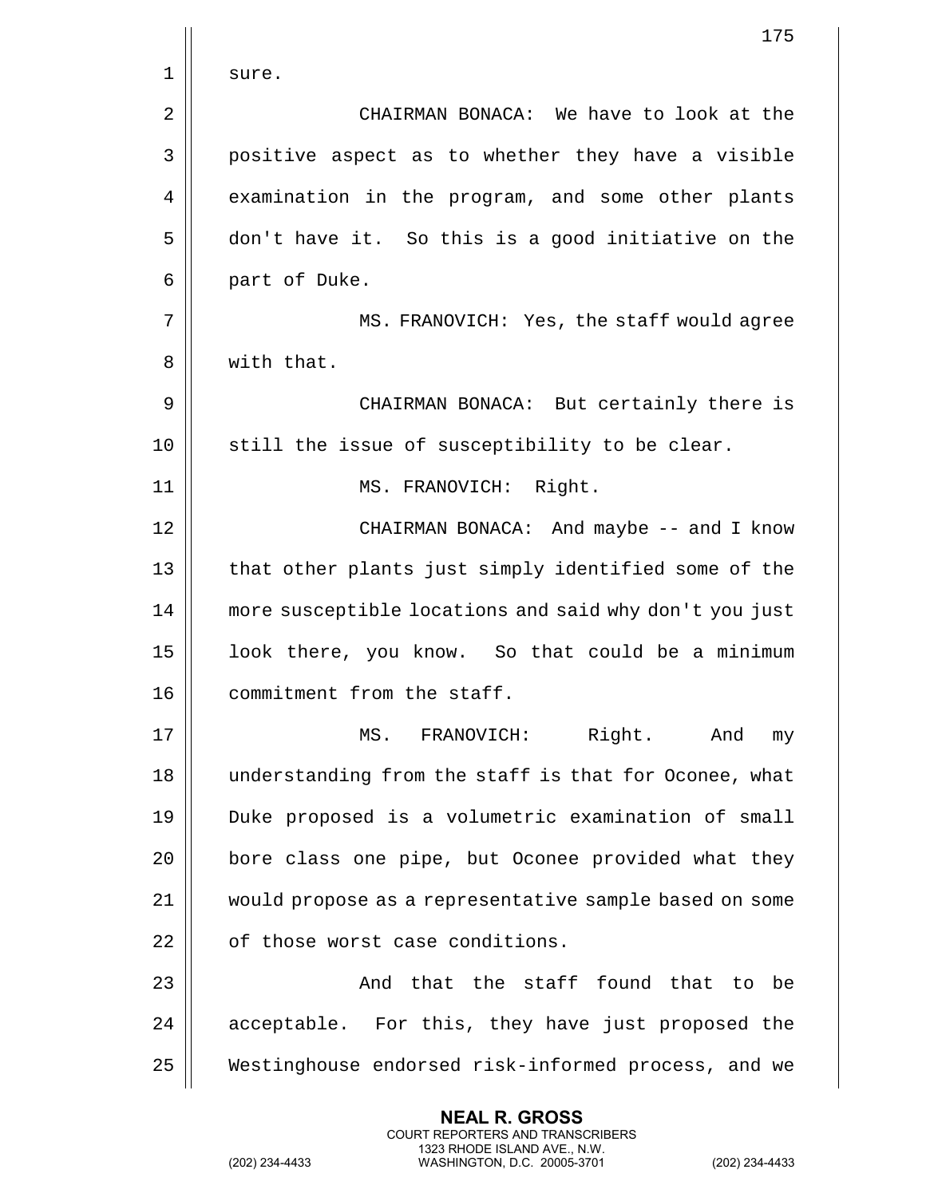sure.

CHAIRMAN BONACA: We have to look at the positive aspect as to whether they have a visible examination in the program, and some other plants don't have it. So this is a good initiative on the part of Duke.

MS. FRANOVICH: Yes, the staff would agree with that.

CHAIRMAN BONACA: But certainly there is still the issue of susceptibility to be clear.

MS. FRANOVICH: Right.

CHAIRMAN BONACA: And maybe -- and I know that other plants just simply identified some of the more susceptible locations and said why don't you just look there, you know. So that could be a minimum commitment from the staff.

MS. FRANOVICH: Right. And my understanding from the staff is that for Oconee, what Duke proposed is a volumetric examination of small bore class one pipe, but Oconee provided what they would propose as a representative sample based on some of those worst case conditions.

And that the staff found that to be acceptable. For this, they have just proposed the Westinghouse endorsed risk-informed process, and we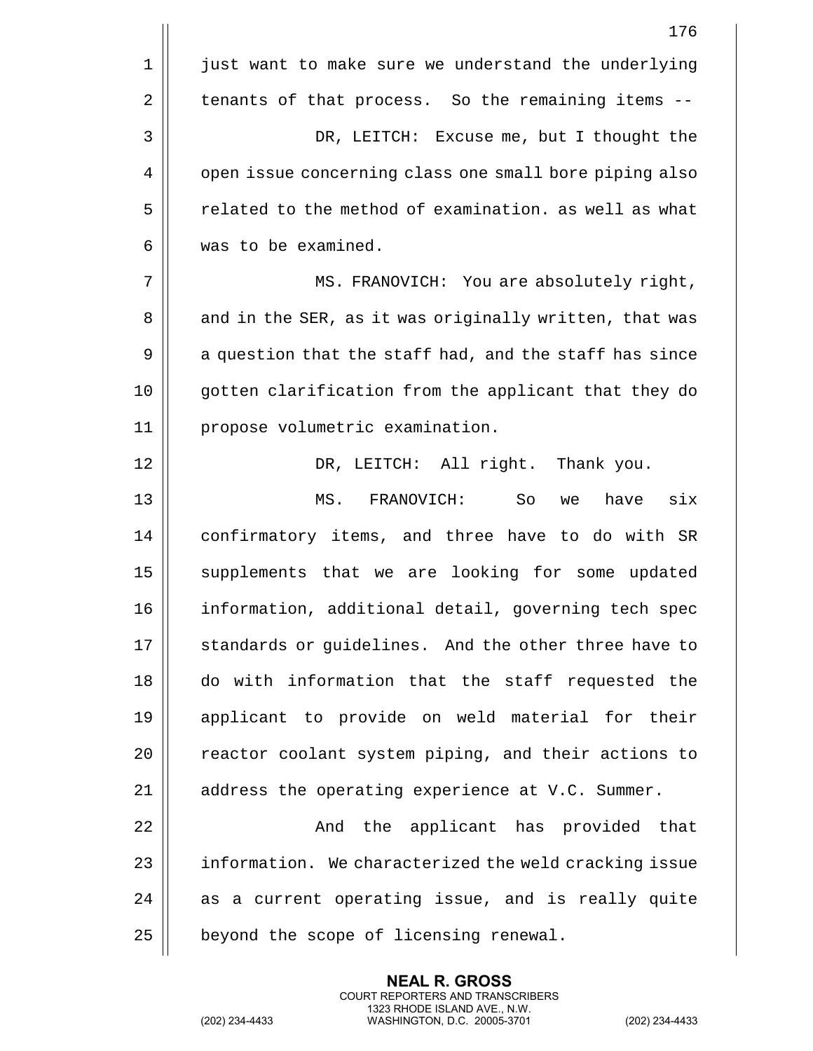just want to make sure we understand the underlying tenants of that process. So the remaining items --

DR, LEITCH: Excuse me, but I thought the open issue concerning class one small bore piping also related to the method of examination. as well as what was to be examined.

MS. FRANOVICH: You are absolutely right, and in the SER, as it was originally written, that was a question that the staff had, and the staff has since gotten clarification from the applicant that they do propose volumetric examination.

DR, LEITCH: All right. Thank you.

MS. FRANOVICH: So we have six confirmatory items, and three have to do with SR supplements that we are looking for some updated information, additional detail, governing tech spec standards or guidelines. And the other three have to do with information that the staff requested the applicant to provide on weld material for their reactor coolant system piping, and their actions to address the operating experience at V.C. Summer.

And the applicant has provided that information. We characterized the weld cracking issue as a current operating issue, and is really quite beyond the scope of licensing renewal.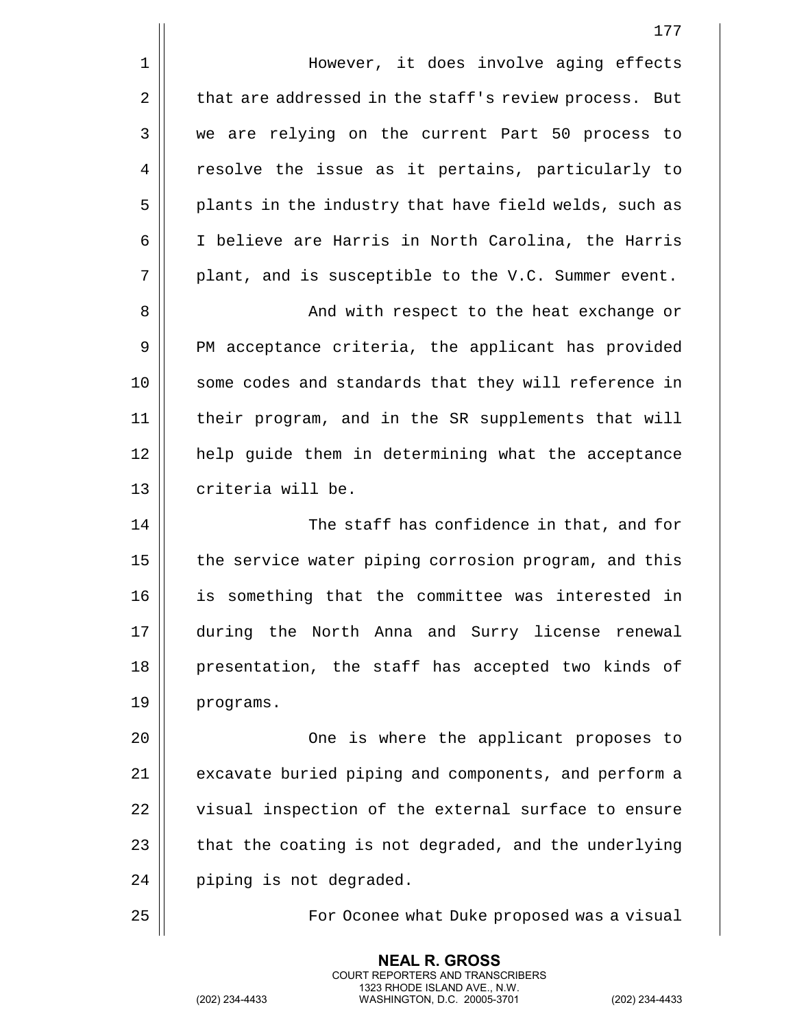However, it does involve aging effects that are addressed in the staff's review process. But we are relying on the current Part 50 process to resolve the issue as it pertains, particularly to plants in the industry that have field welds, such as I believe are Harris in North Carolina, the Harris plant, and is susceptible to the V.C. Summer event.

And with respect to the heat exchange or PM acceptance criteria, the applicant has provided some codes and standards that they will reference in their program, and in the SR supplements that will help guide them in determining what the acceptance criteria will be.

The staff has confidence in that, and for the service water piping corrosion program, and this is something that the committee was interested in during the North Anna and Surry license renewal presentation, the staff has accepted two kinds of programs.

One is where the applicant proposes to excavate buried piping and components, and perform a visual inspection of the external surface to ensure that the coating is not degraded, and the underlying piping is not degraded.

For Oconee what Duke proposed was a visual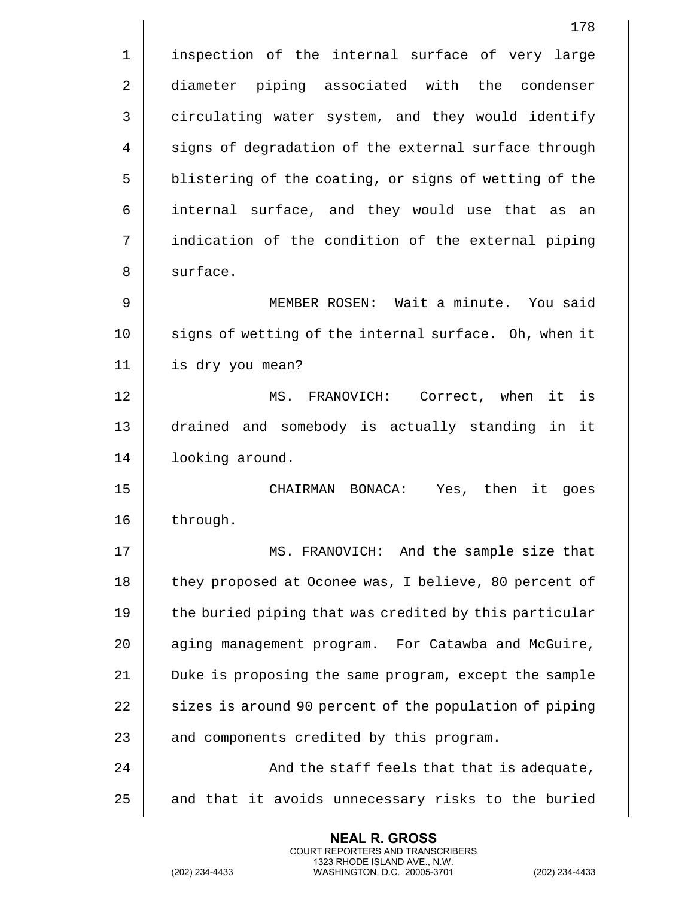inspection of the internal surface of very large diameter piping associated with the condenser circulating water system, and they would identify signs of degradation of the external surface through blistering of the coating, or signs of wetting of the internal surface, and they would use that as an indication of the condition of the external piping surface.

MEMBER ROSEN: Wait a minute. You said signs of wetting of the internal surface. Oh, when it is dry you mean?

MS. FRANOVICH: Correct, when it is drained and somebody is actually standing in it looking around.

CHAIRMAN BONACA: Yes, then it goes through.

MS. FRANOVICH: And the sample size that they proposed at Oconee was, I believe, 80 percent of the buried piping that was credited by this particular aging management program. For Catawba and McGuire, Duke is proposing the same program, except the sample sizes is around 90 percent of the population of piping and components credited by this program.

And the staff feels that that is adequate, and that it avoids unnecessary risks to the buried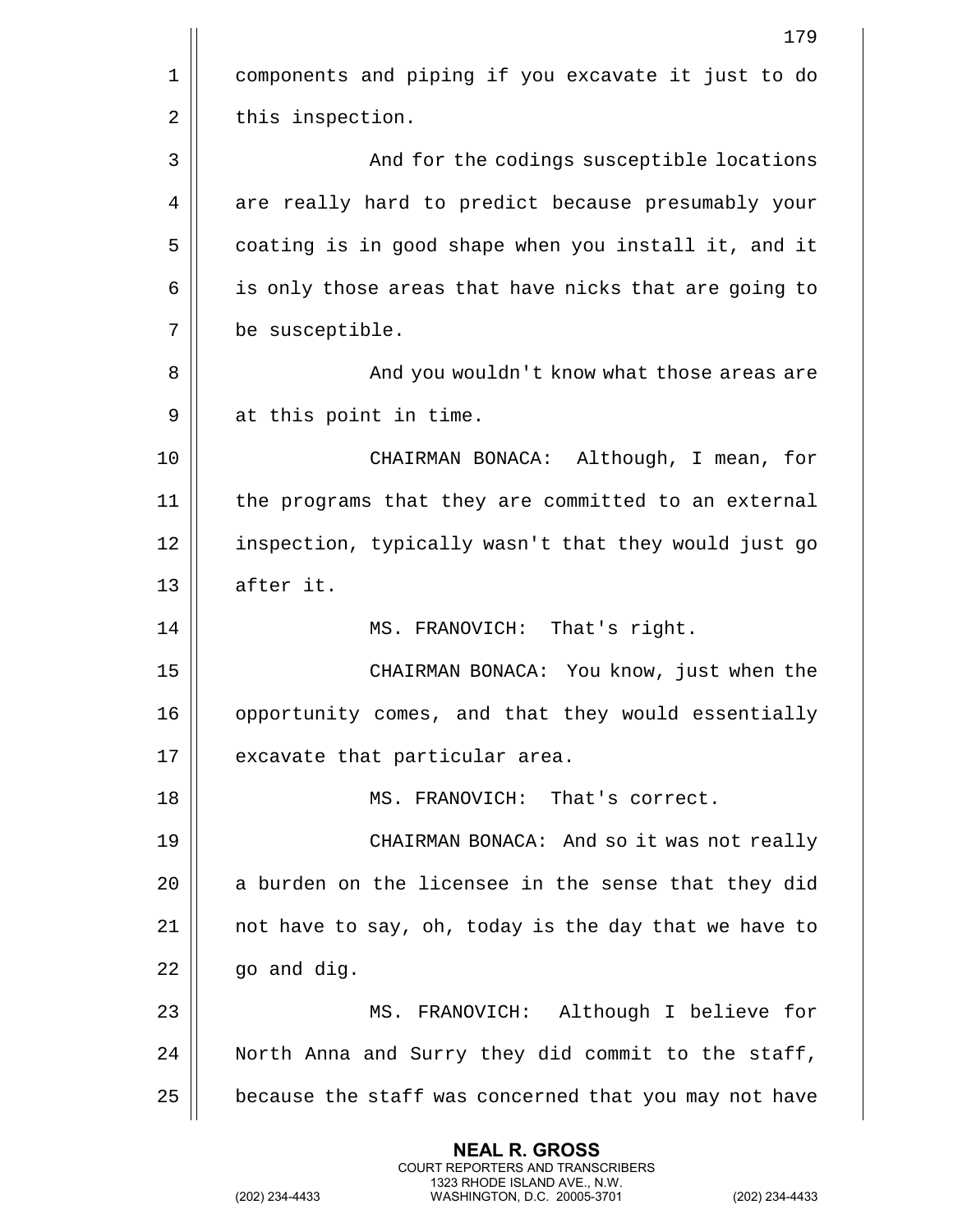components and piping if you excavate it just to do this inspection.

And for the codings susceptible locations are really hard to predict because presumably your coating is in good shape when you install it, and it is only those areas that have nicks that are going to be susceptible.

And you wouldn't know what those areas are at this point in time.

CHAIRMAN BONACA: Although, I mean, for the programs that they are committed to an external inspection, typically wasn't that they would just go after it.

MS. FRANOVICH: That's right.

CHAIRMAN BONACA: You know, just when the opportunity comes, and that they would essentially excavate that particular area.

MS. FRANOVICH: That's correct.

CHAIRMAN BONACA: And so it was not really a burden on the licensee in the sense that they did not have to say, oh, today is the day that we have to go and dig.

MS. FRANOVICH: Although I believe for North Anna and Surry they did commit to the staff, because the staff was concerned that you may not have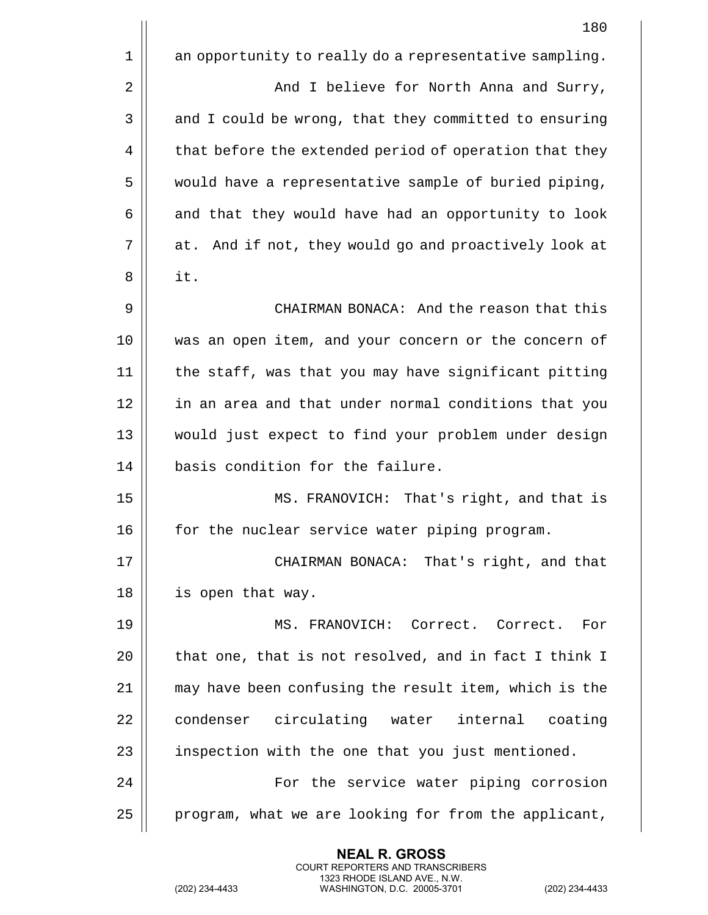an opportunity to really do a representative sampling.

And I believe for North Anna and Surry, and I could be wrong, that they committed to ensuring that before the extended period of operation that they would have a representative sample of buried piping, and that they would have had an opportunity to look at. And if not, they would go and proactively look at it.

CHAIRMAN BONACA: And the reason that this was an open item, and your concern or the concern of the staff, was that you may have significant pitting in an area and that under normal conditions that you would just expect to find your problem under design basis condition for the failure.

MS. FRANOVICH: That's right, and that is for the nuclear service water piping program.

CHAIRMAN BONACA: That's right, and that is open that way.

MS. FRANOVICH: Correct. Correct. For that one, that is not resolved, and in fact I think I may have been confusing the result item, which is the condenser circulating water internal coating inspection with the one that you just mentioned.

For the service water piping corrosion program, what we are looking for from the applicant,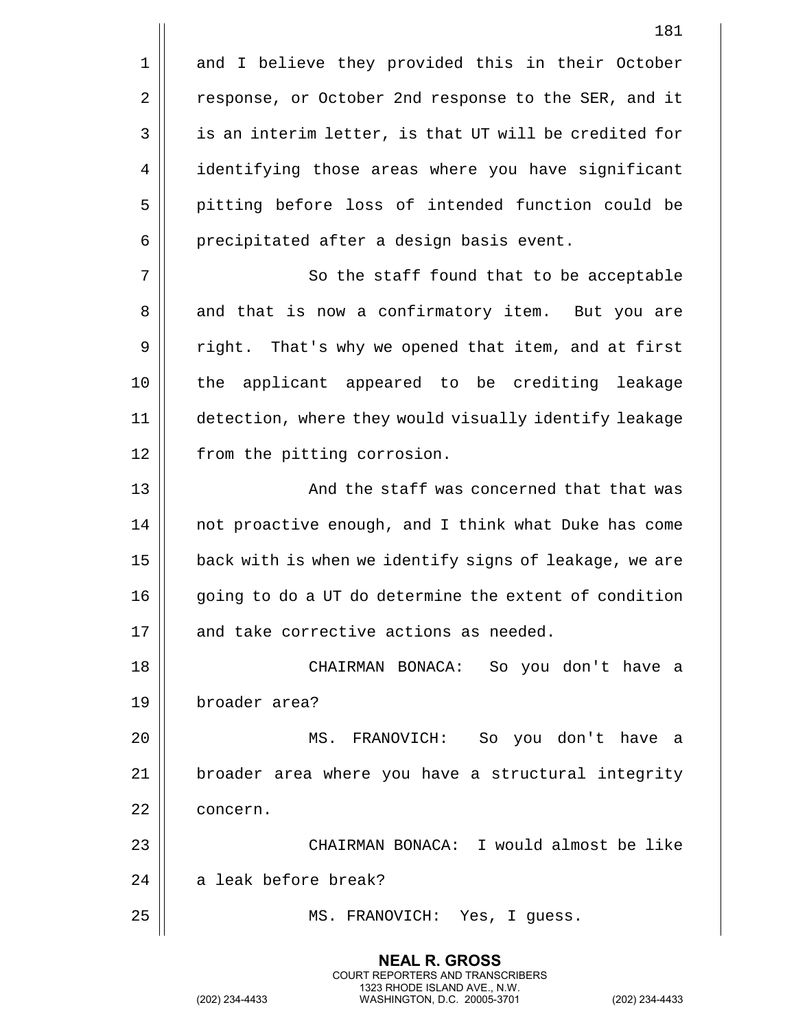and I believe they provided this in their October response, or October 2nd response to the SER, and it is an interim letter, is that UT will be credited for identifying those areas where you have significant pitting before loss of intended function could be precipitated after a design basis event.

So the staff found that to be acceptable and that is now a confirmatory item. But you are right. That's why we opened that item, and at first the applicant appeared to be crediting leakage detection, where they would visually identify leakage from the pitting corrosion.

And the staff was concerned that that was not proactive enough, and I think what Duke has come back with is when we identify signs of leakage, we are going to do a UT do determine the extent of condition and take corrective actions as needed.

CHAIRMAN BONACA: So you don't have a broader area?

MS. FRANOVICH: So you don't have a broader area where you have a structural integrity concern.

CHAIRMAN BONACA: I would almost be like a leak before break?

MS. FRANOVICH: Yes, I guess.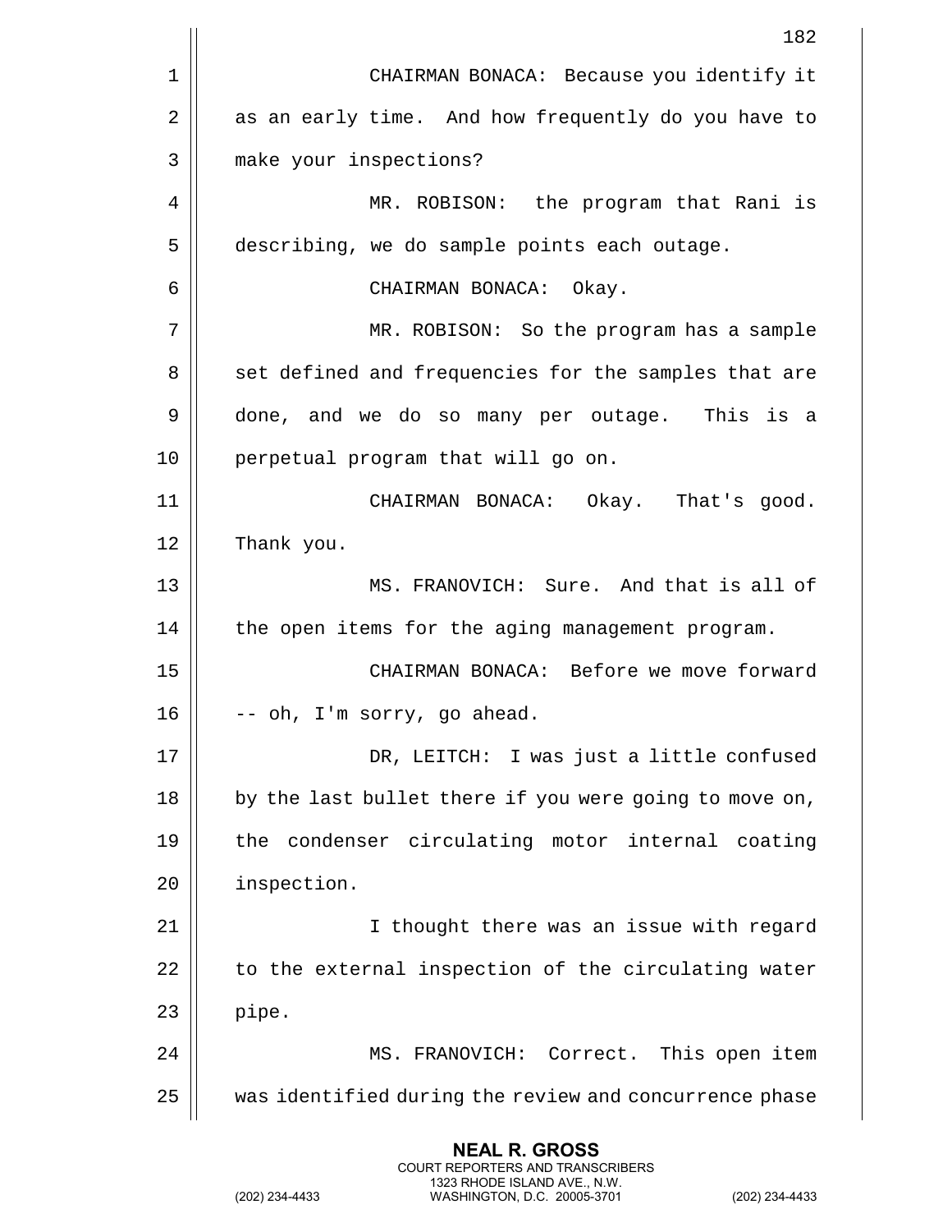CHAIRMAN BONACA: Because you identify it as an early time. And how frequently do you have to make your inspections?

MR. ROBISON: the program that Rani is describing, we do sample points each outage.

CHAIRMAN BONACA: Okay.

MR. ROBISON: So the program has a sample set defined and frequencies for the samples that are done, and we do so many per outage. This is a perpetual program that will go on.

CHAIRMAN BONACA: Okay. That's good. Thank you.

MS. FRANOVICH: Sure. And that is all of the open items for the aging management program.

CHAIRMAN BONACA: Before we move forward -- oh, I'm sorry, go ahead.

DR, LEITCH: I was just a little confused by the last bullet there if you were going to move on, the condenser circulating motor internal coating inspection.

I thought there was an issue with regard to the external inspection of the circulating water pipe.

MS. FRANOVICH: Correct. This open item was identified during the review and concurrence phase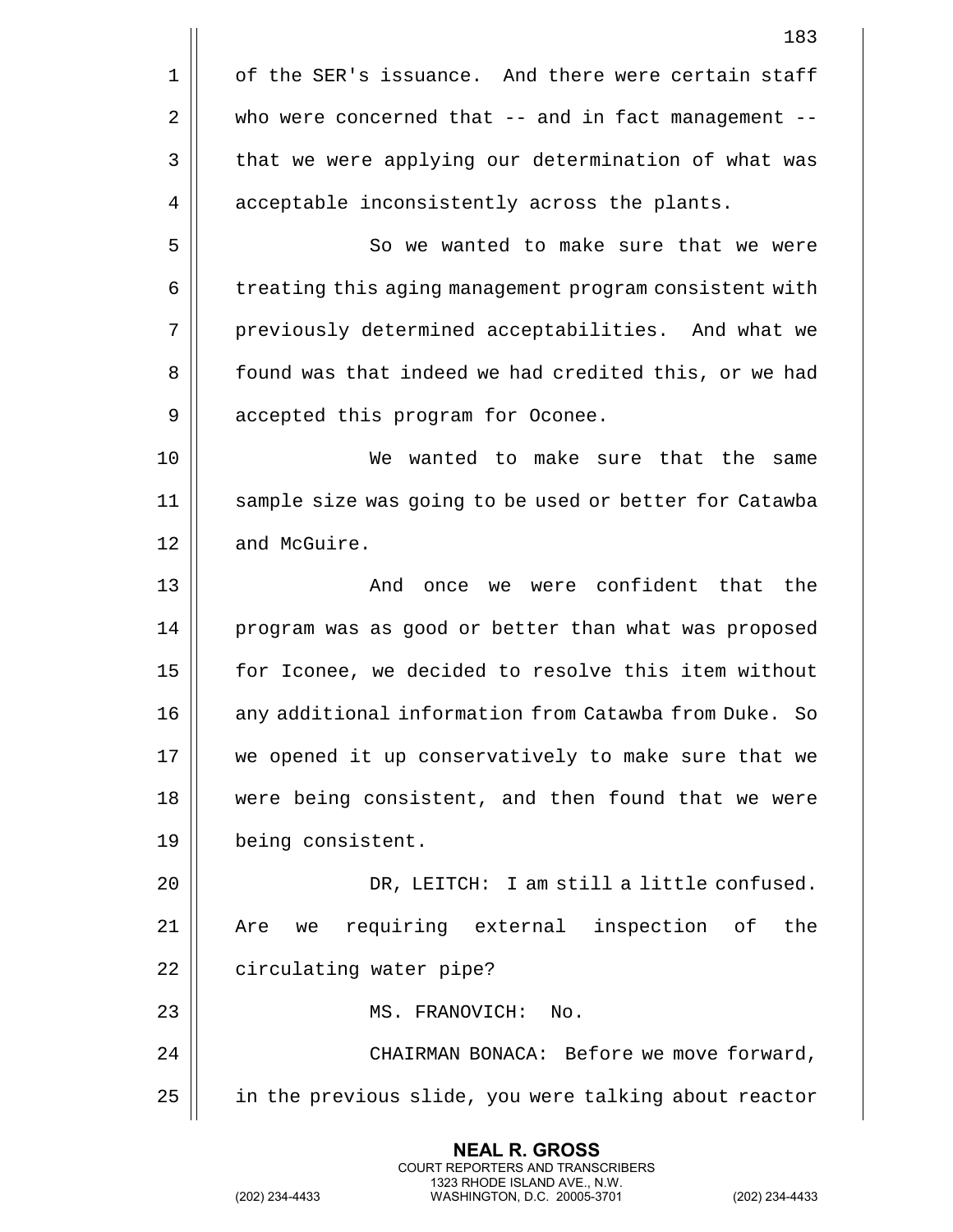of the SER's issuance. And there were certain staff who were concerned that -- and in fact management -- that we were applying our determination of what was acceptable inconsistently across the plants.

So we wanted to make sure that we were treating this aging management program consistent with previously determined acceptabilities. And what we found was that indeed we had credited this, or we had accepted this program for Oconee.

We wanted to make sure that the same sample size was going to be used or better for Catawba and McGuire.

And once we were confident that the program was as good or better than what was proposed for Iconee, we decided to resolve this item without any additional information from Catawba from Duke. So we opened it up conservatively to make sure that we were being consistent, and then found that we were being consistent.

DR, LEITCH: I am still a little confused. Are we requiring external inspection of the circulating water pipe?

MS. FRANOVICH: No.

CHAIRMAN BONACA: Before we move forward, in the previous slide, you were talking about reactor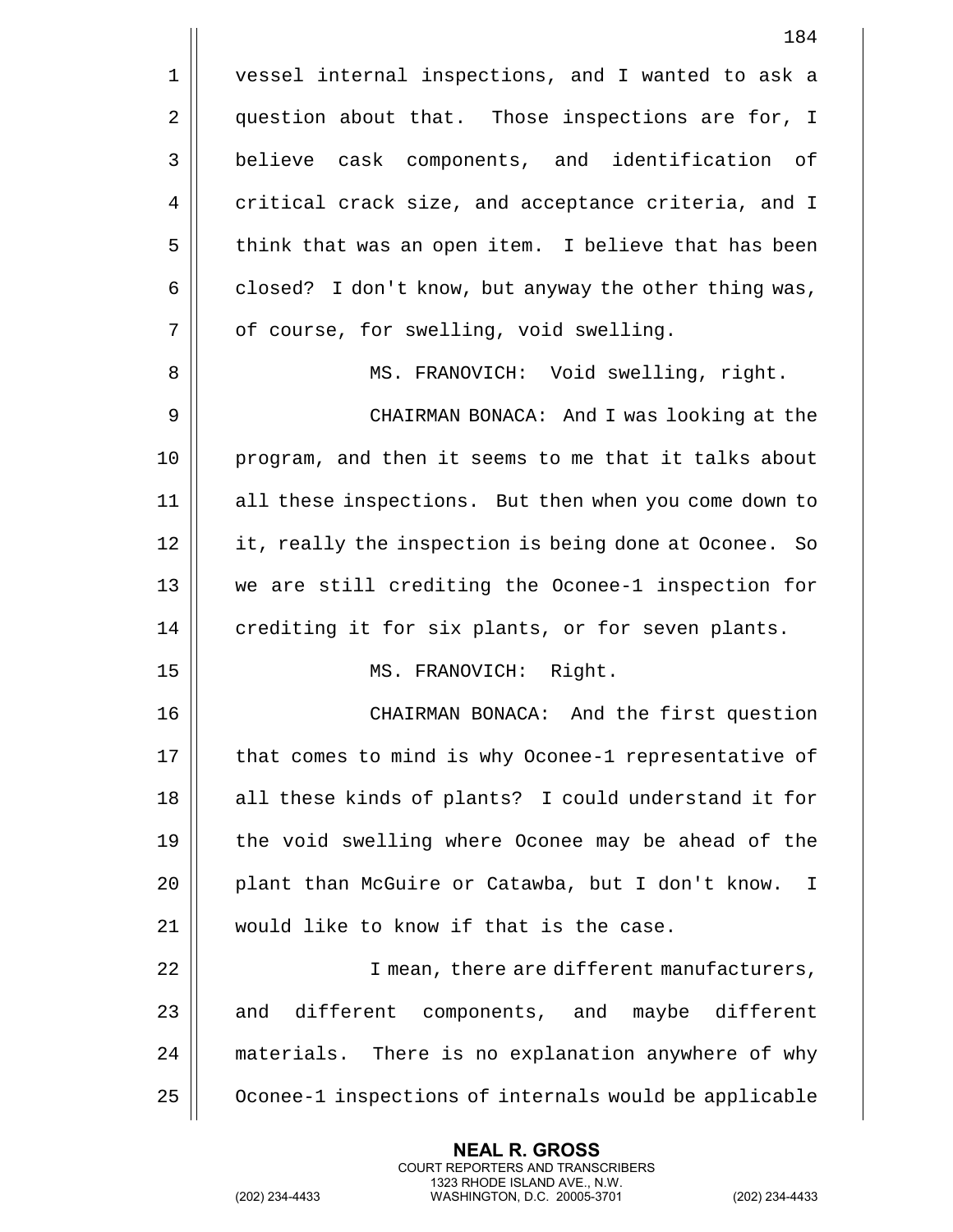vessel internal inspections, and I wanted to ask a question about that. Those inspections are for, I believe cask components, and identification of critical crack size, and acceptance criteria, and I think that was an open item. I believe that has been closed? I don't know, but anyway the other thing was, of course, for swelling, void swelling.

MS. FRANOVICH: Void swelling, right.

CHAIRMAN BONACA: And I was looking at the program, and then it seems to me that it talks about all these inspections. But then when you come down to it, really the inspection is being done at Oconee. So we are still crediting the Oconee-1 inspection for crediting it for six plants, or for seven plants.

MS. FRANOVICH: Right.

CHAIRMAN BONACA: And the first question that comes to mind is why Oconee-1 representative of all these kinds of plants? I could understand it for the void swelling where Oconee may be ahead of the plant than McGuire or Catawba, but I don't know. I would like to know if that is the case.

I mean, there are different manufacturers, and different components, and maybe different materials. There is no explanation anywhere of why Oconee-1 inspections of internals would be applicable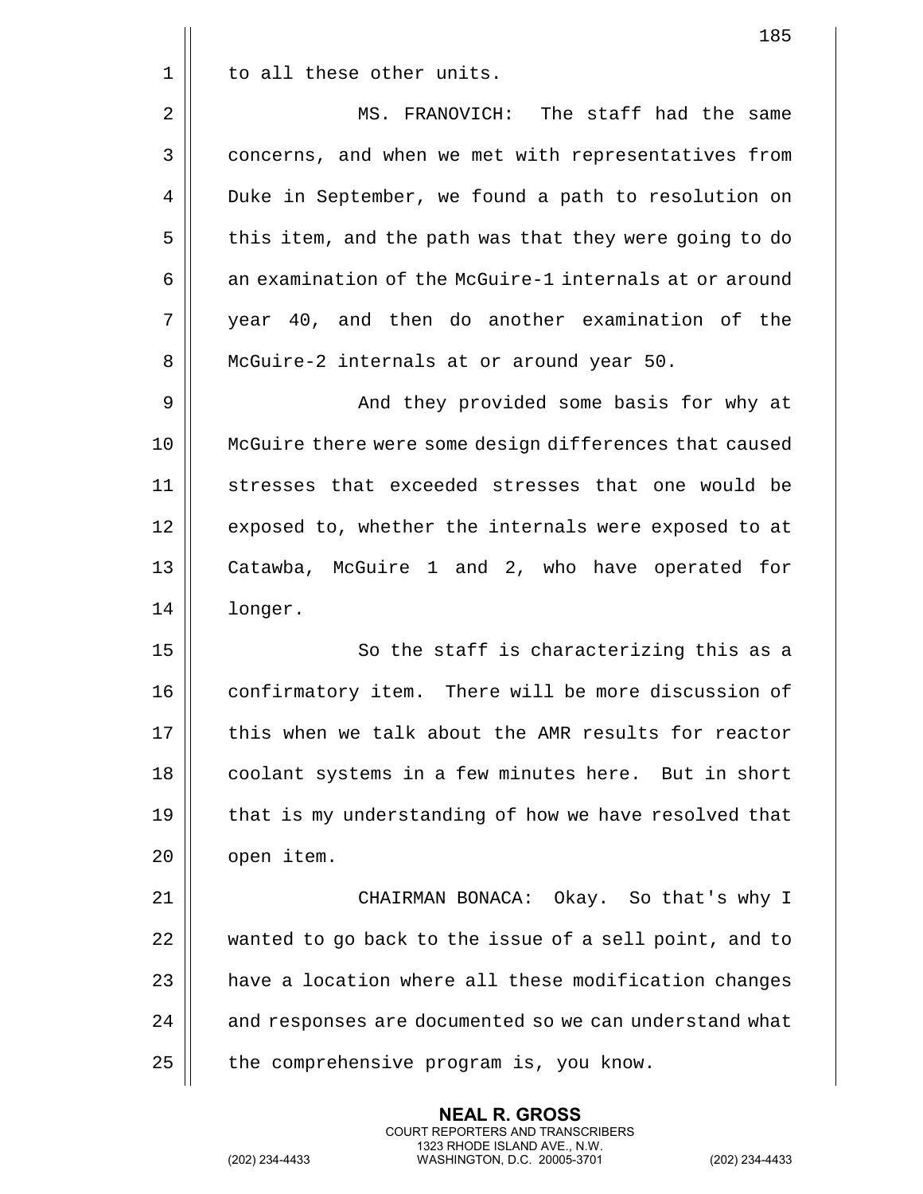to all these other units.

MS. FRANOVICH: The staff had the same concerns, and when we met with representatives from Duke in September, we found a path to resolution on this item, and the path was that they were going to do an examination of the McGuire-1 internals at or around year 40, and then do another examination of the McGuire-2 internals at or around year 50.

And they provided some basis for why at McGuire there were some design differences that caused stresses that exceeded stresses that one would be exposed to, whether the internals were exposed to at Catawba, McGuire 1 and 2, who have operated for longer.

So the staff is characterizing this as a confirmatory item. There will be more discussion of this when we talk about the AMR results for reactor coolant systems in a few minutes here. But in short that is my understanding of how we have resolved that open item.

CHAIRMAN BONACA: Okay. So that's why I wanted to go back to the issue of a sell point, and to have a location where all these modification changes and responses are documented so we can understand what the comprehensive program is, you know.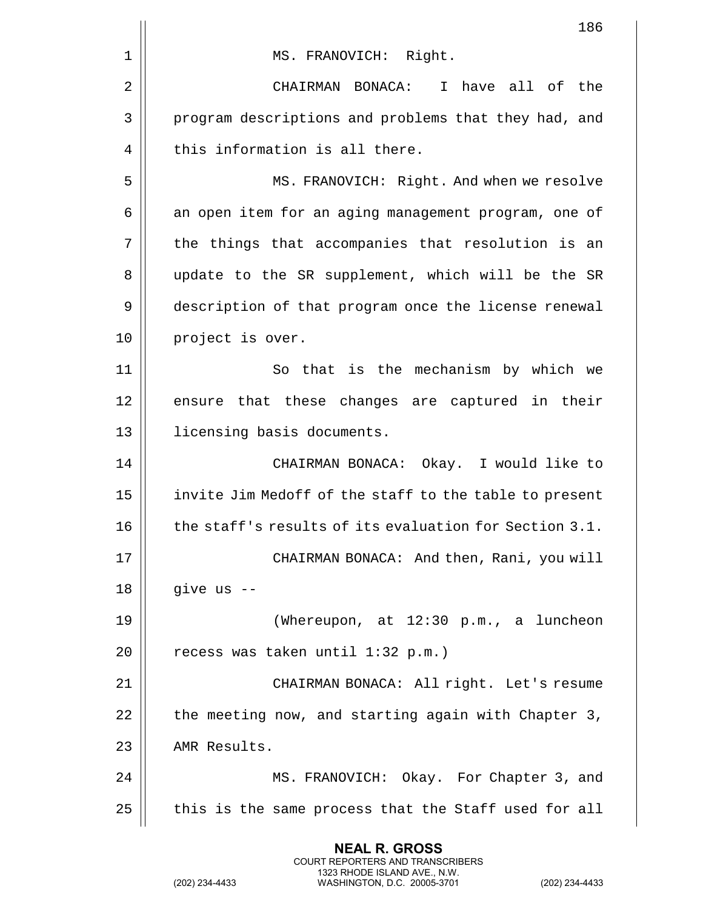MS. FRANOVICH: Right.

CHAIRMAN BONACA: I have all of the program descriptions and problems that they had, and this information is all there.

MS. FRANOVICH: Right. And when we resolve an open item for an aging management program, one of the things that accompanies that resolution is an update to the SR supplement, which will be the SR description of that program once the license renewal project is over.

So that is the mechanism by which we ensure that these changes are captured in their licensing basis documents.

CHAIRMAN BONACA: Okay. I would like to invite Jim Medoff of the staff to the table to present the staff's results of its evaluation for Section 3.1.

CHAIRMAN BONACA: And then, Rani, you will give us --

(Whereupon, at 12:30 p.m., a luncheon recess was taken until 1:32 p.m.)

CHAIRMAN BONACA: All right. Let's resume the meeting now, and starting again with Chapter 3, AMR Results.

MS. FRANOVICH: Okay. For Chapter 3, and this is the same process that the Staff used for all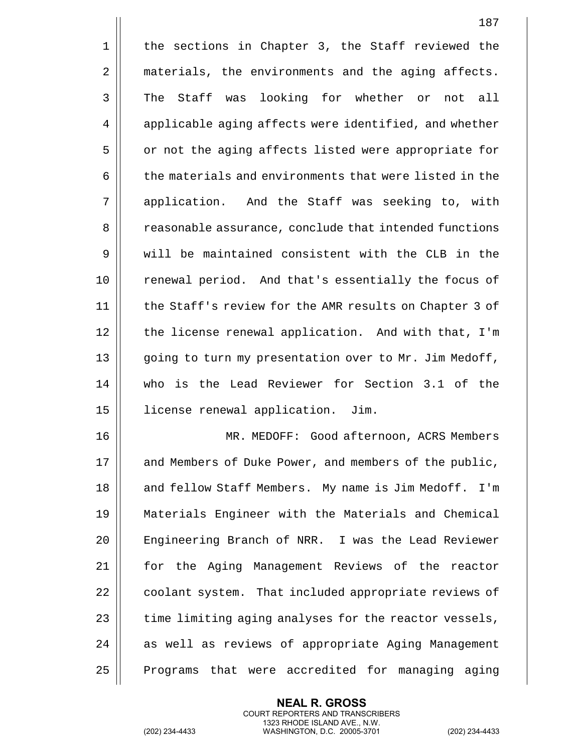the sections in Chapter 3, the Staff reviewed the materials, the environments and the aging affects. The Staff was looking for whether or not all applicable aging affects were identified, and whether or not the aging affects listed were appropriate for the materials and environments that were listed in the application. And the Staff was seeking to, with reasonable assurance, conclude that intended functions will be maintained consistent with the CLB in the renewal period. And that's essentially the focus of the Staff's review for the AMR results on Chapter 3 of the license renewal application. And with that, I'm going to turn my presentation over to Mr. Jim Medoff, who is the Lead Reviewer for Section 3.1 of the license renewal application. Jim.

MR. MEDOFF: Good afternoon, ACRS Members and Members of Duke Power, and members of the public, and fellow Staff Members. My name is Jim Medoff. I'm Materials Engineer with the Materials and Chemical Engineering Branch of NRR. I was the Lead Reviewer for the Aging Management Reviews of the reactor coolant system. That included appropriate reviews of time limiting aging analyses for the reactor vessels, as well as reviews of appropriate Aging Management Programs that were accredited for managing aging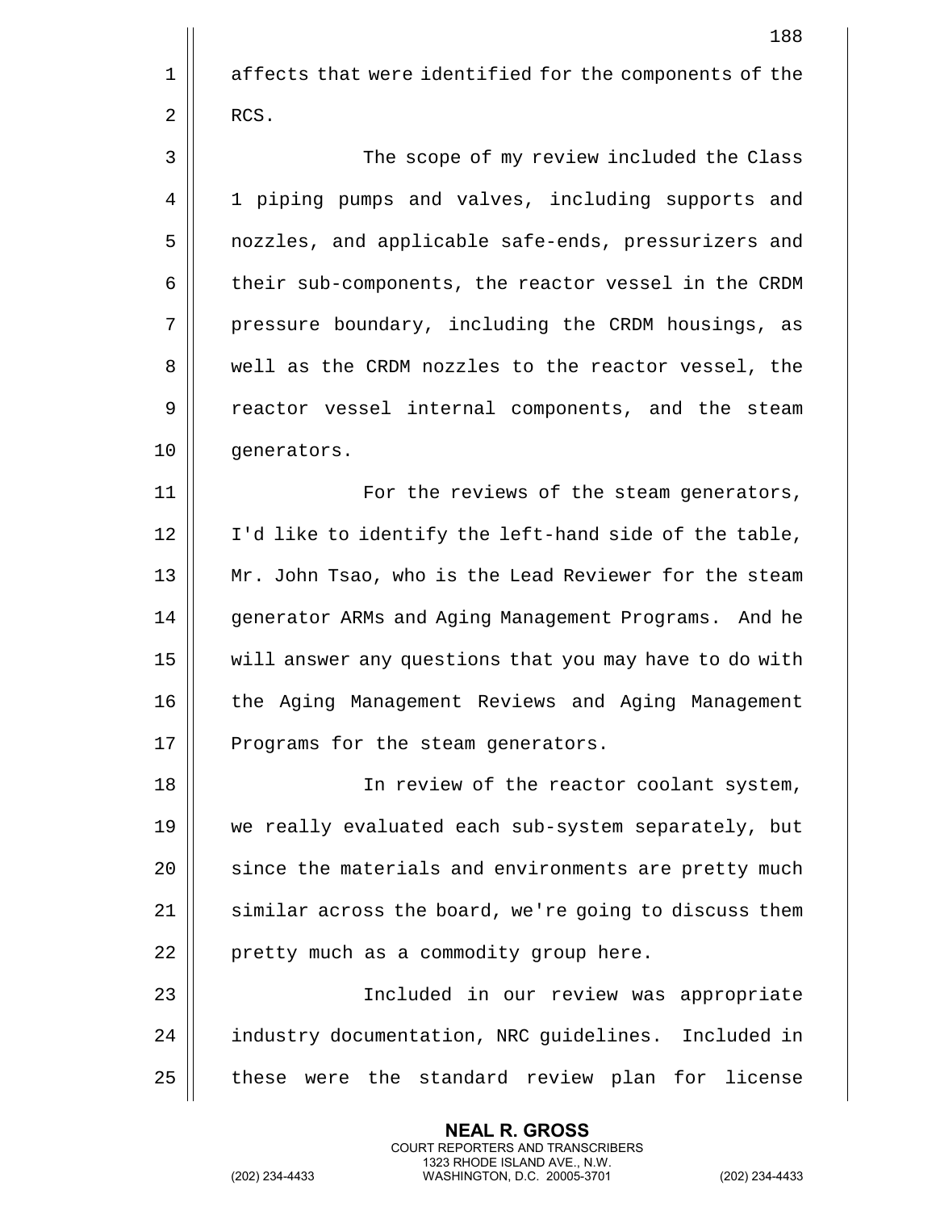affects that were identified for the components of the RCS.

The scope of my review included the Class 1 piping pumps and valves, including supports and nozzles, and applicable safe-ends, pressurizers and their sub-components, the reactor vessel in the CRDM pressure boundary, including the CRDM housings, as well as the CRDM nozzles to the reactor vessel, the reactor vessel internal components, and the steam generators.

For the reviews of the steam generators, I'd like to identify the left-hand side of the table, Mr. John Tsao, who is the Lead Reviewer for the steam generator ARMs and Aging Management Programs. And he will answer any questions that you may have to do with the Aging Management Reviews and Aging Management Programs for the steam generators.

In review of the reactor coolant system, we really evaluated each sub-system separately, but since the materials and environments are pretty much similar across the board, we're going to discuss them pretty much as a commodity group here.

Included in our review was appropriate industry documentation, NRC guidelines. Included in these were the standard review plan for license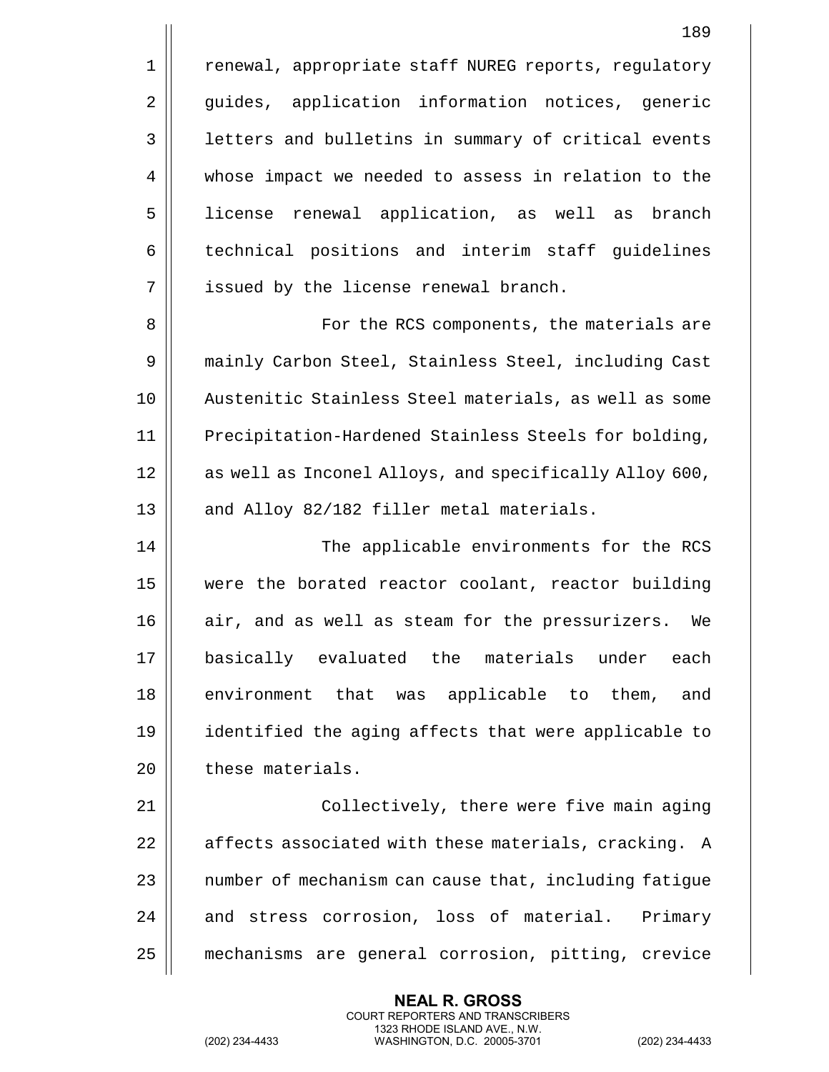renewal, appropriate staff NUREG reports, regulatory guides, application information notices, generic letters and bulletins in summary of critical events whose impact we needed to assess in relation to the license renewal application, as well as branch technical positions and interim staff guidelines issued by the license renewal branch.

For the RCS components, the materials are mainly Carbon Steel, Stainless Steel, including Cast Austenitic Stainless Steel materials, as well as some Precipitation-Hardened Stainless Steels for bolding, as well as Inconel Alloys, and specifically Alloy 600, and Alloy 82/182 filler metal materials.

The applicable environments for the RCS were the borated reactor coolant, reactor building air, and as well as steam for the pressurizers. We basically evaluated the materials under each environment that was applicable to them, and identified the aging affects that were applicable to these materials.

Collectively, there were five main aging affects associated with these materials, cracking. A number of mechanism can cause that, including fatigue and stress corrosion, loss of material. Primary mechanisms are general corrosion, pitting, crevice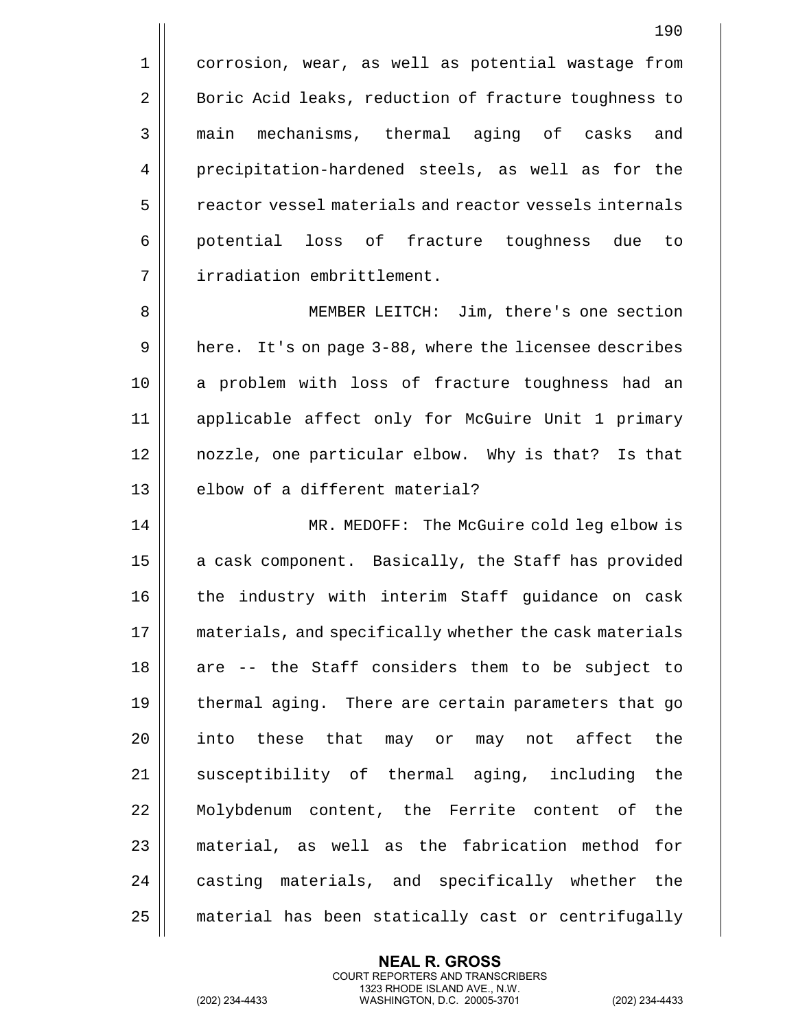corrosion, wear, as well as potential wastage from Boric Acid leaks, reduction of fracture toughness to main mechanisms, thermal aging of casks and precipitation-hardened steels, as well as for the reactor vessel materials and reactor vessels internals potential loss of fracture toughness due to irradiation embrittlement.

MEMBER LEITCH: Jim, there's one section here. It's on page 3-88, where the licensee describes a problem with loss of fracture toughness had an applicable affect only for McGuire Unit 1 primary nozzle, one particular elbow. Why is that? Is that elbow of a different material?

MR. MEDOFF: The McGuire cold leg elbow is a cask component. Basically, the Staff has provided the industry with interim Staff guidance on cask materials, and specifically whether the cask materials are -- the Staff considers them to be subject to thermal aging. There are certain parameters that go into these that may or may not affect the susceptibility of thermal aging, including the Molybdenum content, the Ferrite content of the material, as well as the fabrication method for casting materials, and specifically whether the material has been statically cast or centrifugally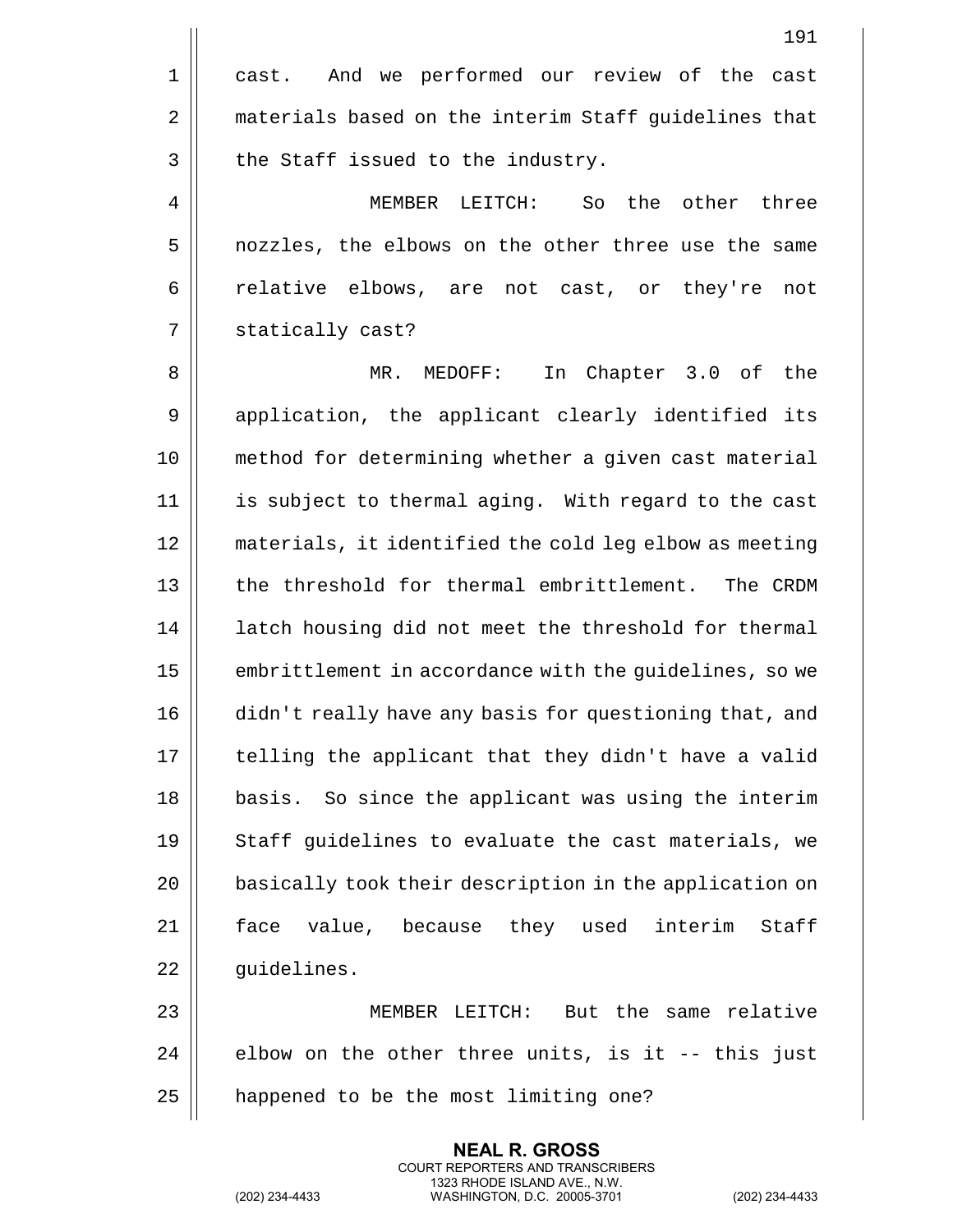cast. And we performed our review of the cast materials based on the interim Staff guidelines that the Staff issued to the industry.

MEMBER LEITCH: So the other three nozzles, the elbows on the other three use the same relative elbows, are not cast, or they're not statically cast?

MR. MEDOFF: In Chapter 3.0 of the application, the applicant clearly identified its method for determining whether a given cast material is subject to thermal aging. With regard to the cast materials, it identified the cold leg elbow as meeting the threshold for thermal embrittlement. The CRDM latch housing did not meet the threshold for thermal embrittlement in accordance with the guidelines, so we didn't really have any basis for questioning that, and telling the applicant that they didn't have a valid basis. So since the applicant was using the interim Staff guidelines to evaluate the cast materials, we basically took their description in the application on face value, because they used interim Staff guidelines.

MEMBER LEITCH: But the same relative elbow on the other three units, is it -- this just happened to be the most limiting one?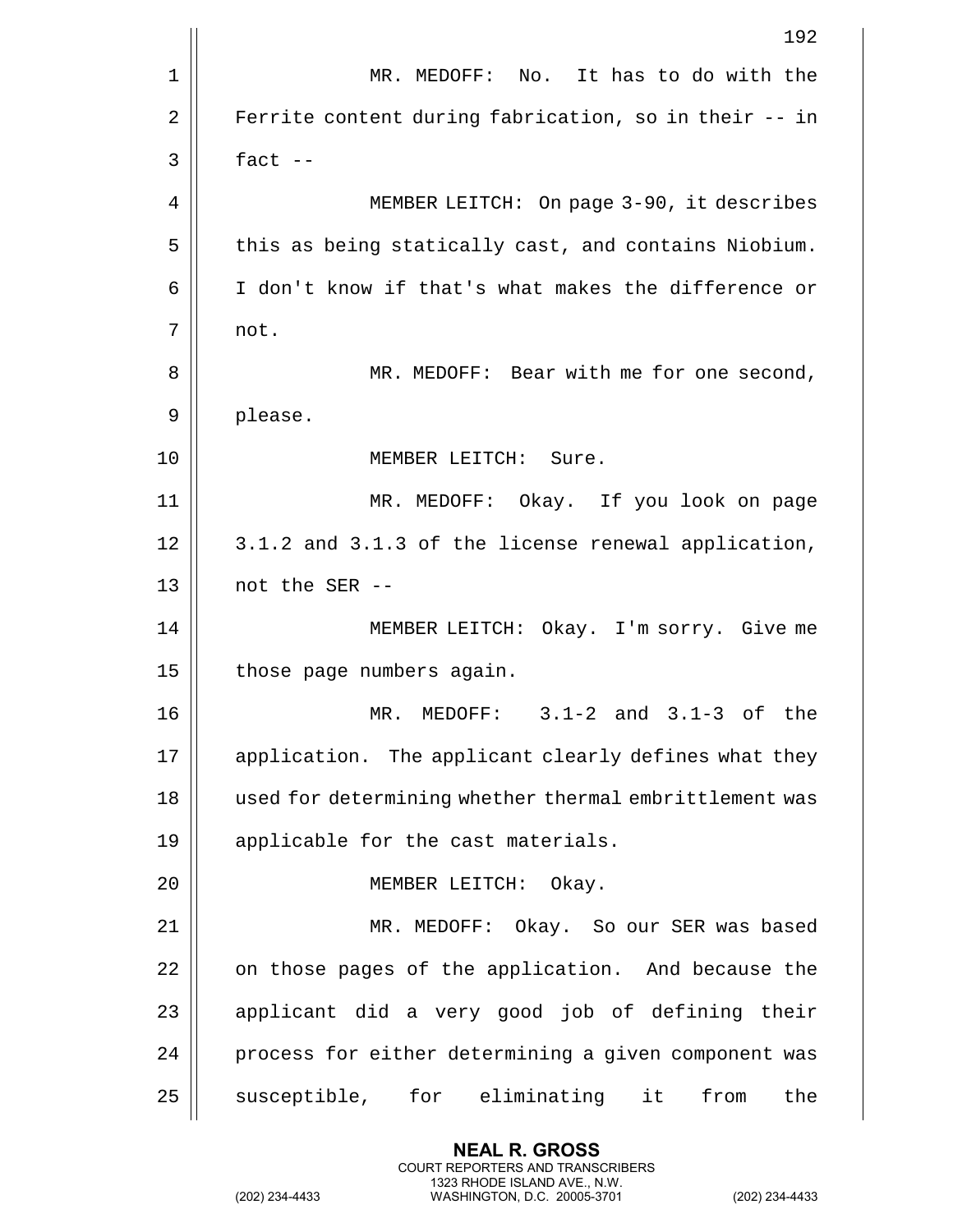MR. MEDOFF: No. It has to do with the Ferrite content during fabrication, so in their -- in fact --

MEMBER LEITCH: On page 3-90, it describes this as being statically cast, and contains Niobium. I don't know if that's what makes the difference or not.

MR. MEDOFF: Bear with me for one second, please.

MEMBER LEITCH: Sure.

MR. MEDOFF: Okay. If you look on page 3.1.2 and 3.1.3 of the license renewal application, not the SER --

MEMBER LEITCH: Okay. I'm sorry. Give me those page numbers again.

MR. MEDOFF: 3.1-2 and 3.1-3 of the application. The applicant clearly defines what they used for determining whether thermal embrittlement was applicable for the cast materials.

MEMBER LEITCH: Okay.

MR. MEDOFF: Okay. So our SER was based on those pages of the application. And because the applicant did a very good job of defining their process for either determining a given component was susceptible, for eliminating it from the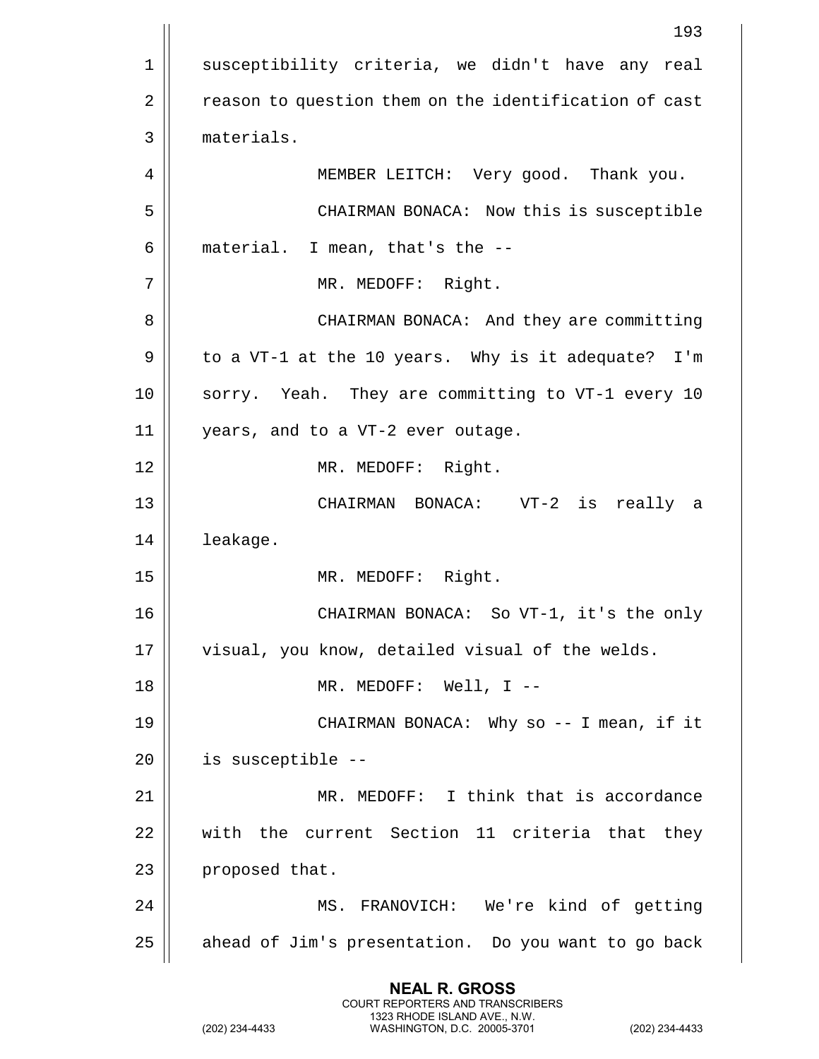susceptibility criteria, we didn't have any real reason to question them on the identification of cast materials.

MEMBER LEITCH: Very good. Thank you.

CHAIRMAN BONACA: Now this is susceptible material. I mean, that's the --

MR. MEDOFF: Right.

CHAIRMAN BONACA: And they are committing to a VT-1 at the 10 years. Why is it adequate? I'm sorry. Yeah. They are committing to VT-1 every 10 years, and to a VT-2 ever outage.

MR. MEDOFF: Right.

CHAIRMAN BONACA: VT-2 is really a leakage.

MR. MEDOFF: Right.

CHAIRMAN BONACA: So VT-1, it's the only visual, you know, detailed visual of the welds.

MR. MEDOFF: Well, I --

CHAIRMAN BONACA: Why so -- I mean, if it is susceptible --

MR. MEDOFF: I think that is accordance with the current Section 11 criteria that they proposed that.

MS. FRANOVICH: We're kind of getting ahead of Jim's presentation. Do you want to go back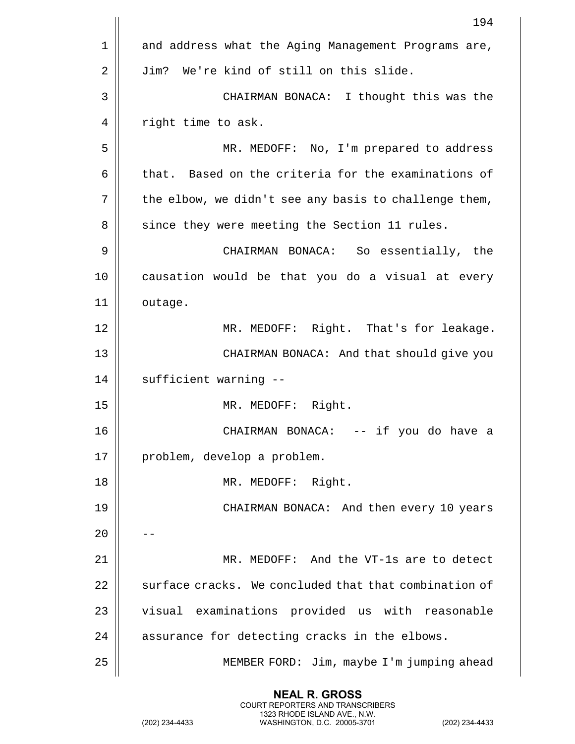and address what the Aging Management Programs are, Jim? We're kind of still on this slide.

CHAIRMAN BONACA: I thought this was the right time to ask.

MR. MEDOFF: No, I'm prepared to address that. Based on the criteria for the examinations of the elbow, we didn't see any basis to challenge them, since they were meeting the Section 11 rules.

CHAIRMAN BONACA: So essentially, the causation would be that you do a visual at every outage.

MR. MEDOFF: Right. That's for leakage.

CHAIRMAN BONACA: And that should give you sufficient warning --

MR. MEDOFF: Right.

CHAIRMAN BONACA: -- if you do have a problem, develop a problem.

MR. MEDOFF: Right.

CHAIRMAN BONACA: And then every 10 years --

MR. MEDOFF: And the VT-1s are to detect surface cracks. We concluded that that combination of visual examinations provided us with reasonable assurance for detecting cracks in the elbows.

MEMBER FORD: Jim, maybe I'm jumping ahead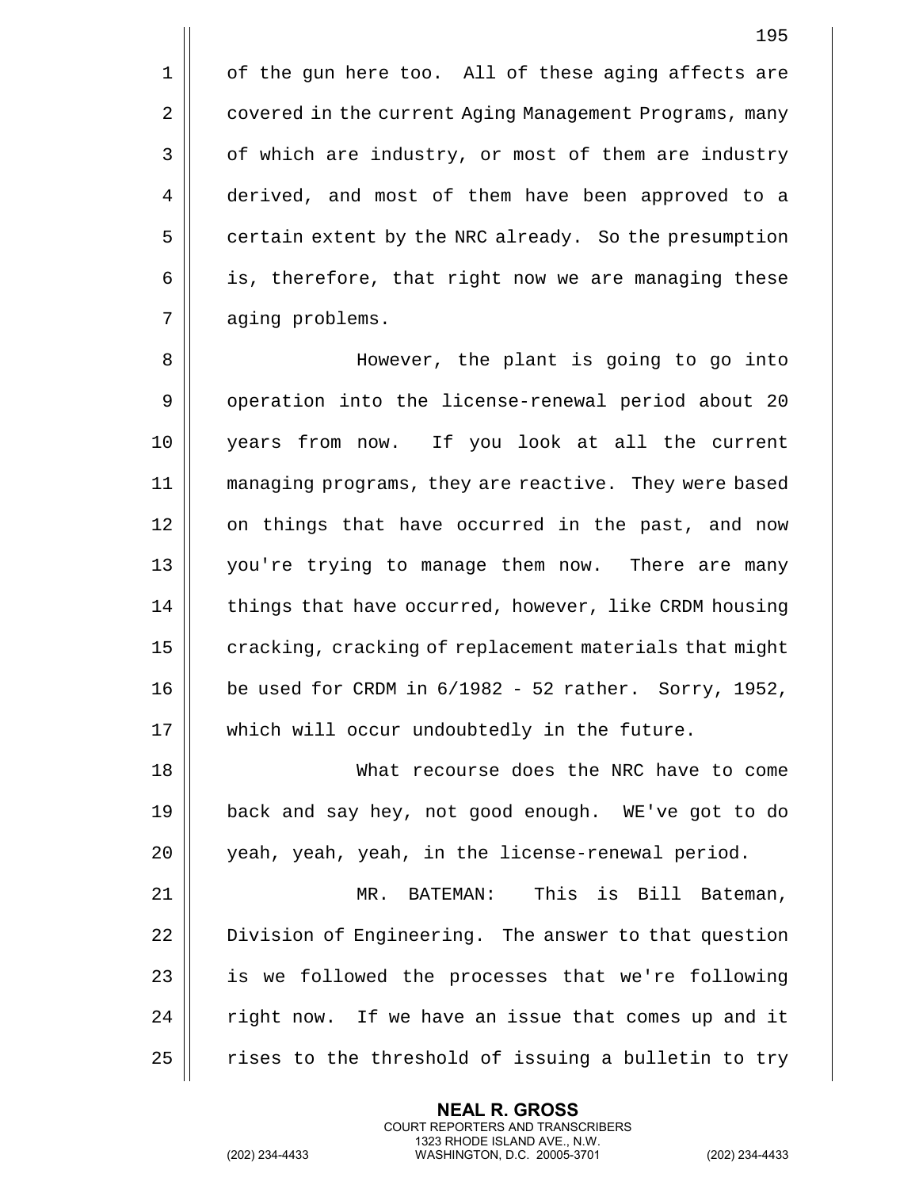of the gun here too. All of these aging affects are covered in the current Aging Management Programs, many of which are industry, or most of them are industry derived, and most of them have been approved to a certain extent by the NRC already. So the presumption is, therefore, that right now we are managing these aging problems.

However, the plant is going to go into operation into the license-renewal period about 20 years from now. If you look at all the current managing programs, they are reactive. They were based on things that have occurred in the past, and now you're trying to manage them now. There are many things that have occurred, however, like CRDM housing cracking, cracking of replacement materials that might be used for CRDM in 6/1982 - 52 rather. Sorry, 1952, which will occur undoubtedly in the future.

What recourse does the NRC have to come back and say hey, not good enough. WE've got to do yeah, yeah, yeah, in the license-renewal period.

MR. BATEMAN: This is Bill Bateman, Division of Engineering. The answer to that question is we followed the processes that we're following right now. If we have an issue that comes up and it rises to the threshold of issuing a bulletin to try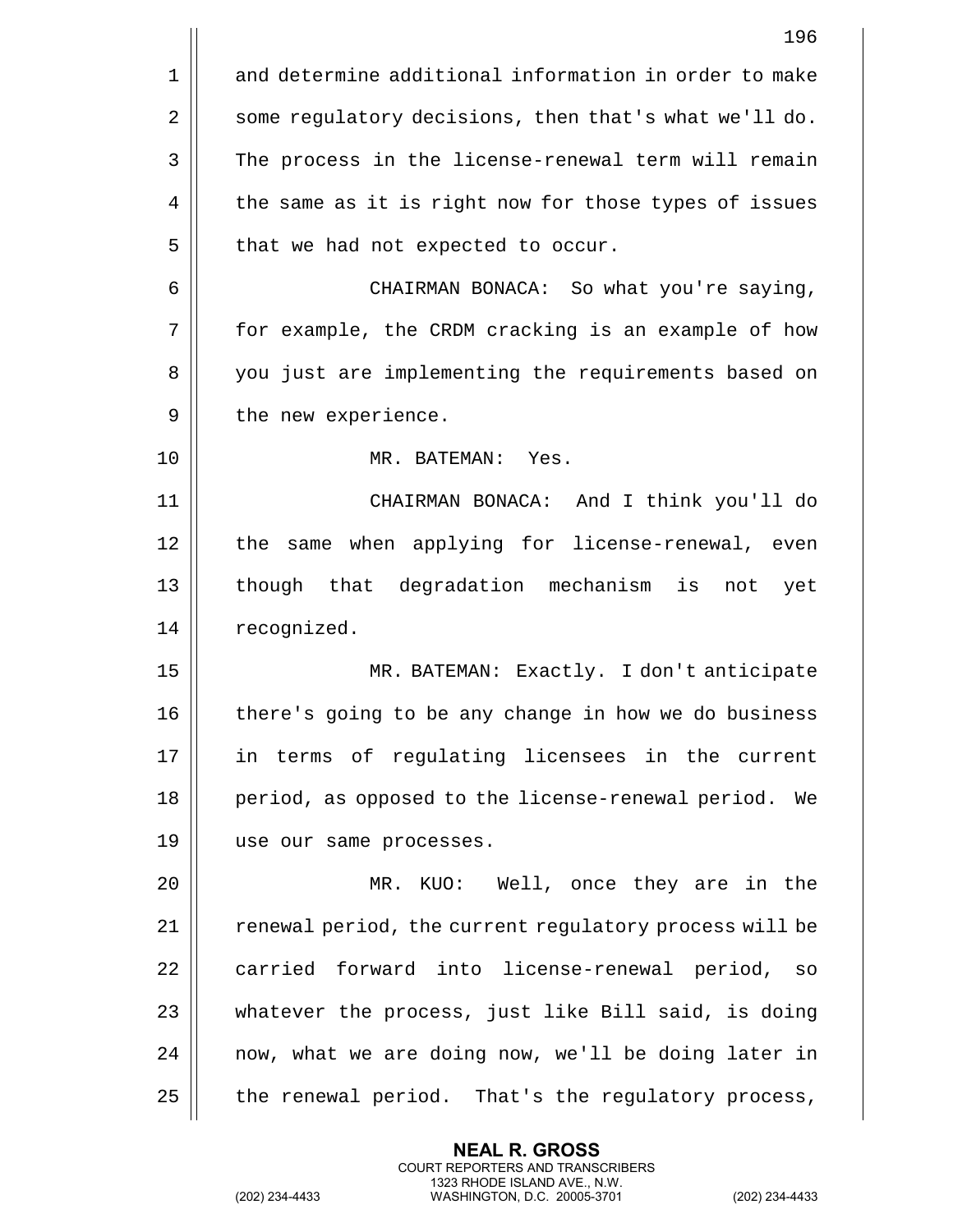and determine additional information in order to make some regulatory decisions, then that's what we'll do. The process in the license-renewal term will remain the same as it is right now for those types of issues that we had not expected to occur.

CHAIRMAN BONACA: So what you're saying, for example, the CRDM cracking is an example of how you just are implementing the requirements based on the new experience.

MR. BATEMAN: Yes.

CHAIRMAN BONACA: And I think you'll do the same when applying for license-renewal, even though that degradation mechanism is not yet recognized.

MR. BATEMAN: Exactly. I don't anticipate there's going to be any change in how we do business in terms of regulating licensees in the current period, as opposed to the license-renewal period. We use our same processes.

MR. KUO: Well, once they are in the renewal period, the current regulatory process will be carried forward into license-renewal period, so whatever the process, just like Bill said, is doing now, what we are doing now, we'll be doing later in the renewal period. That's the regulatory process,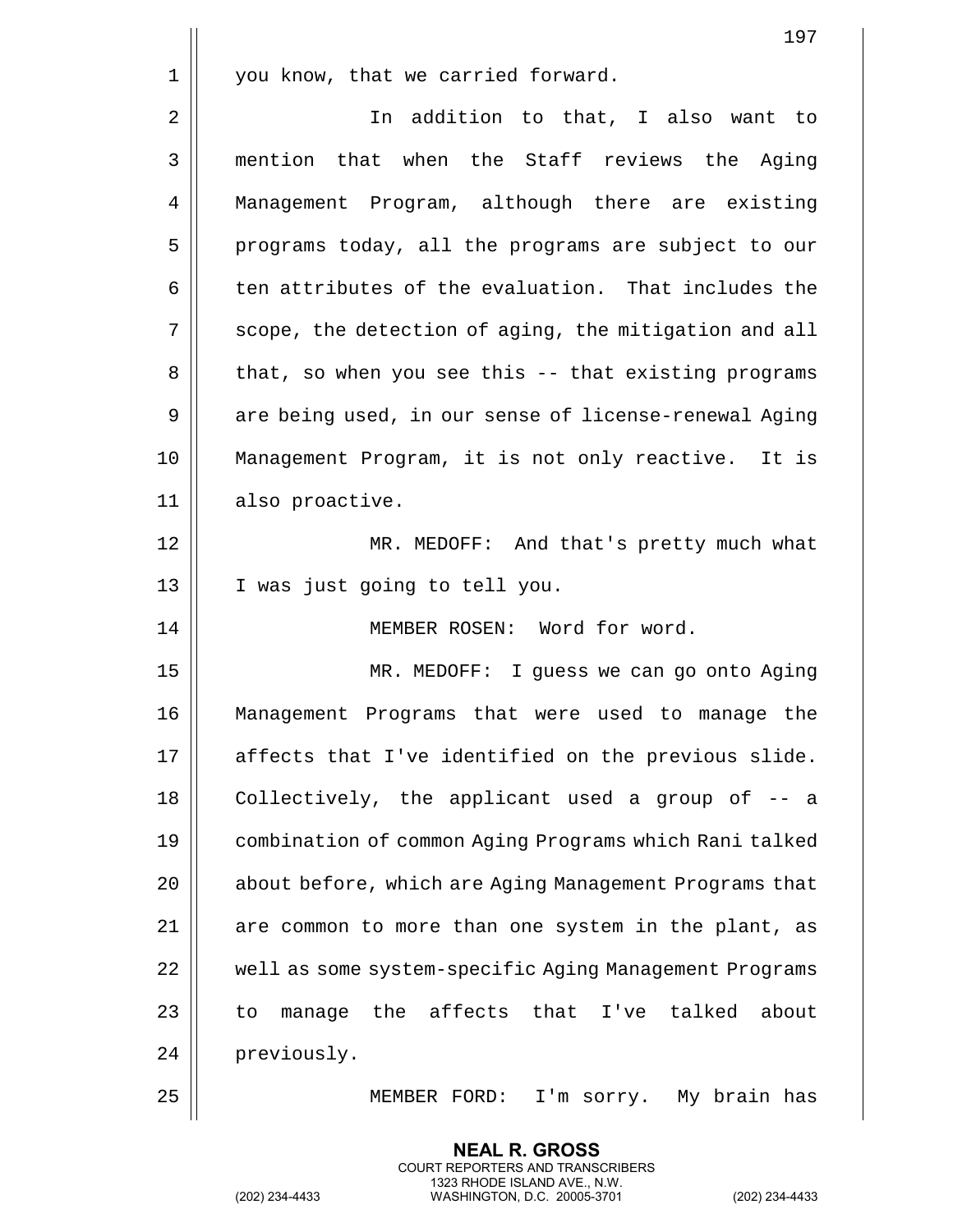you know, that we carried forward.

In addition to that, I also want to mention that when the Staff reviews the Aging Management Program, although there are existing programs today, all the programs are subject to our ten attributes of the evaluation. That includes the scope, the detection of aging, the mitigation and all that, so when you see this -- that existing programs are being used, in our sense of license-renewal Aging Management Program, it is not only reactive. It is also proactive.

MR. MEDOFF: And that's pretty much what I was just going to tell you.

MEMBER ROSEN: Word for word.

MR. MEDOFF: I guess we can go onto Aging Management Programs that were used to manage the affects that I've identified on the previous slide. Collectively, the applicant used a group of -- a combination of common Aging Programs which Rani talked about before, which are Aging Management Programs that are common to more than one system in the plant, as well as some system-specific Aging Management Programs to manage the affects that I've talked about previously.

MEMBER FORD: I'm sorry. My brain has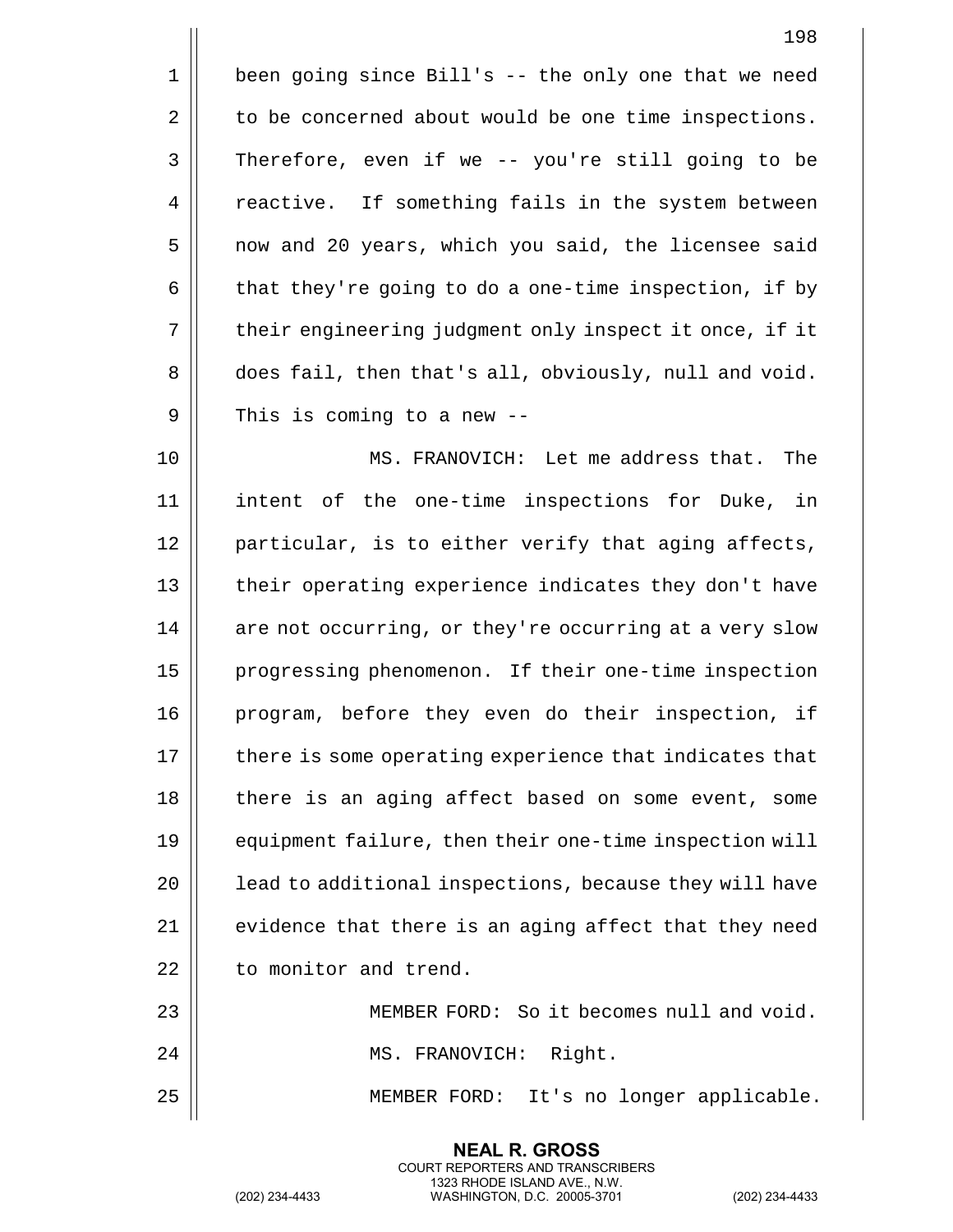been going since Bill's -- the only one that we need to be concerned about would be one time inspections. Therefore, even if we -- you're still going to be reactive. If something fails in the system between now and 20 years, which you said, the licensee said that they're going to do a one-time inspection, if by their engineering judgment only inspect it once, if it does fail, then that's all, obviously, null and void. This is coming to a new --

MS. FRANOVICH: Let me address that. The intent of the one-time inspections for Duke, in particular, is to either verify that aging affects, their operating experience indicates they don't have are not occurring, or they're occurring at a very slow progressing phenomenon. If their one-time inspection program, before they even do their inspection, if there is some operating experience that indicates that there is an aging affect based on some event, some equipment failure, then their one-time inspection will lead to additional inspections, because they will have evidence that there is an aging affect that they need to monitor and trend.

MEMBER FORD: So it becomes null and void.

MS. FRANOVICH: Right.

MEMBER FORD: It's no longer applicable.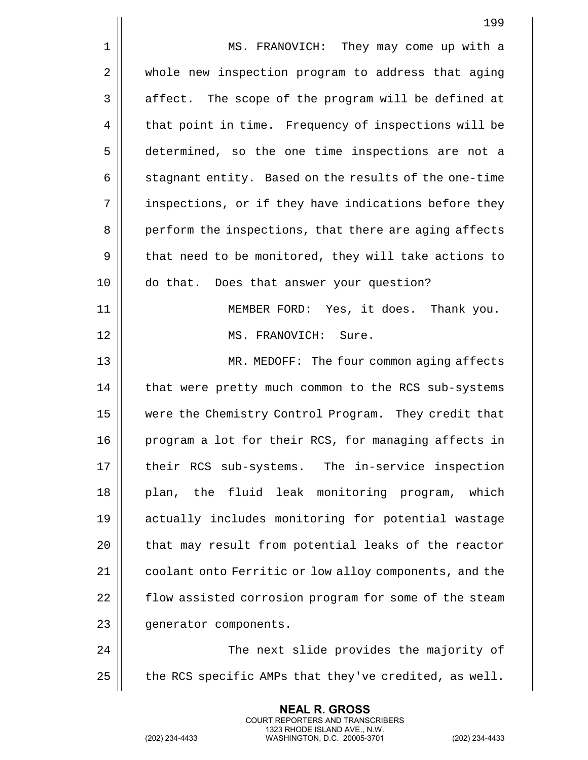MS. FRANOVICH: They may come up with a whole new inspection program to address that aging affect. The scope of the program will be defined at that point in time. Frequency of inspections will be determined, so the one time inspections are not a stagnant entity. Based on the results of the one-time inspections, or if they have indications before they perform the inspections, that there are aging affects that need to be monitored, they will take actions to do that. Does that answer your question?

MEMBER FORD: Yes, it does. Thank you.

MS. FRANOVICH: Sure.

MR. MEDOFF: The four common aging affects that were pretty much common to the RCS sub-systems were the Chemistry Control Program. They credit that program a lot for their RCS, for managing affects in their RCS sub-systems. The in-service inspection plan, the fluid leak monitoring program, which actually includes monitoring for potential wastage that may result from potential leaks of the reactor coolant onto Ferritic or low alloy components, and the flow assisted corrosion program for some of the steam generator components.

The next slide provides the majority of the RCS specific AMPs that they've credited, as well.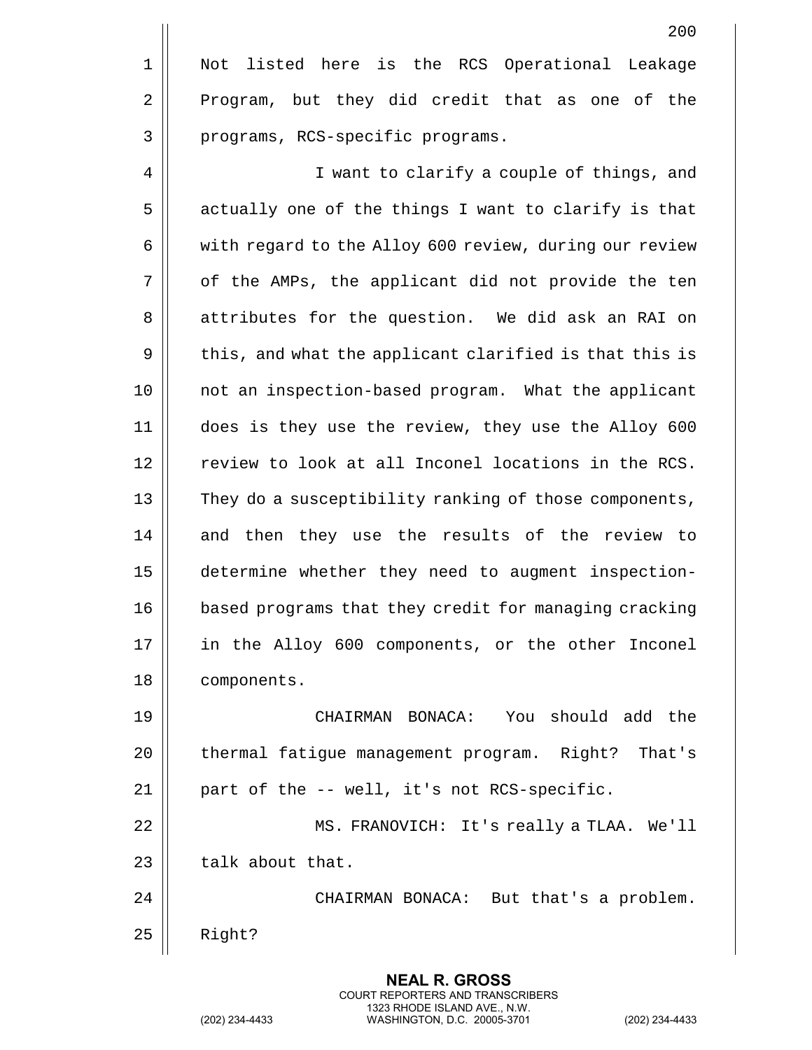Not listed here is the RCS Operational Leakage Program, but they did credit that as one of the programs, RCS-specific programs.

I want to clarify a couple of things, and actually one of the things I want to clarify is that with regard to the Alloy 600 review, during our review of the AMPs, the applicant did not provide the ten attributes for the question. We did ask an RAI on this, and what the applicant clarified is that this is not an inspection-based program. What the applicant does is they use the review, they use the Alloy 600 review to look at all Inconel locations in the RCS. They do a susceptibility ranking of those components, and then they use the results of the review to determine whether they need to augment inspection-based programs that they credit for managing cracking in the Alloy 600 components, or the other Inconel components.

CHAIRMAN BONACA: You should add the thermal fatigue management program. Right? That's part of the -- well, it's not RCS-specific.

MS. FRANOVICH: It's really a TLAA. We'll talk about that.

CHAIRMAN BONACA: But that's a problem. Right?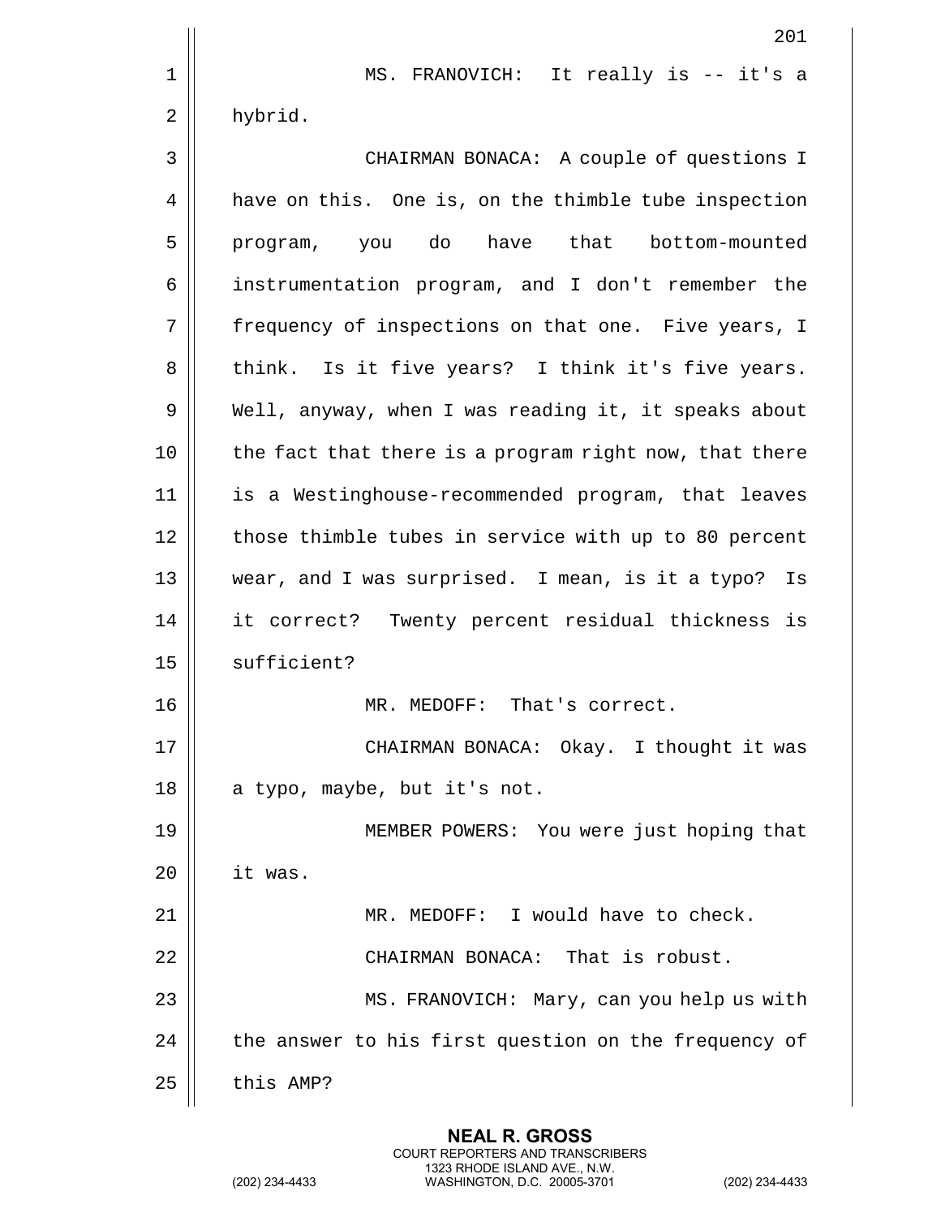MS. FRANOVICH: It really is -- it's a hybrid.

CHAIRMAN BONACA: A couple of questions I have on this. One is, on the thimble tube inspection program, you do have that bottom-mounted instrumentation program, and I don't remember the frequency of inspections on that one. Five years, I think. Is it five years? I think it's five years. Well, anyway, when I was reading it, it speaks about the fact that there is a program right now, that there is a Westinghouse-recommended program, that leaves those thimble tubes in service with up to 80 percent wear, and I was surprised. I mean, is it a typo? Is it correct? Twenty percent residual thickness is sufficient?

MR. MEDOFF: That's correct.

CHAIRMAN BONACA: Okay. I thought it was a typo, maybe, but it's not.

MEMBER POWERS: You were just hoping that it was.

MR. MEDOFF: I would have to check.

CHAIRMAN BONACA: That is robust.

MS. FRANOVICH: Mary, can you help us with the answer to his first question on the frequency of this AMP?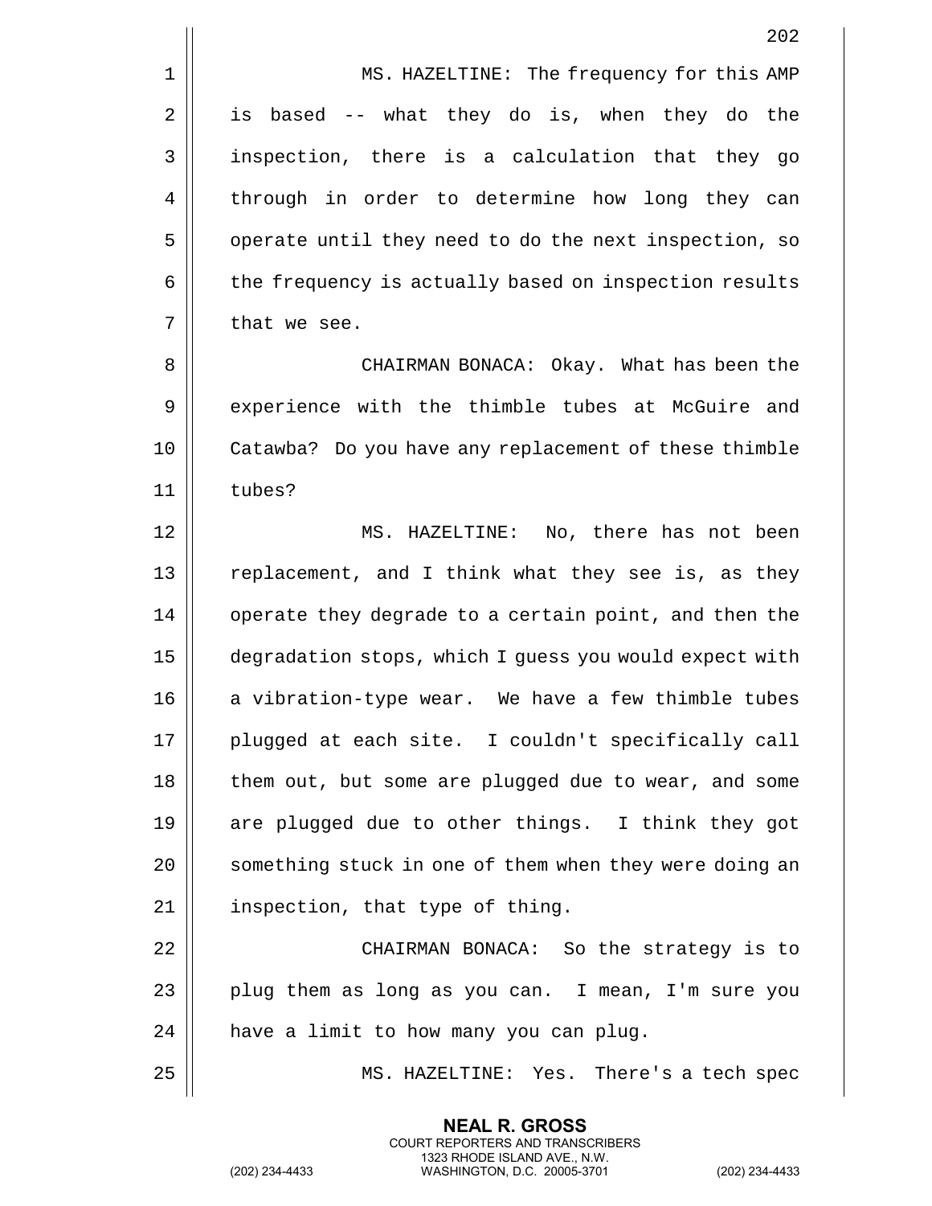MS. HAZELTINE: The frequency for this AMP is based -- what they do is, when they do the inspection, there is a calculation that they go through in order to determine how long they can operate until they need to do the next inspection, so the frequency is actually based on inspection results that we see.

CHAIRMAN BONACA: Okay. What has been the experience with the thimble tubes at McGuire and Catawba? Do you have any replacement of these thimble tubes?

MS. HAZELTINE: No, there has not been replacement, and I think what they see is, as they operate they degrade to a certain point, and then the degradation stops, which I guess you would expect with a vibration-type wear. We have a few thimble tubes plugged at each site. I couldn't specifically call them out, but some are plugged due to wear, and some are plugged due to other things. I think they got something stuck in one of them when they were doing an inspection, that type of thing.

CHAIRMAN BONACA: So the strategy is to plug them as long as you can. I mean, I'm sure you have a limit to how many you can plug.

MS. HAZELTINE: Yes. There's a tech spec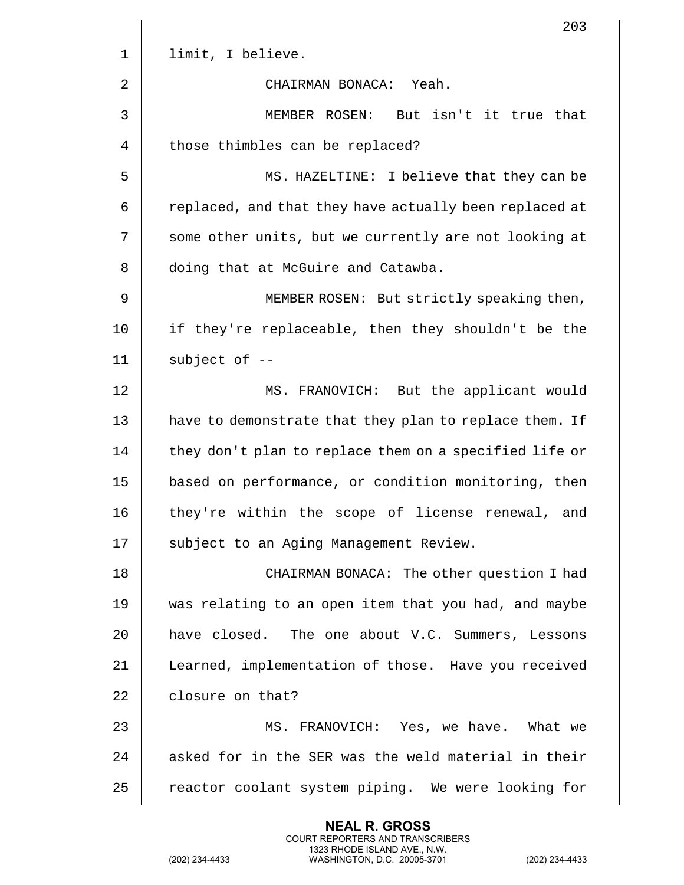limit, I believe.

CHAIRMAN BONACA: Yeah.

MEMBER ROSEN: But isn't it true that those thimbles can be replaced?

MS. HAZELTINE: I believe that they can be replaced, and that they have actually been replaced at some other units, but we currently are not looking at doing that at McGuire and Catawba.

MEMBER ROSEN: But strictly speaking then, if they're replaceable, then they shouldn't be the subject of --

MS. FRANOVICH: But the applicant would have to demonstrate that they plan to replace them. If they don't plan to replace them on a specified life or based on performance, or condition monitoring, then they're within the scope of license renewal, and subject to an Aging Management Review.

CHAIRMAN BONACA: The other question I had was relating to an open item that you had, and maybe have closed. The one about V.C. Summers, Lessons Learned, implementation of those. Have you received closure on that?

MS. FRANOVICH: Yes, we have. What we asked for in the SER was the weld material in their reactor coolant system piping. We were looking for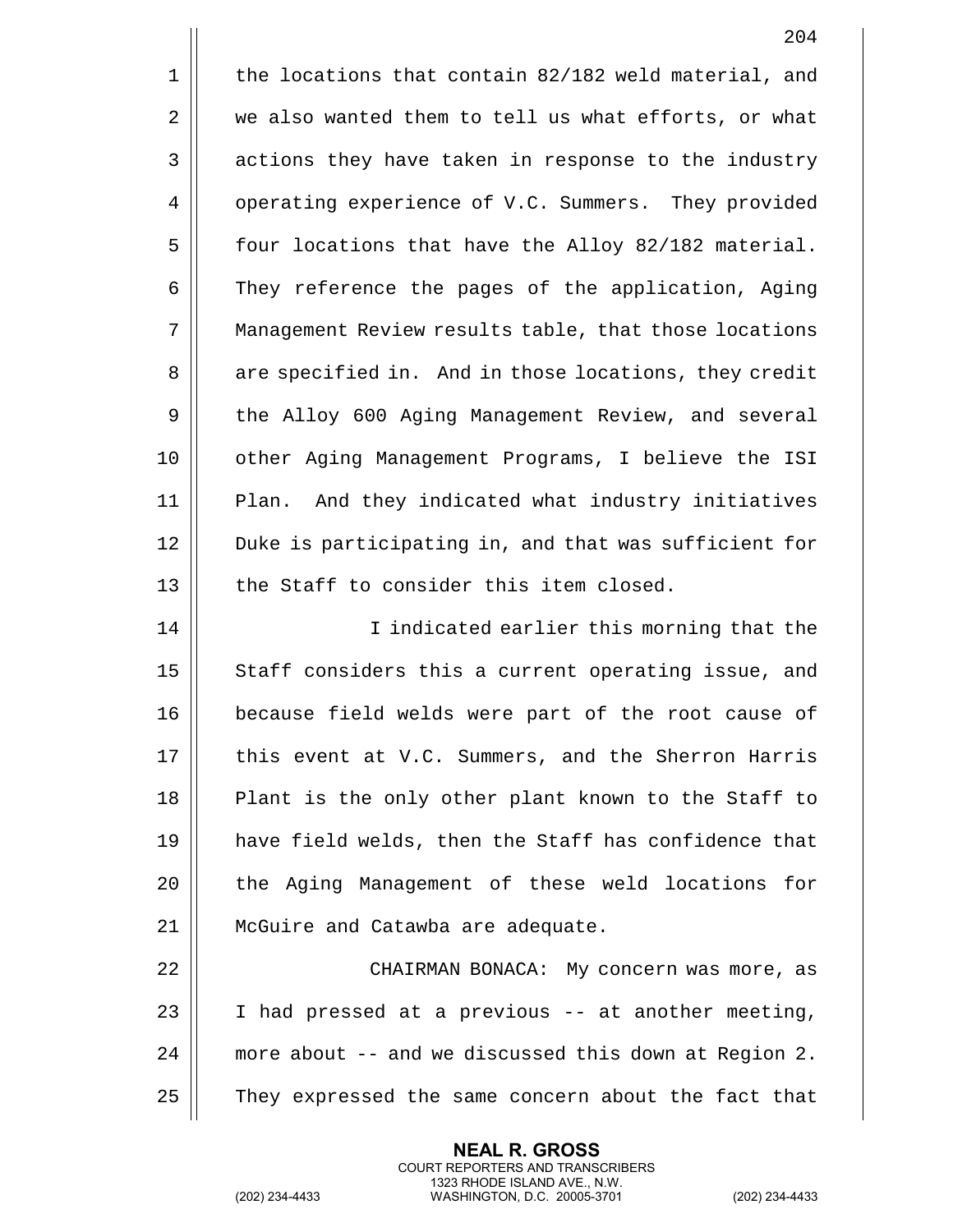the locations that contain 82/182 weld material, and we also wanted them to tell us what efforts, or what actions they have taken in response to the industry operating experience of V.C. Summers. They provided four locations that have the Alloy 82/182 material. They reference the pages of the application, Aging Management Review results table, that those locations are specified in. And in those locations, they credit the Alloy 600 Aging Management Review, and several other Aging Management Programs, I believe the ISI Plan. And they indicated what industry initiatives Duke is participating in, and that was sufficient for the Staff to consider this item closed.

I indicated earlier this morning that the Staff considers this a current operating issue, and because field welds were part of the root cause of this event at V.C. Summers, and the Sherron Harris Plant is the only other plant known to the Staff to have field welds, then the Staff has confidence that the Aging Management of these weld locations for McGuire and Catawba are adequate.

CHAIRMAN BONACA: My concern was more, as I had pressed at a previous -- at another meeting, more about -- and we discussed this down at Region 2. They expressed the same concern about the fact that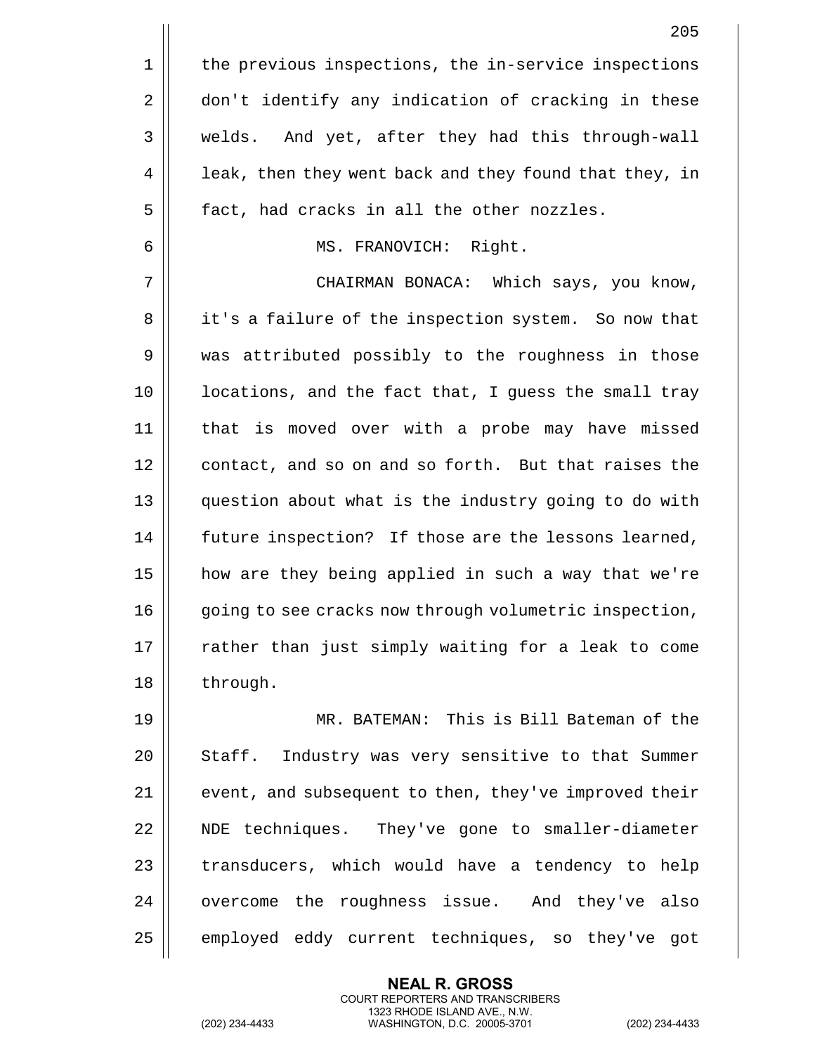the previous inspections, the in-service inspections don't identify any indication of cracking in these welds. And yet, after they had this through-wall leak, then they went back and they found that they, in fact, had cracks in all the other nozzles.

MS. FRANOVICH: Right.

CHAIRMAN BONACA: Which says, you know, it's a failure of the inspection system. So now that was attributed possibly to the roughness in those locations, and the fact that, I guess the small tray that is moved over with a probe may have missed contact, and so on and so forth. But that raises the question about what is the industry going to do with future inspection? If those are the lessons learned, how are they being applied in such a way that we're going to see cracks now through volumetric inspection, rather than just simply waiting for a leak to come through.

MR. BATEMAN: This is Bill Bateman of the Staff. Industry was very sensitive to that Summer event, and subsequent to then, they've improved their NDE techniques. They've gone to smaller-diameter transducers, which would have a tendency to help overcome the roughness issue. And they've also employed eddy current techniques, so they've got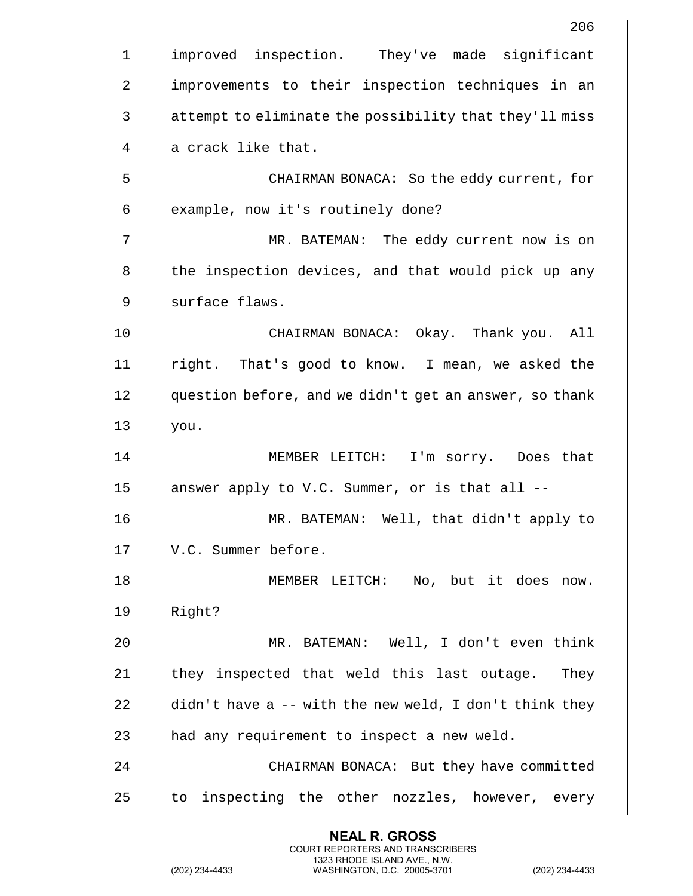improved inspection. They've made significant improvements to their inspection techniques in an attempt to eliminate the possibility that they'll miss a crack like that.

CHAIRMAN BONACA: So the eddy current, for example, now it's routinely done?

MR. BATEMAN: The eddy current now is on the inspection devices, and that would pick up any surface flaws.

CHAIRMAN BONACA: Okay. Thank you. All right. That's good to know. I mean, we asked the question before, and we didn't get an answer, so thank you.

MEMBER LEITCH: I'm sorry. Does that answer apply to V.C. Summer, or is that all --

MR. BATEMAN: Well, that didn't apply to V.C. Summer before.

MEMBER LEITCH: No, but it does now. Right?

MR. BATEMAN: Well, I don't even think they inspected that weld this last outage. They didn't have a -- with the new weld, I don't think they had any requirement to inspect a new weld.

CHAIRMAN BONACA: But they have committed to inspecting the other nozzles, however, every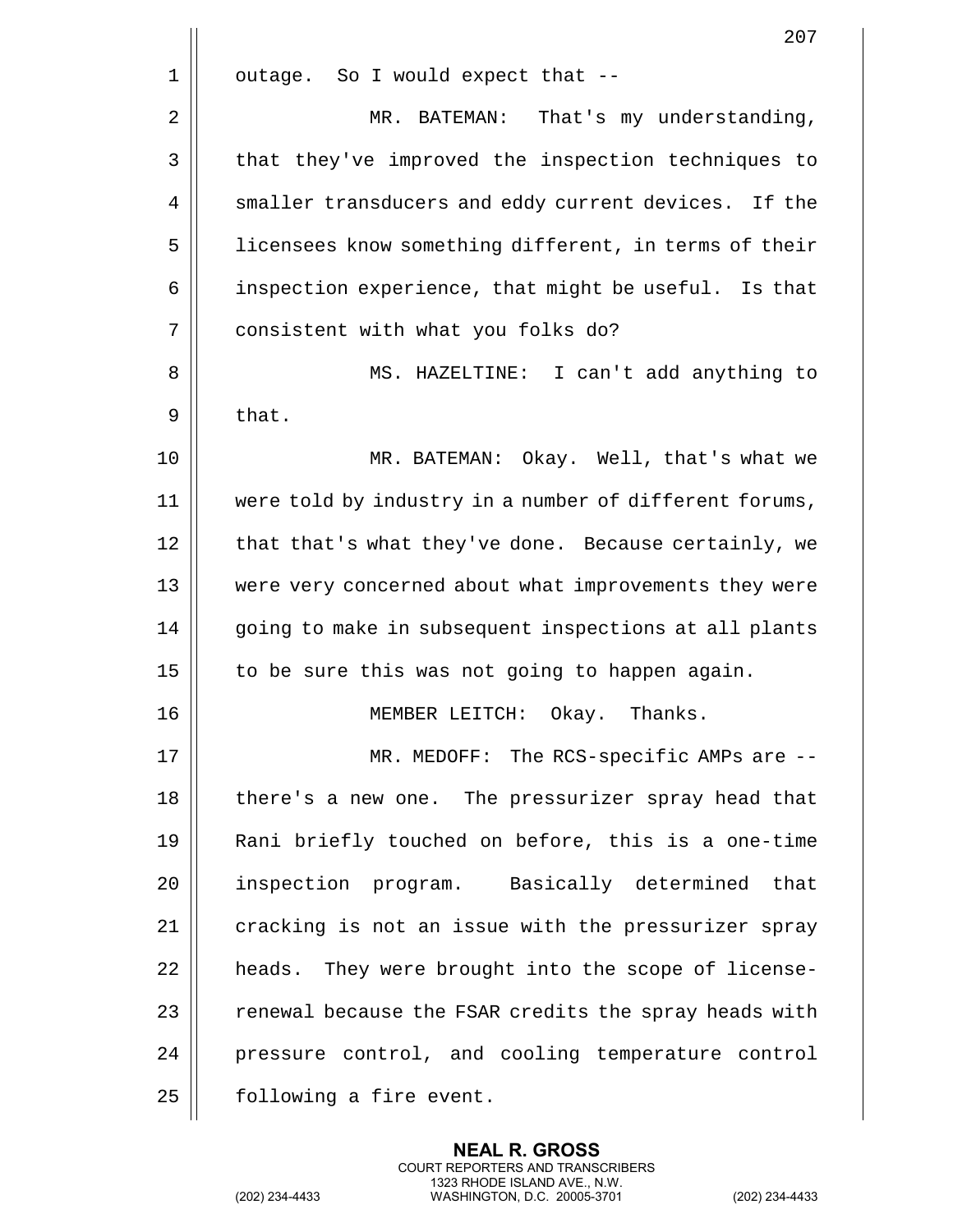outage. So I would expect that --

MR. BATEMAN: That's my understanding, that they've improved the inspection techniques to smaller transducers and eddy current devices. If the licensees know something different, in terms of their inspection experience, that might be useful. Is that consistent with what you folks do?

MS. HAZELTINE: I can't add anything to that.

MR. BATEMAN: Okay. Well, that's what we were told by industry in a number of different forums, that that's what they've done. Because certainly, we were very concerned about what improvements they were going to make in subsequent inspections at all plants to be sure this was not going to happen again.

MEMBER LEITCH: Okay. Thanks.

MR. MEDOFF: The RCS-specific AMPs are -- there's a new one. The pressurizer spray head that Rani briefly touched on before, this is a one-time inspection program. Basically determined that cracking is not an issue with the pressurizer spray heads. They were brought into the scope of license-renewal because the FSAR credits the spray heads with pressure control, and cooling temperature control following a fire event.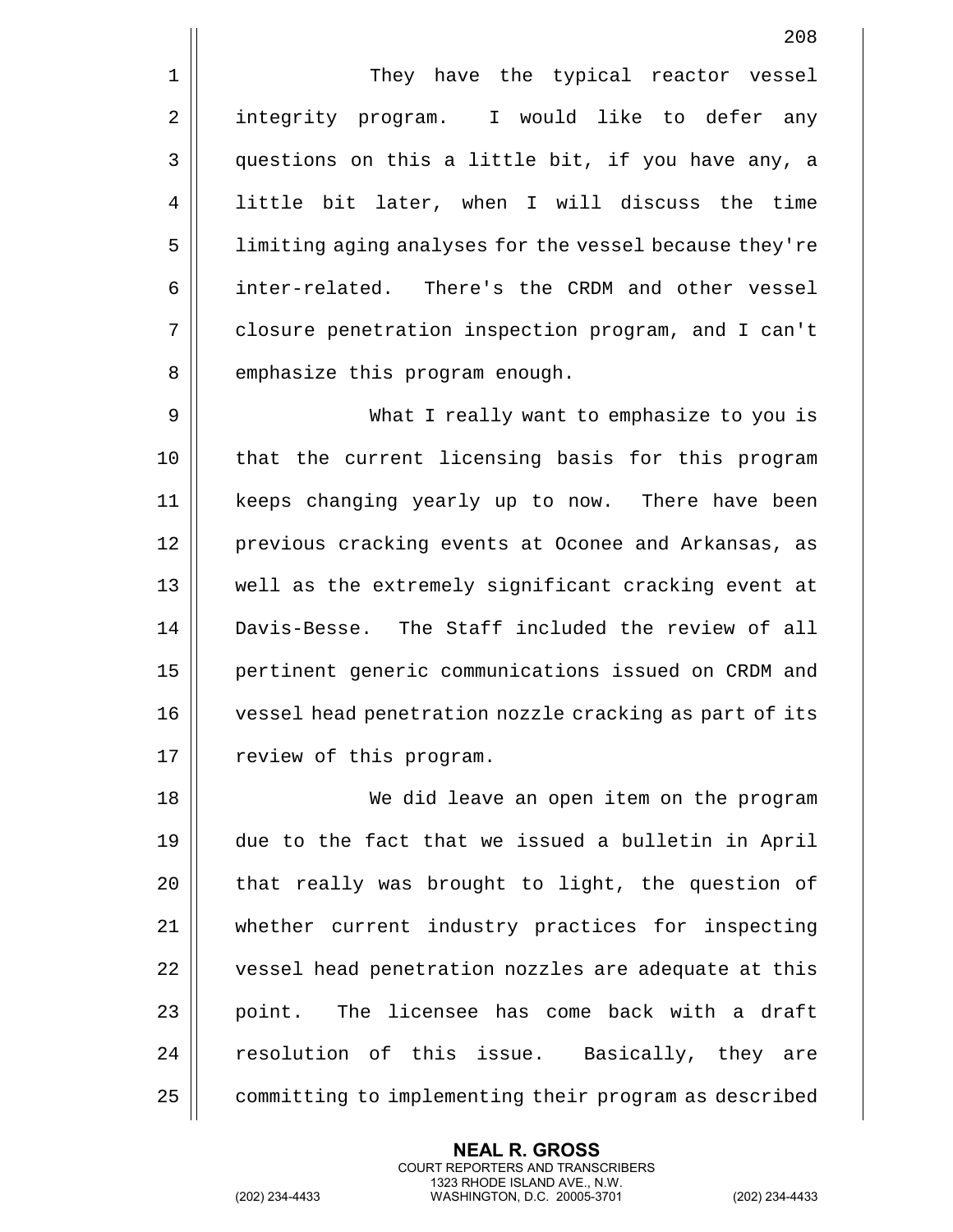They have the typical reactor vessel integrity program. I would like to defer any questions on this a little bit, if you have any, a little bit later, when I will discuss the time limiting aging analyses for the vessel because they're inter-related. There's the CRDM and other vessel closure penetration inspection program, and I can't emphasize this program enough.

What I really want to emphasize to you is that the current licensing basis for this program keeps changing yearly up to now. There have been previous cracking events at Oconee and Arkansas, as well as the extremely significant cracking event at Davis-Besse. The Staff included the review of all pertinent generic communications issued on CRDM and vessel head penetration nozzle cracking as part of its review of this program.

We did leave an open item on the program due to the fact that we issued a bulletin in April that really was brought to light, the question of whether current industry practices for inspecting vessel head penetration nozzles are adequate at this point. The licensee has come back with a draft resolution of this issue. Basically, they are committing to implementing their program as described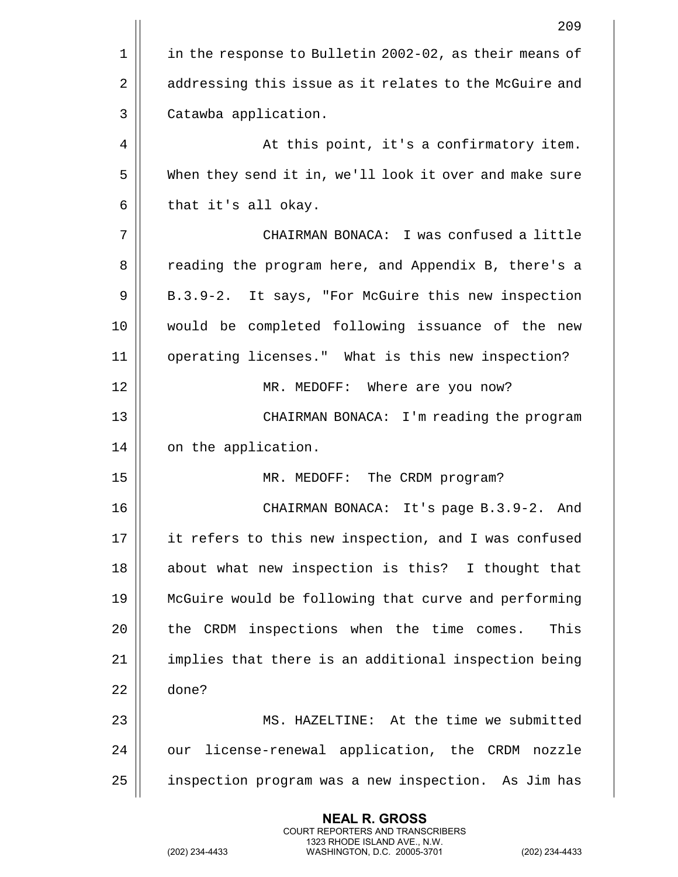in the response to Bulletin 2002-02, as their means of addressing this issue as it relates to the McGuire and Catawba application.

At this point, it's a confirmatory item. When they send it in, we'll look it over and make sure that it's all okay.

CHAIRMAN BONACA: I was confused a little reading the program here, and Appendix B, there's a B.3.9-2. It says, "For McGuire this new inspection would be completed following issuance of the new operating licenses." What is this new inspection?

MR. MEDOFF: Where are you now?

CHAIRMAN BONACA: I'm reading the program on the application.

MR. MEDOFF: The CRDM program?

CHAIRMAN BONACA: It's page B.3.9-2. And it refers to this new inspection, and I was confused about what new inspection is this? I thought that McGuire would be following that curve and performing the CRDM inspections when the time comes. This implies that there is an additional inspection being done?

MS. HAZELTINE: At the time we submitted our license-renewal application, the CRDM nozzle inspection program was a new inspection. As Jim has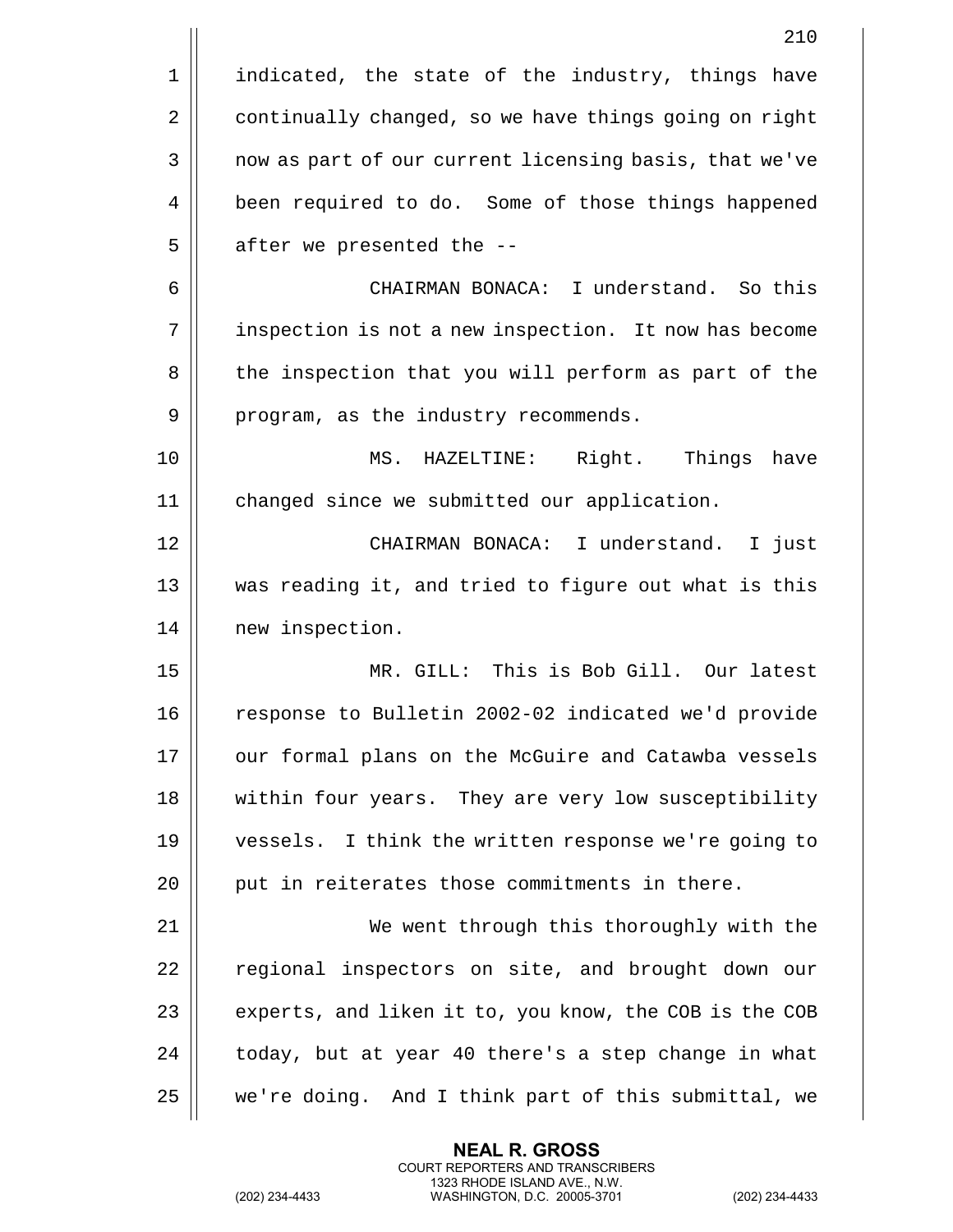indicated, the state of the industry, things have continually changed, so we have things going on right now as part of our current licensing basis, that we've been required to do. Some of those things happened after we presented the --

CHAIRMAN BONACA: I understand. So this inspection is not a new inspection. It now has become the inspection that you will perform as part of the program, as the industry recommends.

MS. HAZELTINE: Right. Things have changed since we submitted our application.

CHAIRMAN BONACA: I understand. I just was reading it, and tried to figure out what is this new inspection.

MR. GILL: This is Bob Gill. Our latest response to Bulletin 2002-02 indicated we'd provide our formal plans on the McGuire and Catawba vessels within four years. They are very low susceptibility vessels. I think the written response we're going to put in reiterates those commitments in there.

We went through this thoroughly with the regional inspectors on site, and brought down our experts, and liken it to, you know, the COB is the COB today, but at year 40 there's a step change in what we're doing. And I think part of this submittal, we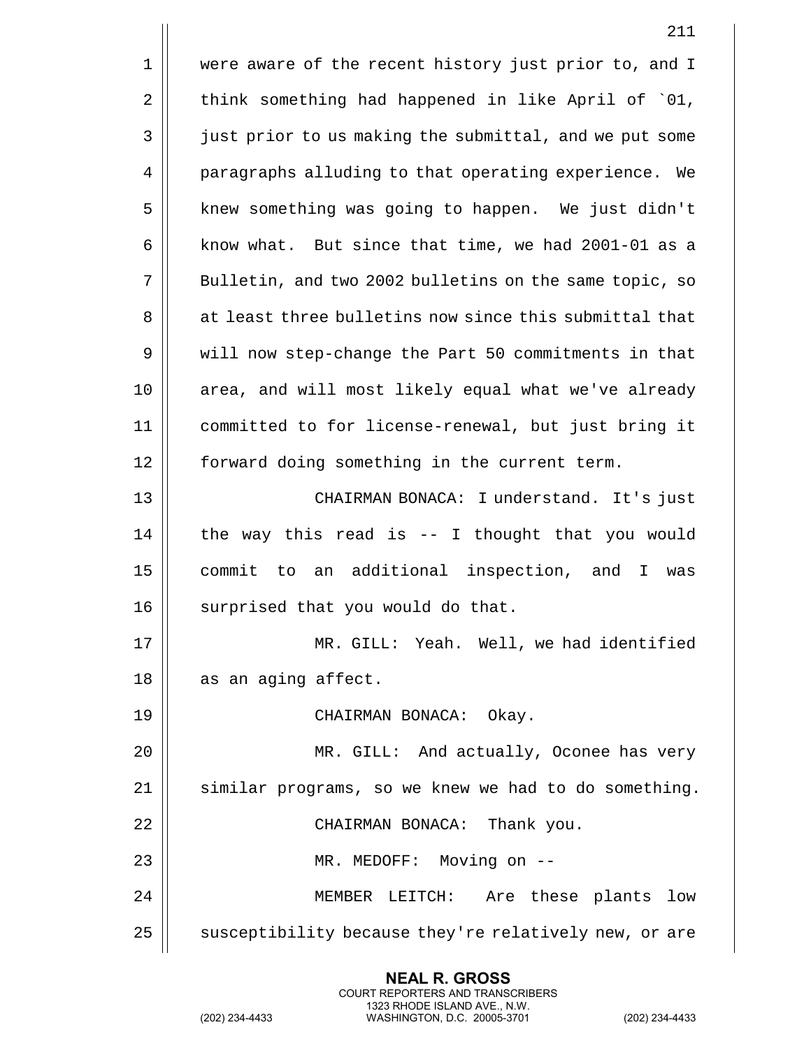were aware of the recent history just prior to, and I think something had happened in like April of `01, just prior to us making the submittal, and we put some paragraphs alluding to that operating experience. We knew something was going to happen. We just didn't know what. But since that time, we had 2001-01 as a Bulletin, and two 2002 bulletins on the same topic, so at least three bulletins now since this submittal that will now step-change the Part 50 commitments in that area, and will most likely equal what we've already committed to for license-renewal, but just bring it forward doing something in the current term.

CHAIRMAN BONACA: I understand. It's just the way this read is -- I thought that you would commit to an additional inspection, and I was surprised that you would do that.

MR. GILL: Yeah. Well, we had identified as an aging affect.

CHAIRMAN BONACA: Okay.

MR. GILL: And actually, Oconee has very similar programs, so we knew we had to do something.

CHAIRMAN BONACA: Thank you.

MR. MEDOFF: Moving on --

MEMBER LEITCH: Are these plants low susceptibility because they're relatively new, or are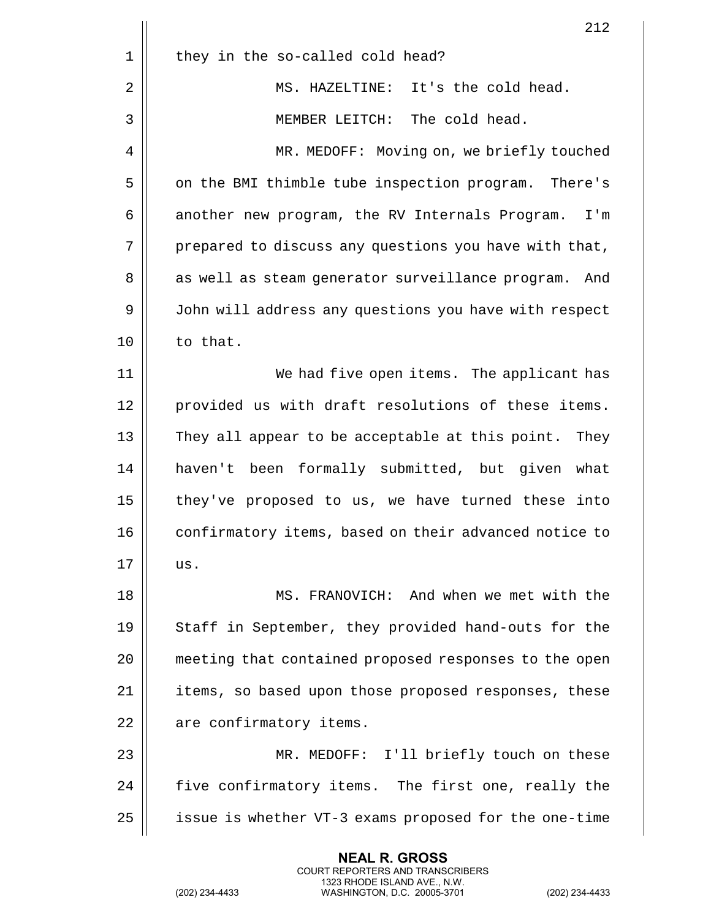they in the so-called cold head?

MS. HAZELTINE: It's the cold head.

MEMBER LEITCH: The cold head.

MR. MEDOFF: Moving on, we briefly touched on the BMI thimble tube inspection program. There's another new program, the RV Internals Program. I'm prepared to discuss any questions you have with that, as well as steam generator surveillance program. And John will address any questions you have with respect to that.

We had five open items. The applicant has provided us with draft resolutions of these items. They all appear to be acceptable at this point. They haven't been formally submitted, but given what they've proposed to us, we have turned these into confirmatory items, based on their advanced notice to us.

MS. FRANOVICH: And when we met with the Staff in September, they provided hand-outs for the meeting that contained proposed responses to the open items, so based upon those proposed responses, these are confirmatory items.

MR. MEDOFF: I'll briefly touch on these five confirmatory items. The first one, really the issue is whether VT-3 exams proposed for the one-time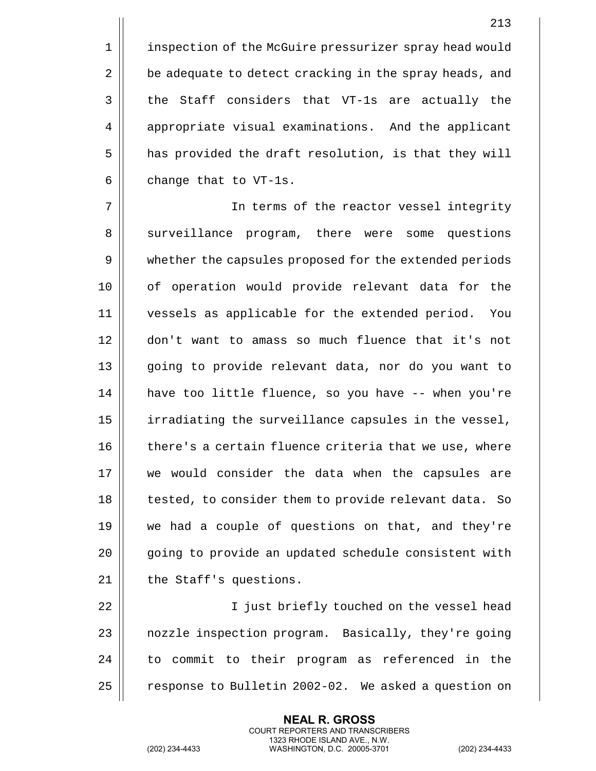inspection of the McGuire pressurizer spray head would be adequate to detect cracking in the spray heads, and the Staff considers that VT-1s are actually the appropriate visual examinations. And the applicant has provided the draft resolution, is that they will change that to VT-1s.

In terms of the reactor vessel integrity surveillance program, there were some questions whether the capsules proposed for the extended periods of operation would provide relevant data for the vessels as applicable for the extended period. You don't want to amass so much fluence that it's not going to provide relevant data, nor do you want to have too little fluence, so you have -- when you're irradiating the surveillance capsules in the vessel, there's a certain fluence criteria that we use, where we would consider the data when the capsules are tested, to consider them to provide relevant data. So we had a couple of questions on that, and they're going to provide an updated schedule consistent with the Staff's questions.

I just briefly touched on the vessel head nozzle inspection program. Basically, they're going to commit to their program as referenced in the response to Bulletin 2002-02. We asked a question on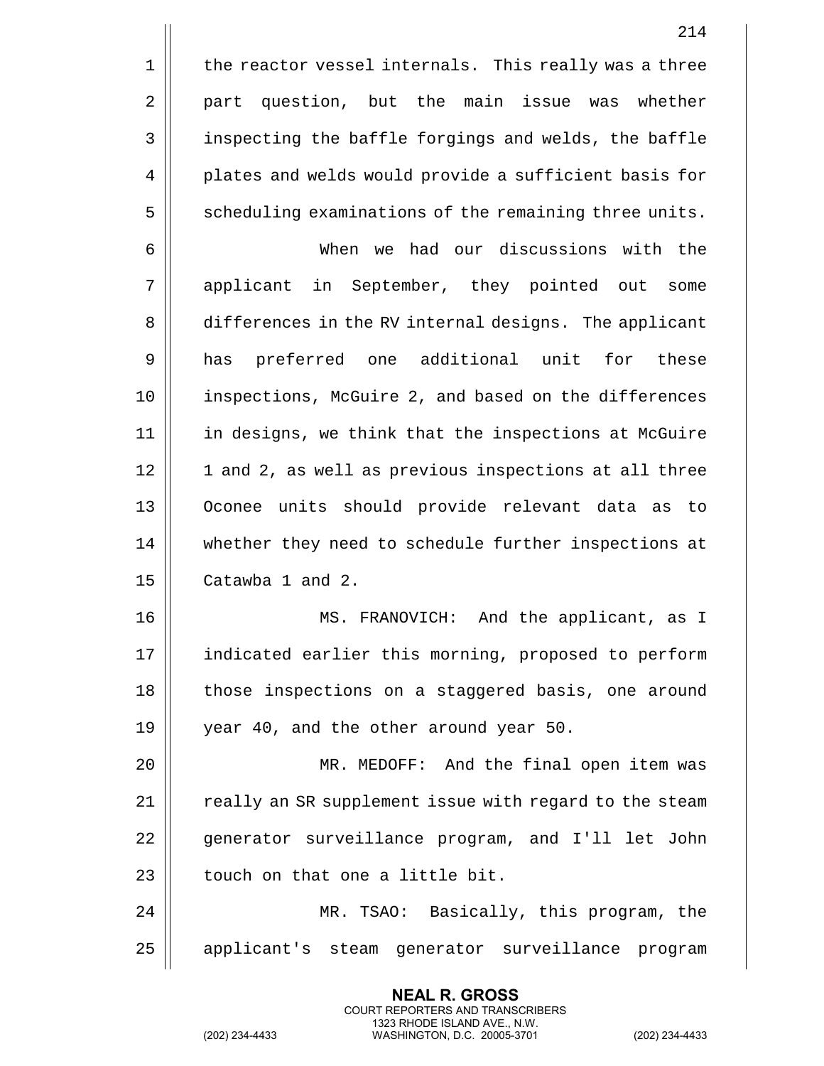the reactor vessel internals. This really was a three part question, but the main issue was whether inspecting the baffle forgings and welds, the baffle plates and welds would provide a sufficient basis for scheduling examinations of the remaining three units.

When we had our discussions with the applicant in September, they pointed out some differences in the RV internal designs. The applicant has preferred one additional unit for these inspections, McGuire 2, and based on the differences in designs, we think that the inspections at McGuire 1 and 2, as well as previous inspections at all three Oconee units should provide relevant data as to whether they need to schedule further inspections at Catawba 1 and 2.

MS. FRANOVICH: And the applicant, as I indicated earlier this morning, proposed to perform those inspections on a staggered basis, one around year 40, and the other around year 50.

MR. MEDOFF: And the final open item was really an SR supplement issue with regard to the steam generator surveillance program, and I'll let John touch on that one a little bit.

MR. TSAO: Basically, this program, the applicant's steam generator surveillance program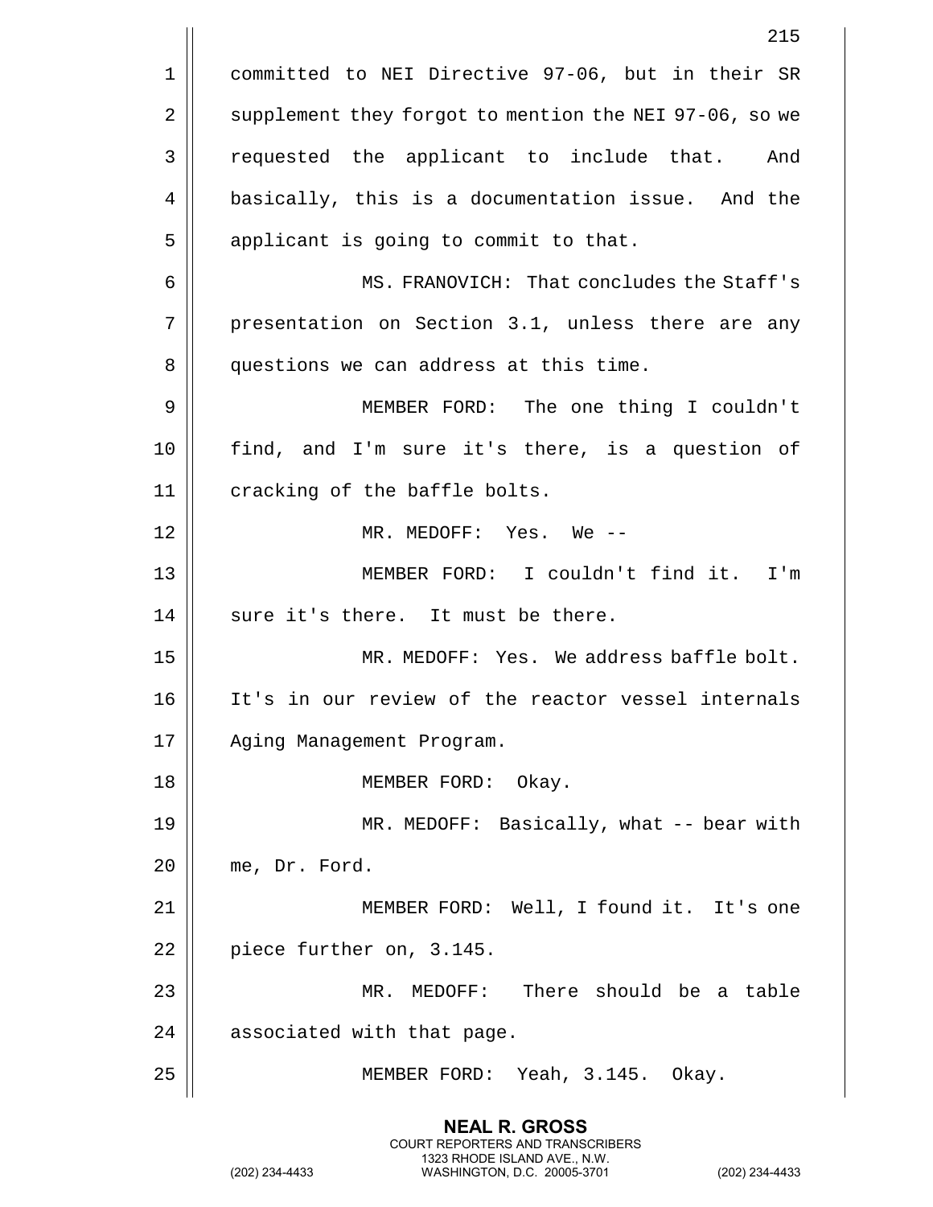committed to NEI Directive 97-06, but in their SR supplement they forgot to mention the NEI 97-06, so we requested the applicant to include that. And basically, this is a documentation issue. And the applicant is going to commit to that.

MS. FRANOVICH: That concludes the Staff's presentation on Section 3.1, unless there are any questions we can address at this time.

MEMBER FORD: The one thing I couldn't find, and I'm sure it's there, is a question of cracking of the baffle bolts.

MR. MEDOFF: Yes. We --

MEMBER FORD: I couldn't find it. I'm sure it's there. It must be there.

MR. MEDOFF: Yes. We address baffle bolt. It's in our review of the reactor vessel internals Aging Management Program.

MEMBER FORD: Okay.

MR. MEDOFF: Basically, what -- bear with me, Dr. Ford.

MEMBER FORD: Well, I found it. It's one piece further on, 3.145.

MR. MEDOFF: There should be a table associated with that page.

MEMBER FORD: Yeah, 3.145. Okay.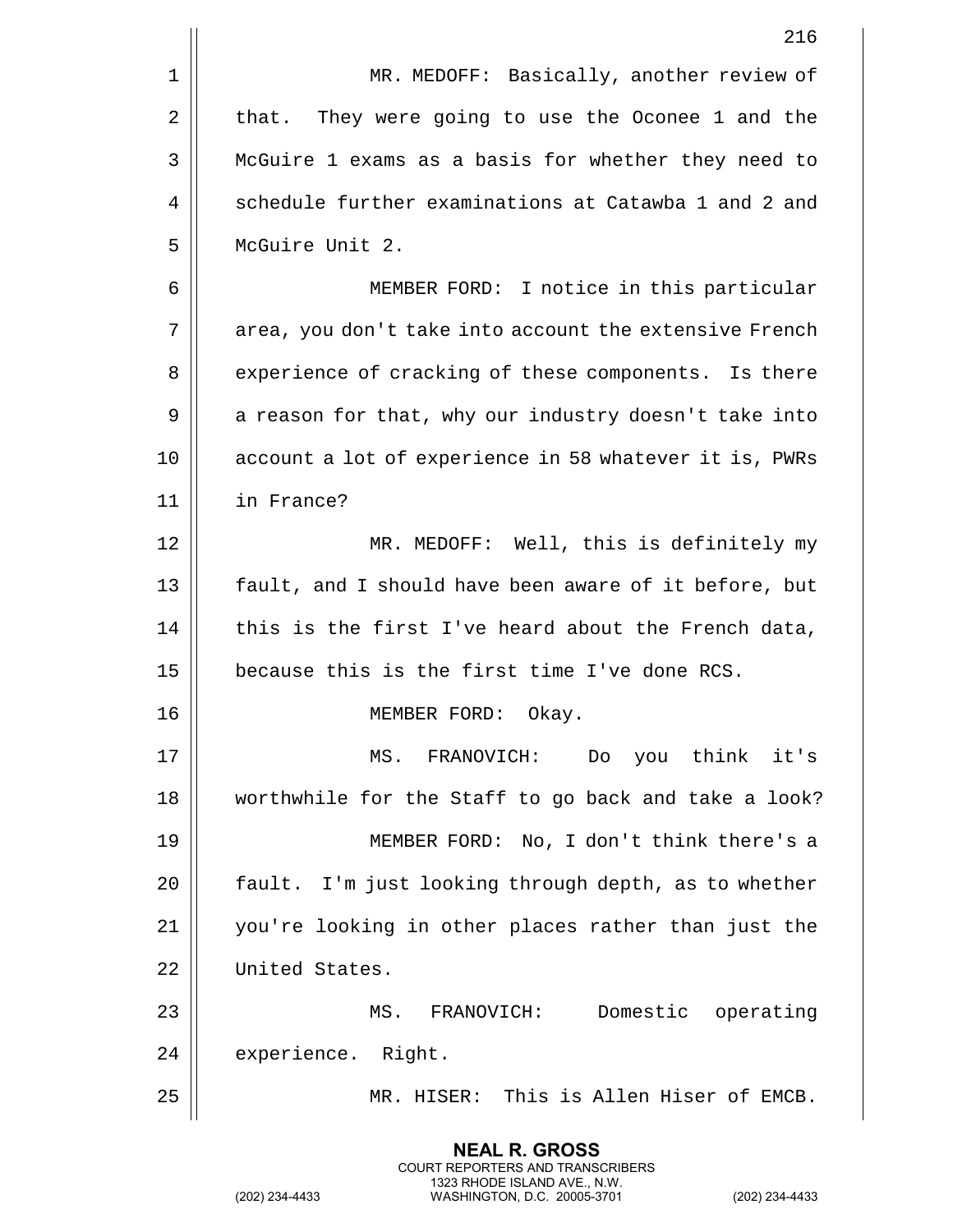MR. MEDOFF: Basically, another review of that. They were going to use the Oconee 1 and the McGuire 1 exams as a basis for whether they need to schedule further examinations at Catawba 1 and 2 and McGuire Unit 2.

MEMBER FORD: I notice in this particular area, you don't take into account the extensive French experience of cracking of these components. Is there a reason for that, why our industry doesn't take into account a lot of experience in 58 whatever it is, PWRs in France?

MR. MEDOFF: Well, this is definitely my fault, and I should have been aware of it before, but this is the first I've heard about the French data, because this is the first time I've done RCS.

MEMBER FORD: Okay.

MS. FRANOVICH: Do you think it's worthwhile for the Staff to go back and take a look?

MEMBER FORD: No, I don't think there's a fault. I'm just looking through depth, as to whether you're looking in other places rather than just the United States.

MS. FRANOVICH: Domestic operating experience. Right.

MR. HISER: This is Allen Hiser of EMCB.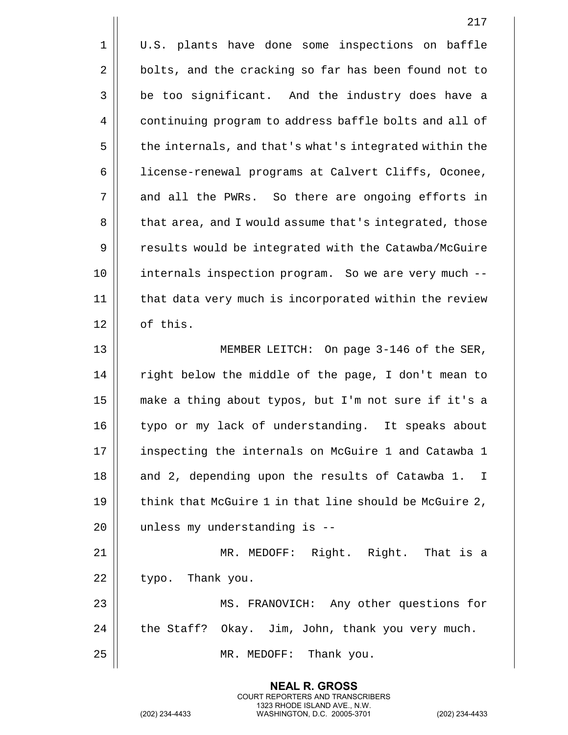U.S. plants have done some inspections on baffle bolts, and the cracking so far has been found not to be too significant. And the industry does have a continuing program to address baffle bolts and all of the internals, and that's what's integrated within the license-renewal programs at Calvert Cliffs, Oconee, and all the PWRs. So there are ongoing efforts in that area, and I would assume that's integrated, those results would be integrated with the Catawba/McGuire internals inspection program. So we are very much -- that data very much is incorporated within the review of this.

MEMBER LEITCH: On page 3-146 of the SER, right below the middle of the page, I don't mean to make a thing about typos, but I'm not sure if it's a typo or my lack of understanding. It speaks about inspecting the internals on McGuire 1 and Catawba 1 and 2, depending upon the results of Catawba 1. I think that McGuire 1 in that line should be McGuire 2, unless my understanding is --

MR. MEDOFF: Right. Right. That is a typo. Thank you.

MS. FRANOVICH: Any other questions for the Staff? Okay. Jim, John, thank you very much.

MR. MEDOFF: Thank you.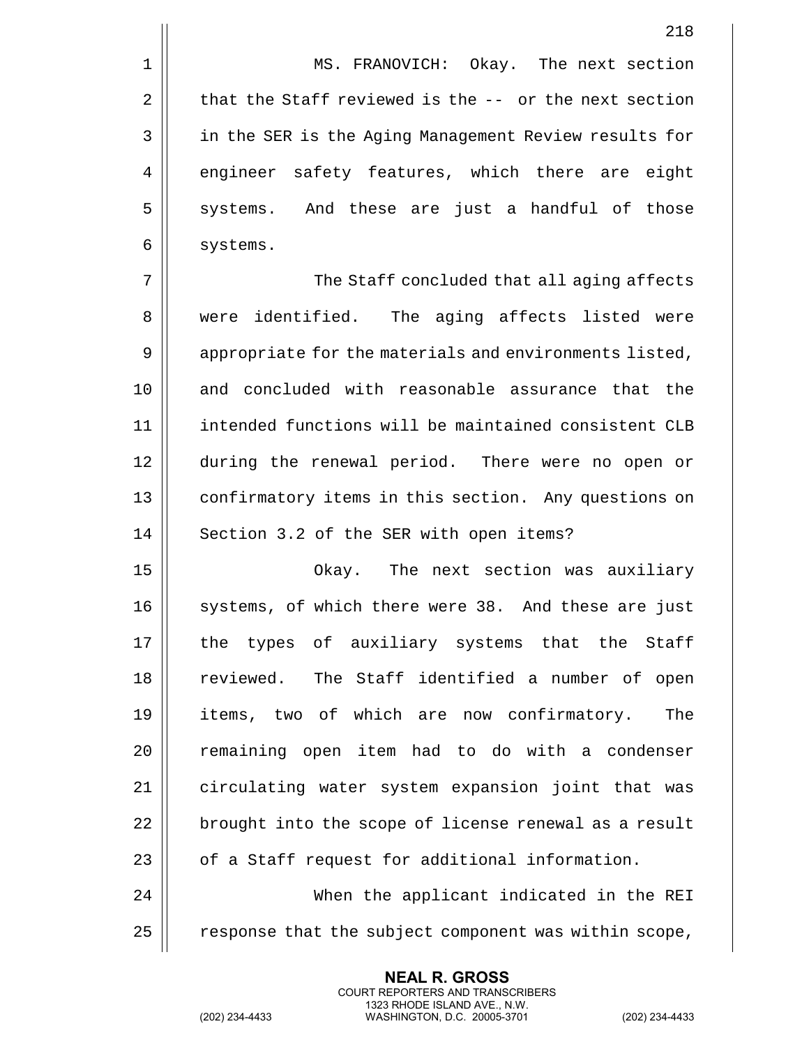MS. FRANOVICH: Okay. The next section that the Staff reviewed is the -- or the next section in the SER is the Aging Management Review results for engineer safety features, which there are eight systems. And these are just a handful of those systems.

The Staff concluded that all aging affects were identified. The aging affects listed were appropriate for the materials and environments listed, and concluded with reasonable assurance that the intended functions will be maintained consistent CLB during the renewal period. There were no open or confirmatory items in this section. Any questions on Section 3.2 of the SER with open items?

Okay. The next section was auxiliary systems, of which there were 38. And these are just the types of auxiliary systems that the Staff reviewed. The Staff identified a number of open items, two of which are now confirmatory. The remaining open item had to do with a condenser circulating water system expansion joint that was brought into the scope of license renewal as a result of a Staff request for additional information.

When the applicant indicated in the REI response that the subject component was within scope,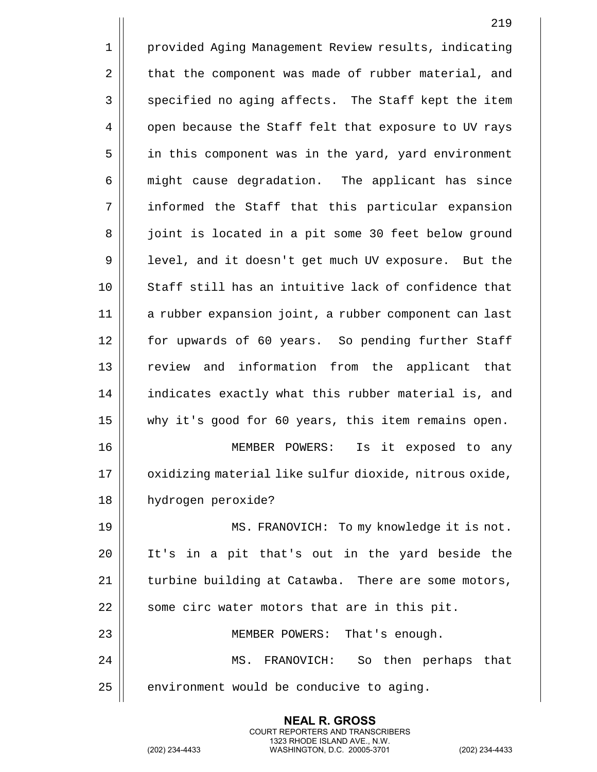provided Aging Management Review results, indicating that the component was made of rubber material, and specified no aging affects. The Staff kept the item open because the Staff felt that exposure to UV rays in this component was in the yard, yard environment might cause degradation. The applicant has since informed the Staff that this particular expansion joint is located in a pit some 30 feet below ground level, and it doesn't get much UV exposure. But the Staff still has an intuitive lack of confidence that a rubber expansion joint, a rubber component can last for upwards of 60 years. So pending further Staff review and information from the applicant that indicates exactly what this rubber material is, and why it's good for 60 years, this item remains open.

MEMBER POWERS: Is it exposed to any oxidizing material like sulfur dioxide, nitrous oxide, hydrogen peroxide?

MS. FRANOVICH: To my knowledge it is not. It's in a pit that's out in the yard beside the turbine building at Catawba. There are some motors, some circ water motors that are in this pit.

MEMBER POWERS: That's enough.

MS. FRANOVICH: So then perhaps that environment would be conducive to aging.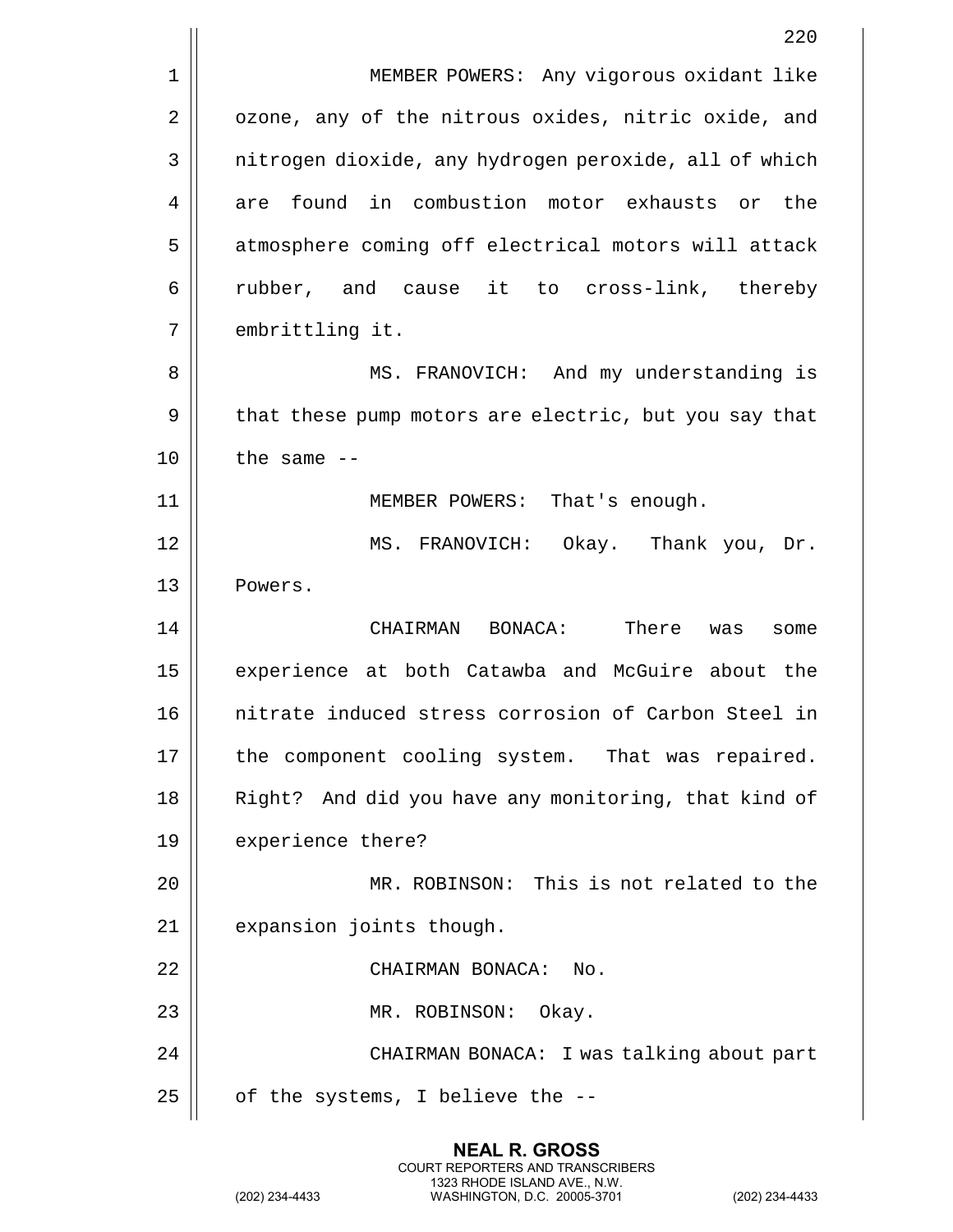MEMBER POWERS: Any vigorous oxidant like ozone, any of the nitrous oxides, nitric oxide, and nitrogen dioxide, any hydrogen peroxide, all of which are found in combustion motor exhausts or the atmosphere coming off electrical motors will attack rubber, and cause it to cross-link, thereby embrittling it.

MS. FRANOVICH: And my understanding is that these pump motors are electric, but you say that the same --

MEMBER POWERS: That's enough.

MS. FRANOVICH: Okay. Thank you, Dr. Powers.

CHAIRMAN BONACA: There was some experience at both Catawba and McGuire about the nitrate induced stress corrosion of Carbon Steel in the component cooling system. That was repaired. Right? And did you have any monitoring, that kind of experience there?

MR. ROBINSON: This is not related to the expansion joints though.

CHAIRMAN BONACA: No.

MR. ROBINSON: Okay.

CHAIRMAN BONACA: I was talking about part of the systems, I believe the --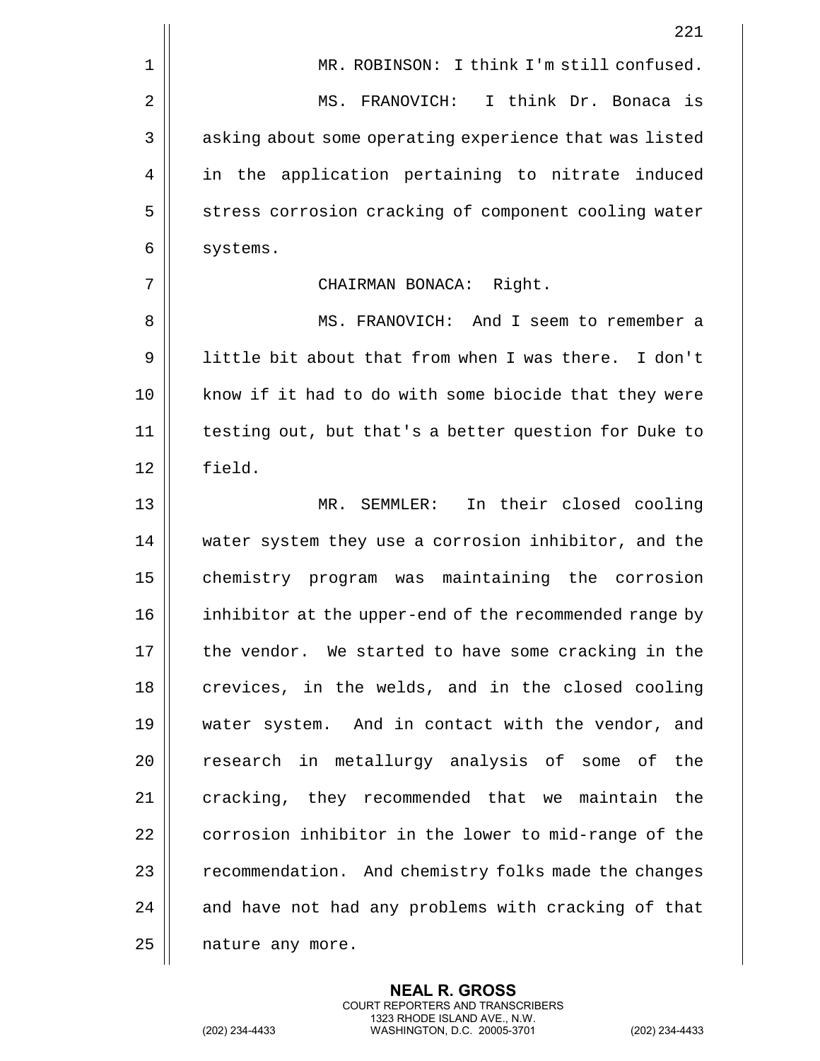MR. ROBINSON: I think I'm still confused.

MS. FRANOVICH: I think Dr. Bonaca is asking about some operating experience that was listed in the application pertaining to nitrate induced stress corrosion cracking of component cooling water systems.

CHAIRMAN BONACA: Right.

MS. FRANOVICH: And I seem to remember a little bit about that from when I was there. I don't know if it had to do with some biocide that they were testing out, but that's a better question for Duke to field.

MR. SEMMLER: In their closed cooling water system they use a corrosion inhibitor, and the chemistry program was maintaining the corrosion inhibitor at the upper-end of the recommended range by the vendor. We started to have some cracking in the crevices, in the welds, and in the closed cooling water system. And in contact with the vendor, and research in metallurgy analysis of some of the cracking, they recommended that we maintain the corrosion inhibitor in the lower to mid-range of the recommendation. And chemistry folks made the changes and have not had any problems with cracking of that nature any more.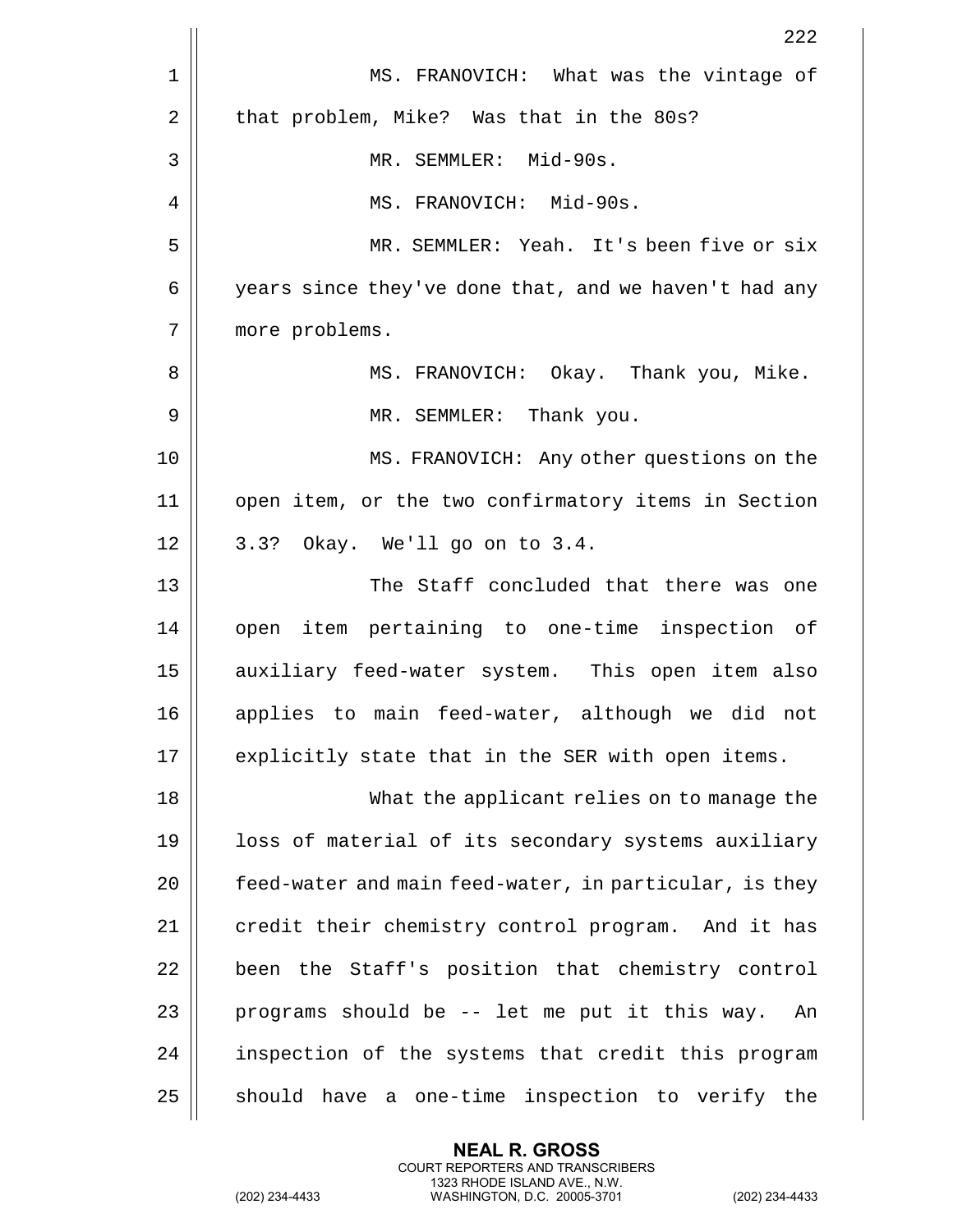MS. FRANOVICH: What was the vintage of that problem, Mike? Was that in the 80s?

MR. SEMMLER: Mid-90s.

MS. FRANOVICH: Mid-90s.

MR. SEMMLER: Yeah. It's been five or six years since they've done that, and we haven't had any more problems.

MS. FRANOVICH: Okay. Thank you, Mike.

MR. SEMMLER: Thank you.

MS. FRANOVICH: Any other questions on the open item, or the two confirmatory items in Section 3.3? Okay. We'll go on to 3.4.

The Staff concluded that there was one open item pertaining to one-time inspection of auxiliary feed-water system. This open item also applies to main feed-water, although we did not explicitly state that in the SER with open items.

What the applicant relies on to manage the loss of material of its secondary systems auxiliary feed-water and main feed-water, in particular, is they credit their chemistry control program. And it has been the Staff's position that chemistry control programs should be -- let me put it this way. An inspection of the systems that credit this program should have a one-time inspection to verify the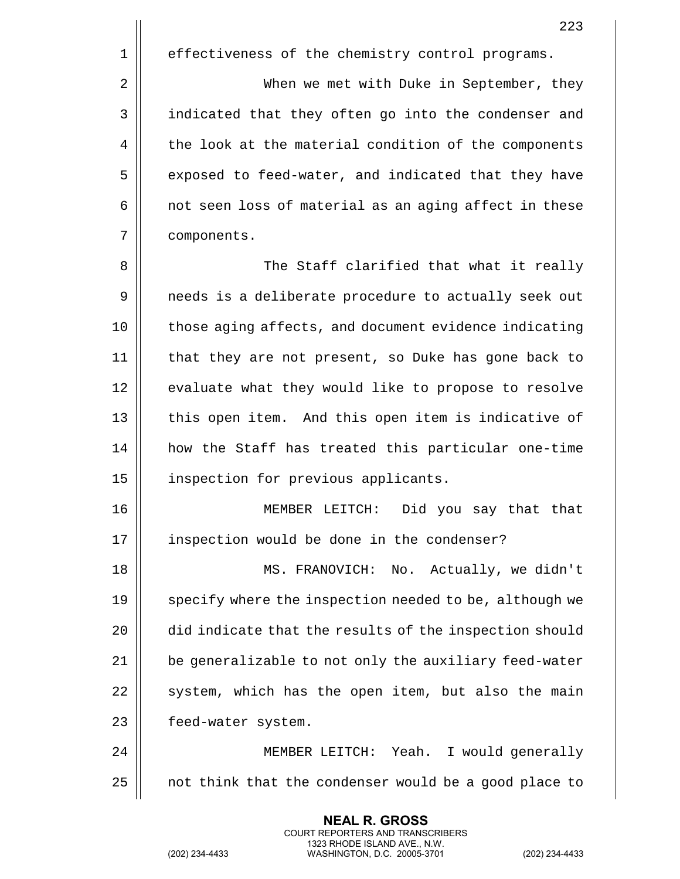effectiveness of the chemistry control programs.

When we met with Duke in September, they indicated that they often go into the condenser and the look at the material condition of the components exposed to feed-water, and indicated that they have not seen loss of material as an aging affect in these components.

The Staff clarified that what it really needs is a deliberate procedure to actually seek out those aging affects, and document evidence indicating that they are not present, so Duke has gone back to evaluate what they would like to propose to resolve this open item. And this open item is indicative of how the Staff has treated this particular one-time inspection for previous applicants.

MEMBER LEITCH: Did you say that that inspection would be done in the condenser?

MS. FRANOVICH: No. Actually, we didn't specify where the inspection needed to be, although we did indicate that the results of the inspection should be generalizable to not only the auxiliary feed-water system, which has the open item, but also the main feed-water system.

MEMBER LEITCH: Yeah. I would generally not think that the condenser would be a good place to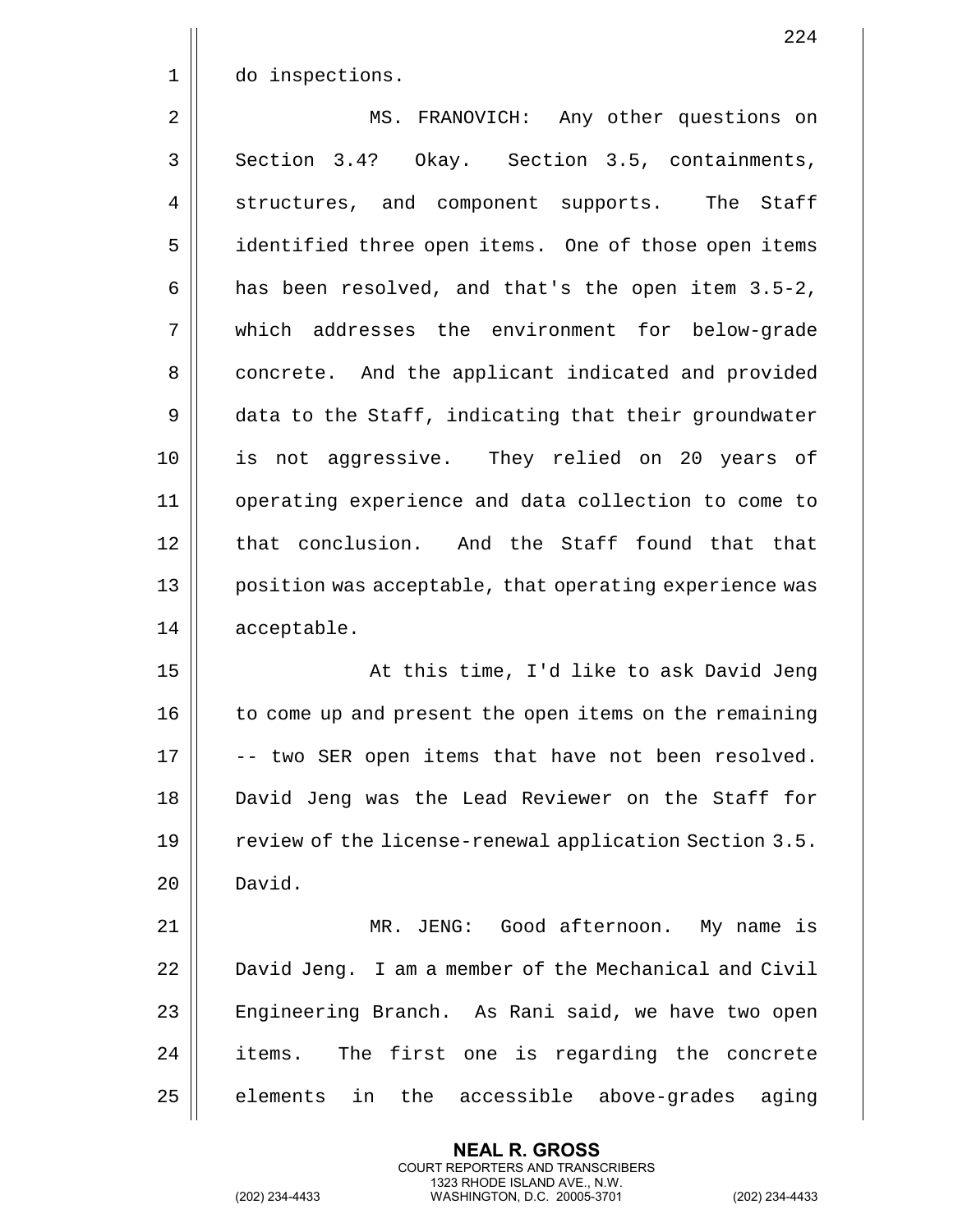do inspections.

MS. FRANOVICH: Any other questions on Section 3.4? Okay. Section 3.5, containments, structures, and component supports. The Staff identified three open items. One of those open items has been resolved, and that's the open item 3.5-2, which addresses the environment for below-grade concrete. And the applicant indicated and provided data to the Staff, indicating that their groundwater is not aggressive. They relied on 20 years of operating experience and data collection to come to that conclusion. And the Staff found that that position was acceptable, that operating experience was acceptable.

At this time, I'd like to ask David Jeng to come up and present the open items on the remaining -- two SER open items that have not been resolved. David Jeng was the Lead Reviewer on the Staff for review of the license-renewal application Section 3.5. David.

MR. JENG: Good afternoon. My name is David Jeng. I am a member of the Mechanical and Civil Engineering Branch. As Rani said, we have two open items. The first one is regarding the concrete elements in the accessible above-grades aging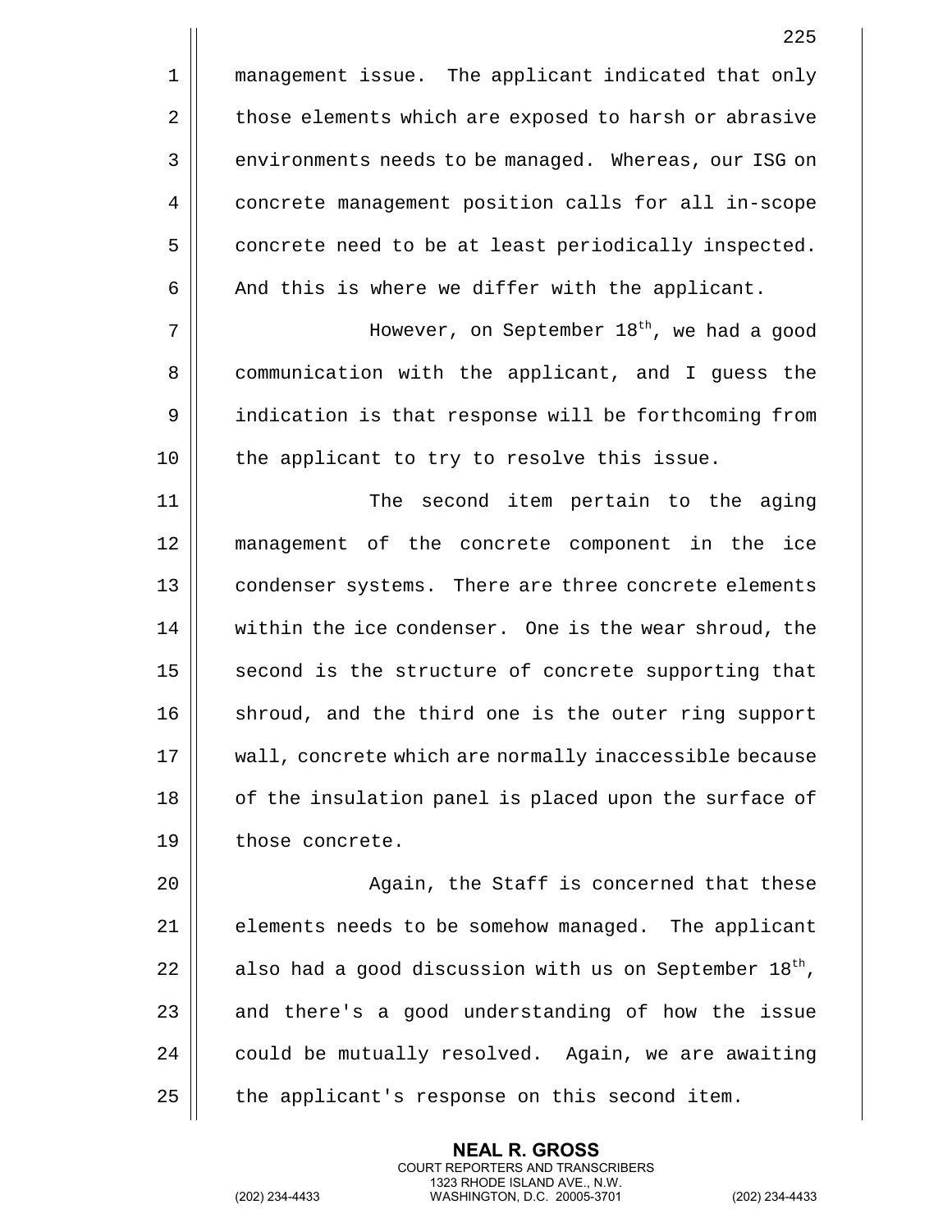management issue. The applicant indicated that only those elements which are exposed to harsh or abrasive environments needs to be managed. Whereas, our ISG on concrete management position calls for all in-scope concrete need to be at least periodically inspected. And this is where we differ with the applicant.

However, on September 18th, we had a good communication with the applicant, and I guess the indication is that response will be forthcoming from the applicant to try to resolve this issue.

The second item pertain to the aging management of the concrete component in the ice condenser systems. There are three concrete elements within the ice condenser. One is the wear shroud, the second is the structure of concrete supporting that shroud, and the third one is the outer ring support wall, concrete which are normally inaccessible because of the insulation panel is placed upon the surface of those concrete.

Again, the Staff is concerned that these elements needs to be somehow managed. The applicant also had a good discussion with us on September 18th, and there's a good understanding of how the issue could be mutually resolved. Again, we are awaiting the applicant's response on this second item.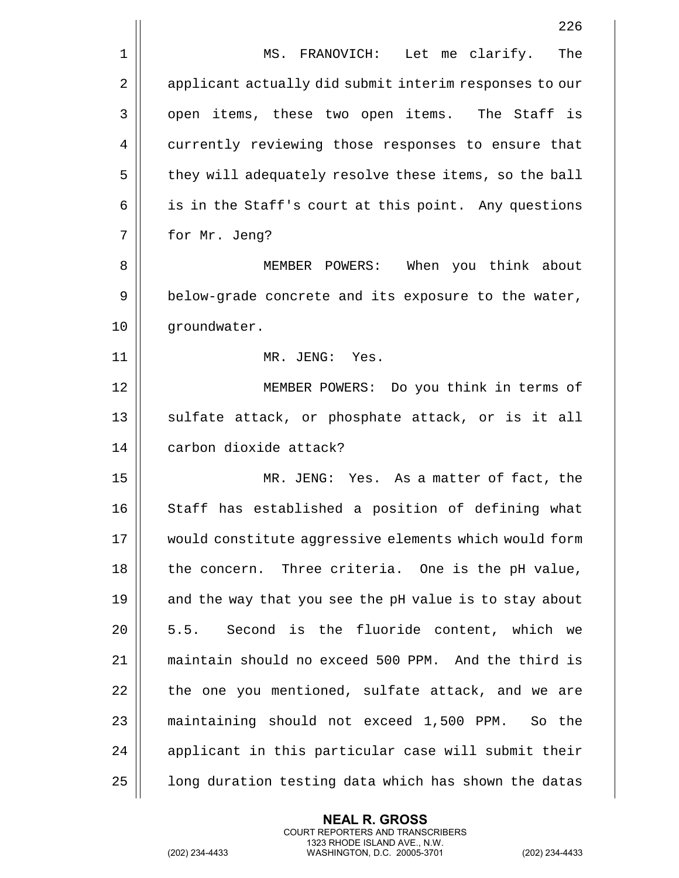MS. FRANOVICH: Let me clarify. The applicant actually did submit interim responses to our open items, these two open items. The Staff is currently reviewing those responses to ensure that they will adequately resolve these items, so the ball is in the Staff's court at this point. Any questions for Mr. Jeng?

MEMBER POWERS: When you think about below-grade concrete and its exposure to the water, groundwater.

MR. JENG: Yes.

MEMBER POWERS: Do you think in terms of sulfate attack, or phosphate attack, or is it all carbon dioxide attack?

MR. JENG: Yes. As a matter of fact, the Staff has established a position of defining what would constitute aggressive elements which would form the concern. Three criteria. One is the pH value, and the way that you see the pH value is to stay about 5.5. Second is the fluoride content, which we maintain should no exceed 500 PPM. And the third is the one you mentioned, sulfate attack, and we are maintaining should not exceed 1,500 PPM. So the applicant in this particular case will submit their long duration testing data which has shown the datas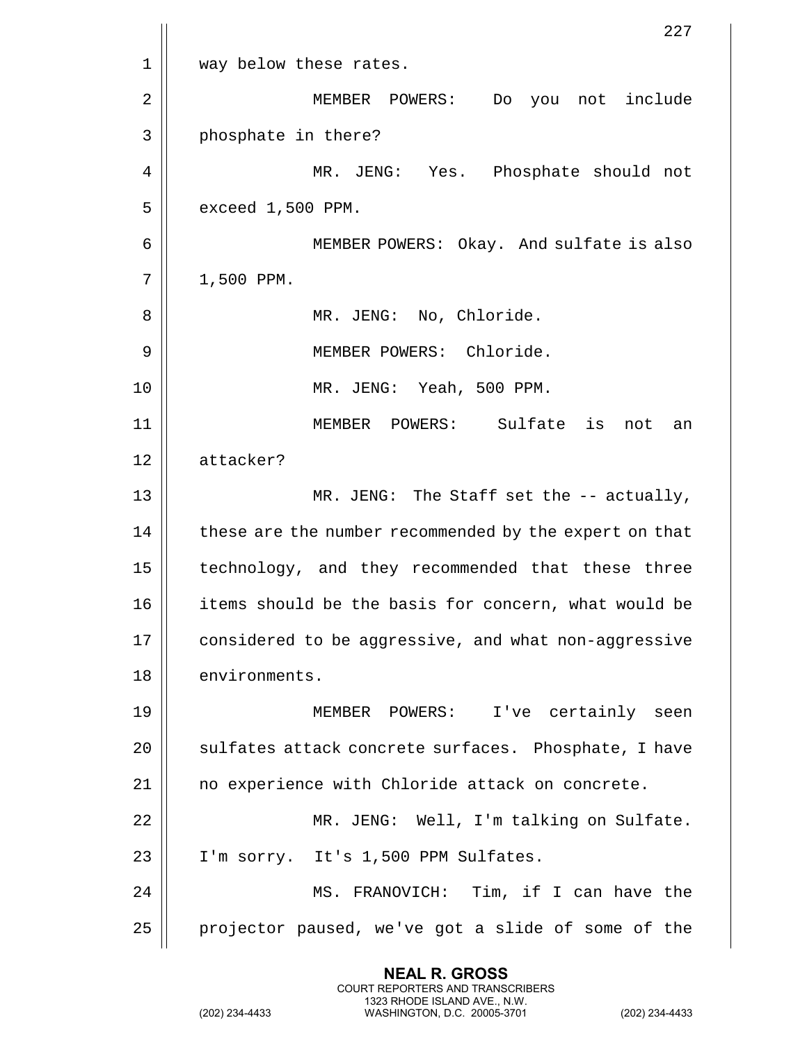way below these rates.

MEMBER POWERS: Do you not include phosphate in there?

MR. JENG: Yes. Phosphate should not exceed 1,500 PPM.

MEMBER POWERS: Okay. And sulfate is also 1,500 PPM.

MR. JENG: No, Chloride.

MEMBER POWERS: Chloride.

MR. JENG: Yeah, 500 PPM.

MEMBER POWERS: Sulfate is not an attacker?

MR. JENG: The Staff set the -- actually, these are the number recommended by the expert on that technology, and they recommended that these three items should be the basis for concern, what would be considered to be aggressive, and what non-aggressive environments.

MEMBER POWERS: I've certainly seen sulfates attack concrete surfaces. Phosphate, I have no experience with Chloride attack on concrete.

MR. JENG: Well, I'm talking on Sulfate. I'm sorry. It's 1,500 PPM Sulfates.

MS. FRANOVICH: Tim, if I can have the projector paused, we've got a slide of some of the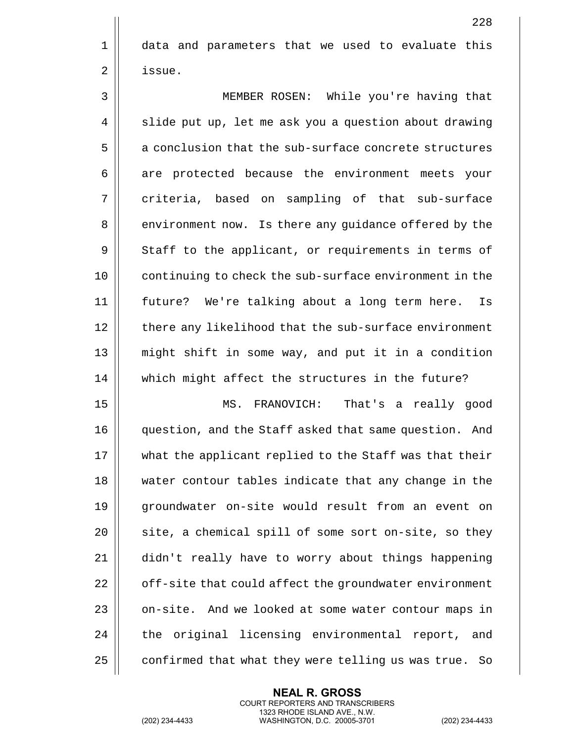data and parameters that we used to evaluate this issue.

MEMBER ROSEN: While you're having that slide put up, let me ask you a question about drawing a conclusion that the sub-surface concrete structures are protected because the environment meets your criteria, based on sampling of that sub-surface environment now. Is there any guidance offered by the Staff to the applicant, or requirements in terms of continuing to check the sub-surface environment in the future? We're talking about a long term here. Is there any likelihood that the sub-surface environment might shift in some way, and put it in a condition which might affect the structures in the future?

MS. FRANOVICH: That's a really good question, and the Staff asked that same question. And what the applicant replied to the Staff was that their water contour tables indicate that any change in the groundwater on-site would result from an event on site, a chemical spill of some sort on-site, so they didn't really have to worry about things happening off-site that could affect the groundwater environment on-site. And we looked at some water contour maps in the original licensing environmental report, and confirmed that what they were telling us was true. So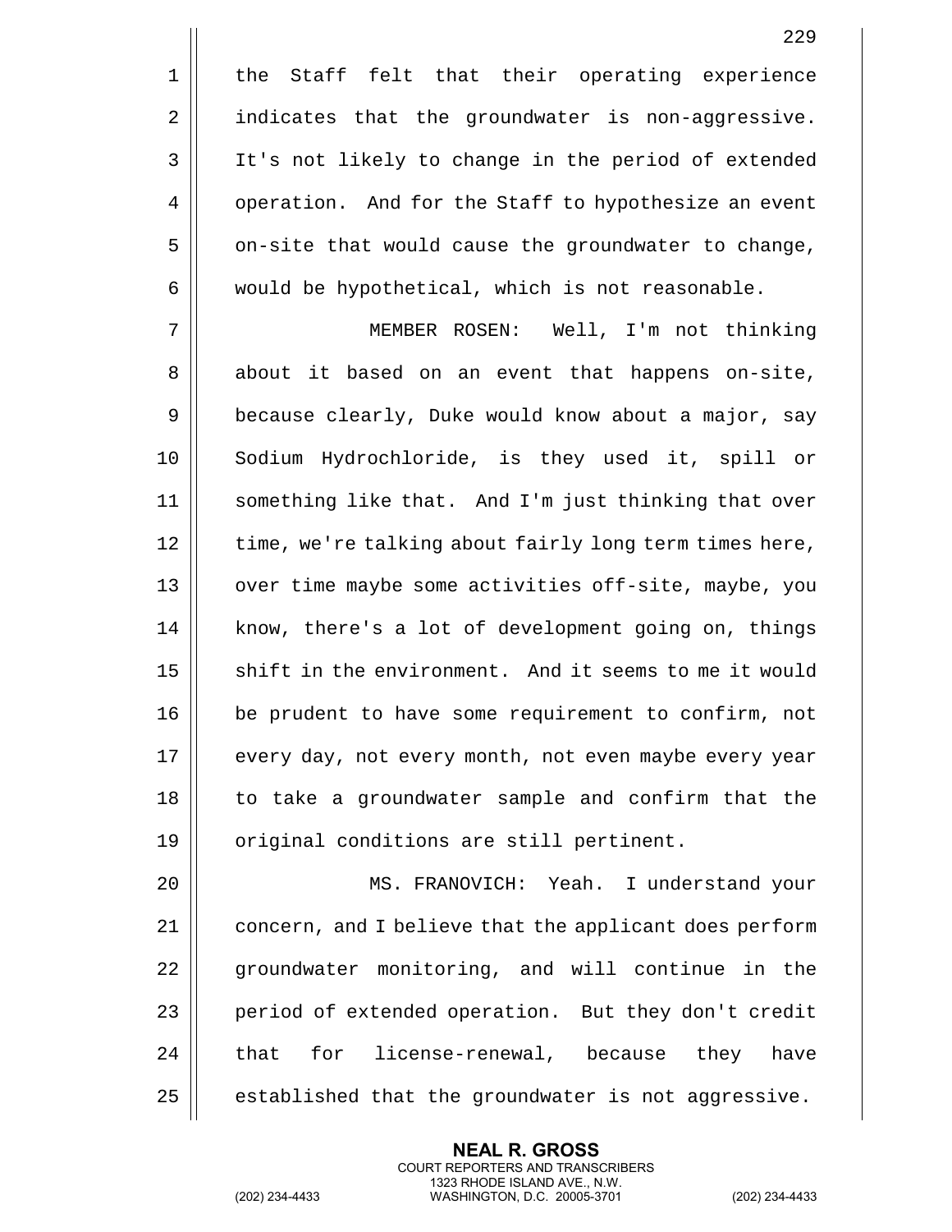the Staff felt that their operating experience indicates that the groundwater is non-aggressive. It's not likely to change in the period of extended operation. And for the Staff to hypothesize an event on-site that would cause the groundwater to change, would be hypothetical, which is not reasonable.

MEMBER ROSEN: Well, I'm not thinking about it based on an event that happens on-site, because clearly, Duke would know about a major, say Sodium Hydrochloride, is they used it, spill or something like that. And I'm just thinking that over time, we're talking about fairly long term times here, over time maybe some activities off-site, maybe, you know, there's a lot of development going on, things shift in the environment. And it seems to me it would be prudent to have some requirement to confirm, not every day, not every month, not even maybe every year to take a groundwater sample and confirm that the original conditions are still pertinent.

MS. FRANOVICH: Yeah. I understand your concern, and I believe that the applicant does perform groundwater monitoring, and will continue in the period of extended operation. But they don't credit that for license-renewal, because they have established that the groundwater is not aggressive.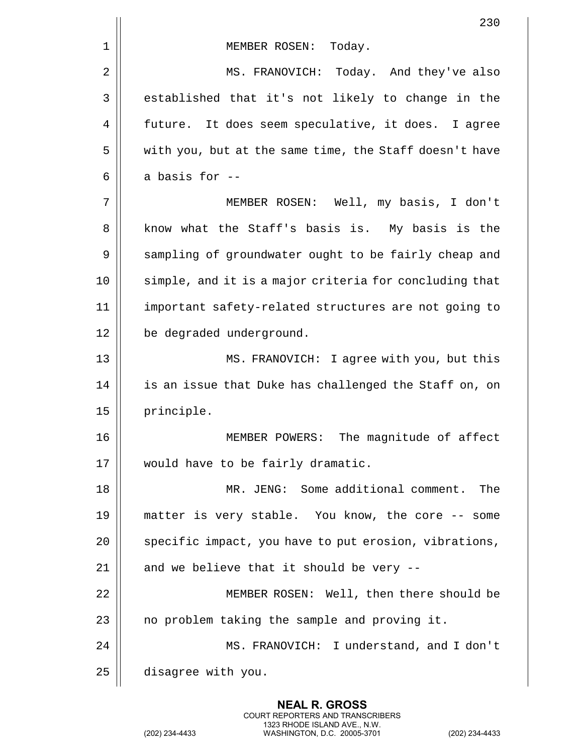MEMBER ROSEN: Today.

MS. FRANOVICH: Today. And they've also established that it's not likely to change in the future. It does seem speculative, it does. I agree with you, but at the same time, the Staff doesn't have a basis for --

MEMBER ROSEN: Well, my basis, I don't know what the Staff's basis is. My basis is the sampling of groundwater ought to be fairly cheap and simple, and it is a major criteria for concluding that important safety-related structures are not going to be degraded underground.

MS. FRANOVICH: I agree with you, but this is an issue that Duke has challenged the Staff on, on principle.

MEMBER POWERS: The magnitude of affect would have to be fairly dramatic.

MR. JENG: Some additional comment. The matter is very stable. You know, the core -- some specific impact, you have to put erosion, vibrations, and we believe that it should be very --

MEMBER ROSEN: Well, then there should be no problem taking the sample and proving it.

MS. FRANOVICH: I understand, and I don't disagree with you.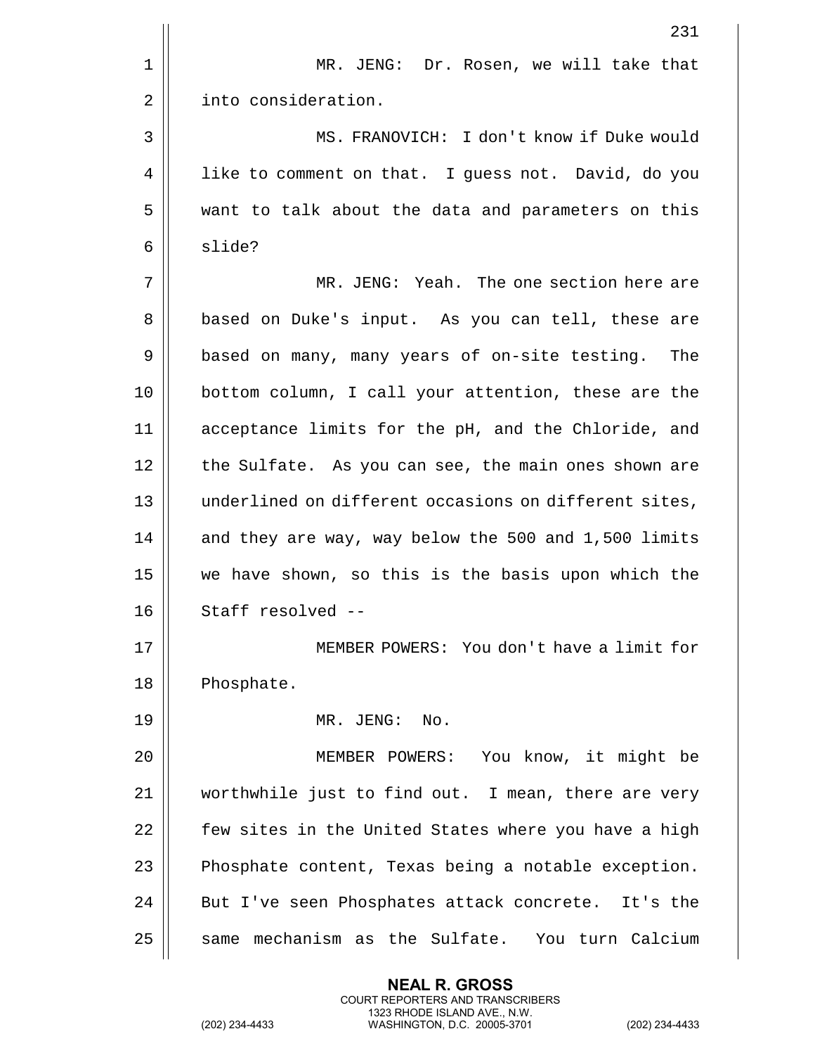MR. JENG: Dr. Rosen, we will take that into consideration.

MS. FRANOVICH: I don't know if Duke would like to comment on that. I guess not. David, do you want to talk about the data and parameters on this slide?

MR. JENG: Yeah. The one section here are based on Duke's input. As you can tell, these are based on many, many years of on-site testing. The bottom column, I call your attention, these are the acceptance limits for the pH, and the Chloride, and the Sulfate. As you can see, the main ones shown are underlined on different occasions on different sites, and they are way, way below the 500 and 1,500 limits we have shown, so this is the basis upon which the Staff resolved --

MEMBER POWERS: You don't have a limit for Phosphate.

MR. JENG: No.

MEMBER POWERS: You know, it might be worthwhile just to find out. I mean, there are very few sites in the United States where you have a high Phosphate content, Texas being a notable exception. But I've seen Phosphates attack concrete. It's the same mechanism as the Sulfate. You turn Calcium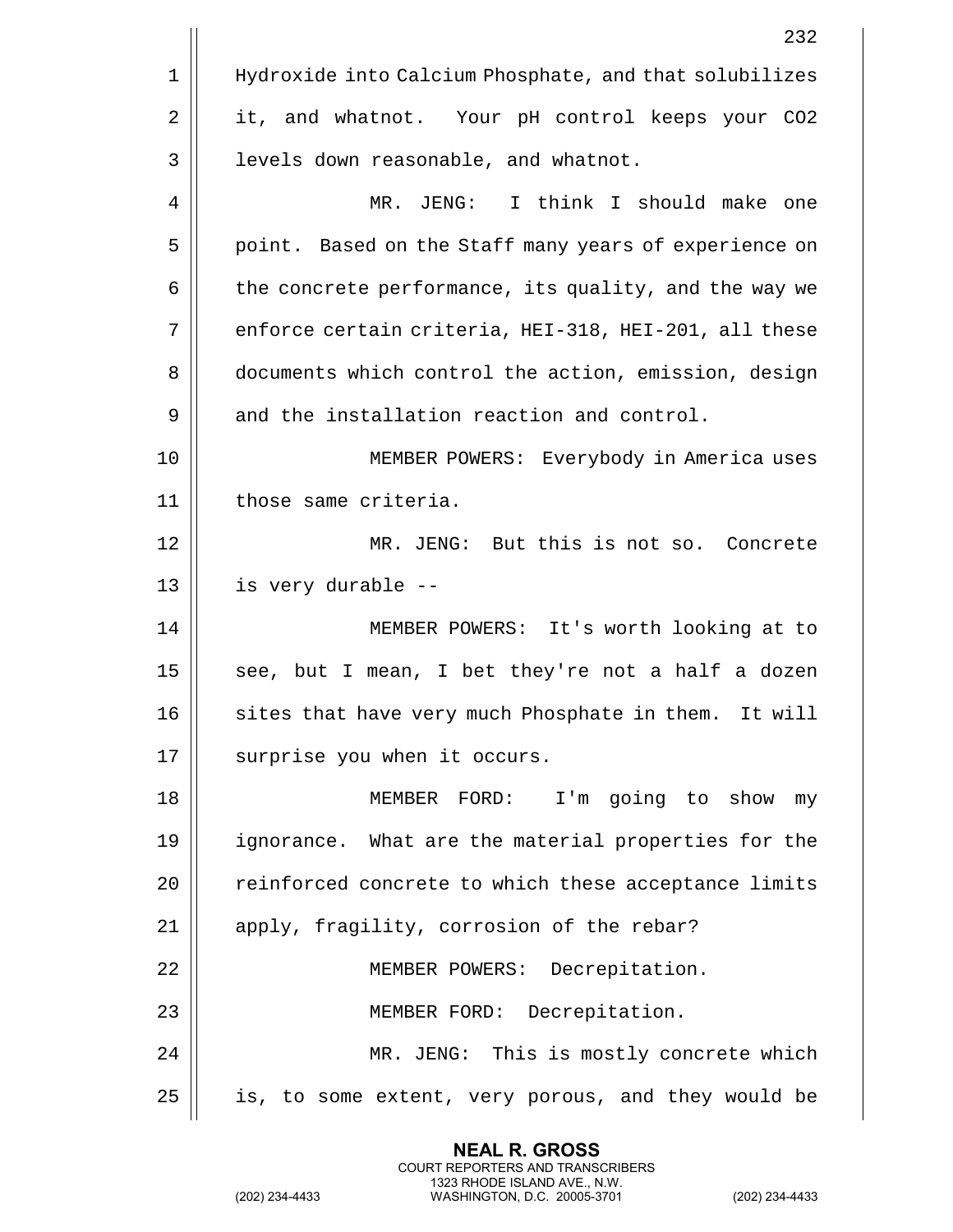Hydroxide into Calcium Phosphate, and that solubilizes it, and whatnot. Your pH control keeps your $CO_2$ levels down reasonable, and whatnot.

MR. JENG: I think I should make one point. Based on the Staff many years of experience on the concrete performance, its quality, and the way we enforce certain criteria, HEI-318, HEI-201, all these documents which control the action, emission, design and the installation reaction and control.

MEMBER POWERS: Everybody in America uses those same criteria.

MR. JENG: But this is not so. Concrete is very durable --

MEMBER POWERS: It's worth looking at to see, but I mean, I bet they're not a half a dozen sites that have very much Phosphate in them. It will surprise you when it occurs.

MEMBER FORD: I'm going to show my ignorance. What are the material properties for the reinforced concrete to which these acceptance limits apply, fragility, corrosion of the rebar?

MEMBER POWERS: Decrepitation.

MEMBER FORD: Decrepitation.

MR. JENG: This is mostly concrete which is, to some extent, very porous, and they would be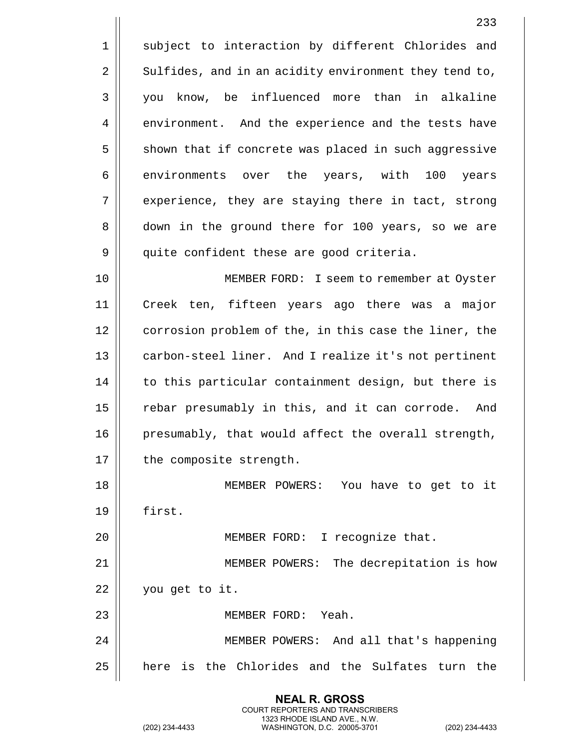subject to interaction by different Chlorides and Sulfides, and in an acidity environment they tend to, you know, be influenced more than in alkaline environment. And the experience and the tests have shown that if concrete was placed in such aggressive environments over the years, with 100 years experience, they are staying there in tact, strong down in the ground there for 100 years, so we are quite confident these are good criteria.

MEMBER FORD: I seem to remember at Oyster Creek ten, fifteen years ago there was a major corrosion problem of the, in this case the liner, the carbon-steel liner. And I realize it's not pertinent to this particular containment design, but there is rebar presumably in this, and it can corrode. And presumably, that would affect the overall strength, the composite strength.

MEMBER POWERS: You have to get to it first.

MEMBER FORD: I recognize that.

MEMBER POWERS: The decrepitation is how you get to it.

MEMBER FORD: Yeah.

MEMBER POWERS: And all that's happening here is the Chlorides and the Sulfates turn the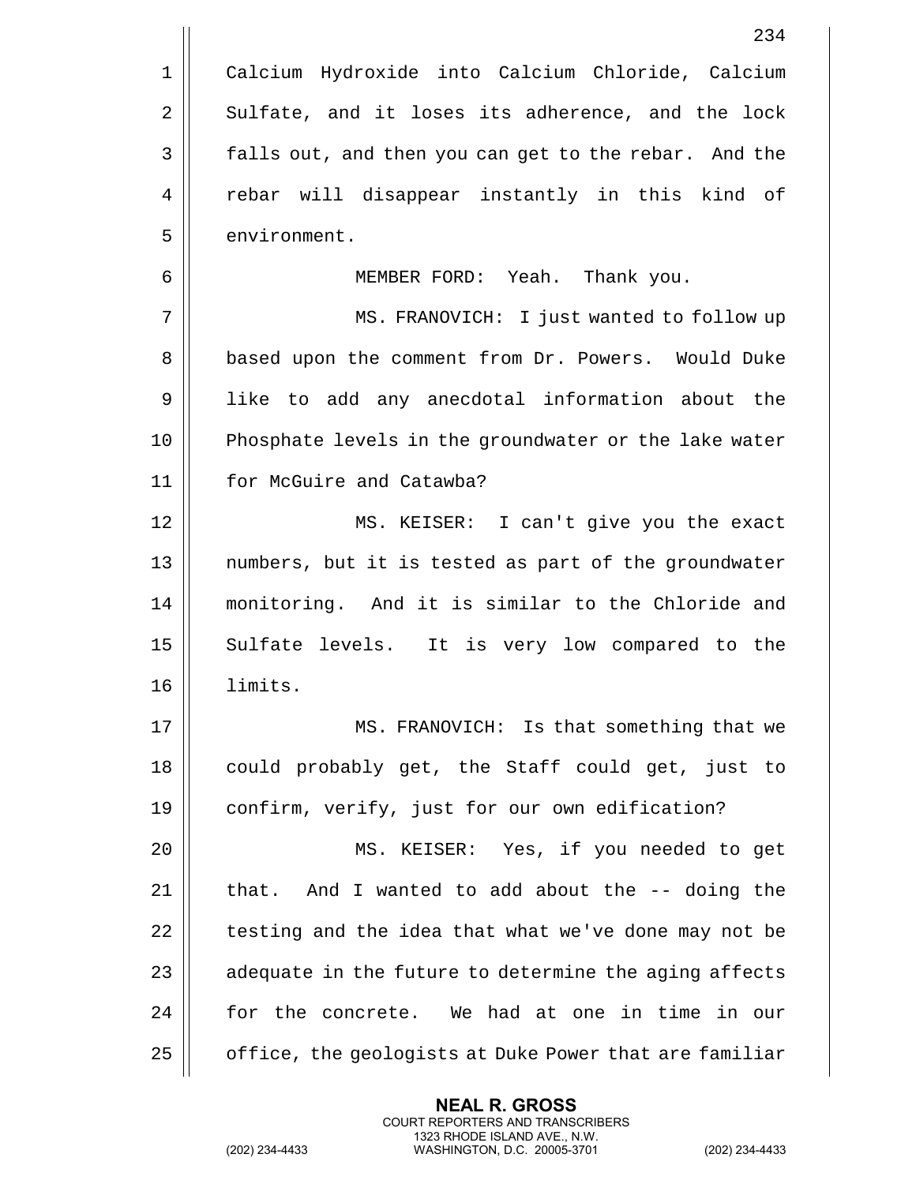Calcium Hydroxide into Calcium Chloride, Calcium Sulfate, and it loses its adherence, and the lock falls out, and then you can get to the rebar. And the rebar will disappear instantly in this kind of environment.

MEMBER FORD: Yeah. Thank you.

MS. FRANOVICH: I just wanted to follow up based upon the comment from Dr. Powers. Would Duke like to add any anecdotal information about the Phosphate levels in the groundwater or the lake water for McGuire and Catawba?

MS. KEISER: I can't give you the exact numbers, but it is tested as part of the groundwater monitoring. And it is similar to the Chloride and Sulfate levels. It is very low compared to the limits.

MS. FRANOVICH: Is that something that we could probably get, the Staff could get, just to confirm, verify, just for our own edification?

MS. KEISER: Yes, if you needed to get that. And I wanted to add about the -- doing the testing and the idea that what we've done may not be adequate in the future to determine the aging affects for the concrete. We had at one in time in our office, the geologists at Duke Power that are familiar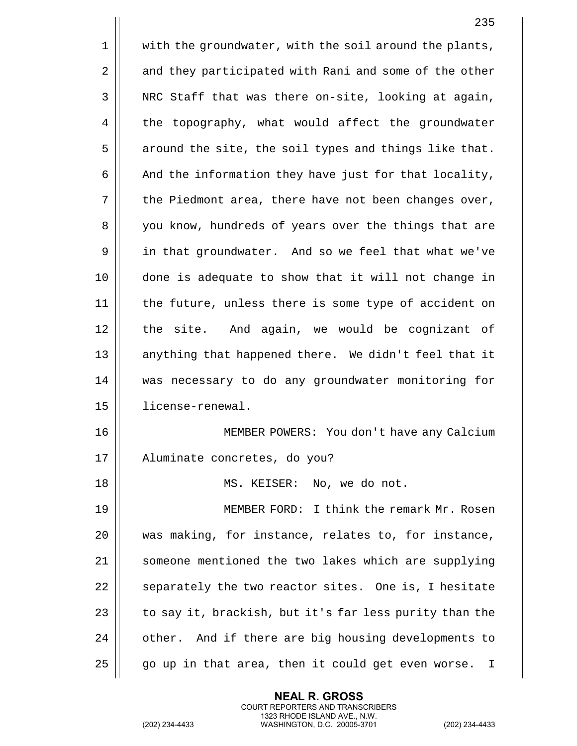with the groundwater, with the soil around the plants, and they participated with Rani and some of the other NRC Staff that was there on-site, looking at again, the topography, what would affect the groundwater around the site, the soil types and things like that. And the information they have just for that locality, the Piedmont area, there have not been changes over, you know, hundreds of years over the things that are in that groundwater. And so we feel that what we've done is adequate to show that it will not change in the future, unless there is some type of accident on the site. And again, we would be cognizant of anything that happened there. We didn't feel that it was necessary to do any groundwater monitoring for license-renewal.

MEMBER POWERS: You don't have any Calcium Aluminate concretes, do you?

MS. KEISER: No, we do not.

MEMBER FORD: I think the remark Mr. Rosen was making, for instance, relates to, for instance, someone mentioned the two lakes which are supplying separately the two reactor sites. One is, I hesitate to say it, brackish, but it's far less purity than the other. And if there are big housing developments to go up in that area, then it could get even worse. I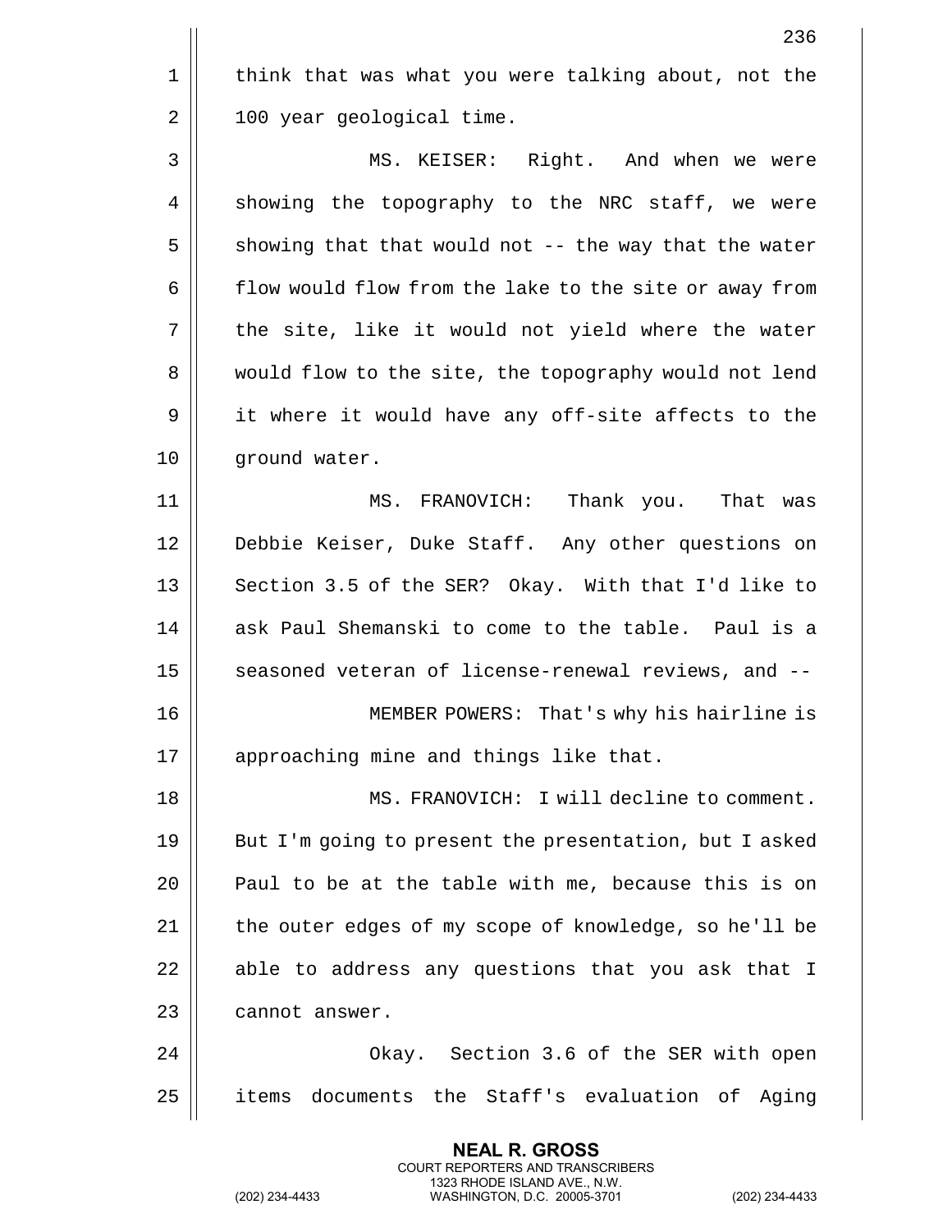think that was what you were talking about, not the 100 year geological time.

MS. KEISER: Right. And when we were showing the topography to the NRC staff, we were showing that that would not -- the way that the water flow would flow from the lake to the site or away from the site, like it would not yield where the water would flow to the site, the topography would not lend it where it would have any off-site affects to the ground water.

MS. FRANOVICH: Thank you. That was Debbie Keiser, Duke Staff. Any other questions on Section 3.5 of the SER? Okay. With that I'd like to ask Paul Shemanski to come to the table. Paul is a seasoned veteran of license-renewal reviews, and --

MEMBER POWERS: That's why his hairline is approaching mine and things like that.

MS. FRANOVICH: I will decline to comment. But I'm going to present the presentation, but I asked Paul to be at the table with me, because this is on the outer edges of my scope of knowledge, so he'll be able to address any questions that you ask that I cannot answer.

Okay. Section 3.6 of the SER with open items documents the Staff's evaluation of Aging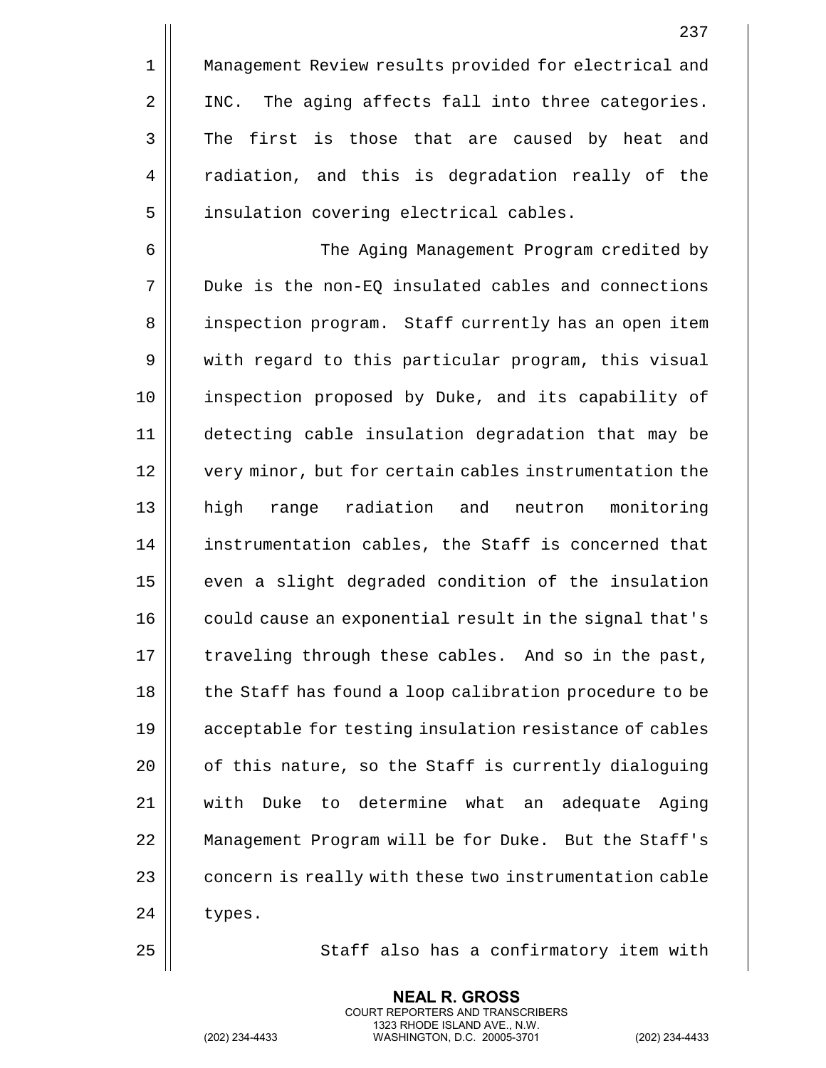Management Review results provided for electrical and INC. The aging affects fall into three categories. The first is those that are caused by heat and radiation, and this is degradation really of the insulation covering electrical cables.

The Aging Management Program credited by Duke is the non-EQ insulated cables and connections inspection program. Staff currently has an open item with regard to this particular program, this visual inspection proposed by Duke, and its capability of detecting cable insulation degradation that may be very minor, but for certain cables instrumentation the high range radiation and neutron monitoring instrumentation cables, the Staff is concerned that even a slight degraded condition of the insulation could cause an exponential result in the signal that's traveling through these cables. And so in the past, the Staff has found a loop calibration procedure to be acceptable for testing insulation resistance of cables of this nature, so the Staff is currently dialoguing with Duke to determine what an adequate Aging Management Program will be for Duke. But the Staff's concern is really with these two instrumentation cable types.

Staff also has a confirmatory item with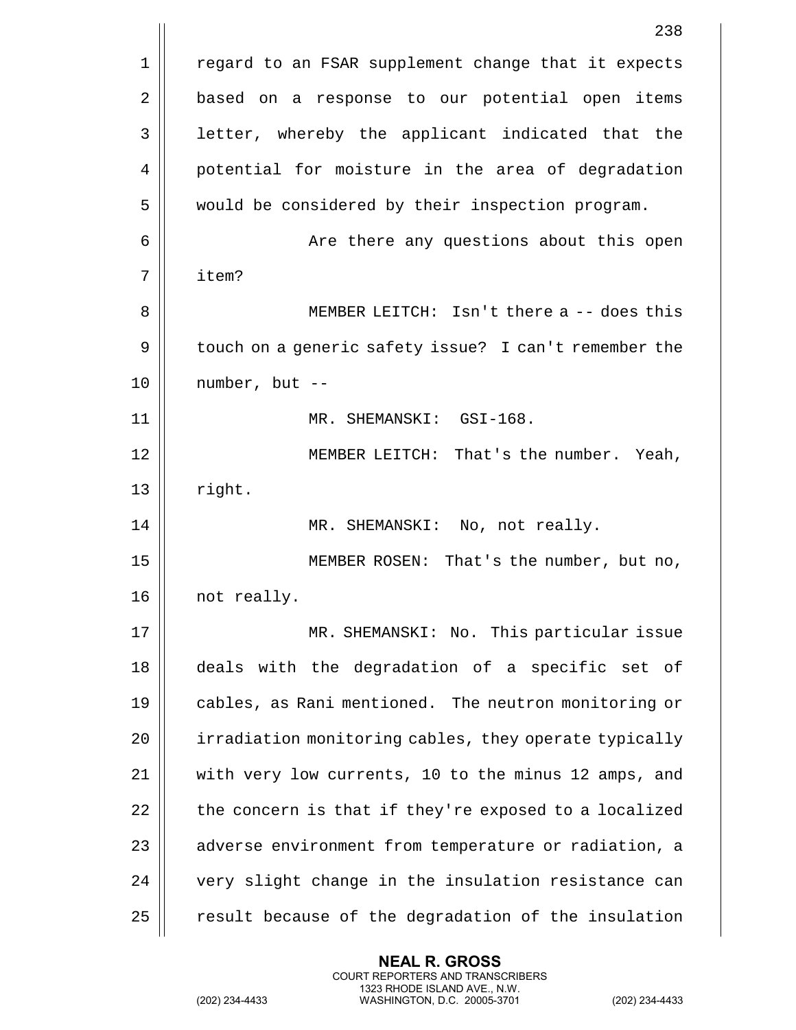regard to an FSAR supplement change that it expects based on a response to our potential open items letter, whereby the applicant indicated that the potential for moisture in the area of degradation would be considered by their inspection program.

Are there any questions about this open item?

MEMBER LEITCH: Isn't there a -- does this touch on a generic safety issue? I can't remember the number, but --

MR. SHEMANSKI: GSI-168.

MEMBER LEITCH: That's the number. Yeah, right.

MR. SHEMANSKI: No, not really.

MEMBER ROSEN: That's the number, but no, not really.

MR. SHEMANSKI: No. This particular issue deals with the degradation of a specific set of cables, as Rani mentioned. The neutron monitoring or irradiation monitoring cables, they operate typically with very low currents, 10 to the minus 12 amps, and the concern is that if they're exposed to a localized adverse environment from temperature or radiation, a very slight change in the insulation resistance can result because of the degradation of the insulation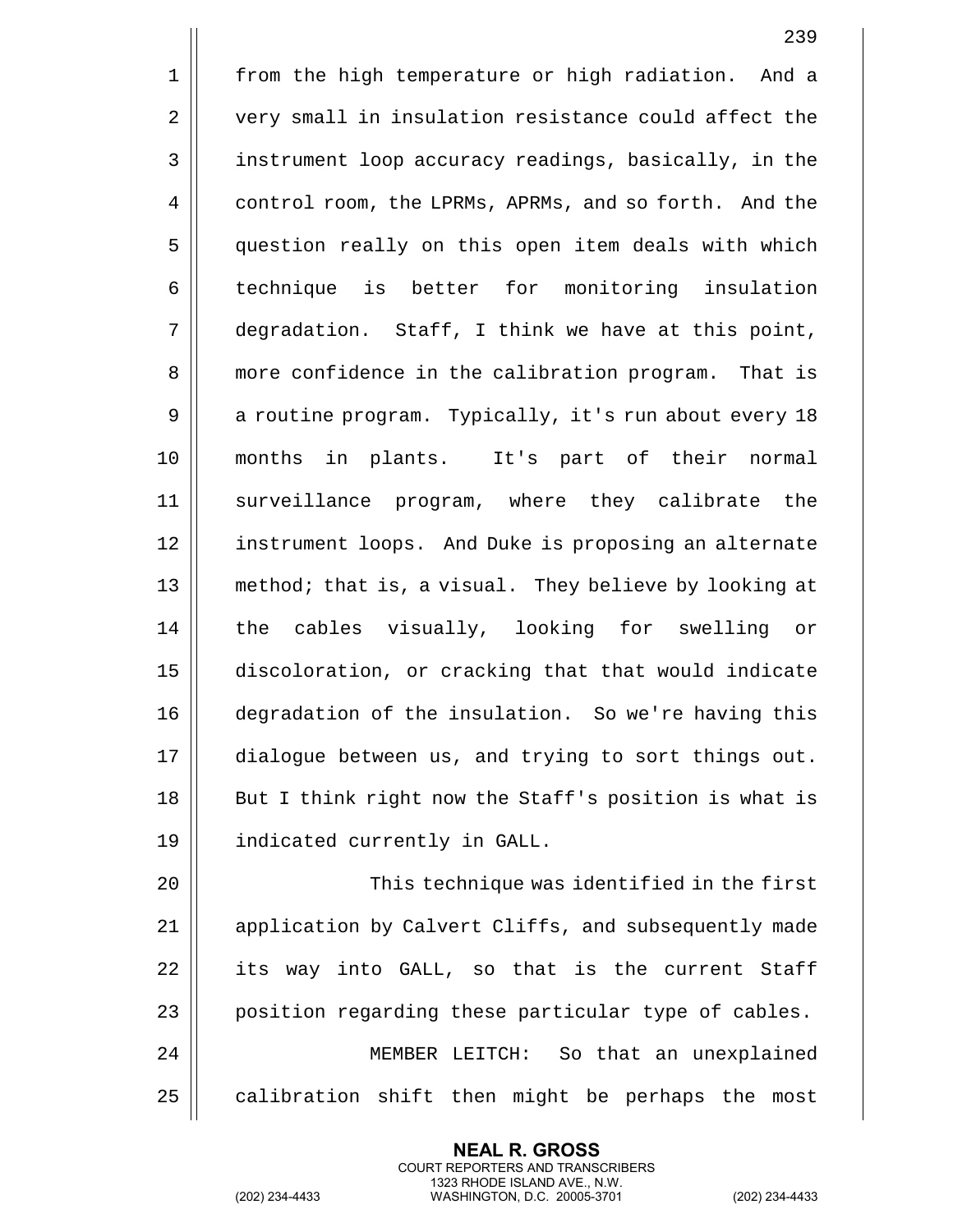from the high temperature or high radiation. And a very small in insulation resistance could affect the instrument loop accuracy readings, basically, in the control room, the LPRMs, APRMs, and so forth. And the question really on this open item deals with which technique is better for monitoring insulation degradation. Staff, I think we have at this point, more confidence in the calibration program. That is a routine program. Typically, it's run about every 18 months in plants. It's part of their normal surveillance program, where they calibrate the instrument loops. And Duke is proposing an alternate method; that is, a visual. They believe by looking at the cables visually, looking for swelling or discoloration, or cracking that that would indicate degradation of the insulation. So we're having this dialogue between us, and trying to sort things out. But I think right now the Staff's position is what is indicated currently in GALL.

This technique was identified in the first application by Calvert Cliffs, and subsequently made its way into GALL, so that is the current Staff position regarding these particular type of cables.

MEMBER LEITCH: So that an unexplained calibration shift then might be perhaps the most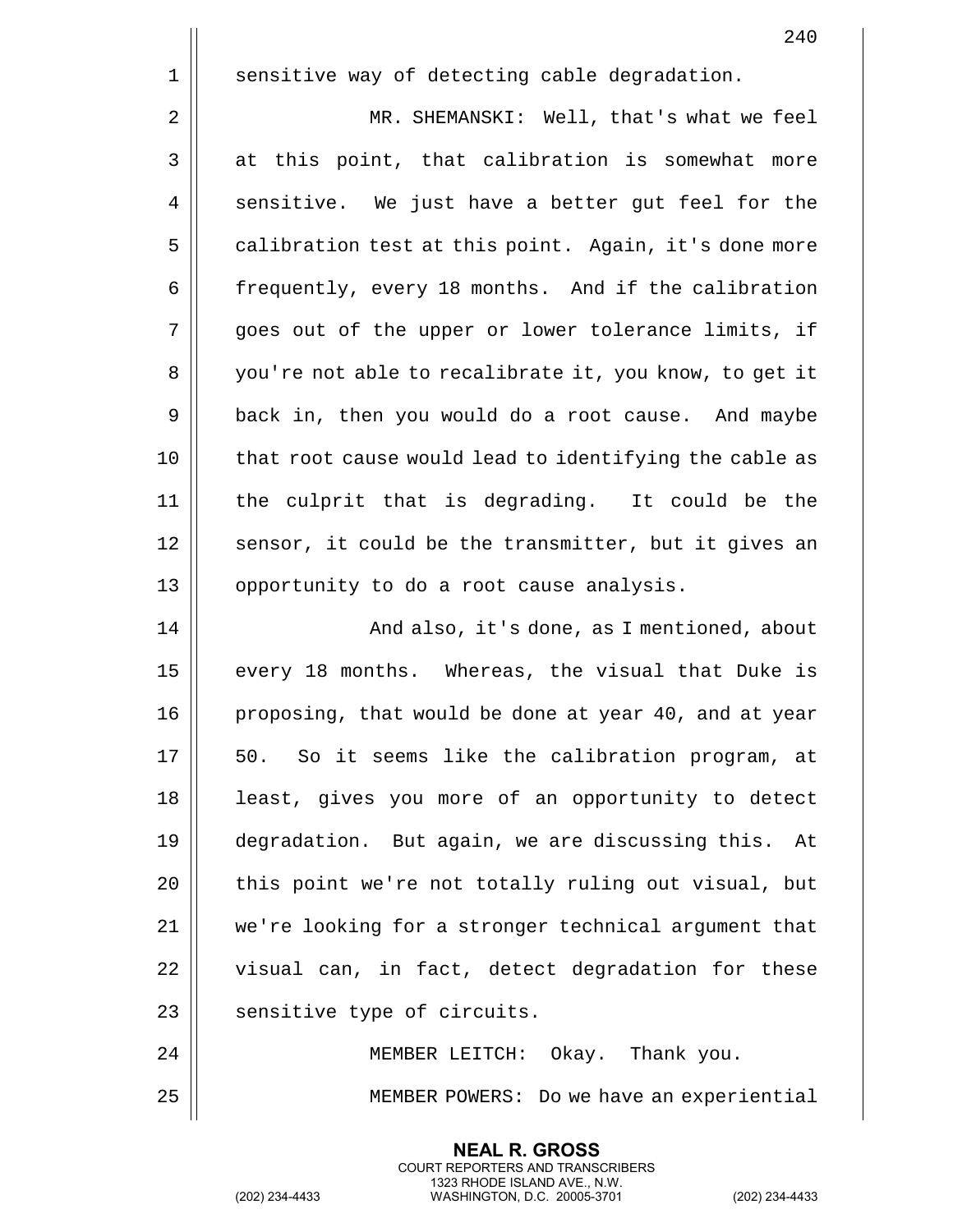sensitive way of detecting cable degradation.

MR. SHEMANSKI: Well, that's what we feel at this point, that calibration is somewhat more sensitive. We just have a better gut feel for the calibration test at this point. Again, it's done more frequently, every 18 months. And if the calibration goes out of the upper or lower tolerance limits, if you're not able to recalibrate it, you know, to get it back in, then you would do a root cause. And maybe that root cause would lead to identifying the cable as the culprit that is degrading. It could be the sensor, it could be the transmitter, but it gives an opportunity to do a root cause analysis.

And also, it's done, as I mentioned, about every 18 months. Whereas, the visual that Duke is proposing, that would be done at year 40, and at year 50. So it seems like the calibration program, at least, gives you more of an opportunity to detect degradation. But again, we are discussing this. At this point we're not totally ruling out visual, but we're looking for a stronger technical argument that visual can, in fact, detect degradation for these sensitive type of circuits.

MEMBER LEITCH: Okay. Thank you.

MEMBER POWERS: Do we have an experiential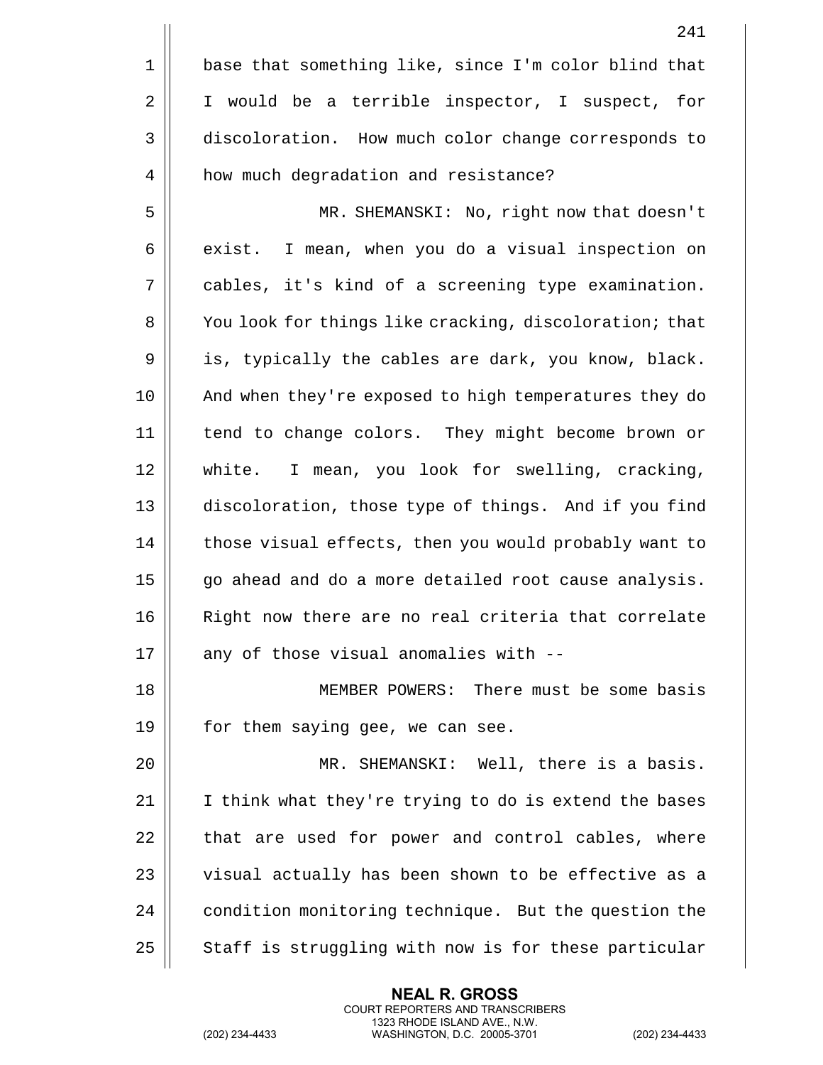base that something like, since I'm color blind that I would be a terrible inspector, I suspect, for discoloration. How much color change corresponds to how much degradation and resistance?

MR. SHEMANSKI: No, right now that doesn't exist. I mean, when you do a visual inspection on cables, it's kind of a screening type examination. You look for things like cracking, discoloration; that is, typically the cables are dark, you know, black. And when they're exposed to high temperatures they do tend to change colors. They might become brown or white. I mean, you look for swelling, cracking, discoloration, those type of things. And if you find those visual effects, then you would probably want to go ahead and do a more detailed root cause analysis. Right now there are no real criteria that correlate any of those visual anomalies with --

MEMBER POWERS: There must be some basis for them saying gee, we can see.

MR. SHEMANSKI: Well, there is a basis. I think what they're trying to do is extend the bases that are used for power and control cables, where visual actually has been shown to be effective as a condition monitoring technique. But the question the Staff is struggling with now is for these particular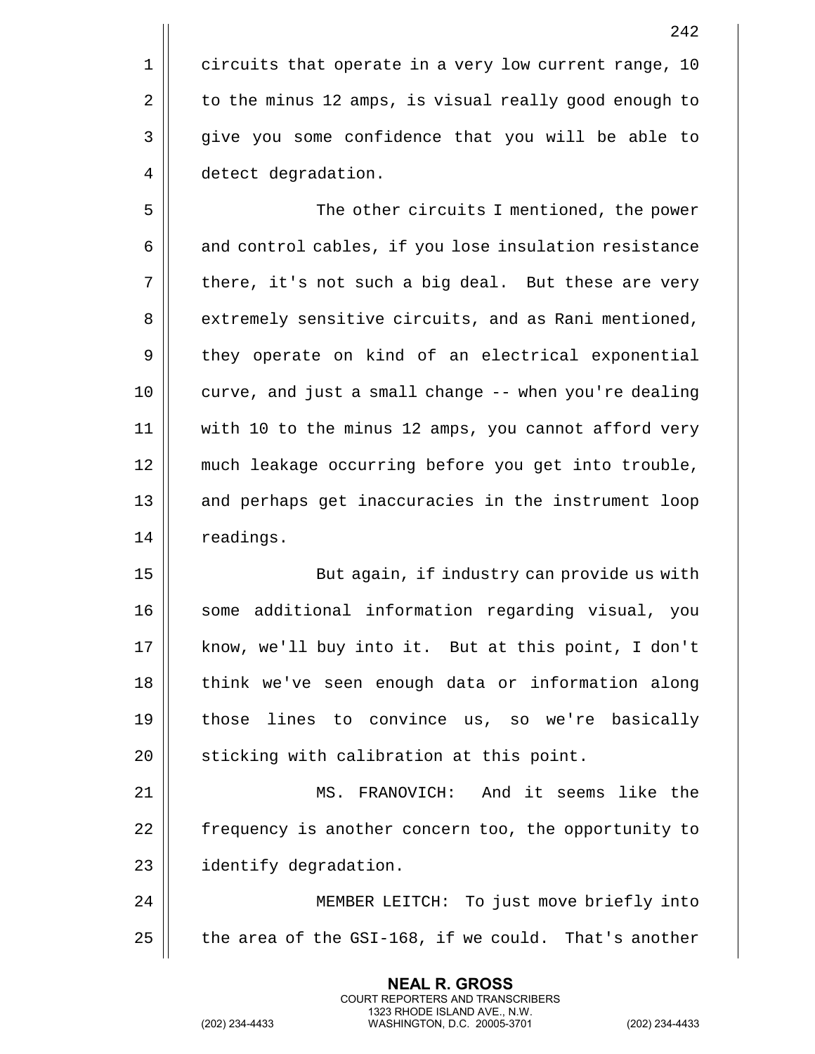circuits that operate in a very low current range, 10 to the minus 12 amps, is visual really good enough to give you some confidence that you will be able to detect degradation.

The other circuits I mentioned, the power and control cables, if you lose insulation resistance there, it's not such a big deal. But these are very extremely sensitive circuits, and as Rani mentioned, they operate on kind of an electrical exponential curve, and just a small change -- when you're dealing with 10 to the minus 12 amps, you cannot afford very much leakage occurring before you get into trouble, and perhaps get inaccuracies in the instrument loop readings.

But again, if industry can provide us with some additional information regarding visual, you know, we'll buy into it. But at this point, I don't think we've seen enough data or information along those lines to convince us, so we're basically sticking with calibration at this point.

MS. FRANOVICH: And it seems like the frequency is another concern too, the opportunity to identify degradation.

MEMBER LEITCH: To just move briefly into the area of the GSI-168, if we could. That's another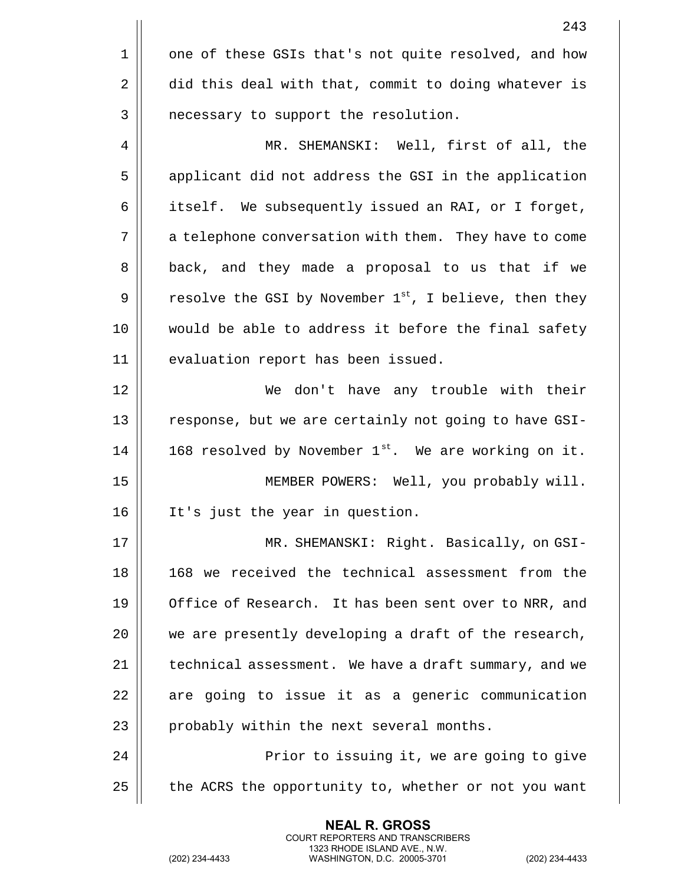one of these GSIs that's not quite resolved, and how did this deal with that, commit to doing whatever is necessary to support the resolution.

MR. SHEMANSKI: Well, first of all, the applicant did not address the GSI in the application itself. We subsequently issued an RAI, or I forget, a telephone conversation with them. They have to come back, and they made a proposal to us that if we resolve the GSI by November 1st, I believe, then they would be able to address it before the final safety evaluation report has been issued.

We don't have any trouble with their response, but we are certainly not going to have GSI-168 resolved by November 1st. We are working on it.

MEMBER POWERS: Well, you probably will. It's just the year in question.

MR. SHEMANSKI: Right. Basically, on GSI-168 we received the technical assessment from the Office of Research. It has been sent over to NRR, and we are presently developing a draft of the research, technical assessment. We have a draft summary, and we are going to issue it as a generic communication probably within the next several months.

Prior to issuing it, we are going to give the ACRS the opportunity to, whether or not you want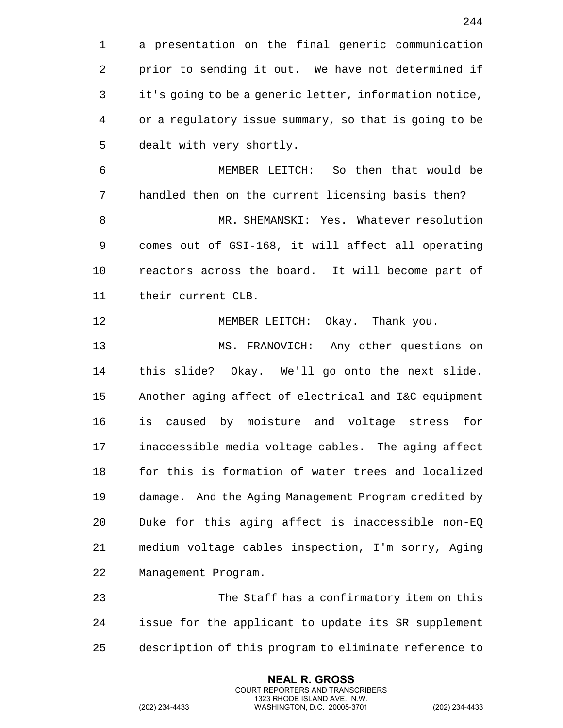a presentation on the final generic communication prior to sending it out. We have not determined if it's going to be a generic letter, information notice, or a regulatory issue summary, so that is going to be dealt with very shortly.

MEMBER LEITCH: So then that would be handled then on the current licensing basis then?

MR. SHEMANSKI: Yes. Whatever resolution comes out of GSI-168, it will affect all operating reactors across the board. It will become part of their current CLB.

MEMBER LEITCH: Okay. Thank you.

MS. FRANOVICH: Any other questions on this slide? Okay. We'll go onto the next slide. Another aging affect of electrical and I&C equipment is caused by moisture and voltage stress for inaccessible media voltage cables. The aging affect for this is formation of water trees and localized damage. And the Aging Management Program credited by Duke for this aging affect is inaccessible non-EQ medium voltage cables inspection, I'm sorry, Aging Management Program.

The Staff has a confirmatory item on this issue for the applicant to update its SR supplement description of this program to eliminate reference to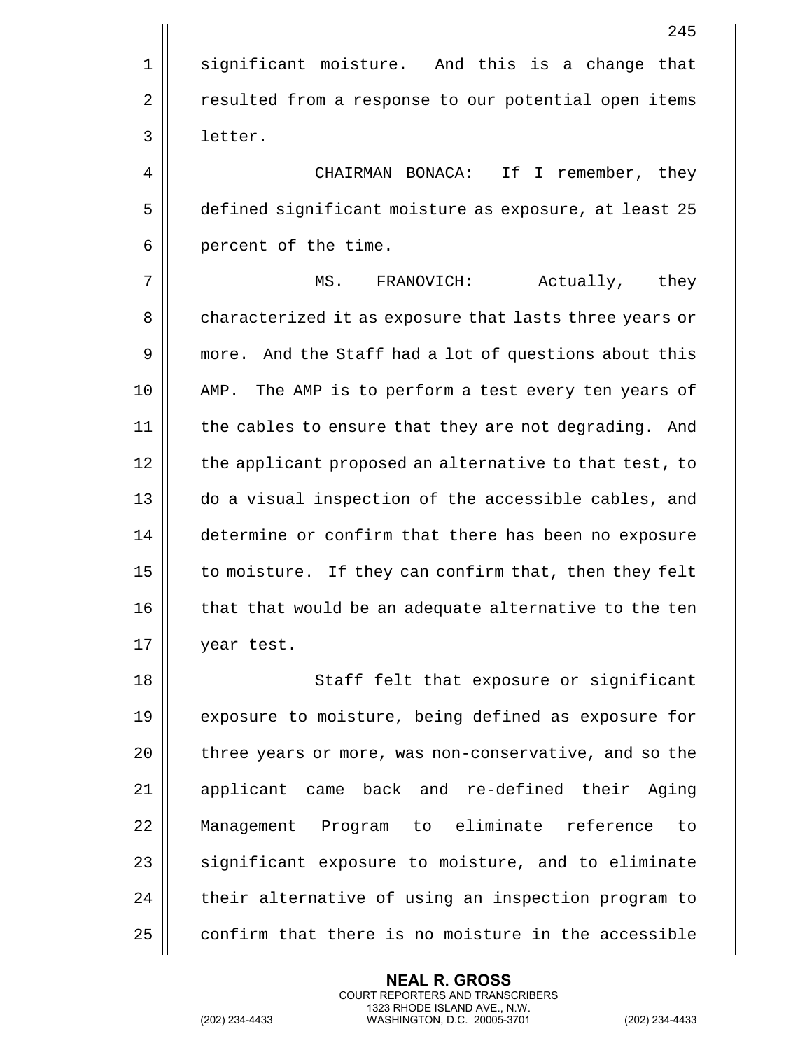significant moisture. And this is a change that resulted from a response to our potential open items letter.

CHAIRMAN BONACA: If I remember, they defined significant moisture as exposure, at least 25 percent of the time.

MS. FRANOVICH: Actually, they characterized it as exposure that lasts three years or more. And the Staff had a lot of questions about this AMP. The AMP is to perform a test every ten years of the cables to ensure that they are not degrading. And the applicant proposed an alternative to that test, to do a visual inspection of the accessible cables, and determine or confirm that there has been no exposure to moisture. If they can confirm that, then they felt that that would be an adequate alternative to the ten year test.

Staff felt that exposure or significant exposure to moisture, being defined as exposure for three years or more, was non-conservative, and so the applicant came back and re-defined their Aging Management Program to eliminate reference to significant exposure to moisture, and to eliminate their alternative of using an inspection program to confirm that there is no moisture in the accessible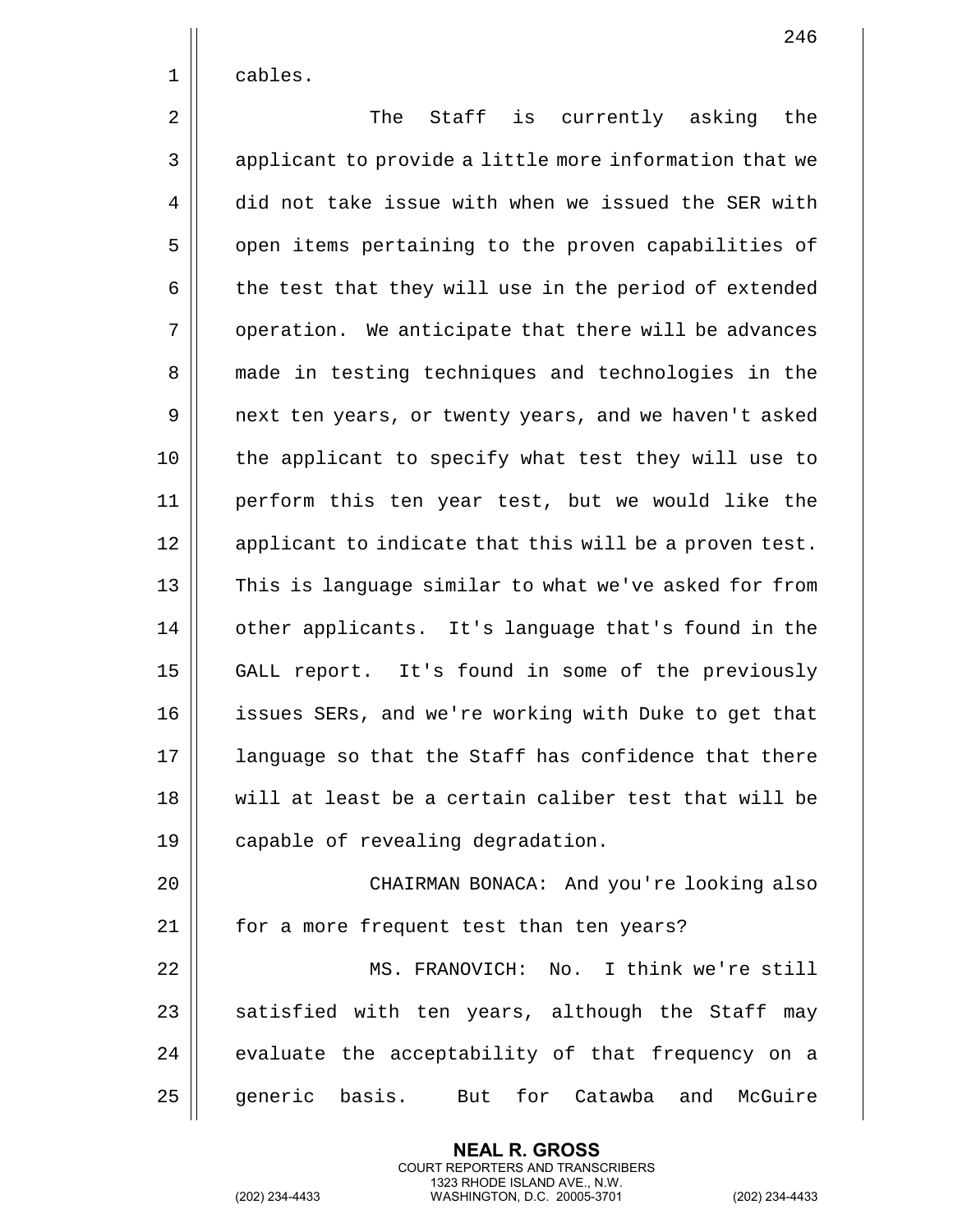cables.

The Staff is currently asking the applicant to provide a little more information that we did not take issue with when we issued the SER with open items pertaining to the proven capabilities of the test that they will use in the period of extended operation. We anticipate that there will be advances made in testing techniques and technologies in the next ten years, or twenty years, and we haven't asked the applicant to specify what test they will use to perform this ten year test, but we would like the applicant to indicate that this will be a proven test. This is language similar to what we've asked for from other applicants. It's language that's found in the GALL report. It's found in some of the previously issues SERs, and we're working with Duke to get that language so that the Staff has confidence that there will at least be a certain caliber test that will be capable of revealing degradation.

CHAIRMAN BONACA: And you're looking also for a more frequent test than ten years?

MS. FRANOVICH: No. I think we're still satisfied with ten years, although the Staff may evaluate the acceptability of that frequency on a generic basis. But for Catawba and McGuire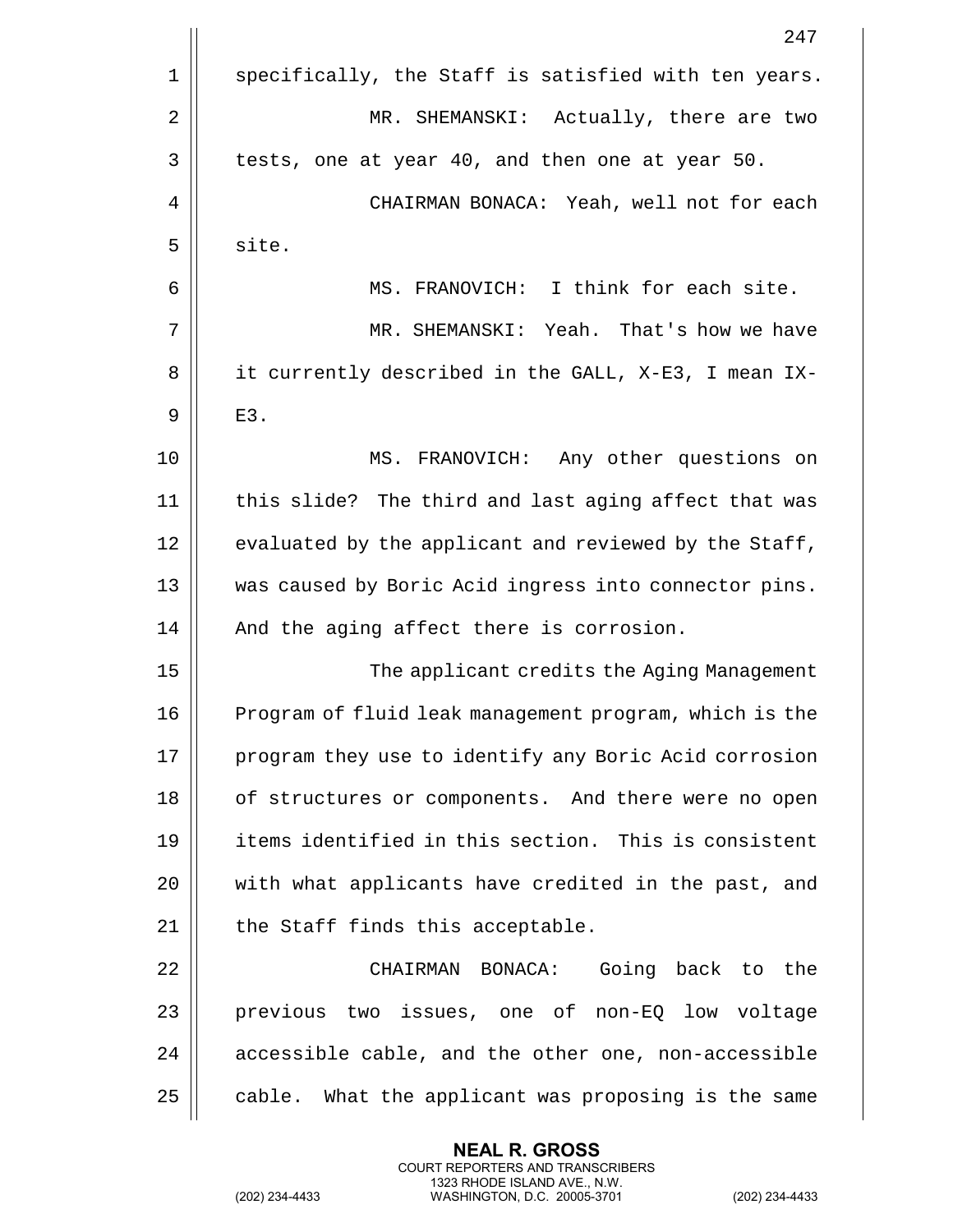specifically, the Staff is satisfied with ten years.

MR. SHEMANSKI: Actually, there are two tests, one at year 40, and then one at year 50.

CHAIRMAN BONACA: Yeah, well not for each site.

MS. FRANOVICH: I think for each site.

MR. SHEMANSKI: Yeah. That's how we have it currently described in the GALL, X-E3, I mean IX-E3.

MS. FRANOVICH: Any other questions on this slide? The third and last aging affect that was evaluated by the applicant and reviewed by the Staff, was caused by Boric Acid ingress into connector pins. And the aging affect there is corrosion.

The applicant credits the Aging Management Program of fluid leak management program, which is the program they use to identify any Boric Acid corrosion of structures or components. And there were no open items identified in this section. This is consistent with what applicants have credited in the past, and the Staff finds this acceptable.

CHAIRMAN BONACA: Going back to the previous two issues, one of non-EQ low voltage accessible cable, and the other one, non-accessible cable. What the applicant was proposing is the same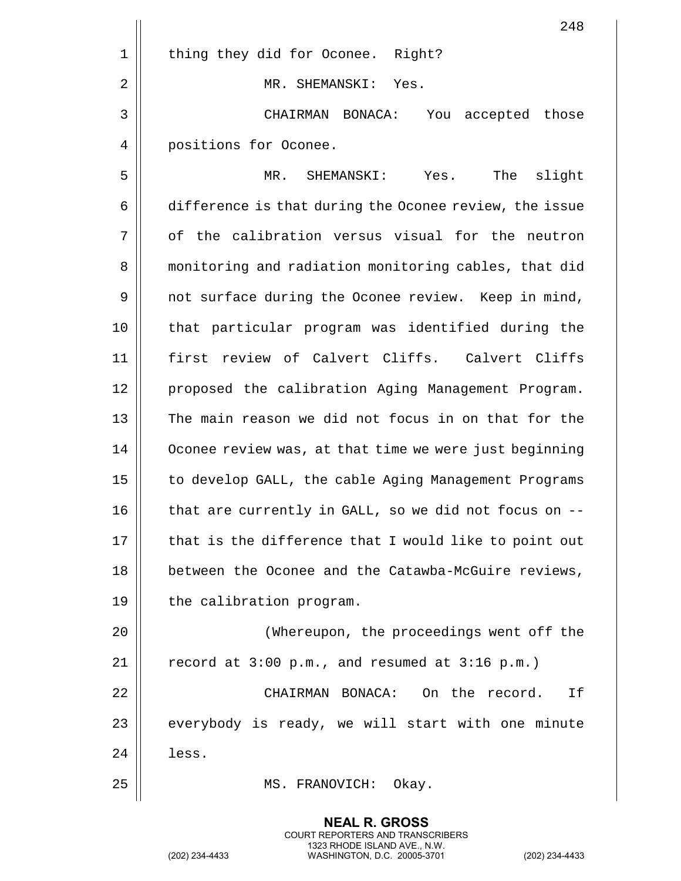thing they did for Oconee. Right?

MR. SHEMANSKI: Yes.

CHAIRMAN BONACA: You accepted those positions for Oconee.

MR. SHEMANSKI: Yes. The slight difference is that during the Oconee review, the issue of the calibration versus visual for the neutron monitoring and radiation monitoring cables, that did not surface during the Oconee review. Keep in mind, that particular program was identified during the first review of Calvert Cliffs. Calvert Cliffs proposed the calibration Aging Management Program. The main reason we did not focus in on that for the Oconee review was, at that time we were just beginning to develop GALL, the cable Aging Management Programs that are currently in GALL, so we did not focus on -- that is the difference that I would like to point out between the Oconee and the Catawba-McGuire reviews, the calibration program.

(Whereupon, the proceedings went off the record at 3:00 p.m., and resumed at 3:16 p.m.)

CHAIRMAN BONACA: On the record. If everybody is ready, we will start with one minute less.

MS. FRANOVICH: Okay.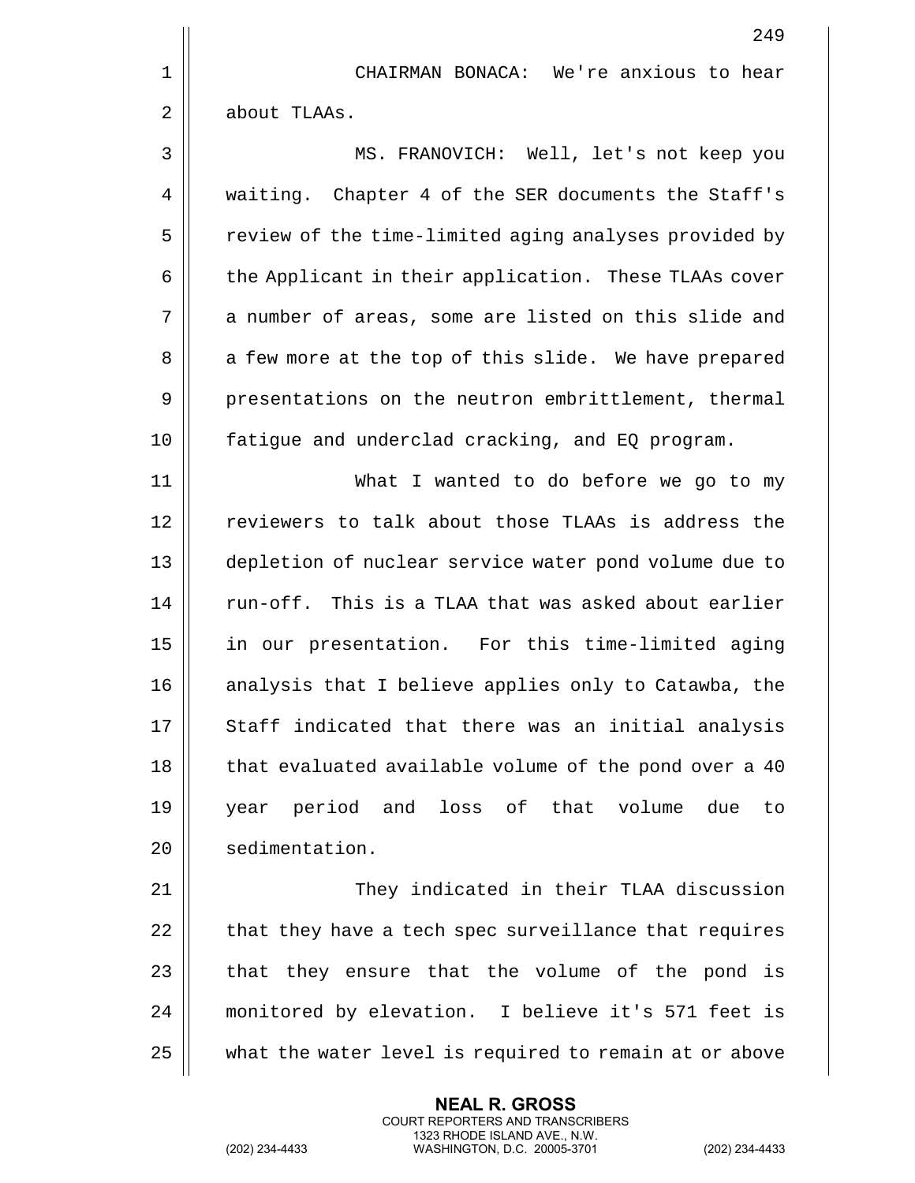CHAIRMAN BONACA: We're anxious to hear about TLAAs.

MS. FRANOVICH: Well, let's not keep you waiting. Chapter 4 of the SER documents the Staff's review of the time-limited aging analyses provided by the Applicant in their application. These TLAAs cover a number of areas, some are listed on this slide and a few more at the top of this slide. We have prepared presentations on the neutron embrittlement, thermal fatigue and underclad cracking, and EQ program.

What I wanted to do before we go to my reviewers to talk about those TLAAs is address the depletion of nuclear service water pond volume due to run-off. This is a TLAA that was asked about earlier in our presentation. For this time-limited aging analysis that I believe applies only to Catawba, the Staff indicated that there was an initial analysis that evaluated available volume of the pond over a 40 year period and loss of that volume due to sedimentation.

They indicated in their TLAA discussion that they have a tech spec surveillance that requires that they ensure that the volume of the pond is monitored by elevation. I believe it's 571 feet is what the water level is required to remain at or above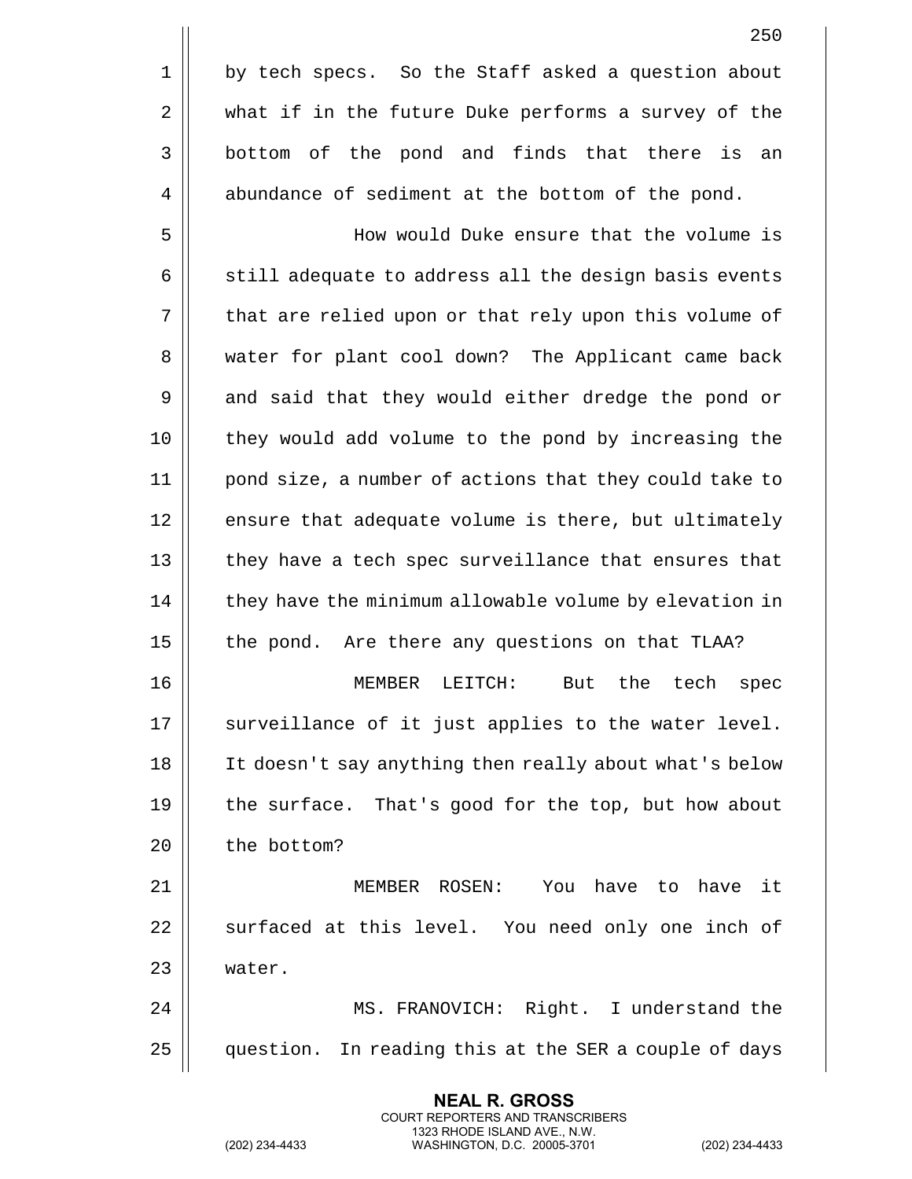by tech specs. So the Staff asked a question about what if in the future Duke performs a survey of the bottom of the pond and finds that there is an abundance of sediment at the bottom of the pond.

How would Duke ensure that the volume is still adequate to address all the design basis events that are relied upon or that rely upon this volume of water for plant cool down? The Applicant came back and said that they would either dredge the pond or they would add volume to the pond by increasing the pond size, a number of actions that they could take to ensure that adequate volume is there, but ultimately they have a tech spec surveillance that ensures that they have the minimum allowable volume by elevation in the pond. Are there any questions on that TLAA?

MEMBER LEITCH: But the tech spec surveillance of it just applies to the water level. It doesn't say anything then really about what's below the surface. That's good for the top, but how about the bottom?

MEMBER ROSEN: You have to have it surfaced at this level. You need only one inch of water.

MS. FRANOVICH: Right. I understand the question. In reading this at the SER a couple of days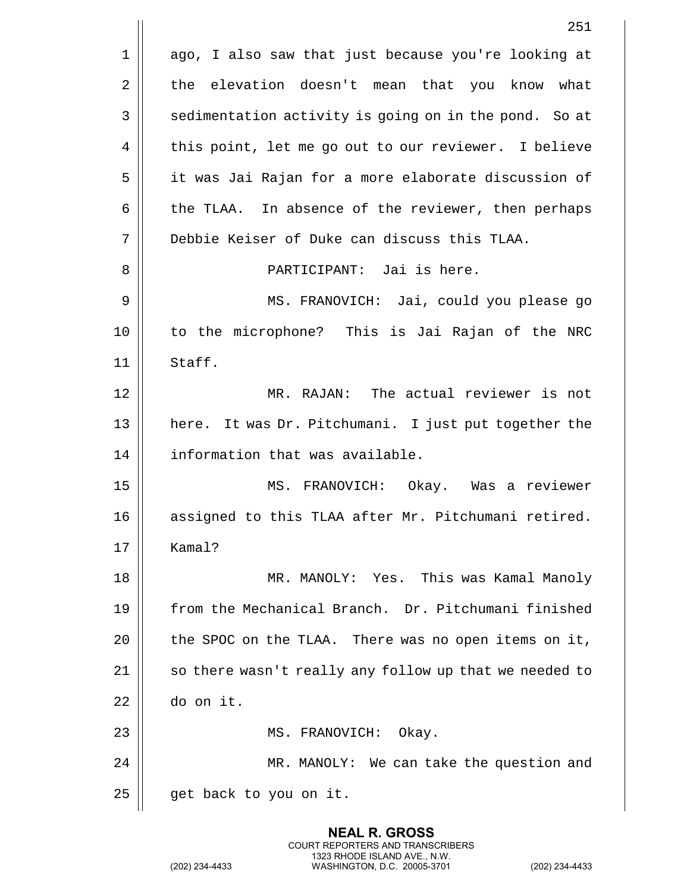ago, I also saw that just because you're looking at the elevation doesn't mean that you know what sedimentation activity is going on in the pond. So at this point, let me go out to our reviewer. I believe it was Jai Rajan for a more elaborate discussion of the TLAA. In absence of the reviewer, then perhaps Debbie Keiser of Duke can discuss this TLAA.

PARTICIPANT: Jai is here.

MS. FRANOVICH: Jai, could you please go to the microphone? This is Jai Rajan of the NRC Staff.

MR. RAJAN: The actual reviewer is not here. It was Dr. Pitchumani. I just put together the information that was available.

MS. FRANOVICH: Okay. Was a reviewer assigned to this TLAA after Mr. Pitchumani retired. Kamal?

MR. MANOLY: Yes. This was Kamal Manoly from the Mechanical Branch. Dr. Pitchumani finished the SPOC on the TLAA. There was no open items on it, so there wasn't really any follow up that we needed to do on it.

MS. FRANOVICH: Okay.

MR. MANOLY: We can take the question and get back to you on it.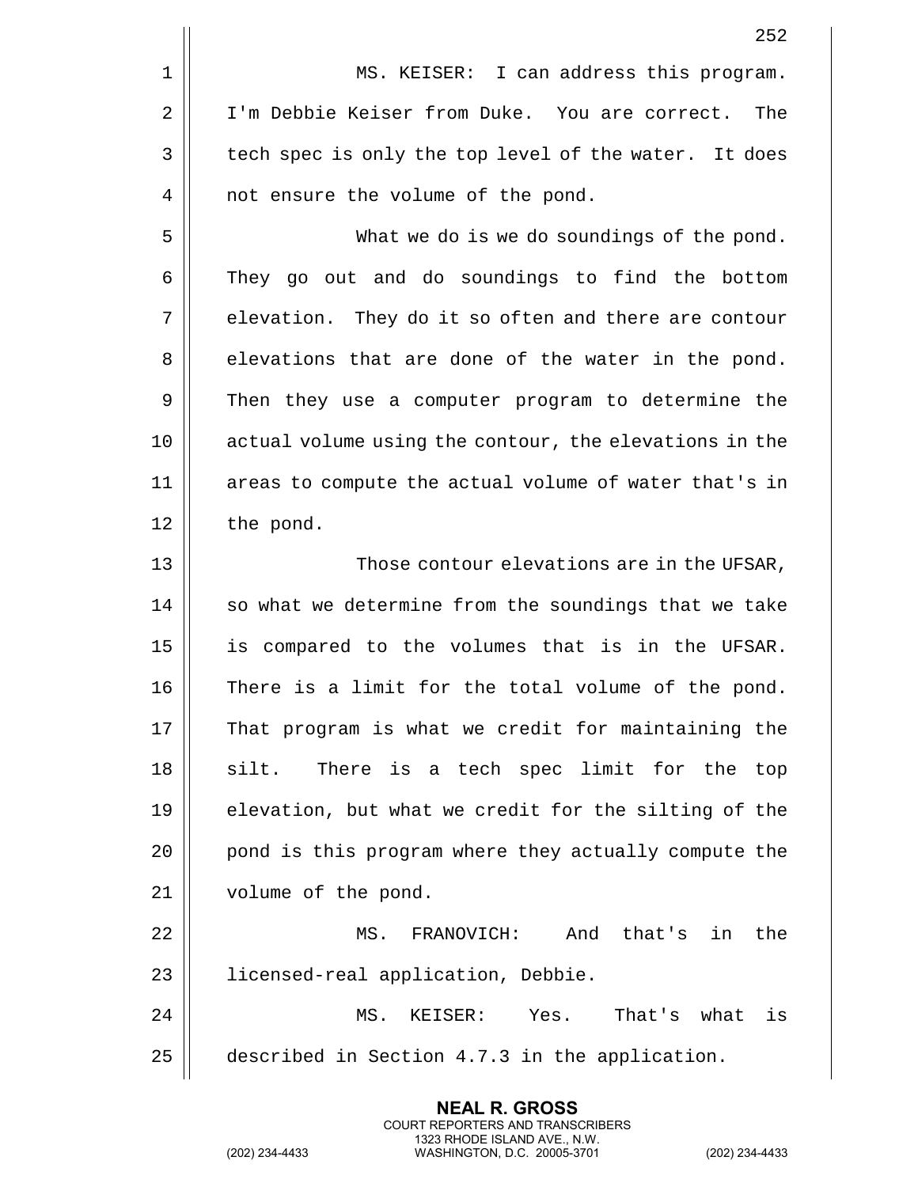MS. KEISER: I can address this program. I'm Debbie Keiser from Duke. You are correct. The tech spec is only the top level of the water. It does not ensure the volume of the pond.

What we do is we do soundings of the pond. They go out and do soundings to find the bottom elevation. They do it so often and there are contour elevations that are done of the water in the pond. Then they use a computer program to determine the actual volume using the contour, the elevations in the areas to compute the actual volume of water that's in the pond.

Those contour elevations are in the UFSAR, so what we determine from the soundings that we take is compared to the volumes that is in the UFSAR. There is a limit for the total volume of the pond. That program is what we credit for maintaining the silt. There is a tech spec limit for the top elevation, but what we credit for the silting of the pond is this program where they actually compute the volume of the pond.

MS. FRANOVICH: And that's in the licensed-real application, Debbie.

MS. KEISER: Yes. That's what is described in Section 4.7.3 in the application.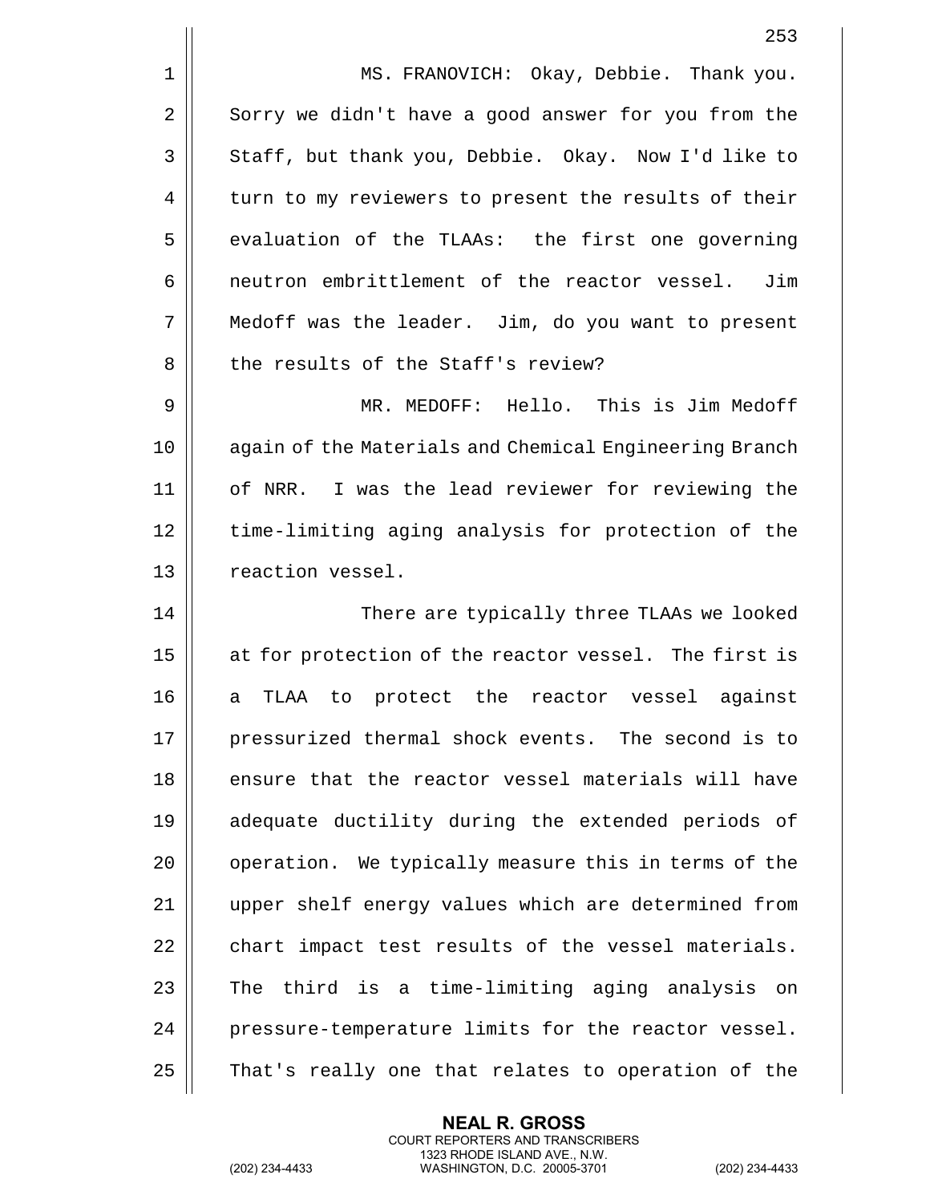MS. FRANOVICH: Okay, Debbie. Thank you. Sorry we didn't have a good answer for you from the Staff, but thank you, Debbie. Okay. Now I'd like to turn to my reviewers to present the results of their evaluation of the TLAAs: the first one governing neutron embrittlement of the reactor vessel. Jim Medoff was the leader. Jim, do you want to present the results of the Staff's review?

MR. MEDOFF: Hello. This is Jim Medoff again of the Materials and Chemical Engineering Branch of NRR. I was the lead reviewer for reviewing the time-limiting aging analysis for protection of the reaction vessel.

There are typically three TLAAs we looked at for protection of the reactor vessel. The first is a TLAA to protect the reactor vessel against pressurized thermal shock events. The second is to ensure that the reactor vessel materials will have adequate ductility during the extended periods of operation. We typically measure this in terms of the upper shelf energy values which are determined from chart impact test results of the vessel materials. The third is a time-limiting aging analysis on pressure-temperature limits for the reactor vessel. That's really one that relates to operation of the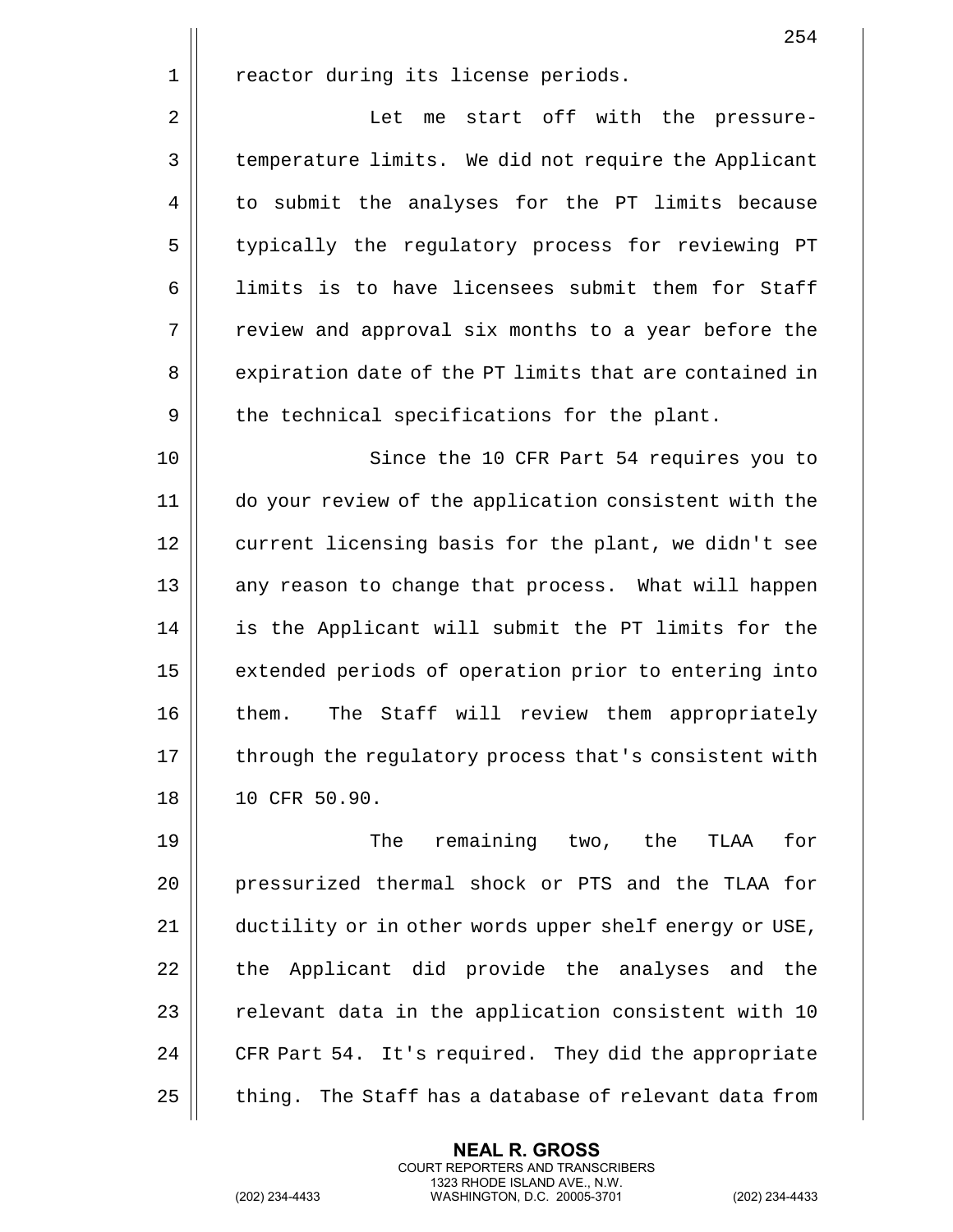reactor during its license periods.

Let me start off with the pressure-temperature limits. We did not require the Applicant to submit the analyses for the PT limits because typically the regulatory process for reviewing PT limits is to have licensees submit them for Staff review and approval six months to a year before the expiration date of the PT limits that are contained in the technical specifications for the plant.

Since the 10 CFR Part 54 requires you to do your review of the application consistent with the current licensing basis for the plant, we didn't see any reason to change that process. What will happen is the Applicant will submit the PT limits for the extended periods of operation prior to entering into them. The Staff will review them appropriately through the regulatory process that's consistent with 10 CFR 50.90.

The remaining two, the TLAA for pressurized thermal shock or PTS and the TLAA for ductility or in other words upper shelf energy or USE, the Applicant did provide the analyses and the relevant data in the application consistent with 10 CFR Part 54. It's required. They did the appropriate thing. The Staff has a database of relevant data from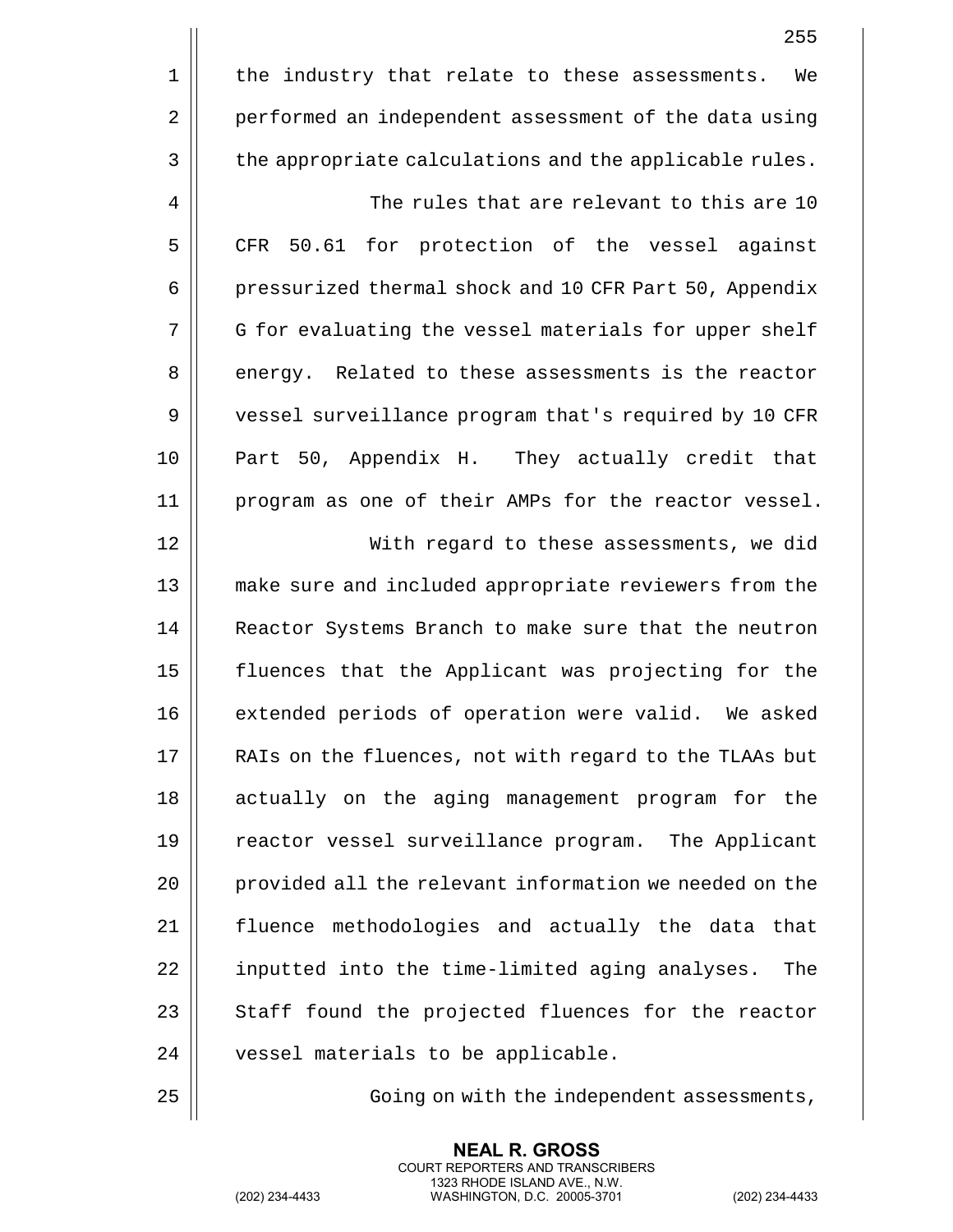the industry that relate to these assessments. We performed an independent assessment of the data using the appropriate calculations and the applicable rules.

The rules that are relevant to this are 10 CFR 50.61 for protection of the vessel against pressurized thermal shock and 10 CFR Part 50, Appendix G for evaluating the vessel materials for upper shelf energy. Related to these assessments is the reactor vessel surveillance program that's required by 10 CFR Part 50, Appendix H. They actually credit that program as one of their AMPs for the reactor vessel.

With regard to these assessments, we did make sure and included appropriate reviewers from the Reactor Systems Branch to make sure that the neutron fluences that the Applicant was projecting for the extended periods of operation were valid. We asked RAIs on the fluences, not with regard to the TLAAs but actually on the aging management program for the reactor vessel surveillance program. The Applicant provided all the relevant information we needed on the fluence methodologies and actually the data that inputted into the time-limited aging analyses. The Staff found the projected fluences for the reactor vessel materials to be applicable.

Going on with the independent assessments,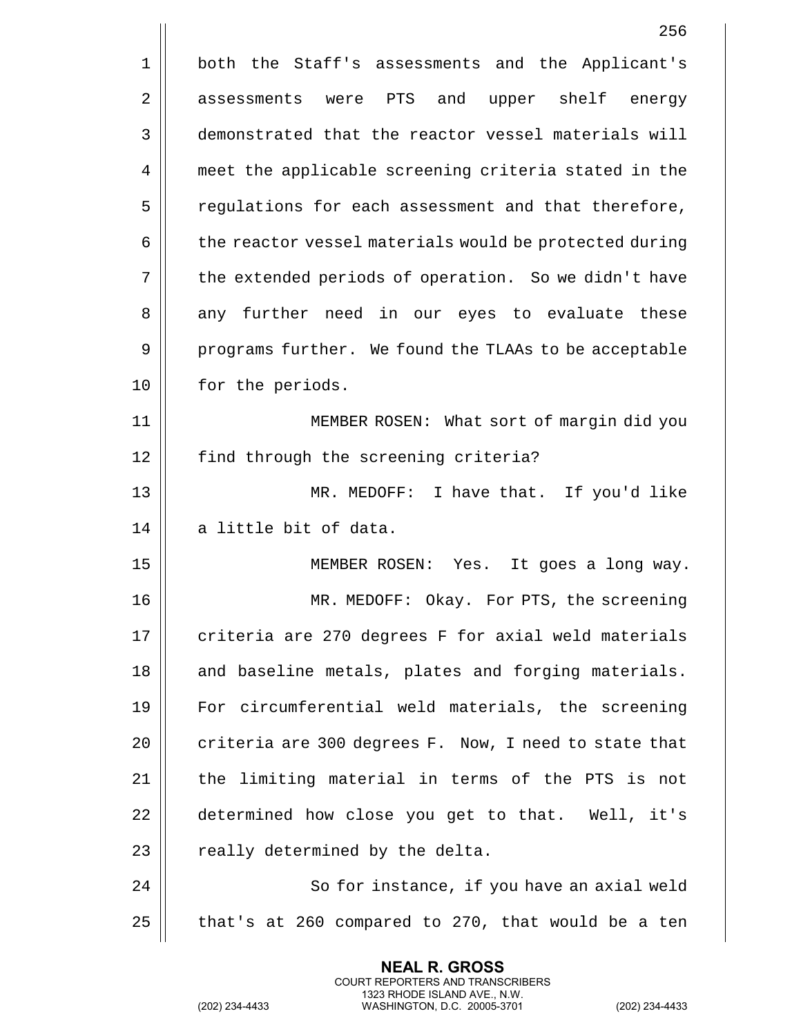both the Staff's assessments and the Applicant's assessments were PTS and upper shelf energy demonstrated that the reactor vessel materials will meet the applicable screening criteria stated in the regulations for each assessment and that therefore, the reactor vessel materials would be protected during the extended periods of operation. So we didn't have any further need in our eyes to evaluate these programs further. We found the TLAAs to be acceptable for the periods.

MEMBER ROSEN: What sort of margin did you find through the screening criteria?

MR. MEDOFF: I have that. If you'd like a little bit of data.

MEMBER ROSEN: Yes. It goes a long way.

MR. MEDOFF: Okay. For PTS, the screening criteria are 270 degrees F for axial weld materials and baseline metals, plates and forging materials. For circumferential weld materials, the screening criteria are 300 degrees F. Now, I need to state that the limiting material in terms of the PTS is not determined how close you get to that. Well, it's really determined by the delta.

So for instance, if you have an axial weld that's at 260 compared to 270, that would be a ten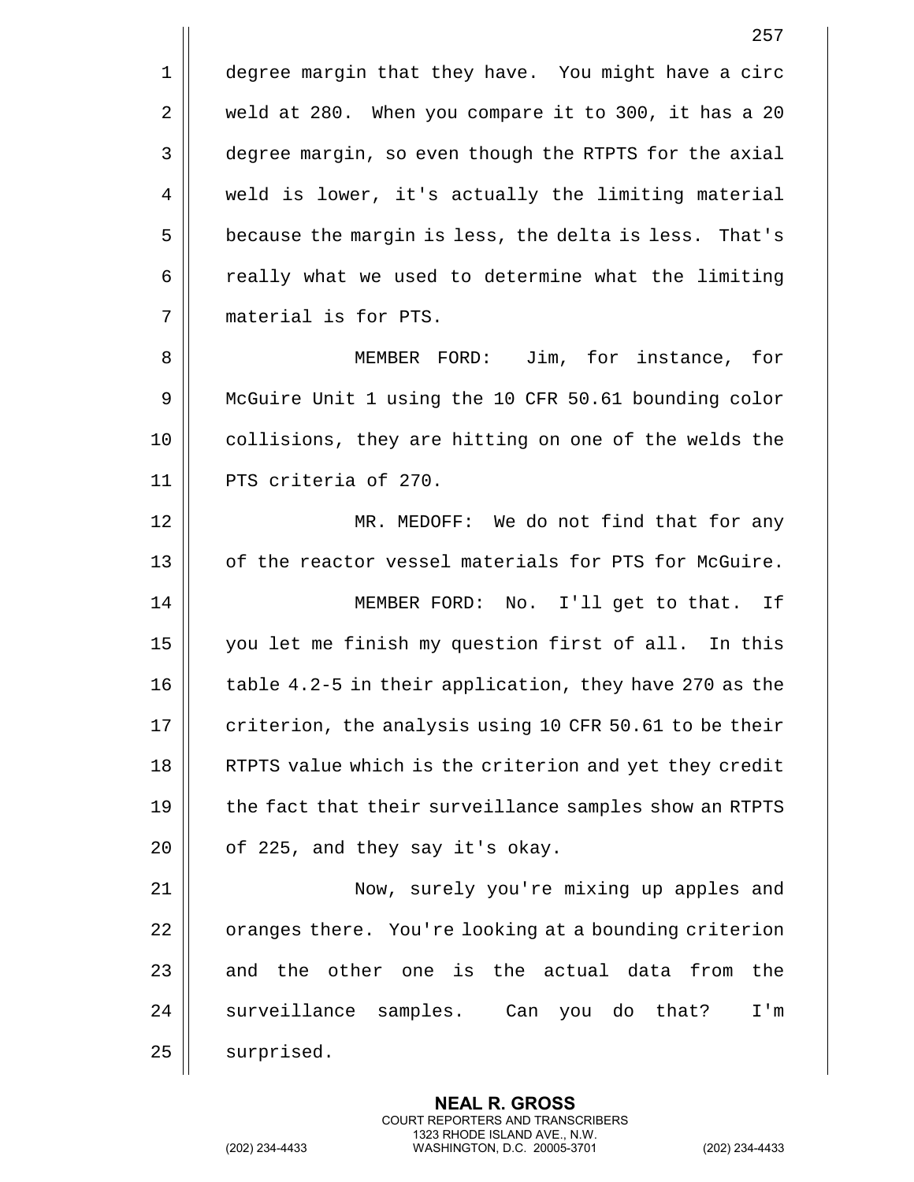degree margin that they have. You might have a circ weld at 280. When you compare it to 300, it has a 20 degree margin, so even though the RTPTS for the axial weld is lower, it's actually the limiting material because the margin is less, the delta is less. That's really what we used to determine what the limiting material is for PTS.

MEMBER FORD: Jim, for instance, for McGuire Unit 1 using the 10 CFR 50.61 bounding color collisions, they are hitting on one of the welds the PTS criteria of 270.

MR. MEDOFF: We do not find that for any of the reactor vessel materials for PTS for McGuire.

MEMBER FORD: No. I'll get to that. If you let me finish my question first of all. In this table 4.2-5 in their application, they have 270 as the criterion, the analysis using 10 CFR 50.61 to be their RTPTS value which is the criterion and yet they credit the fact that their surveillance samples show an RTPTS of 225, and they say it's okay.

Now, surely you're mixing up apples and oranges there. You're looking at a bounding criterion and the other one is the actual data from the surveillance samples. Can you do that? I'm surprised.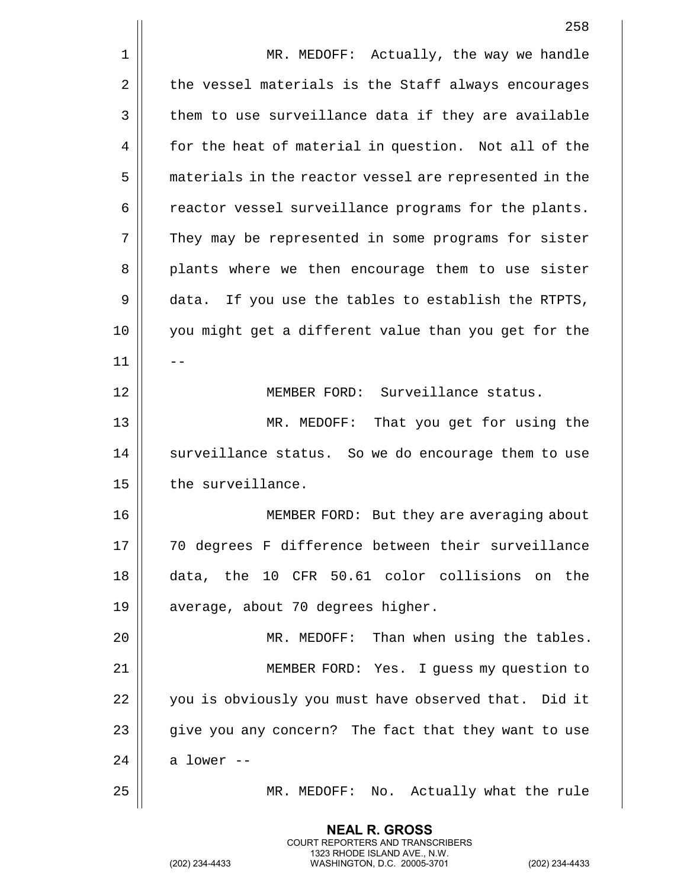MR. MEDOFF: Actually, the way we handle the vessel materials is the Staff always encourages them to use surveillance data if they are available for the heat of material in question. Not all of the materials in the reactor vessel are represented in the reactor vessel surveillance programs for the plants. They may be represented in some programs for sister plants where we then encourage them to use sister data. If you use the tables to establish the RTPTS, you might get a different value than you get for the --

MEMBER FORD: Surveillance status.

MR. MEDOFF: That you get for using the surveillance status. So we do encourage them to use the surveillance.

MEMBER FORD: But they are averaging about 70 degrees F difference between their surveillance data, the 10 CFR 50.61 color collisions on the average, about 70 degrees higher.

MR. MEDOFF: Than when using the tables.

MEMBER FORD: Yes. I guess my question to you is obviously you must have observed that. Did it give you any concern? The fact that they want to use a lower --

MR. MEDOFF: No. Actually what the rule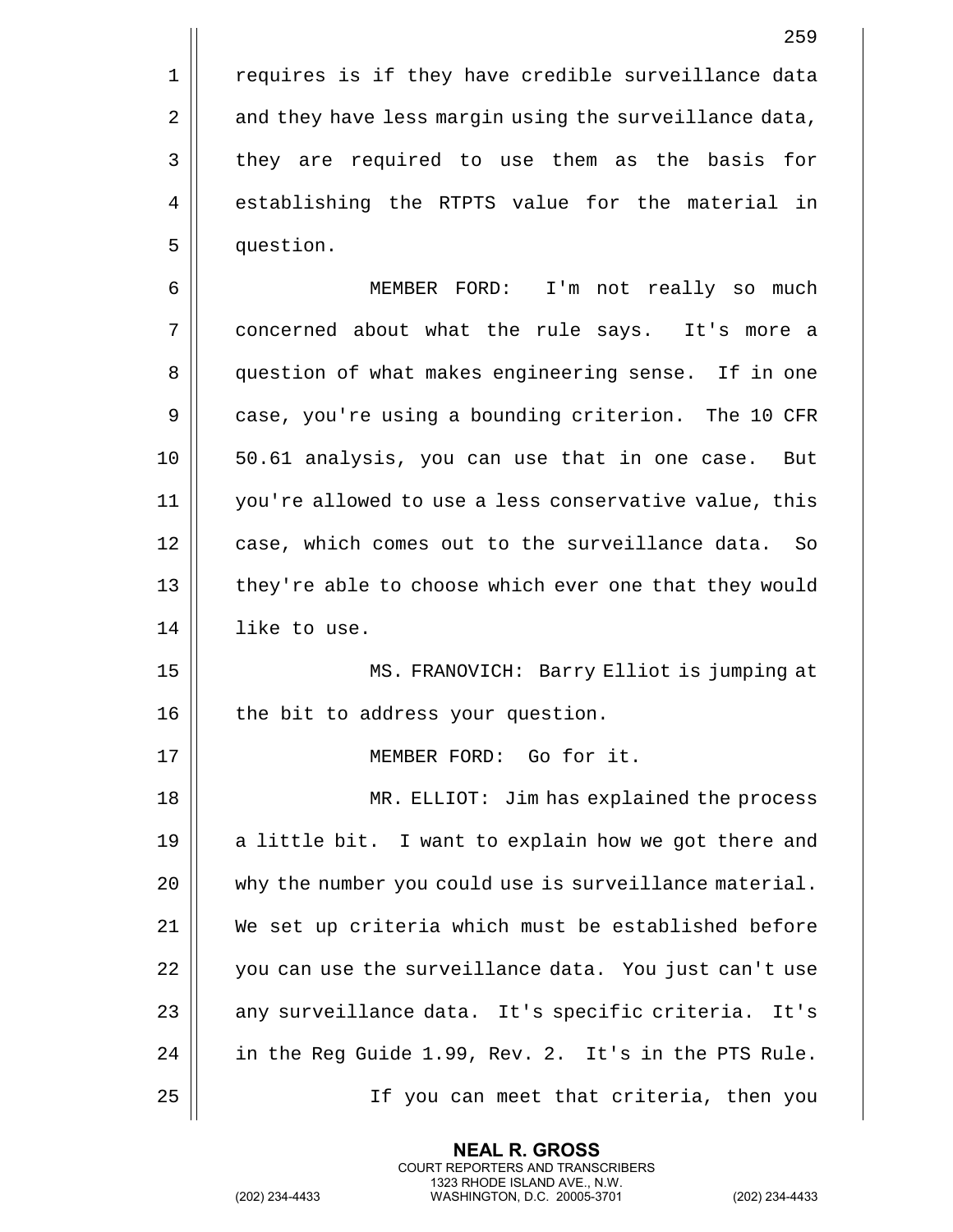requires is if they have credible surveillance data and they have less margin using the surveillance data, they are required to use them as the basis for establishing the RTPTS value for the material in question.

MEMBER FORD: I'm not really so much concerned about what the rule says. It's more a question of what makes engineering sense. If in one case, you're using a bounding criterion. The 10 CFR 50.61 analysis, you can use that in one case. But you're allowed to use a less conservative value, this case, which comes out to the surveillance data. So they're able to choose which ever one that they would like to use.

MS. FRANOVICH: Barry Elliot is jumping at the bit to address your question.

MEMBER FORD: Go for it.

MR. ELLIOT: Jim has explained the process a little bit. I want to explain how we got there and why the number you could use is surveillance material. We set up criteria which must be established before you can use the surveillance data. You just can't use any surveillance data. It's specific criteria. It's in the Reg Guide 1.99, Rev. 2. It's in the PTS Rule.

If you can meet that criteria, then you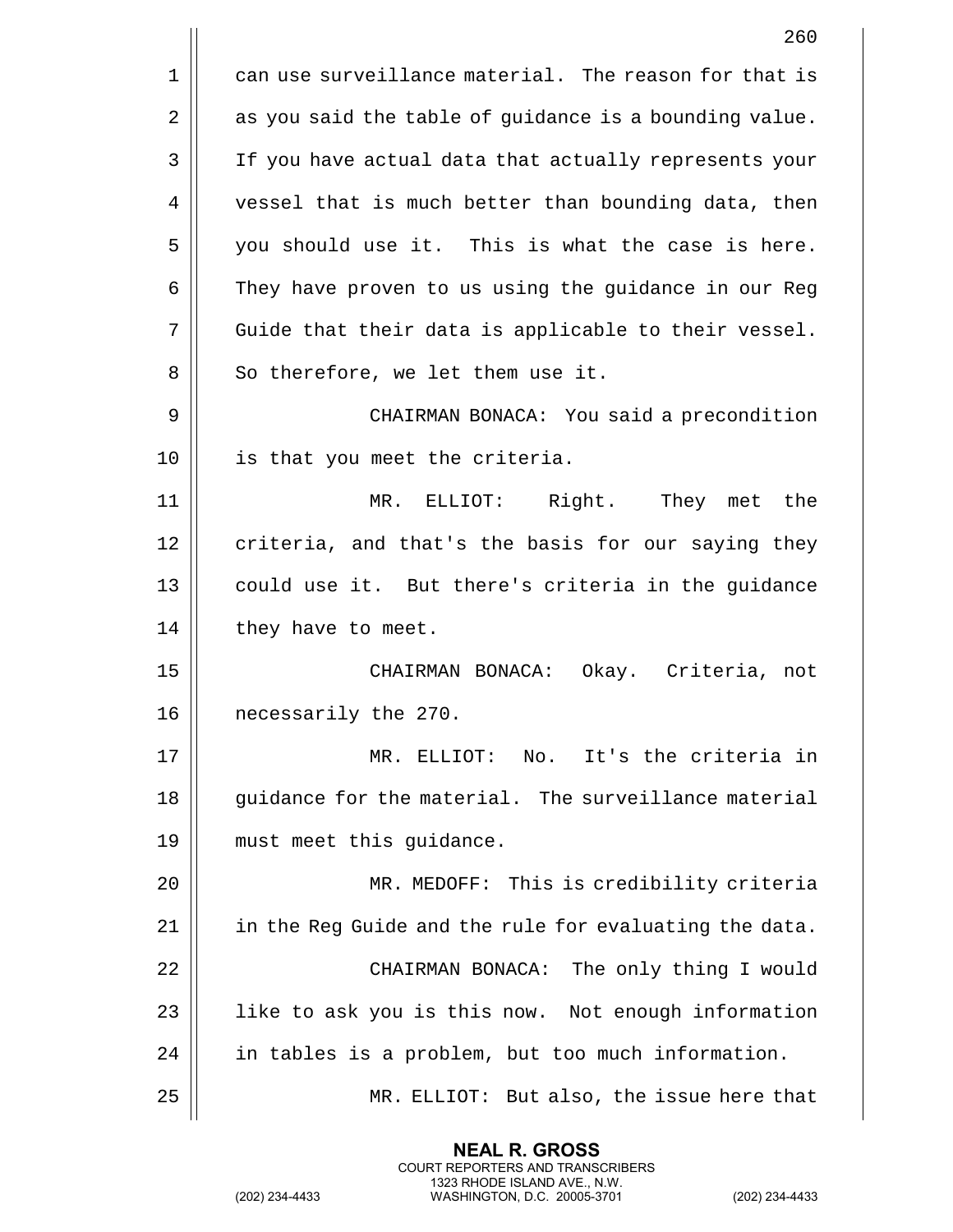can use surveillance material. The reason for that is as you said the table of guidance is a bounding value. If you have actual data that actually represents your vessel that is much better than bounding data, then you should use it. This is what the case is here. They have proven to us using the guidance in our Reg Guide that their data is applicable to their vessel. So therefore, we let them use it.

CHAIRMAN BONACA: You said a precondition is that you meet the criteria.

MR. ELLIOT: Right. They met the criteria, and that's the basis for our saying they could use it. But there's criteria in the guidance they have to meet.

CHAIRMAN BONACA: Okay. Criteria, not necessarily the 270.

MR. ELLIOT: No. It's the criteria in guidance for the material. The surveillance material must meet this guidance.

MR. MEDOFF: This is credibility criteria in the Reg Guide and the rule for evaluating the data.

CHAIRMAN BONACA: The only thing I would like to ask you is this now. Not enough information in tables is a problem, but too much information.

MR. ELLIOT: But also, the issue here that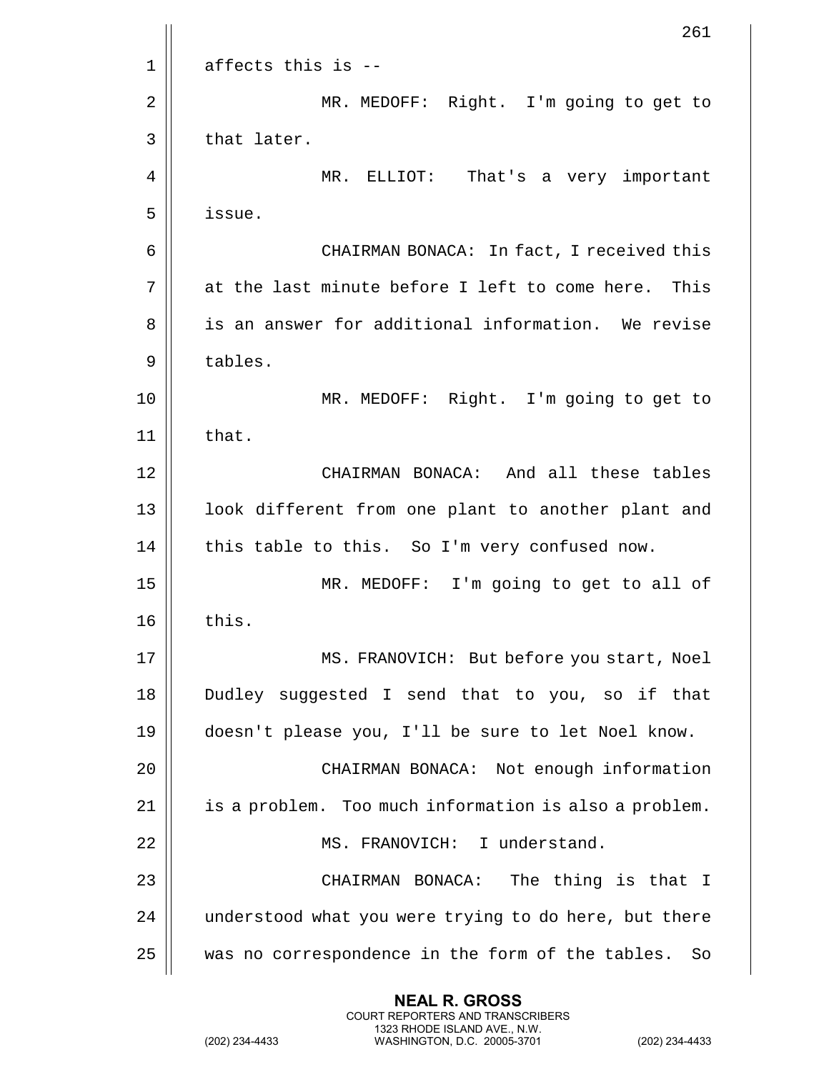affects this is --

MR. MEDOFF: Right. I'm going to get to that later.

MR. ELLIOT: That's a very important issue.

CHAIRMAN BONACA: In fact, I received this at the last minute before I left to come here. This is an answer for additional information. We revise tables.

MR. MEDOFF: Right. I'm going to get to that.

CHAIRMAN BONACA: And all these tables look different from one plant to another plant and this table to this. So I'm very confused now.

MR. MEDOFF: I'm going to get to all of this.

MS. FRANOVICH: But before you start, Noel Dudley suggested I send that to you, so if that doesn't please you, I'll be sure to let Noel know.

CHAIRMAN BONACA: Not enough information is a problem. Too much information is also a problem.

MS. FRANOVICH: I understand.

CHAIRMAN BONACA: The thing is that I understood what you were trying to do here, but there was no correspondence in the form of the tables. So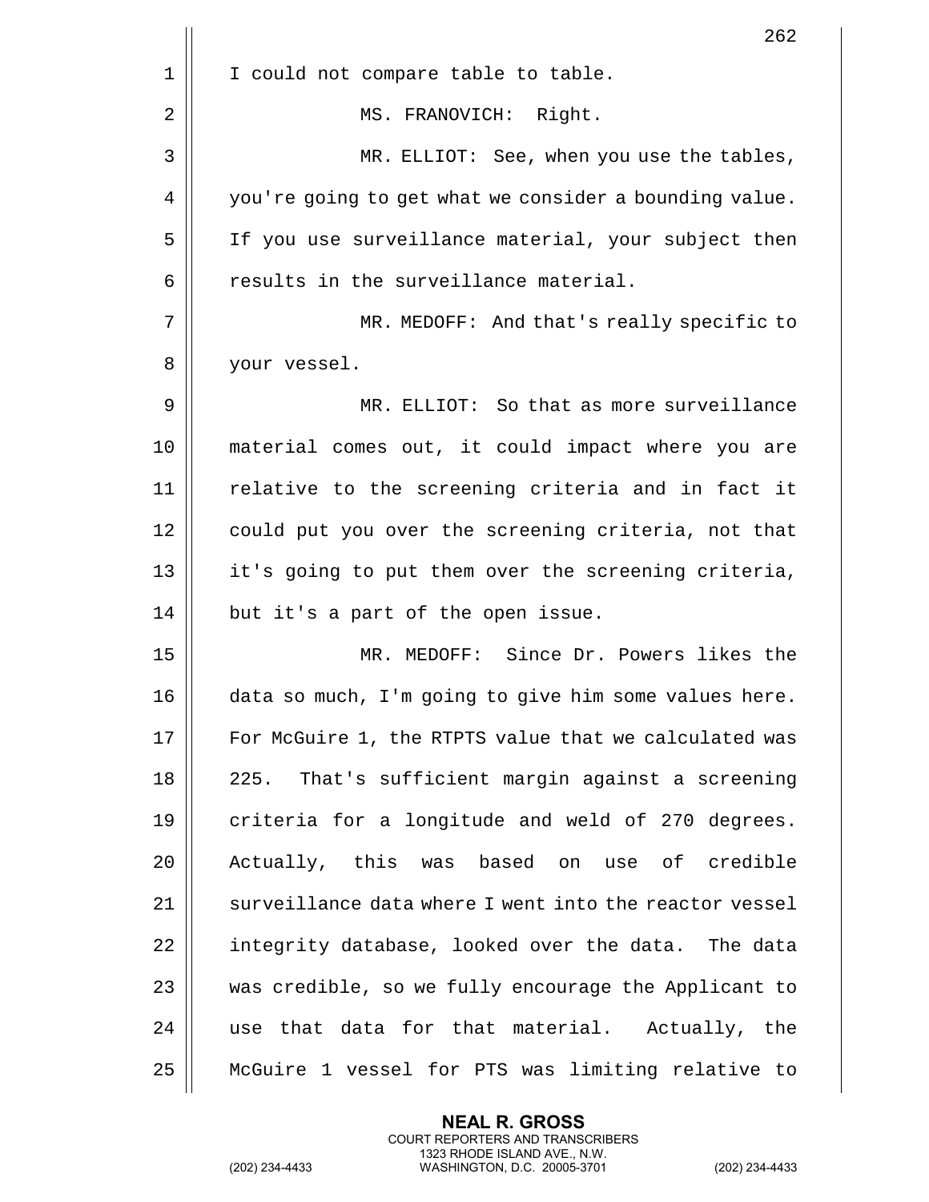I could not compare table to table.

MS. FRANOVICH: Right.

MR. ELLIOT: See, when you use the tables, you're going to get what we consider a bounding value. If you use surveillance material, your subject then results in the surveillance material.

MR. MEDOFF: And that's really specific to your vessel.

MR. ELLIOT: So that as more surveillance material comes out, it could impact where you are relative to the screening criteria and in fact it could put you over the screening criteria, not that it's going to put them over the screening criteria, but it's a part of the open issue.

MR. MEDOFF: Since Dr. Powers likes the data so much, I'm going to give him some values here. For McGuire 1, the RTPTS value that we calculated was 225. That's sufficient margin against a screening criteria for a longitude and weld of 270 degrees. Actually, this was based on use of credible surveillance data where I went into the reactor vessel integrity database, looked over the data. The data was credible, so we fully encourage the Applicant to use that data for that material. Actually, the McGuire 1 vessel for PTS was limiting relative to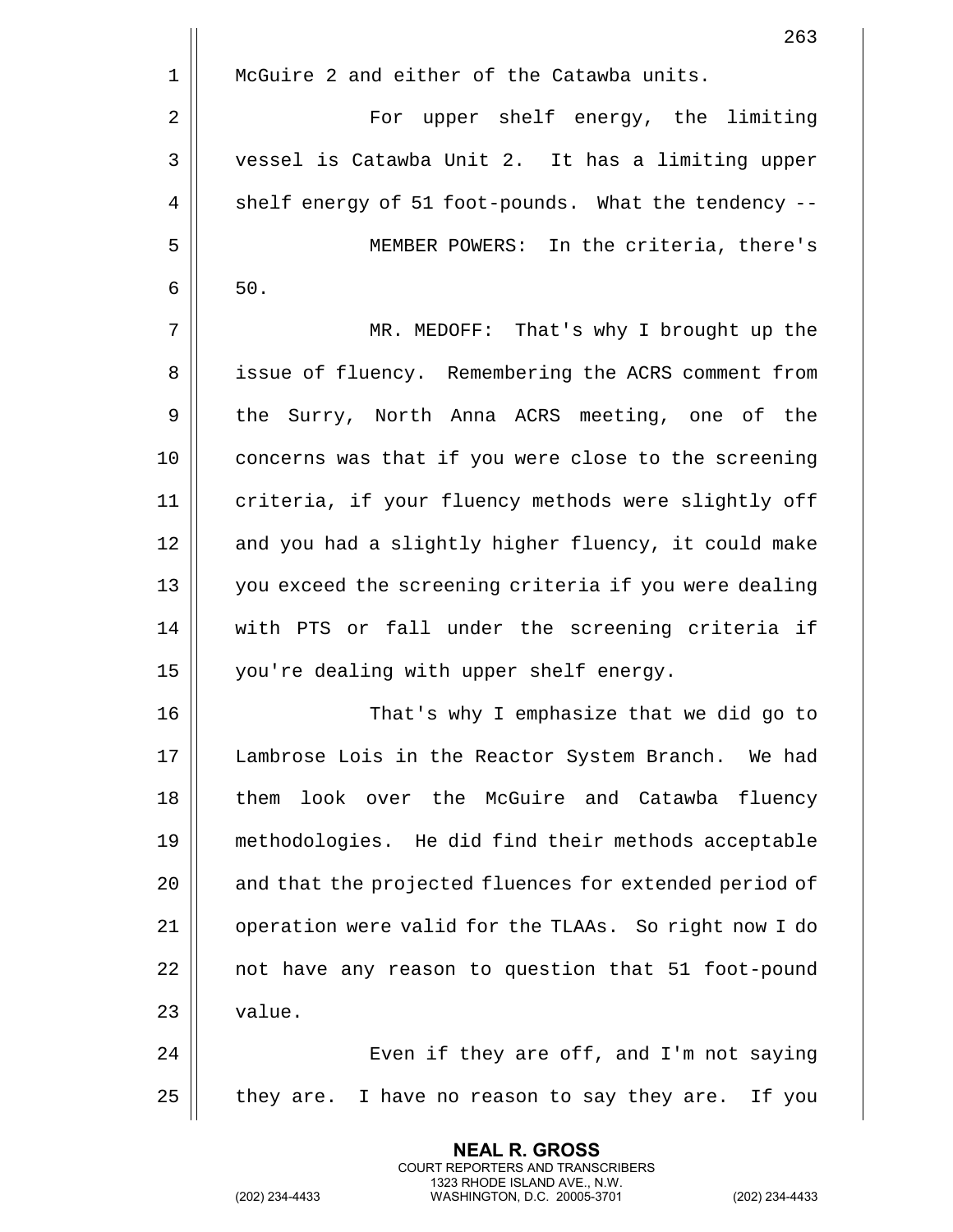McGuire 2 and either of the Catawba units.

For upper shelf energy, the limiting vessel is Catawba Unit 2. It has a limiting upper shelf energy of 51 foot-pounds. What the tendency --

MEMBER POWERS: In the criteria, there's 50.

MR. MEDOFF: That's why I brought up the issue of fluency. Remembering the ACRS comment from the Surry, North Anna ACRS meeting, one of the concerns was that if you were close to the screening criteria, if your fluency methods were slightly off and you had a slightly higher fluency, it could make you exceed the screening criteria if you were dealing with PTS or fall under the screening criteria if you're dealing with upper shelf energy.

That's why I emphasize that we did go to Lambrose Lois in the Reactor System Branch. We had them look over the McGuire and Catawba fluency methodologies. He did find their methods acceptable and that the projected fluences for extended period of operation were valid for the TLAAs. So right now I do not have any reason to question that 51 foot-pound value.

Even if they are off, and I'm not saying they are. I have no reason to say they are. If you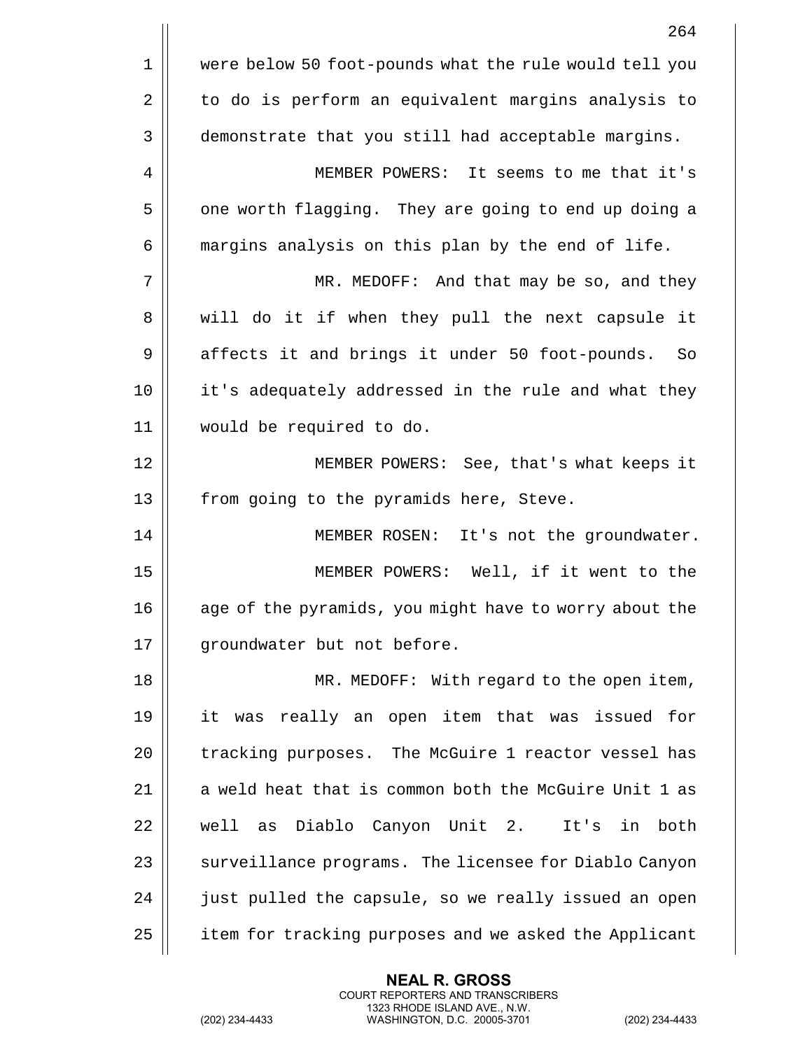were below 50 foot-pounds what the rule would tell you to do is perform an equivalent margins analysis to demonstrate that you still had acceptable margins.

MEMBER POWERS: It seems to me that it's one worth flagging. They are going to end up doing a margins analysis on this plan by the end of life.

MR. MEDOFF: And that may be so, and they will do it if when they pull the next capsule it affects it and brings it under 50 foot-pounds. So it's adequately addressed in the rule and what they would be required to do.

MEMBER POWERS: See, that's what keeps it from going to the pyramids here, Steve.

MEMBER ROSEN: It's not the groundwater.

MEMBER POWERS: Well, if it went to the age of the pyramids, you might have to worry about the groundwater but not before.

MR. MEDOFF: With regard to the open item, it was really an open item that was issued for tracking purposes. The McGuire 1 reactor vessel has a weld heat that is common both the McGuire Unit 1 as well as Diablo Canyon Unit 2. It's in both surveillance programs. The licensee for Diablo Canyon just pulled the capsule, so we really issued an open item for tracking purposes and we asked the Applicant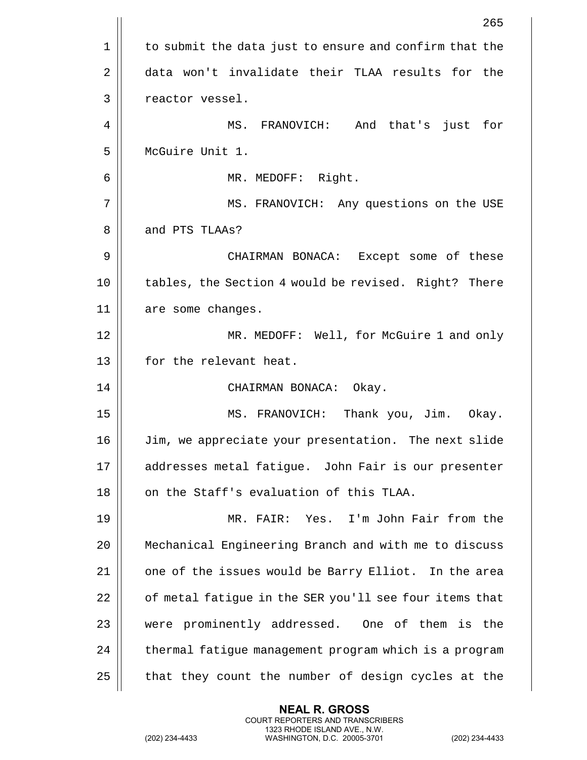to submit the data just to ensure and confirm that the data won't invalidate their TLAA results for the reactor vessel.

MS. FRANOVICH: And that's just for McGuire Unit 1.

MR. MEDOFF: Right.

MS. FRANOVICH: Any questions on the USE and PTS TLAAs?

CHAIRMAN BONACA: Except some of these tables, the Section 4 would be revised. Right? There are some changes.

MR. MEDOFF: Well, for McGuire 1 and only for the relevant heat.

CHAIRMAN BONACA: Okay.

MS. FRANOVICH: Thank you, Jim. Okay. Jim, we appreciate your presentation. The next slide addresses metal fatigue. John Fair is our presenter on the Staff's evaluation of this TLAA.

MR. FAIR: Yes. I'm John Fair from the Mechanical Engineering Branch and with me to discuss one of the issues would be Barry Elliot. In the area of metal fatigue in the SER you'll see four items that were prominently addressed. One of them is the thermal fatigue management program which is a program that they count the number of design cycles at the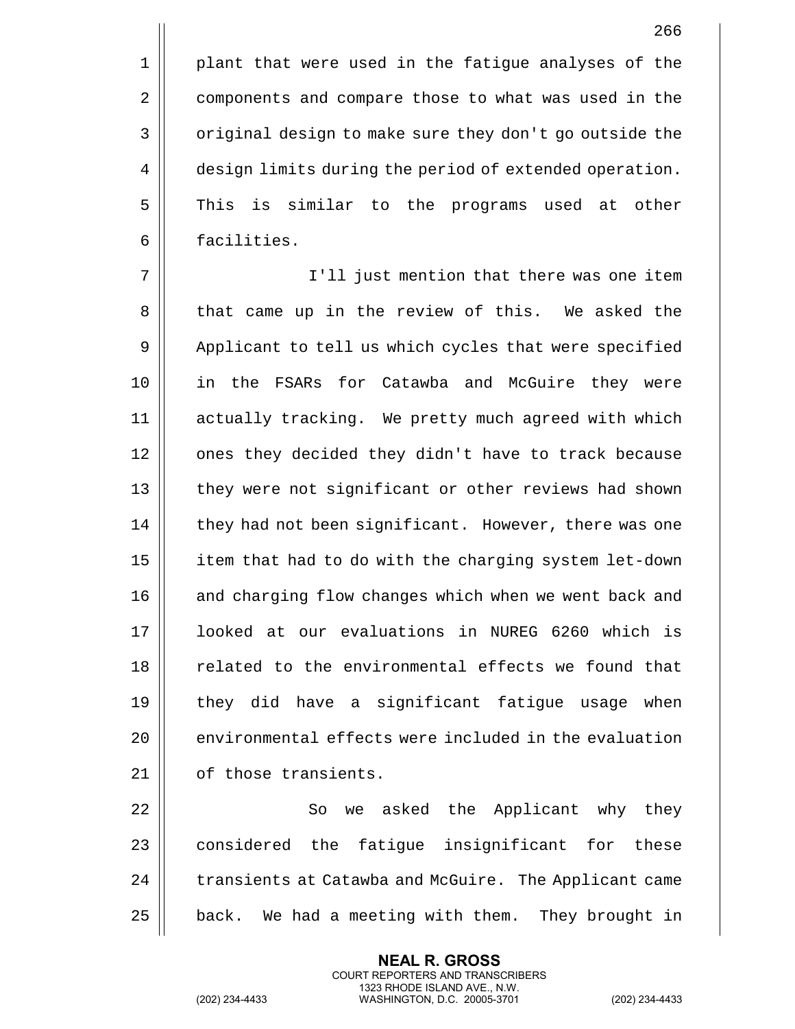plant that were used in the fatigue analyses of the components and compare those to what was used in the original design to make sure they don't go outside the design limits during the period of extended operation. This is similar to the programs used at other facilities.

I'll just mention that there was one item that came up in the review of this. We asked the Applicant to tell us which cycles that were specified in the FSARs for Catawba and McGuire they were actually tracking. We pretty much agreed with which ones they decided they didn't have to track because they were not significant or other reviews had shown they had not been significant. However, there was one item that had to do with the charging system let-down and charging flow changes which when we went back and looked at our evaluations in NUREG 6260 which is related to the environmental effects we found that they did have a significant fatigue usage when environmental effects were included in the evaluation of those transients.

So we asked the Applicant why they considered the fatigue insignificant for these transients at Catawba and McGuire. The Applicant came back. We had a meeting with them. They brought in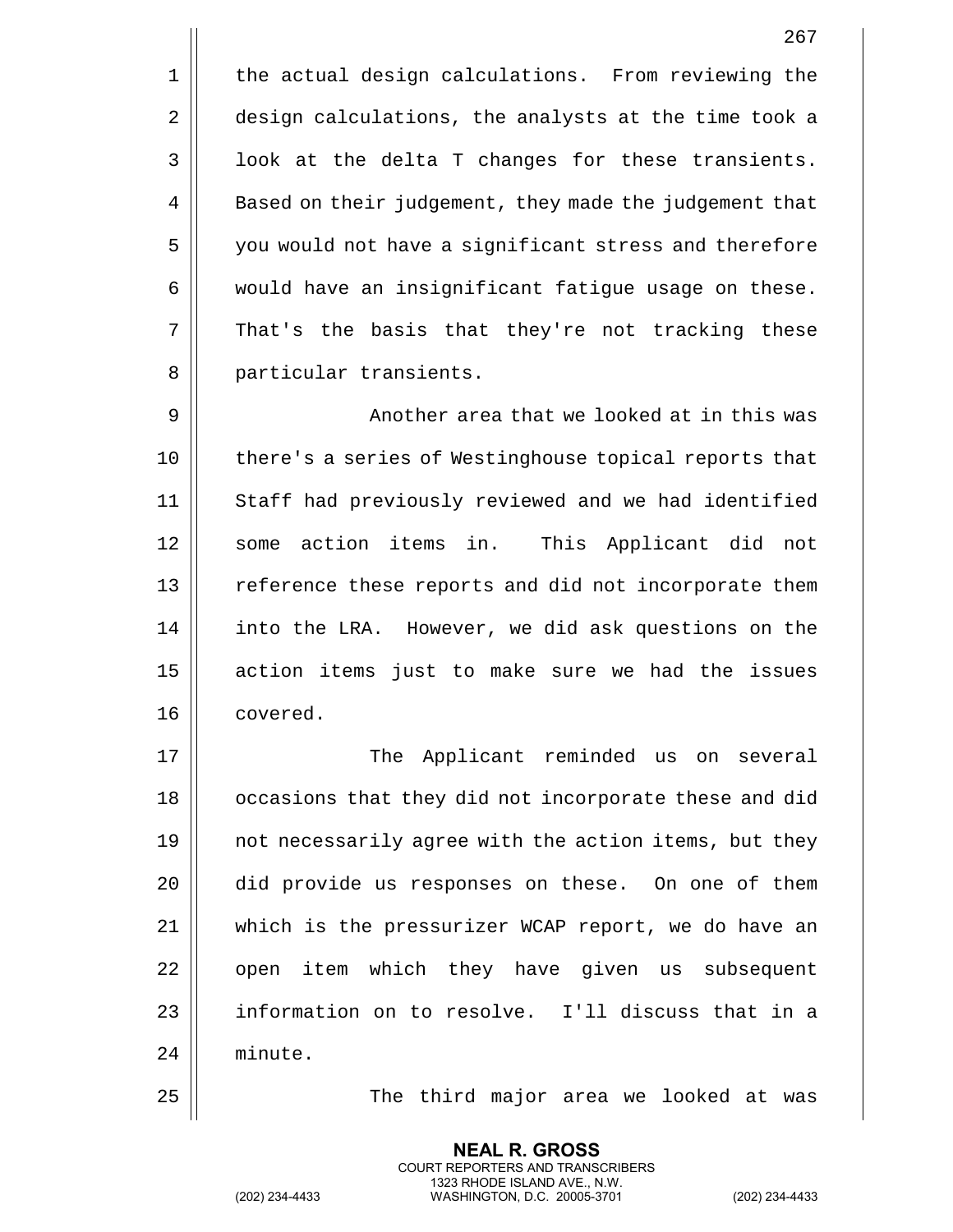the actual design calculations. From reviewing the design calculations, the analysts at the time took a look at the delta T changes for these transients. Based on their judgement, they made the judgement that you would not have a significant stress and therefore would have an insignificant fatigue usage on these. That's the basis that they're not tracking these particular transients.

Another area that we looked at in this was there's a series of Westinghouse topical reports that Staff had previously reviewed and we had identified some action items in. This Applicant did not reference these reports and did not incorporate them into the LRA. However, we did ask questions on the action items just to make sure we had the issues covered.

The Applicant reminded us on several occasions that they did not incorporate these and did not necessarily agree with the action items, but they did provide us responses on these. On one of them which is the pressurizer WCAP report, we do have an open item which they have given us subsequent information on to resolve. I'll discuss that in a minute.

The third major area we looked at was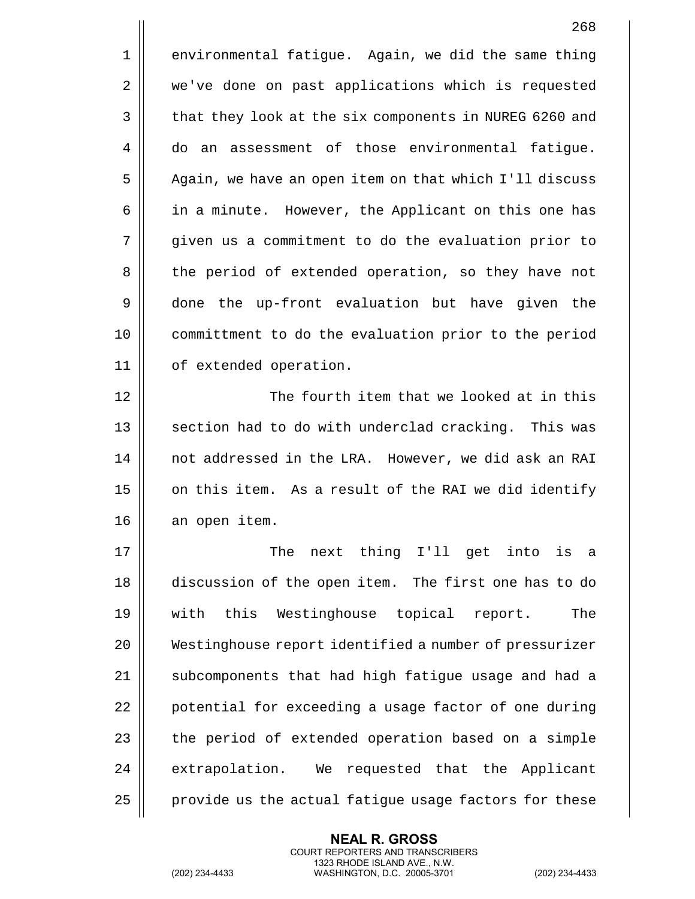environmental fatigue. Again, we did the same thing we've done on past applications which is requested that they look at the six components in NUREG 6260 and do an assessment of those environmental fatigue. Again, we have an open item on that which I'll discuss in a minute. However, the Applicant on this one has given us a commitment to do the evaluation prior to the period of extended operation, so they have not done the up-front evaluation but have given the committment to do the evaluation prior to the period of extended operation.

The fourth item that we looked at in this section had to do with underclad cracking. This was not addressed in the LRA. However, we did ask an RAI on this item. As a result of the RAI we did identify an open item.

The next thing I'll get into is a discussion of the open item. The first one has to do with this Westinghouse topical report. The Westinghouse report identified a number of pressurizer subcomponents that had high fatigue usage and had a potential for exceeding a usage factor of one during the period of extended operation based on a simple extrapolation. We requested that the Applicant provide us the actual fatigue usage factors for these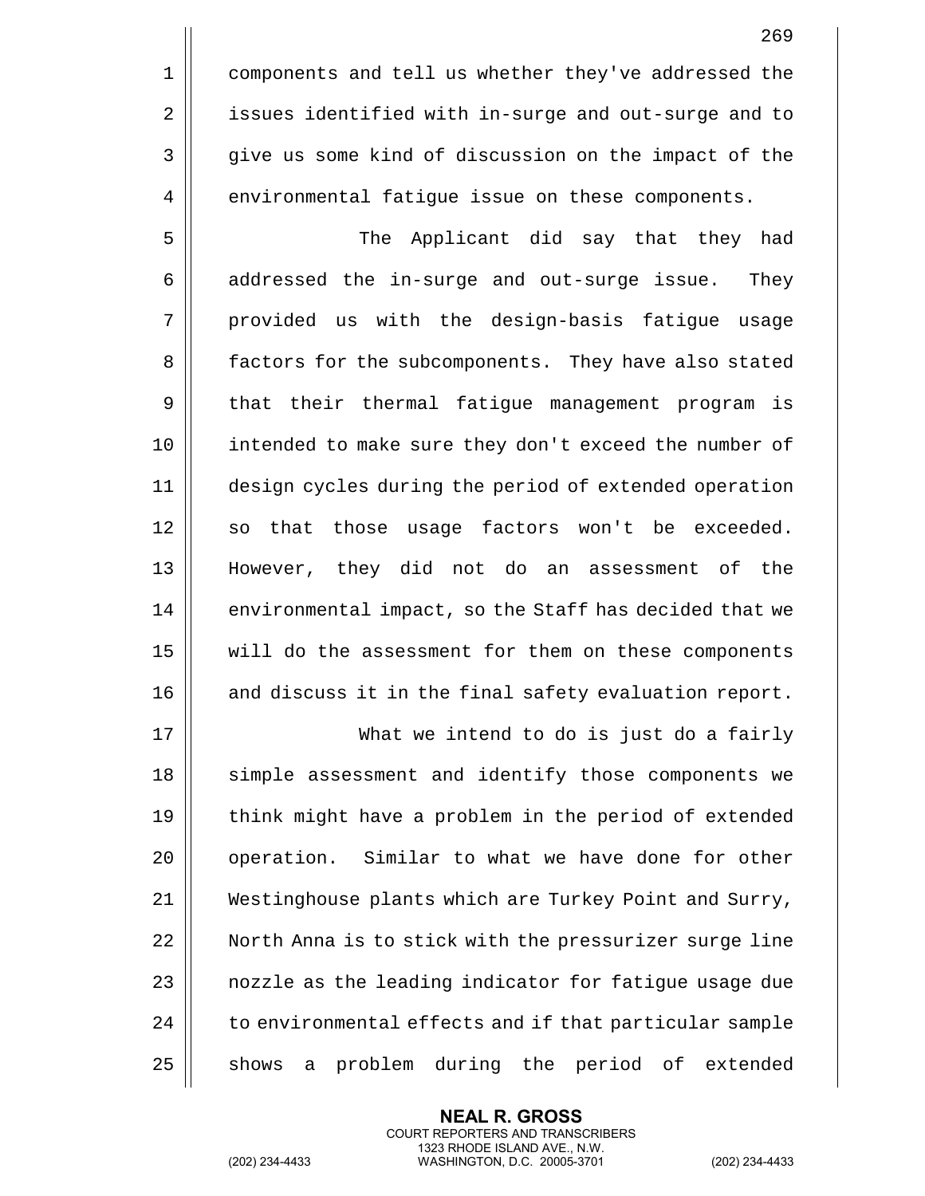components and tell us whether they've addressed the issues identified with in-surge and out-surge and to give us some kind of discussion on the impact of the environmental fatigue issue on these components.

The Applicant did say that they had addressed the in-surge and out-surge issue. They provided us with the design-basis fatigue usage factors for the subcomponents. They have also stated that their thermal fatigue management program is intended to make sure they don't exceed the number of design cycles during the period of extended operation so that those usage factors won't be exceeded. However, they did not do an assessment of the environmental impact, so the Staff has decided that we will do the assessment for them on these components and discuss it in the final safety evaluation report.

What we intend to do is just do a fairly simple assessment and identify those components we think might have a problem in the period of extended operation. Similar to what we have done for other Westinghouse plants which are Turkey Point and Surry, North Anna is to stick with the pressurizer surge line nozzle as the leading indicator for fatigue usage due to environmental effects and if that particular sample shows a problem during the period of extended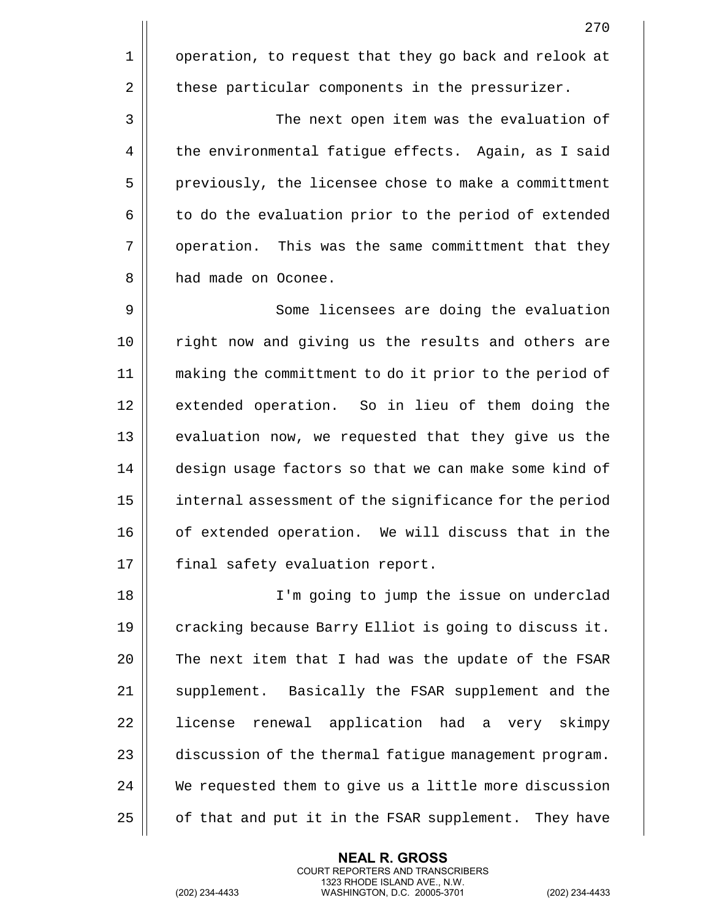operation, to request that they go back and relook at these particular components in the pressurizer.

The next open item was the evaluation of the environmental fatigue effects. Again, as I said previously, the licensee chose to make a committment to do the evaluation prior to the period of extended operation. This was the same committment that they had made on Oconee.

Some licensees are doing the evaluation right now and giving us the results and others are making the committment to do it prior to the period of extended operation. So in lieu of them doing the evaluation now, we requested that they give us the design usage factors so that we can make some kind of internal assessment of the significance for the period of extended operation. We will discuss that in the final safety evaluation report.

I'm going to jump the issue on underclad cracking because Barry Elliot is going to discuss it. The next item that I had was the update of the FSAR supplement. Basically the FSAR supplement and the license renewal application had a very skimpy discussion of the thermal fatigue management program. We requested them to give us a little more discussion of that and put it in the FSAR supplement. They have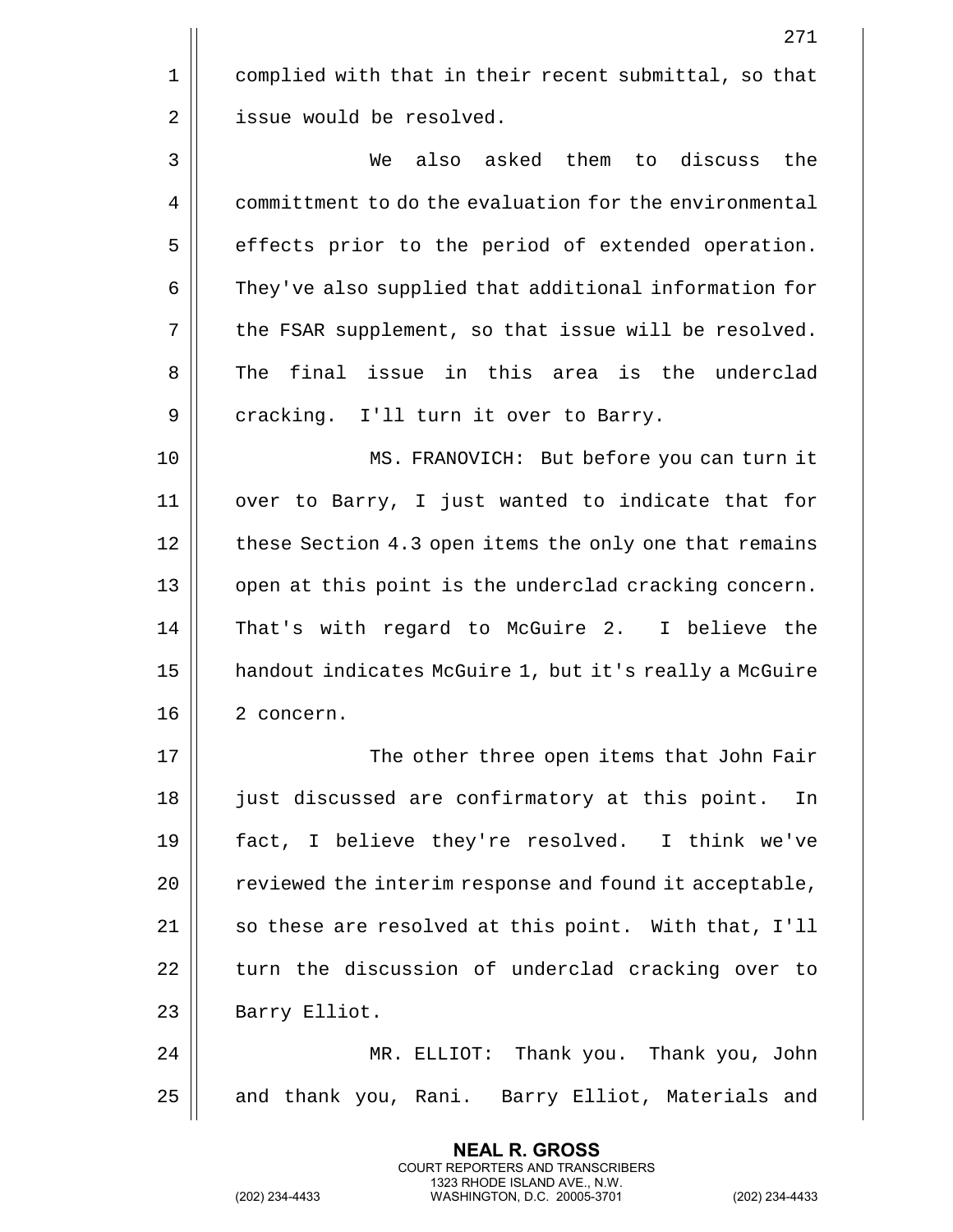complied with that in their recent submittal, so that issue would be resolved.

We also asked them to discuss the committment to do the evaluation for the environmental effects prior to the period of extended operation. They've also supplied that additional information for the FSAR supplement, so that issue will be resolved. The final issue in this area is the underclad cracking. I'll turn it over to Barry.

MS. FRANOVICH: But before you can turn it over to Barry, I just wanted to indicate that for these Section 4.3 open items the only one that remains open at this point is the underclad cracking concern. That's with regard to McGuire 2. I believe the handout indicates McGuire 1, but it's really a McGuire 2 concern.

The other three open items that John Fair just discussed are confirmatory at this point. In fact, I believe they're resolved. I think we've reviewed the interim response and found it acceptable, so these are resolved at this point. With that, I'll turn the discussion of underclad cracking over to Barry Elliot.

MR. ELLIOT: Thank you. Thank you, John and thank you, Rani. Barry Elliot, Materials and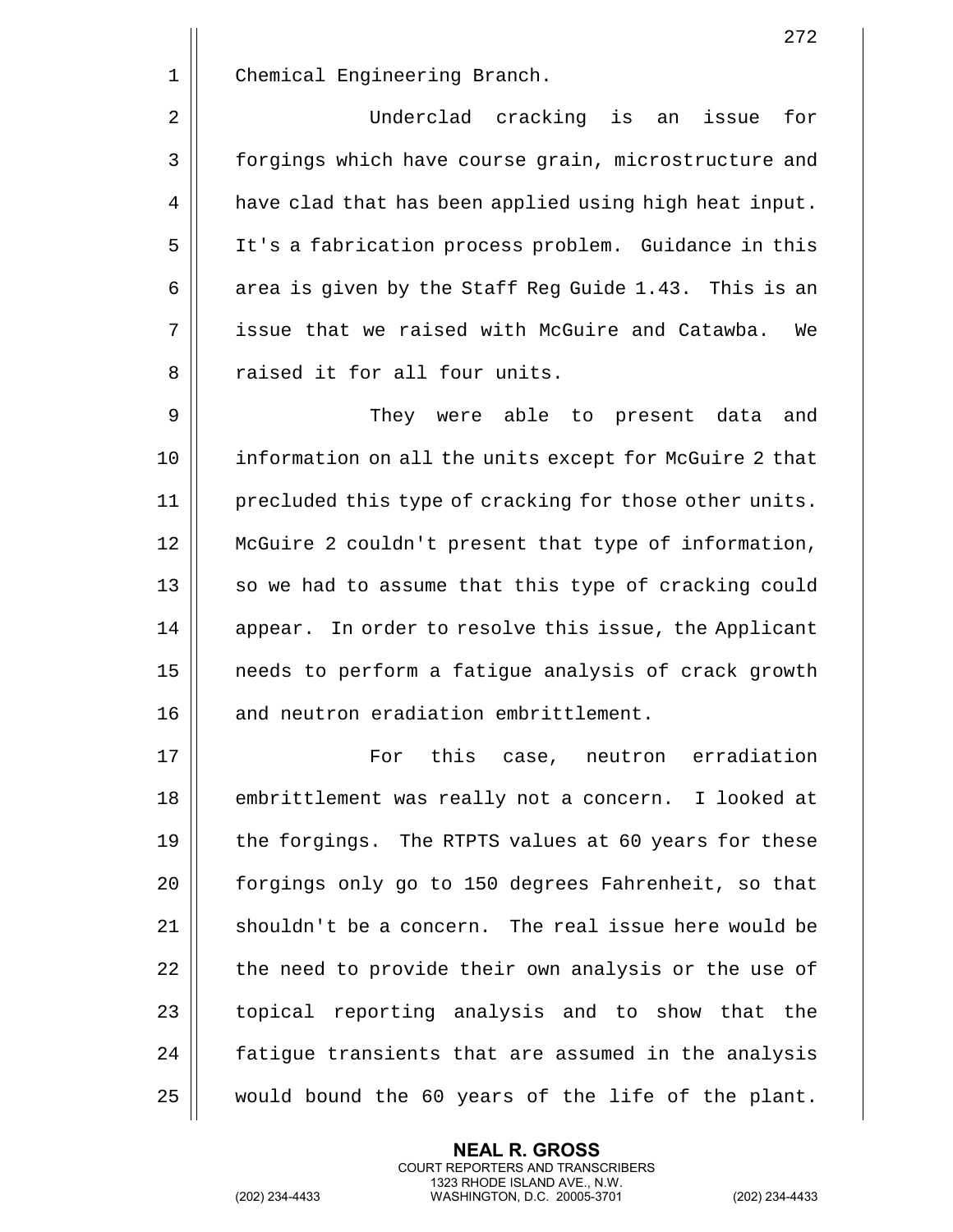Chemical Engineering Branch.

Underclad cracking is an issue for forgings which have course grain, microstructure and have clad that has been applied using high heat input. It's a fabrication process problem. Guidance in this area is given by the Staff Reg Guide 1.43. This is an issue that we raised with McGuire and Catawba. We raised it for all four units.

They were able to present data and information on all the units except for McGuire 2 that precluded this type of cracking for those other units. McGuire 2 couldn't present that type of information, so we had to assume that this type of cracking could appear. In order to resolve this issue, the Applicant needs to perform a fatigue analysis of crack growth and neutron eradiation embrittlement.

For this case, neutron erradiation embrittlement was really not a concern. I looked at the forgings. The RTPTS values at 60 years for these forgings only go to 150 degrees Fahrenheit, so that shouldn't be a concern. The real issue here would be the need to provide their own analysis or the use of topical reporting analysis and to show that the fatigue transients that are assumed in the analysis would bound the 60 years of the life of the plant.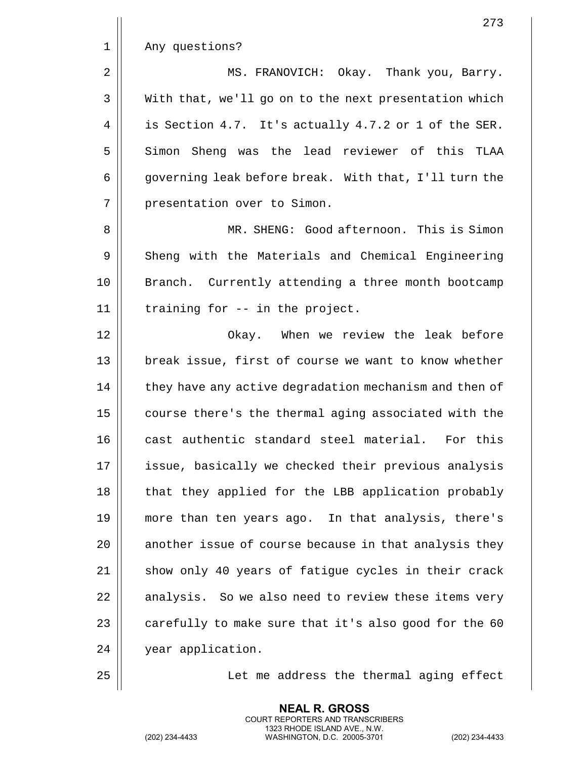Any questions?

MS. FRANOVICH: Okay. Thank you, Barry. With that, we'll go on to the next presentation which is Section 4.7. It's actually 4.7.2 or 1 of the SER. Simon Sheng was the lead reviewer of this TLAA governing leak before break. With that, I'll turn the presentation over to Simon.

MR. SHENG: Good afternoon. This is Simon Sheng with the Materials and Chemical Engineering Branch. Currently attending a three month bootcamp training for -- in the project.

Okay. When we review the leak before break issue, first of course we want to know whether they have any active degradation mechanism and then of course there's the thermal aging associated with the cast authentic standard steel material. For this issue, basically we checked their previous analysis that they applied for the LBB application probably more than ten years ago. In that analysis, there's another issue of course because in that analysis they show only 40 years of fatigue cycles in their crack analysis. So we also need to review these items very carefully to make sure that it's also good for the 60 year application.

Let me address the thermal aging effect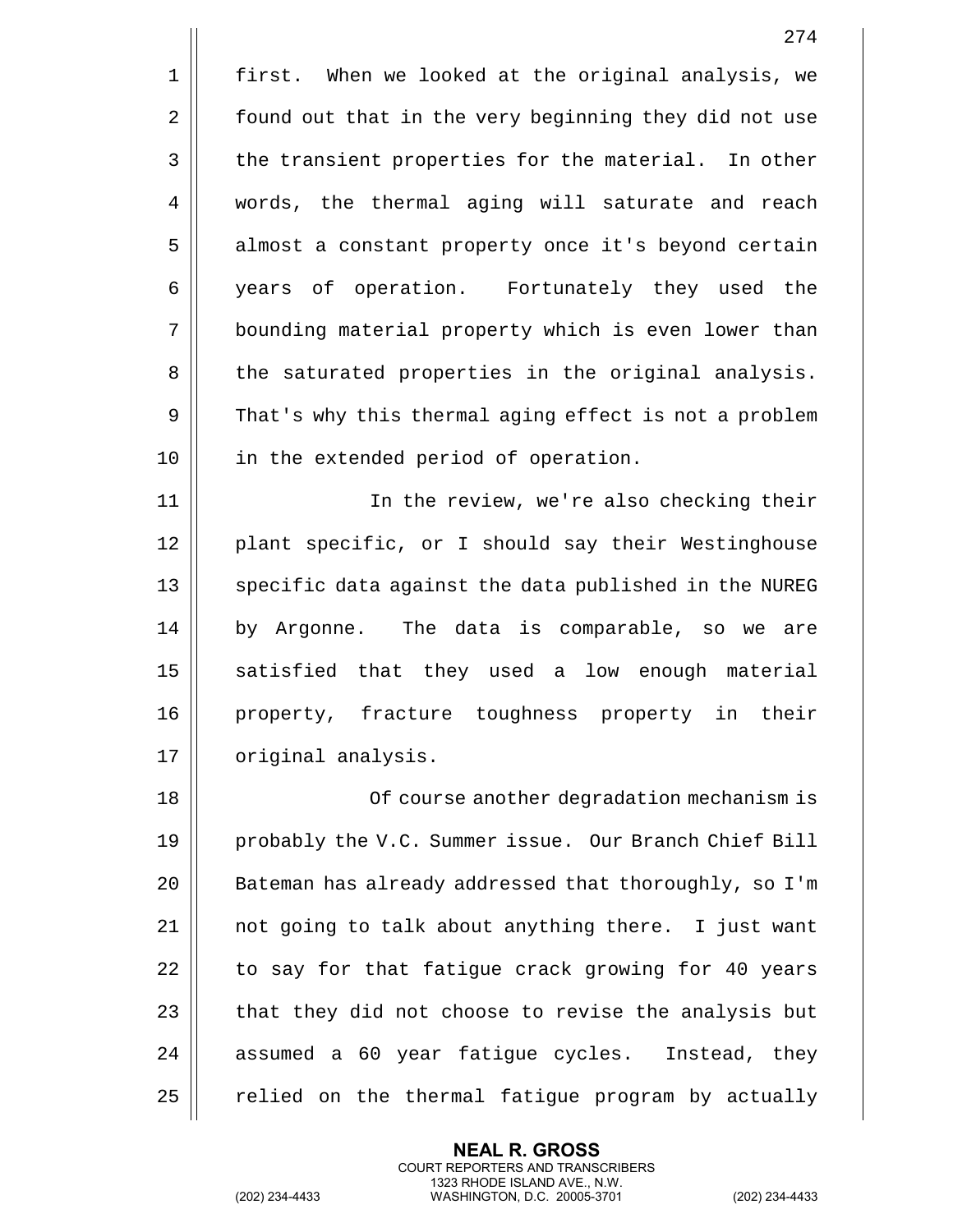first. When we looked at the original analysis, we found out that in the very beginning they did not use the transient properties for the material. In other words, the thermal aging will saturate and reach almost a constant property once it's beyond certain years of operation. Fortunately they used the bounding material property which is even lower than the saturated properties in the original analysis. That's why this thermal aging effect is not a problem in the extended period of operation.

In the review, we're also checking their plant specific, or I should say their Westinghouse specific data against the data published in the NUREG by Argonne. The data is comparable, so we are satisfied that they used a low enough material property, fracture toughness property in their original analysis.

Of course another degradation mechanism is probably the V.C. Summer issue. Our Branch Chief Bill Bateman has already addressed that thoroughly, so I'm not going to talk about anything there. I just want to say for that fatigue crack growing for 40 years that they did not choose to revise the analysis but assumed a 60 year fatigue cycles. Instead, they relied on the thermal fatigue program by actually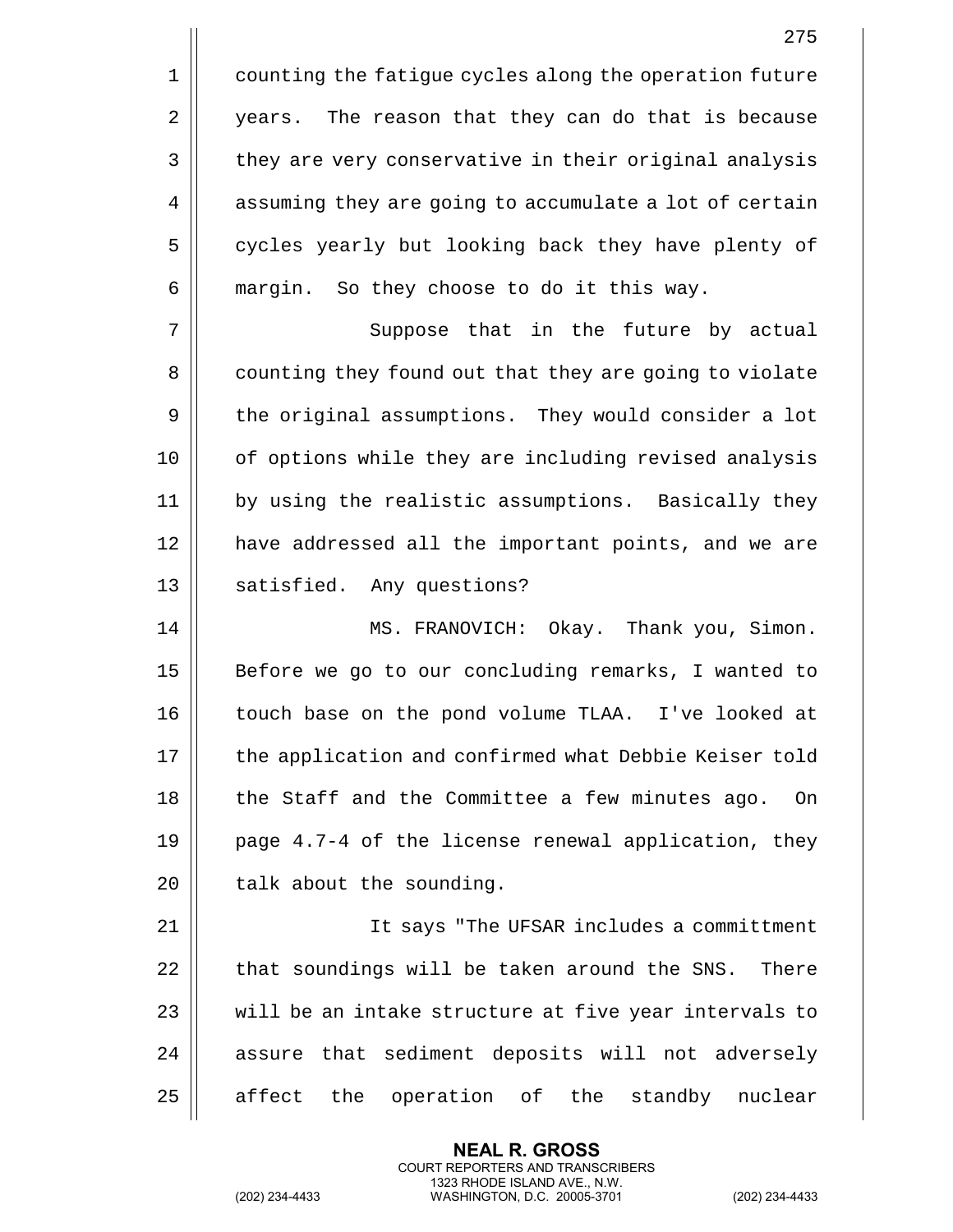counting the fatigue cycles along the operation future years. The reason that they can do that is because they are very conservative in their original analysis assuming they are going to accumulate a lot of certain cycles yearly but looking back they have plenty of margin. So they choose to do it this way.

Suppose that in the future by actual counting they found out that they are going to violate the original assumptions. They would consider a lot of options while they are including revised analysis by using the realistic assumptions. Basically they have addressed all the important points, and we are satisfied. Any questions?

MS. FRANOVICH: Okay. Thank you, Simon. Before we go to our concluding remarks, I wanted to touch base on the pond volume TLAA. I've looked at the application and confirmed what Debbie Keiser told the Staff and the Committee a few minutes ago. On page 4.7-4 of the license renewal application, they talk about the sounding.

It says "The UFSAR includes a committment that soundings will be taken around the SNS. There will be an intake structure at five year intervals to assure that sediment deposits will not adversely affect the operation of the standby nuclear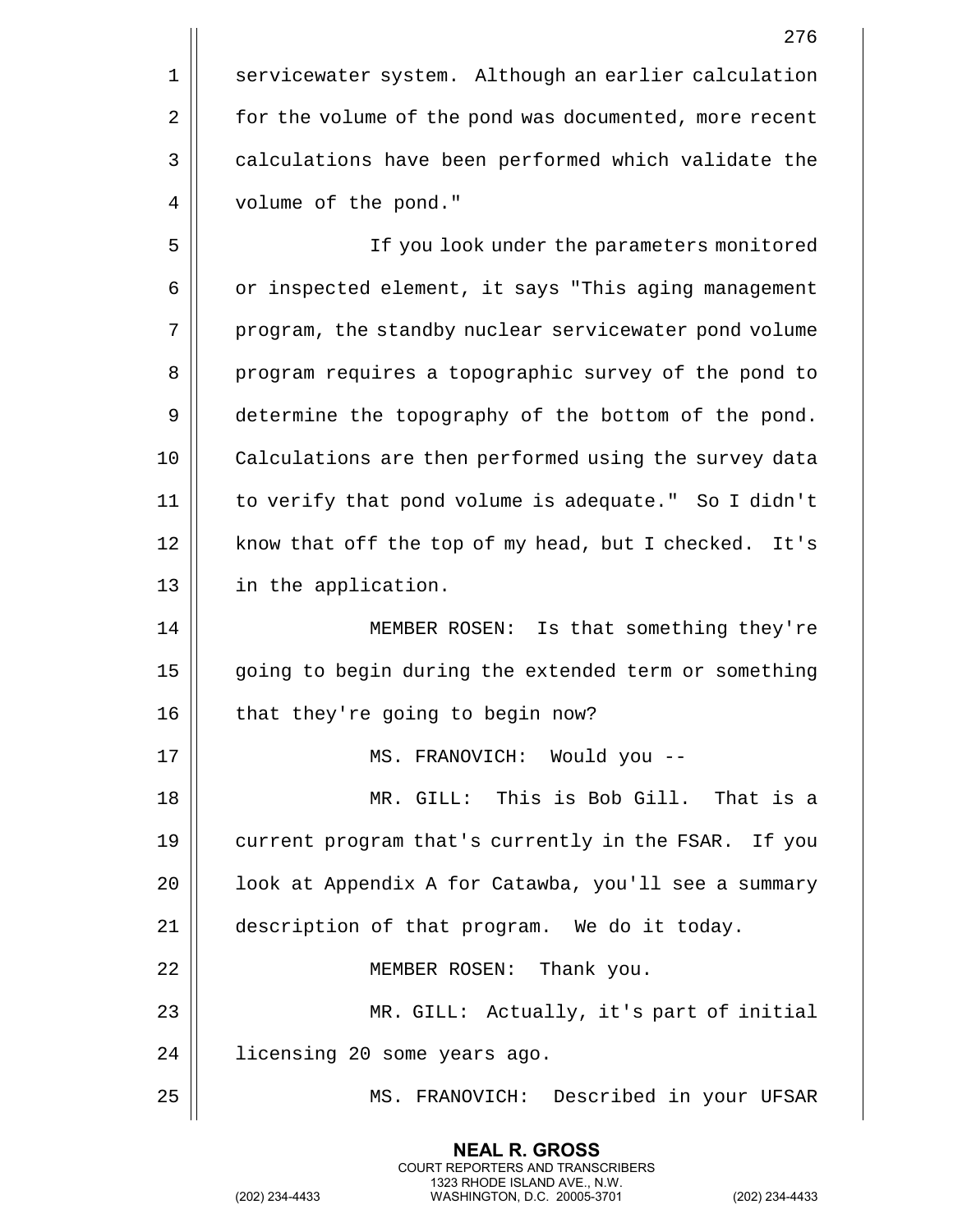servicewater system. Although an earlier calculation for the volume of the pond was documented, more recent calculations have been performed which validate the volume of the pond."

If you look under the parameters monitored or inspected element, it says "This aging management program, the standby nuclear servicewater pond volume program requires a topographic survey of the pond to determine the topography of the bottom of the pond. Calculations are then performed using the survey data to verify that pond volume is adequate." So I didn't know that off the top of my head, but I checked. It's in the application.

MEMBER ROSEN: Is that something they're going to begin during the extended term or something that they're going to begin now?

MS. FRANOVICH: Would you --

MR. GILL: This is Bob Gill. That is a current program that's currently in the FSAR. If you look at Appendix A for Catawba, you'll see a summary description of that program. We do it today.

MEMBER ROSEN: Thank you.

MR. GILL: Actually, it's part of initial licensing 20 some years ago.

MS. FRANOVICH: Described in your UFSAR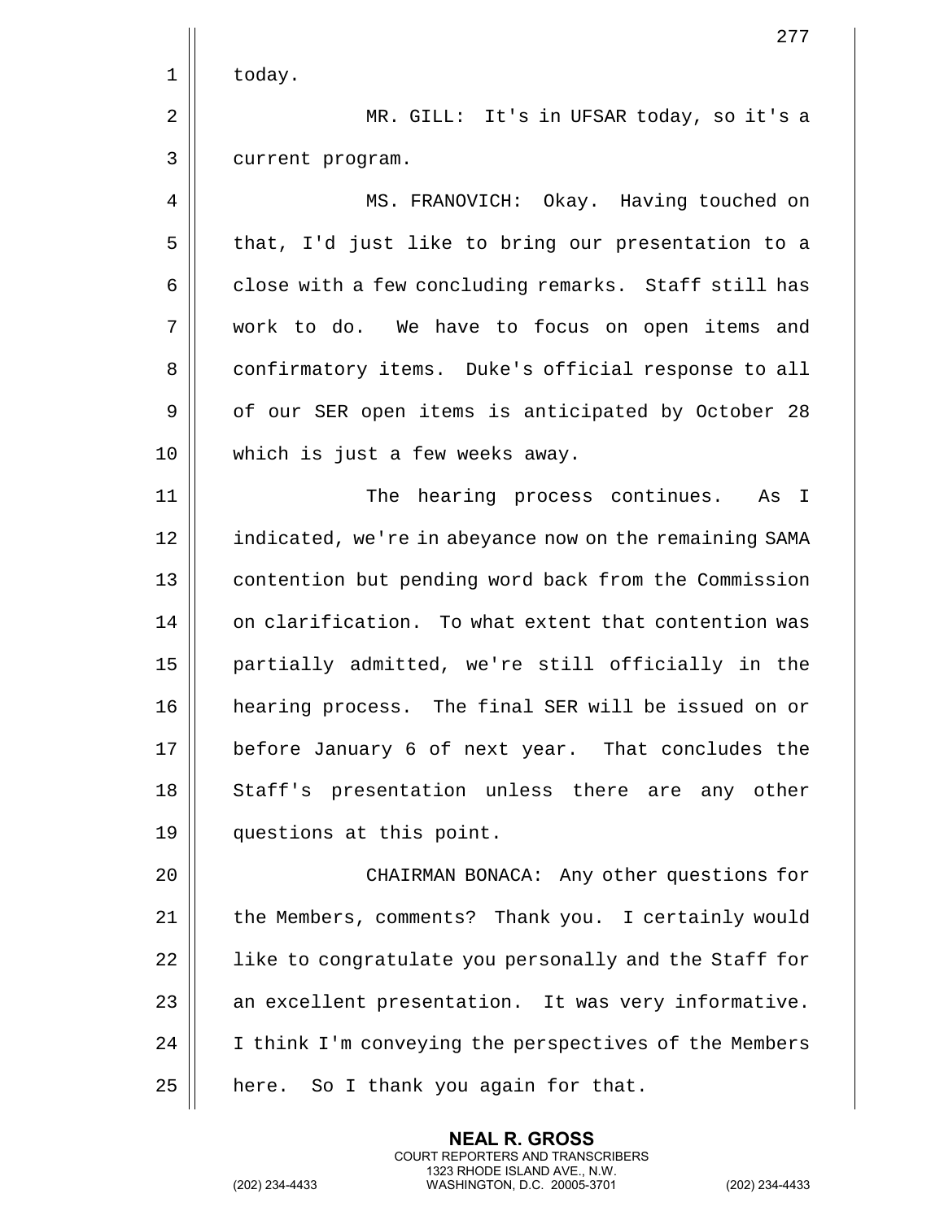today.

MR. GILL: It's in UFSAR today, so it's a current program.

MS. FRANOVICH: Okay. Having touched on that, I'd just like to bring our presentation to a close with a few concluding remarks. Staff still has work to do. We have to focus on open items and confirmatory items. Duke's official response to all of our SER open items is anticipated by October 28 which is just a few weeks away.

The hearing process continues. As I indicated, we're in abeyance now on the remaining SAMA contention but pending word back from the Commission on clarification. To what extent that contention was partially admitted, we're still officially in the hearing process. The final SER will be issued on or before January 6 of next year. That concludes the Staff's presentation unless there are any other questions at this point.

CHAIRMAN BONACA: Any other questions for the Members, comments? Thank you. I certainly would like to congratulate you personally and the Staff for an excellent presentation. It was very informative. I think I'm conveying the perspectives of the Members here. So I thank you again for that.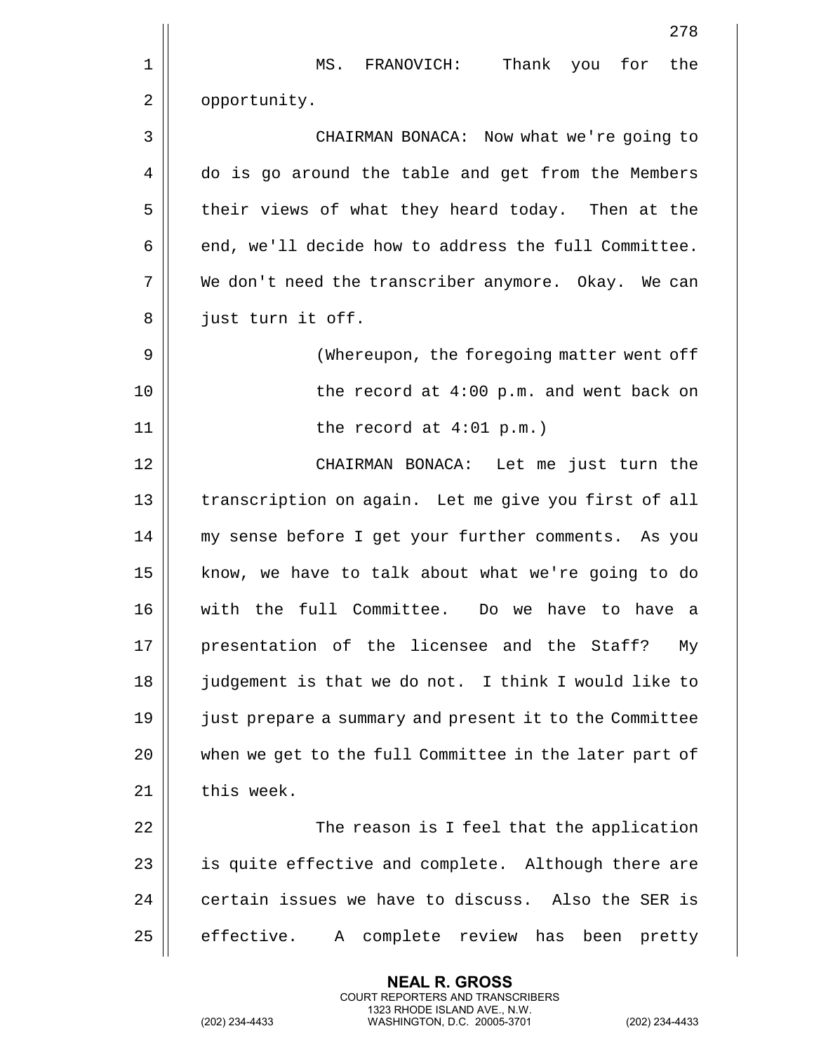MS. FRANOVICH: Thank you for the opportunity.

CHAIRMAN BONACA: Now what we're going to do is go around the table and get from the Members their views of what they heard today. Then at the end, we'll decide how to address the full Committee. We don't need the transcriber anymore. Okay. We can just turn it off.

(Whereupon, the foregoing matter went off the record at 4:00 p.m. and went back on the record at 4:01 p.m.)

CHAIRMAN BONACA: Let me just turn the transcription on again. Let me give you first of all my sense before I get your further comments. As you know, we have to talk about what we're going to do with the full Committee. Do we have to have a presentation of the licensee and the Staff? My judgement is that we do not. I think I would like to just prepare a summary and present it to the Committee when we get to the full Committee in the later part of this week.

The reason is I feel that the application is quite effective and complete. Although there are certain issues we have to discuss. Also the SER is effective. A complete review has been pretty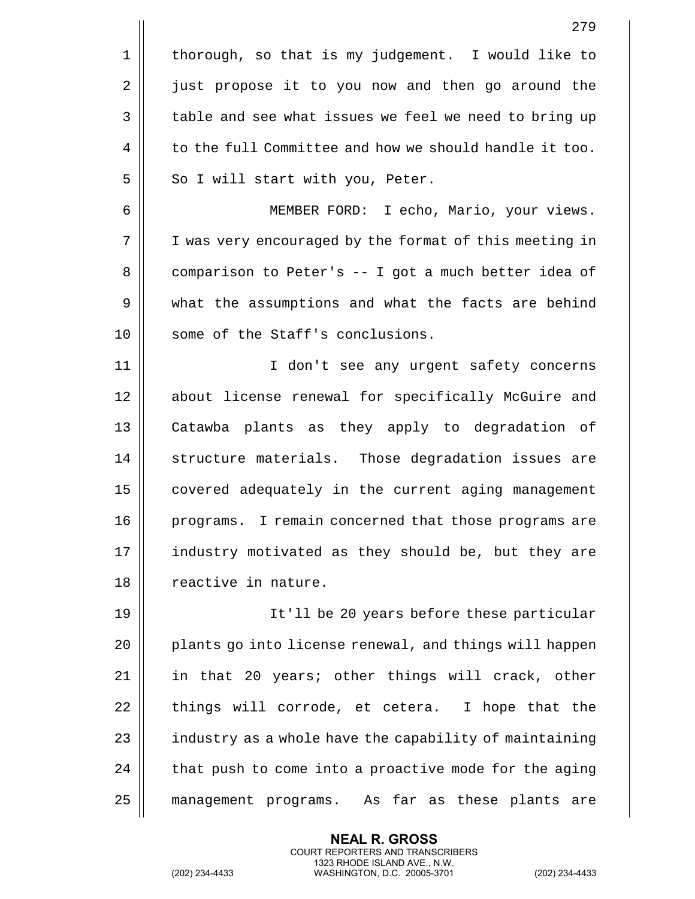thorough, so that is my judgement. I would like to just propose it to you now and then go around the table and see what issues we feel we need to bring up to the full Committee and how we should handle it too. So I will start with you, Peter.

MEMBER FORD: I echo, Mario, your views. I was very encouraged by the format of this meeting in comparison to Peter's -- I got a much better idea of what the assumptions and what the facts are behind some of the Staff's conclusions.

I don't see any urgent safety concerns about license renewal for specifically McGuire and Catawba plants as they apply to degradation of structure materials. Those degradation issues are covered adequately in the current aging management programs. I remain concerned that those programs are industry motivated as they should be, but they are reactive in nature.

It'll be 20 years before these particular plants go into license renewal, and things will happen in that 20 years; other things will crack, other things will corrode, et cetera. I hope that the industry as a whole have the capability of maintaining that push to come into a proactive mode for the aging management programs. As far as these plants are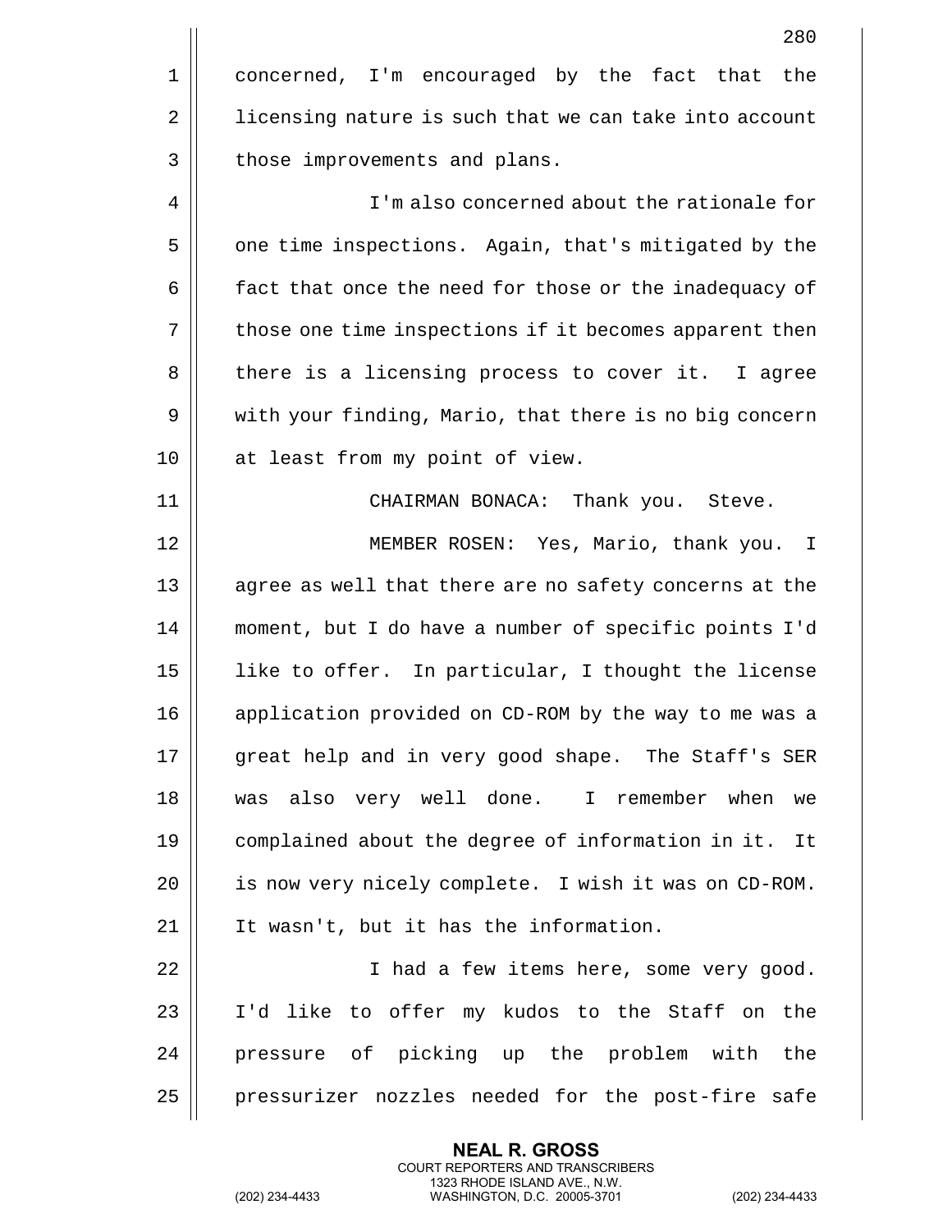concerned, I'm encouraged by the fact that the licensing nature is such that we can take into account those improvements and plans.

I'm also concerned about the rationale for one time inspections. Again, that's mitigated by the fact that once the need for those or the inadequacy of those one time inspections if it becomes apparent then there is a licensing process to cover it. I agree with your finding, Mario, that there is no big concern at least from my point of view.

CHAIRMAN BONACA: Thank you. Steve.

MEMBER ROSEN: Yes, Mario, thank you. I agree as well that there are no safety concerns at the moment, but I do have a number of specific points I'd like to offer. In particular, I thought the license application provided on CD-ROM by the way to me was a great help and in very good shape. The Staff's SER was also very well done. I remember when we complained about the degree of information in it. It is now very nicely complete. I wish it was on CD-ROM. It wasn't, but it has the information.

I had a few items here, some very good. I'd like to offer my kudos to the Staff on the pressure of picking up the problem with the pressurizer nozzles needed for the post-fire safe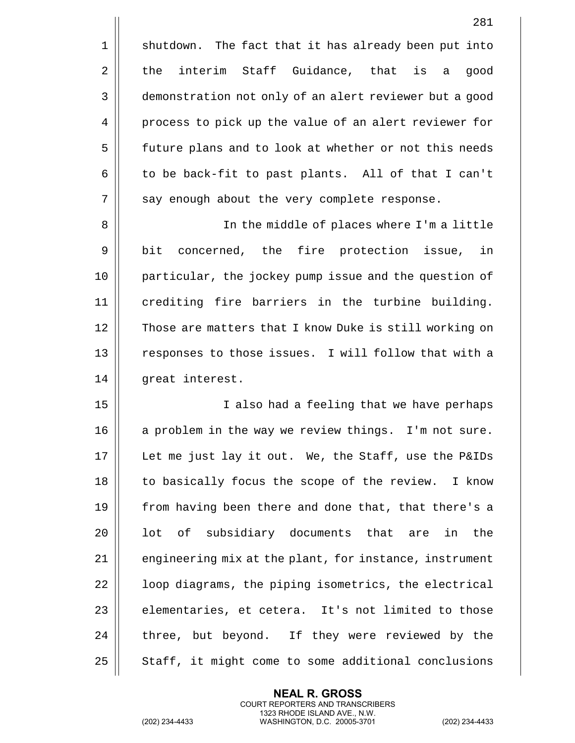shutdown. The fact that it has already been put into the interim Staff Guidance, that is a good demonstration not only of an alert reviewer but a good process to pick up the value of an alert reviewer for future plans and to look at whether or not this needs to be back-fit to past plants. All of that I can't say enough about the very complete response.

In the middle of places where I'm a little bit concerned, the fire protection issue, in particular, the jockey pump issue and the question of crediting fire barriers in the turbine building. Those are matters that I know Duke is still working on responses to those issues. I will follow that with a great interest.

I also had a feeling that we have perhaps a problem in the way we review things. I'm not sure. Let me just lay it out. We, the Staff, use the P&IDs to basically focus the scope of the review. I know from having been there and done that, that there's a lot of subsidiary documents that are in the engineering mix at the plant, for instance, instrument loop diagrams, the piping isometrics, the electrical elementaries, et cetera. It's not limited to those three, but beyond. If they were reviewed by the Staff, it might come to some additional conclusions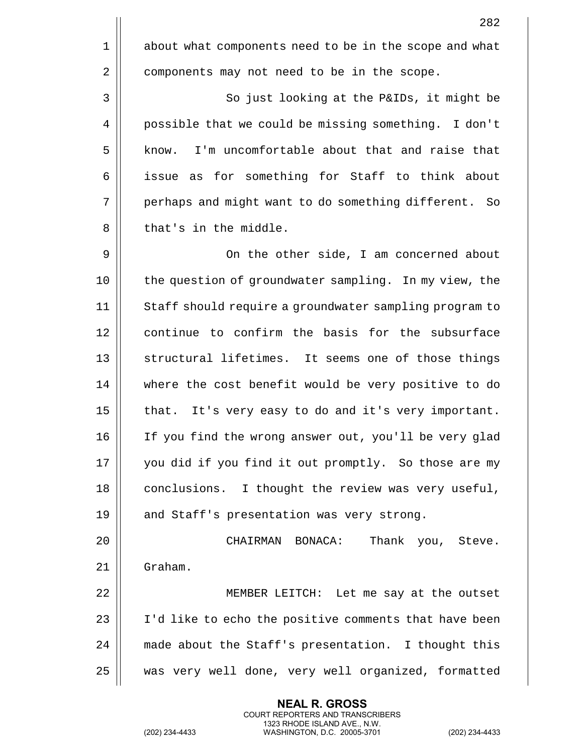about what components need to be in the scope and what components may not need to be in the scope.

So just looking at the P&IDs, it might be possible that we could be missing something. I don't know. I'm uncomfortable about that and raise that issue as for something for Staff to think about perhaps and might want to do something different. So that's in the middle.

On the other side, I am concerned about the question of groundwater sampling. In my view, the Staff should require a groundwater sampling program to continue to confirm the basis for the subsurface structural lifetimes. It seems one of those things where the cost benefit would be very positive to do that. It's very easy to do and it's very important. If you find the wrong answer out, you'll be very glad you did if you find it out promptly. So those are my conclusions. I thought the review was very useful, and Staff's presentation was very strong.

CHAIRMAN BONACA: Thank you, Steve. Graham.

MEMBER LEITCH: Let me say at the outset I'd like to echo the positive comments that have been made about the Staff's presentation. I thought this was very well done, very well organized, formatted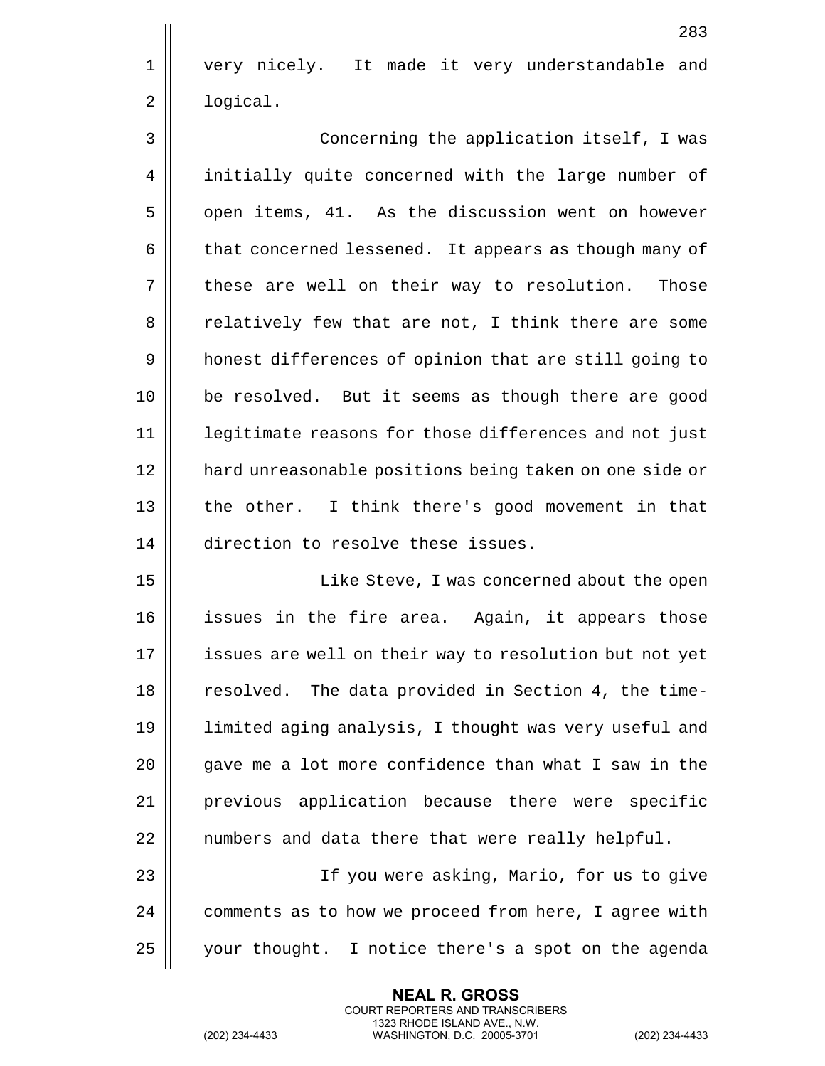very nicely. It made it very understandable and logical.

Concerning the application itself, I was initially quite concerned with the large number of open items, 41. As the discussion went on however that concerned lessened. It appears as though many of these are well on their way to resolution. Those relatively few that are not, I think there are some honest differences of opinion that are still going to be resolved. But it seems as though there are good legitimate reasons for those differences and not just hard unreasonable positions being taken on one side or the other. I think there's good movement in that direction to resolve these issues.

Like Steve, I was concerned about the open issues in the fire area. Again, it appears those issues are well on their way to resolution but not yet resolved. The data provided in Section 4, the time-limited aging analysis, I thought was very useful and gave me a lot more confidence than what I saw in the previous application because there were specific numbers and data there that were really helpful.

If you were asking, Mario, for us to give comments as to how we proceed from here, I agree with your thought. I notice there's a spot on the agenda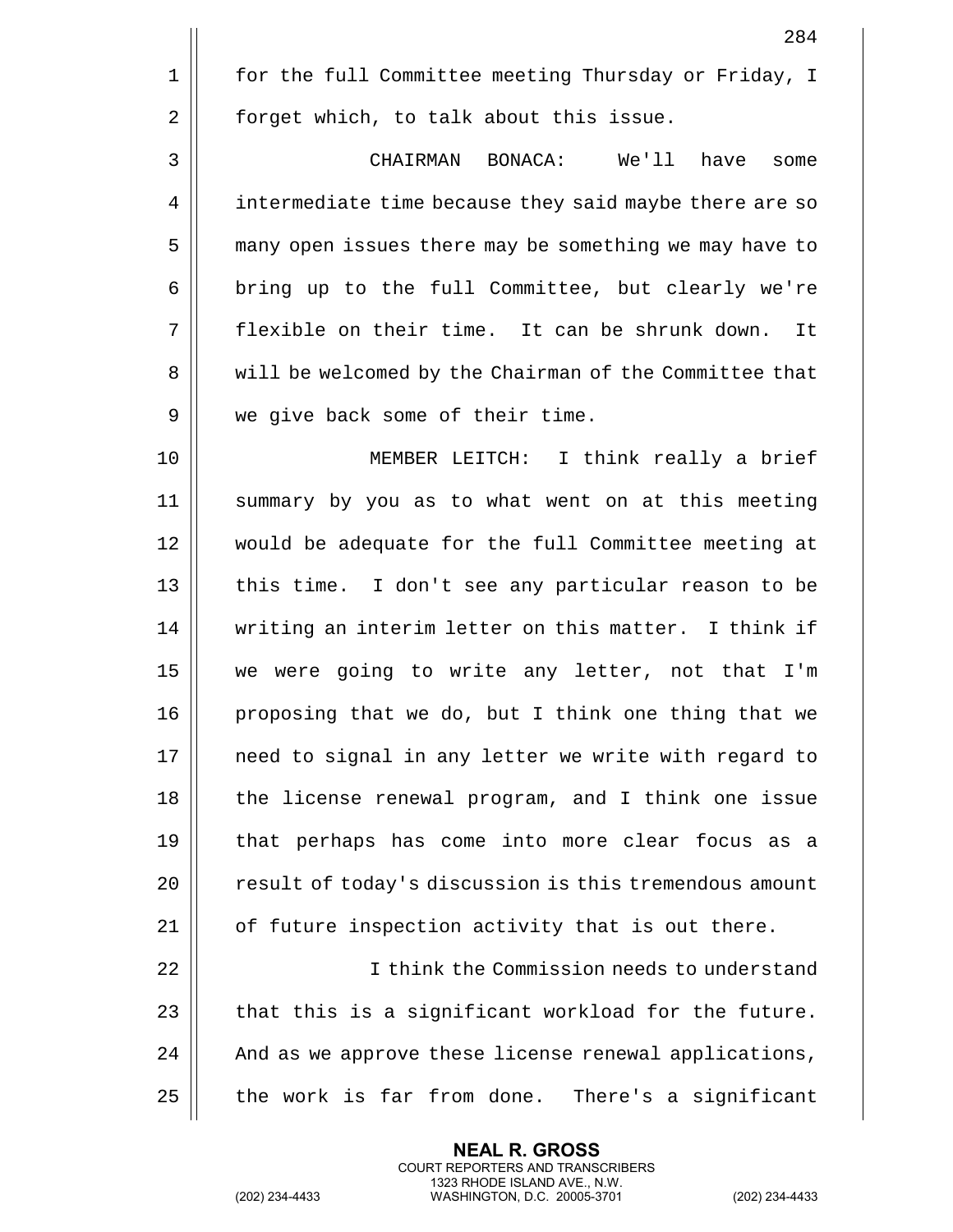for the full Committee meeting Thursday or Friday, I forget which, to talk about this issue.

CHAIRMAN BONACA: We'll have some intermediate time because they said maybe there are so many open issues there may be something we may have to bring up to the full Committee, but clearly we're flexible on their time. It can be shrunk down. It will be welcomed by the Chairman of the Committee that we give back some of their time.

MEMBER LEITCH: I think really a brief summary by you as to what went on at this meeting would be adequate for the full Committee meeting at this time. I don't see any particular reason to be writing an interim letter on this matter. I think if we were going to write any letter, not that I'm proposing that we do, but I think one thing that we need to signal in any letter we write with regard to the license renewal program, and I think one issue that perhaps has come into more clear focus as a result of today's discussion is this tremendous amount of future inspection activity that is out there.

I think the Commission needs to understand that this is a significant workload for the future. And as we approve these license renewal applications, the work is far from done. There's a significant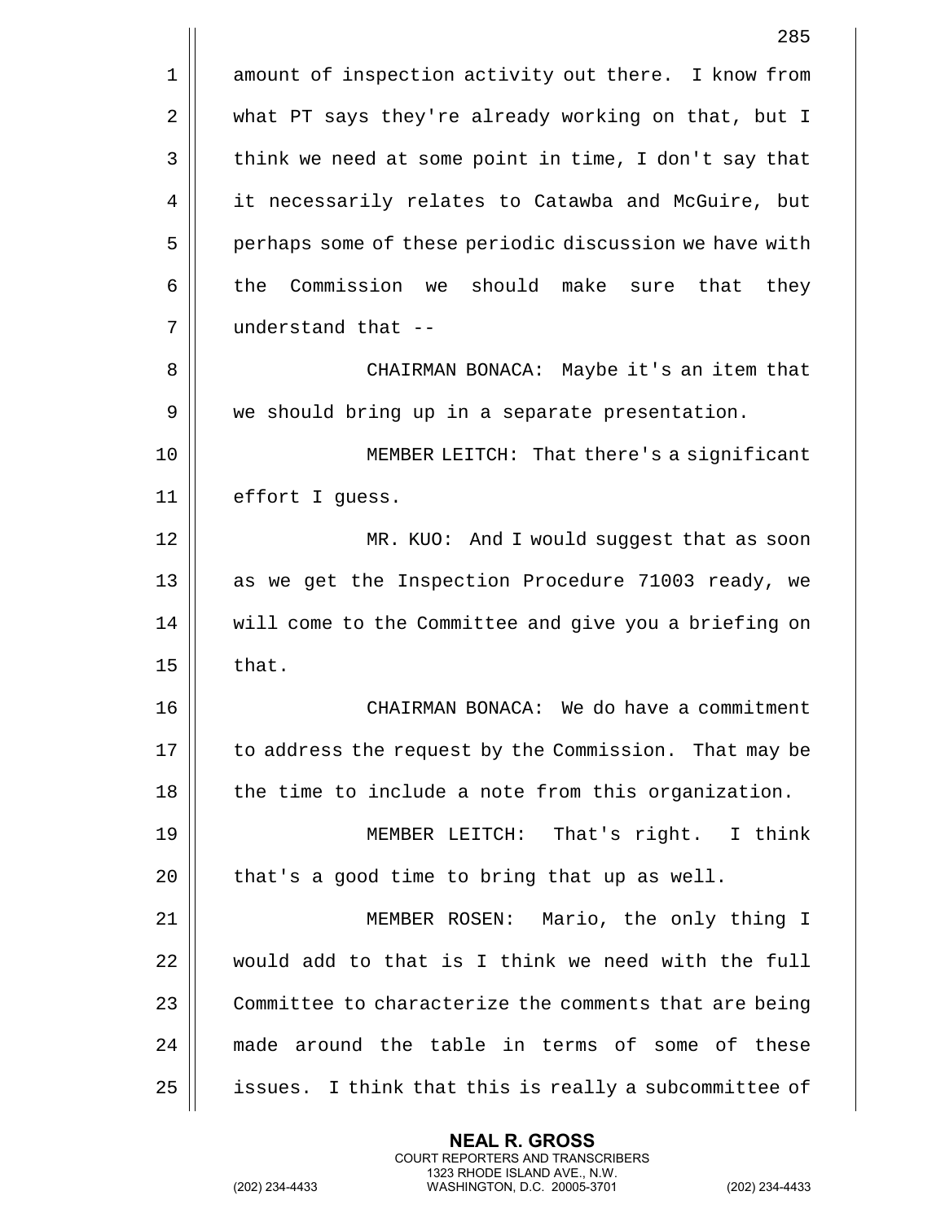amount of inspection activity out there. I know from what PT says they're already working on that, but I think we need at some point in time, I don't say that it necessarily relates to Catawba and McGuire, but perhaps some of these periodic discussion we have with the Commission we should make sure that they understand that --

CHAIRMAN BONACA: Maybe it's an item that we should bring up in a separate presentation.

MEMBER LEITCH: That there's a significant effort I guess.

MR. KUO: And I would suggest that as soon as we get the Inspection Procedure 71003 ready, we will come to the Committee and give you a briefing on that.

CHAIRMAN BONACA: We do have a commitment to address the request by the Commission. That may be the time to include a note from this organization.

MEMBER LEITCH: That's right. I think that's a good time to bring that up as well.

MEMBER ROSEN: Mario, the only thing I would add to that is I think we need with the full Committee to characterize the comments that are being made around the table in terms of some of these issues. I think that this is really a subcommittee of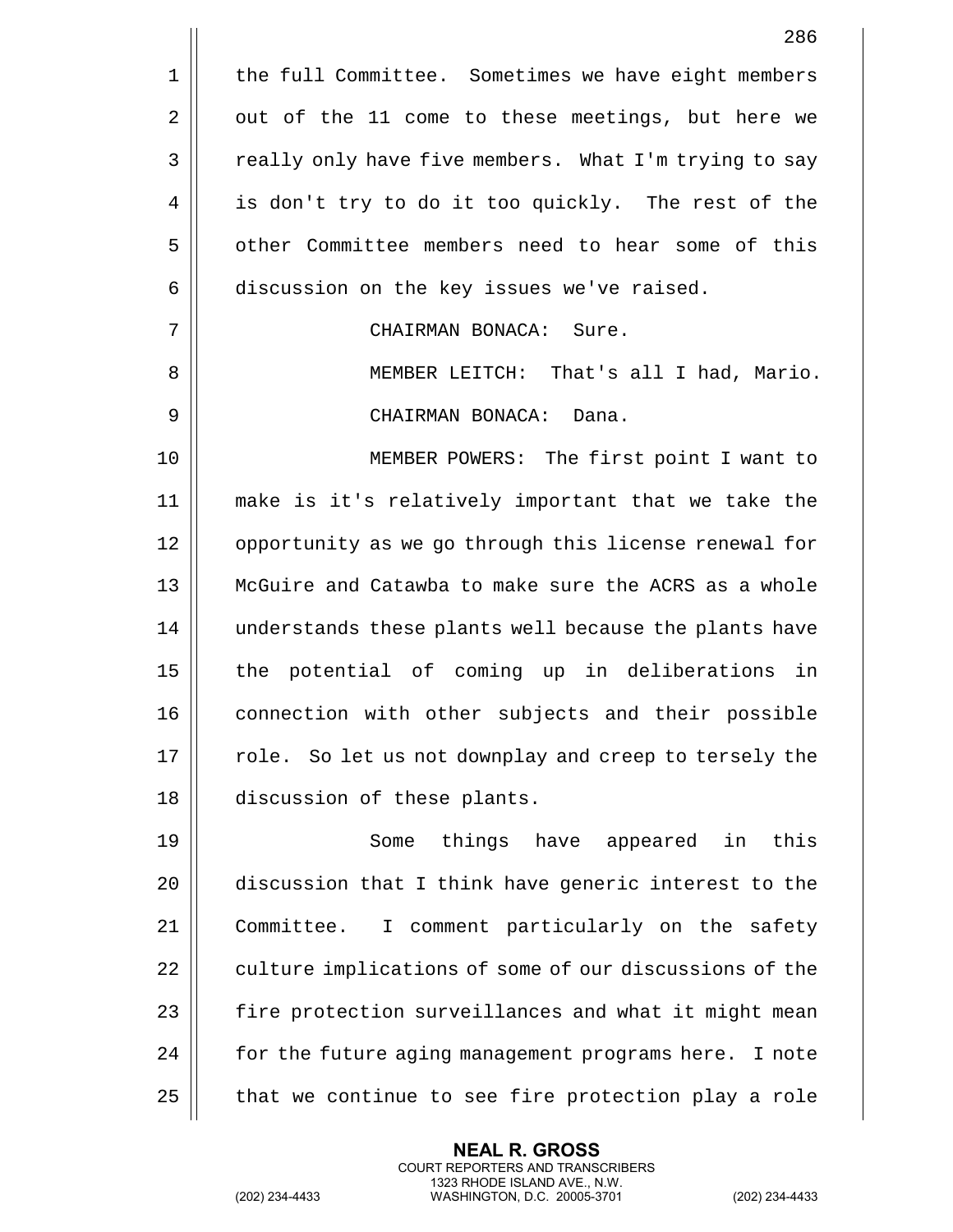the full Committee. Sometimes we have eight members out of the 11 come to these meetings, but here we really only have five members. What I'm trying to say is don't try to do it too quickly. The rest of the other Committee members need to hear some of this discussion on the key issues we've raised.

CHAIRMAN BONACA: Sure.

MEMBER LEITCH: That's all I had, Mario.

CHAIRMAN BONACA: Dana.

MEMBER POWERS: The first point I want to make is it's relatively important that we take the opportunity as we go through this license renewal for McGuire and Catawba to make sure the ACRS as a whole understands these plants well because the plants have the potential of coming up in deliberations in connection with other subjects and their possible role. So let us not downplay and creep to tersely the discussion of these plants.

Some things have appeared in this discussion that I think have generic interest to the Committee. I comment particularly on the safety culture implications of some of our discussions of the fire protection surveillances and what it might mean for the future aging management programs here. I note that we continue to see fire protection play a role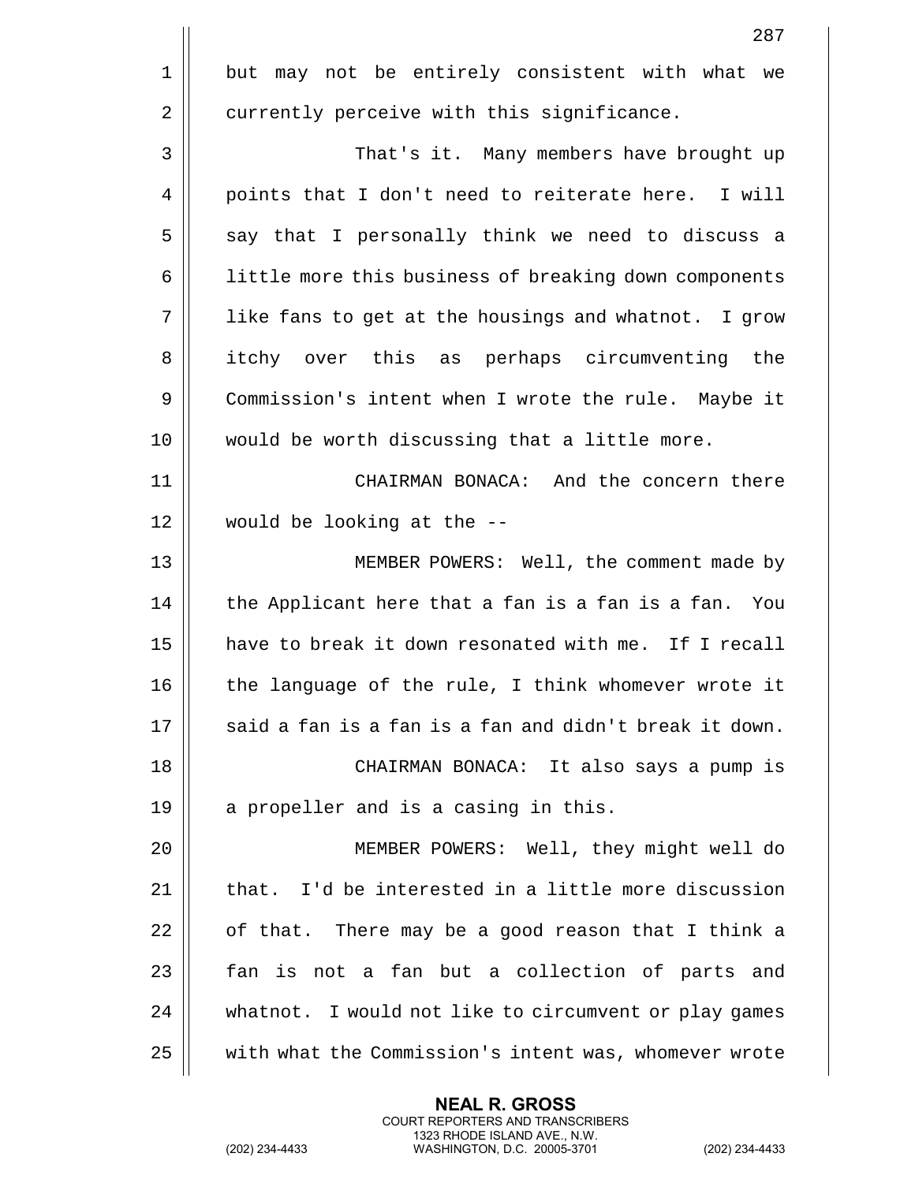but may not be entirely consistent with what we currently perceive with this significance.

That's it. Many members have brought up points that I don't need to reiterate here. I will say that I personally think we need to discuss a little more this business of breaking down components like fans to get at the housings and whatnot. I grow itchy over this as perhaps circumventing the Commission's intent when I wrote the rule. Maybe it would be worth discussing that a little more.

CHAIRMAN BONACA: And the concern there would be looking at the --

MEMBER POWERS: Well, the comment made by the Applicant here that a fan is a fan is a fan. You have to break it down resonated with me. If I recall the language of the rule, I think whomever wrote it said a fan is a fan is a fan and didn't break it down.

CHAIRMAN BONACA: It also says a pump is a propeller and is a casing in this.

MEMBER POWERS: Well, they might well do that. I'd be interested in a little more discussion of that. There may be a good reason that I think a fan is not a fan but a collection of parts and whatnot. I would not like to circumvent or play games with what the Commission's intent was, whomever wrote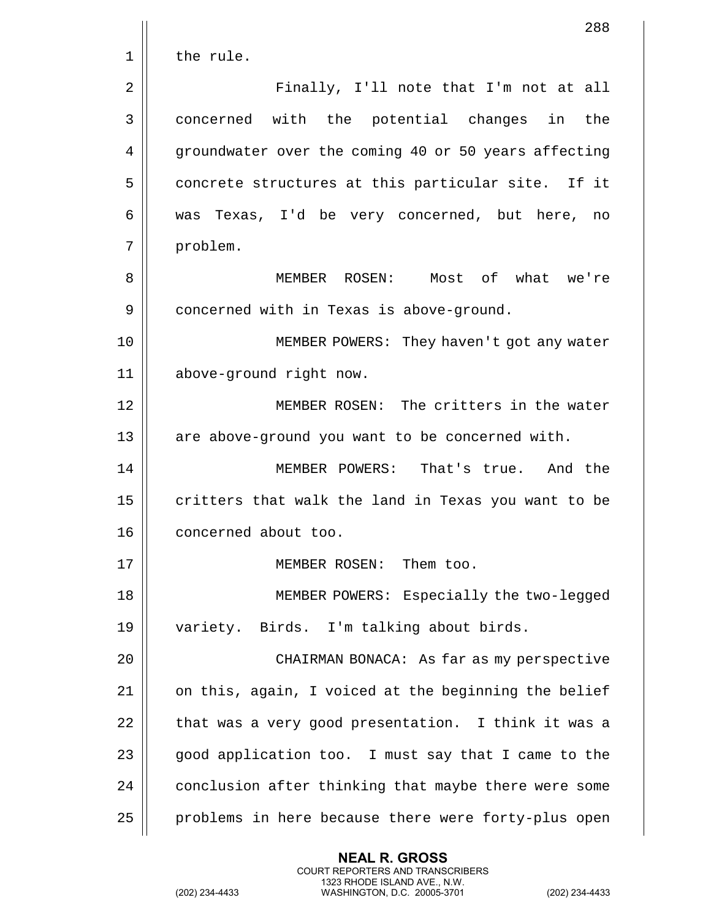the rule.

Finally, I'll note that I'm not at all concerned with the potential changes in the groundwater over the coming 40 or 50 years affecting concrete structures at this particular site. If it was Texas, I'd be very concerned, but here, no problem.

MEMBER ROSEN: Most of what we're concerned with in Texas is above-ground.

MEMBER POWERS: They haven't got any water above-ground right now.

MEMBER ROSEN: The critters in the water are above-ground you want to be concerned with.

MEMBER POWERS: That's true. And the critters that walk the land in Texas you want to be concerned about too.

MEMBER ROSEN: Them too.

MEMBER POWERS: Especially the two-legged variety. Birds. I'm talking about birds.

CHAIRMAN BONACA: As far as my perspective on this, again, I voiced at the beginning the belief that was a very good presentation. I think it was a good application too. I must say that I came to the conclusion after thinking that maybe there were some problems in here because there were forty-plus open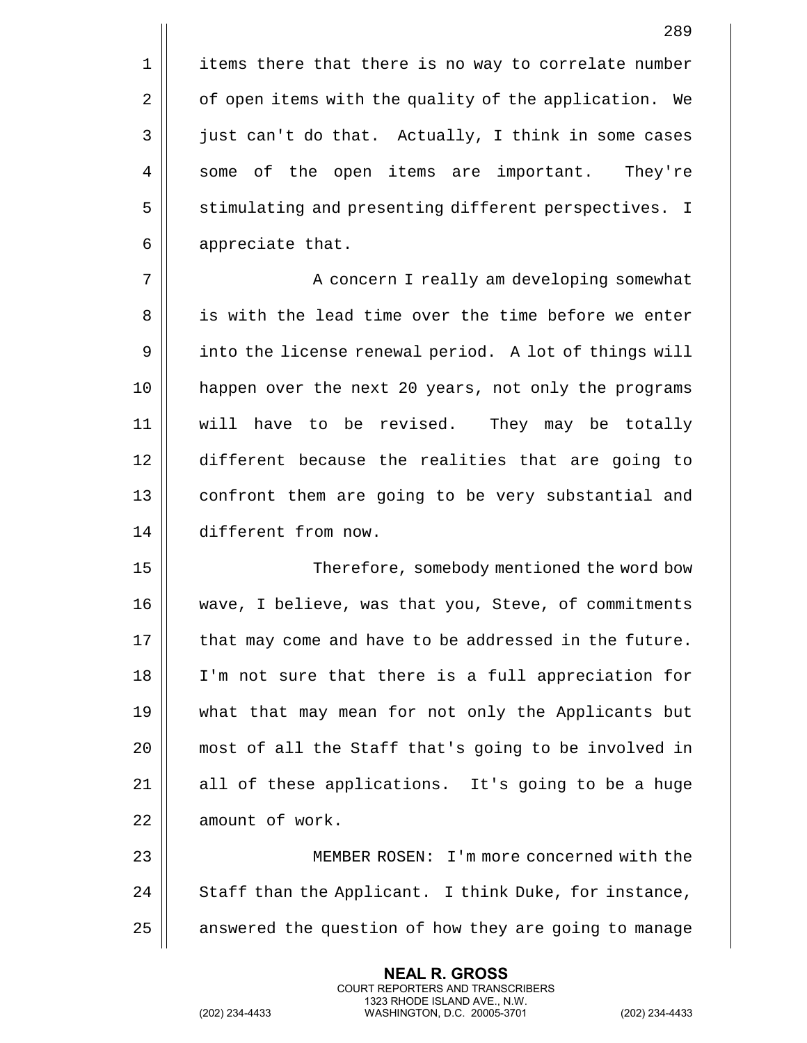items there that there is no way to correlate number of open items with the quality of the application. We just can't do that. Actually, I think in some cases some of the open items are important. They're stimulating and presenting different perspectives. I appreciate that.

A concern I really am developing somewhat is with the lead time over the time before we enter into the license renewal period. A lot of things will happen over the next 20 years, not only the programs will have to be revised. They may be totally different because the realities that are going to confront them are going to be very substantial and different from now.

Therefore, somebody mentioned the word bow wave, I believe, was that you, Steve, of commitments that may come and have to be addressed in the future. I'm not sure that there is a full appreciation for what that may mean for not only the Applicants but most of all the Staff that's going to be involved in all of these applications. It's going to be a huge amount of work.

MEMBER ROSEN: I'm more concerned with the Staff than the Applicant. I think Duke, for instance, answered the question of how they are going to manage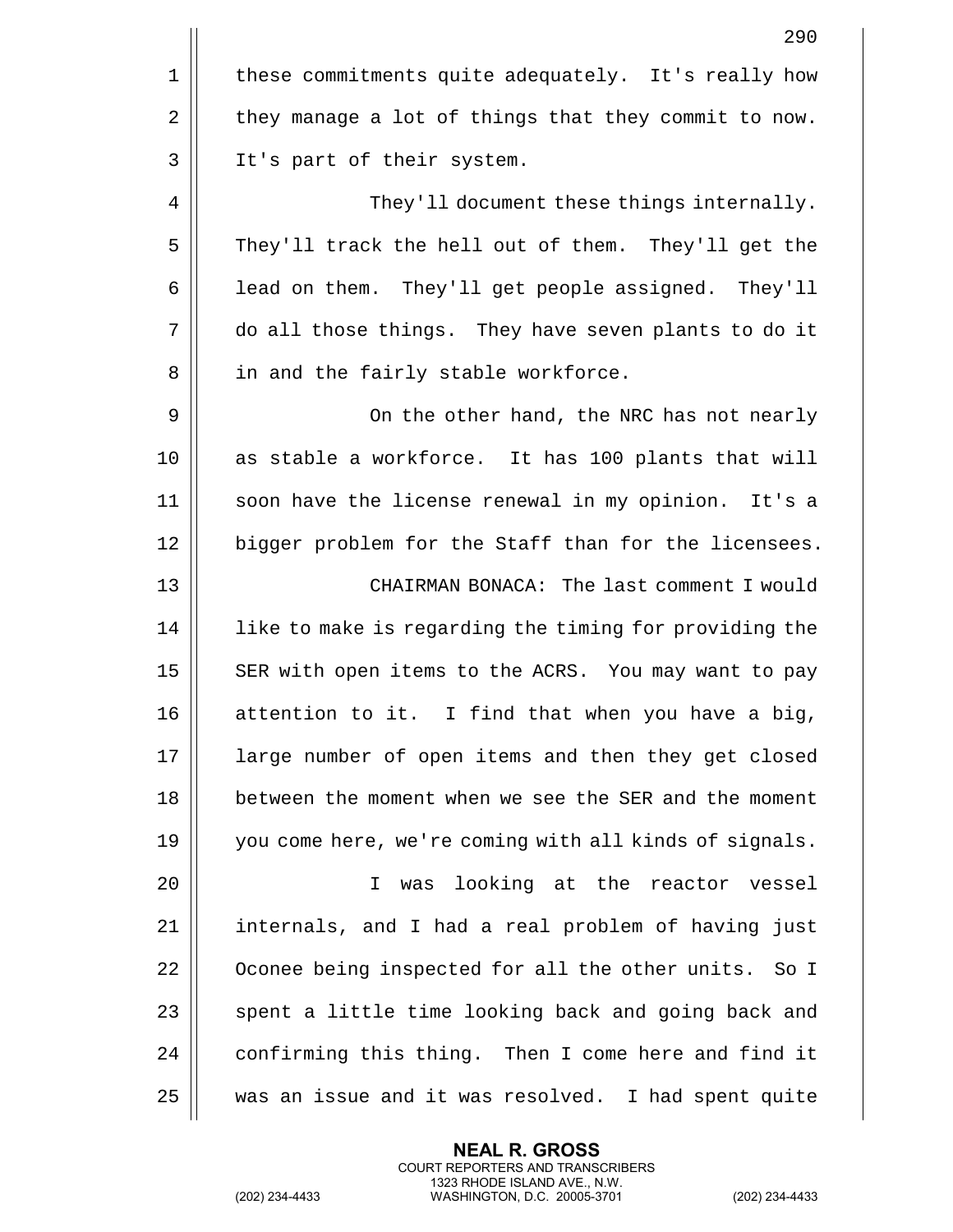these commitments quite adequately. It's really how they manage a lot of things that they commit to now. It's part of their system.

They'll document these things internally. They'll track the hell out of them. They'll get the lead on them. They'll get people assigned. They'll do all those things. They have seven plants to do it in and the fairly stable workforce.

On the other hand, the NRC has not nearly as stable a workforce. It has 100 plants that will soon have the license renewal in my opinion. It's a bigger problem for the Staff than for the licensees.

CHAIRMAN BONACA: The last comment I would like to make is regarding the timing for providing the SER with open items to the ACRS. You may want to pay attention to it. I find that when you have a big, large number of open items and then they get closed between the moment when we see the SER and the moment you come here, we're coming with all kinds of signals.

I was looking at the reactor vessel internals, and I had a real problem of having just Oconee being inspected for all the other units. So I spent a little time looking back and going back and confirming this thing. Then I come here and find it was an issue and it was resolved. I had spent quite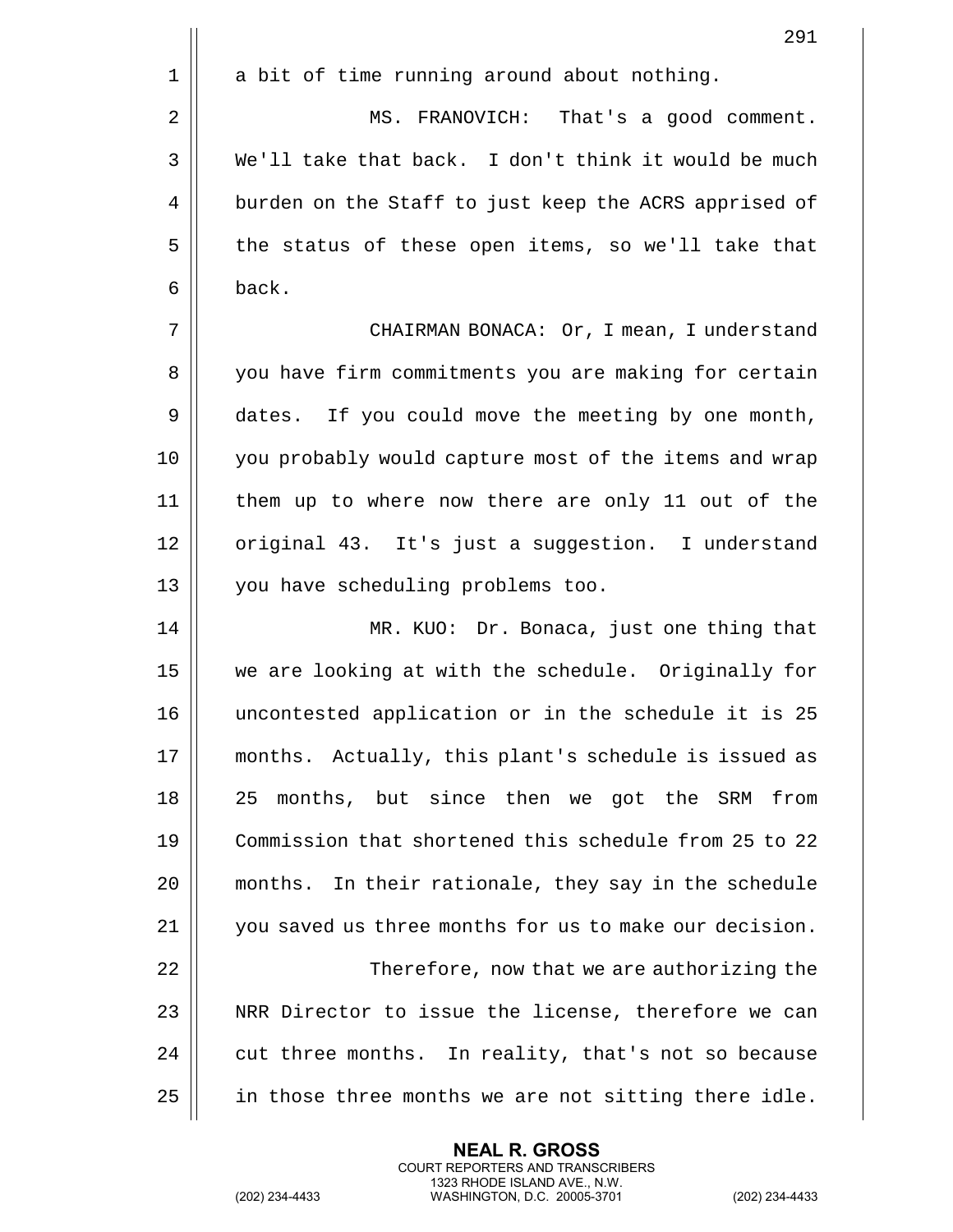a bit of time running around about nothing.

MS. FRANOVICH: That's a good comment. We'll take that back. I don't think it would be much burden on the Staff to just keep the ACRS apprised of the status of these open items, so we'll take that back.

CHAIRMAN BONACA: Or, I mean, I understand you have firm commitments you are making for certain dates. If you could move the meeting by one month, you probably would capture most of the items and wrap them up to where now there are only 11 out of the original 43. It's just a suggestion. I understand you have scheduling problems too.

MR. KUO: Dr. Bonaca, just one thing that we are looking at with the schedule. Originally for uncontested application or in the schedule it is 25 months. Actually, this plant's schedule is issued as 25 months, but since then we got the SRM from Commission that shortened this schedule from 25 to 22 months. In their rationale, they say in the schedule you saved us three months for us to make our decision.

Therefore, now that we are authorizing the NRR Director to issue the license, therefore we can cut three months. In reality, that's not so because in those three months we are not sitting there idle.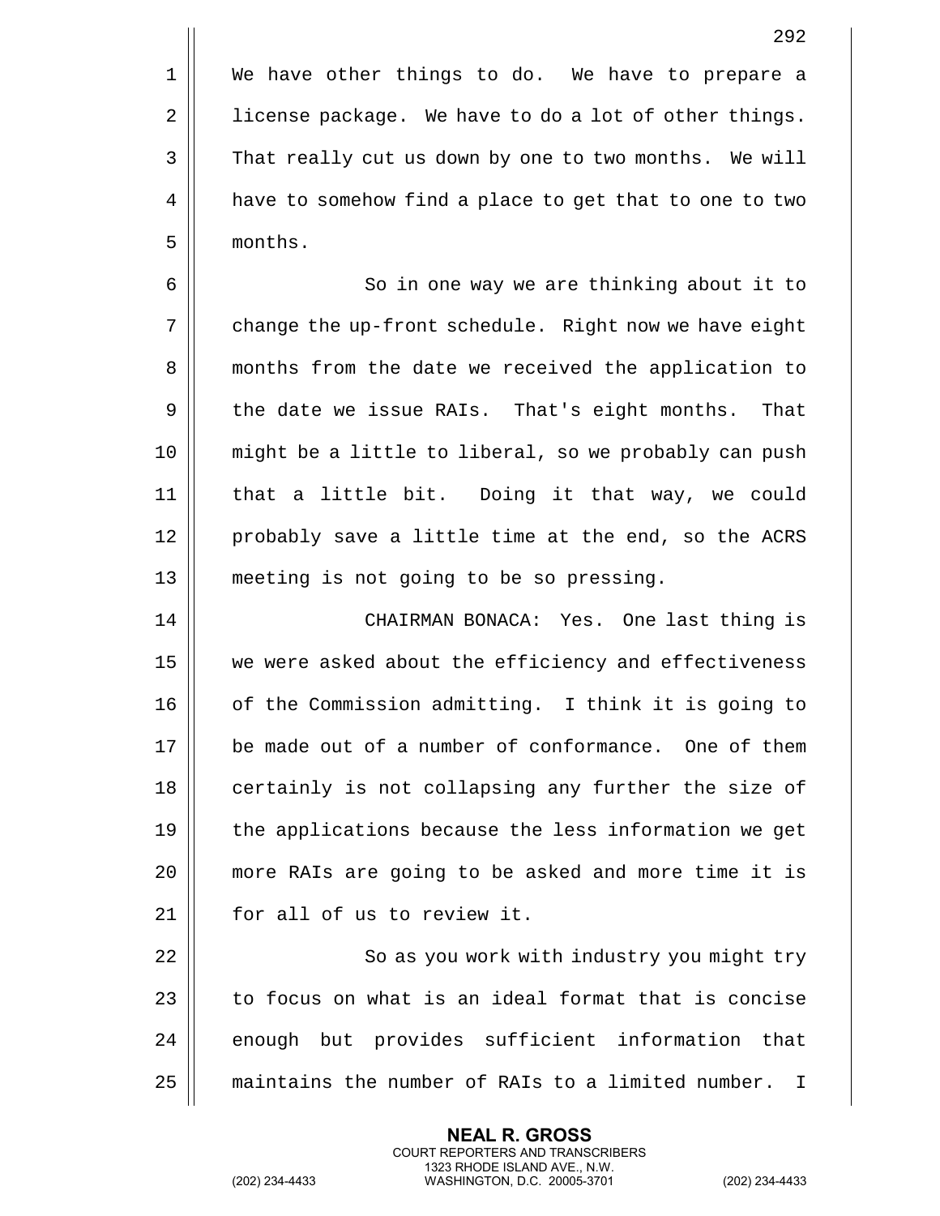We have other things to do. We have to prepare a license package. We have to do a lot of other things. That really cut us down by one to two months. We will have to somehow find a place to get that to one to two months.

So in one way we are thinking about it to change the up-front schedule. Right now we have eight months from the date we received the application to the date we issue RAIs. That's eight months. That might be a little to liberal, so we probably can push that a little bit. Doing it that way, we could probably save a little time at the end, so the ACRS meeting is not going to be so pressing.

CHAIRMAN BONACA: Yes. One last thing is we were asked about the efficiency and effectiveness of the Commission admitting. I think it is going to be made out of a number of conformance. One of them certainly is not collapsing any further the size of the applications because the less information we get more RAIs are going to be asked and more time it is for all of us to review it.

So as you work with industry you might try to focus on what is an ideal format that is concise enough but provides sufficient information that maintains the number of RAIs to a limited number. I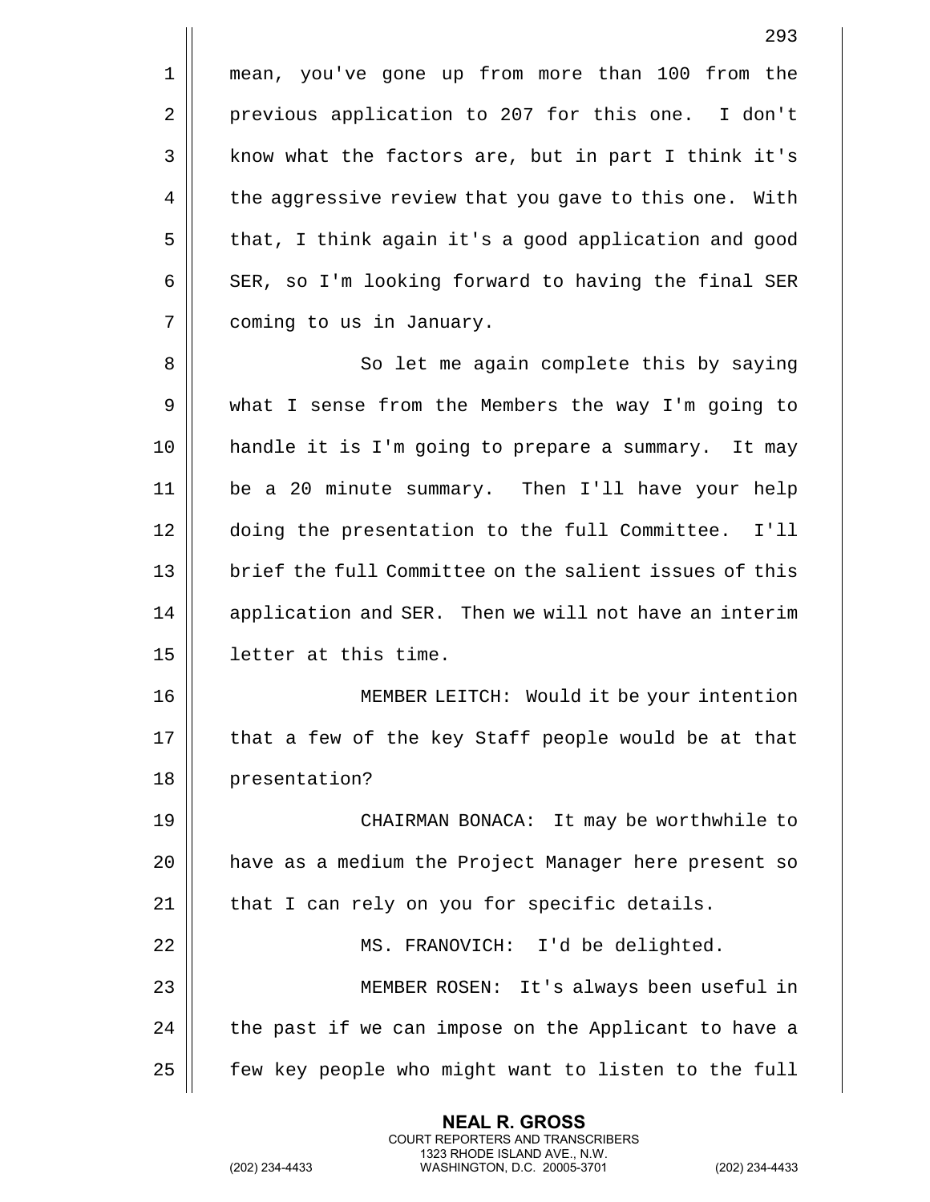mean, you've gone up from more than 100 from the previous application to 207 for this one. I don't know what the factors are, but in part I think it's the aggressive review that you gave to this one. With that, I think again it's a good application and good SER, so I'm looking forward to having the final SER coming to us in January.

So let me again complete this by saying what I sense from the Members the way I'm going to handle it is I'm going to prepare a summary. It may be a 20 minute summary. Then I'll have your help doing the presentation to the full Committee. I'll brief the full Committee on the salient issues of this application and SER. Then we will not have an interim letter at this time.

MEMBER LEITCH: Would it be your intention that a few of the key Staff people would be at that presentation?

CHAIRMAN BONACA: It may be worthwhile to have as a medium the Project Manager here present so that I can rely on you for specific details.

MS. FRANOVICH: I'd be delighted.

MEMBER ROSEN: It's always been useful in the past if we can impose on the Applicant to have a few key people who might want to listen to the full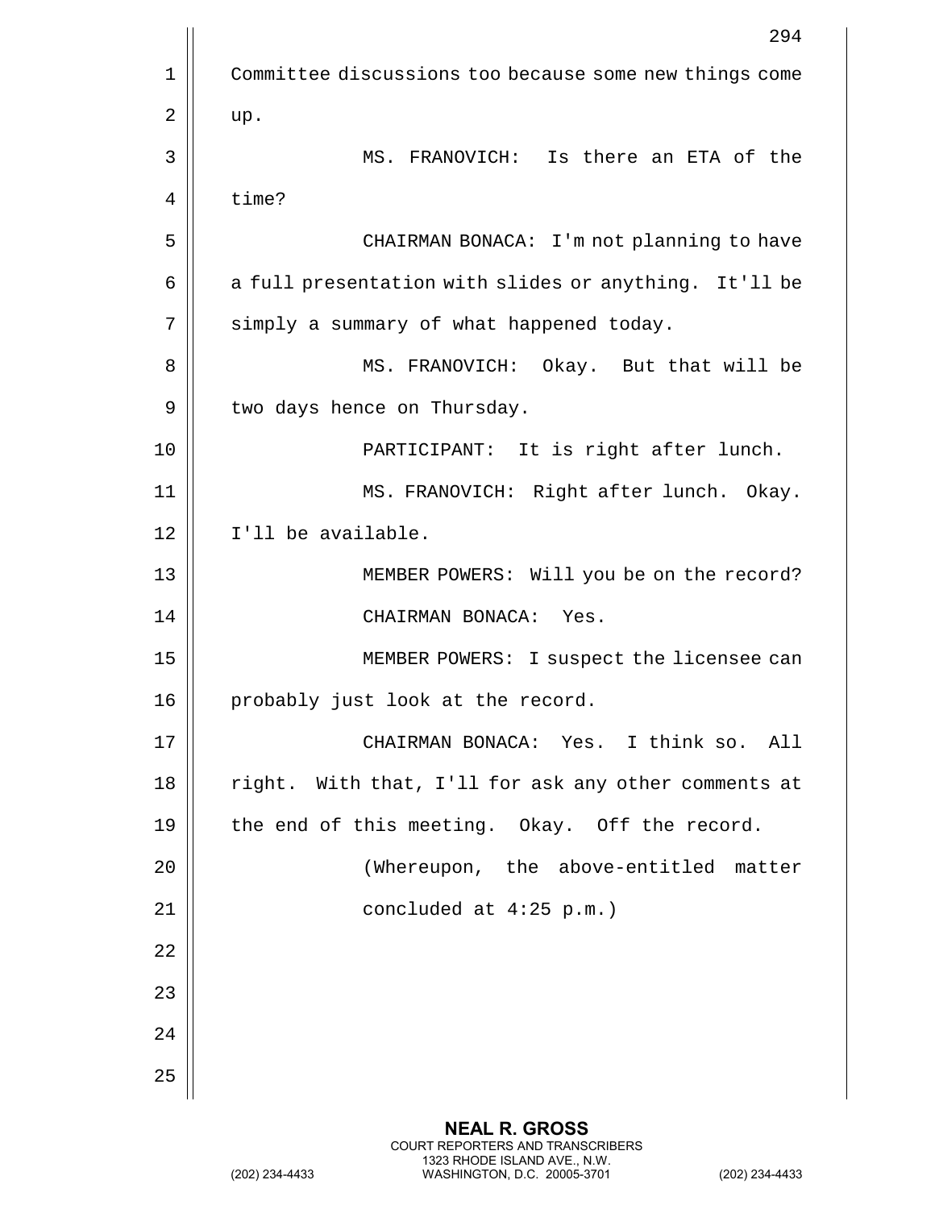Committee discussions too because some new things come up.

MS. FRANOVICH: Is there an ETA of the time?

CHAIRMAN BONACA: I'm not planning to have a full presentation with slides or anything. It'll be simply a summary of what happened today.

MS. FRANOVICH: Okay. But that will be two days hence on Thursday.

PARTICIPANT: It is right after lunch.

MS. FRANOVICH: Right after lunch. Okay. I'll be available.

MEMBER POWERS: Will you be on the record?

CHAIRMAN BONACA: Yes.

MEMBER POWERS: I suspect the licensee can probably just look at the record.

CHAIRMAN BONACA: Yes. I think so. All right. With that, I'll for ask any other comments at the end of this meeting. Okay. Off the record.

(Whereupon, the above-entitled matter concluded at 4:25 p.m.)